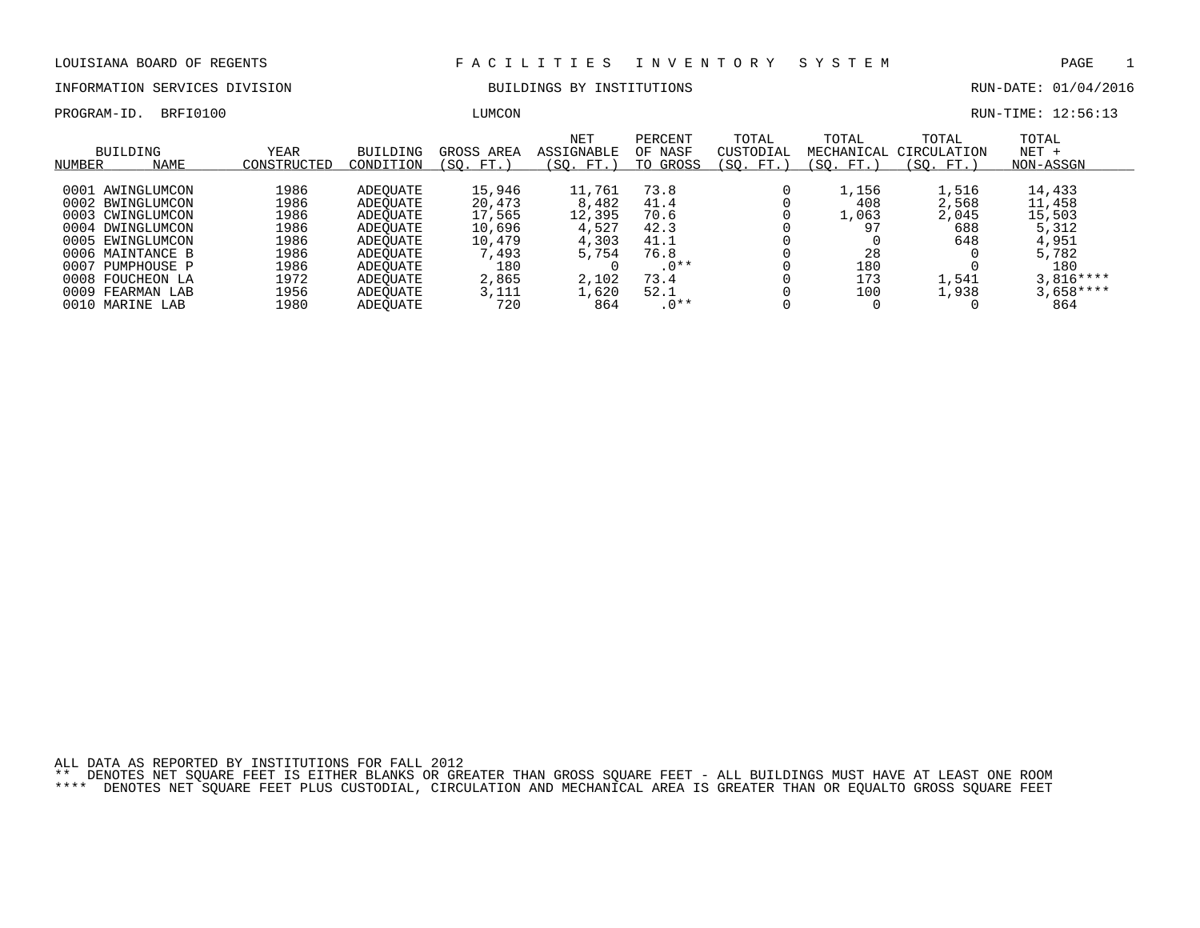LOUISIANA BOARD OF REGENTS — FACILITIES INVENTORY SYSTEM

INFORMATION SERVICES DIVISION — BUILDINGS BY INSTITUTIONS — RUN-DATE: 01/04/2016

PROGRAM-ID. BRFI0100 — LUMCON — RUN-TIME: 12:56:13

| BUILDING NUMBER | NAME | YEAR CONSTRUCTED | BUILDING CONDITION | GROSS AREA (SQ. FT.) | NET ASSIGNABLE (SQ. FT.) | PERCENT OF NASF TO GROSS | TOTAL CUSTODIAL (SQ. FT.) | TOTAL MECHANICAL (SQ. FT.) | TOTAL CIRCULATION (SQ. FT.) | TOTAL NET + NON-ASSGN |
|---|---|---|---|---|---|---|---|---|---|---|
| 0001 | AWINGLUMCON | 1986 | ADEQUATE | 15,946 | 11,761 | 73.8 | 0 | 1,156 | 1,516 | 14,433 |
| 0002 | BWINGLUMCON | 1986 | ADEQUATE | 20,473 | 8,482 | 41.4 | 0 | 408 | 2,568 | 11,458 |
| 0003 | CWINGLUMCON | 1986 | ADEQUATE | 17,565 | 12,395 | 70.6 | 0 | 1,063 | 2,045 | 15,503 |
| 0004 | DWINGLUMCON | 1986 | ADEQUATE | 10,696 | 4,527 | 42.3 | 0 | 97 | 688 | 5,312 |
| 0005 | EWINGLUMCON | 1986 | ADEQUATE | 10,479 | 4,303 | 41.1 | 0 | 0 | 648 | 4,951 |
| 0006 | MAINTANCE B | 1986 | ADEQUATE | 7,493 | 5,754 | 76.8 | 0 | 28 | 0 | 5,782 |
| 0007 | PUMPHOUSE P | 1986 | ADEQUATE | 180 | 0 | .0** | 0 | 180 | 0 | 180 |
| 0008 | FOUCHEON LA | 1972 | ADEQUATE | 2,865 | 2,102 | 73.4 | 0 | 173 | 1,541 | 3,816**** |
| 0009 | FEARMAN LAB | 1956 | ADEQUATE | 3,111 | 1,620 | 52.1 | 0 | 100 | 1,938 | 3,658**** |
| 0010 | MARINE LAB | 1980 | ADEQUATE | 720 | 864 | .0** | 0 | 0 | 0 | 864 |

ALL DATA AS REPORTED BY INSTITUTIONS FOR FALL 2012

** DENOTES NET SQUARE FEET IS EITHER BLANKS OR GREATER THAN GROSS SQUARE FEET - ALL BUILDINGS MUST HAVE AT LEAST ONE ROOM

**** DENOTES NET SQUARE FEET PLUS CUSTODIAL, CIRCULATION AND MECHANICAL AREA IS GREATER THAN OR EQUALTO GROSS SQUARE FEET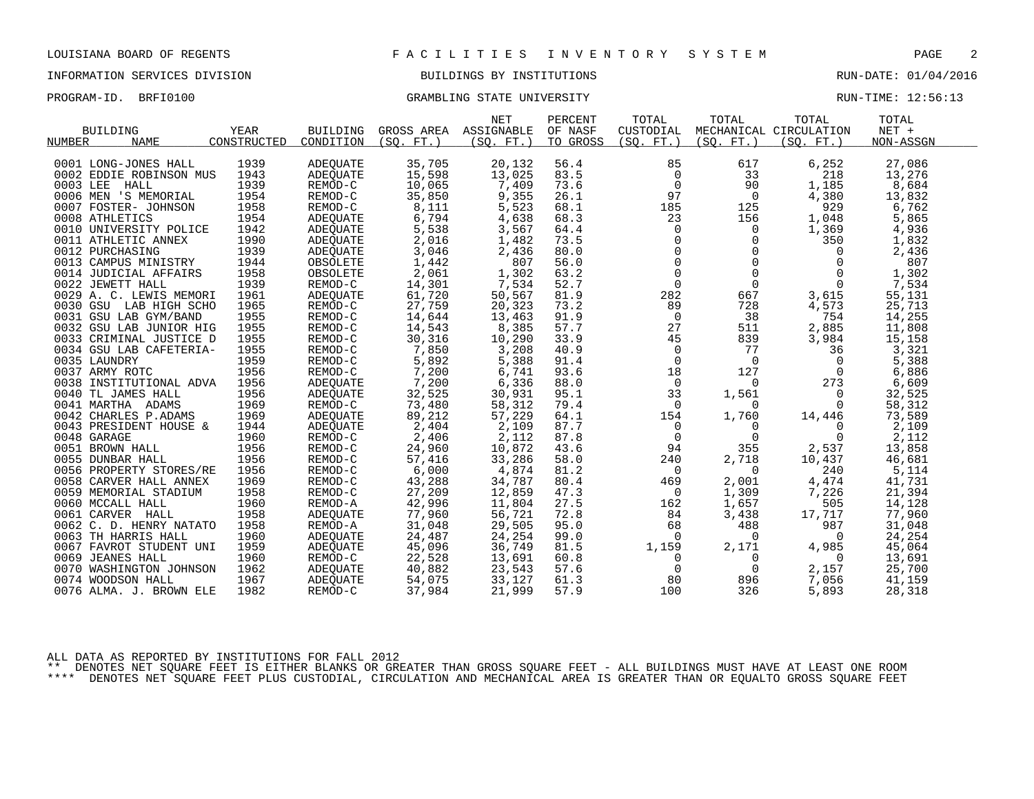LOUISIANA BOARD OF REGENTS — FACILITIES INVENTORY SYSTEM

INFORMATION SERVICES DIVISION — BUILDINGS BY INSTITUTIONS — RUN-DATE: 01/04/2016

PROGRAM-ID. BRFI0100 — GRAMBLING STATE UNIVERSITY — RUN-TIME: 12:56:13

| BUILDING NUMBER | NAME | YEAR CONSTRUCTED | BUILDING CONDITION | GROSS AREA (SQ. FT.) | NET ASSIGNABLE (SQ. FT.) | PERCENT OF NASF TO GROSS | TOTAL CUSTODIAL (SQ. FT.) | TOTAL MECHANICAL (SQ. FT.) | TOTAL CIRCULATION (SQ. FT.) | TOTAL NET + NON-ASSGN |
|---|---|---|---|---|---|---|---|---|---|---|
| 0001 | LONG-JONES HALL | 1939 | ADEQUATE | 35,705 | 20,132 | 56.4 | 85 | 617 | 6,252 | 27,086 |
| 0002 | EDDIE ROBINSON MUS | 1943 | ADEQUATE | 15,598 | 13,025 | 83.5 | 0 | 33 | 218 | 13,276 |
| 0003 | LEE HALL | 1939 | REMOD-C | 10,065 | 7,409 | 73.6 | 0 | 90 | 1,185 | 8,684 |
| 0006 | MEN 'S MEMORIAL | 1954 | REMOD-C | 35,850 | 9,355 | 26.1 | 97 | 0 | 4,380 | 13,832 |
| 0007 | FOSTER- JOHNSON | 1958 | REMOD-C | 8,111 | 5,523 | 68.1 | 185 | 125 | 929 | 6,762 |
| 0008 | ATHLETICS | 1954 | ADEQUATE | 6,794 | 4,638 | 68.3 | 23 | 156 | 1,048 | 5,865 |
| 0010 | UNIVERSITY POLICE | 1942 | ADEQUATE | 5,538 | 3,567 | 64.4 | 0 | 0 | 1,369 | 4,936 |
| 0011 | ATHLETIC ANNEX | 1990 | ADEQUATE | 2,016 | 1,482 | 73.5 | 0 | 0 | 350 | 1,832 |
| 0012 | PURCHASING | 1939 | ADEQUATE | 3,046 | 2,436 | 80.0 | 0 | 0 | 0 | 2,436 |
| 0013 | CAMPUS MINISTRY | 1944 | OBSOLETE | 1,442 | 807 | 56.0 | 0 | 0 | 0 | 807 |
| 0014 | JUDICIAL AFFAIRS | 1958 | OBSOLETE | 2,061 | 1,302 | 63.2 | 0 | 0 | 0 | 1,302 |
| 0022 | JEWETT HALL | 1939 | REMOD-C | 14,301 | 7,534 | 52.7 | 0 | 0 | 0 | 7,534 |
| 0029 | A. C. LEWIS MEMORI | 1961 | ADEQUATE | 61,720 | 50,567 | 81.9 | 282 | 667 | 3,615 | 55,131 |
| 0030 | GSU LAB HIGH SCHO | 1965 | REMOD-C | 27,759 | 20,323 | 73.2 | 89 | 728 | 4,573 | 25,713 |
| 0031 | GSU LAB GYM/BAND | 1955 | REMOD-C | 14,644 | 13,463 | 91.9 | 0 | 38 | 754 | 14,255 |
| 0032 | GSU LAB JUNIOR HIG | 1955 | REMOD-C | 14,543 | 8,385 | 57.7 | 27 | 511 | 2,885 | 11,808 |
| 0033 | CRIMINAL JUSTICE D | 1955 | REMOD-C | 30,316 | 10,290 | 33.9 | 45 | 839 | 3,984 | 15,158 |
| 0034 | GSU LAB CAFETERIA- | 1955 | REMOD-C | 7,850 | 3,208 | 40.9 | 0 | 77 | 36 | 3,321 |
| 0035 | LAUNDRY | 1959 | REMOD-C | 5,892 | 5,388 | 91.4 | 0 | 0 | 0 | 5,388 |
| 0037 | ARMY ROTC | 1956 | REMOD-C | 7,200 | 6,741 | 93.6 | 18 | 127 | 0 | 6,886 |
| 0038 | INSTITUTIONAL ADVA | 1956 | ADEQUATE | 7,200 | 6,336 | 88.0 | 0 | 0 | 273 | 6,609 |
| 0040 | TL JAMES HALL | 1956 | ADEQUATE | 32,525 | 30,931 | 95.1 | 33 | 1,561 | 0 | 32,525 |
| 0041 | MARTHA ADAMS | 1969 | REMOD-C | 73,480 | 58,312 | 79.4 | 0 | 0 | 0 | 58,312 |
| 0042 | CHARLES P.ADAMS | 1969 | ADEQUATE | 89,212 | 57,229 | 64.1 | 154 | 1,760 | 14,446 | 73,589 |
| 0043 | PRESIDENT HOUSE & | 1944 | ADEQUATE | 2,404 | 2,109 | 87.7 | 0 | 0 | 0 | 2,109 |
| 0048 | GARAGE | 1960 | REMOD-C | 2,406 | 2,112 | 87.8 | 0 | 0 | 0 | 2,112 |
| 0051 | BROWN HALL | 1956 | REMOD-C | 24,960 | 10,872 | 43.6 | 94 | 355 | 2,537 | 13,858 |
| 0055 | DUNBAR HALL | 1956 | REMOD-C | 57,416 | 33,286 | 58.0 | 240 | 2,718 | 10,437 | 46,681 |
| 0056 | PROPERTY STORES/RE | 1956 | REMOD-C | 6,000 | 4,874 | 81.2 | 0 | 0 | 240 | 5,114 |
| 0058 | CARVER HALL ANNEX | 1969 | REMOD-C | 43,288 | 34,787 | 80.4 | 469 | 2,001 | 4,474 | 41,731 |
| 0059 | MEMORIAL STADIUM | 1958 | REMOD-C | 27,209 | 12,859 | 47.3 | 0 | 1,309 | 7,226 | 21,394 |
| 0060 | MCCALL HALL | 1960 | REMOD-A | 42,996 | 11,804 | 27.5 | 162 | 1,657 | 505 | 14,128 |
| 0061 | CARVER HALL | 1958 | ADEQUATE | 77,960 | 56,721 | 72.8 | 84 | 3,438 | 17,717 | 77,960 |
| 0062 | C. D. HENRY NATATO | 1958 | REMOD-A | 31,048 | 29,505 | 95.0 | 68 | 488 | 987 | 31,048 |
| 0063 | TH HARRIS HALL | 1960 | ADEQUATE | 24,487 | 24,254 | 99.0 | 0 | 0 | 0 | 24,254 |
| 0067 | FAVROT STUDENT UNI | 1959 | ADEQUATE | 45,096 | 36,749 | 81.5 | 1,159 | 2,171 | 4,985 | 45,064 |
| 0069 | JEANES HALL | 1960 | REMOD-C | 22,528 | 13,691 | 60.8 | 0 | 0 | 0 | 13,691 |
| 0070 | WASHINGTON JOHNSON | 1962 | ADEQUATE | 40,882 | 23,543 | 57.6 | 0 | 0 | 2,157 | 25,700 |
| 0074 | WOODSON HALL | 1967 | ADEQUATE | 54,075 | 33,127 | 61.3 | 80 | 896 | 7,056 | 41,159 |
| 0076 | ALMA. J. BROWN ELE | 1982 | REMOD-C | 37,984 | 21,999 | 57.9 | 100 | 326 | 5,893 | 28,318 |

ALL DATA AS REPORTED BY INSTITUTIONS FOR FALL 2012

** DENOTES NET SQUARE FEET IS EITHER BLANKS OR GREATER THAN GROSS SQUARE FEET - ALL BUILDINGS MUST HAVE AT LEAST ONE ROOM

**** DENOTES NET SQUARE FEET PLUS CUSTODIAL, CIRCULATION AND MECHANICAL AREA IS GREATER THAN OR EQUALTO GROSS SQUARE FEET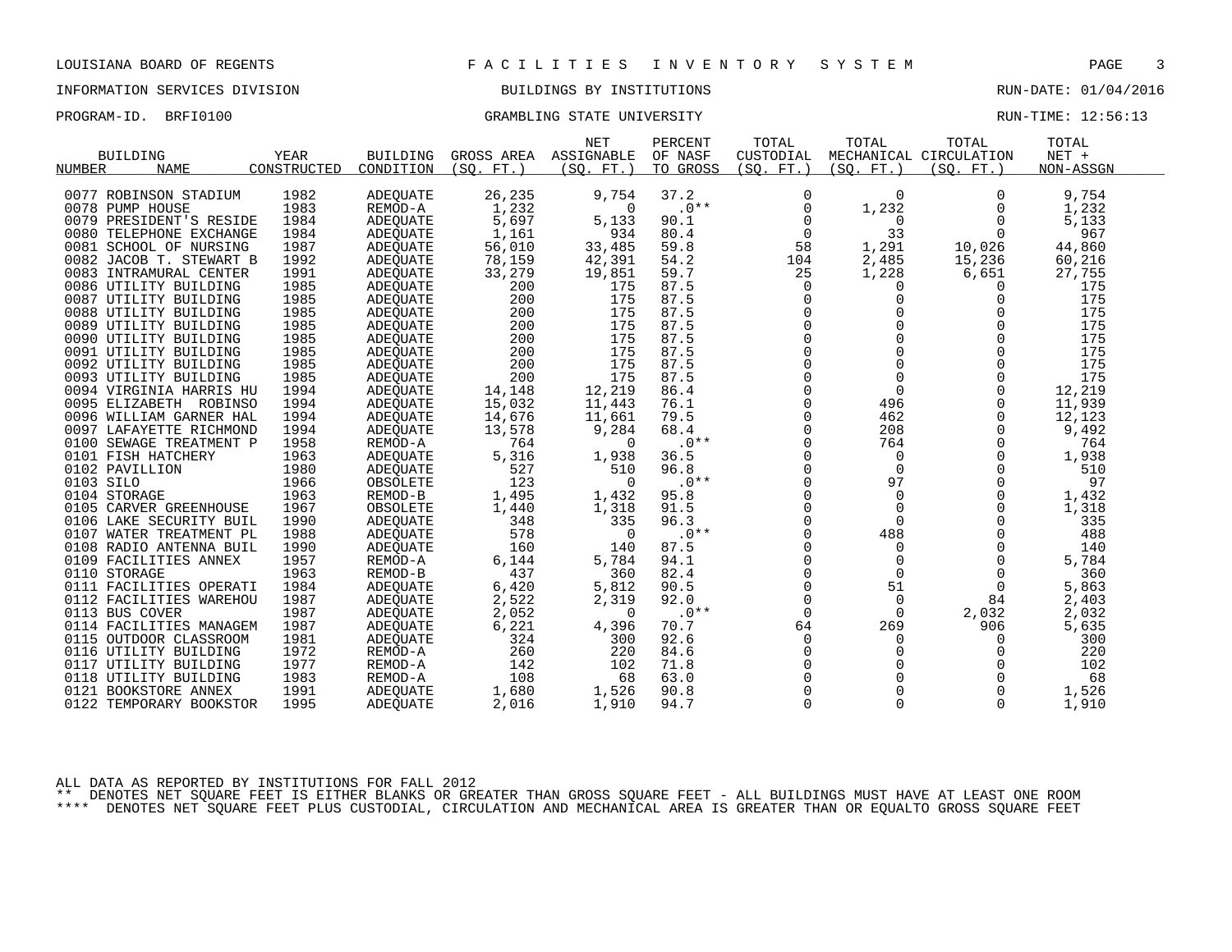GRAMBLING STATE UNIVERSITY

| BUILDING NUMBER | NAME | YEAR CONSTRUCTED | BUILDING CONDITION | GROSS AREA (SQ. FT.) | NET ASSIGNABLE (SQ. FT.) | PERCENT OF NASF TO GROSS | TOTAL CUSTODIAL (SQ. FT.) | TOTAL MECHANICAL (SQ. FT.) | TOTAL CIRCULATION (SQ. FT.) | TOTAL NET + NON-ASSGN |
|---|---|---|---|---|---|---|---|---|---|---|
| 0077 | ROBINSON STADIUM | 1982 | ADEQUATE | 26,235 | 9,754 | 37.2 | 0 | 0 | 0 | 9,754 |
| 0078 | PUMP HOUSE | 1983 | REMOD-A | 1,232 | 0 | .0** | 0 | 1,232 | 0 | 1,232 |
| 0079 | PRESIDENT'S RESIDE | 1984 | ADEQUATE | 5,697 | 5,133 | 90.1 | 0 | 0 | 0 | 5,133 |
| 0080 | TELEPHONE EXCHANGE | 1984 | ADEQUATE | 1,161 | 934 | 80.4 | 0 | 33 | 0 | 967 |
| 0081 | SCHOOL OF NURSING | 1987 | ADEQUATE | 56,010 | 33,485 | 59.8 | 58 | 1,291 | 10,026 | 44,860 |
| 0082 | JACOB T. STEWART B | 1992 | ADEQUATE | 78,159 | 42,391 | 54.2 | 104 | 2,485 | 15,236 | 60,216 |
| 0083 | INTRAMURAL CENTER | 1991 | ADEQUATE | 33,279 | 19,851 | 59.7 | 25 | 1,228 | 6,651 | 27,755 |
| 0086 | UTILITY BUILDING | 1985 | ADEQUATE | 200 | 175 | 87.5 | 0 | 0 | 0 | 175 |
| 0087 | UTILITY BUILDING | 1985 | ADEQUATE | 200 | 175 | 87.5 | 0 | 0 | 0 | 175 |
| 0088 | UTILITY BUILDING | 1985 | ADEQUATE | 200 | 175 | 87.5 | 0 | 0 | 0 | 175 |
| 0089 | UTILITY BUILDING | 1985 | ADEQUATE | 200 | 175 | 87.5 | 0 | 0 | 0 | 175 |
| 0090 | UTILITY BUILDING | 1985 | ADEQUATE | 200 | 175 | 87.5 | 0 | 0 | 0 | 175 |
| 0091 | UTILITY BUILDING | 1985 | ADEQUATE | 200 | 175 | 87.5 | 0 | 0 | 0 | 175 |
| 0092 | UTILITY BUILDING | 1985 | ADEQUATE | 200 | 175 | 87.5 | 0 | 0 | 0 | 175 |
| 0093 | UTILITY BUILDING | 1985 | ADEQUATE | 200 | 175 | 87.5 | 0 | 0 | 0 | 175 |
| 0094 | VIRGINIA HARRIS HU | 1994 | ADEQUATE | 14,148 | 12,219 | 86.4 | 0 | 0 | 0 | 12,219 |
| 0095 | ELIZABETH ROBINSO | 1994 | ADEQUATE | 15,032 | 11,443 | 76.1 | 0 | 496 | 0 | 11,939 |
| 0096 | WILLIAM GARNER HAL | 1994 | ADEQUATE | 14,676 | 11,661 | 79.5 | 0 | 462 | 0 | 12,123 |
| 0097 | LAFAYETTE RICHMOND | 1994 | ADEQUATE | 13,578 | 9,284 | 68.4 | 0 | 208 | 0 | 9,492 |
| 0100 | SEWAGE TREATMENT P | 1958 | REMOD-A | 764 | 0 | .0** | 0 | 764 | 0 | 764 |
| 0101 | FISH HATCHERY | 1963 | ADEQUATE | 5,316 | 1,938 | 36.5 | 0 | 0 | 0 | 1,938 |
| 0102 | PAVILLION | 1980 | ADEQUATE | 527 | 510 | 96.8 | 0 | 0 | 0 | 510 |
| 0103 | SILO | 1966 | OBSOLETE | 123 | 0 | .0** | 0 | 97 | 0 | 97 |
| 0104 | STORAGE | 1963 | REMOD-B | 1,495 | 1,432 | 95.8 | 0 | 0 | 0 | 1,432 |
| 0105 | CARVER GREENHOUSE | 1967 | OBSOLETE | 1,440 | 1,318 | 91.5 | 0 | 0 | 0 | 1,318 |
| 0106 | LAKE SECURITY BUIL | 1990 | ADEQUATE | 348 | 335 | 96.3 | 0 | 0 | 0 | 335 |
| 0107 | WATER TREATMENT PL | 1988 | ADEQUATE | 578 | 0 | .0** | 0 | 488 | 0 | 488 |
| 0108 | RADIO ANTENNA BUIL | 1990 | ADEQUATE | 160 | 140 | 87.5 | 0 | 0 | 0 | 140 |
| 0109 | FACILITIES ANNEX | 1957 | REMOD-A | 6,144 | 5,784 | 94.1 | 0 | 0 | 0 | 5,784 |
| 0110 | STORAGE | 1963 | REMOD-B | 437 | 360 | 82.4 | 0 | 0 | 0 | 360 |
| 0111 | FACILITIES OPERATI | 1984 | ADEQUATE | 6,420 | 5,812 | 90.5 | 0 | 51 | 0 | 5,863 |
| 0112 | FACILITIES WAREHOU | 1987 | ADEQUATE | 2,522 | 2,319 | 92.0 | 0 | 0 | 84 | 2,403 |
| 0113 | BUS COVER | 1987 | ADEQUATE | 2,052 | 0 | .0** | 0 | 0 | 2,032 | 2,032 |
| 0114 | FACILITIES MANAGEM | 1987 | ADEQUATE | 6,221 | 4,396 | 70.7 | 64 | 269 | 906 | 5,635 |
| 0115 | OUTDOOR CLASSROOM | 1981 | ADEQUATE | 324 | 300 | 92.6 | 0 | 0 | 0 | 300 |
| 0116 | UTILITY BUILDING | 1972 | REMOD-A | 260 | 220 | 84.6 | 0 | 0 | 0 | 220 |
| 0117 | UTILITY BUILDING | 1977 | REMOD-A | 142 | 102 | 71.8 | 0 | 0 | 0 | 102 |
| 0118 | UTILITY BUILDING | 1983 | REMOD-A | 108 | 68 | 63.0 | 0 | 0 | 0 | 68 |
| 0121 | BOOKSTORE ANNEX | 1991 | ADEQUATE | 1,680 | 1,526 | 90.8 | 0 | 0 | 0 | 1,526 |
| 0122 | TEMPORARY BOOKSTOR | 1995 | ADEQUATE | 2,016 | 1,910 | 94.7 | 0 | 0 | 0 | 1,910 |

ALL DATA AS REPORTED BY INSTITUTIONS FOR FALL 2012

** DENOTES NET SQUARE FEET IS EITHER BLANKS OR GREATER THAN GROSS SQUARE FEET - ALL BUILDINGS MUST HAVE AT LEAST ONE ROOM

**** DENOTES NET SQUARE FEET PLUS CUSTODIAL, CIRCULATION AND MECHANICAL AREA IS GREATER THAN OR EQUALTO GROSS SQUARE FEET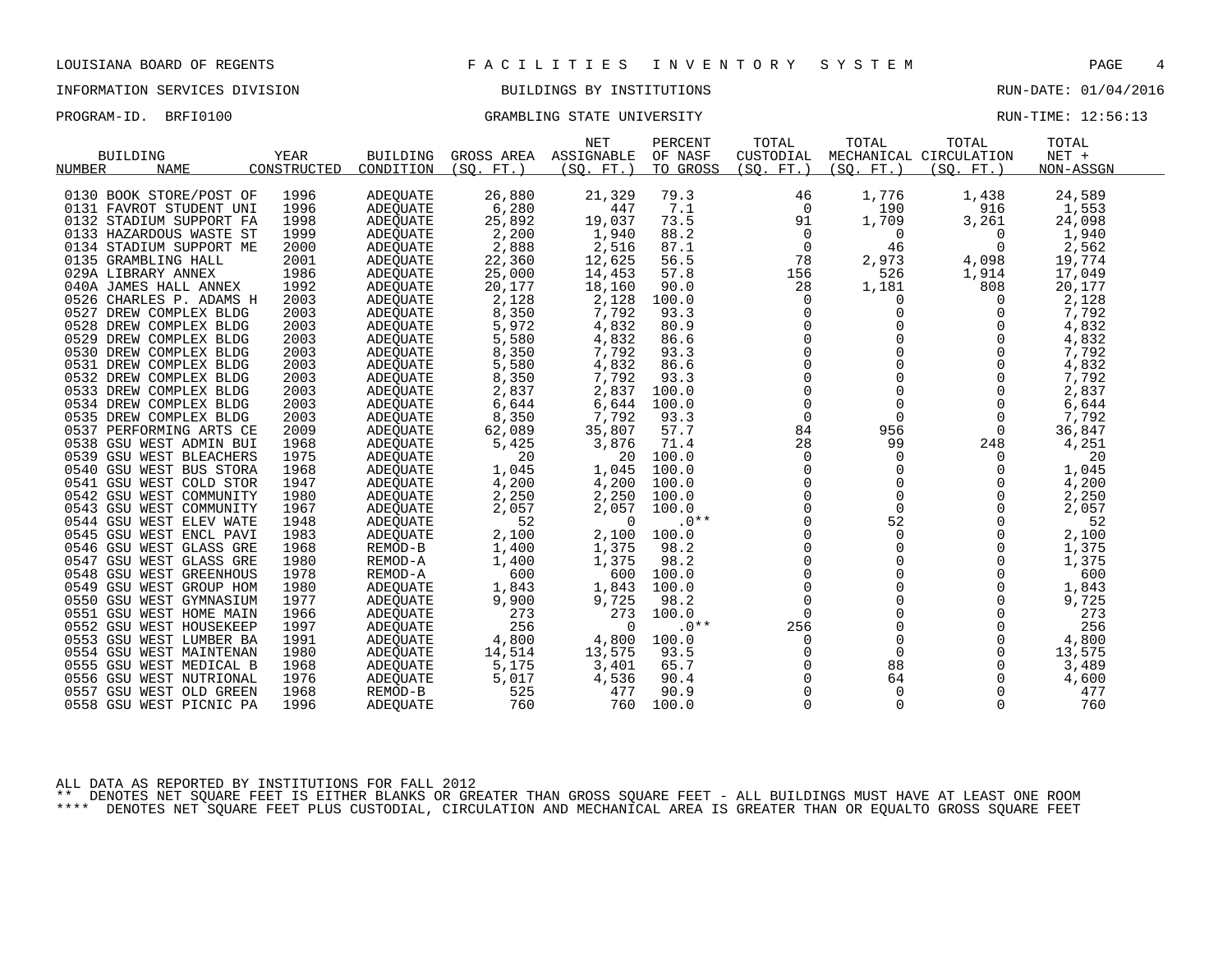LOUISIANA BOARD OF REGENTS — FACILITIES INVENTORY SYSTEM

INFORMATION SERVICES DIVISION — BUILDINGS BY INSTITUTIONS — RUN-DATE: 01/04/2016

PROGRAM-ID. BRFI0100 — GRAMBLING STATE UNIVERSITY — RUN-TIME: 12:56:13

| BUILDING NUMBER | NAME | YEAR CONSTRUCTED | BUILDING CONDITION | GROSS AREA (SQ. FT.) | NET ASSIGNABLE (SQ. FT.) | PERCENT OF NASF TO GROSS | TOTAL CUSTODIAL (SQ. FT.) | TOTAL MECHANICAL (SQ. FT.) | TOTAL CIRCULATION (SQ. FT.) | TOTAL NET + NON-ASSGN |
|---|---|---|---|---|---|---|---|---|---|---|
| 0130 | BOOK STORE/POST OF | 1996 | ADEQUATE | 26,880 | 21,329 | 79.3 | 46 | 1,776 | 1,438 | 24,589 |
| 0131 | FAVROT STUDENT UNI | 1996 | ADEQUATE | 6,280 | 447 | 7.1 | 0 | 190 | 916 | 1,553 |
| 0132 | STADIUM SUPPORT FA | 1998 | ADEQUATE | 25,892 | 19,037 | 73.5 | 91 | 1,709 | 3,261 | 24,098 |
| 0133 | HAZARDOUS WASTE ST | 1999 | ADEQUATE | 2,200 | 1,940 | 88.2 | 0 | 0 | 0 | 1,940 |
| 0134 | STADIUM SUPPORT ME | 2000 | ADEQUATE | 2,888 | 2,516 | 87.1 | 0 | 46 | 0 | 2,562 |
| 0135 | GRAMBLING HALL | 2001 | ADEQUATE | 22,360 | 12,625 | 56.5 | 78 | 2,973 | 4,098 | 19,774 |
| 029A | LIBRARY ANNEX | 1986 | ADEQUATE | 25,000 | 14,453 | 57.8 | 156 | 526 | 1,914 | 17,049 |
| 040A | JAMES HALL ANNEX | 1992 | ADEQUATE | 20,177 | 18,160 | 90.0 | 28 | 1,181 | 808 | 20,177 |
| 0526 | CHARLES P. ADAMS H | 2003 | ADEQUATE | 2,128 | 2,128 | 100.0 | 0 | 0 | 0 | 2,128 |
| 0527 | DREW COMPLEX BLDG | 2003 | ADEQUATE | 8,350 | 7,792 | 93.3 | 0 | 0 | 0 | 7,792 |
| 0528 | DREW COMPLEX BLDG | 2003 | ADEQUATE | 5,972 | 4,832 | 80.9 | 0 | 0 | 0 | 4,832 |
| 0529 | DREW COMPLEX BLDG | 2003 | ADEQUATE | 5,580 | 4,832 | 86.6 | 0 | 0 | 0 | 4,832 |
| 0530 | DREW COMPLEX BLDG | 2003 | ADEQUATE | 8,350 | 7,792 | 93.3 | 0 | 0 | 0 | 7,792 |
| 0531 | DREW COMPLEX BLDG | 2003 | ADEQUATE | 5,580 | 4,832 | 86.6 | 0 | 0 | 0 | 4,832 |
| 0532 | DREW COMPLEX BLDG | 2003 | ADEQUATE | 8,350 | 7,792 | 93.3 | 0 | 0 | 0 | 7,792 |
| 0533 | DREW COMPLEX BLDG | 2003 | ADEQUATE | 2,837 | 2,837 | 100.0 | 0 | 0 | 0 | 2,837 |
| 0534 | DREW COMPLEX BLDG | 2003 | ADEQUATE | 6,644 | 6,644 | 100.0 | 0 | 0 | 0 | 6,644 |
| 0535 | DREW COMPLEX BLDG | 2003 | ADEQUATE | 8,350 | 7,792 | 93.3 | 0 | 0 | 0 | 7,792 |
| 0537 | PERFORMING ARTS CE | 2009 | ADEQUATE | 62,089 | 35,807 | 57.7 | 84 | 956 | 0 | 36,847 |
| 0538 | GSU WEST ADMIN BUI | 1968 | ADEQUATE | 5,425 | 3,876 | 71.4 | 28 | 99 | 248 | 4,251 |
| 0539 | GSU WEST BLEACHERS | 1975 | ADEQUATE | 20 | 20 | 100.0 | 0 | 0 | 0 | 20 |
| 0540 | GSU WEST BUS STORA | 1968 | ADEQUATE | 1,045 | 1,045 | 100.0 | 0 | 0 | 0 | 1,045 |
| 0541 | GSU WEST COLD STOR | 1947 | ADEQUATE | 4,200 | 4,200 | 100.0 | 0 | 0 | 0 | 4,200 |
| 0542 | GSU WEST COMMUNITY | 1980 | ADEQUATE | 2,250 | 2,250 | 100.0 | 0 | 0 | 0 | 2,250 |
| 0543 | GSU WEST COMMUNITY | 1967 | ADEQUATE | 2,057 | 2,057 | 100.0 | 0 | 0 | 0 | 2,057 |
| 0544 | GSU WEST ELEV WATE | 1948 | ADEQUATE | 52 | 0 | .0** | 0 | 52 | 0 | 52 |
| 0545 | GSU WEST ENCL PAVI | 1983 | ADEQUATE | 2,100 | 2,100 | 100.0 | 0 | 0 | 0 | 2,100 |
| 0546 | GSU WEST GLASS GRE | 1968 | REMOD-B | 1,400 | 1,375 | 98.2 | 0 | 0 | 0 | 1,375 |
| 0547 | GSU WEST GLASS GRE | 1980 | REMOD-A | 1,400 | 1,375 | 98.2 | 0 | 0 | 0 | 1,375 |
| 0548 | GSU WEST GREENHOUS | 1978 | REMOD-A | 600 | 600 | 100.0 | 0 | 0 | 0 | 600 |
| 0549 | GSU WEST GROUP HOM | 1980 | ADEQUATE | 1,843 | 1,843 | 100.0 | 0 | 0 | 0 | 1,843 |
| 0550 | GSU WEST GYMNASIUM | 1977 | ADEQUATE | 9,900 | 9,725 | 98.2 | 0 | 0 | 0 | 9,725 |
| 0551 | GSU WEST HOME MAIN | 1966 | ADEQUATE | 273 | 273 | 100.0 | 0 | 0 | 0 | 273 |
| 0552 | GSU WEST HOUSEKEEP | 1997 | ADEQUATE | 256 | 0 | .0** | 256 | 0 | 0 | 256 |
| 0553 | GSU WEST LUMBER BA | 1991 | ADEQUATE | 4,800 | 4,800 | 100.0 | 0 | 0 | 0 | 4,800 |
| 0554 | GSU WEST MAINTENAN | 1980 | ADEQUATE | 14,514 | 13,575 | 93.5 | 0 | 0 | 0 | 13,575 |
| 0555 | GSU WEST MEDICAL B | 1968 | ADEQUATE | 5,175 | 3,401 | 65.7 | 0 | 88 | 0 | 3,489 |
| 0556 | GSU WEST NUTRIONAL | 1976 | ADEQUATE | 5,017 | 4,536 | 90.4 | 0 | 64 | 0 | 4,600 |
| 0557 | GSU WEST OLD GREEN | 1968 | REMOD-B | 525 | 477 | 90.9 | 0 | 0 | 0 | 477 |
| 0558 | GSU WEST PICNIC PA | 1996 | ADEQUATE | 760 | 760 | 100.0 | 0 | 0 | 0 | 760 |

ALL DATA AS REPORTED BY INSTITUTIONS FOR FALL 2012

** DENOTES NET SQUARE FEET IS EITHER BLANKS OR GREATER THAN GROSS SQUARE FEET - ALL BUILDINGS MUST HAVE AT LEAST ONE ROOM

**** DENOTES NET SQUARE FEET PLUS CUSTODIAL, CIRCULATION AND MECHANICAL AREA IS GREATER THAN OR EQUALTO GROSS SQUARE FEET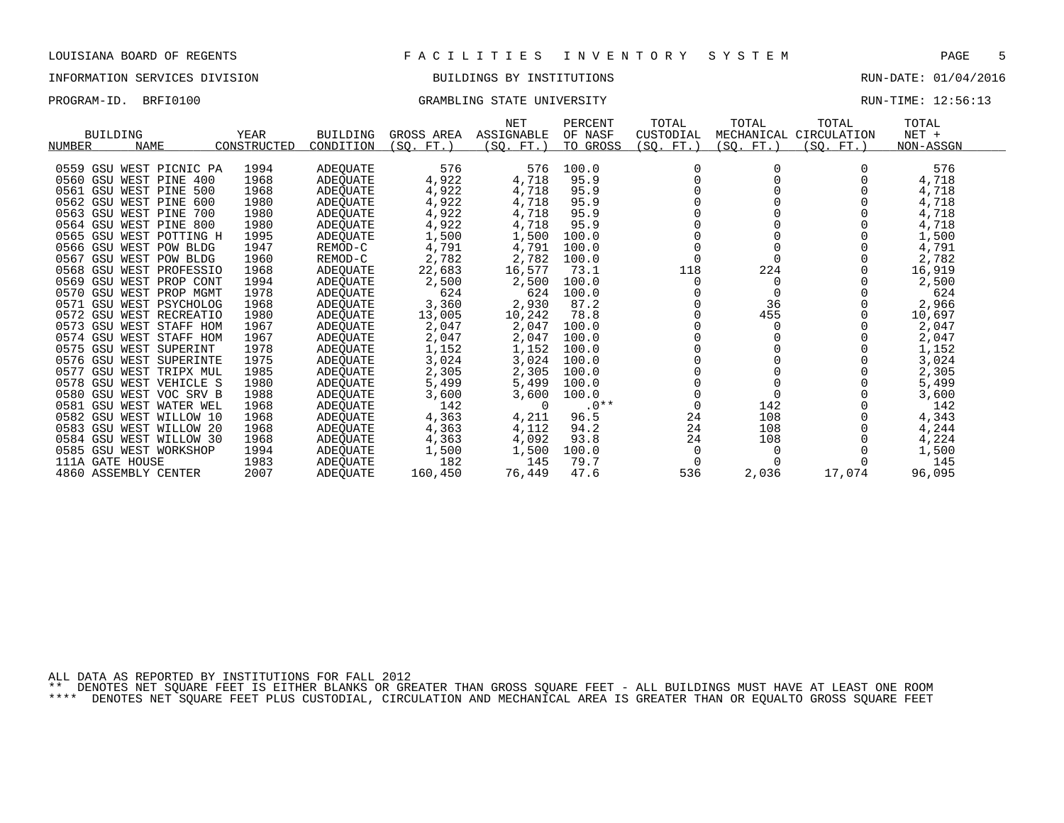LOUISIANA BOARD OF REGENTS — FACILITIES INVENTORY SYSTEM

INFORMATION SERVICES DIVISION — BUILDINGS BY INSTITUTIONS — RUN-DATE: 01/04/2016

PROGRAM-ID. BRFI0100 — GRAMBLING STATE UNIVERSITY — RUN-TIME: 12:56:13

| BUILDING NUMBER | NAME | YEAR CONSTRUCTED | BUILDING CONDITION | GROSS AREA (SQ. FT.) | NET ASSIGNABLE (SQ. FT.) | PERCENT OF NASF TO GROSS | TOTAL CUSTODIAL (SQ. FT.) | TOTAL MECHANICAL (SQ. FT.) | TOTAL CIRCULATION (SQ. FT.) | TOTAL NET + NON-ASSGN |
|---|---|---|---|---|---|---|---|---|---|---|
| 0559 | GSU WEST PICNIC PA | 1994 | ADEQUATE | 576 | 576 | 100.0 | 0 | 0 | 0 | 576 |
| 0560 | GSU WEST PINE 400 | 1968 | ADEQUATE | 4,922 | 4,718 | 95.9 | 0 | 0 | 0 | 4,718 |
| 0561 | GSU WEST PINE 500 | 1968 | ADEQUATE | 4,922 | 4,718 | 95.9 | 0 | 0 | 0 | 4,718 |
| 0562 | GSU WEST PINE 600 | 1980 | ADEQUATE | 4,922 | 4,718 | 95.9 | 0 | 0 | 0 | 4,718 |
| 0563 | GSU WEST PINE 700 | 1980 | ADEQUATE | 4,922 | 4,718 | 95.9 | 0 | 0 | 0 | 4,718 |
| 0564 | GSU WEST PINE 800 | 1980 | ADEQUATE | 4,922 | 4,718 | 95.9 | 0 | 0 | 0 | 4,718 |
| 0565 | GSU WEST POTTING H | 1995 | ADEQUATE | 1,500 | 1,500 | 100.0 | 0 | 0 | 0 | 1,500 |
| 0566 | GSU WEST POW BLDG | 1947 | REMOD-C | 4,791 | 4,791 | 100.0 | 0 | 0 | 0 | 4,791 |
| 0567 | GSU WEST POW BLDG | 1960 | REMOD-C | 2,782 | 2,782 | 100.0 | 0 | 0 | 0 | 2,782 |
| 0568 | GSU WEST PROFESSIO | 1968 | ADEQUATE | 22,683 | 16,577 | 73.1 | 118 | 224 | 0 | 16,919 |
| 0569 | GSU WEST PROP CONT | 1994 | ADEQUATE | 2,500 | 2,500 | 100.0 | 0 | 0 | 0 | 2,500 |
| 0570 | GSU WEST PROP MGMT | 1978 | ADEQUATE | 624 | 624 | 100.0 | 0 | 0 | 0 | 624 |
| 0571 | GSU WEST PSYCHOLOG | 1968 | ADEQUATE | 3,360 | 2,930 | 87.2 | 0 | 36 | 0 | 2,966 |
| 0572 | GSU WEST RECREATIO | 1980 | ADEQUATE | 13,005 | 10,242 | 78.8 | 0 | 455 | 0 | 10,697 |
| 0573 | GSU WEST STAFF HOM | 1967 | ADEQUATE | 2,047 | 2,047 | 100.0 | 0 | 0 | 0 | 2,047 |
| 0574 | GSU WEST STAFF HOM | 1967 | ADEQUATE | 2,047 | 2,047 | 100.0 | 0 | 0 | 0 | 2,047 |
| 0575 | GSU WEST SUPERINT | 1978 | ADEQUATE | 1,152 | 1,152 | 100.0 | 0 | 0 | 0 | 1,152 |
| 0576 | GSU WEST SUPERINTE | 1975 | ADEQUATE | 3,024 | 3,024 | 100.0 | 0 | 0 | 0 | 3,024 |
| 0577 | GSU WEST TRIPX MUL | 1985 | ADEQUATE | 2,305 | 2,305 | 100.0 | 0 | 0 | 0 | 2,305 |
| 0578 | GSU WEST VEHICLE S | 1980 | ADEQUATE | 5,499 | 5,499 | 100.0 | 0 | 0 | 0 | 5,499 |
| 0580 | GSU WEST VOC SRV B | 1988 | ADEQUATE | 3,600 | 3,600 | 100.0 | 0 | 0 | 0 | 3,600 |
| 0581 | GSU WEST WATER WEL | 1968 | ADEQUATE | 142 | 0 | .0** | 0 | 142 | 0 | 142 |
| 0582 | GSU WEST WILLOW 10 | 1968 | ADEQUATE | 4,363 | 4,211 | 96.5 | 24 | 108 | 0 | 4,343 |
| 0583 | GSU WEST WILLOW 20 | 1968 | ADEQUATE | 4,363 | 4,112 | 94.2 | 24 | 108 | 0 | 4,244 |
| 0584 | GSU WEST WILLOW 30 | 1968 | ADEQUATE | 4,363 | 4,092 | 93.8 | 24 | 108 | 0 | 4,224 |
| 0585 | GSU WEST WORKSHOP | 1994 | ADEQUATE | 1,500 | 1,500 | 100.0 | 0 | 0 | 0 | 1,500 |
| 111A | GATE HOUSE | 1983 | ADEQUATE | 182 | 145 | 79.7 | 0 | 0 | 0 | 145 |
| 4860 | ASSEMBLY CENTER | 2007 | ADEQUATE | 160,450 | 76,449 | 47.6 | 536 | 2,036 | 17,074 | 96,095 |

ALL DATA AS REPORTED BY INSTITUTIONS FOR FALL 2012

** DENOTES NET SQUARE FEET IS EITHER BLANKS OR GREATER THAN GROSS SQUARE FEET - ALL BUILDINGS MUST HAVE AT LEAST ONE ROOM

**** DENOTES NET SQUARE FEET PLUS CUSTODIAL, CIRCULATION AND MECHANICAL AREA IS GREATER THAN OR EQUALTO GROSS SQUARE FEET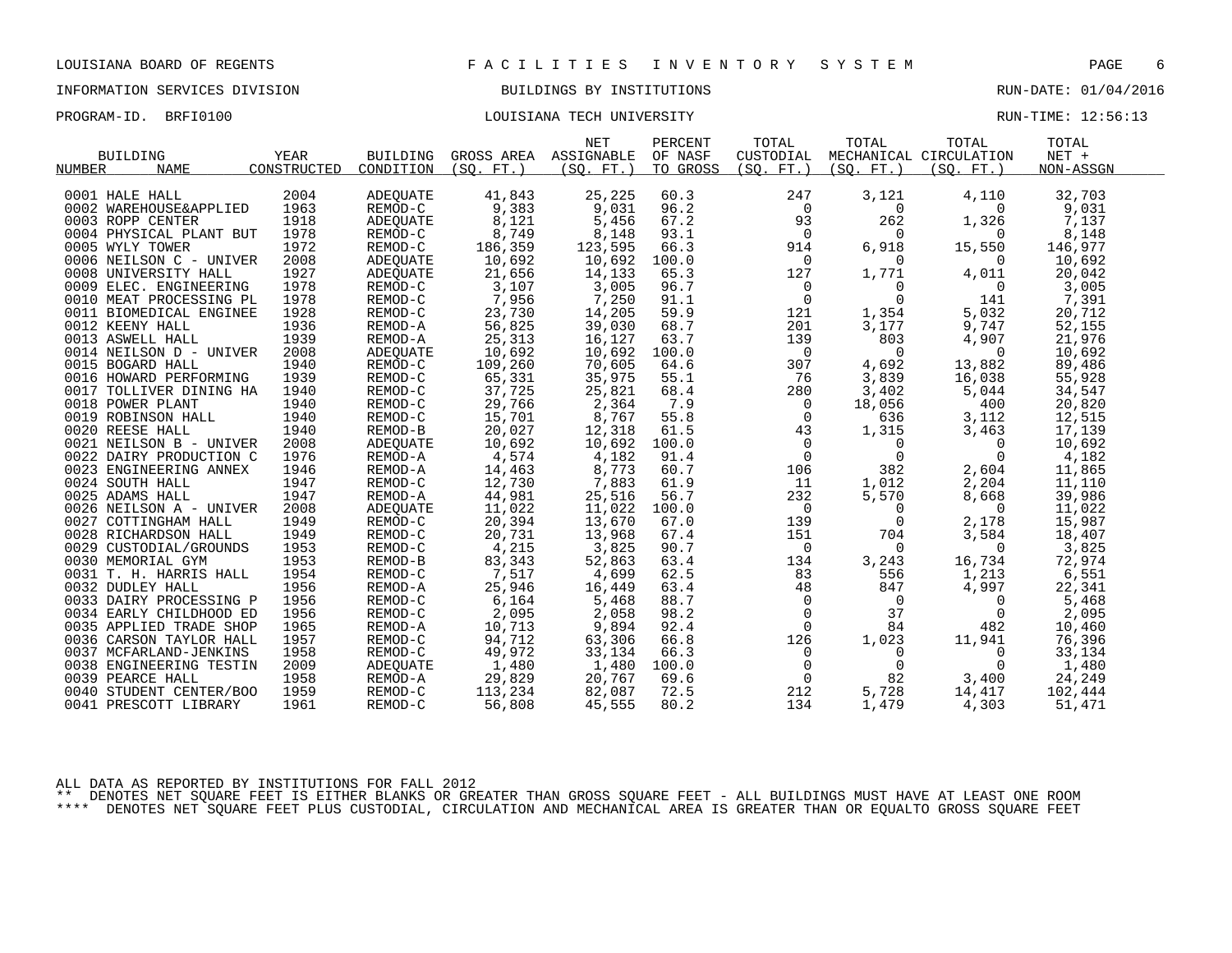LOUISIANA BOARD OF REGENTS — FACILITIES INVENTORY SYSTEM

INFORMATION SERVICES DIVISION — BUILDINGS BY INSTITUTIONS — RUN-DATE: 01/04/2016

PROGRAM-ID. BRFI0100 — LOUISIANA TECH UNIVERSITY — RUN-TIME: 12:56:13

| BUILDING NUMBER | BUILDING NAME | YEAR CONSTRUCTED | BUILDING CONDITION | GROSS AREA (SQ. FT.) | NET ASSIGNABLE (SQ. FT.) | PERCENT OF NASF TO GROSS | TOTAL CUSTODIAL (SQ. FT.) | TOTAL MECHANICAL (SQ. FT.) | TOTAL CIRCULATION (SQ. FT.) | TOTAL NET + NON-ASSGN |
|---|---|---|---|---|---|---|---|---|---|---|
| 0001 | HALE HALL | 2004 | ADEQUATE | 41,843 | 25,225 | 60.3 | 247 | 3,121 | 4,110 | 32,703 |
| 0002 | WAREHOUSE&APPLIED | 1963 | REMOD-C | 9,383 | 9,031 | 96.2 | 0 | 0 | 0 | 9,031 |
| 0003 | ROPP CENTER | 1918 | ADEQUATE | 8,121 | 5,456 | 67.2 | 93 | 262 | 1,326 | 7,137 |
| 0004 | PHYSICAL PLANT BUT | 1978 | REMOD-C | 8,749 | 8,148 | 93.1 | 0 | 0 | 0 | 8,148 |
| 0005 | WYLY TOWER | 1972 | REMOD-C | 186,359 | 123,595 | 66.3 | 914 | 6,918 | 15,550 | 146,977 |
| 0006 | NEILSON C - UNIVER | 2008 | ADEQUATE | 10,692 | 10,692 | 100.0 | 0 | 0 | 0 | 10,692 |
| 0008 | UNIVERSITY HALL | 1927 | ADEQUATE | 21,656 | 14,133 | 65.3 | 127 | 1,771 | 4,011 | 20,042 |
| 0009 | ELEC. ENGINEERING | 1978 | REMOD-C | 3,107 | 3,005 | 96.7 | 0 | 0 | 0 | 3,005 |
| 0010 | MEAT PROCESSING PL | 1978 | REMOD-C | 7,956 | 7,250 | 91.1 | 0 | 0 | 141 | 7,391 |
| 0011 | BIOMEDICAL ENGINEE | 1928 | REMOD-C | 23,730 | 14,205 | 59.9 | 121 | 1,354 | 5,032 | 20,712 |
| 0012 | KEENY HALL | 1936 | REMOD-A | 56,825 | 39,030 | 68.7 | 201 | 3,177 | 9,747 | 52,155 |
| 0013 | ASWELL HALL | 1939 | REMOD-A | 25,313 | 16,127 | 63.7 | 139 | 803 | 4,907 | 21,976 |
| 0014 | NEILSON D - UNIVER | 2008 | ADEQUATE | 10,692 | 10,692 | 100.0 | 0 | 0 | 0 | 10,692 |
| 0015 | BOGARD HALL | 1940 | REMOD-C | 109,260 | 70,605 | 64.6 | 307 | 4,692 | 13,882 | 89,486 |
| 0016 | HOWARD PERFORMING | 1939 | REMOD-C | 65,331 | 35,975 | 55.1 | 76 | 3,839 | 16,038 | 55,928 |
| 0017 | TOLLIVER DINING HA | 1940 | REMOD-C | 37,725 | 25,821 | 68.4 | 280 | 3,402 | 5,044 | 34,547 |
| 0018 | POWER PLANT | 1940 | REMOD-C | 29,766 | 2,364 | 7.9 | 0 | 18,056 | 400 | 20,820 |
| 0019 | ROBINSON HALL | 1940 | REMOD-C | 15,701 | 8,767 | 55.8 | 0 | 636 | 3,112 | 12,515 |
| 0020 | REESE HALL | 1940 | REMOD-B | 20,027 | 12,318 | 61.5 | 43 | 1,315 | 3,463 | 17,139 |
| 0021 | NEILSON B - UNIVER | 2008 | ADEQUATE | 10,692 | 10,692 | 100.0 | 0 | 0 | 0 | 10,692 |
| 0022 | DAIRY PRODUCTION C | 1976 | REMOD-A | 4,574 | 4,182 | 91.4 | 0 | 0 | 0 | 4,182 |
| 0023 | ENGINEERING ANNEX | 1946 | REMOD-A | 14,463 | 8,773 | 60.7 | 106 | 382 | 2,604 | 11,865 |
| 0024 | SOUTH HALL | 1947 | REMOD-C | 12,730 | 7,883 | 61.9 | 11 | 1,012 | 2,204 | 11,110 |
| 0025 | ADAMS HALL | 1947 | REMOD-A | 44,981 | 25,516 | 56.7 | 232 | 5,570 | 8,668 | 39,986 |
| 0026 | NEILSON A - UNIVER | 2008 | ADEQUATE | 11,022 | 11,022 | 100.0 | 0 | 0 | 0 | 11,022 |
| 0027 | COTTINGHAM HALL | 1949 | REMOD-C | 20,394 | 13,670 | 67.0 | 139 | 0 | 2,178 | 15,987 |
| 0028 | RICHARDSON HALL | 1949 | REMOD-C | 20,731 | 13,968 | 67.4 | 151 | 704 | 3,584 | 18,407 |
| 0029 | CUSTODIAL/GROUNDS | 1953 | REMOD-C | 4,215 | 3,825 | 90.7 | 0 | 0 | 0 | 3,825 |
| 0030 | MEMORIAL GYM | 1953 | REMOD-B | 83,343 | 52,863 | 63.4 | 134 | 3,243 | 16,734 | 72,974 |
| 0031 | T. H. HARRIS HALL | 1954 | REMOD-C | 7,517 | 4,699 | 62.5 | 83 | 556 | 1,213 | 6,551 |
| 0032 | DUDLEY HALL | 1956 | REMOD-A | 25,946 | 16,449 | 63.4 | 48 | 847 | 4,997 | 22,341 |
| 0033 | DAIRY PROCESSING P | 1956 | REMOD-C | 6,164 | 5,468 | 88.7 | 0 | 0 | 0 | 5,468 |
| 0034 | EARLY CHILDHOOD ED | 1956 | REMOD-C | 2,095 | 2,058 | 98.2 | 0 | 37 | 0 | 2,095 |
| 0035 | APPLIED TRADE SHOP | 1965 | REMOD-A | 10,713 | 9,894 | 92.4 | 0 | 84 | 482 | 10,460 |
| 0036 | CARSON TAYLOR HALL | 1957 | REMOD-C | 94,712 | 63,306 | 66.8 | 126 | 1,023 | 11,941 | 76,396 |
| 0037 | MCFARLAND-JENKINS | 1958 | REMOD-C | 49,972 | 33,134 | 66.3 | 0 | 0 | 0 | 33,134 |
| 0038 | ENGINEERING TESTIN | 2009 | ADEQUATE | 1,480 | 1,480 | 100.0 | 0 | 0 | 0 | 1,480 |
| 0039 | PEARCE HALL | 1958 | REMOD-A | 29,829 | 20,767 | 69.6 | 0 | 82 | 3,400 | 24,249 |
| 0040 | STUDENT CENTER/BOO | 1959 | REMOD-C | 113,234 | 82,087 | 72.5 | 212 | 5,728 | 14,417 | 102,444 |
| 0041 | PRESCOTT LIBRARY | 1961 | REMOD-C | 56,808 | 45,555 | 80.2 | 134 | 1,479 | 4,303 | 51,471 |

ALL DATA AS REPORTED BY INSTITUTIONS FOR FALL 2012

** DENOTES NET SQUARE FEET IS EITHER BLANKS OR GREATER THAN GROSS SQUARE FEET - ALL BUILDINGS MUST HAVE AT LEAST ONE ROOM

**** DENOTES NET SQUARE FEET PLUS CUSTODIAL, CIRCULATION AND MECHANICAL AREA IS GREATER THAN OR EQUALTO GROSS SQUARE FEET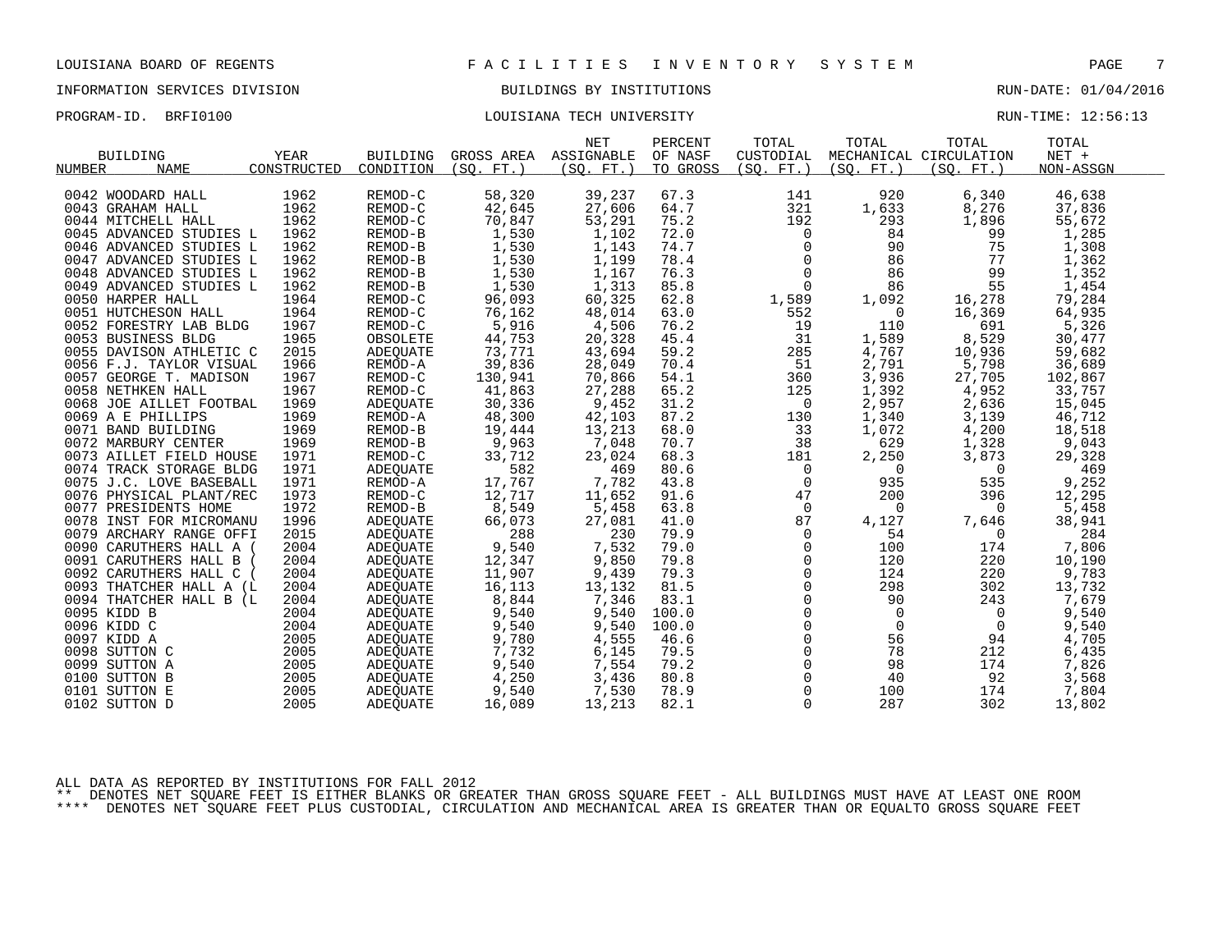LOUISIANA BOARD OF REGENTS — FACILITIES INVENTORY SYSTEM

INFORMATION SERVICES DIVISION — BUILDINGS BY INSTITUTIONS — RUN-DATE: 01/04/2016

PROGRAM-ID. BRFI0100 — LOUISIANA TECH UNIVERSITY — RUN-TIME: 12:56:13

| BUILDING NUMBER | BUILDING NAME | YEAR CONSTRUCTED | BUILDING CONDITION | GROSS AREA (SQ. FT.) | NET ASSIGNABLE (SQ. FT.) | PERCENT OF NASF TO GROSS | TOTAL CUSTODIAL (SQ. FT.) | TOTAL MECHANICAL (SQ. FT.) | TOTAL CIRCULATION (SQ. FT.) | TOTAL NET + NON-ASSGN |
|---|---|---|---|---|---|---|---|---|---|---|
| 0042 | WOODARD HALL | 1962 | REMOD-C | 58,320 | 39,237 | 67.3 | 141 | 920 | 6,340 | 46,638 |
| 0043 | GRAHAM HALL | 1962 | REMOD-C | 42,645 | 27,606 | 64.7 | 321 | 1,633 | 8,276 | 37,836 |
| 0044 | MITCHELL HALL | 1962 | REMOD-C | 70,847 | 53,291 | 75.2 | 192 | 293 | 1,896 | 55,672 |
| 0045 | ADVANCED STUDIES L | 1962 | REMOD-B | 1,530 | 1,102 | 72.0 | 0 | 84 | 99 | 1,285 |
| 0046 | ADVANCED STUDIES L | 1962 | REMOD-B | 1,530 | 1,143 | 74.7 | 0 | 90 | 75 | 1,308 |
| 0047 | ADVANCED STUDIES L | 1962 | REMOD-B | 1,530 | 1,199 | 78.4 | 0 | 86 | 77 | 1,362 |
| 0048 | ADVANCED STUDIES L | 1962 | REMOD-B | 1,530 | 1,167 | 76.3 | 0 | 86 | 99 | 1,352 |
| 0049 | ADVANCED STUDIES L | 1962 | REMOD-B | 1,530 | 1,313 | 85.8 | 0 | 86 | 55 | 1,454 |
| 0050 | HARPER HALL | 1964 | REMOD-C | 96,093 | 60,325 | 62.8 | 1,589 | 1,092 | 16,278 | 79,284 |
| 0051 | HUTCHESON HALL | 1964 | REMOD-C | 76,162 | 48,014 | 63.0 | 552 | 0 | 16,369 | 64,935 |
| 0052 | FORESTRY LAB BLDG | 1967 | REMOD-C | 5,916 | 4,506 | 76.2 | 19 | 110 | 691 | 5,326 |
| 0053 | BUSINESS BLDG | 1965 | OBSOLETE | 44,753 | 20,328 | 45.4 | 31 | 1,589 | 8,529 | 30,477 |
| 0055 | DAVISON ATHLETIC C | 2015 | ADEQUATE | 73,771 | 43,694 | 59.2 | 285 | 4,767 | 10,936 | 59,682 |
| 0056 | F.J. TAYLOR VISUAL | 1966 | REMOD-A | 39,836 | 28,049 | 70.4 | 51 | 2,791 | 5,798 | 36,689 |
| 0057 | GEORGE T. MADISON | 1967 | REMOD-C | 130,941 | 70,866 | 54.1 | 360 | 3,936 | 27,705 | 102,867 |
| 0058 | NETHKEN HALL | 1967 | REMOD-C | 41,863 | 27,288 | 65.2 | 125 | 1,392 | 4,952 | 33,757 |
| 0068 | JOE AILLET FOOTBAL | 1969 | ADEQUATE | 30,336 | 9,452 | 31.2 | 0 | 2,957 | 2,636 | 15,045 |
| 0069 | A E PHILLIPS | 1969 | REMOD-A | 48,300 | 42,103 | 87.2 | 130 | 1,340 | 3,139 | 46,712 |
| 0071 | BAND BUILDING | 1969 | REMOD-B | 19,444 | 13,213 | 68.0 | 33 | 1,072 | 4,200 | 18,518 |
| 0072 | MARBURY CENTER | 1969 | REMOD-B | 9,963 | 7,048 | 70.7 | 38 | 629 | 1,328 | 9,043 |
| 0073 | AILLET FIELD HOUSE | 1971 | REMOD-C | 33,712 | 23,024 | 68.3 | 181 | 2,250 | 3,873 | 29,328 |
| 0074 | TRACK STORAGE BLDG | 1971 | ADEQUATE | 582 | 469 | 80.6 | 0 | 0 | 0 | 469 |
| 0075 | J.C. LOVE BASEBALL | 1971 | REMOD-A | 17,767 | 7,782 | 43.8 | 0 | 935 | 535 | 9,252 |
| 0076 | PHYSICAL PLANT/REC | 1973 | REMOD-C | 12,717 | 11,652 | 91.6 | 47 | 200 | 396 | 12,295 |
| 0077 | PRESIDENTS HOME | 1972 | REMOD-B | 8,549 | 5,458 | 63.8 | 0 | 0 | 0 | 5,458 |
| 0078 | INST FOR MICROMANU | 1996 | ADEQUATE | 66,073 | 27,081 | 41.0 | 87 | 4,127 | 7,646 | 38,941 |
| 0079 | ARCHARY RANGE OFFI | 2015 | ADEQUATE | 288 | 230 | 79.9 | 0 | 54 | 0 | 284 |
| 0090 | CARUTHERS HALL A ( | 2004 | ADEQUATE | 9,540 | 7,532 | 79.0 | 0 | 100 | 174 | 7,806 |
| 0091 | CARUTHERS HALL B ( | 2004 | ADEQUATE | 12,347 | 9,850 | 79.8 | 0 | 120 | 220 | 10,190 |
| 0092 | CARUTHERS HALL C ( | 2004 | ADEQUATE | 11,907 | 9,439 | 79.3 | 0 | 124 | 220 | 9,783 |
| 0093 | THATCHER HALL A (L | 2004 | ADEQUATE | 16,113 | 13,132 | 81.5 | 0 | 298 | 302 | 13,732 |
| 0094 | THATCHER HALL B (L | 2004 | ADEQUATE | 8,844 | 7,346 | 83.1 | 0 | 90 | 243 | 7,679 |
| 0095 | KIDD B | 2004 | ADEQUATE | 9,540 | 9,540 | 100.0 | 0 | 0 | 0 | 9,540 |
| 0096 | KIDD C | 2004 | ADEQUATE | 9,540 | 9,540 | 100.0 | 0 | 0 | 0 | 9,540 |
| 0097 | KIDD A | 2005 | ADEQUATE | 9,780 | 4,555 | 46.6 | 0 | 56 | 94 | 4,705 |
| 0098 | SUTTON C | 2005 | ADEQUATE | 7,732 | 6,145 | 79.5 | 0 | 78 | 212 | 6,435 |
| 0099 | SUTTON A | 2005 | ADEQUATE | 9,540 | 7,554 | 79.2 | 0 | 98 | 174 | 7,826 |
| 0100 | SUTTON B | 2005 | ADEQUATE | 4,250 | 3,436 | 80.8 | 0 | 40 | 92 | 3,568 |
| 0101 | SUTTON E | 2005 | ADEQUATE | 9,540 | 7,530 | 78.9 | 0 | 100 | 174 | 7,804 |
| 0102 | SUTTON D | 2005 | ADEQUATE | 16,089 | 13,213 | 82.1 | 0 | 287 | 302 | 13,802 |

ALL DATA AS REPORTED BY INSTITUTIONS FOR FALL 2012

** DENOTES NET SQUARE FEET IS EITHER BLANKS OR GREATER THAN GROSS SQUARE FEET - ALL BUILDINGS MUST HAVE AT LEAST ONE ROOM

**** DENOTES NET SQUARE FEET PLUS CUSTODIAL, CIRCULATION AND MECHANICAL AREA IS GREATER THAN OR EQUALTO GROSS SQUARE FEET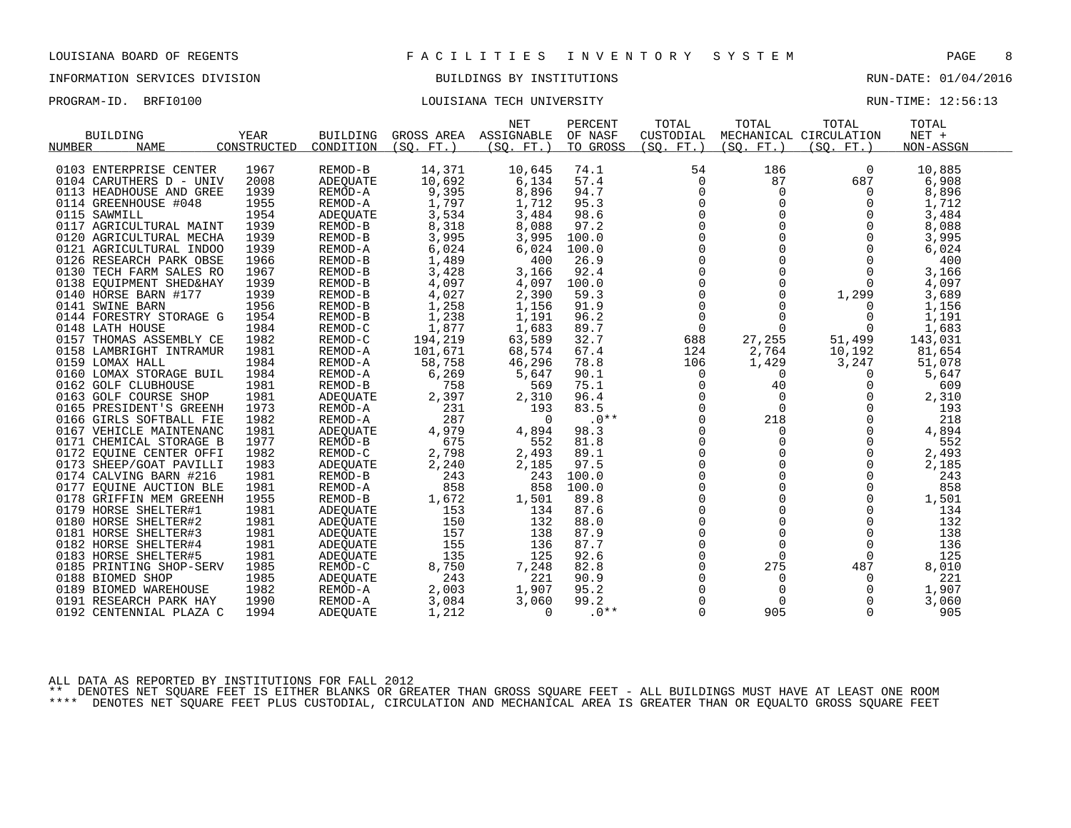LOUISIANA BOARD OF REGENTS — FACILITIES INVENTORY SYSTEM

INFORMATION SERVICES DIVISION — BUILDINGS BY INSTITUTIONS — RUN-DATE: 01/04/2016

PROGRAM-ID. BRFI0100 — LOUISIANA TECH UNIVERSITY — RUN-TIME: 12:56:13

| BUILDING NUMBER | NAME | YEAR CONSTRUCTED | BUILDING CONDITION | GROSS AREA (SQ. FT.) | NET ASSIGNABLE (SQ. FT.) | PERCENT OF NASF TO GROSS | TOTAL CUSTODIAL (SQ. FT.) | TOTAL MECHANICAL (SQ. FT.) | TOTAL CIRCULATION (SQ. FT.) | TOTAL NET + NON-ASSGN |
|---|---|---|---|---|---|---|---|---|---|---|
| 0103 | ENTERPRISE CENTER | 1967 | REMOD-B | 14,371 | 10,645 | 74.1 | 54 | 186 | 0 | 10,885 |
| 0104 | CARUTHERS D - UNIV | 2008 | ADEQUATE | 10,692 | 6,134 | 57.4 | 0 | 87 | 687 | 6,908 |
| 0113 | HEADHOUSE AND GREE | 1939 | REMOD-A | 9,395 | 8,896 | 94.7 | 0 | 0 | 0 | 8,896 |
| 0114 | GREENHOUSE #048 | 1955 | REMOD-A | 1,797 | 1,712 | 95.3 | 0 | 0 | 0 | 1,712 |
| 0115 | SAWMILL | 1954 | ADEQUATE | 3,534 | 3,484 | 98.6 | 0 | 0 | 0 | 3,484 |
| 0117 | AGRICULTURAL MAINT | 1939 | REMOD-B | 8,318 | 8,088 | 97.2 | 0 | 0 | 0 | 8,088 |
| 0120 | AGRICULTURAL MECHA | 1939 | REMOD-B | 3,995 | 3,995 | 100.0 | 0 | 0 | 0 | 3,995 |
| 0121 | AGRICULTURAL INDOO | 1939 | REMOD-A | 6,024 | 6,024 | 100.0 | 0 | 0 | 0 | 6,024 |
| 0126 | RESEARCH PARK OBSE | 1966 | REMOD-B | 1,489 | 400 | 26.9 | 0 | 0 | 0 | 400 |
| 0130 | TECH FARM SALES RO | 1967 | REMOD-B | 3,428 | 3,166 | 92.4 | 0 | 0 | 0 | 3,166 |
| 0138 | EQUIPMENT SHED&HAY | 1939 | REMOD-B | 4,097 | 4,097 | 100.0 | 0 | 0 | 0 | 4,097 |
| 0140 | HORSE BARN #177 | 1939 | REMOD-B | 4,027 | 2,390 | 59.3 | 0 | 0 | 1,299 | 3,689 |
| 0141 | SWINE BARN | 1956 | REMOD-B | 1,258 | 1,156 | 91.9 | 0 | 0 | 0 | 1,156 |
| 0144 | FORESTRY STORAGE G | 1954 | REMOD-B | 1,238 | 1,191 | 96.2 | 0 | 0 | 0 | 1,191 |
| 0148 | LATH HOUSE | 1984 | REMOD-C | 1,877 | 1,683 | 89.7 | 0 | 0 | 0 | 1,683 |
| 0157 | THOMAS ASSEMBLY CE | 1982 | REMOD-C | 194,219 | 63,589 | 32.7 | 688 | 27,255 | 51,499 | 143,031 |
| 0158 | LAMBRIGHT INTRAMUR | 1981 | REMOD-A | 101,671 | 68,574 | 67.4 | 124 | 2,764 | 10,192 | 81,654 |
| 0159 | LOMAX HALL | 1984 | REMOD-A | 58,758 | 46,296 | 78.8 | 106 | 1,429 | 3,247 | 51,078 |
| 0160 | LOMAX STORAGE BUIL | 1984 | REMOD-A | 6,269 | 5,647 | 90.1 | 0 | 0 | 0 | 5,647 |
| 0162 | GOLF CLUBHOUSE | 1981 | REMOD-B | 758 | 569 | 75.1 | 0 | 40 | 0 | 609 |
| 0163 | GOLF COURSE SHOP | 1981 | ADEQUATE | 2,397 | 2,310 | 96.4 | 0 | 0 | 0 | 2,310 |
| 0165 | PRESIDENT'S GREENH | 1973 | REMOD-A | 231 | 193 | 83.5 | 0 | 0 | 0 | 193 |
| 0166 | GIRLS SOFTBALL FIE | 1982 | REMOD-A | 287 | 0 | .0** | 0 | 218 | 0 | 218 |
| 0167 | VEHICLE MAINTENANC | 1981 | ADEQUATE | 4,979 | 4,894 | 98.3 | 0 | 0 | 0 | 4,894 |
| 0171 | CHEMICAL STORAGE B | 1977 | REMOD-B | 675 | 552 | 81.8 | 0 | 0 | 0 | 552 |
| 0172 | EQUINE CENTER OFFI | 1982 | REMOD-C | 2,798 | 2,493 | 89.1 | 0 | 0 | 0 | 2,493 |
| 0173 | SHEEP/GOAT PAVILLI | 1983 | ADEQUATE | 2,240 | 2,185 | 97.5 | 0 | 0 | 0 | 2,185 |
| 0174 | CALVING BARN #216 | 1981 | REMOD-B | 243 | 243 | 100.0 | 0 | 0 | 0 | 243 |
| 0177 | EQUINE AUCTION BLE | 1981 | REMOD-A | 858 | 858 | 100.0 | 0 | 0 | 0 | 858 |
| 0178 | GRIFFIN MEM GREENH | 1955 | REMOD-B | 1,672 | 1,501 | 89.8 | 0 | 0 | 0 | 1,501 |
| 0179 | HORSE SHELTER#1 | 1981 | ADEQUATE | 153 | 134 | 87.6 | 0 | 0 | 0 | 134 |
| 0180 | HORSE SHELTER#2 | 1981 | ADEQUATE | 150 | 132 | 88.0 | 0 | 0 | 0 | 132 |
| 0181 | HORSE SHELTER#3 | 1981 | ADEQUATE | 157 | 138 | 87.9 | 0 | 0 | 0 | 138 |
| 0182 | HORSE SHELTER#4 | 1981 | ADEQUATE | 155 | 136 | 87.7 | 0 | 0 | 0 | 136 |
| 0183 | HORSE SHELTER#5 | 1981 | ADEQUATE | 135 | 125 | 92.6 | 0 | 0 | 0 | 125 |
| 0185 | PRINTING SHOP-SERV | 1985 | REMOD-C | 8,750 | 7,248 | 82.8 | 0 | 275 | 487 | 8,010 |
| 0188 | BIOMED SHOP | 1985 | ADEQUATE | 243 | 221 | 90.9 | 0 | 0 | 0 | 221 |
| 0189 | BIOMED WAREHOUSE | 1982 | REMOD-A | 2,003 | 1,907 | 95.2 | 0 | 0 | 0 | 1,907 |
| 0191 | RESEARCH PARK HAY | 1990 | REMOD-A | 3,084 | 3,060 | 99.2 | 0 | 0 | 0 | 3,060 |
| 0192 | CENTENNIAL PLAZA C | 1994 | ADEQUATE | 1,212 | 0 | .0** | 0 | 905 | 0 | 905 |

ALL DATA AS REPORTED BY INSTITUTIONS FOR FALL 2012

** DENOTES NET SQUARE FEET IS EITHER BLANKS OR GREATER THAN GROSS SQUARE FEET - ALL BUILDINGS MUST HAVE AT LEAST ONE ROOM

**** DENOTES NET SQUARE FEET PLUS CUSTODIAL, CIRCULATION AND MECHANICAL AREA IS GREATER THAN OR EQUALTO GROSS SQUARE FEET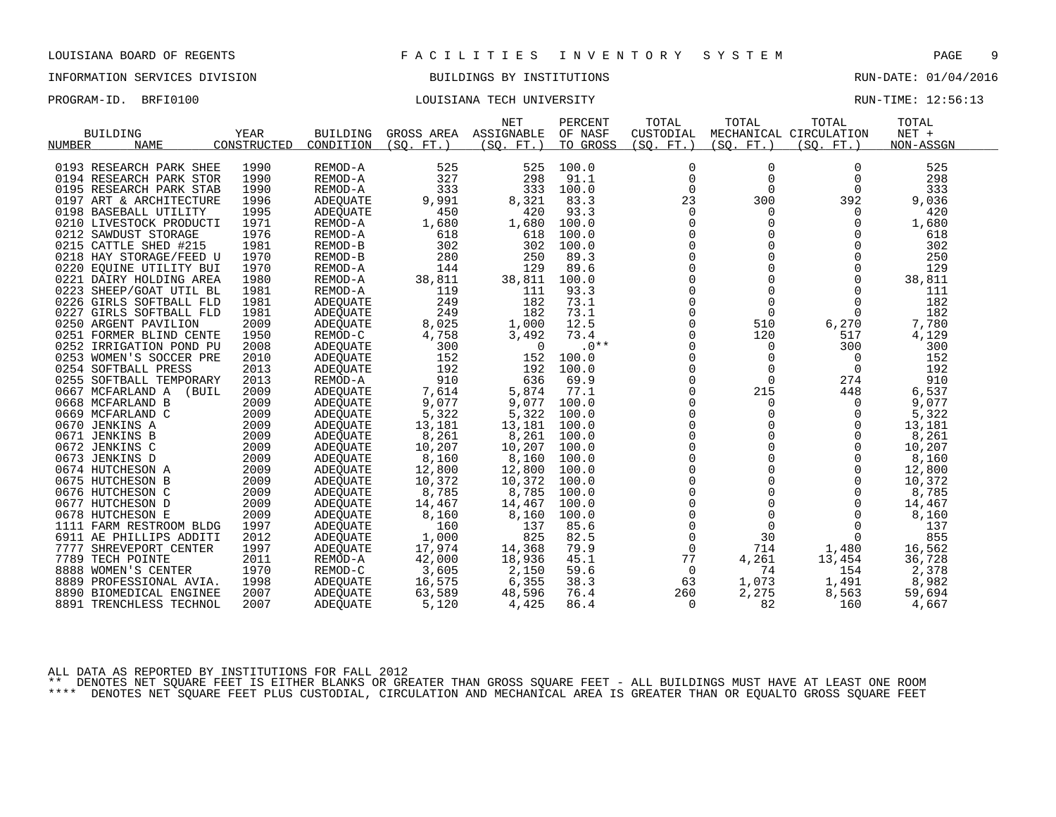LOUISIANA BOARD OF REGENTS — FACILITIES INVENTORY SYSTEM

INFORMATION SERVICES DIVISION — BUILDINGS BY INSTITUTIONS — RUN-DATE: 01/04/2016

PROGRAM-ID. BRFI0100 — LOUISIANA TECH UNIVERSITY — RUN-TIME: 12:56:13

| BUILDING NUMBER | NAME | YEAR CONSTRUCTED | BUILDING CONDITION | GROSS AREA (SQ. FT.) | NET ASSIGNABLE (SQ. FT.) | PERCENT OF NASF TO GROSS | TOTAL CUSTODIAL (SQ. FT.) | TOTAL MECHANICAL (SQ. FT.) | TOTAL CIRCULATION (SQ. FT.) | TOTAL NET + NON-ASSGN |
|---|---|---|---|---|---|---|---|---|---|---|
| 0193 | RESEARCH PARK SHEE | 1990 | REMOD-A | 525 | 525 | 100.0 | 0 | 0 | 0 | 525 |
| 0194 | RESEARCH PARK STOR | 1990 | REMOD-A | 327 | 298 | 91.1 | 0 | 0 | 0 | 298 |
| 0195 | RESEARCH PARK STAB | 1990 | REMOD-A | 333 | 333 | 100.0 | 0 | 0 | 0 | 333 |
| 0197 | ART & ARCHITECTURE | 1996 | ADEQUATE | 9,991 | 8,321 | 83.3 | 23 | 300 | 392 | 9,036 |
| 0198 | BASEBALL UTILITY | 1995 | ADEQUATE | 450 | 420 | 93.3 | 0 | 0 | 0 | 420 |
| 0210 | LIVESTOCK PRODUCTI | 1971 | REMOD-A | 1,680 | 1,680 | 100.0 | 0 | 0 | 0 | 1,680 |
| 0212 | SAWDUST STORAGE | 1976 | REMOD-A | 618 | 618 | 100.0 | 0 | 0 | 0 | 618 |
| 0215 | CATTLE SHED #215 | 1981 | REMOD-B | 302 | 302 | 100.0 | 0 | 0 | 0 | 302 |
| 0218 | HAY STORAGE/FEED U | 1970 | REMOD-B | 280 | 250 | 89.3 | 0 | 0 | 0 | 250 |
| 0220 | EQUINE UTILITY BUI | 1970 | REMOD-A | 144 | 129 | 89.6 | 0 | 0 | 0 | 129 |
| 0221 | DAIRY HOLDING AREA | 1980 | REMOD-A | 38,811 | 38,811 | 100.0 | 0 | 0 | 0 | 38,811 |
| 0223 | SHEEP/GOAT UTIL BL | 1981 | REMOD-A | 119 | 111 | 93.3 | 0 | 0 | 0 | 111 |
| 0226 | GIRLS SOFTBALL FLD | 1981 | ADEQUATE | 249 | 182 | 73.1 | 0 | 0 | 0 | 182 |
| 0227 | GIRLS SOFTBALL FLD | 1981 | ADEQUATE | 249 | 182 | 73.1 | 0 | 0 | 0 | 182 |
| 0250 | ARGENT PAVILION | 2009 | ADEQUATE | 8,025 | 1,000 | 12.5 | 0 | 510 | 6,270 | 7,780 |
| 0251 | FORMER BLIND CENTE | 1950 | REMOD-C | 4,758 | 3,492 | 73.4 | 0 | 120 | 517 | 4,129 |
| 0252 | IRRIGATION POND PU | 2008 | ADEQUATE | 300 | 0 | .0** | 0 | 0 | 300 | 300 |
| 0253 | WOMEN'S SOCCER PRE | 2010 | ADEQUATE | 152 | 152 | 100.0 | 0 | 0 | 0 | 152 |
| 0254 | SOFTBALL PRESS | 2013 | ADEQUATE | 192 | 192 | 100.0 | 0 | 0 | 0 | 192 |
| 0255 | SOFTBALL TEMPORARY | 2013 | REMOD-A | 910 | 636 | 69.9 | 0 | 0 | 274 | 910 |
| 0667 | MCFARLAND A (BUIL | 2009 | ADEQUATE | 7,614 | 5,874 | 77.1 | 0 | 215 | 448 | 6,537 |
| 0668 | MCFARLAND B | 2009 | ADEQUATE | 9,077 | 9,077 | 100.0 | 0 | 0 | 0 | 9,077 |
| 0669 | MCFARLAND C | 2009 | ADEQUATE | 5,322 | 5,322 | 100.0 | 0 | 0 | 0 | 5,322 |
| 0670 | JENKINS A | 2009 | ADEQUATE | 13,181 | 13,181 | 100.0 | 0 | 0 | 0 | 13,181 |
| 0671 | JENKINS B | 2009 | ADEQUATE | 8,261 | 8,261 | 100.0 | 0 | 0 | 0 | 8,261 |
| 0672 | JENKINS C | 2009 | ADEQUATE | 10,207 | 10,207 | 100.0 | 0 | 0 | 0 | 10,207 |
| 0673 | JENKINS D | 2009 | ADEQUATE | 8,160 | 8,160 | 100.0 | 0 | 0 | 0 | 8,160 |
| 0674 | HUTCHESON A | 2009 | ADEQUATE | 12,800 | 12,800 | 100.0 | 0 | 0 | 0 | 12,800 |
| 0675 | HUTCHESON B | 2009 | ADEQUATE | 10,372 | 10,372 | 100.0 | 0 | 0 | 0 | 10,372 |
| 0676 | HUTCHESON C | 2009 | ADEQUATE | 8,785 | 8,785 | 100.0 | 0 | 0 | 0 | 8,785 |
| 0677 | HUTCHESON D | 2009 | ADEQUATE | 14,467 | 14,467 | 100.0 | 0 | 0 | 0 | 14,467 |
| 0678 | HUTCHESON E | 2009 | ADEQUATE | 8,160 | 8,160 | 100.0 | 0 | 0 | 0 | 8,160 |
| 1111 | FARM RESTROOM BLDG | 1997 | ADEQUATE | 160 | 137 | 85.6 | 0 | 0 | 0 | 137 |
| 6911 | AE PHILLIPS ADDITI | 2012 | ADEQUATE | 1,000 | 825 | 82.5 | 0 | 30 | 0 | 855 |
| 7777 | SHREVEPORT CENTER | 1997 | ADEQUATE | 17,974 | 14,368 | 79.9 | 0 | 714 | 1,480 | 16,562 |
| 7789 | TECH POINTE | 2011 | REMOD-A | 42,000 | 18,936 | 45.1 | 77 | 4,261 | 13,454 | 36,728 |
| 8888 | WOMEN'S CENTER | 1970 | REMOD-C | 3,605 | 2,150 | 59.6 | 0 | 74 | 154 | 2,378 |
| 8889 | PROFESSIONAL AVIA. | 1998 | ADEQUATE | 16,575 | 6,355 | 38.3 | 63 | 1,073 | 1,491 | 8,982 |
| 8890 | BIOMEDICAL ENGINEE | 2007 | ADEQUATE | 63,589 | 48,596 | 76.4 | 260 | 2,275 | 8,563 | 59,694 |
| 8891 | TRENCHLESS TECHNOL | 2007 | ADEQUATE | 5,120 | 4,425 | 86.4 | 0 | 82 | 160 | 4,667 |

ALL DATA AS REPORTED BY INSTITUTIONS FOR FALL 2012

** DENOTES NET SQUARE FEET IS EITHER BLANKS OR GREATER THAN GROSS SQUARE FEET - ALL BUILDINGS MUST HAVE AT LEAST ONE ROOM

**** DENOTES NET SQUARE FEET PLUS CUSTODIAL, CIRCULATION AND MECHANICAL AREA IS GREATER THAN OR EQUALTO GROSS SQUARE FEET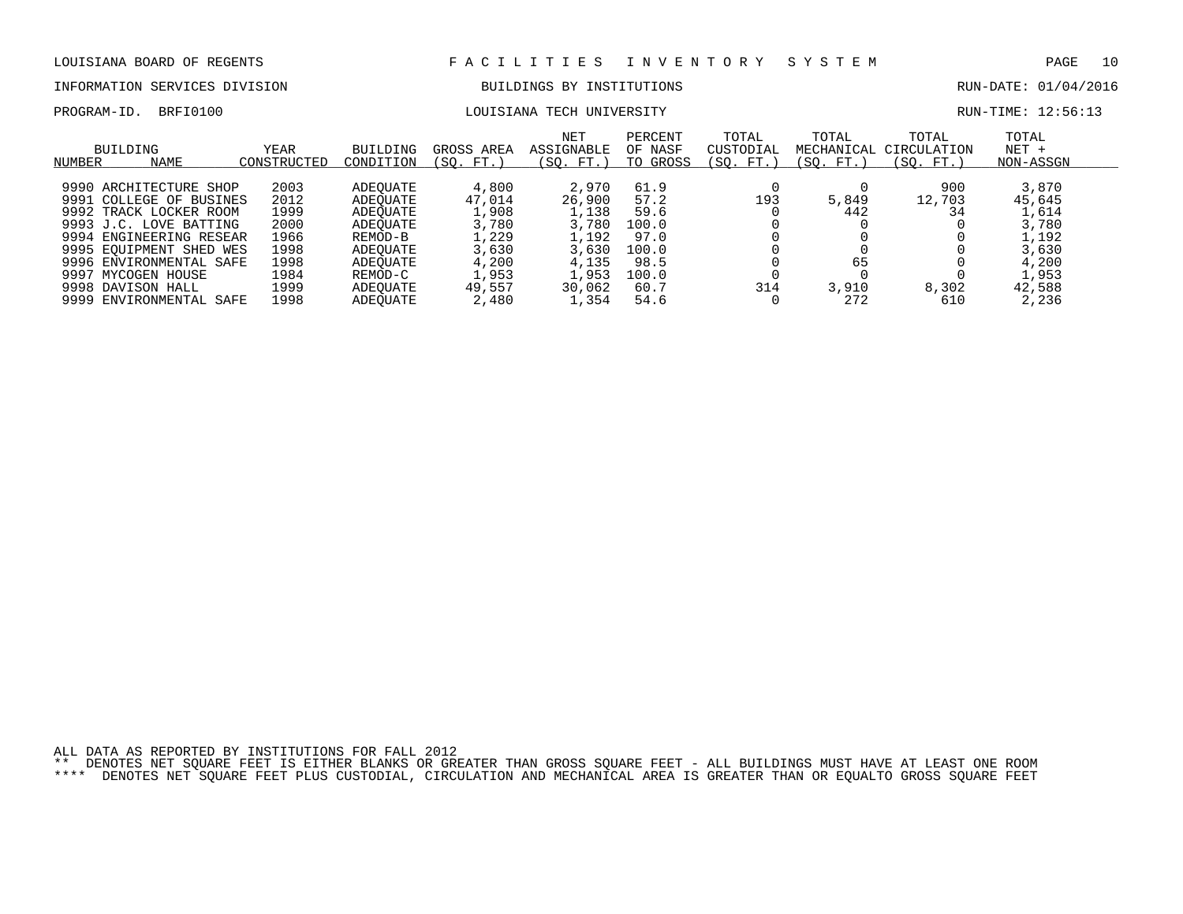LOUISIANA BOARD OF REGENTS — FACILITIES INVENTORY SYSTEM

INFORMATION SERVICES DIVISION — BUILDINGS BY INSTITUTIONS — RUN-DATE: 01/04/2016

PROGRAM-ID. BRFI0100 — LOUISIANA TECH UNIVERSITY — RUN-TIME: 12:56:13

| BUILDING NUMBER | NAME | YEAR CONSTRUCTED | BUILDING CONDITION | GROSS AREA (SQ. FT.) | NET ASSIGNABLE (SQ. FT.) | PERCENT OF NASF TO GROSS | TOTAL CUSTODIAL (SQ. FT.) | TOTAL MECHANICAL (SQ. FT.) | TOTAL CIRCULATION (SQ. FT.) | TOTAL NET + NON-ASSGN |
|---|---|---|---|---|---|---|---|---|---|---|
| 9990 | ARCHITECTURE SHOP | 2003 | ADEQUATE | 4,800 | 2,970 | 61.9 | 0 | 0 | 900 | 3,870 |
| 9991 | COLLEGE OF BUSINES | 2012 | ADEQUATE | 47,014 | 26,900 | 57.2 | 193 | 5,849 | 12,703 | 45,645 |
| 9992 | TRACK LOCKER ROOM | 1999 | ADEQUATE | 1,908 | 1,138 | 59.6 | 0 | 442 | 34 | 1,614 |
| 9993 | J.C. LOVE BATTING | 2000 | ADEQUATE | 3,780 | 3,780 | 100.0 | 0 | 0 | 0 | 3,780 |
| 9994 | ENGINEERING RESEAR | 1966 | REMOD-B | 1,229 | 1,192 | 97.0 | 0 | 0 | 0 | 1,192 |
| 9995 | EQUIPMENT SHED WES | 1998 | ADEQUATE | 3,630 | 3,630 | 100.0 | 0 | 0 | 0 | 3,630 |
| 9996 | ENVIRONMENTAL SAFE | 1998 | ADEQUATE | 4,200 | 4,135 | 98.5 | 0 | 65 | 0 | 4,200 |
| 9997 | MYCOGEN HOUSE | 1984 | REMOD-C | 1,953 | 1,953 | 100.0 | 0 | 0 | 0 | 1,953 |
| 9998 | DAVISON HALL | 1999 | ADEQUATE | 49,557 | 30,062 | 60.7 | 314 | 3,910 | 8,302 | 42,588 |
| 9999 | ENVIRONMENTAL SAFE | 1998 | ADEQUATE | 2,480 | 1,354 | 54.6 | 0 | 272 | 610 | 2,236 |

ALL DATA AS REPORTED BY INSTITUTIONS FOR FALL 2012

** DENOTES NET SQUARE FEET IS EITHER BLANKS OR GREATER THAN GROSS SQUARE FEET - ALL BUILDINGS MUST HAVE AT LEAST ONE ROOM

**** DENOTES NET SQUARE FEET PLUS CUSTODIAL, CIRCULATION AND MECHANICAL AREA IS GREATER THAN OR EQUALTO GROSS SQUARE FEET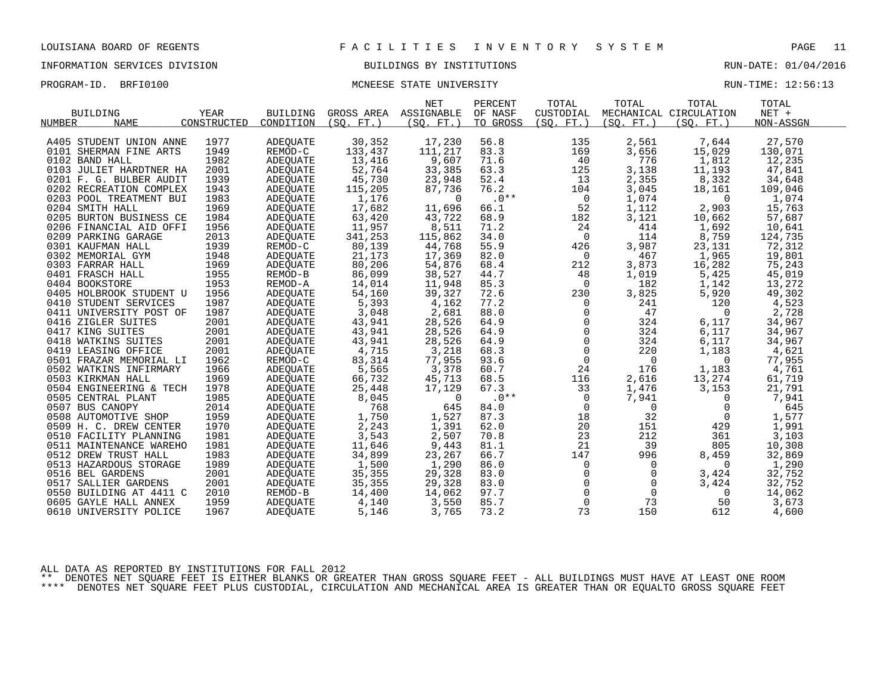LOUISIANA BOARD OF REGENTS — FACILITIES INVENTORY SYSTEM

INFORMATION SERVICES DIVISION — BUILDINGS BY INSTITUTIONS — RUN-DATE: 01/04/2016

PROGRAM-ID. BRFI0100 — MCNEESE STATE UNIVERSITY — RUN-TIME: 12:56:13

| BUILDING NUMBER | NAME | YEAR CONSTRUCTED | BUILDING CONDITION | GROSS AREA (SQ. FT.) | NET ASSIGNABLE (SQ. FT.) | PERCENT OF NASF TO GROSS | TOTAL CUSTODIAL (SQ. FT.) | TOTAL MECHANICAL (SQ. FT.) | TOTAL CIRCULATION (SQ. FT.) | TOTAL NET + NON-ASSGN |
|---|---|---|---|---|---|---|---|---|---|---|
| A405 | STUDENT UNION ANNE | 1977 | ADEQUATE | 30,352 | 17,230 | 56.8 | 135 | 2,561 | 7,644 | 27,570 |
| 0101 | SHERMAN FINE ARTS | 1949 | REMOD-C | 133,437 | 111,217 | 83.3 | 169 | 3,656 | 15,029 | 130,071 |
| 0102 | BAND HALL | 1982 | ADEQUATE | 13,416 | 9,607 | 71.6 | 40 | 776 | 1,812 | 12,235 |
| 0103 | JULIET HARDTNER HA | 2001 | ADEQUATE | 52,764 | 33,385 | 63.3 | 125 | 3,138 | 11,193 | 47,841 |
| 0201 | F. G. BULBER AUDIT | 1939 | ADEQUATE | 45,730 | 23,948 | 52.4 | 13 | 2,355 | 8,332 | 34,648 |
| 0202 | RECREATION COMPLEX | 1943 | ADEQUATE | 115,205 | 87,736 | 76.2 | 104 | 3,045 | 18,161 | 109,046 |
| 0203 | POOL TREATMENT BUI | 1983 | ADEQUATE | 1,176 | 0 | .0** | 0 | 1,074 | 0 | 1,074 |
| 0204 | SMITH HALL | 1969 | ADEQUATE | 17,682 | 11,696 | 66.1 | 52 | 1,112 | 2,903 | 15,763 |
| 0205 | BURTON BUSINESS CE | 1984 | ADEQUATE | 63,420 | 43,722 | 68.9 | 182 | 3,121 | 10,662 | 57,687 |
| 0206 | FINANCIAL AID OFFI | 1956 | ADEQUATE | 11,957 | 8,511 | 71.2 | 24 | 414 | 1,692 | 10,641 |
| 0209 | PARKING GARAGE | 2013 | ADEQUATE | 341,253 | 115,862 | 34.0 | 0 | 114 | 8,759 | 124,735 |
| 0301 | KAUFMAN HALL | 1939 | REMOD-C | 80,139 | 44,768 | 55.9 | 426 | 3,987 | 23,131 | 72,312 |
| 0302 | MEMORIAL GYM | 1948 | ADEQUATE | 21,173 | 17,369 | 82.0 | 0 | 467 | 1,965 | 19,801 |
| 0303 | FARRAR HALL | 1969 | ADEQUATE | 80,206 | 54,876 | 68.4 | 212 | 3,873 | 16,282 | 75,243 |
| 0401 | FRASCH HALL | 1955 | REMOD-B | 86,099 | 38,527 | 44.7 | 48 | 1,019 | 5,425 | 45,019 |
| 0404 | BOOKSTORE | 1953 | REMOD-A | 14,014 | 11,948 | 85.3 | 0 | 182 | 1,142 | 13,272 |
| 0405 | HOLBROOK STUDENT U | 1956 | ADEQUATE | 54,160 | 39,327 | 72.6 | 230 | 3,825 | 5,920 | 49,302 |
| 0410 | STUDENT SERVICES | 1987 | ADEQUATE | 5,393 | 4,162 | 77.2 | 0 | 241 | 120 | 4,523 |
| 0411 | UNIVERSITY POST OF | 1987 | ADEQUATE | 3,048 | 2,681 | 88.0 | 0 | 47 | 0 | 2,728 |
| 0416 | ZIGLER SUITES | 2001 | ADEQUATE | 43,941 | 28,526 | 64.9 | 0 | 324 | 6,117 | 34,967 |
| 0417 | KING SUITES | 2001 | ADEQUATE | 43,941 | 28,526 | 64.9 | 0 | 324 | 6,117 | 34,967 |
| 0418 | WATKINS SUITES | 2001 | ADEQUATE | 43,941 | 28,526 | 64.9 | 0 | 324 | 6,117 | 34,967 |
| 0419 | LEASING OFFICE | 2001 | ADEQUATE | 4,715 | 3,218 | 68.3 | 0 | 220 | 1,183 | 4,621 |
| 0501 | FRAZAR MEMORIAL LI | 1962 | REMOD-C | 83,314 | 77,955 | 93.6 | 0 | 0 | 0 | 77,955 |
| 0502 | WATKINS INFIRMARY | 1966 | ADEQUATE | 5,565 | 3,378 | 60.7 | 24 | 176 | 1,183 | 4,761 |
| 0503 | KIRKMAN HALL | 1969 | ADEQUATE | 66,732 | 45,713 | 68.5 | 116 | 2,616 | 13,274 | 61,719 |
| 0504 | ENGINEERING & TECH | 1978 | ADEQUATE | 25,448 | 17,129 | 67.3 | 33 | 1,476 | 3,153 | 21,791 |
| 0505 | CENTRAL PLANT | 1985 | ADEQUATE | 8,045 | 0 | .0** | 0 | 7,941 | 0 | 7,941 |
| 0507 | BUS CANOPY | 2014 | ADEQUATE | 768 | 645 | 84.0 | 0 | 0 | 0 | 645 |
| 0508 | AUTOMOTIVE SHOP | 1959 | ADEQUATE | 1,750 | 1,527 | 87.3 | 18 | 32 | 0 | 1,577 |
| 0509 | H. C. DREW CENTER | 1970 | ADEQUATE | 2,243 | 1,391 | 62.0 | 20 | 151 | 429 | 1,991 |
| 0510 | FACILITY PLANNING | 1981 | ADEQUATE | 3,543 | 2,507 | 70.8 | 23 | 212 | 361 | 3,103 |
| 0511 | MAINTENANCE WAREHO | 1981 | ADEQUATE | 11,646 | 9,443 | 81.1 | 21 | 39 | 805 | 10,308 |
| 0512 | DREW TRUST HALL | 1983 | ADEQUATE | 34,899 | 23,267 | 66.7 | 147 | 996 | 8,459 | 32,869 |
| 0513 | HAZARDOUS STORAGE | 1989 | ADEQUATE | 1,500 | 1,290 | 86.0 | 0 | 0 | 0 | 1,290 |
| 0516 | BEL GARDENS | 2001 | ADEQUATE | 35,355 | 29,328 | 83.0 | 0 | 0 | 3,424 | 32,752 |
| 0517 | SALLIER GARDENS | 2001 | ADEQUATE | 35,355 | 29,328 | 83.0 | 0 | 0 | 3,424 | 32,752 |
| 0550 | BUILDING AT 4411 C | 2010 | REMOD-B | 14,400 | 14,062 | 97.7 | 0 | 0 | 0 | 14,062 |
| 0605 | GAYLE HALL ANNEX | 1959 | ADEQUATE | 4,140 | 3,550 | 85.7 | 0 | 73 | 50 | 3,673 |
| 0610 | UNIVERSITY POLICE | 1967 | ADEQUATE | 5,146 | 3,765 | 73.2 | 73 | 150 | 612 | 4,600 |

ALL DATA AS REPORTED BY INSTITUTIONS FOR FALL 2012

** DENOTES NET SQUARE FEET IS EITHER BLANKS OR GREATER THAN GROSS SQUARE FEET - ALL BUILDINGS MUST HAVE AT LEAST ONE ROOM

**** DENOTES NET SQUARE FEET PLUS CUSTODIAL, CIRCULATION AND MECHANICAL AREA IS GREATER THAN OR EQUALTO GROSS SQUARE FEET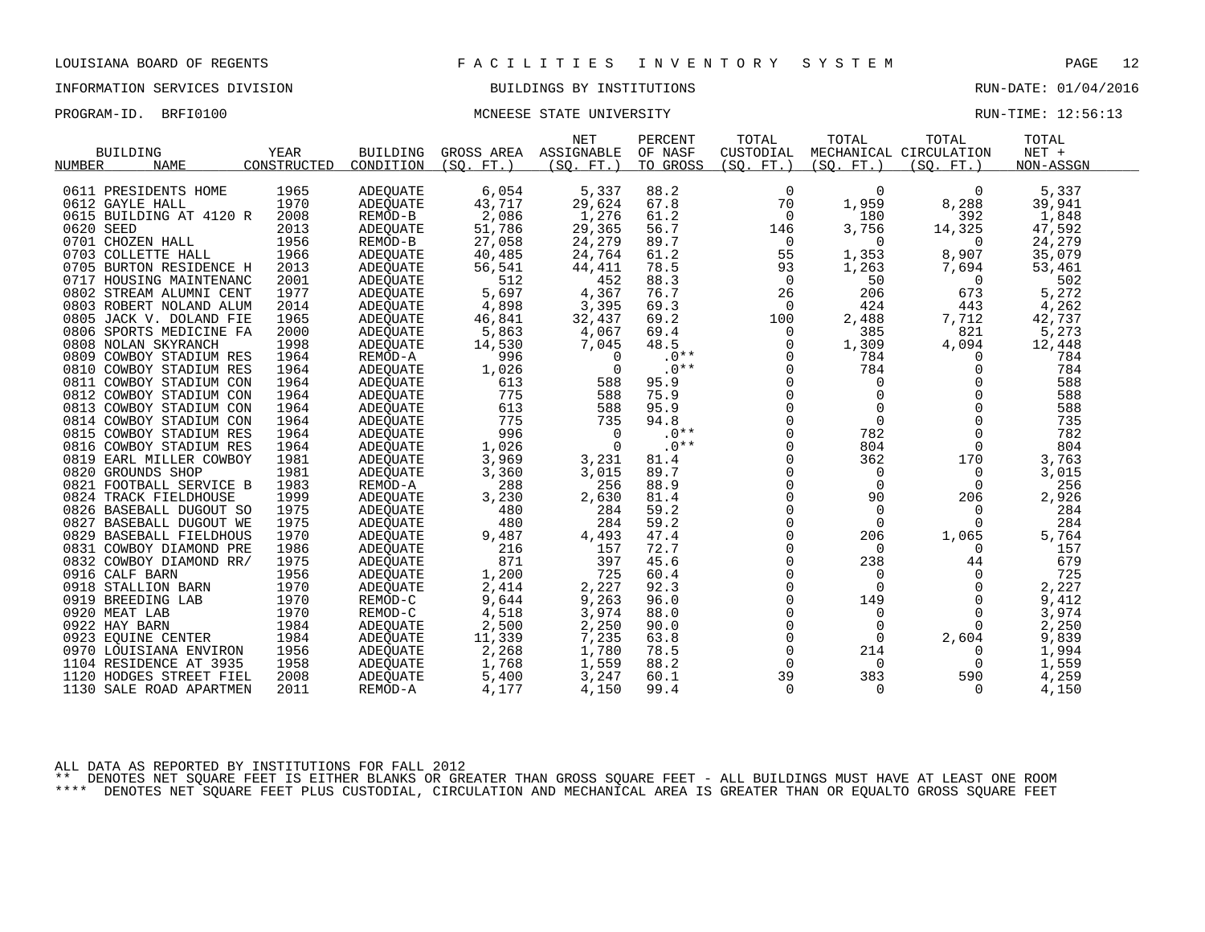LOUISIANA BOARD OF REGENTS — FACILITIES INVENTORY SYSTEM

INFORMATION SERVICES DIVISION — BUILDINGS BY INSTITUTIONS — RUN-DATE: 01/04/2016

PROGRAM-ID. BRFI0100 — MCNEESE STATE UNIVERSITY — RUN-TIME: 12:56:13

| BUILDING NUMBER | NAME | YEAR CONSTRUCTED | BUILDING CONDITION | GROSS AREA (SQ. FT.) | NET ASSIGNABLE (SQ. FT.) | PERCENT OF NASF TO GROSS | TOTAL CUSTODIAL (SQ. FT.) | TOTAL MECHANICAL (SQ. FT.) | TOTAL CIRCULATION (SQ. FT.) | TOTAL NET + NON-ASSGN |
|---|---|---|---|---|---|---|---|---|---|---|
| 0611 | PRESIDENTS HOME | 1965 | ADEQUATE | 6,054 | 5,337 | 88.2 | 0 | 0 | 0 | 5,337 |
| 0612 | GAYLE HALL | 1970 | ADEQUATE | 43,717 | 29,624 | 67.8 | 70 | 1,959 | 8,288 | 39,941 |
| 0615 | BUILDING AT 4120 R | 2008 | REMOD-B | 2,086 | 1,276 | 61.2 | 0 | 180 | 392 | 1,848 |
| 0620 | SEED | 2013 | ADEQUATE | 51,786 | 29,365 | 56.7 | 146 | 3,756 | 14,325 | 47,592 |
| 0701 | CHOZEN HALL | 1956 | REMOD-B | 27,058 | 24,279 | 89.7 | 0 | 0 | 0 | 24,279 |
| 0703 | COLLETTE HALL | 1966 | ADEQUATE | 40,485 | 24,764 | 61.2 | 55 | 1,353 | 8,907 | 35,079 |
| 0705 | BURTON RESIDENCE H | 2013 | ADEQUATE | 56,541 | 44,411 | 78.5 | 93 | 1,263 | 7,694 | 53,461 |
| 0717 | HOUSING MAINTENANC | 2001 | ADEQUATE | 512 | 452 | 88.3 | 0 | 50 | 0 | 502 |
| 0802 | STREAM ALUMNI CENT | 1977 | ADEQUATE | 5,697 | 4,367 | 76.7 | 26 | 206 | 673 | 5,272 |
| 0803 | ROBERT NOLAND ALUM | 2014 | ADEQUATE | 4,898 | 3,395 | 69.3 | 0 | 424 | 443 | 4,262 |
| 0805 | JACK V. DOLAND FIE | 1965 | ADEQUATE | 46,841 | 32,437 | 69.2 | 100 | 2,488 | 7,712 | 42,737 |
| 0806 | SPORTS MEDICINE FA | 2000 | ADEQUATE | 5,863 | 4,067 | 69.4 | 0 | 385 | 821 | 5,273 |
| 0808 | NOLAN SKYRANCH | 1998 | ADEQUATE | 14,530 | 7,045 | 48.5 | 0 | 1,309 | 4,094 | 12,448 |
| 0809 | COWBOY STADIUM RES | 1964 | REMOD-A | 996 | 0 | .0** | 0 | 784 | 0 | 784 |
| 0810 | COWBOY STADIUM RES | 1964 | ADEQUATE | 1,026 | 0 | .0** | 0 | 784 | 0 | 784 |
| 0811 | COWBOY STADIUM CON | 1964 | ADEQUATE | 613 | 588 | 95.9 | 0 | 0 | 0 | 588 |
| 0812 | COWBOY STADIUM CON | 1964 | ADEQUATE | 775 | 588 | 75.9 | 0 | 0 | 0 | 588 |
| 0813 | COWBOY STADIUM CON | 1964 | ADEQUATE | 613 | 588 | 95.9 | 0 | 0 | 0 | 588 |
| 0814 | COWBOY STADIUM CON | 1964 | ADEQUATE | 775 | 735 | 94.8 | 0 | 0 | 0 | 735 |
| 0815 | COWBOY STADIUM RES | 1964 | ADEQUATE | 996 | 0 | .0** | 0 | 782 | 0 | 782 |
| 0816 | COWBOY STADIUM RES | 1964 | ADEQUATE | 1,026 | 0 | .0** | 0 | 804 | 0 | 804 |
| 0819 | EARL MILLER COWBOY | 1981 | ADEQUATE | 3,969 | 3,231 | 81.4 | 0 | 362 | 170 | 3,763 |
| 0820 | GROUNDS SHOP | 1981 | ADEQUATE | 3,360 | 3,015 | 89.7 | 0 | 0 | 0 | 3,015 |
| 0821 | FOOTBALL SERVICE B | 1983 | REMOD-A | 288 | 256 | 88.9 | 0 | 0 | 0 | 256 |
| 0824 | TRACK FIELDHOUSE | 1999 | ADEQUATE | 3,230 | 2,630 | 81.4 | 0 | 90 | 206 | 2,926 |
| 0826 | BASEBALL DUGOUT SO | 1975 | ADEQUATE | 480 | 284 | 59.2 | 0 | 0 | 0 | 284 |
| 0827 | BASEBALL DUGOUT WE | 1975 | ADEQUATE | 480 | 284 | 59.2 | 0 | 0 | 0 | 284 |
| 0829 | BASEBALL FIELDHOUS | 1970 | ADEQUATE | 9,487 | 4,493 | 47.4 | 0 | 206 | 1,065 | 5,764 |
| 0831 | COWBOY DIAMOND PRE | 1986 | ADEQUATE | 216 | 157 | 72.7 | 0 | 0 | 0 | 157 |
| 0832 | COWBOY DIAMOND RR/ | 1975 | ADEQUATE | 871 | 397 | 45.6 | 0 | 238 | 44 | 679 |
| 0916 | CALF BARN | 1956 | ADEQUATE | 1,200 | 725 | 60.4 | 0 | 0 | 0 | 725 |
| 0918 | STALLION BARN | 1970 | ADEQUATE | 2,414 | 2,227 | 92.3 | 0 | 0 | 0 | 2,227 |
| 0919 | BREEDING LAB | 1970 | REMOD-C | 9,644 | 9,263 | 96.0 | 0 | 149 | 0 | 9,412 |
| 0920 | MEAT LAB | 1970 | REMOD-C | 4,518 | 3,974 | 88.0 | 0 | 0 | 0 | 3,974 |
| 0922 | HAY BARN | 1984 | ADEQUATE | 2,500 | 2,250 | 90.0 | 0 | 0 | 0 | 2,250 |
| 0923 | EQUINE CENTER | 1984 | ADEQUATE | 11,339 | 7,235 | 63.8 | 0 | 0 | 2,604 | 9,839 |
| 0970 | LOUISIANA ENVIRON | 1956 | ADEQUATE | 2,268 | 1,780 | 78.5 | 0 | 214 | 0 | 1,994 |
| 1104 | RESIDENCE AT 3935 | 1958 | ADEQUATE | 1,768 | 1,559 | 88.2 | 0 | 0 | 0 | 1,559 |
| 1120 | HODGES STREET FIEL | 2008 | ADEQUATE | 5,400 | 3,247 | 60.1 | 39 | 383 | 590 | 4,259 |
| 1130 | SALE ROAD APARTMEN | 2011 | REMOD-A | 4,177 | 4,150 | 99.4 | 0 | 0 | 0 | 4,150 |

ALL DATA AS REPORTED BY INSTITUTIONS FOR FALL 2012

** DENOTES NET SQUARE FEET IS EITHER BLANKS OR GREATER THAN GROSS SQUARE FEET - ALL BUILDINGS MUST HAVE AT LEAST ONE ROOM

**** DENOTES NET SQUARE FEET PLUS CUSTODIAL, CIRCULATION AND MECHANICAL AREA IS GREATER THAN OR EQUALTO GROSS SQUARE FEET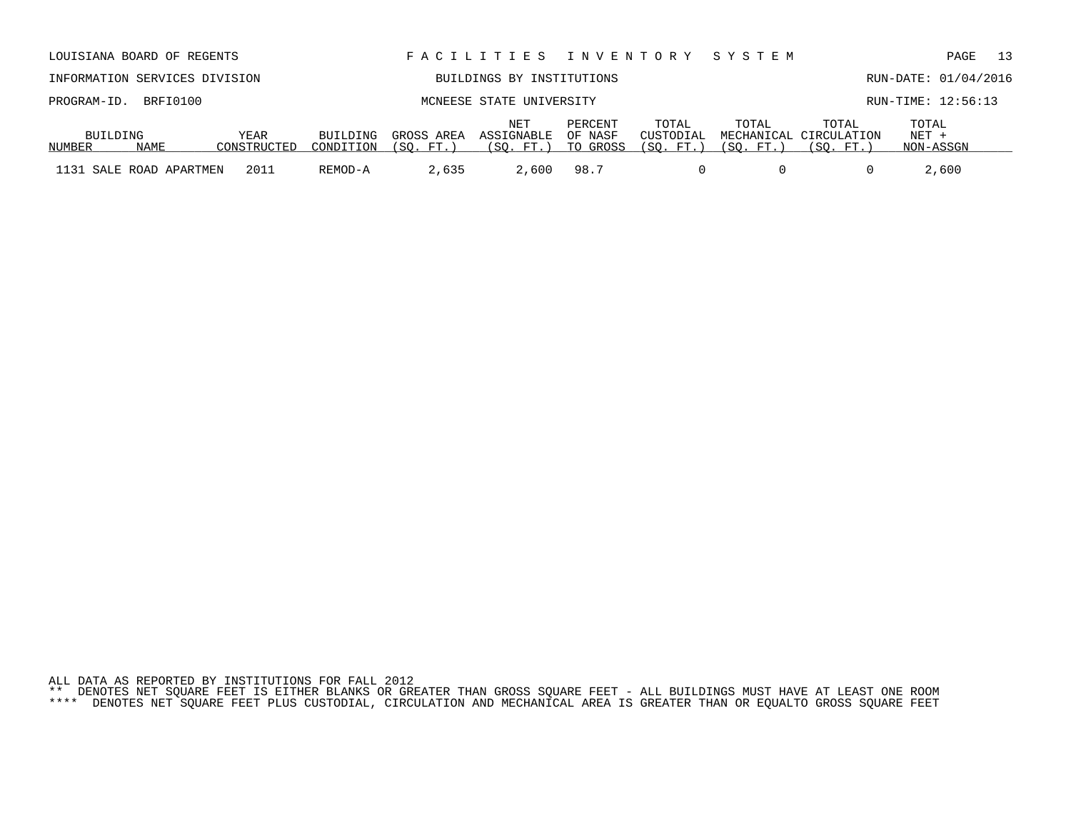LOUISIANA BOARD OF REGENTS — F A C I L I T I E S I N V E N T O R Y S Y S T E M

INFORMATION SERVICES DIVISION — BUILDINGS BY INSTITUTIONS — RUN-DATE: 01/04/2016

PROGRAM-ID. BRFI0100 — MCNEESE STATE UNIVERSITY — RUN-TIME: 12:56:13

| BUILDING NUMBER | NAME | YEAR CONSTRUCTED | BUILDING CONDITION | GROSS AREA (SQ. FT.) | NET ASSIGNABLE (SQ. FT.) | PERCENT OF NASF TO GROSS | TOTAL CUSTODIAL (SQ. FT.) | TOTAL MECHANICAL (SQ. FT.) | TOTAL CIRCULATION (SQ. FT.) | TOTAL NET + NON-ASSGN |
|---|---|---|---|---|---|---|---|---|---|---|
| 1131 | SALE ROAD APARTMEN | 2011 | REMOD-A | 2,635 | 2,600 | 98.7 | 0 | 0 | 0 | 2,600 |

ALL DATA AS REPORTED BY INSTITUTIONS FOR FALL 2012

** DENOTES NET SQUARE FEET IS EITHER BLANKS OR GREATER THAN GROSS SQUARE FEET - ALL BUILDINGS MUST HAVE AT LEAST ONE ROOM

**** DENOTES NET SQUARE FEET PLUS CUSTODIAL, CIRCULATION AND MECHANICAL AREA IS GREATER THAN OR EQUALTO GROSS SQUARE FEET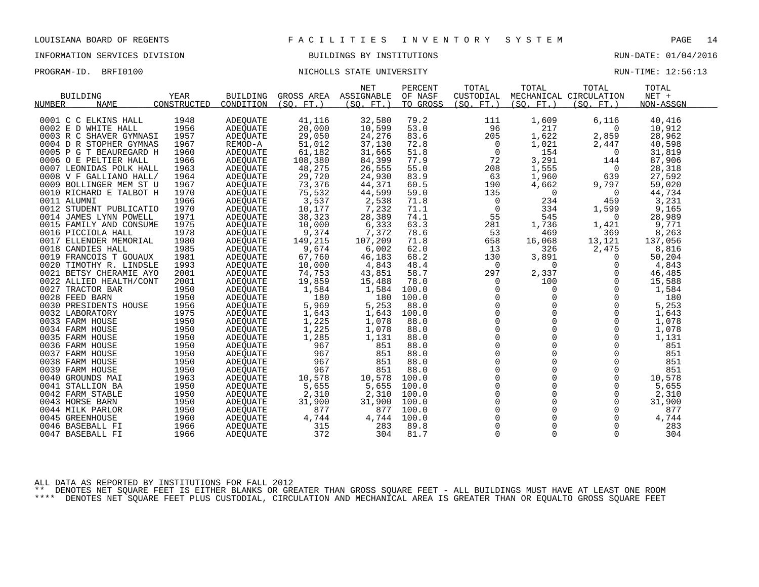LOUISIANA BOARD OF REGENTS — FACILITIES INVENTORY SYSTEM

INFORMATION SERVICES DIVISION — BUILDINGS BY INSTITUTIONS — RUN-DATE: 01/04/2016

PROGRAM-ID. BRFI0100 — NICHOLLS STATE UNIVERSITY — RUN-TIME: 12:56:13

| BUILDING NUMBER | NAME | YEAR CONSTRUCTED | BUILDING CONDITION | GROSS AREA (SQ. FT.) | NET ASSIGNABLE (SQ. FT.) | PERCENT OF NASF TO GROSS | TOTAL CUSTODIAL (SQ. FT.) | TOTAL MECHANICAL (SQ. FT.) | TOTAL CIRCULATION (SQ. FT.) | TOTAL NET + NON-ASSGN |
|---|---|---|---|---|---|---|---|---|---|---|
| 0001 | C C ELKINS HALL | 1948 | ADEQUATE | 41,116 | 32,580 | 79.2 | 111 | 1,609 | 6,116 | 40,416 |
| 0002 | E D WHITE HALL | 1956 | ADEQUATE | 20,000 | 10,599 | 53.0 | 96 | 217 | 0 | 10,912 |
| 0003 | R C SHAVER GYMNASI | 1957 | ADEQUATE | 29,050 | 24,276 | 83.6 | 205 | 1,622 | 2,859 | 28,962 |
| 0004 | D R STOPHER GYMNAS | 1967 | REMOD-A | 51,012 | 37,130 | 72.8 | 0 | 1,021 | 2,447 | 40,598 |
| 0005 | P G T BEAUREGARD H | 1960 | ADEQUATE | 61,182 | 31,665 | 51.8 | 0 | 154 | 0 | 31,819 |
| 0006 | O E PELTIER HALL | 1966 | ADEQUATE | 108,380 | 84,399 | 77.9 | 72 | 3,291 | 144 | 87,906 |
| 0007 | LEONIDAS POLK HALL | 1963 | ADEQUATE | 48,275 | 26,555 | 55.0 | 208 | 1,555 | 0 | 28,318 |
| 0008 | V F GALLIANO HALL/ | 1964 | ADEQUATE | 29,720 | 24,930 | 83.9 | 63 | 1,960 | 639 | 27,592 |
| 0009 | BOLLINGER MEM ST U | 1967 | ADEQUATE | 73,376 | 44,371 | 60.5 | 190 | 4,662 | 9,797 | 59,020 |
| 0010 | RICHARD E TALBOT H | 1970 | ADEQUATE | 75,532 | 44,599 | 59.0 | 135 | 0 | 0 | 44,734 |
| 0011 | ALUMNI | 1966 | ADEQUATE | 3,537 | 2,538 | 71.8 | 0 | 234 | 459 | 3,231 |
| 0012 | STUDENT PUBLICATIO | 1970 | ADEQUATE | 10,177 | 7,232 | 71.1 | 0 | 334 | 1,599 | 9,165 |
| 0014 | JAMES LYNN POWELL | 1971 | ADEQUATE | 38,323 | 28,389 | 74.1 | 55 | 545 | 0 | 28,989 |
| 0015 | FAMILY AND CONSUME | 1975 | ADEQUATE | 10,000 | 6,333 | 63.3 | 281 | 1,736 | 1,421 | 9,771 |
| 0016 | PICCIOLA HALL | 1978 | ADEQUATE | 9,374 | 7,372 | 78.6 | 53 | 469 | 369 | 8,263 |
| 0017 | ELLENDER MEMORIAL | 1980 | ADEQUATE | 149,215 | 107,209 | 71.8 | 658 | 16,068 | 13,121 | 137,056 |
| 0018 | CANDIES HALL | 1985 | ADEQUATE | 9,674 | 6,002 | 62.0 | 13 | 326 | 2,475 | 8,816 |
| 0019 | FRANCOIS T GOUAUX | 1981 | ADEQUATE | 67,760 | 46,183 | 68.2 | 130 | 3,891 | 0 | 50,204 |
| 0020 | TIMOTHY R. LINDSLE | 1993 | ADEQUATE | 10,000 | 4,843 | 48.4 | 0 | 0 | 0 | 4,843 |
| 0021 | BETSY CHERAMIE AYO | 2001 | ADEQUATE | 74,753 | 43,851 | 58.7 | 297 | 2,337 | 0 | 46,485 |
| 0022 | ALLIED HEALTH/CONT | 2001 | ADEQUATE | 19,859 | 15,488 | 78.0 | 0 | 100 | 0 | 15,588 |
| 0027 | TRACTOR BAR | 1950 | ADEQUATE | 1,584 | 1,584 | 100.0 | 0 | 0 | 0 | 1,584 |
| 0028 | FEED BARN | 1950 | ADEQUATE | 180 | 180 | 100.0 | 0 | 0 | 0 | 180 |
| 0030 | PRESIDENTS HOUSE | 1956 | ADEQUATE | 5,969 | 5,253 | 88.0 | 0 | 0 | 0 | 5,253 |
| 0032 | LABORATORY | 1975 | ADEQUATE | 1,643 | 1,643 | 100.0 | 0 | 0 | 0 | 1,643 |
| 0033 | FARM HOUSE | 1950 | ADEQUATE | 1,225 | 1,078 | 88.0 | 0 | 0 | 0 | 1,078 |
| 0034 | FARM HOUSE | 1950 | ADEQUATE | 1,225 | 1,078 | 88.0 | 0 | 0 | 0 | 1,078 |
| 0035 | FARM HOUSE | 1950 | ADEQUATE | 1,285 | 1,131 | 88.0 | 0 | 0 | 0 | 1,131 |
| 0036 | FARM HOUSE | 1950 | ADEQUATE | 967 | 851 | 88.0 | 0 | 0 | 0 | 851 |
| 0037 | FARM HOUSE | 1950 | ADEQUATE | 967 | 851 | 88.0 | 0 | 0 | 0 | 851 |
| 0038 | FARM HOUSE | 1950 | ADEQUATE | 967 | 851 | 88.0 | 0 | 0 | 0 | 851 |
| 0039 | FARM HOUSE | 1950 | ADEQUATE | 967 | 851 | 88.0 | 0 | 0 | 0 | 851 |
| 0040 | GROUNDS MAI | 1963 | ADEQUATE | 10,578 | 10,578 | 100.0 | 0 | 0 | 0 | 10,578 |
| 0041 | STALLION BA | 1950 | ADEQUATE | 5,655 | 5,655 | 100.0 | 0 | 0 | 0 | 5,655 |
| 0042 | FARM STABLE | 1950 | ADEQUATE | 2,310 | 2,310 | 100.0 | 0 | 0 | 0 | 2,310 |
| 0043 | HORSE BARN | 1950 | ADEQUATE | 31,900 | 31,900 | 100.0 | 0 | 0 | 0 | 31,900 |
| 0044 | MILK PARLOR | 1950 | ADEQUATE | 877 | 877 | 100.0 | 0 | 0 | 0 | 877 |
| 0045 | GREENHOUSE | 1960 | ADEQUATE | 4,744 | 4,744 | 100.0 | 0 | 0 | 0 | 4,744 |
| 0046 | BASEBALL FI | 1966 | ADEQUATE | 315 | 283 | 89.8 | 0 | 0 | 0 | 283 |
| 0047 | BASEBALL FI | 1966 | ADEQUATE | 372 | 304 | 81.7 | 0 | 0 | 0 | 304 |

ALL DATA AS REPORTED BY INSTITUTIONS FOR FALL 2012

** DENOTES NET SQUARE FEET IS EITHER BLANKS OR GREATER THAN GROSS SQUARE FEET - ALL BUILDINGS MUST HAVE AT LEAST ONE ROOM

**** DENOTES NET SQUARE FEET PLUS CUSTODIAL, CIRCULATION AND MECHANICAL AREA IS GREATER THAN OR EQUALTO GROSS SQUARE FEET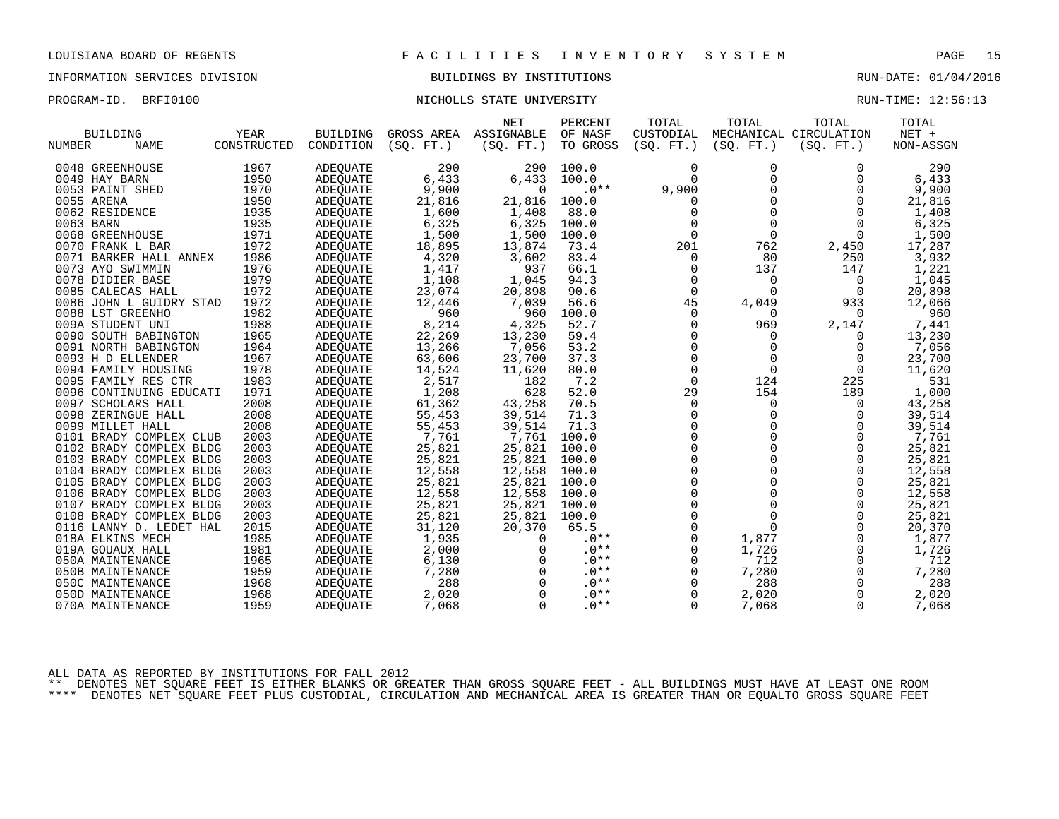LOUISIANA BOARD OF REGENTS — FACILITIES INVENTORY SYSTEM

INFORMATION SERVICES DIVISION — BUILDINGS BY INSTITUTIONS — RUN-DATE: 01/04/2016

PROGRAM-ID. BRFI0100 — NICHOLLS STATE UNIVERSITY — RUN-TIME: 12:56:13

| BUILDING NUMBER | BUILDING NAME | YEAR CONSTRUCTED | BUILDING CONDITION | GROSS AREA (SQ. FT.) | NET ASSIGNABLE (SQ. FT.) | PERCENT OF NASF TO GROSS | TOTAL CUSTODIAL (SQ. FT.) | TOTAL MECHANICAL (SQ. FT.) | TOTAL CIRCULATION (SQ. FT.) | TOTAL NET + NON-ASSGN |
|---|---|---|---|---|---|---|---|---|---|---|
| 0048 | GREENHOUSE | 1967 | ADEQUATE | 290 | 290 | 100.0 | 0 | 0 | 0 | 290 |
| 0049 | HAY BARN | 1950 | ADEQUATE | 6,433 | 6,433 | 100.0 | 0 | 0 | 0 | 6,433 |
| 0053 | PAINT SHED | 1970 | ADEQUATE | 9,900 | 0 | .0** | 9,900 | 0 | 0 | 9,900 |
| 0055 | ARENA | 1950 | ADEQUATE | 21,816 | 21,816 | 100.0 | 0 | 0 | 0 | 21,816 |
| 0062 | RESIDENCE | 1935 | ADEQUATE | 1,600 | 1,408 | 88.0 | 0 | 0 | 0 | 1,408 |
| 0063 | BARN | 1935 | ADEQUATE | 6,325 | 6,325 | 100.0 | 0 | 0 | 0 | 6,325 |
| 0068 | GREENHOUSE | 1971 | ADEQUATE | 1,500 | 1,500 | 100.0 | 0 | 0 | 0 | 1,500 |
| 0070 | FRANK L BAR | 1972 | ADEQUATE | 18,895 | 13,874 | 73.4 | 201 | 762 | 2,450 | 17,287 |
| 0071 | BARKER HALL ANNEX | 1986 | ADEQUATE | 4,320 | 3,602 | 83.4 | 0 | 80 | 250 | 3,932 |
| 0073 | AYO SWIMMIN | 1976 | ADEQUATE | 1,417 | 937 | 66.1 | 0 | 137 | 147 | 1,221 |
| 0078 | DIDIER BASE | 1979 | ADEQUATE | 1,108 | 1,045 | 94.3 | 0 | 0 | 0 | 1,045 |
| 0085 | CALECAS HALL | 1972 | ADEQUATE | 23,074 | 20,898 | 90.6 | 0 | 0 | 0 | 20,898 |
| 0086 | JOHN L GUIDRY STAD | 1972 | ADEQUATE | 12,446 | 7,039 | 56.6 | 45 | 4,049 | 933 | 12,066 |
| 0088 | LST GREENHO | 1982 | ADEQUATE | 960 | 960 | 100.0 | 0 | 0 | 0 | 960 |
| 009A | STUDENT UNI | 1988 | ADEQUATE | 8,214 | 4,325 | 52.7 | 0 | 969 | 2,147 | 7,441 |
| 0090 | SOUTH BABINGTON | 1965 | ADEQUATE | 22,269 | 13,230 | 59.4 | 0 | 0 | 0 | 13,230 |
| 0091 | NORTH BABINGTON | 1964 | ADEQUATE | 13,266 | 7,056 | 53.2 | 0 | 0 | 0 | 7,056 |
| 0093 | H D ELLENDER | 1967 | ADEQUATE | 63,606 | 23,700 | 37.3 | 0 | 0 | 0 | 23,700 |
| 0094 | FAMILY HOUSING | 1978 | ADEQUATE | 14,524 | 11,620 | 80.0 | 0 | 0 | 0 | 11,620 |
| 0095 | FAMILY RES CTR | 1983 | ADEQUATE | 2,517 | 182 | 7.2 | 0 | 124 | 225 | 531 |
| 0096 | CONTINUING EDUCATI | 1971 | ADEQUATE | 1,208 | 628 | 52.0 | 29 | 154 | 189 | 1,000 |
| 0097 | SCHOLARS HALL | 2008 | ADEQUATE | 61,362 | 43,258 | 70.5 | 0 | 0 | 0 | 43,258 |
| 0098 | ZERINGUE HALL | 2008 | ADEQUATE | 55,453 | 39,514 | 71.3 | 0 | 0 | 0 | 39,514 |
| 0099 | MILLET HALL | 2008 | ADEQUATE | 55,453 | 39,514 | 71.3 | 0 | 0 | 0 | 39,514 |
| 0101 | BRADY COMPLEX CLUB | 2003 | ADEQUATE | 7,761 | 7,761 | 100.0 | 0 | 0 | 0 | 7,761 |
| 0102 | BRADY COMPLEX BLDG | 2003 | ADEQUATE | 25,821 | 25,821 | 100.0 | 0 | 0 | 0 | 25,821 |
| 0103 | BRADY COMPLEX BLDG | 2003 | ADEQUATE | 25,821 | 25,821 | 100.0 | 0 | 0 | 0 | 25,821 |
| 0104 | BRADY COMPLEX BLDG | 2003 | ADEQUATE | 12,558 | 12,558 | 100.0 | 0 | 0 | 0 | 12,558 |
| 0105 | BRADY COMPLEX BLDG | 2003 | ADEQUATE | 25,821 | 25,821 | 100.0 | 0 | 0 | 0 | 25,821 |
| 0106 | BRADY COMPLEX BLDG | 2003 | ADEQUATE | 12,558 | 12,558 | 100.0 | 0 | 0 | 0 | 12,558 |
| 0107 | BRADY COMPLEX BLDG | 2003 | ADEQUATE | 25,821 | 25,821 | 100.0 | 0 | 0 | 0 | 25,821 |
| 0108 | BRADY COMPLEX BLDG | 2003 | ADEQUATE | 25,821 | 25,821 | 100.0 | 0 | 0 | 0 | 25,821 |
| 0116 | LANNY D. LEDET HAL | 2015 | ADEQUATE | 31,120 | 20,370 | 65.5 | 0 | 0 | 0 | 20,370 |
| 018A | ELKINS MECH | 1985 | ADEQUATE | 1,935 | 0 | .0** | 0 | 1,877 | 0 | 1,877 |
| 019A | GOUAUX HALL | 1981 | ADEQUATE | 2,000 | 0 | .0** | 0 | 1,726 | 0 | 1,726 |
| 050A | MAINTENANCE | 1965 | ADEQUATE | 6,130 | 0 | .0** | 0 | 712 | 0 | 712 |
| 050B | MAINTENANCE | 1959 | ADEQUATE | 7,280 | 0 | .0** | 0 | 7,280 | 0 | 7,280 |
| 050C | MAINTENANCE | 1968 | ADEQUATE | 288 | 0 | .0** | 0 | 288 | 0 | 288 |
| 050D | MAINTENANCE | 1968 | ADEQUATE | 2,020 | 0 | .0** | 0 | 2,020 | 0 | 2,020 |
| 070A | MAINTENANCE | 1959 | ADEQUATE | 7,068 | 0 | .0** | 0 | 7,068 | 0 | 7,068 |

ALL DATA AS REPORTED BY INSTITUTIONS FOR FALL 2012

** DENOTES NET SQUARE FEET IS EITHER BLANKS OR GREATER THAN GROSS SQUARE FEET - ALL BUILDINGS MUST HAVE AT LEAST ONE ROOM

**** DENOTES NET SQUARE FEET PLUS CUSTODIAL, CIRCULATION AND MECHANICAL AREA IS GREATER THAN OR EQUALTO GROSS SQUARE FEET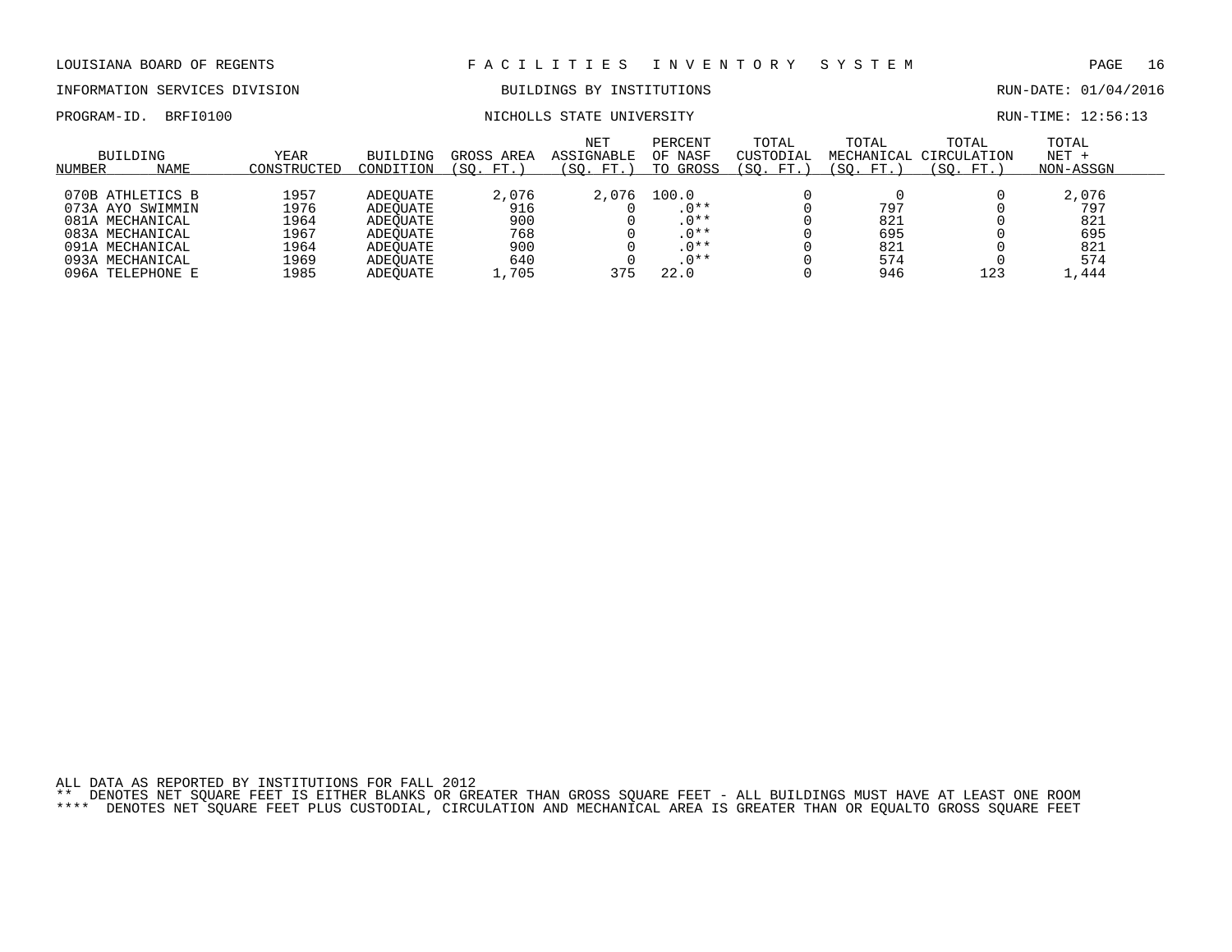LOUISIANA BOARD OF REGENTS — FACILITIES INVENTORY SYSTEM

INFORMATION SERVICES DIVISION — BUILDINGS BY INSTITUTIONS — RUN-DATE: 01/04/2016

PROGRAM-ID. BRFI0100 — NICHOLLS STATE UNIVERSITY — RUN-TIME: 12:56:13

| BUILDING NUMBER | BUILDING NAME | YEAR CONSTRUCTED | BUILDING CONDITION | GROSS AREA (SQ. FT.) | NET ASSIGNABLE (SQ. FT.) | PERCENT OF NASF TO GROSS | TOTAL CUSTODIAL (SQ. FT.) | TOTAL MECHANICAL (SQ. FT.) | TOTAL CIRCULATION (SQ. FT.) | TOTAL NET + NON-ASSGN |
|---|---|---|---|---|---|---|---|---|---|---|
| 070B | ATHLETICS B | 1957 | ADEQUATE | 2,076 | 2,076 | 100.0 | 0 | 0 | 0 | 2,076 |
| 073A | AYO SWIMMIN | 1976 | ADEQUATE | 916 | 0 | .0** | 0 | 797 | 0 | 797 |
| 081A | MECHANICAL | 1964 | ADEQUATE | 900 | 0 | .0** | 0 | 821 | 0 | 821 |
| 083A | MECHANICAL | 1967 | ADEQUATE | 768 | 0 | .0** | 0 | 695 | 0 | 695 |
| 091A | MECHANICAL | 1964 | ADEQUATE | 900 | 0 | .0** | 0 | 821 | 0 | 821 |
| 093A | MECHANICAL | 1969 | ADEQUATE | 640 | 0 | .0** | 0 | 574 | 0 | 574 |
| 096A | TELEPHONE E | 1985 | ADEQUATE | 1,705 | 375 | 22.0 | 0 | 946 | 123 | 1,444 |

ALL DATA AS REPORTED BY INSTITUTIONS FOR FALL 2012

** DENOTES NET SQUARE FEET IS EITHER BLANKS OR GREATER THAN GROSS SQUARE FEET - ALL BUILDINGS MUST HAVE AT LEAST ONE ROOM

**** DENOTES NET SQUARE FEET PLUS CUSTODIAL, CIRCULATION AND MECHANICAL AREA IS GREATER THAN OR EQUALTO GROSS SQUARE FEET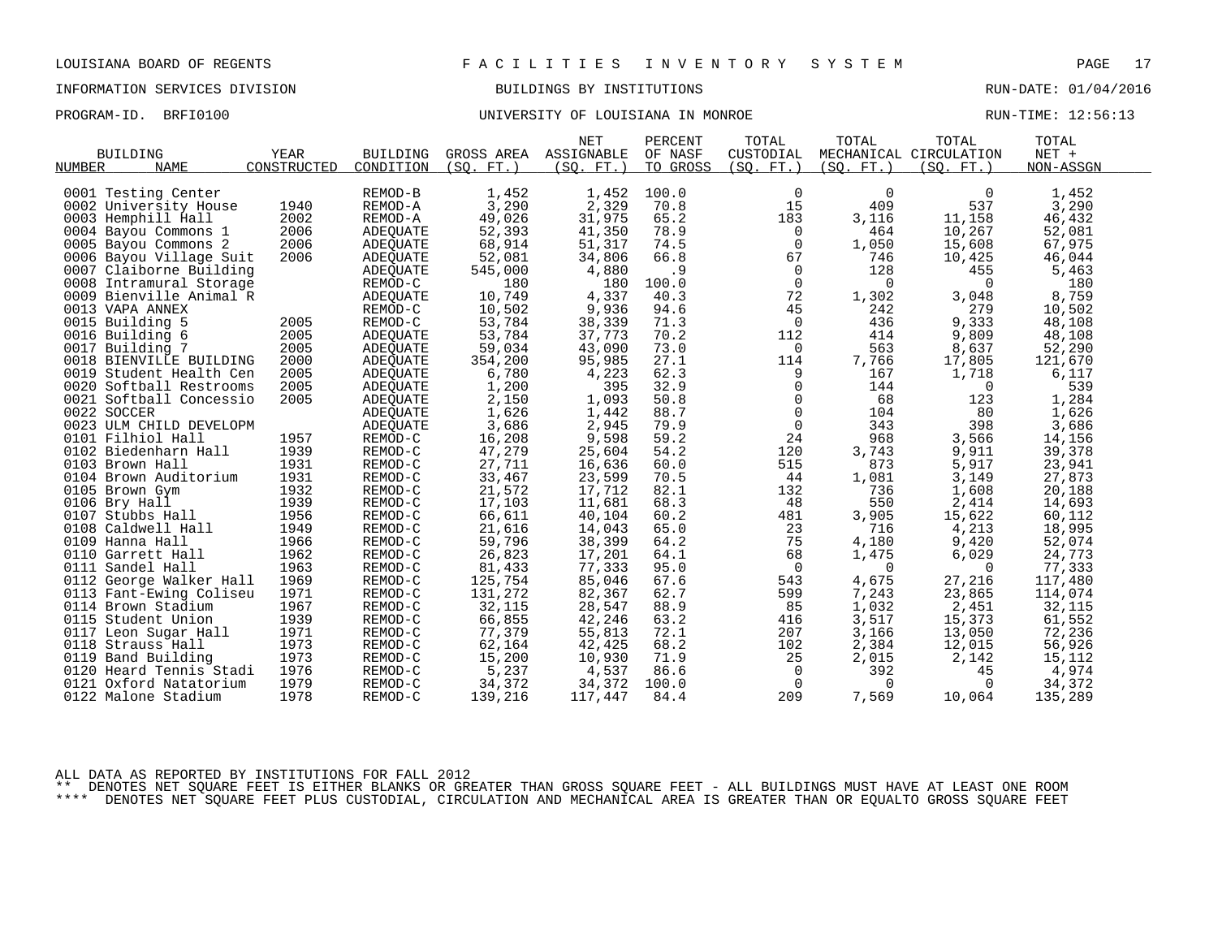LOUISIANA BOARD OF REGENTS — FACILITIES INVENTORY SYSTEM

INFORMATION SERVICES DIVISION — BUILDINGS BY INSTITUTIONS — RUN-DATE: 01/04/2016

PROGRAM-ID. BRFI0100 — UNIVERSITY OF LOUISIANA IN MONROE — RUN-TIME: 12:56:13

| BUILDING NUMBER | NAME | YEAR CONSTRUCTED | BUILDING CONDITION | GROSS AREA (SQ. FT.) | NET ASSIGNABLE (SQ. FT.) | PERCENT OF NASF TO GROSS | TOTAL CUSTODIAL (SQ. FT.) | TOTAL MECHANICAL (SQ. FT.) | TOTAL CIRCULATION (SQ. FT.) | TOTAL NET + NON-ASSGN |
|---|---|---|---|---|---|---|---|---|---|---|
| 0001 | Testing Center | | REMOD-B | 1,452 | 1,452 | 100.0 | 0 | 0 | 0 | 1,452 |
| 0002 | University House | 1940 | REMOD-A | 3,290 | 2,329 | 70.8 | 15 | 409 | 537 | 3,290 |
| 0003 | Hemphill Hall | 2002 | REMOD-A | 49,026 | 31,975 | 65.2 | 183 | 3,116 | 11,158 | 46,432 |
| 0004 | Bayou Commons 1 | 2006 | ADEQUATE | 52,393 | 41,350 | 78.9 | 0 | 464 | 10,267 | 52,081 |
| 0005 | Bayou Commons 2 | 2006 | ADEQUATE | 68,914 | 51,317 | 74.5 | 0 | 1,050 | 15,608 | 67,975 |
| 0006 | Bayou Village Suit | 2006 | ADEQUATE | 52,081 | 34,806 | 66.8 | 67 | 746 | 10,425 | 46,044 |
| 0007 | Claiborne Building | | ADEQUATE | 545,000 | 4,880 | .9 | 0 | 128 | 455 | 5,463 |
| 0008 | Intramural Storage | | REMOD-C | 180 | 180 | 100.0 | 0 | 0 | 0 | 180 |
| 0009 | Bienville Animal R | | ADEQUATE | 10,749 | 4,337 | 40.3 | 72 | 1,302 | 3,048 | 8,759 |
| 0013 | VAPA ANNEX | | REMOD-C | 10,502 | 9,936 | 94.6 | 45 | 242 | 279 | 10,502 |
| 0015 | Building 5 | 2005 | REMOD-C | 53,784 | 38,339 | 71.3 | 0 | 436 | 9,333 | 48,108 |
| 0016 | Building 6 | 2005 | ADEQUATE | 53,784 | 37,773 | 70.2 | 112 | 414 | 9,809 | 48,108 |
| 0017 | Building 7 | 2005 | ADEQUATE | 59,034 | 43,090 | 73.0 | 0 | 563 | 8,637 | 52,290 |
| 0018 | BIENVILLE BUILDING | 2000 | ADEQUATE | 354,200 | 95,985 | 27.1 | 114 | 7,766 | 17,805 | 121,670 |
| 0019 | Student Health Cen | 2005 | ADEQUATE | 6,780 | 4,223 | 62.3 | 9 | 167 | 1,718 | 6,117 |
| 0020 | Softball Restrooms | 2005 | ADEQUATE | 1,200 | 395 | 32.9 | 0 | 144 | 0 | 539 |
| 0021 | Softball Concessio | 2005 | ADEQUATE | 2,150 | 1,093 | 50.8 | 0 | 68 | 123 | 1,284 |
| 0022 | SOCCER | | ADEQUATE | 1,626 | 1,442 | 88.7 | 0 | 104 | 80 | 1,626 |
| 0023 | ULM CHILD DEVELOPM | | ADEQUATE | 3,686 | 2,945 | 79.9 | 0 | 343 | 398 | 3,686 |
| 0101 | Filhiol Hall | 1957 | REMOD-C | 16,208 | 9,598 | 59.2 | 24 | 968 | 3,566 | 14,156 |
| 0102 | Biedenharn Hall | 1939 | REMOD-C | 47,279 | 25,604 | 54.2 | 120 | 3,743 | 9,911 | 39,378 |
| 0103 | Brown Hall | 1931 | REMOD-C | 27,711 | 16,636 | 60.0 | 515 | 873 | 5,917 | 23,941 |
| 0104 | Brown Auditorium | 1931 | REMOD-C | 33,467 | 23,599 | 70.5 | 44 | 1,081 | 3,149 | 27,873 |
| 0105 | Brown Gym | 1932 | REMOD-C | 21,572 | 17,712 | 82.1 | 132 | 736 | 1,608 | 20,188 |
| 0106 | Bry Hall | 1939 | REMOD-C | 17,103 | 11,681 | 68.3 | 48 | 550 | 2,414 | 14,693 |
| 0107 | Stubbs Hall | 1956 | REMOD-C | 66,611 | 40,104 | 60.2 | 481 | 3,905 | 15,622 | 60,112 |
| 0108 | Caldwell Hall | 1949 | REMOD-C | 21,616 | 14,043 | 65.0 | 23 | 716 | 4,213 | 18,995 |
| 0109 | Hanna Hall | 1966 | REMOD-C | 59,796 | 38,399 | 64.2 | 75 | 4,180 | 9,420 | 52,074 |
| 0110 | Garrett Hall | 1962 | REMOD-C | 26,823 | 17,201 | 64.1 | 68 | 1,475 | 6,029 | 24,773 |
| 0111 | Sandel Hall | 1963 | REMOD-C | 81,433 | 77,333 | 95.0 | 0 | 0 | 0 | 77,333 |
| 0112 | George Walker Hall | 1969 | REMOD-C | 125,754 | 85,046 | 67.6 | 543 | 4,675 | 27,216 | 117,480 |
| 0113 | Fant-Ewing Coliseu | 1971 | REMOD-C | 131,272 | 82,367 | 62.7 | 599 | 7,243 | 23,865 | 114,074 |
| 0114 | Brown Stadium | 1967 | REMOD-C | 32,115 | 28,547 | 88.9 | 85 | 1,032 | 2,451 | 32,115 |
| 0115 | Student Union | 1939 | REMOD-C | 66,855 | 42,246 | 63.2 | 416 | 3,517 | 15,373 | 61,552 |
| 0117 | Leon Sugar Hall | 1971 | REMOD-C | 77,379 | 55,813 | 72.1 | 207 | 3,166 | 13,050 | 72,236 |
| 0118 | Strauss Hall | 1973 | REMOD-C | 62,164 | 42,425 | 68.2 | 102 | 2,384 | 12,015 | 56,926 |
| 0119 | Band Building | 1973 | REMOD-C | 15,200 | 10,930 | 71.9 | 25 | 2,015 | 2,142 | 15,112 |
| 0120 | Heard Tennis Stadi | 1976 | REMOD-C | 5,237 | 4,537 | 86.6 | 0 | 392 | 45 | 4,974 |
| 0121 | Oxford Natatorium | 1979 | REMOD-C | 34,372 | 34,372 | 100.0 | 0 | 0 | 0 | 34,372 |
| 0122 | Malone Stadium | 1978 | REMOD-C | 139,216 | 117,447 | 84.4 | 209 | 7,569 | 10,064 | 135,289 |

ALL DATA AS REPORTED BY INSTITUTIONS FOR FALL 2012

** DENOTES NET SQUARE FEET IS EITHER BLANKS OR GREATER THAN GROSS SQUARE FEET - ALL BUILDINGS MUST HAVE AT LEAST ONE ROOM

**** DENOTES NET SQUARE FEET PLUS CUSTODIAL, CIRCULATION AND MECHANICAL AREA IS GREATER THAN OR EQUALTO GROSS SQUARE FEET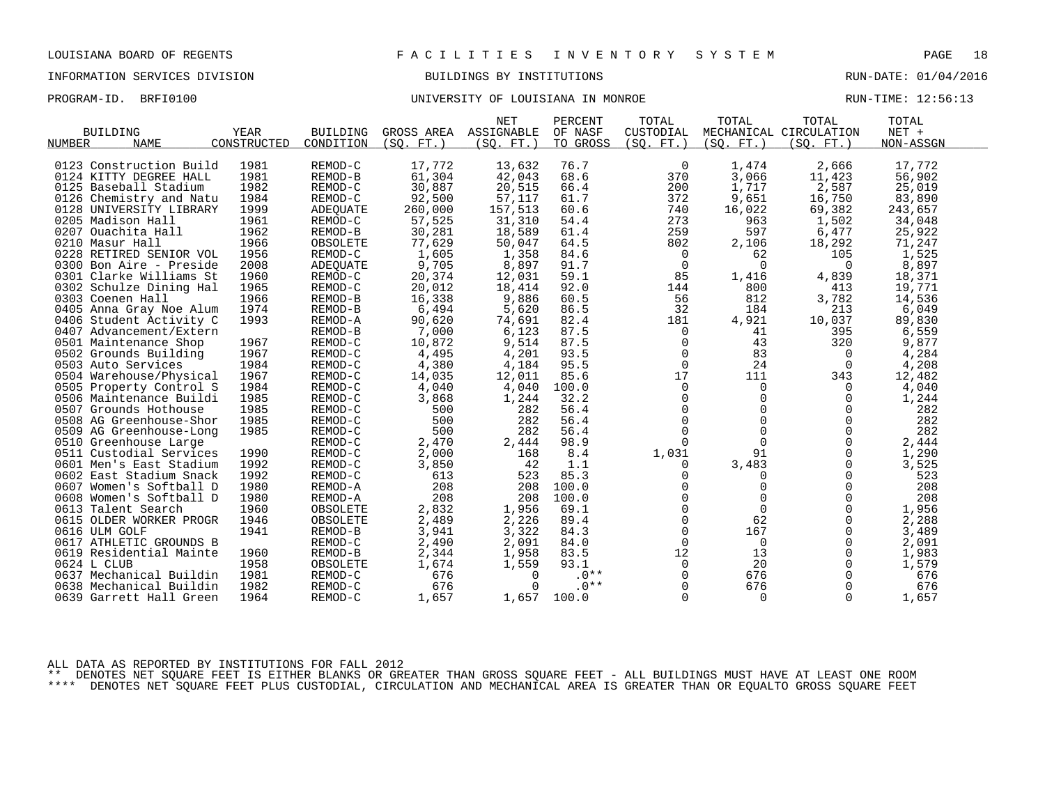LOUISIANA BOARD OF REGENTS — FACILITIES INVENTORY SYSTEM

INFORMATION SERVICES DIVISION — BUILDINGS BY INSTITUTIONS — RUN-DATE: 01/04/2016

PROGRAM-ID. BRFI0100 — UNIVERSITY OF LOUISIANA IN MONROE — RUN-TIME: 12:56:13

| BUILDING NUMBER | NAME | YEAR CONSTRUCTED | BUILDING CONDITION | GROSS AREA (SQ. FT.) | NET ASSIGNABLE (SQ. FT.) | PERCENT OF NASF TO GROSS | TOTAL CUSTODIAL (SQ. FT.) | TOTAL MECHANICAL (SQ. FT.) | TOTAL CIRCULATION (SQ. FT.) | TOTAL NET + NON-ASSGN |
|---|---|---|---|---|---|---|---|---|---|---|
| 0123 | Construction Build | 1981 | REMOD-C | 17,772 | 13,632 | 76.7 | 0 | 1,474 | 2,666 | 17,772 |
| 0124 | KITTY DEGREE HALL | 1981 | REMOD-B | 61,304 | 42,043 | 68.6 | 370 | 3,066 | 11,423 | 56,902 |
| 0125 | Baseball Stadium | 1982 | REMOD-C | 30,887 | 20,515 | 66.4 | 200 | 1,717 | 2,587 | 25,019 |
| 0126 | Chemistry and Natu | 1984 | REMOD-C | 92,500 | 57,117 | 61.7 | 372 | 9,651 | 16,750 | 83,890 |
| 0128 | UNIVERSITY LIBRARY | 1999 | ADEQUATE | 260,000 | 157,513 | 60.6 | 740 | 16,022 | 69,382 | 243,657 |
| 0205 | Madison Hall | 1961 | REMOD-C | 57,525 | 31,310 | 54.4 | 273 | 963 | 1,502 | 34,048 |
| 0207 | Ouachita Hall | 1962 | REMOD-B | 30,281 | 18,589 | 61.4 | 259 | 597 | 6,477 | 25,922 |
| 0210 | Masur Hall | 1966 | OBSOLETE | 77,629 | 50,047 | 64.5 | 802 | 2,106 | 18,292 | 71,247 |
| 0228 | RETIRED SENIOR VOL | 1956 | REMOD-C | 1,605 | 1,358 | 84.6 | 0 | 62 | 105 | 1,525 |
| 0300 | Bon Aire - Preside | 2008 | ADEQUATE | 9,705 | 8,897 | 91.7 | 0 | 0 | 0 | 8,897 |
| 0301 | Clarke Williams St | 1960 | REMOD-C | 20,374 | 12,031 | 59.1 | 85 | 1,416 | 4,839 | 18,371 |
| 0302 | Schulze Dining Hal | 1965 | REMOD-C | 20,012 | 18,414 | 92.0 | 144 | 800 | 413 | 19,771 |
| 0303 | Coenen Hall | 1966 | REMOD-B | 16,338 | 9,886 | 60.5 | 56 | 812 | 3,782 | 14,536 |
| 0405 | Anna Gray Noe Alum | 1974 | REMOD-B | 6,494 | 5,620 | 86.5 | 32 | 184 | 213 | 6,049 |
| 0406 | Student Activity C | 1993 | REMOD-A | 90,620 | 74,691 | 82.4 | 181 | 4,921 | 10,037 | 89,830 |
| 0407 | Advancement/Extern | | REMOD-B | 7,000 | 6,123 | 87.5 | 0 | 41 | 395 | 6,559 |
| 0501 | Maintenance Shop | 1967 | REMOD-C | 10,872 | 9,514 | 87.5 | 0 | 43 | 320 | 9,877 |
| 0502 | Grounds Building | 1967 | REMOD-C | 4,495 | 4,201 | 93.5 | 0 | 83 | 0 | 4,284 |
| 0503 | Auto Services | 1984 | REMOD-C | 4,380 | 4,184 | 95.5 | 0 | 24 | 0 | 4,208 |
| 0504 | Warehouse/Physical | 1967 | REMOD-C | 14,035 | 12,011 | 85.6 | 17 | 111 | 343 | 12,482 |
| 0505 | Property Control S | 1984 | REMOD-C | 4,040 | 4,040 | 100.0 | 0 | 0 | 0 | 4,040 |
| 0506 | Maintenance Buildi | 1985 | REMOD-C | 3,868 | 1,244 | 32.2 | 0 | 0 | 0 | 1,244 |
| 0507 | Grounds Hothouse | 1985 | REMOD-C | 500 | 282 | 56.4 | 0 | 0 | 0 | 282 |
| 0508 | AG Greenhouse-Shor | 1985 | REMOD-C | 500 | 282 | 56.4 | 0 | 0 | 0 | 282 |
| 0509 | AG Greenhouse-Long | 1985 | REMOD-C | 500 | 282 | 56.4 | 0 | 0 | 0 | 282 |
| 0510 | Greenhouse Large | | REMOD-C | 2,470 | 2,444 | 98.9 | 0 | 0 | 0 | 2,444 |
| 0511 | Custodial Services | 1990 | REMOD-C | 2,000 | 168 | 8.4 | 1,031 | 91 | 0 | 1,290 |
| 0601 | Men's East Stadium | 1992 | REMOD-C | 3,850 | 42 | 1.1 | 0 | 3,483 | 0 | 3,525 |
| 0602 | East Stadium Snack | 1992 | REMOD-C | 613 | 523 | 85.3 | 0 | 0 | 0 | 523 |
| 0607 | Women's Softball D | 1980 | REMOD-A | 208 | 208 | 100.0 | 0 | 0 | 0 | 208 |
| 0608 | Women's Softball D | 1980 | REMOD-A | 208 | 208 | 100.0 | 0 | 0 | 0 | 208 |
| 0613 | Talent Search | 1960 | OBSOLETE | 2,832 | 1,956 | 69.1 | 0 | 0 | 0 | 1,956 |
| 0615 | OLDER WORKER PROGR | 1946 | OBSOLETE | 2,489 | 2,226 | 89.4 | 0 | 62 | 0 | 2,288 |
| 0616 | ULM GOLF | 1941 | REMOD-B | 3,941 | 3,322 | 84.3 | 0 | 167 | 0 | 3,489 |
| 0617 | ATHLETIC GROUNDS B | | REMOD-C | 2,490 | 2,091 | 84.0 | 0 | 0 | 0 | 2,091 |
| 0619 | Residential Mainte | 1960 | REMOD-B | 2,344 | 1,958 | 83.5 | 12 | 13 | 0 | 1,983 |
| 0624 | L CLUB | 1958 | OBSOLETE | 1,674 | 1,559 | 93.1 | 0 | 20 | 0 | 1,579 |
| 0637 | Mechanical Buildin | 1981 | REMOD-C | 676 | 0 | .0** | 0 | 676 | 0 | 676 |
| 0638 | Mechanical Buildin | 1982 | REMOD-C | 676 | 0 | .0** | 0 | 676 | 0 | 676 |
| 0639 | Garrett Hall Green | 1964 | REMOD-C | 1,657 | 1,657 | 100.0 | 0 | 0 | 0 | 1,657 |

ALL DATA AS REPORTED BY INSTITUTIONS FOR FALL 2012

** DENOTES NET SQUARE FEET IS EITHER BLANKS OR GREATER THAN GROSS SQUARE FEET - ALL BUILDINGS MUST HAVE AT LEAST ONE ROOM

**** DENOTES NET SQUARE FEET PLUS CUSTODIAL, CIRCULATION AND MECHANICAL AREA IS GREATER THAN OR EQUALTO GROSS SQUARE FEET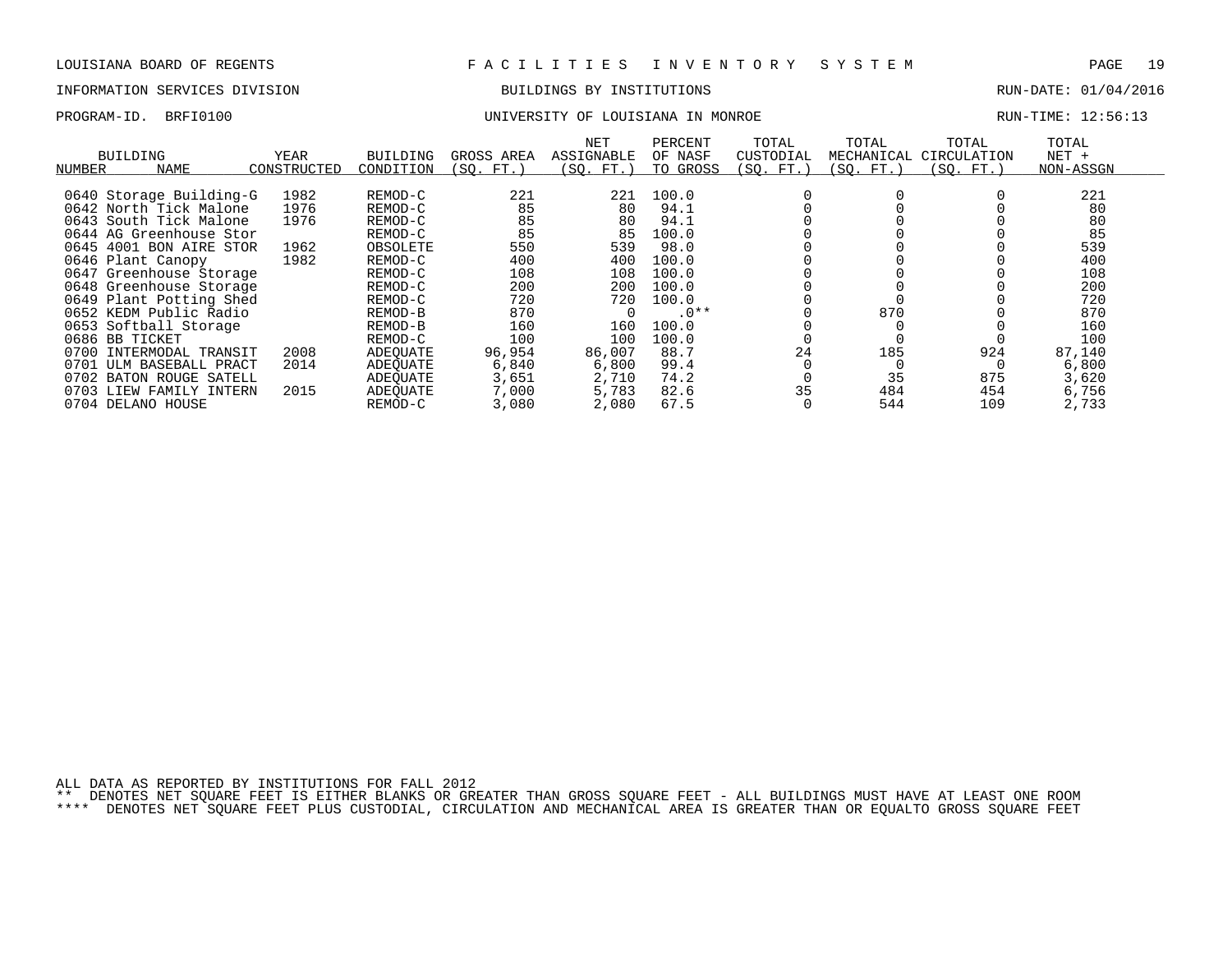LOUISIANA BOARD OF REGENTS — F A C I L I T I E S   I N V E N T O R Y   S Y S T E M

INFORMATION SERVICES DIVISION — BUILDINGS BY INSTITUTIONS — RUN-DATE: 01/04/2016

PROGRAM-ID. BRFI0100 — UNIVERSITY OF LOUISIANA IN MONROE — RUN-TIME: 12:56:13

| BUILDING NUMBER | NAME | YEAR CONSTRUCTED | BUILDING CONDITION | GROSS AREA (SQ. FT.) | NET ASSIGNABLE (SQ. FT.) | PERCENT OF NASF TO GROSS | TOTAL CUSTODIAL (SQ. FT.) | TOTAL MECHANICAL (SQ. FT.) | TOTAL CIRCULATION (SQ. FT.) | TOTAL NET + NON-ASSGN |
|---|---|---|---|---|---|---|---|---|---|---|
| 0640 | Storage Building-G | 1982 | REMOD-C | 221 | 221 | 100.0 | 0 | 0 | 0 | 221 |
| 0642 | North Tick Malone | 1976 | REMOD-C | 85 | 80 | 94.1 | 0 | 0 | 0 | 80 |
| 0643 | South Tick Malone | 1976 | REMOD-C | 85 | 80 | 94.1 | 0 | 0 | 0 | 80 |
| 0644 | AG Greenhouse Stor | | REMOD-C | 85 | 85 | 100.0 | 0 | 0 | 0 | 85 |
| 0645 | 4001 BON AIRE STOR | 1962 | OBSOLETE | 550 | 539 | 98.0 | 0 | 0 | 0 | 539 |
| 0646 | Plant Canopy | 1982 | REMOD-C | 400 | 400 | 100.0 | 0 | 0 | 0 | 400 |
| 0647 | Greenhouse Storage | | REMOD-C | 108 | 108 | 100.0 | 0 | 0 | 0 | 108 |
| 0648 | Greenhouse Storage | | REMOD-C | 200 | 200 | 100.0 | 0 | 0 | 0 | 200 |
| 0649 | Plant Potting Shed | | REMOD-C | 720 | 720 | 100.0 | 0 | 0 | 0 | 720 |
| 0652 | KEDM Public Radio | | REMOD-B | 870 | 0 | .0** | 0 | 870 | 0 | 870 |
| 0653 | Softball Storage | | REMOD-B | 160 | 160 | 100.0 | 0 | 0 | 0 | 160 |
| 0686 | BB TICKET | | REMOD-C | 100 | 100 | 100.0 | 0 | 0 | 0 | 100 |
| 0700 | INTERMODAL TRANSIT | 2008 | ADEQUATE | 96,954 | 86,007 | 88.7 | 24 | 185 | 924 | 87,140 |
| 0701 | ULM BASEBALL PRACT | 2014 | ADEQUATE | 6,840 | 6,800 | 99.4 | 0 | 0 | 0 | 6,800 |
| 0702 | BATON ROUGE SATELL | | ADEQUATE | 3,651 | 2,710 | 74.2 | 0 | 35 | 875 | 3,620 |
| 0703 | LIEW FAMILY INTERN | 2015 | ADEQUATE | 7,000 | 5,783 | 82.6 | 35 | 484 | 454 | 6,756 |
| 0704 | DELANO HOUSE | | REMOD-C | 3,080 | 2,080 | 67.5 | 0 | 544 | 109 | 2,733 |

ALL DATA AS REPORTED BY INSTITUTIONS FOR FALL 2012

** DENOTES NET SQUARE FEET IS EITHER BLANKS OR GREATER THAN GROSS SQUARE FEET - ALL BUILDINGS MUST HAVE AT LEAST ONE ROOM

**** DENOTES NET SQUARE FEET PLUS CUSTODIAL, CIRCULATION AND MECHANICAL AREA IS GREATER THAN OR EQUALTO GROSS SQUARE FEET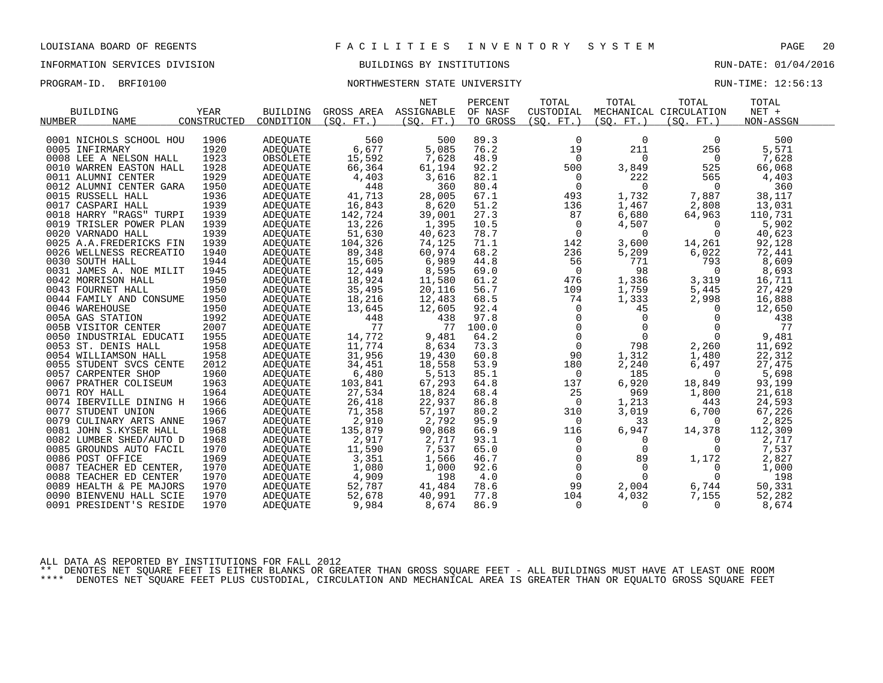LOUISIANA BOARD OF REGENTS — FACILITIES INVENTORY SYSTEM

INFORMATION SERVICES DIVISION — BUILDINGS BY INSTITUTIONS — RUN-DATE: 01/04/2016

PROGRAM-ID. BRFI0100 — NORTHWESTERN STATE UNIVERSITY — RUN-TIME: 12:56:13

| BUILDING NUMBER | NAME | YEAR CONSTRUCTED | BUILDING CONDITION | GROSS AREA (SQ. FT.) | NET ASSIGNABLE (SQ. FT.) | PERCENT OF NASF TO GROSS | TOTAL CUSTODIAL (SQ. FT.) | TOTAL MECHANICAL (SQ. FT.) | TOTAL CIRCULATION (SQ. FT.) | TOTAL NET + NON-ASSGN |
|---|---|---|---|---|---|---|---|---|---|---|
| 0001 | NICHOLS SCHOOL HOU | 1906 | ADEQUATE | 560 | 500 | 89.3 | 0 | 0 | 0 | 500 |
| 0005 | INFIRMARY | 1920 | ADEQUATE | 6,677 | 5,085 | 76.2 | 19 | 211 | 256 | 5,571 |
| 0008 | LEE A NELSON HALL | 1923 | OBSOLETE | 15,592 | 7,628 | 48.9 | 0 | 0 | 0 | 7,628 |
| 0010 | WARREN EASTON HALL | 1928 | ADEQUATE | 66,364 | 61,194 | 92.2 | 500 | 3,849 | 525 | 66,068 |
| 0011 | ALUMNI CENTER | 1929 | ADEQUATE | 4,403 | 3,616 | 82.1 | 0 | 222 | 565 | 4,403 |
| 0012 | ALUMNI CENTER GARA | 1950 | ADEQUATE | 448 | 360 | 80.4 | 0 | 0 | 0 | 360 |
| 0015 | RUSSELL HALL | 1936 | ADEQUATE | 41,713 | 28,005 | 67.1 | 493 | 1,732 | 7,887 | 38,117 |
| 0017 | CASPARI HALL | 1939 | ADEQUATE | 16,843 | 8,620 | 51.2 | 136 | 1,467 | 2,808 | 13,031 |
| 0018 | HARRY "RAGS" TURPI | 1939 | ADEQUATE | 142,724 | 39,001 | 27.3 | 87 | 6,680 | 64,963 | 110,731 |
| 0019 | TRISLER POWER PLAN | 1939 | ADEQUATE | 13,226 | 1,395 | 10.5 | 0 | 4,507 | 0 | 5,902 |
| 0020 | VARNADO HALL | 1939 | ADEQUATE | 51,630 | 40,623 | 78.7 | 0 | 0 | 0 | 40,623 |
| 0025 | A.A.FREDERICKS FIN | 1939 | ADEQUATE | 104,326 | 74,125 | 71.1 | 142 | 3,600 | 14,261 | 92,128 |
| 0026 | WELLNESS RECREATIO | 1940 | ADEQUATE | 89,348 | 60,974 | 68.2 | 236 | 5,209 | 6,022 | 72,441 |
| 0030 | SOUTH HALL | 1944 | ADEQUATE | 15,605 | 6,989 | 44.8 | 56 | 771 | 793 | 8,609 |
| 0031 | JAMES A. NOE MILIT | 1945 | ADEQUATE | 12,449 | 8,595 | 69.0 | 0 | 98 | 0 | 8,693 |
| 0042 | MORRISON HALL | 1950 | ADEQUATE | 18,924 | 11,580 | 61.2 | 476 | 1,336 | 3,319 | 16,711 |
| 0043 | FOURNET HALL | 1950 | ADEQUATE | 35,495 | 20,116 | 56.7 | 109 | 1,759 | 5,445 | 27,429 |
| 0044 | FAMILY AND CONSUME | 1950 | ADEQUATE | 18,216 | 12,483 | 68.5 | 74 | 1,333 | 2,998 | 16,888 |
| 0046 | WAREHOUSE | 1950 | ADEQUATE | 13,645 | 12,605 | 92.4 | 0 | 45 | 0 | 12,650 |
| 005A | GAS STATION | 1992 | ADEQUATE | 448 | 438 | 97.8 | 0 | 0 | 0 | 438 |
| 005B | VISITOR CENTER | 2007 | ADEQUATE | 77 | 77 | 100.0 | 0 | 0 | 0 | 77 |
| 0050 | INDUSTRIAL EDUCATI | 1955 | ADEQUATE | 14,772 | 9,481 | 64.2 | 0 | 0 | 0 | 9,481 |
| 0053 | ST. DENIS HALL | 1958 | ADEQUATE | 11,774 | 8,634 | 73.3 | 0 | 798 | 2,260 | 11,692 |
| 0054 | WILLIAMSON HALL | 1958 | ADEQUATE | 31,956 | 19,430 | 60.8 | 90 | 1,312 | 1,480 | 22,312 |
| 0055 | STUDENT SVCS CENTE | 2012 | ADEQUATE | 34,451 | 18,558 | 53.9 | 180 | 2,240 | 6,497 | 27,475 |
| 0057 | CARPENTER SHOP | 1960 | ADEQUATE | 6,480 | 5,513 | 85.1 | 0 | 185 | 0 | 5,698 |
| 0067 | PRATHER COLISEUM | 1963 | ADEQUATE | 103,841 | 67,293 | 64.8 | 137 | 6,920 | 18,849 | 93,199 |
| 0071 | ROY HALL | 1964 | ADEQUATE | 27,534 | 18,824 | 68.4 | 25 | 969 | 1,800 | 21,618 |
| 0074 | IBERVILLE DINING H | 1966 | ADEQUATE | 26,418 | 22,937 | 86.8 | 0 | 1,213 | 443 | 24,593 |
| 0077 | STUDENT UNION | 1966 | ADEQUATE | 71,358 | 57,197 | 80.2 | 310 | 3,019 | 6,700 | 67,226 |
| 0079 | CULINARY ARTS ANNE | 1967 | ADEQUATE | 2,910 | 2,792 | 95.9 | 0 | 33 | 0 | 2,825 |
| 0081 | JOHN S.KYSER HALL | 1968 | ADEQUATE | 135,879 | 90,868 | 66.9 | 116 | 6,947 | 14,378 | 112,309 |
| 0082 | LUMBER SHED/AUTO D | 1968 | ADEQUATE | 2,917 | 2,717 | 93.1 | 0 | 0 | 0 | 2,717 |
| 0085 | GROUNDS AUTO FACIL | 1970 | ADEQUATE | 11,590 | 7,537 | 65.0 | 0 | 0 | 0 | 7,537 |
| 0086 | POST OFFICE | 1969 | ADEQUATE | 3,351 | 1,566 | 46.7 | 0 | 89 | 1,172 | 2,827 |
| 0087 | TEACHER ED CENTER, | 1970 | ADEQUATE | 1,080 | 1,000 | 92.6 | 0 | 0 | 0 | 1,000 |
| 0088 | TEACHER ED CENTER | 1970 | ADEQUATE | 4,909 | 198 | 4.0 | 0 | 0 | 0 | 198 |
| 0089 | HEALTH & PE MAJORS | 1970 | ADEQUATE | 52,787 | 41,484 | 78.6 | 99 | 2,004 | 6,744 | 50,331 |
| 0090 | BIENVENU HALL SCIE | 1970 | ADEQUATE | 52,678 | 40,991 | 77.8 | 104 | 4,032 | 7,155 | 52,282 |
| 0091 | PRESIDENT'S RESIDE | 1970 | ADEQUATE | 9,984 | 8,674 | 86.9 | 0 | 0 | 0 | 8,674 |

ALL DATA AS REPORTED BY INSTITUTIONS FOR FALL 2012

** DENOTES NET SQUARE FEET IS EITHER BLANKS OR GREATER THAN GROSS SQUARE FEET - ALL BUILDINGS MUST HAVE AT LEAST ONE ROOM

**** DENOTES NET SQUARE FEET PLUS CUSTODIAL, CIRCULATION AND MECHANICAL AREA IS GREATER THAN OR EQUALTO GROSS SQUARE FEET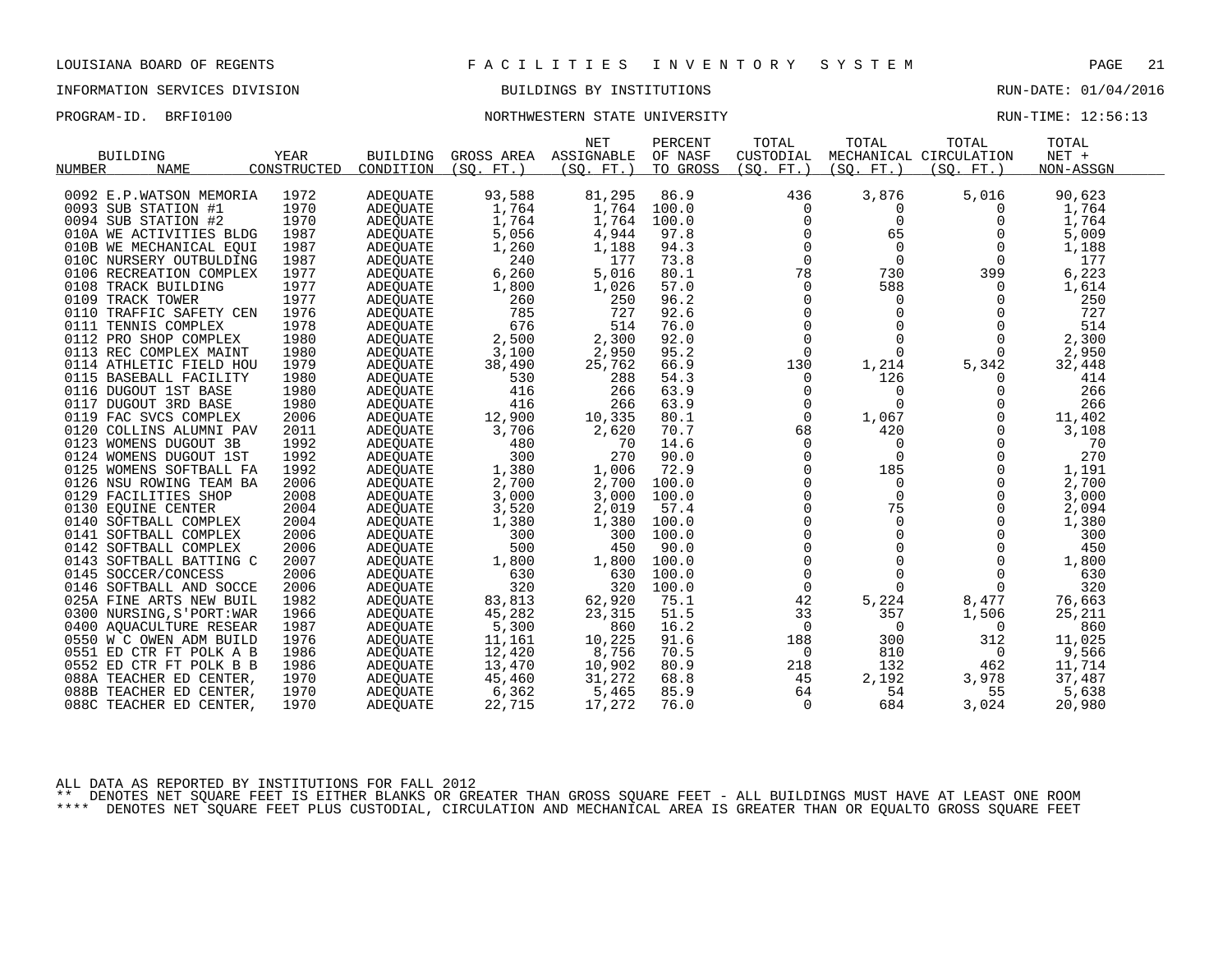LOUISIANA BOARD OF REGENTS — FACILITIES INVENTORY SYSTEM

INFORMATION SERVICES DIVISION — BUILDINGS BY INSTITUTIONS — RUN-DATE: 01/04/2016

PROGRAM-ID. BRFI0100 — NORTHWESTERN STATE UNIVERSITY — RUN-TIME: 12:56:13

| BUILDING NUMBER | BUILDING NAME | YEAR CONSTRUCTED | BUILDING CONDITION | GROSS AREA (SQ. FT.) | NET ASSIGNABLE (SQ. FT.) | PERCENT OF NASF TO GROSS | TOTAL CUSTODIAL (SQ. FT.) | TOTAL MECHANICAL (SQ. FT.) | TOTAL CIRCULATION (SQ. FT.) | TOTAL NET + NON-ASSGN |
|---|---|---|---|---|---|---|---|---|---|---|
| 0092 | E.P.WATSON MEMORIA | 1972 | ADEQUATE | 93,588 | 81,295 | 86.9 | 436 | 3,876 | 5,016 | 90,623 |
| 0093 | SUB STATION #1 | 1970 | ADEQUATE | 1,764 | 1,764 | 100.0 | 0 | 0 | 0 | 1,764 |
| 0094 | SUB STATION #2 | 1970 | ADEQUATE | 1,764 | 1,764 | 100.0 | 0 | 0 | 0 | 1,764 |
| 010A | WE ACTIVITIES BLDG | 1987 | ADEQUATE | 5,056 | 4,944 | 97.8 | 0 | 65 | 0 | 5,009 |
| 010B | WE MECHANICAL EQUI | 1987 | ADEQUATE | 1,260 | 1,188 | 94.3 | 0 | 0 | 0 | 1,188 |
| 010C | NURSERY OUTBULDING | 1987 | ADEQUATE | 240 | 177 | 73.8 | 0 | 0 | 0 | 177 |
| 0106 | RECREATION COMPLEX | 1977 | ADEQUATE | 6,260 | 5,016 | 80.1 | 78 | 730 | 399 | 6,223 |
| 0108 | TRACK BUILDING | 1977 | ADEQUATE | 1,800 | 1,026 | 57.0 | 0 | 588 | 0 | 1,614 |
| 0109 | TRACK TOWER | 1977 | ADEQUATE | 260 | 250 | 96.2 | 0 | 0 | 0 | 250 |
| 0110 | TRAFFIC SAFETY CEN | 1976 | ADEQUATE | 785 | 727 | 92.6 | 0 | 0 | 0 | 727 |
| 0111 | TENNIS COMPLEX | 1978 | ADEQUATE | 676 | 514 | 76.0 | 0 | 0 | 0 | 514 |
| 0112 | PRO SHOP COMPLEX | 1980 | ADEQUATE | 2,500 | 2,300 | 92.0 | 0 | 0 | 0 | 2,300 |
| 0113 | REC COMPLEX MAINT | 1980 | ADEQUATE | 3,100 | 2,950 | 95.2 | 0 | 0 | 0 | 2,950 |
| 0114 | ATHLETIC FIELD HOU | 1979 | ADEQUATE | 38,490 | 25,762 | 66.9 | 130 | 1,214 | 5,342 | 32,448 |
| 0115 | BASEBALL FACILITY | 1980 | ADEQUATE | 530 | 288 | 54.3 | 0 | 126 | 0 | 414 |
| 0116 | DUGOUT 1ST BASE | 1980 | ADEQUATE | 416 | 266 | 63.9 | 0 | 0 | 0 | 266 |
| 0117 | DUGOUT 3RD BASE | 1980 | ADEQUATE | 416 | 266 | 63.9 | 0 | 0 | 0 | 266 |
| 0119 | FAC SVCS COMPLEX | 2006 | ADEQUATE | 12,900 | 10,335 | 80.1 | 0 | 1,067 | 0 | 11,402 |
| 0120 | COLLINS ALUMNI PAV | 2011 | ADEQUATE | 3,706 | 2,620 | 70.7 | 68 | 420 | 0 | 3,108 |
| 0123 | WOMENS DUGOUT 3B | 1992 | ADEQUATE | 480 | 70 | 14.6 | 0 | 0 | 0 | 70 |
| 0124 | WOMENS DUGOUT 1ST | 1992 | ADEQUATE | 300 | 270 | 90.0 | 0 | 0 | 0 | 270 |
| 0125 | WOMENS SOFTBALL FA | 1992 | ADEQUATE | 1,380 | 1,006 | 72.9 | 0 | 185 | 0 | 1,191 |
| 0126 | NSU ROWING TEAM BA | 2006 | ADEQUATE | 2,700 | 2,700 | 100.0 | 0 | 0 | 0 | 2,700 |
| 0129 | FACILITIES SHOP | 2008 | ADEQUATE | 3,000 | 3,000 | 100.0 | 0 | 0 | 0 | 3,000 |
| 0130 | EQUINE CENTER | 2004 | ADEQUATE | 3,520 | 2,019 | 57.4 | 0 | 75 | 0 | 2,094 |
| 0140 | SOFTBALL COMPLEX | 2004 | ADEQUATE | 1,380 | 1,380 | 100.0 | 0 | 0 | 0 | 1,380 |
| 0141 | SOFTBALL COMPLEX | 2006 | ADEQUATE | 300 | 300 | 100.0 | 0 | 0 | 0 | 300 |
| 0142 | SOFTBALL COMPLEX | 2006 | ADEQUATE | 500 | 450 | 90.0 | 0 | 0 | 0 | 450 |
| 0143 | SOFTBALL BATTING C | 2007 | ADEQUATE | 1,800 | 1,800 | 100.0 | 0 | 0 | 0 | 1,800 |
| 0145 | SOCCER/CONCESS | 2006 | ADEQUATE | 630 | 630 | 100.0 | 0 | 0 | 0 | 630 |
| 0146 | SOFTBALL AND SOCCE | 2006 | ADEQUATE | 320 | 320 | 100.0 | 0 | 0 | 0 | 320 |
| 025A | FINE ARTS NEW BUIL | 1982 | ADEQUATE | 83,813 | 62,920 | 75.1 | 42 | 5,224 | 8,477 | 76,663 |
| 0300 | NURSING,S'PORT:WAR | 1966 | ADEQUATE | 45,282 | 23,315 | 51.5 | 33 | 357 | 1,506 | 25,211 |
| 0400 | AQUACULTURE RESEAR | 1987 | ADEQUATE | 5,300 | 860 | 16.2 | 0 | 0 | 0 | 860 |
| 0550 | W C OWEN ADM BUILD | 1976 | ADEQUATE | 11,161 | 10,225 | 91.6 | 188 | 300 | 312 | 11,025 |
| 0551 | ED CTR FT POLK A B | 1986 | ADEQUATE | 12,420 | 8,756 | 70.5 | 0 | 810 | 0 | 9,566 |
| 0552 | ED CTR FT POLK B B | 1986 | ADEQUATE | 13,470 | 10,902 | 80.9 | 218 | 132 | 462 | 11,714 |
| 088A | TEACHER ED CENTER, | 1970 | ADEQUATE | 45,460 | 31,272 | 68.8 | 45 | 2,192 | 3,978 | 37,487 |
| 088B | TEACHER ED CENTER, | 1970 | ADEQUATE | 6,362 | 5,465 | 85.9 | 64 | 54 | 55 | 5,638 |
| 088C | TEACHER ED CENTER, | 1970 | ADEQUATE | 22,715 | 17,272 | 76.0 | 0 | 684 | 3,024 | 20,980 |

ALL DATA AS REPORTED BY INSTITUTIONS FOR FALL 2012

** DENOTES NET SQUARE FEET IS EITHER BLANKS OR GREATER THAN GROSS SQUARE FEET - ALL BUILDINGS MUST HAVE AT LEAST ONE ROOM

**** DENOTES NET SQUARE FEET PLUS CUSTODIAL, CIRCULATION AND MECHANICAL AREA IS GREATER THAN OR EQUALTO GROSS SQUARE FEET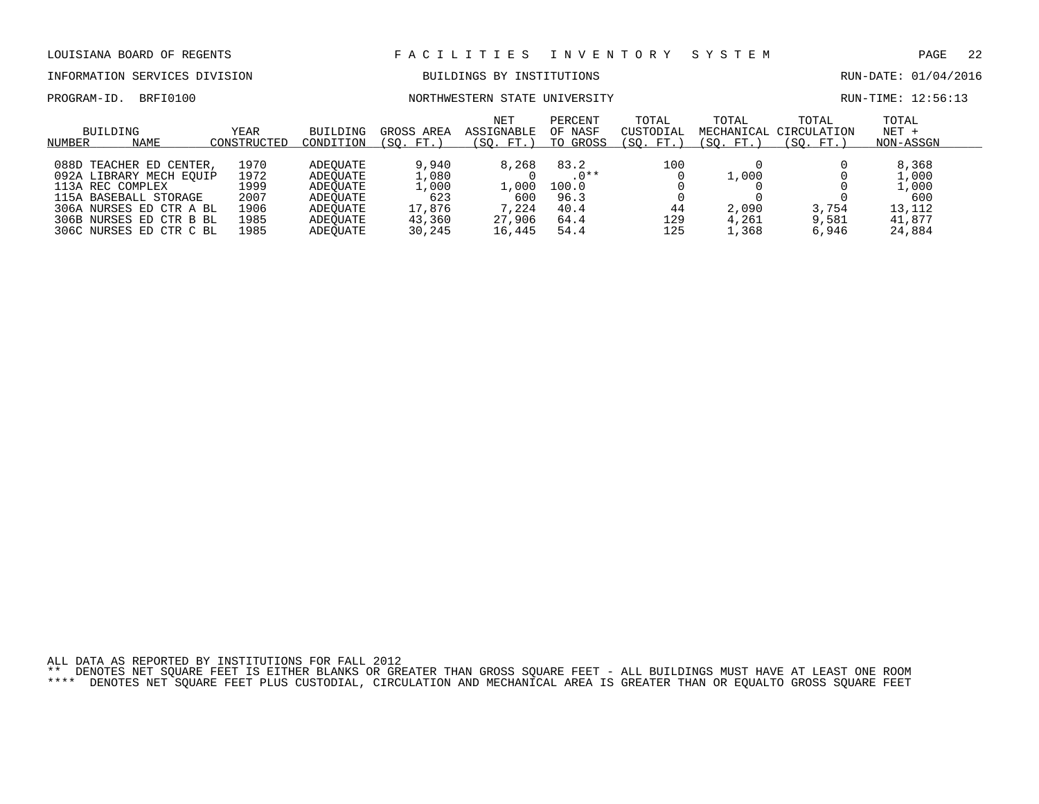LOUISIANA BOARD OF REGENTS — FACILITIES INVENTORY SYSTEM

INFORMATION SERVICES DIVISION — BUILDINGS BY INSTITUTIONS — RUN-DATE: 01/04/2016

PROGRAM-ID. BRFI0100 — NORTHWESTERN STATE UNIVERSITY — RUN-TIME: 12:56:13

| BUILDING NUMBER | NAME | YEAR CONSTRUCTED | BUILDING CONDITION | GROSS AREA (SQ. FT.) | NET ASSIGNABLE (SQ. FT.) | PERCENT OF NASF TO GROSS | TOTAL CUSTODIAL (SQ. FT.) | TOTAL MECHANICAL (SQ. FT.) | TOTAL CIRCULATION (SQ. FT.) | TOTAL NET + NON-ASSGN |
|---|---|---|---|---|---|---|---|---|---|---|
| 088D | TEACHER ED CENTER, | 1970 | ADEQUATE | 9,940 | 8,268 | 83.2 | 100 | 0 | 0 | 8,368 |
| 092A | LIBRARY MECH EQUIP | 1972 | ADEQUATE | 1,080 | 0 | .0** | 0 | 1,000 | 0 | 1,000 |
| 113A | REC COMPLEX | 1999 | ADEQUATE | 1,000 | 1,000 | 100.0 | 0 | 0 | 0 | 1,000 |
| 115A | BASEBALL STORAGE | 2007 | ADEQUATE | 623 | 600 | 96.3 | 0 | 0 | 0 | 600 |
| 306A | NURSES ED CTR A BL | 1906 | ADEQUATE | 17,876 | 7,224 | 40.4 | 44 | 2,090 | 3,754 | 13,112 |
| 306B | NURSES ED CTR B BL | 1985 | ADEQUATE | 43,360 | 27,906 | 64.4 | 129 | 4,261 | 9,581 | 41,877 |
| 306C | NURSES ED CTR C BL | 1985 | ADEQUATE | 30,245 | 16,445 | 54.4 | 125 | 1,368 | 6,946 | 24,884 |

ALL DATA AS REPORTED BY INSTITUTIONS FOR FALL 2012

** DENOTES NET SQUARE FEET IS EITHER BLANKS OR GREATER THAN GROSS SQUARE FEET - ALL BUILDINGS MUST HAVE AT LEAST ONE ROOM

**** DENOTES NET SQUARE FEET PLUS CUSTODIAL, CIRCULATION AND MECHANICAL AREA IS GREATER THAN OR EQUALTO GROSS SQUARE FEET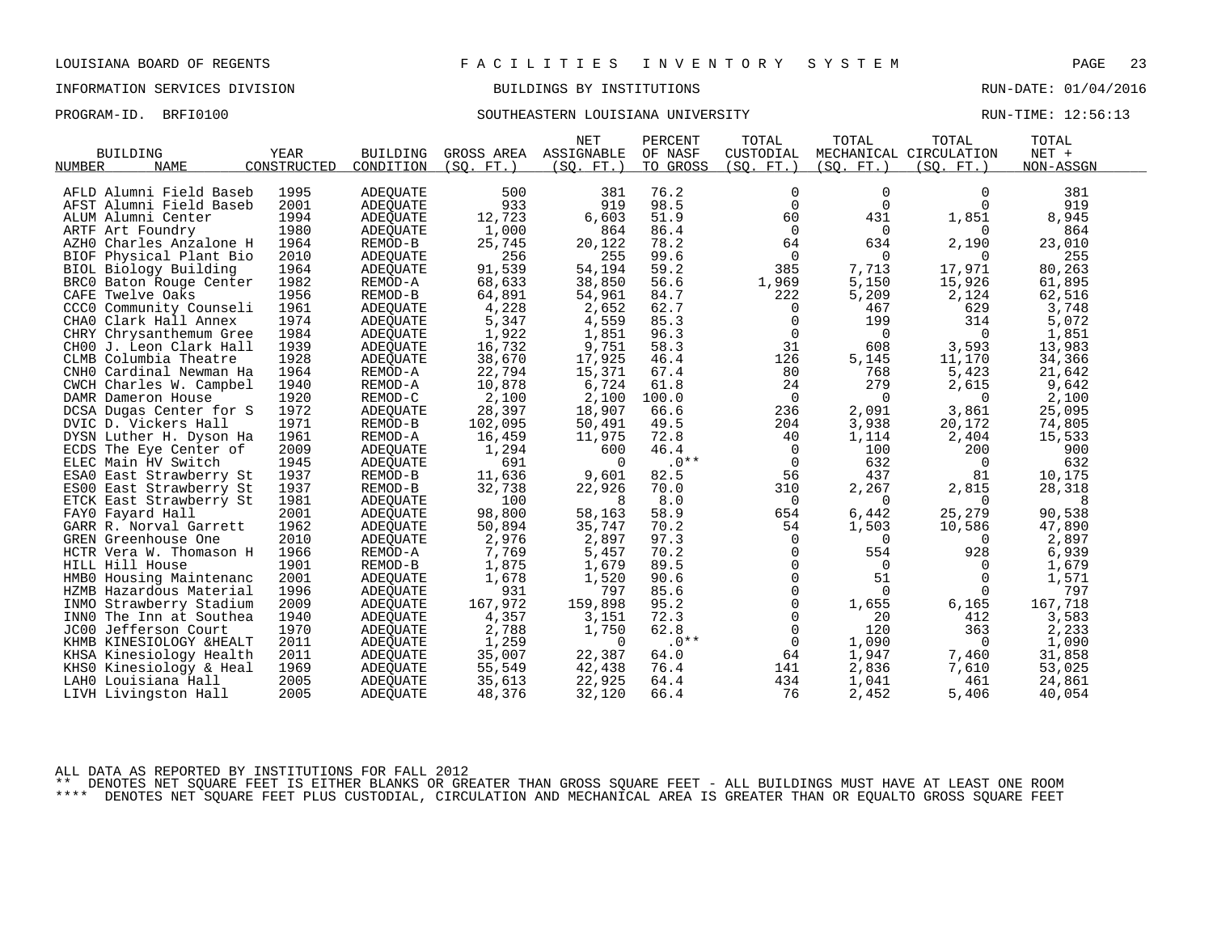LOUISIANA BOARD OF REGENTS — FACILITIES INVENTORY SYSTEM

INFORMATION SERVICES DIVISION — BUILDINGS BY INSTITUTIONS — RUN-DATE: 01/04/2016

PROGRAM-ID. BRFI0100 — SOUTHEASTERN LOUISIANA UNIVERSITY — RUN-TIME: 12:56:13

| BUILDING NUMBER | NAME | YEAR CONSTRUCTED | BUILDING CONDITION | GROSS AREA (SQ. FT.) | NET ASSIGNABLE (SQ. FT.) | PERCENT OF NASF TO GROSS | TOTAL CUSTODIAL (SQ. FT.) | TOTAL MECHANICAL (SQ. FT.) | TOTAL CIRCULATION (SQ. FT.) | TOTAL NET + NON-ASSGN |
|---|---|---|---|---|---|---|---|---|---|---|
| AFLD | Alumni Field Baseb | 1995 | ADEQUATE | 500 | 381 | 76.2 | 0 | 0 | 0 | 381 |
| AFST | Alumni Field Baseb | 2001 | ADEQUATE | 933 | 919 | 98.5 | 0 | 0 | 0 | 919 |
| ALUM | Alumni Center | 1994 | ADEQUATE | 12,723 | 6,603 | 51.9 | 60 | 431 | 1,851 | 8,945 |
| ARTF | Art Foundry | 1980 | ADEQUATE | 1,000 | 864 | 86.4 | 0 | 0 | 0 | 864 |
| AZH0 | Charles Anzalone H | 1964 | REMOD-B | 25,745 | 20,122 | 78.2 | 64 | 634 | 2,190 | 23,010 |
| BIOF | Physical Plant Bio | 2010 | ADEQUATE | 256 | 255 | 99.6 | 0 | 0 | 0 | 255 |
| BIOL | Biology Building | 1964 | ADEQUATE | 91,539 | 54,194 | 59.2 | 385 | 7,713 | 17,971 | 80,263 |
| BRC0 | Baton Rouge Center | 1982 | REMOD-A | 68,633 | 38,850 | 56.6 | 1,969 | 5,150 | 15,926 | 61,895 |
| CAFE | Twelve Oaks | 1956 | REMOD-B | 64,891 | 54,961 | 84.7 | 222 | 5,209 | 2,124 | 62,516 |
| CCC0 | Community Counseli | 1961 | ADEQUATE | 4,228 | 2,652 | 62.7 | 0 | 467 | 629 | 3,748 |
| CHA0 | Clark Hall Annex | 1974 | ADEQUATE | 5,347 | 4,559 | 85.3 | 0 | 199 | 314 | 5,072 |
| CHRY | Chrysanthemum Gree | 1984 | ADEQUATE | 1,922 | 1,851 | 96.3 | 0 | 0 | 0 | 1,851 |
| CH00 | J. Leon Clark Hall | 1939 | ADEQUATE | 16,732 | 9,751 | 58.3 | 31 | 608 | 3,593 | 13,983 |
| CLMB | Columbia Theatre | 1928 | ADEQUATE | 38,670 | 17,925 | 46.4 | 126 | 5,145 | 11,170 | 34,366 |
| CNH0 | Cardinal Newman Ha | 1964 | REMOD-A | 22,794 | 15,371 | 67.4 | 80 | 768 | 5,423 | 21,642 |
| CWCH | Charles W. Campbel | 1940 | REMOD-A | 10,878 | 6,724 | 61.8 | 24 | 279 | 2,615 | 9,642 |
| DAMR | Dameron House | 1920 | REMOD-C | 2,100 | 2,100 | 100.0 | 0 | 0 | 0 | 2,100 |
| DCSA | Dugas Center for S | 1972 | ADEQUATE | 28,397 | 18,907 | 66.6 | 236 | 2,091 | 3,861 | 25,095 |
| DVIC | D. Vickers Hall | 1971 | REMOD-B | 102,095 | 50,491 | 49.5 | 204 | 3,938 | 20,172 | 74,805 |
| DYSN | Luther H. Dyson Ha | 1961 | REMOD-A | 16,459 | 11,975 | 72.8 | 40 | 1,114 | 2,404 | 15,533 |
| ECDS | The Eye Center of | 2009 | ADEQUATE | 1,294 | 600 | 46.4 | 0 | 100 | 200 | 900 |
| ELEC | Main HV Switch | 1945 | ADEQUATE | 691 | 0 | .0** | 0 | 632 | 0 | 632 |
| ESA0 | East Strawberry St | 1937 | REMOD-B | 11,636 | 9,601 | 82.5 | 56 | 437 | 81 | 10,175 |
| ES00 | East Strawberry St | 1937 | REMOD-B | 32,738 | 22,926 | 70.0 | 310 | 2,267 | 2,815 | 28,318 |
| ETCK | East Strawberry St | 1981 | ADEQUATE | 100 | 8 | 8.0 | 0 | 0 | 0 | 8 |
| FAY0 | Fayard Hall | 2001 | ADEQUATE | 98,800 | 58,163 | 58.9 | 654 | 6,442 | 25,279 | 90,538 |
| GARR | R. Norval Garrett | 1962 | ADEQUATE | 50,894 | 35,747 | 70.2 | 54 | 1,503 | 10,586 | 47,890 |
| GREN | Greenhouse One | 2010 | ADEQUATE | 2,976 | 2,897 | 97.3 | 0 | 0 | 0 | 2,897 |
| HCTR | Vera W. Thomason H | 1966 | REMOD-A | 7,769 | 5,457 | 70.2 | 0 | 554 | 928 | 6,939 |
| HILL | Hill House | 1901 | REMOD-B | 1,875 | 1,679 | 89.5 | 0 | 0 | 0 | 1,679 |
| HMB0 | Housing Maintenanc | 2001 | ADEQUATE | 1,678 | 1,520 | 90.6 | 0 | 51 | 0 | 1,571 |
| HZMB | Hazardous Material | 1996 | ADEQUATE | 931 | 797 | 85.6 | 0 | 0 | 0 | 797 |
| INMO | Strawberry Stadium | 2009 | ADEQUATE | 167,972 | 159,898 | 95.2 | 0 | 1,655 | 6,165 | 167,718 |
| INN0 | The Inn at Southea | 1940 | ADEQUATE | 4,357 | 3,151 | 72.3 | 0 | 20 | 412 | 3,583 |
| JC00 | Jefferson Court | 1970 | ADEQUATE | 2,788 | 1,750 | 62.8 | 0 | 120 | 363 | 2,233 |
| KHMB | KINESIOLOGY &HEALT | 2011 | ADEQUATE | 1,259 | 0 | .0** | 0 | 1,090 | 0 | 1,090 |
| KHSA | Kinesiology Health | 2011 | ADEQUATE | 35,007 | 22,387 | 64.0 | 64 | 1,947 | 7,460 | 31,858 |
| KHS0 | Kinesiology & Heal | 1969 | ADEQUATE | 55,549 | 42,438 | 76.4 | 141 | 2,836 | 7,610 | 53,025 |
| LAH0 | Louisiana Hall | 2005 | ADEQUATE | 35,613 | 22,925 | 64.4 | 434 | 1,041 | 461 | 24,861 |
| LIVH | Livingston Hall | 2005 | ADEQUATE | 48,376 | 32,120 | 66.4 | 76 | 2,452 | 5,406 | 40,054 |

ALL DATA AS REPORTED BY INSTITUTIONS FOR FALL 2012

** DENOTES NET SQUARE FEET IS EITHER BLANKS OR GREATER THAN GROSS SQUARE FEET - ALL BUILDINGS MUST HAVE AT LEAST ONE ROOM

**** DENOTES NET SQUARE FEET PLUS CUSTODIAL, CIRCULATION AND MECHANICAL AREA IS GREATER THAN OR EQUALTO GROSS SQUARE FEET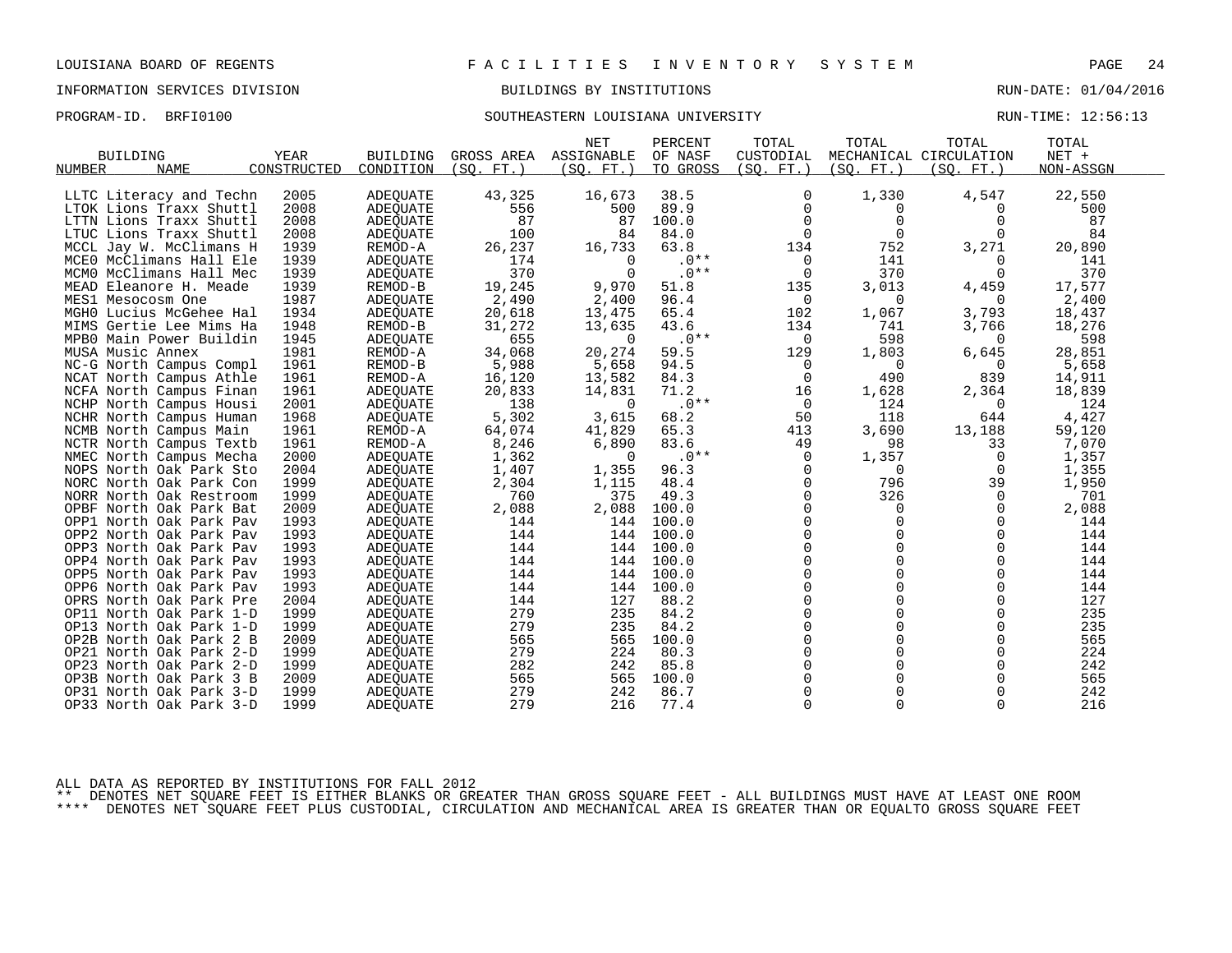LOUISIANA BOARD OF REGENTS — F A C I L I T I E S   I N V E N T O R Y   S Y S T E M

INFORMATION SERVICES DIVISION — BUILDINGS BY INSTITUTIONS — RUN-DATE: 01/04/2016

PROGRAM-ID. BRFI0100 — SOUTHEASTERN LOUISIANA UNIVERSITY — RUN-TIME: 12:56:13

| BUILDING NUMBER | NAME | YEAR CONSTRUCTED | BUILDING CONDITION | GROSS AREA (SQ. FT.) | NET ASSIGNABLE (SQ. FT.) | PERCENT OF NASF TO GROSS | TOTAL CUSTODIAL (SQ. FT.) | TOTAL MECHANICAL (SQ. FT.) | TOTAL CIRCULATION (SQ. FT.) | TOTAL NET + NON-ASSGN |
|---|---|---|---|---|---|---|---|---|---|---|
| LLTC | Literacy and Techn | 2005 | ADEQUATE | 43,325 | 16,673 | 38.5 | 0 | 1,330 | 4,547 | 22,550 |
| LTOK | Lions Traxx Shuttl | 2008 | ADEQUATE | 556 | 500 | 89.9 | 0 | 0 | 0 | 500 |
| LTTN | Lions Traxx Shuttl | 2008 | ADEQUATE | 87 | 87 | 100.0 | 0 | 0 | 0 | 87 |
| LTUC | Lions Traxx Shuttl | 2008 | ADEQUATE | 100 | 84 | 84.0 | 0 | 0 | 0 | 84 |
| MCCL | Jay W. McClimans H | 1939 | REMOD-A | 26,237 | 16,733 | 63.8 | 134 | 752 | 3,271 | 20,890 |
| MCE0 | McClimans Hall Ele | 1939 | ADEQUATE | 174 | 0 | .0** | 0 | 141 | 0 | 141 |
| MCM0 | McClimans Hall Mec | 1939 | ADEQUATE | 370 | 0 | .0** | 0 | 370 | 0 | 370 |
| MEAD | Eleanore H. Meade | 1939 | REMOD-B | 19,245 | 9,970 | 51.8 | 135 | 3,013 | 4,459 | 17,577 |
| MES1 | Mesocosm One | 1987 | ADEQUATE | 2,490 | 2,400 | 96.4 | 0 | 0 | 0 | 2,400 |
| MGH0 | Lucius McGehee Hal | 1934 | ADEQUATE | 20,618 | 13,475 | 65.4 | 102 | 1,067 | 3,793 | 18,437 |
| MIMS | Gertie Lee Mims Ha | 1948 | REMOD-B | 31,272 | 13,635 | 43.6 | 134 | 741 | 3,766 | 18,276 |
| MPB0 | Main Power Buildin | 1945 | ADEQUATE | 655 | 0 | .0** | 0 | 598 | 0 | 598 |
| MUSA | Music Annex | 1981 | REMOD-A | 34,068 | 20,274 | 59.5 | 129 | 1,803 | 6,645 | 28,851 |
| NC-G | North Campus Compl | 1961 | REMOD-B | 5,988 | 5,658 | 94.5 | 0 | 0 | 0 | 5,658 |
| NCAT | North Campus Athle | 1961 | REMOD-A | 16,120 | 13,582 | 84.3 | 0 | 490 | 839 | 14,911 |
| NCFA | North Campus Finan | 1961 | ADEQUATE | 20,833 | 14,831 | 71.2 | 16 | 1,628 | 2,364 | 18,839 |
| NCHP | North Campus Housi | 2001 | ADEQUATE | 138 | 0 | .0** | 0 | 124 | 0 | 124 |
| NCHR | North Campus Human | 1968 | ADEQUATE | 5,302 | 3,615 | 68.2 | 50 | 118 | 644 | 4,427 |
| NCMB | North Campus Main | 1961 | REMOD-A | 64,074 | 41,829 | 65.3 | 413 | 3,690 | 13,188 | 59,120 |
| NCTR | North Campus Textb | 1961 | REMOD-A | 8,246 | 6,890 | 83.6 | 49 | 98 | 33 | 7,070 |
| NMEC | North Campus Mecha | 2000 | ADEQUATE | 1,362 | 0 | .0** | 0 | 1,357 | 0 | 1,357 |
| NOPS | North Oak Park Sto | 2004 | ADEQUATE | 1,407 | 1,355 | 96.3 | 0 | 0 | 0 | 1,355 |
| NORC | North Oak Park Con | 1999 | ADEQUATE | 2,304 | 1,115 | 48.4 | 0 | 796 | 39 | 1,950 |
| NORR | North Oak Restroom | 1999 | ADEQUATE | 760 | 375 | 49.3 | 0 | 326 | 0 | 701 |
| OPBF | North Oak Park Bat | 2009 | ADEQUATE | 2,088 | 2,088 | 100.0 | 0 | 0 | 0 | 2,088 |
| OPP1 | North Oak Park Pav | 1993 | ADEQUATE | 144 | 144 | 100.0 | 0 | 0 | 0 | 144 |
| OPP2 | North Oak Park Pav | 1993 | ADEQUATE | 144 | 144 | 100.0 | 0 | 0 | 0 | 144 |
| OPP3 | North Oak Park Pav | 1993 | ADEQUATE | 144 | 144 | 100.0 | 0 | 0 | 0 | 144 |
| OPP4 | North Oak Park Pav | 1993 | ADEQUATE | 144 | 144 | 100.0 | 0 | 0 | 0 | 144 |
| OPP5 | North Oak Park Pav | 1993 | ADEQUATE | 144 | 144 | 100.0 | 0 | 0 | 0 | 144 |
| OPP6 | North Oak Park Pav | 1993 | ADEQUATE | 144 | 144 | 100.0 | 0 | 0 | 0 | 144 |
| OPRS | North Oak Park Pre | 2004 | ADEQUATE | 144 | 127 | 88.2 | 0 | 0 | 0 | 127 |
| OP11 | North Oak Park 1-D | 1999 | ADEQUATE | 279 | 235 | 84.2 | 0 | 0 | 0 | 235 |
| OP13 | North Oak Park 1-D | 1999 | ADEQUATE | 279 | 235 | 84.2 | 0 | 0 | 0 | 235 |
| OP2B | North Oak Park 2 B | 2009 | ADEQUATE | 565 | 565 | 100.0 | 0 | 0 | 0 | 565 |
| OP21 | North Oak Park 2-D | 1999 | ADEQUATE | 279 | 224 | 80.3 | 0 | 0 | 0 | 224 |
| OP23 | North Oak Park 2-D | 1999 | ADEQUATE | 282 | 242 | 85.8 | 0 | 0 | 0 | 242 |
| OP3B | North Oak Park 3 B | 2009 | ADEQUATE | 565 | 565 | 100.0 | 0 | 0 | 0 | 565 |
| OP31 | North Oak Park 3-D | 1999 | ADEQUATE | 279 | 242 | 86.7 | 0 | 0 | 0 | 242 |
| OP33 | North Oak Park 3-D | 1999 | ADEQUATE | 279 | 216 | 77.4 | 0 | 0 | 0 | 216 |

ALL DATA AS REPORTED BY INSTITUTIONS FOR FALL 2012

** DENOTES NET SQUARE FEET IS EITHER BLANKS OR GREATER THAN GROSS SQUARE FEET - ALL BUILDINGS MUST HAVE AT LEAST ONE ROOM

**** DENOTES NET SQUARE FEET PLUS CUSTODIAL, CIRCULATION AND MECHANICAL AREA IS GREATER THAN OR EQUALTO GROSS SQUARE FEET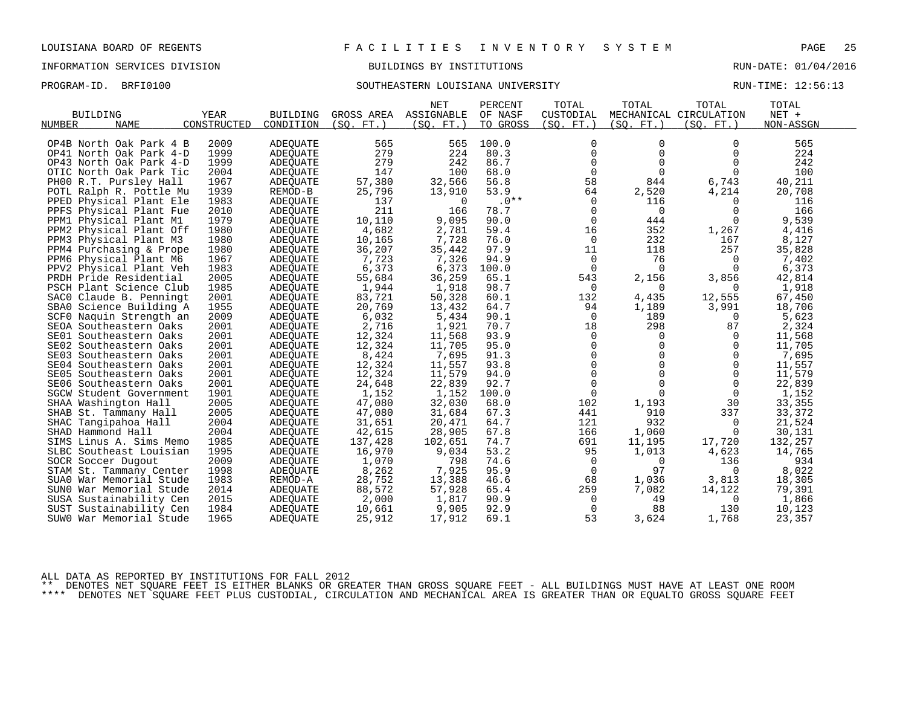LOUISIANA BOARD OF REGENTS — FACILITIES INVENTORY SYSTEM

INFORMATION SERVICES DIVISION — BUILDINGS BY INSTITUTIONS — RUN-DATE: 01/04/2016

PROGRAM-ID. BRFI0100 — SOUTHEASTERN LOUISIANA UNIVERSITY — RUN-TIME: 12:56:13

| BUILDING NUMBER | NAME | YEAR CONSTRUCTED | BUILDING CONDITION | GROSS AREA (SQ. FT.) | NET ASSIGNABLE (SQ. FT.) | PERCENT OF NASF TO GROSS | TOTAL CUSTODIAL (SQ. FT.) | TOTAL MECHANICAL (SQ. FT.) | TOTAL CIRCULATION (SQ. FT.) | TOTAL NET + NON-ASSGN |
|---|---|---|---|---|---|---|---|---|---|---|
| OP4B | North Oak Park 4 B | 2009 | ADEQUATE | 565 | 565 | 100.0 | 0 | 0 | 0 | 565 |
| OP41 | North Oak Park 4-D | 1999 | ADEQUATE | 279 | 224 | 80.3 | 0 | 0 | 0 | 224 |
| OP43 | North Oak Park 4-D | 1999 | ADEQUATE | 279 | 242 | 86.7 | 0 | 0 | 0 | 242 |
| OTIC | North Oak Park Tic | 2004 | ADEQUATE | 147 | 100 | 68.0 | 0 | 0 | 0 | 100 |
| PH00 | R.T. Pursley Hall | 1967 | ADEQUATE | 57,380 | 32,566 | 56.8 | 58 | 844 | 6,743 | 40,211 |
| POTL | Ralph R. Pottle Mu | 1939 | REMOD-B | 25,796 | 13,910 | 53.9 | 64 | 2,520 | 4,214 | 20,708 |
| PPED | Physical Plant Ele | 1983 | ADEQUATE | 137 | 0 | .0** | 0 | 116 | 0 | 116 |
| PPFS | Physical Plant Fue | 2010 | ADEQUATE | 211 | 166 | 78.7 | 0 | 0 | 0 | 166 |
| PPM1 | Physical Plant M1 | 1979 | ADEQUATE | 10,110 | 9,095 | 90.0 | 0 | 444 | 0 | 9,539 |
| PPM2 | Physical Plant Off | 1980 | ADEQUATE | 4,682 | 2,781 | 59.4 | 16 | 352 | 1,267 | 4,416 |
| PPM3 | Physical Plant M3 | 1980 | ADEQUATE | 10,165 | 7,728 | 76.0 | 0 | 232 | 167 | 8,127 |
| PPM4 | Purchasing & Prope | 1980 | ADEQUATE | 36,207 | 35,442 | 97.9 | 11 | 118 | 257 | 35,828 |
| PPM6 | Physical Plant M6 | 1967 | ADEQUATE | 7,723 | 7,326 | 94.9 | 0 | 76 | 0 | 7,402 |
| PPV2 | Physical Plant Veh | 1983 | ADEQUATE | 6,373 | 6,373 | 100.0 | 0 | 0 | 0 | 6,373 |
| PRDH | Pride Residential | 2005 | ADEQUATE | 55,684 | 36,259 | 65.1 | 543 | 2,156 | 3,856 | 42,814 |
| PSCH | Plant Science Club | 1985 | ADEQUATE | 1,944 | 1,918 | 98.7 | 0 | 0 | 0 | 1,918 |
| SAC0 | Claude B. Penningt | 2001 | ADEQUATE | 83,721 | 50,328 | 60.1 | 132 | 4,435 | 12,555 | 67,450 |
| SBA0 | Science Building A | 1955 | ADEQUATE | 20,769 | 13,432 | 64.7 | 94 | 1,189 | 3,991 | 18,706 |
| SCF0 | Naquin Strength an | 2009 | ADEQUATE | 6,032 | 5,434 | 90.1 | 0 | 189 | 0 | 5,623 |
| SEOA | Southeastern Oaks | 2001 | ADEQUATE | 2,716 | 1,921 | 70.7 | 18 | 298 | 87 | 2,324 |
| SE01 | Southeastern Oaks | 2001 | ADEQUATE | 12,324 | 11,568 | 93.9 | 0 | 0 | 0 | 11,568 |
| SE02 | Southeastern Oaks | 2001 | ADEQUATE | 12,324 | 11,705 | 95.0 | 0 | 0 | 0 | 11,705 |
| SE03 | Southeastern Oaks | 2001 | ADEQUATE | 8,424 | 7,695 | 91.3 | 0 | 0 | 0 | 7,695 |
| SE04 | Southeastern Oaks | 2001 | ADEQUATE | 12,324 | 11,557 | 93.8 | 0 | 0 | 0 | 11,557 |
| SE05 | Southeastern Oaks | 2001 | ADEQUATE | 12,324 | 11,579 | 94.0 | 0 | 0 | 0 | 11,579 |
| SE06 | Southeastern Oaks | 2001 | ADEQUATE | 24,648 | 22,839 | 92.7 | 0 | 0 | 0 | 22,839 |
| SGCW | Student Government | 1901 | ADEQUATE | 1,152 | 1,152 | 100.0 | 0 | 0 | 0 | 1,152 |
| SHAA | Washington Hall | 2005 | ADEQUATE | 47,080 | 32,030 | 68.0 | 102 | 1,193 | 30 | 33,355 |
| SHAB | St. Tammany Hall | 2005 | ADEQUATE | 47,080 | 31,684 | 67.3 | 441 | 910 | 337 | 33,372 |
| SHAC | Tangipahoa Hall | 2004 | ADEQUATE | 31,651 | 20,471 | 64.7 | 121 | 932 | 0 | 21,524 |
| SHAD | Hammond Hall | 2004 | ADEQUATE | 42,615 | 28,905 | 67.8 | 166 | 1,060 | 0 | 30,131 |
| SIMS | Linus A. Sims Memo | 1985 | ADEQUATE | 137,428 | 102,651 | 74.7 | 691 | 11,195 | 17,720 | 132,257 |
| SLBC | Southeast Louisian | 1995 | ADEQUATE | 16,970 | 9,034 | 53.2 | 95 | 1,013 | 4,623 | 14,765 |
| SOCR | Soccer Dugout | 2009 | ADEQUATE | 1,070 | 798 | 74.6 | 0 | 0 | 136 | 934 |
| STAM | St. Tammany Center | 1998 | ADEQUATE | 8,262 | 7,925 | 95.9 | 0 | 97 | 0 | 8,022 |
| SUA0 | War Memorial Stude | 1983 | REMOD-A | 28,752 | 13,388 | 46.6 | 68 | 1,036 | 3,813 | 18,305 |
| SUN0 | War Memorial Stude | 2014 | ADEQUATE | 88,572 | 57,928 | 65.4 | 259 | 7,082 | 14,122 | 79,391 |
| SUSA | Sustainability Cen | 2015 | ADEQUATE | 2,000 | 1,817 | 90.9 | 0 | 49 | 0 | 1,866 |
| SUST | Sustainability Cen | 1984 | ADEQUATE | 10,661 | 9,905 | 92.9 | 0 | 88 | 130 | 10,123 |
| SUW0 | War Memorial Stude | 1965 | ADEQUATE | 25,912 | 17,912 | 69.1 | 53 | 3,624 | 1,768 | 23,357 |

ALL DATA AS REPORTED BY INSTITUTIONS FOR FALL 2012

** DENOTES NET SQUARE FEET IS EITHER BLANKS OR GREATER THAN GROSS SQUARE FEET - ALL BUILDINGS MUST HAVE AT LEAST ONE ROOM

**** DENOTES NET SQUARE FEET PLUS CUSTODIAL, CIRCULATION AND MECHANICAL AREA IS GREATER THAN OR EQUALTO GROSS SQUARE FEET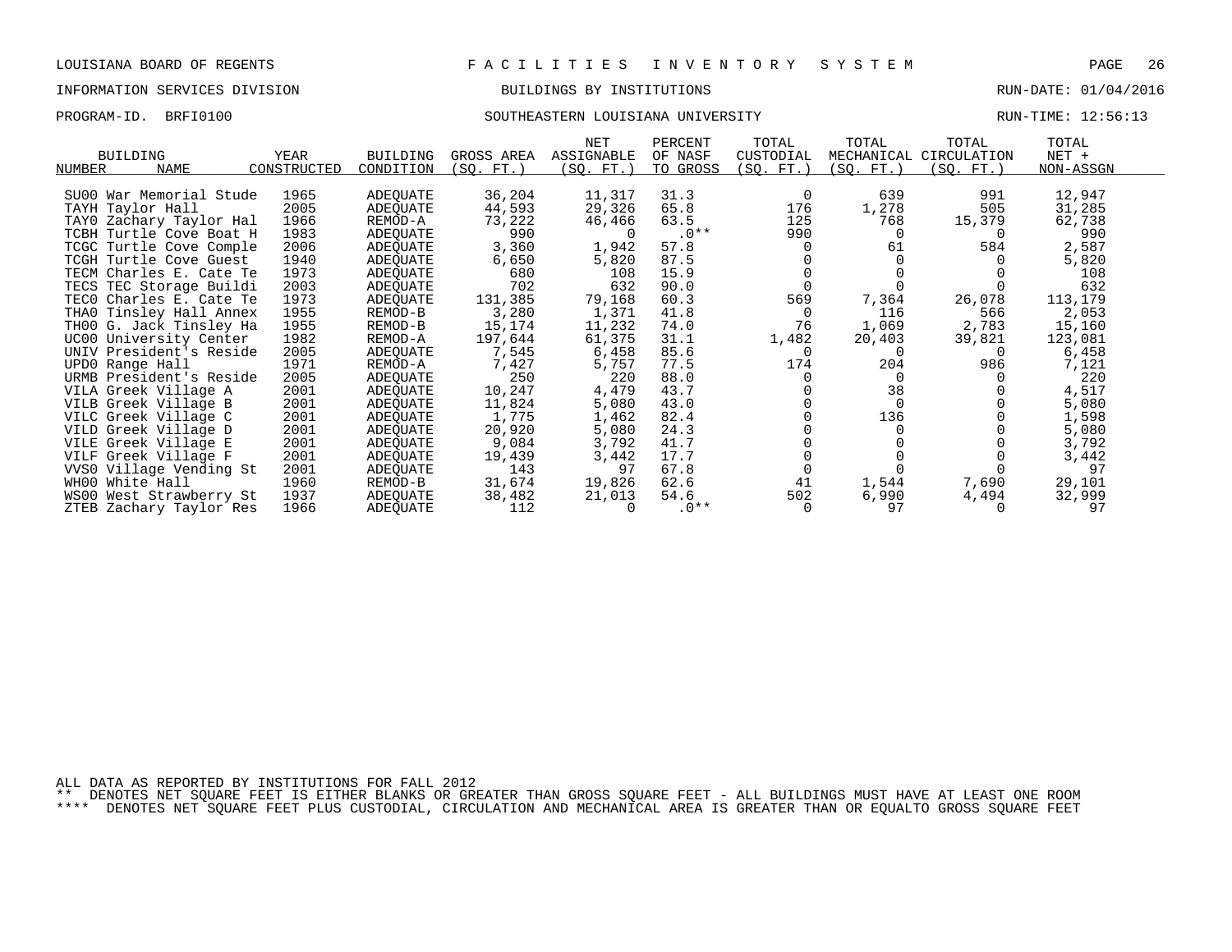LOUISIANA BOARD OF REGENTS — FACILITIES INVENTORY SYSTEM

INFORMATION SERVICES DIVISION — BUILDINGS BY INSTITUTIONS — RUN-DATE: 01/04/2016

PROGRAM-ID. BRFI0100 — SOUTHEASTERN LOUISIANA UNIVERSITY — RUN-TIME: 12:56:13

| BUILDING NUMBER | NAME | YEAR CONSTRUCTED | BUILDING CONDITION | GROSS AREA (SQ. FT.) | NET ASSIGNABLE (SQ. FT.) | PERCENT OF NASF TO GROSS | TOTAL CUSTODIAL (SQ. FT.) | TOTAL MECHANICAL (SQ. FT.) | TOTAL CIRCULATION (SQ. FT.) | TOTAL NET + NON-ASSGN |
|---|---|---|---|---|---|---|---|---|---|---|
| SU00 | War Memorial Stude | 1965 | ADEQUATE | 36,204 | 11,317 | 31.3 | 0 | 639 | 991 | 12,947 |
| TAYH | Taylor Hall | 2005 | ADEQUATE | 44,593 | 29,326 | 65.8 | 176 | 1,278 | 505 | 31,285 |
| TAY0 | Zachary Taylor Hal | 1966 | REMOD-A | 73,222 | 46,466 | 63.5 | 125 | 768 | 15,379 | 62,738 |
| TCBH | Turtle Cove Boat H | 1983 | ADEQUATE | 990 | 0 | .0** | 990 | 0 | 0 | 990 |
| TCGC | Turtle Cove Comple | 2006 | ADEQUATE | 3,360 | 1,942 | 57.8 | 0 | 61 | 584 | 2,587 |
| TCGH | Turtle Cove Guest | 1940 | ADEQUATE | 6,650 | 5,820 | 87.5 | 0 | 0 | 0 | 5,820 |
| TECM | Charles E. Cate Te | 1973 | ADEQUATE | 680 | 108 | 15.9 | 0 | 0 | 0 | 108 |
| TECS | TEC Storage Buildi | 2003 | ADEQUATE | 702 | 632 | 90.0 | 0 | 0 | 0 | 632 |
| TEC0 | Charles E. Cate Te | 1973 | ADEQUATE | 131,385 | 79,168 | 60.3 | 569 | 7,364 | 26,078 | 113,179 |
| THA0 | Tinsley Hall Annex | 1955 | REMOD-B | 3,280 | 1,371 | 41.8 | 0 | 116 | 566 | 2,053 |
| TH00 | G. Jack Tinsley Ha | 1955 | REMOD-B | 15,174 | 11,232 | 74.0 | 76 | 1,069 | 2,783 | 15,160 |
| UC00 | University Center | 1982 | REMOD-A | 197,644 | 61,375 | 31.1 | 1,482 | 20,403 | 39,821 | 123,081 |
| UNIV | President's Reside | 2005 | ADEQUATE | 7,545 | 6,458 | 85.6 | 0 | 0 | 0 | 6,458 |
| UPD0 | Range Hall | 1971 | REMOD-A | 7,427 | 5,757 | 77.5 | 174 | 204 | 986 | 7,121 |
| URMB | President's Reside | 2005 | ADEQUATE | 250 | 220 | 88.0 | 0 | 0 | 0 | 220 |
| VILA | Greek Village A | 2001 | ADEQUATE | 10,247 | 4,479 | 43.7 | 0 | 38 | 0 | 4,517 |
| VILB | Greek Village B | 2001 | ADEQUATE | 11,824 | 5,080 | 43.0 | 0 | 0 | 0 | 5,080 |
| VILC | Greek Village C | 2001 | ADEQUATE | 1,775 | 1,462 | 82.4 | 0 | 136 | 0 | 1,598 |
| VILD | Greek Village D | 2001 | ADEQUATE | 20,920 | 5,080 | 24.3 | 0 | 0 | 0 | 5,080 |
| VILE | Greek Village E | 2001 | ADEQUATE | 9,084 | 3,792 | 41.7 | 0 | 0 | 0 | 3,792 |
| VILF | Greek Village F | 2001 | ADEQUATE | 19,439 | 3,442 | 17.7 | 0 | 0 | 0 | 3,442 |
| VVS0 | Village Vending St | 2001 | ADEQUATE | 143 | 97 | 67.8 | 0 | 0 | 0 | 97 |
| WH00 | White Hall | 1960 | REMOD-B | 31,674 | 19,826 | 62.6 | 41 | 1,544 | 7,690 | 29,101 |
| WS00 | West Strawberry St | 1937 | ADEQUATE | 38,482 | 21,013 | 54.6 | 502 | 6,990 | 4,494 | 32,999 |
| ZTEB | Zachary Taylor Res | 1966 | ADEQUATE | 112 | 0 | .0** | 0 | 97 | 0 | 97 |

ALL DATA AS REPORTED BY INSTITUTIONS FOR FALL 2012

** DENOTES NET SQUARE FEET IS EITHER BLANKS OR GREATER THAN GROSS SQUARE FEET - ALL BUILDINGS MUST HAVE AT LEAST ONE ROOM

**** DENOTES NET SQUARE FEET PLUS CUSTODIAL, CIRCULATION AND MECHANICAL AREA IS GREATER THAN OR EQUALTO GROSS SQUARE FEET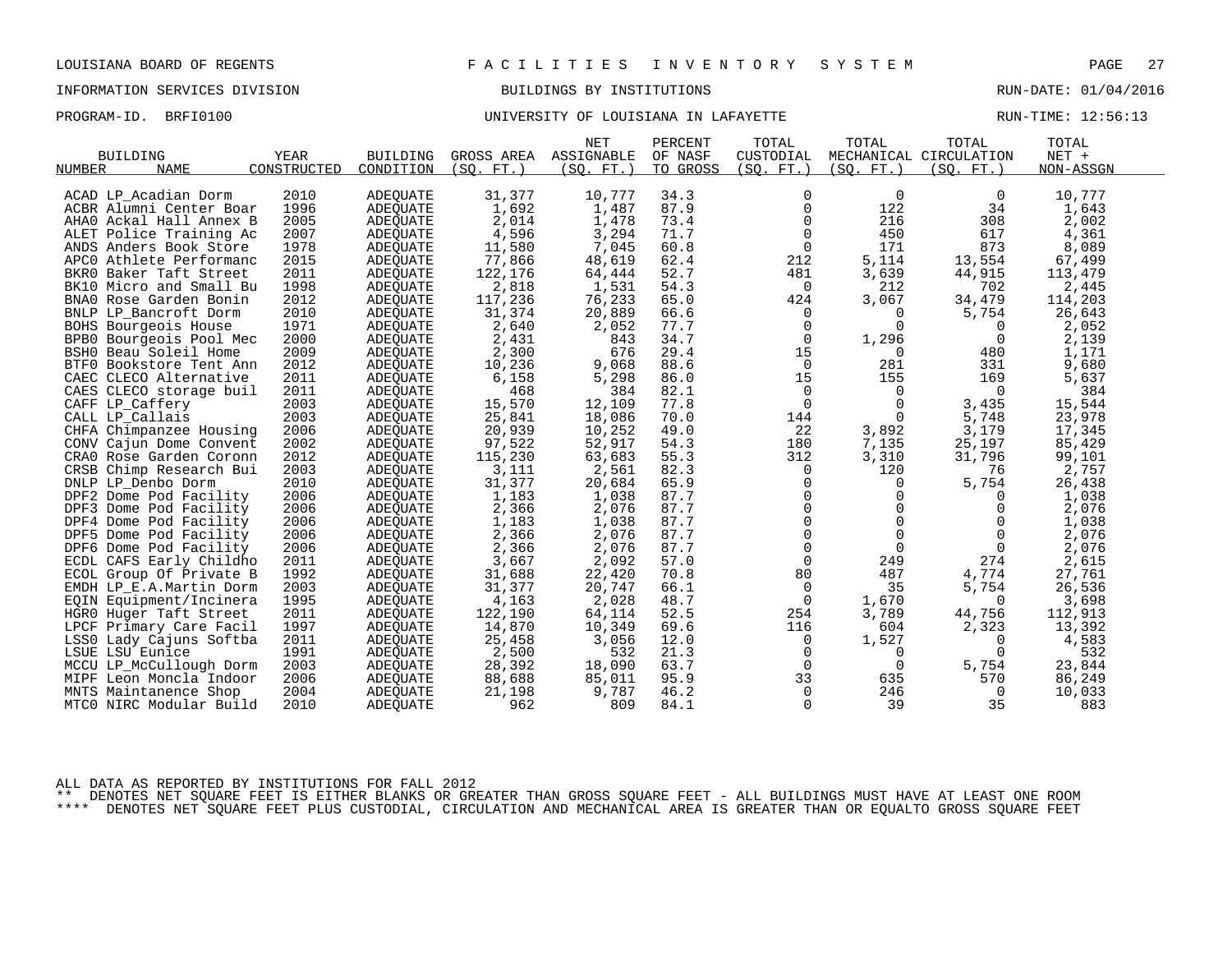LOUISIANA BOARD OF REGENTS — F A C I L I T I E S   I N V E N T O R Y   S Y S T E M

INFORMATION SERVICES DIVISION — BUILDINGS BY INSTITUTIONS — RUN-DATE: 01/04/2016

PROGRAM-ID. BRFI0100 — UNIVERSITY OF LOUISIANA IN LAFAYETTE — RUN-TIME: 12:56:13

| BUILDING NUMBER | NAME | YEAR CONSTRUCTED | BUILDING CONDITION | GROSS AREA (SQ. FT.) | NET ASSIGNABLE (SQ. FT.) | PERCENT OF NASF TO GROSS | TOTAL CUSTODIAL (SQ. FT.) | TOTAL MECHANICAL (SQ. FT.) | TOTAL CIRCULATION (SQ. FT.) | TOTAL NET + NON-ASSGN |
|---|---|---|---|---|---|---|---|---|---|---|
| ACAD | LP_Acadian Dorm | 2010 | ADEQUATE | 31,377 | 10,777 | 34.3 | 0 | 0 | 0 | 10,777 |
| ACBR | Alumni Center Boar | 1996 | ADEQUATE | 1,692 | 1,487 | 87.9 | 0 | 122 | 34 | 1,643 |
| AHA0 | Ackal Hall Annex B | 2005 | ADEQUATE | 2,014 | 1,478 | 73.4 | 0 | 216 | 308 | 2,002 |
| ALET | Police Training Ac | 2007 | ADEQUATE | 4,596 | 3,294 | 71.7 | 0 | 450 | 617 | 4,361 |
| ANDS | Anders Book Store | 1978 | ADEQUATE | 11,580 | 7,045 | 60.8 | 0 | 171 | 873 | 8,089 |
| APC0 | Athlete Performanc | 2015 | ADEQUATE | 77,866 | 48,619 | 62.4 | 212 | 5,114 | 13,554 | 67,499 |
| BKR0 | Baker Taft Street | 2011 | ADEQUATE | 122,176 | 64,444 | 52.7 | 481 | 3,639 | 44,915 | 113,479 |
| BK10 | Micro and Small Bu | 1998 | ADEQUATE | 2,818 | 1,531 | 54.3 | 0 | 212 | 702 | 2,445 |
| BNA0 | Rose Garden Bonin | 2012 | ADEQUATE | 117,236 | 76,233 | 65.0 | 424 | 3,067 | 34,479 | 114,203 |
| BNLP | LP_Bancroft Dorm | 2010 | ADEQUATE | 31,374 | 20,889 | 66.6 | 0 | 0 | 5,754 | 26,643 |
| BOHS | Bourgeois House | 1971 | ADEQUATE | 2,640 | 2,052 | 77.7 | 0 | 0 | 0 | 2,052 |
| BPB0 | Bourgeois Pool Mec | 2000 | ADEQUATE | 2,431 | 843 | 34.7 | 0 | 1,296 | 0 | 2,139 |
| BSH0 | Beau Soleil Home | 2009 | ADEQUATE | 2,300 | 676 | 29.4 | 15 | 0 | 480 | 1,171 |
| BTF0 | Bookstore Tent Ann | 2012 | ADEQUATE | 10,236 | 9,068 | 88.6 | 0 | 281 | 331 | 9,680 |
| CAEC | CLECO Alternative | 2011 | ADEQUATE | 6,158 | 5,298 | 86.0 | 15 | 155 | 169 | 5,637 |
| CAES | CLECO storage buil | 2011 | ADEQUATE | 468 | 384 | 82.1 | 0 | 0 | 0 | 384 |
| CAFF | LP_Caffery | 2003 | ADEQUATE | 15,570 | 12,109 | 77.8 | 0 | 0 | 3,435 | 15,544 |
| CALL | LP_Callais | 2003 | ADEQUATE | 25,841 | 18,086 | 70.0 | 144 | 0 | 5,748 | 23,978 |
| CHFA | Chimpanzee Housing | 2006 | ADEQUATE | 20,939 | 10,252 | 49.0 | 22 | 3,892 | 3,179 | 17,345 |
| CONV | Cajun Dome Convent | 2002 | ADEQUATE | 97,522 | 52,917 | 54.3 | 180 | 7,135 | 25,197 | 85,429 |
| CRA0 | Rose Garden Coronn | 2012 | ADEQUATE | 115,230 | 63,683 | 55.3 | 312 | 3,310 | 31,796 | 99,101 |
| CRSB | Chimp Research Bui | 2003 | ADEQUATE | 3,111 | 2,561 | 82.3 | 0 | 120 | 76 | 2,757 |
| DNLP | LP_Denbo Dorm | 2010 | ADEQUATE | 31,377 | 20,684 | 65.9 | 0 | 0 | 5,754 | 26,438 |
| DPF2 | Dome Pod Facility | 2006 | ADEQUATE | 1,183 | 1,038 | 87.7 | 0 | 0 | 0 | 1,038 |
| DPF3 | Dome Pod Facility | 2006 | ADEQUATE | 2,366 | 2,076 | 87.7 | 0 | 0 | 0 | 2,076 |
| DPF4 | Dome Pod Facility | 2006 | ADEQUATE | 1,183 | 1,038 | 87.7 | 0 | 0 | 0 | 1,038 |
| DPF5 | Dome Pod Facility | 2006 | ADEQUATE | 2,366 | 2,076 | 87.7 | 0 | 0 | 0 | 2,076 |
| DPF6 | Dome Pod Facility | 2006 | ADEQUATE | 2,366 | 2,076 | 87.7 | 0 | 0 | 0 | 2,076 |
| ECDL | CAFS Early Childho | 2011 | ADEQUATE | 3,667 | 2,092 | 57.0 | 0 | 249 | 274 | 2,615 |
| ECOL | Group Of Private B | 1992 | ADEQUATE | 31,688 | 22,420 | 70.8 | 80 | 487 | 4,774 | 27,761 |
| EMDH | LP_E.A.Martin Dorm | 2003 | ADEQUATE | 31,377 | 20,747 | 66.1 | 0 | 35 | 5,754 | 26,536 |
| EQIN | Equipment/Incinera | 1995 | ADEQUATE | 4,163 | 2,028 | 48.7 | 0 | 1,670 | 0 | 3,698 |
| HGR0 | Huger Taft Street | 2011 | ADEQUATE | 122,190 | 64,114 | 52.5 | 254 | 3,789 | 44,756 | 112,913 |
| LPCF | Primary Care Facil | 1997 | ADEQUATE | 14,870 | 10,349 | 69.6 | 116 | 604 | 2,323 | 13,392 |
| LSS0 | Lady Cajuns Softba | 2011 | ADEQUATE | 25,458 | 3,056 | 12.0 | 0 | 1,527 | 0 | 4,583 |
| LSUE | LSU Eunice | 1991 | ADEQUATE | 2,500 | 532 | 21.3 | 0 | 0 | 0 | 532 |
| MCCU | LP_McCullough Dorm | 2003 | ADEQUATE | 28,392 | 18,090 | 63.7 | 0 | 0 | 5,754 | 23,844 |
| MIPF | Leon Moncla Indoor | 2006 | ADEQUATE | 88,688 | 85,011 | 95.9 | 33 | 635 | 570 | 86,249 |
| MNTS | Maintanence Shop | 2004 | ADEQUATE | 21,198 | 9,787 | 46.2 | 0 | 246 | 0 | 10,033 |
| MTC0 | NIRC Modular Build | 2010 | ADEQUATE | 962 | 809 | 84.1 | 0 | 39 | 35 | 883 |

ALL DATA AS REPORTED BY INSTITUTIONS FOR FALL 2012

** DENOTES NET SQUARE FEET IS EITHER BLANKS OR GREATER THAN GROSS SQUARE FEET - ALL BUILDINGS MUST HAVE AT LEAST ONE ROOM

**** DENOTES NET SQUARE FEET PLUS CUSTODIAL, CIRCULATION AND MECHANICAL AREA IS GREATER THAN OR EQUALTO GROSS SQUARE FEET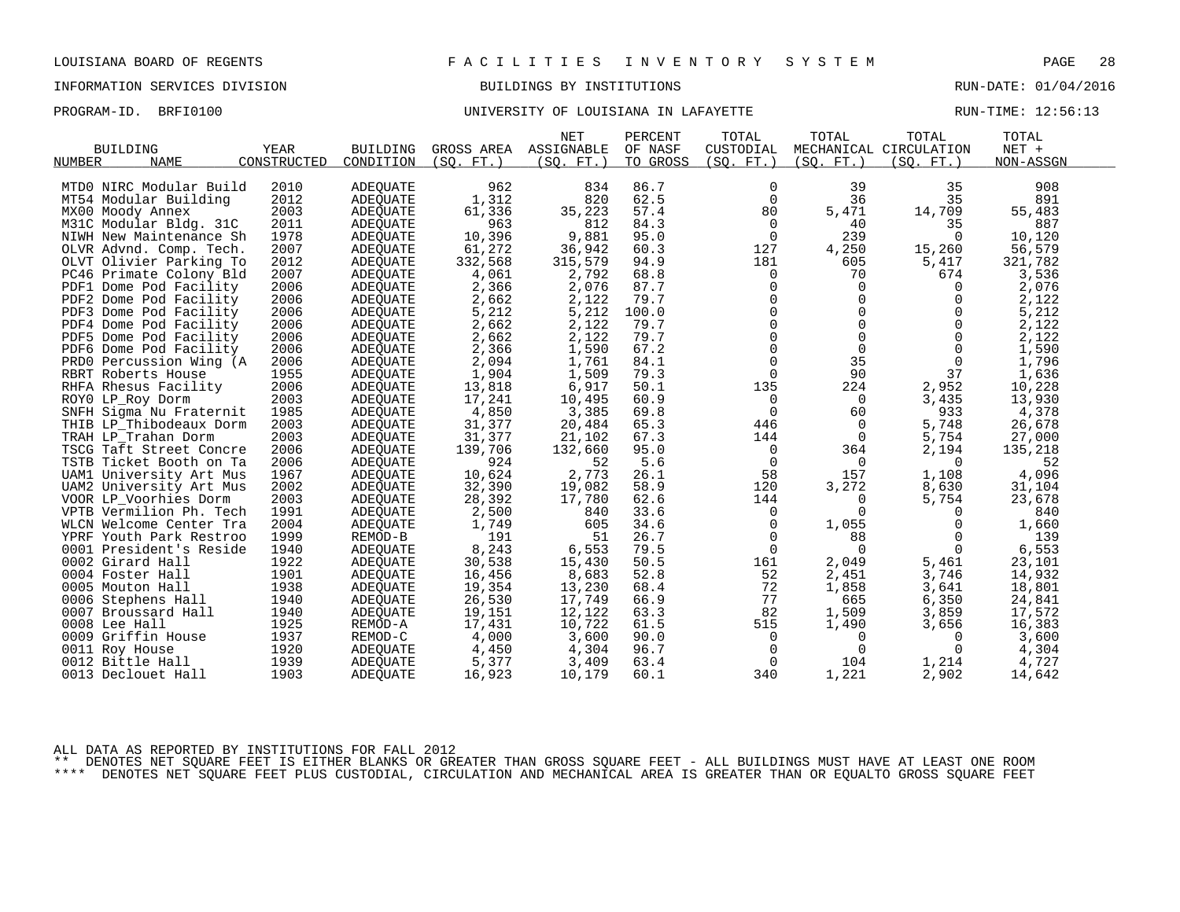LOUISIANA BOARD OF REGENTS — FACILITIES INVENTORY SYSTEM

INFORMATION SERVICES DIVISION — BUILDINGS BY INSTITUTIONS — RUN-DATE: 01/04/2016

PROGRAM-ID. BRFI0100 — UNIVERSITY OF LOUISIANA IN LAFAYETTE — RUN-TIME: 12:56:13

| BUILDING NUMBER | NAME | YEAR CONSTRUCTED | BUILDING CONDITION | GROSS AREA (SQ. FT.) | NET ASSIGNABLE (SQ. FT.) | PERCENT OF NASF TO GROSS | TOTAL CUSTODIAL (SQ. FT.) | TOTAL MECHANICAL (SQ. FT.) | TOTAL CIRCULATION (SQ. FT.) | TOTAL NET + NON-ASSGN |
|---|---|---|---|---|---|---|---|---|---|---|
| MTD0 | NIRC Modular Build | 2010 | ADEQUATE | 962 | 834 | 86.7 | 0 | 39 | 35 | 908 |
| MT54 | Modular Building | 2012 | ADEQUATE | 1,312 | 820 | 62.5 | 0 | 36 | 35 | 891 |
| MX00 | Moody Annex | 2003 | ADEQUATE | 61,336 | 35,223 | 57.4 | 80 | 5,471 | 14,709 | 55,483 |
| M31C | Modular Bldg. 31C | 2011 | ADEQUATE | 963 | 812 | 84.3 | 0 | 40 | 35 | 887 |
| NIWH | New Maintenance Sh | 1978 | ADEQUATE | 10,396 | 9,881 | 95.0 | 0 | 239 | 0 | 10,120 |
| OLVR | Advnd. Comp. Tech. | 2007 | ADEQUATE | 61,272 | 36,942 | 60.3 | 127 | 4,250 | 15,260 | 56,579 |
| OLVT | Olivier Parking To | 2012 | ADEQUATE | 332,568 | 315,579 | 94.9 | 181 | 605 | 5,417 | 321,782 |
| PC46 | Primate Colony Bld | 2007 | ADEQUATE | 4,061 | 2,792 | 68.8 | 0 | 70 | 674 | 3,536 |
| PDF1 | Dome Pod Facility | 2006 | ADEQUATE | 2,366 | 2,076 | 87.7 | 0 | 0 | 0 | 2,076 |
| PDF2 | Dome Pod Facility | 2006 | ADEQUATE | 2,662 | 2,122 | 79.7 | 0 | 0 | 0 | 2,122 |
| PDF3 | Dome Pod Facility | 2006 | ADEQUATE | 5,212 | 5,212 | 100.0 | 0 | 0 | 0 | 5,212 |
| PDF4 | Dome Pod Facility | 2006 | ADEQUATE | 2,662 | 2,122 | 79.7 | 0 | 0 | 0 | 2,122 |
| PDF5 | Dome Pod Facility | 2006 | ADEQUATE | 2,662 | 2,122 | 79.7 | 0 | 0 | 0 | 2,122 |
| PDF6 | Dome Pod Facility | 2006 | ADEQUATE | 2,366 | 1,590 | 67.2 | 0 | 0 | 0 | 1,590 |
| PRD0 | Percussion Wing (A | 2006 | ADEQUATE | 2,094 | 1,761 | 84.1 | 0 | 35 | 0 | 1,796 |
| RBRT | Roberts House | 1955 | ADEQUATE | 1,904 | 1,509 | 79.3 | 0 | 90 | 37 | 1,636 |
| RHFA | Rhesus Facility | 2006 | ADEQUATE | 13,818 | 6,917 | 50.1 | 135 | 224 | 2,952 | 10,228 |
| ROY0 | LP_Roy Dorm | 2003 | ADEQUATE | 17,241 | 10,495 | 60.9 | 0 | 0 | 3,435 | 13,930 |
| SNFH | Sigma Nu Fraternit | 1985 | ADEQUATE | 4,850 | 3,385 | 69.8 | 0 | 60 | 933 | 4,378 |
| THIB | LP_Thibodeaux Dorm | 2003 | ADEQUATE | 31,377 | 20,484 | 65.3 | 446 | 0 | 5,748 | 26,678 |
| TRAH | LP_Trahan Dorm | 2003 | ADEQUATE | 31,377 | 21,102 | 67.3 | 144 | 0 | 5,754 | 27,000 |
| TSCG | Taft Street Concre | 2006 | ADEQUATE | 139,706 | 132,660 | 95.0 | 0 | 364 | 2,194 | 135,218 |
| TSTB | Ticket Booth on Ta | 2006 | ADEQUATE | 924 | 52 | 5.6 | 0 | 0 | 0 | 52 |
| UAM1 | University Art Mus | 1967 | ADEQUATE | 10,624 | 2,773 | 26.1 | 58 | 157 | 1,108 | 4,096 |
| UAM2 | University Art Mus | 2002 | ADEQUATE | 32,390 | 19,082 | 58.9 | 120 | 3,272 | 8,630 | 31,104 |
| VOOR | LP_Voorhies Dorm | 2003 | ADEQUATE | 28,392 | 17,780 | 62.6 | 144 | 0 | 5,754 | 23,678 |
| VPTB | Vermilion Ph. Tech | 1991 | ADEQUATE | 2,500 | 840 | 33.6 | 0 | 0 | 0 | 840 |
| WLCN | Welcome Center Tra | 2004 | ADEQUATE | 1,749 | 605 | 34.6 | 0 | 1,055 | 0 | 1,660 |
| YPRF | Youth Park Restroo | 1999 | REMOD-B | 191 | 51 | 26.7 | 0 | 88 | 0 | 139 |
| 0001 | President's Reside | 1940 | ADEQUATE | 8,243 | 6,553 | 79.5 | 0 | 0 | 0 | 6,553 |
| 0002 | Girard Hall | 1922 | ADEQUATE | 30,538 | 15,430 | 50.5 | 161 | 2,049 | 5,461 | 23,101 |
| 0004 | Foster Hall | 1901 | ADEQUATE | 16,456 | 8,683 | 52.8 | 52 | 2,451 | 3,746 | 14,932 |
| 0005 | Mouton Hall | 1938 | ADEQUATE | 19,354 | 13,230 | 68.4 | 72 | 1,858 | 3,641 | 18,801 |
| 0006 | Stephens Hall | 1940 | ADEQUATE | 26,530 | 17,749 | 66.9 | 77 | 665 | 6,350 | 24,841 |
| 0007 | Broussard Hall | 1940 | ADEQUATE | 19,151 | 12,122 | 63.3 | 82 | 1,509 | 3,859 | 17,572 |
| 0008 | Lee Hall | 1925 | REMOD-A | 17,431 | 10,722 | 61.5 | 515 | 1,490 | 3,656 | 16,383 |
| 0009 | Griffin House | 1937 | REMOD-C | 4,000 | 3,600 | 90.0 | 0 | 0 | 0 | 3,600 |
| 0011 | Roy House | 1920 | ADEQUATE | 4,450 | 4,304 | 96.7 | 0 | 0 | 0 | 4,304 |
| 0012 | Bittle Hall | 1939 | ADEQUATE | 5,377 | 3,409 | 63.4 | 0 | 104 | 1,214 | 4,727 |
| 0013 | Declouet Hall | 1903 | ADEQUATE | 16,923 | 10,179 | 60.1 | 340 | 1,221 | 2,902 | 14,642 |

ALL DATA AS REPORTED BY INSTITUTIONS FOR FALL 2012

** DENOTES NET SQUARE FEET IS EITHER BLANKS OR GREATER THAN GROSS SQUARE FEET - ALL BUILDINGS MUST HAVE AT LEAST ONE ROOM

**** DENOTES NET SQUARE FEET PLUS CUSTODIAL, CIRCULATION AND MECHANICAL AREA IS GREATER THAN OR EQUALTO GROSS SQUARE FEET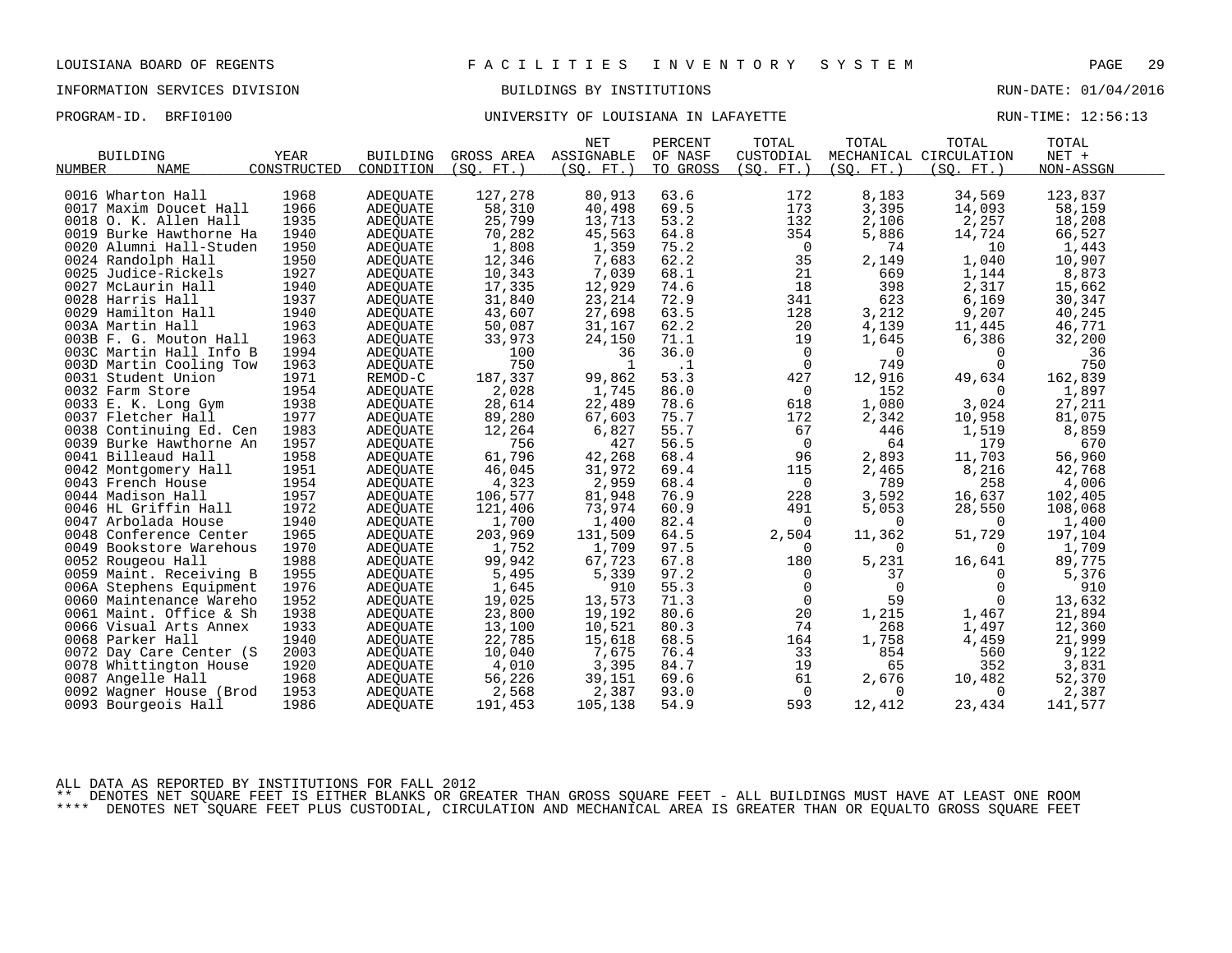LOUISIANA BOARD OF REGENTS — F A C I L I T I E S   I N V E N T O R Y   S Y S T E M

INFORMATION SERVICES DIVISION — BUILDINGS BY INSTITUTIONS — RUN-DATE: 01/04/2016

PROGRAM-ID. BRFI0100 — UNIVERSITY OF LOUISIANA IN LAFAYETTE — RUN-TIME: 12:56:13

| BUILDING NUMBER | BUILDING NAME | YEAR CONSTRUCTED | BUILDING CONDITION | GROSS AREA (SQ. FT.) | NET ASSIGNABLE (SQ. FT.) | PERCENT OF NASF TO GROSS | TOTAL CUSTODIAL (SQ. FT.) | TOTAL MECHANICAL (SQ. FT.) | TOTAL CIRCULATION (SQ. FT.) | TOTAL NET + NON-ASSGN |
|---|---|---|---|---|---|---|---|---|---|---|
| 0016 | Wharton Hall | 1968 | ADEQUATE | 127,278 | 80,913 | 63.6 | 172 | 8,183 | 34,569 | 123,837 |
| 0017 | Maxim Doucet Hall | 1966 | ADEQUATE | 58,310 | 40,498 | 69.5 | 173 | 3,395 | 14,093 | 58,159 |
| 0018 | O. K. Allen Hall | 1935 | ADEQUATE | 25,799 | 13,713 | 53.2 | 132 | 2,106 | 2,257 | 18,208 |
| 0019 | Burke Hawthorne Ha | 1940 | ADEQUATE | 70,282 | 45,563 | 64.8 | 354 | 5,886 | 14,724 | 66,527 |
| 0020 | Alumni Hall-Studen | 1950 | ADEQUATE | 1,808 | 1,359 | 75.2 | 0 | 74 | 10 | 1,443 |
| 0024 | Randolph Hall | 1950 | ADEQUATE | 12,346 | 7,683 | 62.2 | 35 | 2,149 | 1,040 | 10,907 |
| 0025 | Judice-Rickels | 1927 | ADEQUATE | 10,343 | 7,039 | 68.1 | 21 | 669 | 1,144 | 8,873 |
| 0027 | McLaurin Hall | 1940 | ADEQUATE | 17,335 | 12,929 | 74.6 | 18 | 398 | 2,317 | 15,662 |
| 0028 | Harris Hall | 1937 | ADEQUATE | 31,840 | 23,214 | 72.9 | 341 | 623 | 6,169 | 30,347 |
| 0029 | Hamilton Hall | 1940 | ADEQUATE | 43,607 | 27,698 | 63.5 | 128 | 3,212 | 9,207 | 40,245 |
| 003A | Martin Hall | 1963 | ADEQUATE | 50,087 | 31,167 | 62.2 | 20 | 4,139 | 11,445 | 46,771 |
| 003B | F. G. Mouton Hall | 1963 | ADEQUATE | 33,973 | 24,150 | 71.1 | 19 | 1,645 | 6,386 | 32,200 |
| 003C | Martin Hall Info B | 1994 | ADEQUATE | 100 | 36 | 36.0 | 0 | 0 | 0 | 36 |
| 003D | Martin Cooling Tow | 1963 | ADEQUATE | 750 | 1 | .1 | 0 | 749 | 0 | 750 |
| 0031 | Student Union | 1971 | REMOD-C | 187,337 | 99,862 | 53.3 | 427 | 12,916 | 49,634 | 162,839 |
| 0032 | Farm Store | 1954 | ADEQUATE | 2,028 | 1,745 | 86.0 | 0 | 152 | 0 | 1,897 |
| 0033 | E. K. Long Gym | 1938 | ADEQUATE | 28,614 | 22,489 | 78.6 | 618 | 1,080 | 3,024 | 27,211 |
| 0037 | Fletcher Hall | 1977 | ADEQUATE | 89,280 | 67,603 | 75.7 | 172 | 2,342 | 10,958 | 81,075 |
| 0038 | Continuing Ed. Cen | 1983 | ADEQUATE | 12,264 | 6,827 | 55.7 | 67 | 446 | 1,519 | 8,859 |
| 0039 | Burke Hawthorne An | 1957 | ADEQUATE | 756 | 427 | 56.5 | 0 | 64 | 179 | 670 |
| 0041 | Billeaud Hall | 1958 | ADEQUATE | 61,796 | 42,268 | 68.4 | 96 | 2,893 | 11,703 | 56,960 |
| 0042 | Montgomery Hall | 1951 | ADEQUATE | 46,045 | 31,972 | 69.4 | 115 | 2,465 | 8,216 | 42,768 |
| 0043 | French House | 1954 | ADEQUATE | 4,323 | 2,959 | 68.4 | 0 | 789 | 258 | 4,006 |
| 0044 | Madison Hall | 1957 | ADEQUATE | 106,577 | 81,948 | 76.9 | 228 | 3,592 | 16,637 | 102,405 |
| 0046 | HL Griffin Hall | 1972 | ADEQUATE | 121,406 | 73,974 | 60.9 | 491 | 5,053 | 28,550 | 108,068 |
| 0047 | Arbolada House | 1940 | ADEQUATE | 1,700 | 1,400 | 82.4 | 0 | 0 | 0 | 1,400 |
| 0048 | Conference Center | 1965 | ADEQUATE | 203,969 | 131,509 | 64.5 | 2,504 | 11,362 | 51,729 | 197,104 |
| 0049 | Bookstore Warehous | 1970 | ADEQUATE | 1,752 | 1,709 | 97.5 | 0 | 0 | 0 | 1,709 |
| 0052 | Rougeou Hall | 1988 | ADEQUATE | 99,942 | 67,723 | 67.8 | 180 | 5,231 | 16,641 | 89,775 |
| 0059 | Maint. Receiving B | 1955 | ADEQUATE | 5,495 | 5,339 | 97.2 | 0 | 37 | 0 | 5,376 |
| 006A | Stephens Equipment | 1976 | ADEQUATE | 1,645 | 910 | 55.3 | 0 | 0 | 0 | 910 |
| 0060 | Maintenance Wareho | 1952 | ADEQUATE | 19,025 | 13,573 | 71.3 | 0 | 59 | 0 | 13,632 |
| 0061 | Maint. Office & Sh | 1938 | ADEQUATE | 23,800 | 19,192 | 80.6 | 20 | 1,215 | 1,467 | 21,894 |
| 0066 | Visual Arts Annex | 1933 | ADEQUATE | 13,100 | 10,521 | 80.3 | 74 | 268 | 1,497 | 12,360 |
| 0068 | Parker Hall | 1940 | ADEQUATE | 22,785 | 15,618 | 68.5 | 164 | 1,758 | 4,459 | 21,999 |
| 0072 | Day Care Center (S | 2003 | ADEQUATE | 10,040 | 7,675 | 76.4 | 33 | 854 | 560 | 9,122 |
| 0078 | Whittington House | 1920 | ADEQUATE | 4,010 | 3,395 | 84.7 | 19 | 65 | 352 | 3,831 |
| 0087 | Angelle Hall | 1968 | ADEQUATE | 56,226 | 39,151 | 69.6 | 61 | 2,676 | 10,482 | 52,370 |
| 0092 | Wagner House (Brod | 1953 | ADEQUATE | 2,568 | 2,387 | 93.0 | 0 | 0 | 0 | 2,387 |
| 0093 | Bourgeois Hall | 1986 | ADEQUATE | 191,453 | 105,138 | 54.9 | 593 | 12,412 | 23,434 | 141,577 |

ALL DATA AS REPORTED BY INSTITUTIONS FOR FALL 2012

** DENOTES NET SQUARE FEET IS EITHER BLANKS OR GREATER THAN GROSS SQUARE FEET - ALL BUILDINGS MUST HAVE AT LEAST ONE ROOM

**** DENOTES NET SQUARE FEET PLUS CUSTODIAL, CIRCULATION AND MECHANICAL AREA IS GREATER THAN OR EQUALTO GROSS SQUARE FEET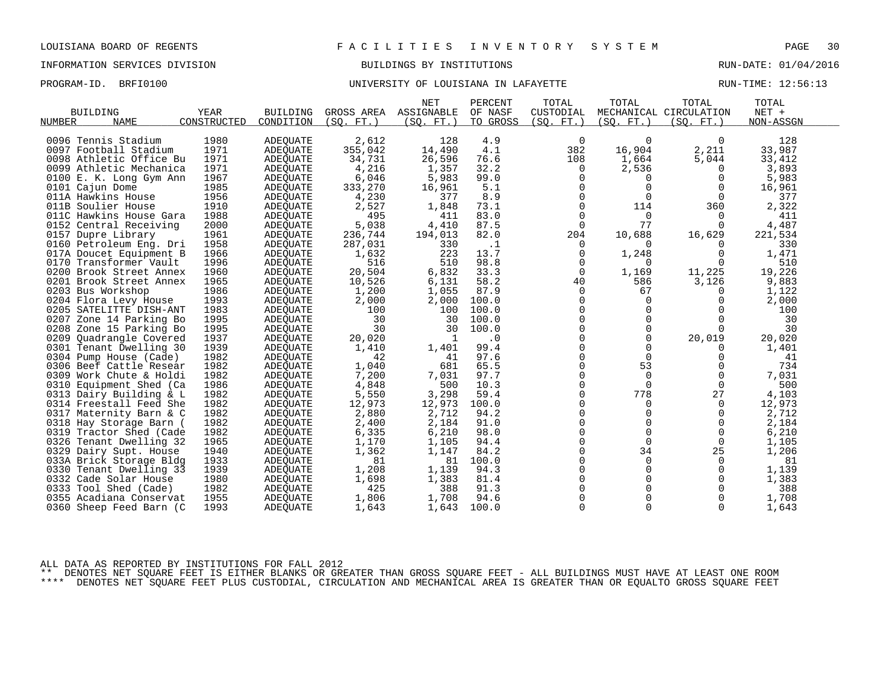LOUISIANA BOARD OF REGENTS — FACILITIES INVENTORY SYSTEM

INFORMATION SERVICES DIVISION — BUILDINGS BY INSTITUTIONS — RUN-DATE: 01/04/2016

PROGRAM-ID. BRFI0100 — UNIVERSITY OF LOUISIANA IN LAFAYETTE — RUN-TIME: 12:56:13

| BUILDING NUMBER | NAME | YEAR CONSTRUCTED | BUILDING CONDITION | GROSS AREA (SQ. FT.) | NET ASSIGNABLE (SQ. FT.) | PERCENT OF NASF TO GROSS | TOTAL CUSTODIAL (SQ. FT.) | TOTAL MECHANICAL (SQ. FT.) | TOTAL CIRCULATION (SQ. FT.) | TOTAL NET + NON-ASSGN |
|---|---|---|---|---|---|---|---|---|---|---|
| 0096 | Tennis Stadium | 1980 | ADEQUATE | 2,612 | 128 | 4.9 | 0 | 0 | 0 | 128 |
| 0097 | Football Stadium | 1971 | ADEQUATE | 355,042 | 14,490 | 4.1 | 382 | 16,904 | 2,211 | 33,987 |
| 0098 | Athletic Office Bu | 1971 | ADEQUATE | 34,731 | 26,596 | 76.6 | 108 | 1,664 | 5,044 | 33,412 |
| 0099 | Athletic Mechanica | 1971 | ADEQUATE | 4,216 | 1,357 | 32.2 | 0 | 2,536 | 0 | 3,893 |
| 0100 | E. K. Long Gym Ann | 1967 | ADEQUATE | 6,046 | 5,983 | 99.0 | 0 | 0 | 0 | 5,983 |
| 0101 | Cajun Dome | 1985 | ADEQUATE | 333,270 | 16,961 | 5.1 | 0 | 0 | 0 | 16,961 |
| 011A | Hawkins House | 1956 | ADEQUATE | 4,230 | 377 | 8.9 | 0 | 0 | 0 | 377 |
| 011B | Soulier House | 1910 | ADEQUATE | 2,527 | 1,848 | 73.1 | 0 | 114 | 360 | 2,322 |
| 011C | Hawkins House Gara | 1988 | ADEQUATE | 495 | 411 | 83.0 | 0 | 0 | 0 | 411 |
| 0152 | Central Receiving | 2000 | ADEQUATE | 5,038 | 4,410 | 87.5 | 0 | 77 | 0 | 4,487 |
| 0157 | Dupre Library | 1961 | ADEQUATE | 236,744 | 194,013 | 82.0 | 204 | 10,688 | 16,629 | 221,534 |
| 0160 | Petroleum Eng. Dri | 1958 | ADEQUATE | 287,031 | 330 | .1 | 0 | 0 | 0 | 330 |
| 017A | Doucet Equipment B | 1966 | ADEQUATE | 1,632 | 223 | 13.7 | 0 | 1,248 | 0 | 1,471 |
| 0170 | Transformer Vault | 1996 | ADEQUATE | 516 | 510 | 98.8 | 0 | 0 | 0 | 510 |
| 0200 | Brook Street Annex | 1960 | ADEQUATE | 20,504 | 6,832 | 33.3 | 0 | 1,169 | 11,225 | 19,226 |
| 0201 | Brook Street Annex | 1965 | ADEQUATE | 10,526 | 6,131 | 58.2 | 40 | 586 | 3,126 | 9,883 |
| 0203 | Bus Workshop | 1986 | ADEQUATE | 1,200 | 1,055 | 87.9 | 0 | 67 | 0 | 1,122 |
| 0204 | Flora Levy House | 1993 | ADEQUATE | 2,000 | 2,000 | 100.0 | 0 | 0 | 0 | 2,000 |
| 0205 | SATELITTE DISH-ANT | 1983 | ADEQUATE | 100 | 100 | 100.0 | 0 | 0 | 0 | 100 |
| 0207 | Zone 14 Parking Bo | 1995 | ADEQUATE | 30 | 30 | 100.0 | 0 | 0 | 0 | 30 |
| 0208 | Zone 15 Parking Bo | 1995 | ADEQUATE | 30 | 30 | 100.0 | 0 | 0 | 0 | 30 |
| 0209 | Quadrangle Covered | 1937 | ADEQUATE | 20,020 | 1 | .0 | 0 | 0 | 20,019 | 20,020 |
| 0301 | Tenant Dwelling 30 | 1939 | ADEQUATE | 1,410 | 1,401 | 99.4 | 0 | 0 | 0 | 1,401 |
| 0304 | Pump House (Cade) | 1982 | ADEQUATE | 42 | 41 | 97.6 | 0 | 0 | 0 | 41 |
| 0306 | Beef Cattle Resear | 1982 | ADEQUATE | 1,040 | 681 | 65.5 | 0 | 53 | 0 | 734 |
| 0309 | Work Chute & Holdi | 1982 | ADEQUATE | 7,200 | 7,031 | 97.7 | 0 | 0 | 0 | 7,031 |
| 0310 | Equipment Shed (Ca | 1986 | ADEQUATE | 4,848 | 500 | 10.3 | 0 | 0 | 0 | 500 |
| 0313 | Dairy Building & L | 1982 | ADEQUATE | 5,550 | 3,298 | 59.4 | 0 | 778 | 27 | 4,103 |
| 0314 | Freestall Feed She | 1982 | ADEQUATE | 12,973 | 12,973 | 100.0 | 0 | 0 | 0 | 12,973 |
| 0317 | Maternity Barn & C | 1982 | ADEQUATE | 2,880 | 2,712 | 94.2 | 0 | 0 | 0 | 2,712 |
| 0318 | Hay Storage Barn ( | 1982 | ADEQUATE | 2,400 | 2,184 | 91.0 | 0 | 0 | 0 | 2,184 |
| 0319 | Tractor Shed (Cade | 1982 | ADEQUATE | 6,335 | 6,210 | 98.0 | 0 | 0 | 0 | 6,210 |
| 0326 | Tenant Dwelling 32 | 1965 | ADEQUATE | 1,170 | 1,105 | 94.4 | 0 | 0 | 0 | 1,105 |
| 0329 | Dairy Supt. House | 1940 | ADEQUATE | 1,362 | 1,147 | 84.2 | 0 | 34 | 25 | 1,206 |
| 033A | Brick Storage Bldg | 1933 | ADEQUATE | 81 | 81 | 100.0 | 0 | 0 | 0 | 81 |
| 0330 | Tenant Dwelling 33 | 1939 | ADEQUATE | 1,208 | 1,139 | 94.3 | 0 | 0 | 0 | 1,139 |
| 0332 | Cade Solar House | 1980 | ADEQUATE | 1,698 | 1,383 | 81.4 | 0 | 0 | 0 | 1,383 |
| 0333 | Tool Shed (Cade) | 1982 | ADEQUATE | 425 | 388 | 91.3 | 0 | 0 | 0 | 388 |
| 0355 | Acadiana Conservat | 1955 | ADEQUATE | 1,806 | 1,708 | 94.6 | 0 | 0 | 0 | 1,708 |
| 0360 | Sheep Feed Barn (C | 1993 | ADEQUATE | 1,643 | 1,643 | 100.0 | 0 | 0 | 0 | 1,643 |

ALL DATA AS REPORTED BY INSTITUTIONS FOR FALL 2012

** DENOTES NET SQUARE FEET IS EITHER BLANKS OR GREATER THAN GROSS SQUARE FEET - ALL BUILDINGS MUST HAVE AT LEAST ONE ROOM

**** DENOTES NET SQUARE FEET PLUS CUSTODIAL, CIRCULATION AND MECHANICAL AREA IS GREATER THAN OR EQUALTO GROSS SQUARE FEET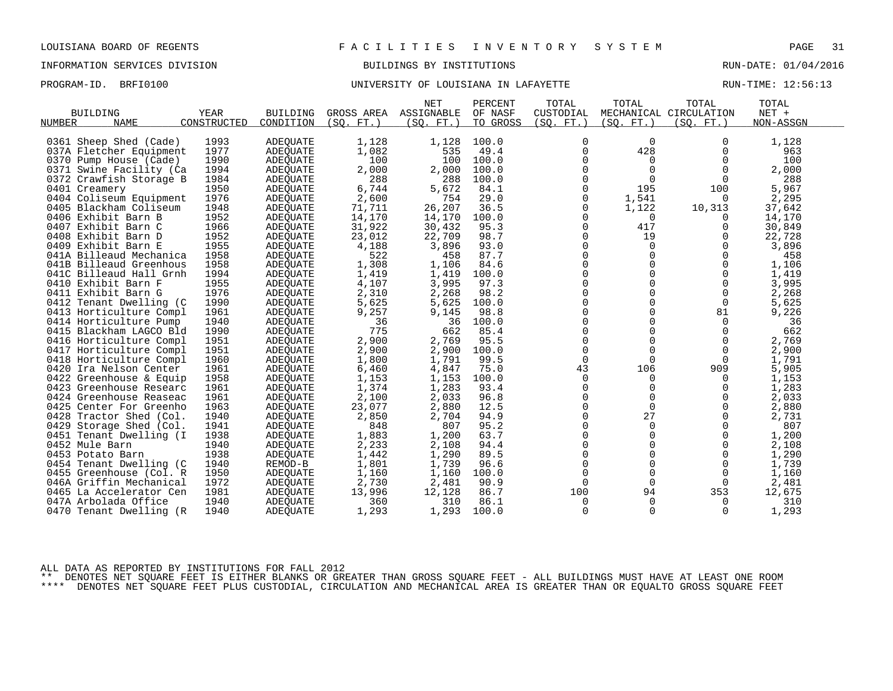LOUISIANA BOARD OF REGENTS — FACILITIES INVENTORY SYSTEM

INFORMATION SERVICES DIVISION — BUILDINGS BY INSTITUTIONS — RUN-DATE: 01/04/2016

PROGRAM-ID. BRFI0100 — UNIVERSITY OF LOUISIANA IN LAFAYETTE — RUN-TIME: 12:56:13

| BUILDING NUMBER | NAME | YEAR CONSTRUCTED | BUILDING CONDITION | GROSS AREA (SQ. FT.) | NET ASSIGNABLE (SQ. FT.) | PERCENT OF NASF TO GROSS | TOTAL CUSTODIAL (SQ. FT.) | TOTAL MECHANICAL (SQ. FT.) | TOTAL CIRCULATION (SQ. FT.) | TOTAL NET + NON-ASSGN |
|---|---|---|---|---|---|---|---|---|---|---|
| 0361 | Sheep Shed (Cade) | 1993 | ADEQUATE | 1,128 | 1,128 | 100.0 | 0 | 0 | 0 | 1,128 |
| 037A | Fletcher Equipment | 1977 | ADEQUATE | 1,082 | 535 | 49.4 | 0 | 428 | 0 | 963 |
| 0370 | Pump House (Cade) | 1990 | ADEQUATE | 100 | 100 | 100.0 | 0 | 0 | 0 | 100 |
| 0371 | Swine Facility (Ca | 1994 | ADEQUATE | 2,000 | 2,000 | 100.0 | 0 | 0 | 0 | 2,000 |
| 0372 | Crawfish Storage B | 1984 | ADEQUATE | 288 | 288 | 100.0 | 0 | 0 | 0 | 288 |
| 0401 | Creamery | 1950 | ADEQUATE | 6,744 | 5,672 | 84.1 | 0 | 195 | 100 | 5,967 |
| 0404 | Coliseum Equipment | 1976 | ADEQUATE | 2,600 | 754 | 29.0 | 0 | 1,541 | 0 | 2,295 |
| 0405 | Blackham Coliseum | 1948 | ADEQUATE | 71,711 | 26,207 | 36.5 | 0 | 1,122 | 10,313 | 37,642 |
| 0406 | Exhibit Barn B | 1952 | ADEQUATE | 14,170 | 14,170 | 100.0 | 0 | 0 | 0 | 14,170 |
| 0407 | Exhibit Barn C | 1966 | ADEQUATE | 31,922 | 30,432 | 95.3 | 0 | 417 | 0 | 30,849 |
| 0408 | Exhibit Barn D | 1952 | ADEQUATE | 23,012 | 22,709 | 98.7 | 0 | 19 | 0 | 22,728 |
| 0409 | Exhibit Barn E | 1955 | ADEQUATE | 4,188 | 3,896 | 93.0 | 0 | 0 | 0 | 3,896 |
| 041A | Billeaud Mechanica | 1958 | ADEQUATE | 522 | 458 | 87.7 | 0 | 0 | 0 | 458 |
| 041B | Billeaud Greenhous | 1958 | ADEQUATE | 1,308 | 1,106 | 84.6 | 0 | 0 | 0 | 1,106 |
| 041C | Billeaud Hall Grnh | 1994 | ADEQUATE | 1,419 | 1,419 | 100.0 | 0 | 0 | 0 | 1,419 |
| 0410 | Exhibit Barn F | 1955 | ADEQUATE | 4,107 | 3,995 | 97.3 | 0 | 0 | 0 | 3,995 |
| 0411 | Exhibit Barn G | 1976 | ADEQUATE | 2,310 | 2,268 | 98.2 | 0 | 0 | 0 | 2,268 |
| 0412 | Tenant Dwelling (C | 1990 | ADEQUATE | 5,625 | 5,625 | 100.0 | 0 | 0 | 0 | 5,625 |
| 0413 | Horticulture Compl | 1961 | ADEQUATE | 9,257 | 9,145 | 98.8 | 0 | 0 | 81 | 9,226 |
| 0414 | Horticulture Pump | 1940 | ADEQUATE | 36 | 36 | 100.0 | 0 | 0 | 0 | 36 |
| 0415 | Blackham LAGCO Bld | 1990 | ADEQUATE | 775 | 662 | 85.4 | 0 | 0 | 0 | 662 |
| 0416 | Horticulture Compl | 1951 | ADEQUATE | 2,900 | 2,769 | 95.5 | 0 | 0 | 0 | 2,769 |
| 0417 | Horticulture Compl | 1951 | ADEQUATE | 2,900 | 2,900 | 100.0 | 0 | 0 | 0 | 2,900 |
| 0418 | Horticulture Compl | 1960 | ADEQUATE | 1,800 | 1,791 | 99.5 | 0 | 0 | 0 | 1,791 |
| 0420 | Ira Nelson Center | 1961 | ADEQUATE | 6,460 | 4,847 | 75.0 | 43 | 106 | 909 | 5,905 |
| 0422 | Greenhouse & Equip | 1958 | ADEQUATE | 1,153 | 1,153 | 100.0 | 0 | 0 | 0 | 1,153 |
| 0423 | Greenhouse Researc | 1961 | ADEQUATE | 1,374 | 1,283 | 93.4 | 0 | 0 | 0 | 1,283 |
| 0424 | Greenhouse Reaseac | 1961 | ADEQUATE | 2,100 | 2,033 | 96.8 | 0 | 0 | 0 | 2,033 |
| 0425 | Center For Greenho | 1963 | ADEQUATE | 23,077 | 2,880 | 12.5 | 0 | 0 | 0 | 2,880 |
| 0428 | Tractor Shed (Col. | 1940 | ADEQUATE | 2,850 | 2,704 | 94.9 | 0 | 27 | 0 | 2,731 |
| 0429 | Storage Shed (Col. | 1941 | ADEQUATE | 848 | 807 | 95.2 | 0 | 0 | 0 | 807 |
| 0451 | Tenant Dwelling (I | 1938 | ADEQUATE | 1,883 | 1,200 | 63.7 | 0 | 0 | 0 | 1,200 |
| 0452 | Mule Barn | 1940 | ADEQUATE | 2,233 | 2,108 | 94.4 | 0 | 0 | 0 | 2,108 |
| 0453 | Potato Barn | 1938 | ADEQUATE | 1,442 | 1,290 | 89.5 | 0 | 0 | 0 | 1,290 |
| 0454 | Tenant Dwelling (C | 1940 | REMOD-B | 1,801 | 1,739 | 96.6 | 0 | 0 | 0 | 1,739 |
| 0455 | Greenhouse (Col. R | 1950 | ADEQUATE | 1,160 | 1,160 | 100.0 | 0 | 0 | 0 | 1,160 |
| 046A | Griffin Mechanical | 1972 | ADEQUATE | 2,730 | 2,481 | 90.9 | 0 | 0 | 0 | 2,481 |
| 0465 | La Accelerator Cen | 1981 | ADEQUATE | 13,996 | 12,128 | 86.7 | 100 | 94 | 353 | 12,675 |
| 047A | Arbolada Office | 1940 | ADEQUATE | 360 | 310 | 86.1 | 0 | 0 | 0 | 310 |
| 0470 | Tenant Dwelling (R | 1940 | ADEQUATE | 1,293 | 1,293 | 100.0 | 0 | 0 | 0 | 1,293 |

ALL DATA AS REPORTED BY INSTITUTIONS FOR FALL 2012

** DENOTES NET SQUARE FEET IS EITHER BLANKS OR GREATER THAN GROSS SQUARE FEET - ALL BUILDINGS MUST HAVE AT LEAST ONE ROOM

**** DENOTES NET SQUARE FEET PLUS CUSTODIAL, CIRCULATION AND MECHANICAL AREA IS GREATER THAN OR EQUALTO GROSS SQUARE FEET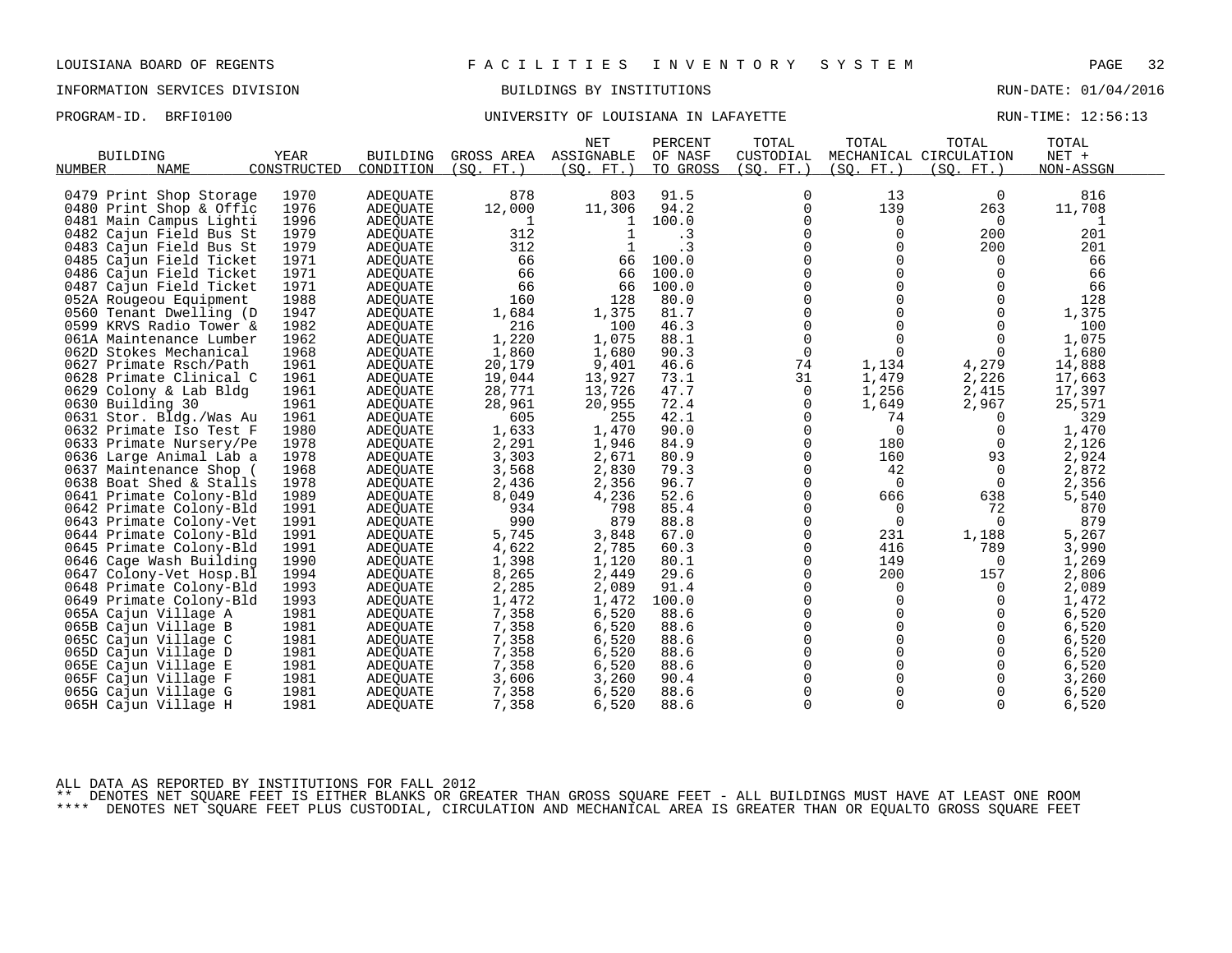LOUISIANA BOARD OF REGENTS — FACILITIES INVENTORY SYSTEM

INFORMATION SERVICES DIVISION — BUILDINGS BY INSTITUTIONS — RUN-DATE: 01/04/2016

PROGRAM-ID. BRFI0100 — UNIVERSITY OF LOUISIANA IN LAFAYETTE — RUN-TIME: 12:56:13

| BUILDING NUMBER | NAME | YEAR CONSTRUCTED | BUILDING CONDITION | GROSS AREA (SQ. FT.) | NET ASSIGNABLE (SQ. FT.) | PERCENT OF NASF TO GROSS | TOTAL CUSTODIAL (SQ. FT.) | TOTAL MECHANICAL (SQ. FT.) | TOTAL CIRCULATION (SQ. FT.) | TOTAL NET + NON-ASSGN |
|---|---|---|---|---|---|---|---|---|---|---|
| 0479 | Print Shop Storage | 1970 | ADEQUATE | 878 | 803 | 91.5 | 0 | 13 | 0 | 816 |
| 0480 | Print Shop & Offic | 1976 | ADEQUATE | 12,000 | 11,306 | 94.2 | 0 | 139 | 263 | 11,708 |
| 0481 | Main Campus Lighti | 1996 | ADEQUATE | 1 | 1 | 100.0 | 0 | 0 | 0 | 1 |
| 0482 | Cajun Field Bus St | 1979 | ADEQUATE | 312 | 1 | .3 | 0 | 0 | 200 | 201 |
| 0483 | Cajun Field Bus St | 1979 | ADEQUATE | 312 | 1 | .3 | 0 | 0 | 200 | 201 |
| 0485 | Cajun Field Ticket | 1971 | ADEQUATE | 66 | 66 | 100.0 | 0 | 0 | 0 | 66 |
| 0486 | Cajun Field Ticket | 1971 | ADEQUATE | 66 | 66 | 100.0 | 0 | 0 | 0 | 66 |
| 0487 | Cajun Field Ticket | 1971 | ADEQUATE | 66 | 66 | 100.0 | 0 | 0 | 0 | 66 |
| 052A | Rougeou Equipment | 1988 | ADEQUATE | 160 | 128 | 80.0 | 0 | 0 | 0 | 128 |
| 0560 | Tenant Dwelling (D | 1947 | ADEQUATE | 1,684 | 1,375 | 81.7 | 0 | 0 | 0 | 1,375 |
| 0599 | KRVS Radio Tower & | 1982 | ADEQUATE | 216 | 100 | 46.3 | 0 | 0 | 0 | 100 |
| 061A | Maintenance Lumber | 1962 | ADEQUATE | 1,220 | 1,075 | 88.1 | 0 | 0 | 0 | 1,075 |
| 062D | Stokes Mechanical | 1968 | ADEQUATE | 1,860 | 1,680 | 90.3 | 0 | 0 | 0 | 1,680 |
| 0627 | Primate Rsch/Path | 1961 | ADEQUATE | 20,179 | 9,401 | 46.6 | 74 | 1,134 | 4,279 | 14,888 |
| 0628 | Primate Clinical C | 1961 | ADEQUATE | 19,044 | 13,927 | 73.1 | 31 | 1,479 | 2,226 | 17,663 |
| 0629 | Colony & Lab Bldg | 1961 | ADEQUATE | 28,771 | 13,726 | 47.7 | 0 | 1,256 | 2,415 | 17,397 |
| 0630 | Building 30 | 1961 | ADEQUATE | 28,961 | 20,955 | 72.4 | 0 | 1,649 | 2,967 | 25,571 |
| 0631 | Stor. Bldg./Was Au | 1961 | ADEQUATE | 605 | 255 | 42.1 | 0 | 74 | 0 | 329 |
| 0632 | Primate Iso Test F | 1980 | ADEQUATE | 1,633 | 1,470 | 90.0 | 0 | 0 | 0 | 1,470 |
| 0633 | Primate Nursery/Pe | 1978 | ADEQUATE | 2,291 | 1,946 | 84.9 | 0 | 180 | 0 | 2,126 |
| 0636 | Large Animal Lab a | 1978 | ADEQUATE | 3,303 | 2,671 | 80.9 | 0 | 160 | 93 | 2,924 |
| 0637 | Maintenance Shop ( | 1968 | ADEQUATE | 3,568 | 2,830 | 79.3 | 0 | 42 | 0 | 2,872 |
| 0638 | Boat Shed & Stalls | 1978 | ADEQUATE | 2,436 | 2,356 | 96.7 | 0 | 0 | 0 | 2,356 |
| 0641 | Primate Colony-Bld | 1989 | ADEQUATE | 8,049 | 4,236 | 52.6 | 0 | 666 | 638 | 5,540 |
| 0642 | Primate Colony-Bld | 1991 | ADEQUATE | 934 | 798 | 85.4 | 0 | 0 | 72 | 870 |
| 0643 | Primate Colony-Vet | 1991 | ADEQUATE | 990 | 879 | 88.8 | 0 | 0 | 0 | 879 |
| 0644 | Primate Colony-Bld | 1991 | ADEQUATE | 5,745 | 3,848 | 67.0 | 0 | 231 | 1,188 | 5,267 |
| 0645 | Primate Colony-Bld | 1991 | ADEQUATE | 4,622 | 2,785 | 60.3 | 0 | 416 | 789 | 3,990 |
| 0646 | Cage Wash Building | 1990 | ADEQUATE | 1,398 | 1,120 | 80.1 | 0 | 149 | 0 | 1,269 |
| 0647 | Colony-Vet Hosp.Bl | 1994 | ADEQUATE | 8,265 | 2,449 | 29.6 | 0 | 200 | 157 | 2,806 |
| 0648 | Primate Colony-Bld | 1993 | ADEQUATE | 2,285 | 2,089 | 91.4 | 0 | 0 | 0 | 2,089 |
| 0649 | Primate Colony-Bld | 1993 | ADEQUATE | 1,472 | 1,472 | 100.0 | 0 | 0 | 0 | 1,472 |
| 065A | Cajun Village A | 1981 | ADEQUATE | 7,358 | 6,520 | 88.6 | 0 | 0 | 0 | 6,520 |
| 065B | Cajun Village B | 1981 | ADEQUATE | 7,358 | 6,520 | 88.6 | 0 | 0 | 0 | 6,520 |
| 065C | Cajun Village C | 1981 | ADEQUATE | 7,358 | 6,520 | 88.6 | 0 | 0 | 0 | 6,520 |
| 065D | Cajun Village D | 1981 | ADEQUATE | 7,358 | 6,520 | 88.6 | 0 | 0 | 0 | 6,520 |
| 065E | Cajun Village E | 1981 | ADEQUATE | 7,358 | 6,520 | 88.6 | 0 | 0 | 0 | 6,520 |
| 065F | Cajun Village F | 1981 | ADEQUATE | 3,606 | 3,260 | 90.4 | 0 | 0 | 0 | 3,260 |
| 065G | Cajun Village G | 1981 | ADEQUATE | 7,358 | 6,520 | 88.6 | 0 | 0 | 0 | 6,520 |
| 065H | Cajun Village H | 1981 | ADEQUATE | 7,358 | 6,520 | 88.6 | 0 | 0 | 0 | 6,520 |

ALL DATA AS REPORTED BY INSTITUTIONS FOR FALL 2012

** DENOTES NET SQUARE FEET IS EITHER BLANKS OR GREATER THAN GROSS SQUARE FEET - ALL BUILDINGS MUST HAVE AT LEAST ONE ROOM

**** DENOTES NET SQUARE FEET PLUS CUSTODIAL, CIRCULATION AND MECHANICAL AREA IS GREATER THAN OR EQUALTO GROSS SQUARE FEET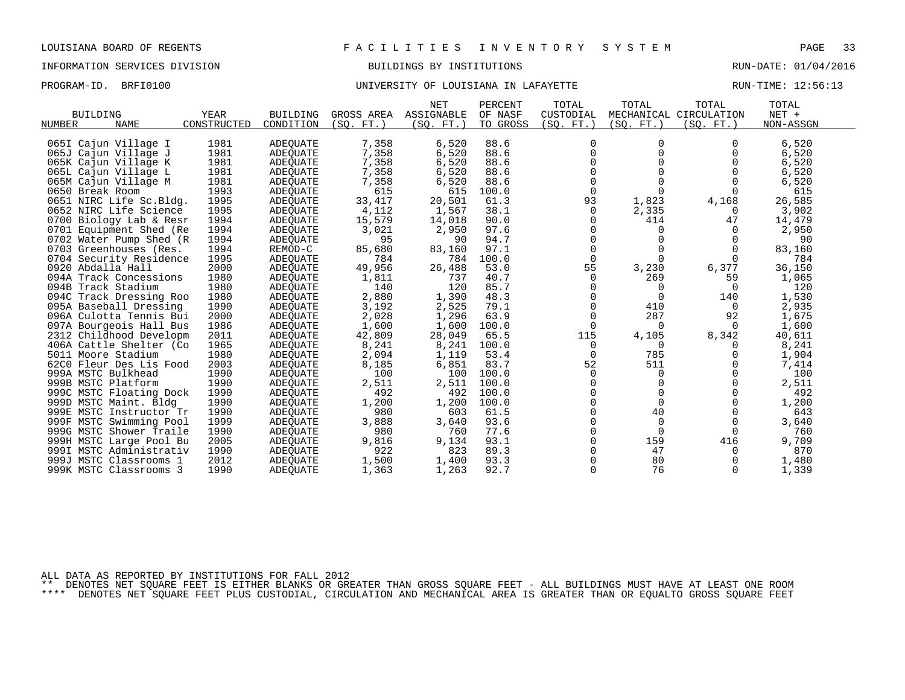LOUISIANA BOARD OF REGENTS — F A C I L I T I E S  I N V E N T O R Y  S Y S T E M

INFORMATION SERVICES DIVISION — BUILDINGS BY INSTITUTIONS — RUN-DATE: 01/04/2016

PROGRAM-ID. BRFI0100 — UNIVERSITY OF LOUISIANA IN LAFAYETTE — RUN-TIME: 12:56:13

| BUILDING NUMBER | NAME | YEAR CONSTRUCTED | BUILDING CONDITION | GROSS AREA (SQ. FT.) | NET ASSIGNABLE (SQ. FT.) | PERCENT OF NASF TO GROSS | TOTAL CUSTODIAL (SQ. FT.) | TOTAL MECHANICAL (SQ. FT.) | TOTAL CIRCULATION (SQ. FT.) | TOTAL NET + NON-ASSGN |
|---|---|---|---|---|---|---|---|---|---|---|
| 065I | Cajun Village I | 1981 | ADEQUATE | 7,358 | 6,520 | 88.6 | 0 | 0 | 0 | 6,520 |
| 065J | Cajun Village J | 1981 | ADEQUATE | 7,358 | 6,520 | 88.6 | 0 | 0 | 0 | 6,520 |
| 065K | Cajun Village K | 1981 | ADEQUATE | 7,358 | 6,520 | 88.6 | 0 | 0 | 0 | 6,520 |
| 065L | Cajun Village L | 1981 | ADEQUATE | 7,358 | 6,520 | 88.6 | 0 | 0 | 0 | 6,520 |
| 065M | Cajun Village M | 1981 | ADEQUATE | 7,358 | 6,520 | 88.6 | 0 | 0 | 0 | 6,520 |
| 0650 | Break Room | 1993 | ADEQUATE | 615 | 615 | 100.0 | 0 | 0 | 0 | 615 |
| 0651 | NIRC Life Sc.Bldg. | 1995 | ADEQUATE | 33,417 | 20,501 | 61.3 | 93 | 1,823 | 4,168 | 26,585 |
| 0652 | NIRC Life Science | 1995 | ADEQUATE | 4,112 | 1,567 | 38.1 | 0 | 2,335 | 0 | 3,902 |
| 0700 | Biology Lab & Resr | 1994 | ADEQUATE | 15,579 | 14,018 | 90.0 | 0 | 414 | 47 | 14,479 |
| 0701 | Equipment Shed (Re | 1994 | ADEQUATE | 3,021 | 2,950 | 97.6 | 0 | 0 | 0 | 2,950 |
| 0702 | Water Pump Shed (R | 1994 | ADEQUATE | 95 | 90 | 94.7 | 0 | 0 | 0 | 90 |
| 0703 | Greenhouses (Res. | 1994 | REMOD-C | 85,680 | 83,160 | 97.1 | 0 | 0 | 0 | 83,160 |
| 0704 | Security Residence | 1995 | ADEQUATE | 784 | 784 | 100.0 | 0 | 0 | 0 | 784 |
| 0920 | Abdalla Hall | 2000 | ADEQUATE | 49,956 | 26,488 | 53.0 | 55 | 3,230 | 6,377 | 36,150 |
| 094A | Track Concessions | 1980 | ADEQUATE | 1,811 | 737 | 40.7 | 0 | 269 | 59 | 1,065 |
| 094B | Track Stadium | 1980 | ADEQUATE | 140 | 120 | 85.7 | 0 | 0 | 0 | 120 |
| 094C | Track Dressing Roo | 1980 | ADEQUATE | 2,880 | 1,390 | 48.3 | 0 | 0 | 140 | 1,530 |
| 095A | Baseball Dressing | 1990 | ADEQUATE | 3,192 | 2,525 | 79.1 | 0 | 410 | 0 | 2,935 |
| 096A | Culotta Tennis Bui | 2000 | ADEQUATE | 2,028 | 1,296 | 63.9 | 0 | 287 | 92 | 1,675 |
| 097A | Bourgeois Hall Bus | 1986 | ADEQUATE | 1,600 | 1,600 | 100.0 | 0 | 0 | 0 | 1,600 |
| 2312 | Childhood Developm | 2011 | ADEQUATE | 42,809 | 28,049 | 65.5 | 115 | 4,105 | 8,342 | 40,611 |
| 406A | Cattle Shelter (Co | 1965 | ADEQUATE | 8,241 | 8,241 | 100.0 | 0 | 0 | 0 | 8,241 |
| 5011 | Moore Stadium | 1980 | ADEQUATE | 2,094 | 1,119 | 53.4 | 0 | 785 | 0 | 1,904 |
| 62C0 | Fleur Des Lis Food | 2003 | ADEQUATE | 8,185 | 6,851 | 83.7 | 52 | 511 | 0 | 7,414 |
| 999A | MSTC Bulkhead | 1990 | ADEQUATE | 100 | 100 | 100.0 | 0 | 0 | 0 | 100 |
| 999B | MSTC Platform | 1990 | ADEQUATE | 2,511 | 2,511 | 100.0 | 0 | 0 | 0 | 2,511 |
| 999C | MSTC Floating Dock | 1990 | ADEQUATE | 492 | 492 | 100.0 | 0 | 0 | 0 | 492 |
| 999D | MSTC Maint. Bldg | 1990 | ADEQUATE | 1,200 | 1,200 | 100.0 | 0 | 0 | 0 | 1,200 |
| 999E | MSTC Instructor Tr | 1990 | ADEQUATE | 980 | 603 | 61.5 | 0 | 40 | 0 | 643 |
| 999F | MSTC Swimming Pool | 1999 | ADEQUATE | 3,888 | 3,640 | 93.6 | 0 | 0 | 0 | 3,640 |
| 999G | MSTC Shower Traile | 1990 | ADEQUATE | 980 | 760 | 77.6 | 0 | 0 | 0 | 760 |
| 999H | MSTC Large Pool Bu | 2005 | ADEQUATE | 9,816 | 9,134 | 93.1 | 0 | 159 | 416 | 9,709 |
| 999I | MSTC Administrativ | 1990 | ADEQUATE | 922 | 823 | 89.3 | 0 | 47 | 0 | 870 |
| 999J | MSTC Classrooms 1 | 2012 | ADEQUATE | 1,500 | 1,400 | 93.3 | 0 | 80 | 0 | 1,480 |
| 999K | MSTC Classrooms 3 | 1990 | ADEQUATE | 1,363 | 1,263 | 92.7 | 0 | 76 | 0 | 1,339 |

ALL DATA AS REPORTED BY INSTITUTIONS FOR FALL 2012

** DENOTES NET SQUARE FEET IS EITHER BLANKS OR GREATER THAN GROSS SQUARE FEET - ALL BUILDINGS MUST HAVE AT LEAST ONE ROOM

**** DENOTES NET SQUARE FEET PLUS CUSTODIAL, CIRCULATION AND MECHANICAL AREA IS GREATER THAN OR EQUALTO GROSS SQUARE FEET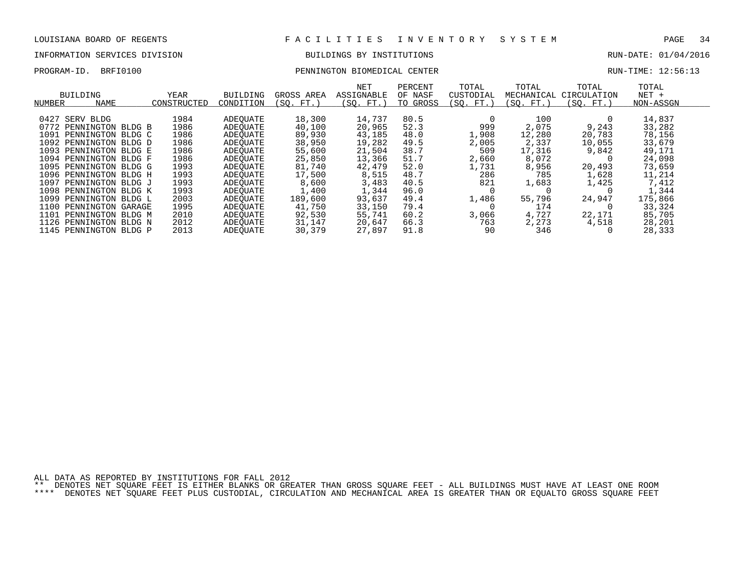LOUISIANA BOARD OF REGENTS — FACILITIES INVENTORY SYSTEM

INFORMATION SERVICES DIVISION — BUILDINGS BY INSTITUTIONS — RUN-DATE: 01/04/2016

PROGRAM-ID. BRFI0100 — PENNINGTON BIOMEDICAL CENTER — RUN-TIME: 12:56:13

| BUILDING NUMBER | NAME | YEAR CONSTRUCTED | BUILDING CONDITION | GROSS AREA (SQ. FT.) | NET ASSIGNABLE (SQ. FT.) | PERCENT OF NASF TO GROSS | TOTAL CUSTODIAL (SQ. FT.) | TOTAL MECHANICAL (SQ. FT.) | TOTAL CIRCULATION (SQ. FT.) | TOTAL NET + NON-ASSGN |
|---|---|---|---|---|---|---|---|---|---|---|
| 0427 | SERV BLDG | 1984 | ADEQUATE | 18,300 | 14,737 | 80.5 | 0 | 100 | 0 | 14,837 |
| 0772 | PENNINGTON BLDG B | 1986 | ADEQUATE | 40,100 | 20,965 | 52.3 | 999 | 2,075 | 9,243 | 33,282 |
| 1091 | PENNINGTON BLDG C | 1986 | ADEQUATE | 89,930 | 43,185 | 48.0 | 1,908 | 12,280 | 20,783 | 78,156 |
| 1092 | PENNINGTON BLDG D | 1986 | ADEQUATE | 38,950 | 19,282 | 49.5 | 2,005 | 2,337 | 10,055 | 33,679 |
| 1093 | PENNINGTON BLDG E | 1986 | ADEQUATE | 55,600 | 21,504 | 38.7 | 509 | 17,316 | 9,842 | 49,171 |
| 1094 | PENNINGTON BLDG F | 1986 | ADEQUATE | 25,850 | 13,366 | 51.7 | 2,660 | 8,072 | 0 | 24,098 |
| 1095 | PENNINGTON BLDG G | 1993 | ADEQUATE | 81,740 | 42,479 | 52.0 | 1,731 | 8,956 | 20,493 | 73,659 |
| 1096 | PENNINGTON BLDG H | 1993 | ADEQUATE | 17,500 | 8,515 | 48.7 | 286 | 785 | 1,628 | 11,214 |
| 1097 | PENNINGTON BLDG J | 1993 | ADEQUATE | 8,600 | 3,483 | 40.5 | 821 | 1,683 | 1,425 | 7,412 |
| 1098 | PENNINGTON BLDG K | 1993 | ADEQUATE | 1,400 | 1,344 | 96.0 | 0 | 0 | 0 | 1,344 |
| 1099 | PENNINGTON BLDG L | 2003 | ADEQUATE | 189,600 | 93,637 | 49.4 | 1,486 | 55,796 | 24,947 | 175,866 |
| 1100 | PENNINGTON GARAGE | 1995 | ADEQUATE | 41,750 | 33,150 | 79.4 | 0 | 174 | 0 | 33,324 |
| 1101 | PENNINGTON BLDG M | 2010 | ADEQUATE | 92,530 | 55,741 | 60.2 | 3,066 | 4,727 | 22,171 | 85,705 |
| 1126 | PENNINGTON BLDG N | 2012 | ADEQUATE | 31,147 | 20,647 | 66.3 | 763 | 2,273 | 4,518 | 28,201 |
| 1145 | PENNINGTON BLDG P | 2013 | ADEQUATE | 30,379 | 27,897 | 91.8 | 90 | 346 | 0 | 28,333 |

ALL DATA AS REPORTED BY INSTITUTIONS FOR FALL 2012

** DENOTES NET SQUARE FEET IS EITHER BLANKS OR GREATER THAN GROSS SQUARE FEET - ALL BUILDINGS MUST HAVE AT LEAST ONE ROOM

**** DENOTES NET SQUARE FEET PLUS CUSTODIAL, CIRCULATION AND MECHANICAL AREA IS GREATER THAN OR EQUALTO GROSS SQUARE FEET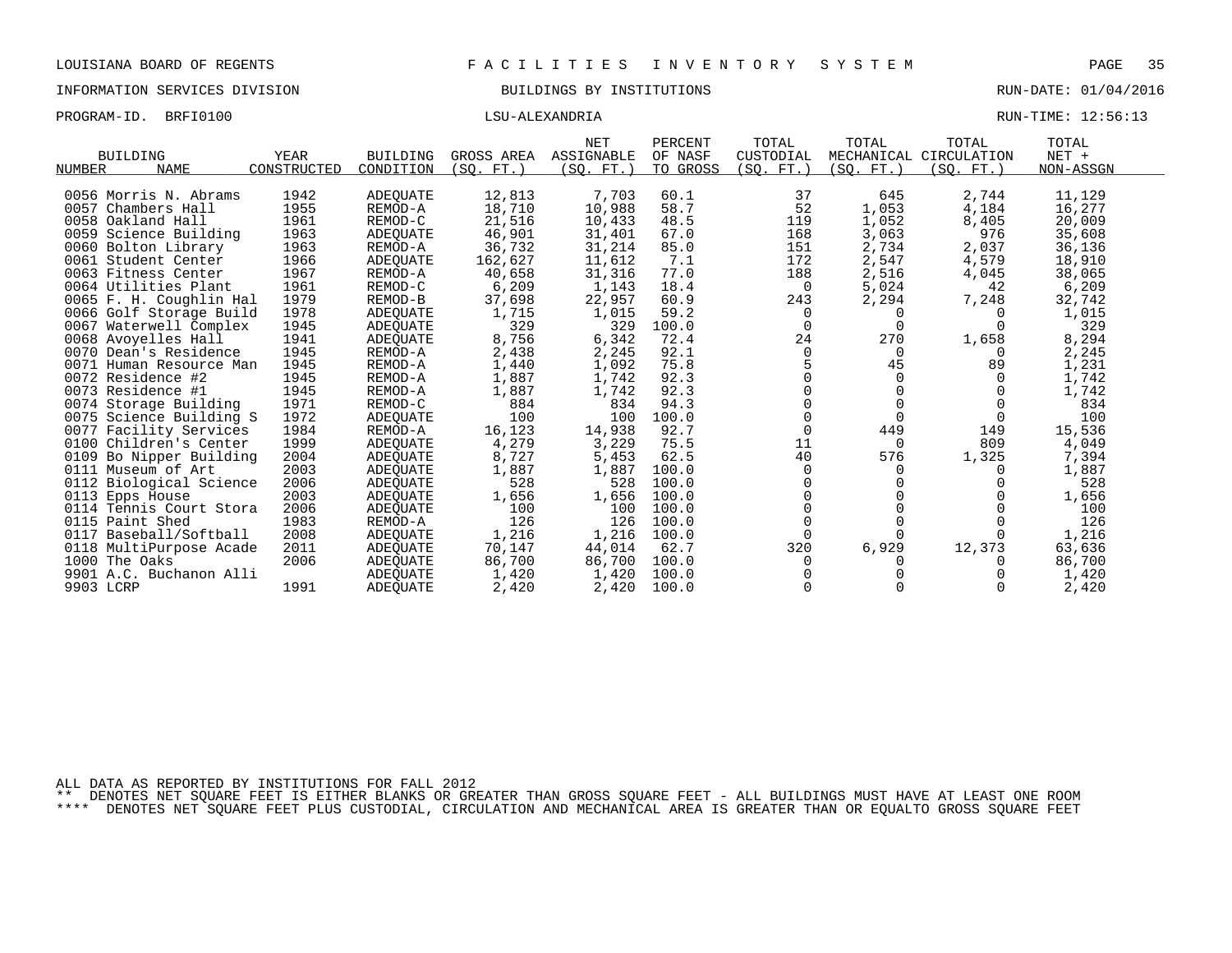LOUISIANA BOARD OF REGENTS — FACILITIES INVENTORY SYSTEM

INFORMATION SERVICES DIVISION — BUILDINGS BY INSTITUTIONS — RUN-DATE: 01/04/2016

PROGRAM-ID. BRFI0100 — LSU-ALEXANDRIA — RUN-TIME: 12:56:13

| BUILDING NUMBER | NAME | YEAR CONSTRUCTED | BUILDING CONDITION | GROSS AREA (SQ. FT.) | NET ASSIGNABLE (SQ. FT.) | PERCENT OF NASF TO GROSS | TOTAL CUSTODIAL (SQ. FT.) | TOTAL MECHANICAL (SQ. FT.) | TOTAL CIRCULATION (SQ. FT.) | TOTAL NET + NON-ASSGN |
|---|---|---|---|---|---|---|---|---|---|---|
| 0056 | Morris N. Abrams | 1942 | ADEQUATE | 12,813 | 7,703 | 60.1 | 37 | 645 | 2,744 | 11,129 |
| 0057 | Chambers Hall | 1955 | REMOD-A | 18,710 | 10,988 | 58.7 | 52 | 1,053 | 4,184 | 16,277 |
| 0058 | Oakland Hall | 1961 | REMOD-C | 21,516 | 10,433 | 48.5 | 119 | 1,052 | 8,405 | 20,009 |
| 0059 | Science Building | 1963 | ADEQUATE | 46,901 | 31,401 | 67.0 | 168 | 3,063 | 976 | 35,608 |
| 0060 | Bolton Library | 1963 | REMOD-A | 36,732 | 31,214 | 85.0 | 151 | 2,734 | 2,037 | 36,136 |
| 0061 | Student Center | 1966 | ADEQUATE | 162,627 | 11,612 | 7.1 | 172 | 2,547 | 4,579 | 18,910 |
| 0063 | Fitness Center | 1967 | REMOD-A | 40,658 | 31,316 | 77.0 | 188 | 2,516 | 4,045 | 38,065 |
| 0064 | Utilities Plant | 1961 | REMOD-C | 6,209 | 1,143 | 18.4 | 0 | 5,024 | 42 | 6,209 |
| 0065 | F. H. Coughlin Hal | 1979 | REMOD-B | 37,698 | 22,957 | 60.9 | 243 | 2,294 | 7,248 | 32,742 |
| 0066 | Golf Storage Build | 1978 | ADEQUATE | 1,715 | 1,015 | 59.2 | 0 | 0 | 0 | 1,015 |
| 0067 | Waterwell Complex | 1945 | ADEQUATE | 329 | 329 | 100.0 | 0 | 0 | 0 | 329 |
| 0068 | Avoyelles Hall | 1941 | ADEQUATE | 8,756 | 6,342 | 72.4 | 24 | 270 | 1,658 | 8,294 |
| 0070 | Dean's Residence | 1945 | REMOD-A | 2,438 | 2,245 | 92.1 | 0 | 0 | 0 | 2,245 |
| 0071 | Human Resource Man | 1945 | REMOD-A | 1,440 | 1,092 | 75.8 | 5 | 45 | 89 | 1,231 |
| 0072 | Residence #2 | 1945 | REMOD-A | 1,887 | 1,742 | 92.3 | 0 | 0 | 0 | 1,742 |
| 0073 | Residence #1 | 1945 | REMOD-A | 1,887 | 1,742 | 92.3 | 0 | 0 | 0 | 1,742 |
| 0074 | Storage Building | 1971 | REMOD-C | 884 | 834 | 94.3 | 0 | 0 | 0 | 834 |
| 0075 | Science Building S | 1972 | ADEQUATE | 100 | 100 | 100.0 | 0 | 0 | 0 | 100 |
| 0077 | Facility Services | 1984 | REMOD-A | 16,123 | 14,938 | 92.7 | 0 | 449 | 149 | 15,536 |
| 0100 | Children's Center | 1999 | ADEQUATE | 4,279 | 3,229 | 75.5 | 11 | 0 | 809 | 4,049 |
| 0109 | Bo Nipper Building | 2004 | ADEQUATE | 8,727 | 5,453 | 62.5 | 40 | 576 | 1,325 | 7,394 |
| 0111 | Museum of Art | 2003 | ADEQUATE | 1,887 | 1,887 | 100.0 | 0 | 0 | 0 | 1,887 |
| 0112 | Biological Science | 2006 | ADEQUATE | 528 | 528 | 100.0 | 0 | 0 | 0 | 528 |
| 0113 | Epps House | 2003 | ADEQUATE | 1,656 | 1,656 | 100.0 | 0 | 0 | 0 | 1,656 |
| 0114 | Tennis Court Stora | 2006 | ADEQUATE | 100 | 100 | 100.0 | 0 | 0 | 0 | 100 |
| 0115 | Paint Shed | 1983 | REMOD-A | 126 | 126 | 100.0 | 0 | 0 | 0 | 126 |
| 0117 | Baseball/Softball | 2008 | ADEQUATE | 1,216 | 1,216 | 100.0 | 0 | 0 | 0 | 1,216 |
| 0118 | MultiPurpose Acade | 2011 | ADEQUATE | 70,147 | 44,014 | 62.7 | 320 | 6,929 | 12,373 | 63,636 |
| 1000 | The Oaks | 2006 | ADEQUATE | 86,700 | 86,700 | 100.0 | 0 | 0 | 0 | 86,700 |
| 9901 | A.C. Buchanon Alli | | ADEQUATE | 1,420 | 1,420 | 100.0 | 0 | 0 | 0 | 1,420 |
| 9903 | LCRP | 1991 | ADEQUATE | 2,420 | 2,420 | 100.0 | 0 | 0 | 0 | 2,420 |

ALL DATA AS REPORTED BY INSTITUTIONS FOR FALL 2012

** DENOTES NET SQUARE FEET IS EITHER BLANKS OR GREATER THAN GROSS SQUARE FEET - ALL BUILDINGS MUST HAVE AT LEAST ONE ROOM

**** DENOTES NET SQUARE FEET PLUS CUSTODIAL, CIRCULATION AND MECHANICAL AREA IS GREATER THAN OR EQUALTO GROSS SQUARE FEET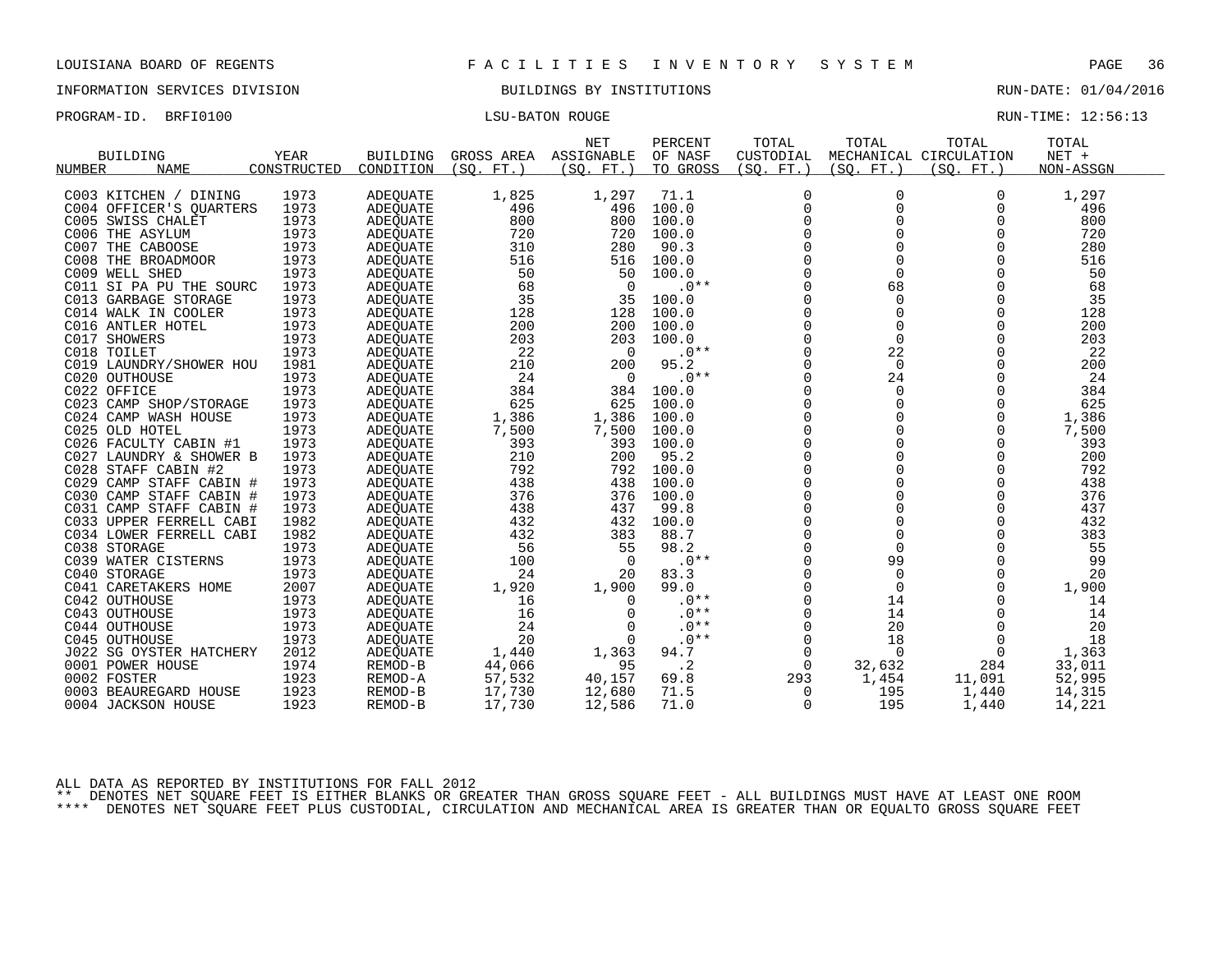LOUISIANA BOARD OF REGENTS — FACILITIES INVENTORY SYSTEM

INFORMATION SERVICES DIVISION — BUILDINGS BY INSTITUTIONS — RUN-DATE: 01/04/2016

PROGRAM-ID. BRFI0100 — LSU-BATON ROUGE — RUN-TIME: 12:56:13

| BUILDING NUMBER | NAME | YEAR CONSTRUCTED | BUILDING CONDITION | GROSS AREA (SQ. FT.) | NET ASSIGNABLE (SQ. FT.) | PERCENT OF NASF TO GROSS | TOTAL CUSTODIAL (SQ. FT.) | TOTAL MECHANICAL (SQ. FT.) | TOTAL CIRCULATION (SQ. FT.) | TOTAL NET + NON-ASSGN |
|---|---|---|---|---|---|---|---|---|---|---|
| C003 | KITCHEN / DINING | 1973 | ADEQUATE | 1,825 | 1,297 | 71.1 | 0 | 0 | 0 | 1,297 |
| C004 | OFFICER'S QUARTERS | 1973 | ADEQUATE | 496 | 496 | 100.0 | 0 | 0 | 0 | 496 |
| C005 | SWISS CHALET | 1973 | ADEQUATE | 800 | 800 | 100.0 | 0 | 0 | 0 | 800 |
| C006 | THE ASYLUM | 1973 | ADEQUATE | 720 | 720 | 100.0 | 0 | 0 | 0 | 720 |
| C007 | THE CABOOSE | 1973 | ADEQUATE | 310 | 280 | 90.3 | 0 | 0 | 0 | 280 |
| C008 | THE BROADMOOR | 1973 | ADEQUATE | 516 | 516 | 100.0 | 0 | 0 | 0 | 516 |
| C009 | WELL SHED | 1973 | ADEQUATE | 50 | 50 | 100.0 | 0 | 0 | 0 | 50 |
| C011 | SI PA PU THE SOURC | 1973 | ADEQUATE | 68 | 0 | .0** | 0 | 68 | 0 | 68 |
| C013 | GARBAGE STORAGE | 1973 | ADEQUATE | 35 | 35 | 100.0 | 0 | 0 | 0 | 35 |
| C014 | WALK IN COOLER | 1973 | ADEQUATE | 128 | 128 | 100.0 | 0 | 0 | 0 | 128 |
| C016 | ANTLER HOTEL | 1973 | ADEQUATE | 200 | 200 | 100.0 | 0 | 0 | 0 | 200 |
| C017 | SHOWERS | 1973 | ADEQUATE | 203 | 203 | 100.0 | 0 | 0 | 0 | 203 |
| C018 | TOILET | 1973 | ADEQUATE | 22 | 0 | .0** | 0 | 22 | 0 | 22 |
| C019 | LAUNDRY/SHOWER HOU | 1981 | ADEQUATE | 210 | 200 | 95.2 | 0 | 0 | 0 | 200 |
| C020 | OUTHOUSE | 1973 | ADEQUATE | 24 | 0 | .0** | 0 | 24 | 0 | 24 |
| C022 | OFFICE | 1973 | ADEQUATE | 384 | 384 | 100.0 | 0 | 0 | 0 | 384 |
| C023 | CAMP SHOP/STORAGE | 1973 | ADEQUATE | 625 | 625 | 100.0 | 0 | 0 | 0 | 625 |
| C024 | CAMP WASH HOUSE | 1973 | ADEQUATE | 1,386 | 1,386 | 100.0 | 0 | 0 | 0 | 1,386 |
| C025 | OLD HOTEL | 1973 | ADEQUATE | 7,500 | 7,500 | 100.0 | 0 | 0 | 0 | 7,500 |
| C026 | FACULTY CABIN #1 | 1973 | ADEQUATE | 393 | 393 | 100.0 | 0 | 0 | 0 | 393 |
| C027 | LAUNDRY & SHOWER B | 1973 | ADEQUATE | 210 | 200 | 95.2 | 0 | 0 | 0 | 200 |
| C028 | STAFF CABIN #2 | 1973 | ADEQUATE | 792 | 792 | 100.0 | 0 | 0 | 0 | 792 |
| C029 | CAMP STAFF CABIN # | 1973 | ADEQUATE | 438 | 438 | 100.0 | 0 | 0 | 0 | 438 |
| C030 | CAMP STAFF CABIN # | 1973 | ADEQUATE | 376 | 376 | 100.0 | 0 | 0 | 0 | 376 |
| C031 | CAMP STAFF CABIN # | 1973 | ADEQUATE | 438 | 437 | 99.8 | 0 | 0 | 0 | 437 |
| C033 | UPPER FERRELL CABI | 1982 | ADEQUATE | 432 | 432 | 100.0 | 0 | 0 | 0 | 432 |
| C034 | LOWER FERRELL CABI | 1982 | ADEQUATE | 432 | 383 | 88.7 | 0 | 0 | 0 | 383 |
| C038 | STORAGE | 1973 | ADEQUATE | 56 | 55 | 98.2 | 0 | 0 | 0 | 55 |
| C039 | WATER CISTERNS | 1973 | ADEQUATE | 100 | 0 | .0** | 0 | 99 | 0 | 99 |
| C040 | STORAGE | 1973 | ADEQUATE | 24 | 20 | 83.3 | 0 | 0 | 0 | 20 |
| C041 | CARETAKERS HOME | 2007 | ADEQUATE | 1,920 | 1,900 | 99.0 | 0 | 0 | 0 | 1,900 |
| C042 | OUTHOUSE | 1973 | ADEQUATE | 16 | 0 | .0** | 0 | 14 | 0 | 14 |
| C043 | OUTHOUSE | 1973 | ADEQUATE | 16 | 0 | .0** | 0 | 14 | 0 | 14 |
| C044 | OUTHOUSE | 1973 | ADEQUATE | 24 | 0 | .0** | 0 | 20 | 0 | 20 |
| C045 | OUTHOUSE | 1973 | ADEQUATE | 20 | 0 | .0** | 0 | 18 | 0 | 18 |
| J022 | SG OYSTER HATCHERY | 2012 | ADEQUATE | 1,440 | 1,363 | 94.7 | 0 | 0 | 0 | 1,363 |
| 0001 | POWER HOUSE | 1974 | REMOD-B | 44,066 | 95 | .2 | 0 | 32,632 | 284 | 33,011 |
| 0002 | FOSTER | 1923 | REMOD-A | 57,532 | 40,157 | 69.8 | 293 | 1,454 | 11,091 | 52,995 |
| 0003 | BEAUREGARD HOUSE | 1923 | REMOD-B | 17,730 | 12,680 | 71.5 | 0 | 195 | 1,440 | 14,315 |
| 0004 | JACKSON HOUSE | 1923 | REMOD-B | 17,730 | 12,586 | 71.0 | 0 | 195 | 1,440 | 14,221 |

ALL DATA AS REPORTED BY INSTITUTIONS FOR FALL 2012

** DENOTES NET SQUARE FEET IS EITHER BLANKS OR GREATER THAN GROSS SQUARE FEET - ALL BUILDINGS MUST HAVE AT LEAST ONE ROOM

**** DENOTES NET SQUARE FEET PLUS CUSTODIAL, CIRCULATION AND MECHANICAL AREA IS GREATER THAN OR EQUALTO GROSS SQUARE FEET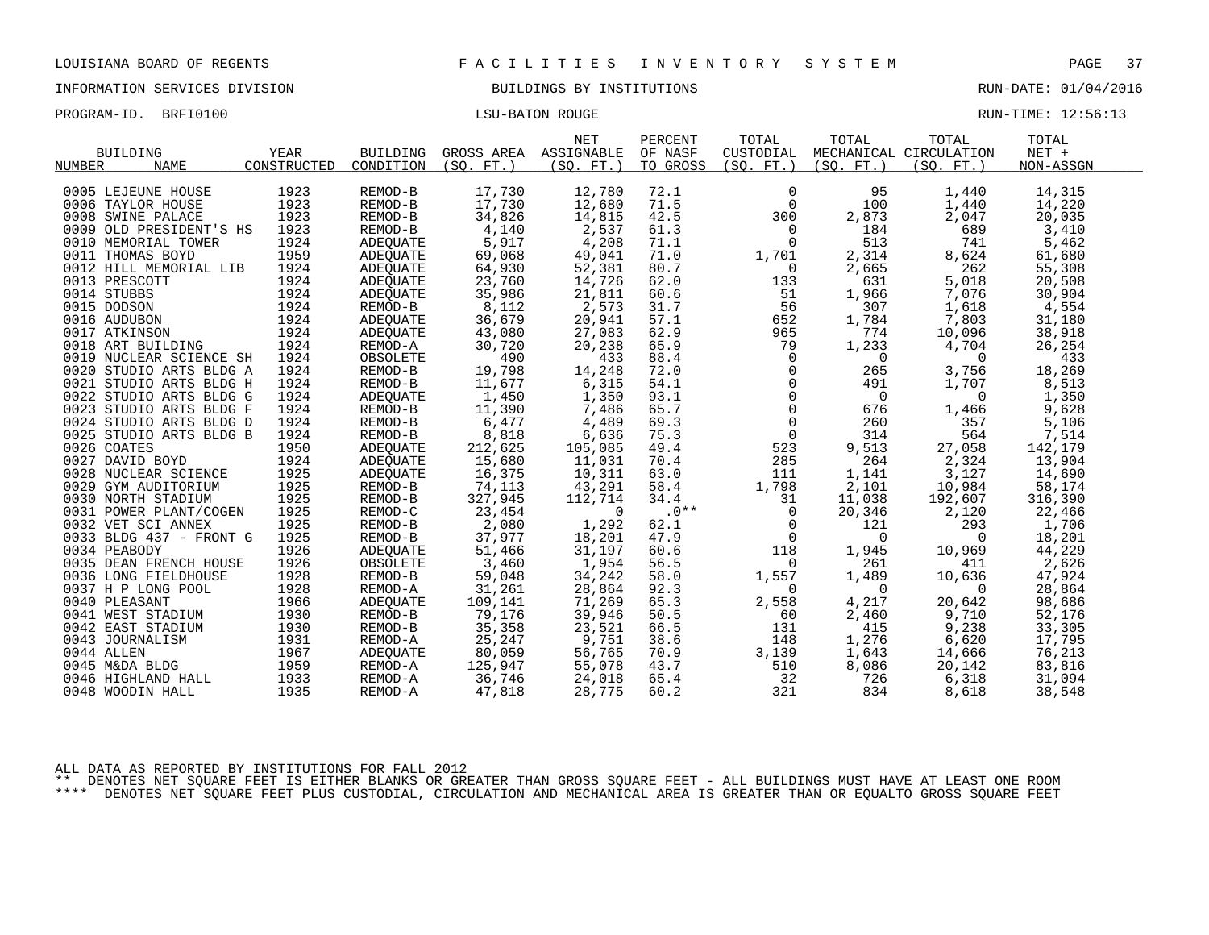LOUISIANA BOARD OF REGENTS — FACILITIES INVENTORY SYSTEM

INFORMATION SERVICES DIVISION — BUILDINGS BY INSTITUTIONS — RUN-DATE: 01/04/2016

PROGRAM-ID. BRFI0100 — LSU-BATON ROUGE — RUN-TIME: 12:56:13

| BUILDING NUMBER | NAME | YEAR CONSTRUCTED | BUILDING CONDITION | GROSS AREA (SQ. FT.) | NET ASSIGNABLE (SQ. FT.) | PERCENT OF NASF TO GROSS | TOTAL CUSTODIAL (SQ. FT.) | TOTAL MECHANICAL (SQ. FT.) | TOTAL CIRCULATION (SQ. FT.) | TOTAL NET + NON-ASSGN |
|---|---|---|---|---|---|---|---|---|---|---|
| 0005 | LEJEUNE HOUSE | 1923 | REMOD-B | 17,730 | 12,780 | 72.1 | 0 | 95 | 1,440 | 14,315 |
| 0006 | TAYLOR HOUSE | 1923 | REMOD-B | 17,730 | 12,680 | 71.5 | 0 | 100 | 1,440 | 14,220 |
| 0008 | SWINE PALACE | 1923 | REMOD-B | 34,826 | 14,815 | 42.5 | 300 | 2,873 | 2,047 | 20,035 |
| 0009 | OLD PRESIDENT'S HS | 1923 | REMOD-B | 4,140 | 2,537 | 61.3 | 0 | 184 | 689 | 3,410 |
| 0010 | MEMORIAL TOWER | 1924 | ADEQUATE | 5,917 | 4,208 | 71.1 | 0 | 513 | 741 | 5,462 |
| 0011 | THOMAS BOYD | 1959 | ADEQUATE | 69,068 | 49,041 | 71.0 | 1,701 | 2,314 | 8,624 | 61,680 |
| 0012 | HILL MEMORIAL LIB | 1924 | ADEQUATE | 64,930 | 52,381 | 80.7 | 0 | 2,665 | 262 | 55,308 |
| 0013 | PRESCOTT | 1924 | ADEQUATE | 23,760 | 14,726 | 62.0 | 133 | 631 | 5,018 | 20,508 |
| 0014 | STUBBS | 1924 | ADEQUATE | 35,986 | 21,811 | 60.6 | 51 | 1,966 | 7,076 | 30,904 |
| 0015 | DODSON | 1924 | REMOD-B | 8,112 | 2,573 | 31.7 | 56 | 307 | 1,618 | 4,554 |
| 0016 | AUDUBON | 1924 | ADEQUATE | 36,679 | 20,941 | 57.1 | 652 | 1,784 | 7,803 | 31,180 |
| 0017 | ATKINSON | 1924 | ADEQUATE | 43,080 | 27,083 | 62.9 | 965 | 774 | 10,096 | 38,918 |
| 0018 | ART BUILDING | 1924 | REMOD-A | 30,720 | 20,238 | 65.9 | 79 | 1,233 | 4,704 | 26,254 |
| 0019 | NUCLEAR SCIENCE SH | 1924 | OBSOLETE | 490 | 433 | 88.4 | 0 | 0 | 0 | 433 |
| 0020 | STUDIO ARTS BLDG A | 1924 | REMOD-B | 19,798 | 14,248 | 72.0 | 0 | 265 | 3,756 | 18,269 |
| 0021 | STUDIO ARTS BLDG H | 1924 | REMOD-B | 11,677 | 6,315 | 54.1 | 0 | 491 | 1,707 | 8,513 |
| 0022 | STUDIO ARTS BLDG G | 1924 | ADEQUATE | 1,450 | 1,350 | 93.1 | 0 | 0 | 0 | 1,350 |
| 0023 | STUDIO ARTS BLDG F | 1924 | REMOD-B | 11,390 | 7,486 | 65.7 | 0 | 676 | 1,466 | 9,628 |
| 0024 | STUDIO ARTS BLDG D | 1924 | REMOD-B | 6,477 | 4,489 | 69.3 | 0 | 260 | 357 | 5,106 |
| 0025 | STUDIO ARTS BLDG B | 1924 | REMOD-B | 8,818 | 6,636 | 75.3 | 0 | 314 | 564 | 7,514 |
| 0026 | COATES | 1950 | ADEQUATE | 212,625 | 105,085 | 49.4 | 523 | 9,513 | 27,058 | 142,179 |
| 0027 | DAVID BOYD | 1924 | ADEQUATE | 15,680 | 11,031 | 70.4 | 285 | 264 | 2,324 | 13,904 |
| 0028 | NUCLEAR SCIENCE | 1925 | ADEQUATE | 16,375 | 10,311 | 63.0 | 111 | 1,141 | 3,127 | 14,690 |
| 0029 | GYM AUDITORIUM | 1925 | REMOD-B | 74,113 | 43,291 | 58.4 | 1,798 | 2,101 | 10,984 | 58,174 |
| 0030 | NORTH STADIUM | 1925 | REMOD-B | 327,945 | 112,714 | 34.4 | 31 | 11,038 | 192,607 | 316,390 |
| 0031 | POWER PLANT/COGEN | 1925 | REMOD-C | 23,454 | 0 | .0** | 0 | 20,346 | 2,120 | 22,466 |
| 0032 | VET SCI ANNEX | 1925 | REMOD-B | 2,080 | 1,292 | 62.1 | 0 | 121 | 293 | 1,706 |
| 0033 | BLDG 437 - FRONT G | 1925 | REMOD-B | 37,977 | 18,201 | 47.9 | 0 | 0 | 0 | 18,201 |
| 0034 | PEABODY | 1926 | ADEQUATE | 51,466 | 31,197 | 60.6 | 118 | 1,945 | 10,969 | 44,229 |
| 0035 | DEAN FRENCH HOUSE | 1926 | OBSOLETE | 3,460 | 1,954 | 56.5 | 0 | 261 | 411 | 2,626 |
| 0036 | LONG FIELDHOUSE | 1928 | REMOD-B | 59,048 | 34,242 | 58.0 | 1,557 | 1,489 | 10,636 | 47,924 |
| 0037 | H P LONG POOL | 1928 | REMOD-A | 31,261 | 28,864 | 92.3 | 0 | 0 | 0 | 28,864 |
| 0040 | PLEASANT | 1966 | ADEQUATE | 109,141 | 71,269 | 65.3 | 2,558 | 4,217 | 20,642 | 98,686 |
| 0041 | WEST STADIUM | 1930 | REMOD-B | 79,176 | 39,946 | 50.5 | 60 | 2,460 | 9,710 | 52,176 |
| 0042 | EAST STADIUM | 1930 | REMOD-B | 35,358 | 23,521 | 66.5 | 131 | 415 | 9,238 | 33,305 |
| 0043 | JOURNALISM | 1931 | REMOD-A | 25,247 | 9,751 | 38.6 | 148 | 1,276 | 6,620 | 17,795 |
| 0044 | ALLEN | 1967 | ADEQUATE | 80,059 | 56,765 | 70.9 | 3,139 | 1,643 | 14,666 | 76,213 |
| 0045 | M&DA BLDG | 1959 | REMOD-A | 125,947 | 55,078 | 43.7 | 510 | 8,086 | 20,142 | 83,816 |
| 0046 | HIGHLAND HALL | 1933 | REMOD-A | 36,746 | 24,018 | 65.4 | 32 | 726 | 6,318 | 31,094 |
| 0048 | WOODIN HALL | 1935 | REMOD-A | 47,818 | 28,775 | 60.2 | 321 | 834 | 8,618 | 38,548 |

ALL DATA AS REPORTED BY INSTITUTIONS FOR FALL 2012

** DENOTES NET SQUARE FEET IS EITHER BLANKS OR GREATER THAN GROSS SQUARE FEET - ALL BUILDINGS MUST HAVE AT LEAST ONE ROOM

**** DENOTES NET SQUARE FEET PLUS CUSTODIAL, CIRCULATION AND MECHANICAL AREA IS GREATER THAN OR EQUALTO GROSS SQUARE FEET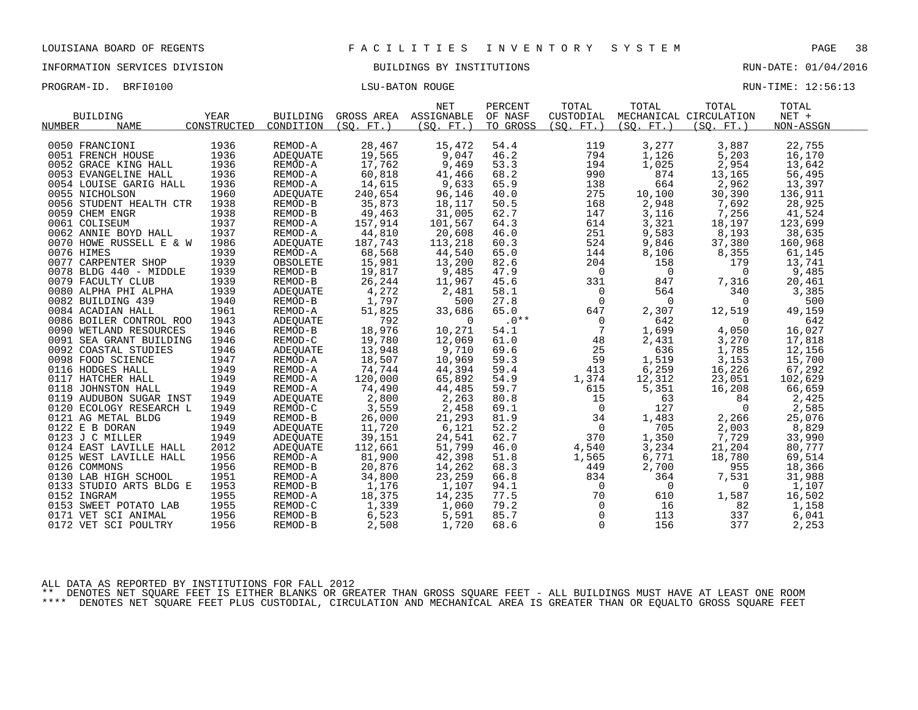LOUISIANA BOARD OF REGENTS — FACILITIES INVENTORY SYSTEM

INFORMATION SERVICES DIVISION — BUILDINGS BY INSTITUTIONS — RUN-DATE: 01/04/2016

PROGRAM-ID. BRFI0100 — LSU-BATON ROUGE — RUN-TIME: 12:56:13

| BUILDING NUMBER | NAME | YEAR CONSTRUCTED | BUILDING CONDITION | GROSS AREA (SQ. FT.) | NET ASSIGNABLE (SQ. FT.) | PERCENT OF NASF TO GROSS | TOTAL CUSTODIAL (SQ. FT.) | TOTAL MECHANICAL (SQ. FT.) | TOTAL CIRCULATION (SQ. FT.) | TOTAL NET + NON-ASSGN |
|---|---|---|---|---|---|---|---|---|---|---|
| 0050 | FRANCIONI | 1936 | REMOD-A | 28,467 | 15,472 | 54.4 | 119 | 3,277 | 3,887 | 22,755 |
| 0051 | FRENCH HOUSE | 1936 | ADEQUATE | 19,565 | 9,047 | 46.2 | 794 | 1,126 | 5,203 | 16,170 |
| 0052 | GRACE KING HALL | 1936 | REMOD-A | 17,762 | 9,469 | 53.3 | 194 | 1,025 | 2,954 | 13,642 |
| 0053 | EVANGELINE HALL | 1936 | REMOD-A | 60,818 | 41,466 | 68.2 | 990 | 874 | 13,165 | 56,495 |
| 0054 | LOUISE GARIG HALL | 1936 | REMOD-A | 14,615 | 9,633 | 65.9 | 138 | 664 | 2,962 | 13,397 |
| 0055 | NICHOLSON | 1960 | ADEQUATE | 240,654 | 96,146 | 40.0 | 275 | 10,100 | 30,390 | 136,911 |
| 0056 | STUDENT HEALTH CTR | 1938 | REMOD-B | 35,873 | 18,117 | 50.5 | 168 | 2,948 | 7,692 | 28,925 |
| 0059 | CHEM ENGR | 1938 | REMOD-B | 49,463 | 31,005 | 62.7 | 147 | 3,116 | 7,256 | 41,524 |
| 0061 | COLISEUM | 1937 | REMOD-A | 157,914 | 101,567 | 64.3 | 614 | 3,321 | 18,197 | 123,699 |
| 0062 | ANNIE BOYD HALL | 1937 | REMOD-A | 44,810 | 20,608 | 46.0 | 251 | 9,583 | 8,193 | 38,635 |
| 0070 | HOWE RUSSELL E & W | 1986 | ADEQUATE | 187,743 | 113,218 | 60.3 | 524 | 9,846 | 37,380 | 160,968 |
| 0076 | HIMES | 1939 | REMOD-A | 68,568 | 44,540 | 65.0 | 144 | 8,106 | 8,355 | 61,145 |
| 0077 | CARPENTER SHOP | 1939 | OBSOLETE | 15,981 | 13,200 | 82.6 | 204 | 158 | 179 | 13,741 |
| 0078 | BLDG 440 - MIDDLE | 1939 | REMOD-B | 19,817 | 9,485 | 47.9 | 0 | 0 | 0 | 9,485 |
| 0079 | FACULTY CLUB | 1939 | REMOD-B | 26,244 | 11,967 | 45.6 | 331 | 847 | 7,316 | 20,461 |
| 0080 | ALPHA PHI ALPHA | 1939 | ADEQUATE | 4,272 | 2,481 | 58.1 | 0 | 564 | 340 | 3,385 |
| 0082 | BUILDING 439 | 1940 | REMOD-B | 1,797 | 500 | 27.8 | 0 | 0 | 0 | 500 |
| 0084 | ACADIAN HALL | 1961 | REMOD-A | 51,825 | 33,686 | 65.0 | 647 | 2,307 | 12,519 | 49,159 |
| 0086 | BOILER CONTROL ROO | 1943 | ADEQUATE | 792 | 0 | .0** | 0 | 642 | 0 | 642 |
| 0090 | WETLAND RESOURCES | 1946 | REMOD-B | 18,976 | 10,271 | 54.1 | 7 | 1,699 | 4,050 | 16,027 |
| 0091 | SEA GRANT BUILDING | 1946 | REMOD-C | 19,780 | 12,069 | 61.0 | 48 | 2,431 | 3,270 | 17,818 |
| 0092 | COASTAL STUDIES | 1946 | ADEQUATE | 13,948 | 9,710 | 69.6 | 25 | 636 | 1,785 | 12,156 |
| 0098 | FOOD SCIENCE | 1947 | REMOD-A | 18,507 | 10,969 | 59.3 | 59 | 1,519 | 3,153 | 15,700 |
| 0116 | HODGES HALL | 1949 | REMOD-A | 74,744 | 44,394 | 59.4 | 413 | 6,259 | 16,226 | 67,292 |
| 0117 | HATCHER HALL | 1949 | REMOD-A | 120,000 | 65,892 | 54.9 | 1,374 | 12,312 | 23,051 | 102,629 |
| 0118 | JOHNSTON HALL | 1949 | REMOD-A | 74,490 | 44,485 | 59.7 | 615 | 5,351 | 16,208 | 66,659 |
| 0119 | AUDUBON SUGAR INST | 1949 | ADEQUATE | 2,800 | 2,263 | 80.8 | 15 | 63 | 84 | 2,425 |
| 0120 | ECOLOGY RESEARCH L | 1949 | REMOD-C | 3,559 | 2,458 | 69.1 | 0 | 127 | 0 | 2,585 |
| 0121 | AG METAL BLDG | 1949 | REMOD-B | 26,000 | 21,293 | 81.9 | 34 | 1,483 | 2,266 | 25,076 |
| 0122 | E B DORAN | 1949 | ADEQUATE | 11,720 | 6,121 | 52.2 | 0 | 705 | 2,003 | 8,829 |
| 0123 | J C MILLER | 1949 | ADEQUATE | 39,151 | 24,541 | 62.7 | 370 | 1,350 | 7,729 | 33,990 |
| 0124 | EAST LAVILLE HALL | 2012 | ADEQUATE | 112,661 | 51,799 | 46.0 | 4,540 | 3,234 | 21,204 | 80,777 |
| 0125 | WEST LAVILLE HALL | 1956 | REMOD-A | 81,900 | 42,398 | 51.8 | 1,565 | 6,771 | 18,780 | 69,514 |
| 0126 | COMMONS | 1956 | REMOD-B | 20,876 | 14,262 | 68.3 | 449 | 2,700 | 955 | 18,366 |
| 0130 | LAB HIGH SCHOOL | 1951 | REMOD-A | 34,800 | 23,259 | 66.8 | 834 | 364 | 7,531 | 31,988 |
| 0133 | STUDIO ARTS BLDG E | 1953 | REMOD-B | 1,176 | 1,107 | 94.1 | 0 | 0 | 0 | 1,107 |
| 0152 | INGRAM | 1955 | REMOD-A | 18,375 | 14,235 | 77.5 | 70 | 610 | 1,587 | 16,502 |
| 0153 | SWEET POTATO LAB | 1955 | REMOD-C | 1,339 | 1,060 | 79.2 | 0 | 16 | 82 | 1,158 |
| 0171 | VET SCI ANIMAL | 1956 | REMOD-B | 6,523 | 5,591 | 85.7 | 0 | 113 | 337 | 6,041 |
| 0172 | VET SCI POULTRY | 1956 | REMOD-B | 2,508 | 1,720 | 68.6 | 0 | 156 | 377 | 2,253 |

ALL DATA AS REPORTED BY INSTITUTIONS FOR FALL 2012

** DENOTES NET SQUARE FEET IS EITHER BLANKS OR GREATER THAN GROSS SQUARE FEET - ALL BUILDINGS MUST HAVE AT LEAST ONE ROOM

**** DENOTES NET SQUARE FEET PLUS CUSTODIAL, CIRCULATION AND MECHANICAL AREA IS GREATER THAN OR EQUALTO GROSS SQUARE FEET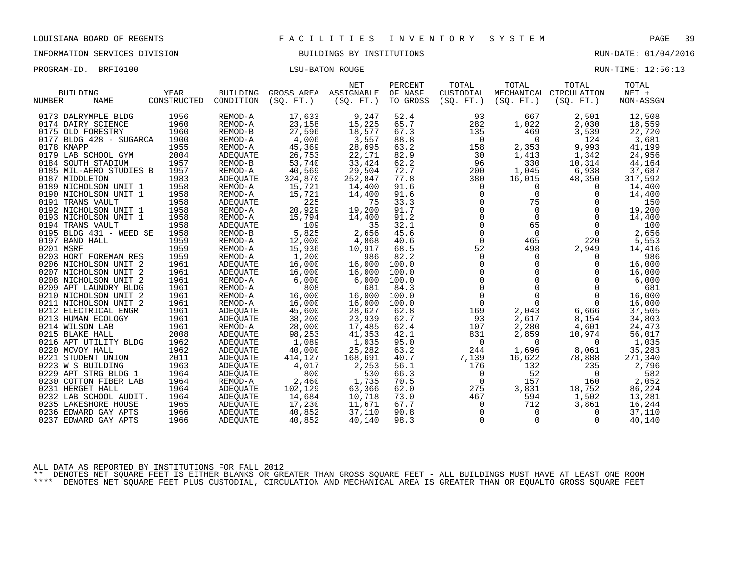LOUISIANA BOARD OF REGENTS — F A C I L I T I E S   I N V E N T O R Y   S Y S T E M

INFORMATION SERVICES DIVISION — BUILDINGS BY INSTITUTIONS — RUN-DATE: 01/04/2016

PROGRAM-ID. BRFI0100 — LSU-BATON ROUGE — RUN-TIME: 12:56:13

| BUILDING NUMBER | BUILDING NAME | YEAR CONSTRUCTED | BUILDING CONDITION | GROSS AREA (SQ. FT.) | NET ASSIGNABLE (SQ. FT.) | PERCENT OF NASF TO GROSS | TOTAL CUSTODIAL (SQ. FT.) | TOTAL MECHANICAL (SQ. FT.) | TOTAL CIRCULATION (SQ. FT.) | TOTAL NET + NON-ASSGN |
|---|---|---|---|---|---|---|---|---|---|---|
| 0173 | DALRYMPLE BLDG | 1956 | REMOD-A | 17,633 | 9,247 | 52.4 | 93 | 667 | 2,501 | 12,508 |
| 0174 | DAIRY SCIENCE | 1960 | REMOD-A | 23,158 | 15,225 | 65.7 | 282 | 1,022 | 2,030 | 18,559 |
| 0175 | OLD FORESTRY | 1960 | REMOD-B | 27,596 | 18,577 | 67.3 | 135 | 469 | 3,539 | 22,720 |
| 0177 | BLDG 428 - SUGARCA | 1900 | REMOD-A | 4,006 | 3,557 | 88.8 | 0 | 0 | 124 | 3,681 |
| 0178 | KNAPP | 1955 | REMOD-A | 45,369 | 28,695 | 63.2 | 158 | 2,353 | 9,993 | 41,199 |
| 0179 | LAB SCHOOL GYM | 2004 | ADEQUATE | 26,753 | 22,171 | 82.9 | 30 | 1,413 | 1,342 | 24,956 |
| 0184 | SOUTH STADIUM | 1957 | REMOD-B | 53,740 | 33,424 | 62.2 | 96 | 330 | 10,314 | 44,164 |
| 0185 | MIL-AERO STUDIES B | 1957 | REMOD-A | 40,569 | 29,504 | 72.7 | 200 | 1,045 | 6,938 | 37,687 |
| 0187 | MIDDLETON | 1983 | ADEQUATE | 324,870 | 252,847 | 77.8 | 380 | 16,015 | 48,350 | 317,592 |
| 0189 | NICHOLSON UNIT 1 | 1958 | REMOD-A | 15,721 | 14,400 | 91.6 | 0 | 0 | 0 | 14,400 |
| 0190 | NICHOLSON UNIT 1 | 1958 | REMOD-A | 15,721 | 14,400 | 91.6 | 0 | 0 | 0 | 14,400 |
| 0191 | TRANS VAULT | 1958 | ADEQUATE | 225 | 75 | 33.3 | 0 | 75 | 0 | 150 |
| 0192 | NICHOLSON UNIT 1 | 1958 | REMOD-A | 20,929 | 19,200 | 91.7 | 0 | 0 | 0 | 19,200 |
| 0193 | NICHOLSON UNIT 1 | 1958 | REMOD-A | 15,794 | 14,400 | 91.2 | 0 | 0 | 0 | 14,400 |
| 0194 | TRANS VAULT | 1958 | ADEQUATE | 109 | 35 | 32.1 | 0 | 65 | 0 | 100 |
| 0195 | BLDG 431 - WEED SE | 1958 | REMOD-B | 5,825 | 2,656 | 45.6 | 0 | 0 | 0 | 2,656 |
| 0197 | BAND HALL | 1959 | REMOD-A | 12,000 | 4,868 | 40.6 | 0 | 465 | 220 | 5,553 |
| 0201 | MSRF | 1959 | REMOD-A | 15,936 | 10,917 | 68.5 | 52 | 498 | 2,949 | 14,416 |
| 0203 | HORT FOREMAN RES | 1959 | REMOD-A | 1,200 | 986 | 82.2 | 0 | 0 | 0 | 986 |
| 0206 | NICHOLSON UNIT 2 | 1961 | ADEQUATE | 16,000 | 16,000 | 100.0 | 0 | 0 | 0 | 16,000 |
| 0207 | NICHOLSON UNIT 2 | 1961 | ADEQUATE | 16,000 | 16,000 | 100.0 | 0 | 0 | 0 | 16,000 |
| 0208 | NICHOLSON UNIT 2 | 1961 | REMOD-A | 6,000 | 6,000 | 100.0 | 0 | 0 | 0 | 6,000 |
| 0209 | APT LAUNDRY BLDG | 1961 | REMOD-A | 808 | 681 | 84.3 | 0 | 0 | 0 | 681 |
| 0210 | NICHOLSON UNIT 2 | 1961 | REMOD-A | 16,000 | 16,000 | 100.0 | 0 | 0 | 0 | 16,000 |
| 0211 | NICHOLSON UNIT 2 | 1961 | REMOD-A | 16,000 | 16,000 | 100.0 | 0 | 0 | 0 | 16,000 |
| 0212 | ELECTRICAL ENGR | 1961 | ADEQUATE | 45,600 | 28,627 | 62.8 | 169 | 2,043 | 6,666 | 37,505 |
| 0213 | HUMAN ECOLOGY | 1961 | ADEQUATE | 38,200 | 23,939 | 62.7 | 93 | 2,617 | 8,154 | 34,803 |
| 0214 | WILSON LAB | 1961 | REMOD-A | 28,000 | 17,485 | 62.4 | 107 | 2,280 | 4,601 | 24,473 |
| 0215 | BLAKE HALL | 2008 | ADEQUATE | 98,253 | 41,353 | 42.1 | 831 | 2,859 | 10,974 | 56,017 |
| 0216 | APT UTILITY BLDG | 1962 | ADEQUATE | 1,089 | 1,035 | 95.0 | 0 | 0 | 0 | 1,035 |
| 0220 | MCVOY HALL | 1962 | ADEQUATE | 40,000 | 25,282 | 63.2 | 244 | 1,696 | 8,061 | 35,283 |
| 0221 | STUDENT UNION | 2011 | ADEQUATE | 414,127 | 168,691 | 40.7 | 7,139 | 16,622 | 78,888 | 271,340 |
| 0223 | W S BUILDING | 1963 | ADEQUATE | 4,017 | 2,253 | 56.1 | 176 | 132 | 235 | 2,796 |
| 0229 | APT STRG BLDG 1 | 1964 | ADEQUATE | 800 | 530 | 66.3 | 0 | 52 | 0 | 582 |
| 0230 | COTTON FIBER LAB | 1964 | REMOD-A | 2,460 | 1,735 | 70.5 | 0 | 157 | 160 | 2,052 |
| 0231 | HERGET HALL | 1964 | ADEQUATE | 102,129 | 63,366 | 62.0 | 275 | 3,831 | 18,752 | 86,224 |
| 0232 | LAB SCHOOL AUDIT. | 1964 | ADEQUATE | 14,684 | 10,718 | 73.0 | 467 | 594 | 1,502 | 13,281 |
| 0235 | LAKESHORE HOUSE | 1965 | ADEQUATE | 17,230 | 11,671 | 67.7 | 0 | 712 | 3,861 | 16,244 |
| 0236 | EDWARD GAY APTS | 1966 | ADEQUATE | 40,852 | 37,110 | 90.8 | 0 | 0 | 0 | 37,110 |
| 0237 | EDWARD GAY APTS | 1966 | ADEQUATE | 40,852 | 40,140 | 98.3 | 0 | 0 | 0 | 40,140 |

ALL DATA AS REPORTED BY INSTITUTIONS FOR FALL 2012

** DENOTES NET SQUARE FEET IS EITHER BLANKS OR GREATER THAN GROSS SQUARE FEET - ALL BUILDINGS MUST HAVE AT LEAST ONE ROOM

**** DENOTES NET SQUARE FEET PLUS CUSTODIAL, CIRCULATION AND MECHANICAL AREA IS GREATER THAN OR EQUALTO GROSS SQUARE FEET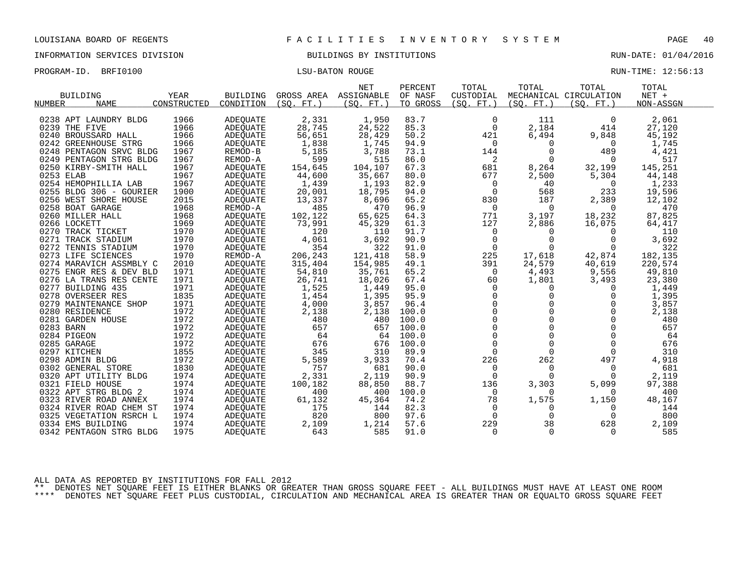LOUISIANA BOARD OF REGENTS — FACILITIES INVENTORY SYSTEM

INFORMATION SERVICES DIVISION — BUILDINGS BY INSTITUTIONS — RUN-DATE: 01/04/2016

PROGRAM-ID. BRFI0100 — LSU-BATON ROUGE — RUN-TIME: 12:56:13

| BUILDING NUMBER | NAME | YEAR CONSTRUCTED | BUILDING CONDITION | GROSS AREA (SQ. FT.) | NET ASSIGNABLE (SQ. FT.) | PERCENT OF NASF TO GROSS | TOTAL CUSTODIAL (SQ. FT.) | TOTAL MECHANICAL (SQ. FT.) | TOTAL CIRCULATION (SQ. FT.) | TOTAL NET + NON-ASSGN |
|---|---|---|---|---|---|---|---|---|---|---|
| 0238 | APT LAUNDRY BLDG | 1966 | ADEQUATE | 2,331 | 1,950 | 83.7 | 0 | 111 | 0 | 2,061 |
| 0239 | THE FIVE | 1966 | ADEQUATE | 28,745 | 24,522 | 85.3 | 0 | 2,184 | 414 | 27,120 |
| 0240 | BROUSSARD HALL | 1966 | ADEQUATE | 56,651 | 28,429 | 50.2 | 421 | 6,494 | 9,848 | 45,192 |
| 0242 | GREENHOUSE STRG | 1966 | ADEQUATE | 1,838 | 1,745 | 94.9 | 0 | 0 | 0 | 1,745 |
| 0248 | PENTAGON SRVC BLDG | 1967 | REMOD-B | 5,185 | 3,788 | 73.1 | 144 | 0 | 489 | 4,421 |
| 0249 | PENTAGON STRG BLDG | 1967 | REMOD-A | 599 | 515 | 86.0 | 2 | 0 | 0 | 517 |
| 0250 | KIRBY-SMITH HALL | 1967 | ADEQUATE | 154,645 | 104,107 | 67.3 | 681 | 8,264 | 32,199 | 145,251 |
| 0253 | ELAB | 1967 | ADEQUATE | 44,600 | 35,667 | 80.0 | 677 | 2,500 | 5,304 | 44,148 |
| 0254 | HEMOPHILLIA LAB | 1967 | ADEQUATE | 1,439 | 1,193 | 82.9 | 0 | 40 | 0 | 1,233 |
| 0255 | BLDG 306 - GOURIER | 1900 | ADEQUATE | 20,001 | 18,795 | 94.0 | 0 | 568 | 233 | 19,596 |
| 0256 | WEST SHORE HOUSE | 2015 | ADEQUATE | 13,337 | 8,696 | 65.2 | 830 | 187 | 2,389 | 12,102 |
| 0258 | BOAT GARAGE | 1968 | REMOD-A | 485 | 470 | 96.9 | 0 | 0 | 0 | 470 |
| 0260 | MILLER HALL | 1968 | ADEQUATE | 102,122 | 65,625 | 64.3 | 771 | 3,197 | 18,232 | 87,825 |
| 0266 | LOCKETT | 1969 | ADEQUATE | 73,991 | 45,329 | 61.3 | 127 | 2,886 | 16,075 | 64,417 |
| 0270 | TRACK TICKET | 1970 | ADEQUATE | 120 | 110 | 91.7 | 0 | 0 | 0 | 110 |
| 0271 | TRACK STADIUM | 1970 | ADEQUATE | 4,061 | 3,692 | 90.9 | 0 | 0 | 0 | 3,692 |
| 0272 | TENNIS STADIUM | 1970 | ADEQUATE | 354 | 322 | 91.0 | 0 | 0 | 0 | 322 |
| 0273 | LIFE SCIENCES | 1970 | REMOD-A | 206,243 | 121,418 | 58.9 | 225 | 17,618 | 42,874 | 182,135 |
| 0274 | MARAVICH ASSMBLY C | 2010 | ADEQUATE | 315,404 | 154,985 | 49.1 | 391 | 24,579 | 40,619 | 220,574 |
| 0275 | ENGR RES & DEV BLD | 1971 | ADEQUATE | 54,810 | 35,761 | 65.2 | 0 | 4,493 | 9,556 | 49,810 |
| 0276 | LA TRANS RES CENTE | 1971 | ADEQUATE | 26,741 | 18,026 | 67.4 | 60 | 1,801 | 3,493 | 23,380 |
| 0277 | BUILDING 435 | 1971 | ADEQUATE | 1,525 | 1,449 | 95.0 | 0 | 0 | 0 | 1,449 |
| 0278 | OVERSEER RES | 1835 | ADEQUATE | 1,454 | 1,395 | 95.9 | 0 | 0 | 0 | 1,395 |
| 0279 | MAINTENANCE SHOP | 1971 | ADEQUATE | 4,000 | 3,857 | 96.4 | 0 | 0 | 0 | 3,857 |
| 0280 | RESIDENCE | 1972 | ADEQUATE | 2,138 | 2,138 | 100.0 | 0 | 0 | 0 | 2,138 |
| 0281 | GARDEN HOUSE | 1972 | ADEQUATE | 480 | 480 | 100.0 | 0 | 0 | 0 | 480 |
| 0283 | BARN | 1972 | ADEQUATE | 657 | 657 | 100.0 | 0 | 0 | 0 | 657 |
| 0284 | PIGEON | 1972 | ADEQUATE | 64 | 64 | 100.0 | 0 | 0 | 0 | 64 |
| 0285 | GARAGE | 1972 | ADEQUATE | 676 | 676 | 100.0 | 0 | 0 | 0 | 676 |
| 0297 | KITCHEN | 1855 | ADEQUATE | 345 | 310 | 89.9 | 0 | 0 | 0 | 310 |
| 0298 | ADMIN BLDG | 1972 | ADEQUATE | 5,589 | 3,933 | 70.4 | 226 | 262 | 497 | 4,918 |
| 0302 | GENERAL STORE | 1830 | ADEQUATE | 757 | 681 | 90.0 | 0 | 0 | 0 | 681 |
| 0320 | APT UTILITY BLDG | 1974 | ADEQUATE | 2,331 | 2,119 | 90.9 | 0 | 0 | 0 | 2,119 |
| 0321 | FIELD HOUSE | 1974 | ADEQUATE | 100,182 | 88,850 | 88.7 | 136 | 3,303 | 5,099 | 97,388 |
| 0322 | APT STRG BLDG 2 | 1974 | ADEQUATE | 400 | 400 | 100.0 | 0 | 0 | 0 | 400 |
| 0323 | RIVER ROAD ANNEX | 1974 | ADEQUATE | 61,132 | 45,364 | 74.2 | 78 | 1,575 | 1,150 | 48,167 |
| 0324 | RIVER ROAD CHEM ST | 1974 | ADEQUATE | 175 | 144 | 82.3 | 0 | 0 | 0 | 144 |
| 0325 | VEGETATION RSRCH L | 1974 | ADEQUATE | 820 | 800 | 97.6 | 0 | 0 | 0 | 800 |
| 0334 | EMS BUILDING | 1974 | ADEQUATE | 2,109 | 1,214 | 57.6 | 229 | 38 | 628 | 2,109 |
| 0342 | PENTAGON STRG BLDG | 1975 | ADEQUATE | 643 | 585 | 91.0 | 0 | 0 | 0 | 585 |

ALL DATA AS REPORTED BY INSTITUTIONS FOR FALL 2012

** DENOTES NET SQUARE FEET IS EITHER BLANKS OR GREATER THAN GROSS SQUARE FEET - ALL BUILDINGS MUST HAVE AT LEAST ONE ROOM

**** DENOTES NET SQUARE FEET PLUS CUSTODIAL, CIRCULATION AND MECHANICAL AREA IS GREATER THAN OR EQUALTO GROSS SQUARE FEET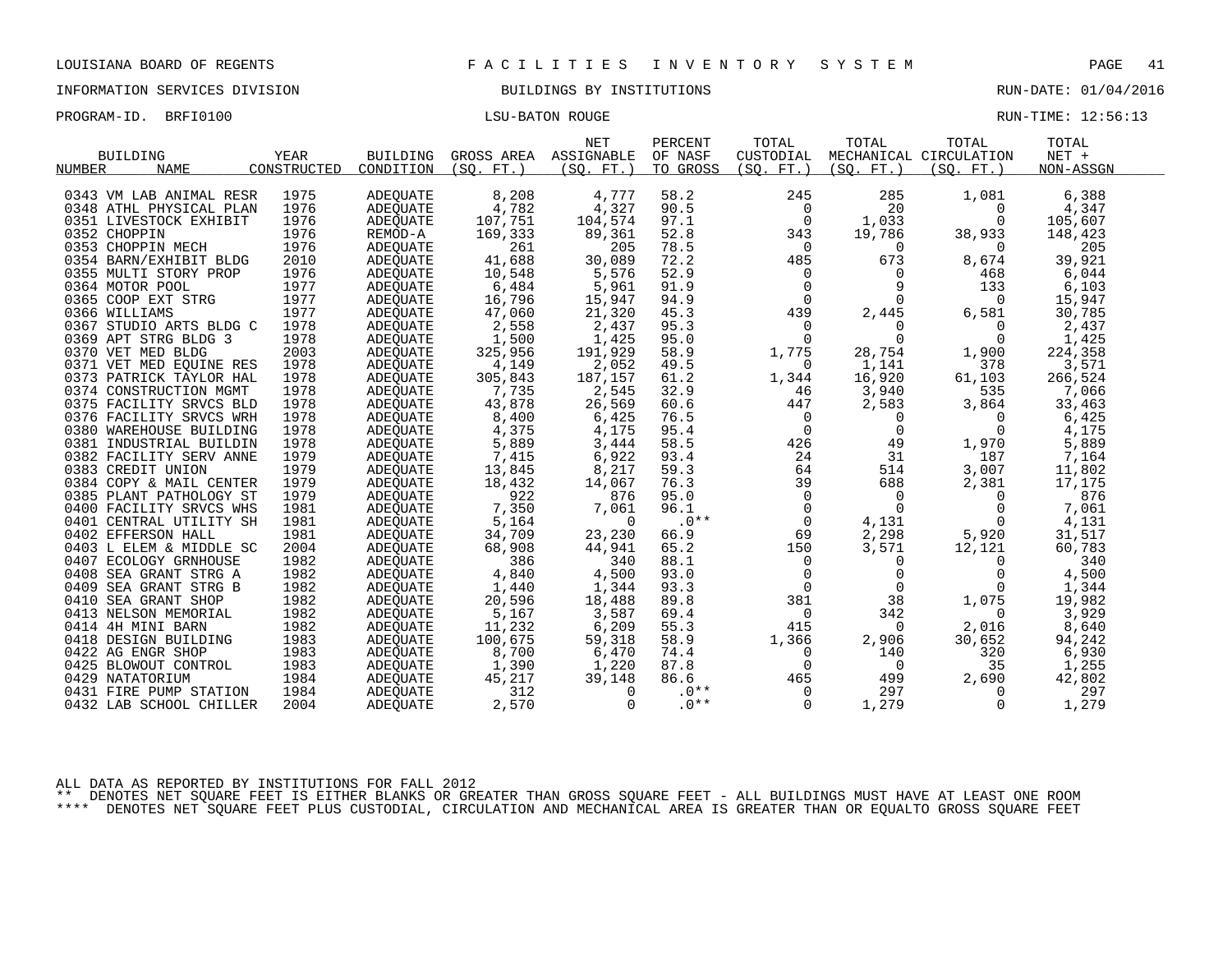LOUISIANA BOARD OF REGENTS — FACILITIES INVENTORY SYSTEM

INFORMATION SERVICES DIVISION — BUILDINGS BY INSTITUTIONS — RUN-DATE: 01/04/2016

PROGRAM-ID. BRFI0100 — LSU-BATON ROUGE — RUN-TIME: 12:56:13

| BUILDING NUMBER | BUILDING NAME | YEAR CONSTRUCTED | BUILDING CONDITION | GROSS AREA (SQ. FT.) | NET ASSIGNABLE (SQ. FT.) | PERCENT OF NASF TO GROSS | TOTAL CUSTODIAL (SQ. FT.) | TOTAL MECHANICAL (SQ. FT.) | TOTAL CIRCULATION (SQ. FT.) | TOTAL NET + NON-ASSGN |
|---|---|---|---|---|---|---|---|---|---|---|
| 0343 | VM LAB ANIMAL RESR | 1975 | ADEQUATE | 8,208 | 4,777 | 58.2 | 245 | 285 | 1,081 | 6,388 |
| 0348 | ATHL PHYSICAL PLAN | 1976 | ADEQUATE | 4,782 | 4,327 | 90.5 | 0 | 20 | 0 | 4,347 |
| 0351 | LIVESTOCK EXHIBIT | 1976 | ADEQUATE | 107,751 | 104,574 | 97.1 | 0 | 1,033 | 0 | 105,607 |
| 0352 | CHOPPIN | 1976 | REMOD-A | 169,333 | 89,361 | 52.8 | 343 | 19,786 | 38,933 | 148,423 |
| 0353 | CHOPPIN MECH | 1976 | ADEQUATE | 261 | 205 | 78.5 | 0 | 0 | 0 | 205 |
| 0354 | BARN/EXHIBIT BLDG | 2010 | ADEQUATE | 41,688 | 30,089 | 72.2 | 485 | 673 | 8,674 | 39,921 |
| 0355 | MULTI STORY PROP | 1976 | ADEQUATE | 10,548 | 5,576 | 52.9 | 0 | 0 | 468 | 6,044 |
| 0364 | MOTOR POOL | 1977 | ADEQUATE | 6,484 | 5,961 | 91.9 | 0 | 9 | 133 | 6,103 |
| 0365 | COOP EXT STRG | 1977 | ADEQUATE | 16,796 | 15,947 | 94.9 | 0 | 0 | 0 | 15,947 |
| 0366 | WILLIAMS | 1977 | ADEQUATE | 47,060 | 21,320 | 45.3 | 439 | 2,445 | 6,581 | 30,785 |
| 0367 | STUDIO ARTS BLDG C | 1978 | ADEQUATE | 2,558 | 2,437 | 95.3 | 0 | 0 | 0 | 2,437 |
| 0369 | APT STRG BLDG 3 | 1978 | ADEQUATE | 1,500 | 1,425 | 95.0 | 0 | 0 | 0 | 1,425 |
| 0370 | VET MED BLDG | 2003 | ADEQUATE | 325,956 | 191,929 | 58.9 | 1,775 | 28,754 | 1,900 | 224,358 |
| 0371 | VET MED EQUINE RES | 1978 | ADEQUATE | 4,149 | 2,052 | 49.5 | 0 | 1,141 | 378 | 3,571 |
| 0373 | PATRICK TAYLOR HAL | 1978 | ADEQUATE | 305,843 | 187,157 | 61.2 | 1,344 | 16,920 | 61,103 | 266,524 |
| 0374 | CONSTRUCTION MGMT | 1978 | ADEQUATE | 7,735 | 2,545 | 32.9 | 46 | 3,940 | 535 | 7,066 |
| 0375 | FACILITY SRVCS BLD | 1978 | ADEQUATE | 43,878 | 26,569 | 60.6 | 447 | 2,583 | 3,864 | 33,463 |
| 0376 | FACILITY SRVCS WRH | 1978 | ADEQUATE | 8,400 | 6,425 | 76.5 | 0 | 0 | 0 | 6,425 |
| 0380 | WAREHOUSE BUILDING | 1978 | ADEQUATE | 4,375 | 4,175 | 95.4 | 0 | 0 | 0 | 4,175 |
| 0381 | INDUSTRIAL BUILDIN | 1978 | ADEQUATE | 5,889 | 3,444 | 58.5 | 426 | 49 | 1,970 | 5,889 |
| 0382 | FACILITY SERV ANNE | 1979 | ADEQUATE | 7,415 | 6,922 | 93.4 | 24 | 31 | 187 | 7,164 |
| 0383 | CREDIT UNION | 1979 | ADEQUATE | 13,845 | 8,217 | 59.3 | 64 | 514 | 3,007 | 11,802 |
| 0384 | COPY & MAIL CENTER | 1979 | ADEQUATE | 18,432 | 14,067 | 76.3 | 39 | 688 | 2,381 | 17,175 |
| 0385 | PLANT PATHOLOGY ST | 1979 | ADEQUATE | 922 | 876 | 95.0 | 0 | 0 | 0 | 876 |
| 0400 | FACILITY SRVCS WHS | 1981 | ADEQUATE | 7,350 | 7,061 | 96.1 | 0 | 0 | 0 | 7,061 |
| 0401 | CENTRAL UTILITY SH | 1981 | ADEQUATE | 5,164 | 0 | .0** | 0 | 4,131 | 0 | 4,131 |
| 0402 | EFFERSON HALL | 1981 | ADEQUATE | 34,709 | 23,230 | 66.9 | 69 | 2,298 | 5,920 | 31,517 |
| 0403 | L ELEM & MIDDLE SC | 2004 | ADEQUATE | 68,908 | 44,941 | 65.2 | 150 | 3,571 | 12,121 | 60,783 |
| 0407 | ECOLOGY GRNHOUSE | 1982 | ADEQUATE | 386 | 340 | 88.1 | 0 | 0 | 0 | 340 |
| 0408 | SEA GRANT STRG A | 1982 | ADEQUATE | 4,840 | 4,500 | 93.0 | 0 | 0 | 0 | 4,500 |
| 0409 | SEA GRANT STRG B | 1982 | ADEQUATE | 1,440 | 1,344 | 93.3 | 0 | 0 | 0 | 1,344 |
| 0410 | SEA GRANT SHOP | 1982 | ADEQUATE | 20,596 | 18,488 | 89.8 | 381 | 38 | 1,075 | 19,982 |
| 0413 | NELSON MEMORIAL | 1982 | ADEQUATE | 5,167 | 3,587 | 69.4 | 0 | 342 | 0 | 3,929 |
| 0414 | 4H MINI BARN | 1982 | ADEQUATE | 11,232 | 6,209 | 55.3 | 415 | 0 | 2,016 | 8,640 |
| 0418 | DESIGN BUILDING | 1983 | ADEQUATE | 100,675 | 59,318 | 58.9 | 1,366 | 2,906 | 30,652 | 94,242 |
| 0422 | AG ENGR SHOP | 1983 | ADEQUATE | 8,700 | 6,470 | 74.4 | 0 | 140 | 320 | 6,930 |
| 0425 | BLOWOUT CONTROL | 1983 | ADEQUATE | 1,390 | 1,220 | 87.8 | 0 | 0 | 35 | 1,255 |
| 0429 | NATATORIUM | 1984 | ADEQUATE | 45,217 | 39,148 | 86.6 | 465 | 499 | 2,690 | 42,802 |
| 0431 | FIRE PUMP STATION | 1984 | ADEQUATE | 312 | 0 | .0** | 0 | 297 | 0 | 297 |
| 0432 | LAB SCHOOL CHILLER | 2004 | ADEQUATE | 2,570 | 0 | .0** | 0 | 1,279 | 0 | 1,279 |

ALL DATA AS REPORTED BY INSTITUTIONS FOR FALL 2012

** DENOTES NET SQUARE FEET IS EITHER BLANKS OR GREATER THAN GROSS SQUARE FEET - ALL BUILDINGS MUST HAVE AT LEAST ONE ROOM

**** DENOTES NET SQUARE FEET PLUS CUSTODIAL, CIRCULATION AND MECHANICAL AREA IS GREATER THAN OR EQUALTO GROSS SQUARE FEET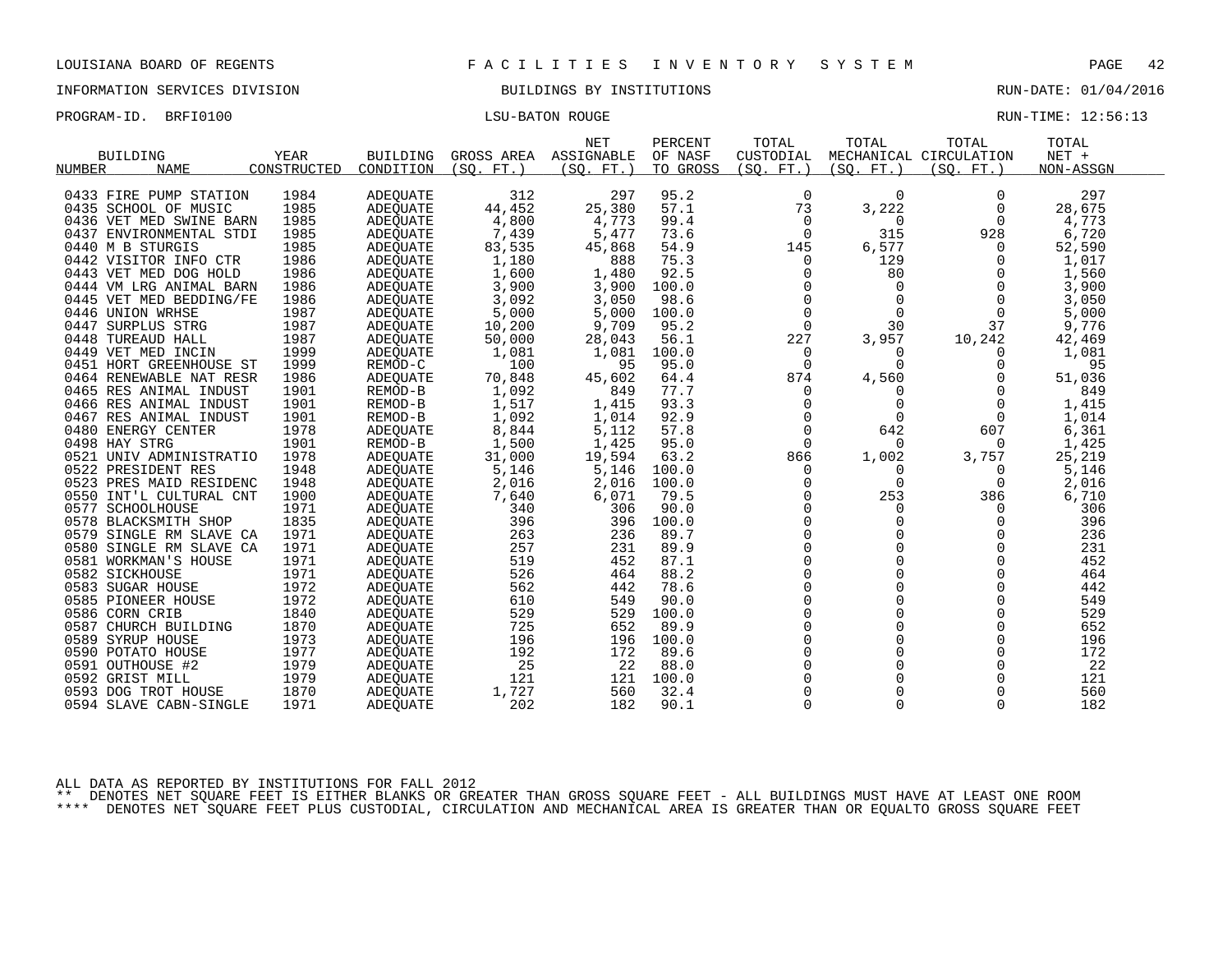LOUISIANA BOARD OF REGENTS — FACILITIES INVENTORY SYSTEM

INFORMATION SERVICES DIVISION — BUILDINGS BY INSTITUTIONS — RUN-DATE: 01/04/2016

PROGRAM-ID. BRFI0100 — LSU-BATON ROUGE — RUN-TIME: 12:56:13

| BUILDING NUMBER | NAME | YEAR CONSTRUCTED | BUILDING CONDITION | GROSS AREA (SQ. FT.) | NET ASSIGNABLE (SQ. FT.) | PERCENT OF NASF TO GROSS | TOTAL CUSTODIAL (SQ. FT.) | TOTAL MECHANICAL (SQ. FT.) | TOTAL CIRCULATION (SQ. FT.) | TOTAL NET + NON-ASSGN |
|---|---|---|---|---|---|---|---|---|---|---|
| 0433 | FIRE PUMP STATION | 1984 | ADEQUATE | 312 | 297 | 95.2 | 0 | 0 | 0 | 297 |
| 0435 | SCHOOL OF MUSIC | 1985 | ADEQUATE | 44,452 | 25,380 | 57.1 | 73 | 3,222 | 0 | 28,675 |
| 0436 | VET MED SWINE BARN | 1985 | ADEQUATE | 4,800 | 4,773 | 99.4 | 0 | 0 | 0 | 4,773 |
| 0437 | ENVIRONMENTAL STDI | 1985 | ADEQUATE | 7,439 | 5,477 | 73.6 | 0 | 315 | 928 | 6,720 |
| 0440 | M B STURGIS | 1985 | ADEQUATE | 83,535 | 45,868 | 54.9 | 145 | 6,577 | 0 | 52,590 |
| 0442 | VISITOR INFO CTR | 1986 | ADEQUATE | 1,180 | 888 | 75.3 | 0 | 129 | 0 | 1,017 |
| 0443 | VET MED DOG HOLD | 1986 | ADEQUATE | 1,600 | 1,480 | 92.5 | 0 | 80 | 0 | 1,560 |
| 0444 | VM LRG ANIMAL BARN | 1986 | ADEQUATE | 3,900 | 3,900 | 100.0 | 0 | 0 | 0 | 3,900 |
| 0445 | VET MED BEDDING/FE | 1986 | ADEQUATE | 3,092 | 3,050 | 98.6 | 0 | 0 | 0 | 3,050 |
| 0446 | UNION WRHSE | 1987 | ADEQUATE | 5,000 | 5,000 | 100.0 | 0 | 0 | 0 | 5,000 |
| 0447 | SURPLUS STRG | 1987 | ADEQUATE | 10,200 | 9,709 | 95.2 | 0 | 30 | 37 | 9,776 |
| 0448 | TUREAUD HALL | 1987 | ADEQUATE | 50,000 | 28,043 | 56.1 | 227 | 3,957 | 10,242 | 42,469 |
| 0449 | VET MED INCIN | 1999 | ADEQUATE | 1,081 | 1,081 | 100.0 | 0 | 0 | 0 | 1,081 |
| 0451 | HORT GREENHOUSE ST | 1999 | REMOD-C | 100 | 95 | 95.0 | 0 | 0 | 0 | 95 |
| 0464 | RENEWABLE NAT RESR | 1986 | ADEQUATE | 70,848 | 45,602 | 64.4 | 874 | 4,560 | 0 | 51,036 |
| 0465 | RES ANIMAL INDUST | 1901 | REMOD-B | 1,092 | 849 | 77.7 | 0 | 0 | 0 | 849 |
| 0466 | RES ANIMAL INDUST | 1901 | REMOD-B | 1,517 | 1,415 | 93.3 | 0 | 0 | 0 | 1,415 |
| 0467 | RES ANIMAL INDUST | 1901 | REMOD-B | 1,092 | 1,014 | 92.9 | 0 | 0 | 0 | 1,014 |
| 0480 | ENERGY CENTER | 1978 | ADEQUATE | 8,844 | 5,112 | 57.8 | 0 | 642 | 607 | 6,361 |
| 0498 | HAY STRG | 1901 | REMOD-B | 1,500 | 1,425 | 95.0 | 0 | 0 | 0 | 1,425 |
| 0521 | UNIV ADMINISTRATIO | 1978 | ADEQUATE | 31,000 | 19,594 | 63.2 | 866 | 1,002 | 3,757 | 25,219 |
| 0522 | PRESIDENT RES | 1948 | ADEQUATE | 5,146 | 5,146 | 100.0 | 0 | 0 | 0 | 5,146 |
| 0523 | PRES MAID RESIDENC | 1948 | ADEQUATE | 2,016 | 2,016 | 100.0 | 0 | 0 | 0 | 2,016 |
| 0550 | INT'L CULTURAL CNT | 1900 | ADEQUATE | 7,640 | 6,071 | 79.5 | 0 | 253 | 386 | 6,710 |
| 0577 | SCHOOLHOUSE | 1971 | ADEQUATE | 340 | 306 | 90.0 | 0 | 0 | 0 | 306 |
| 0578 | BLACKSMITH SHOP | 1835 | ADEQUATE | 396 | 396 | 100.0 | 0 | 0 | 0 | 396 |
| 0579 | SINGLE RM SLAVE CA | 1971 | ADEQUATE | 263 | 236 | 89.7 | 0 | 0 | 0 | 236 |
| 0580 | SINGLE RM SLAVE CA | 1971 | ADEQUATE | 257 | 231 | 89.9 | 0 | 0 | 0 | 231 |
| 0581 | WORKMAN'S HOUSE | 1971 | ADEQUATE | 519 | 452 | 87.1 | 0 | 0 | 0 | 452 |
| 0582 | SICKHOUSE | 1971 | ADEQUATE | 526 | 464 | 88.2 | 0 | 0 | 0 | 464 |
| 0583 | SUGAR HOUSE | 1972 | ADEQUATE | 562 | 442 | 78.6 | 0 | 0 | 0 | 442 |
| 0585 | PIONEER HOUSE | 1972 | ADEQUATE | 610 | 549 | 90.0 | 0 | 0 | 0 | 549 |
| 0586 | CORN CRIB | 1840 | ADEQUATE | 529 | 529 | 100.0 | 0 | 0 | 0 | 529 |
| 0587 | CHURCH BUILDING | 1870 | ADEQUATE | 725 | 652 | 89.9 | 0 | 0 | 0 | 652 |
| 0589 | SYRUP HOUSE | 1973 | ADEQUATE | 196 | 196 | 100.0 | 0 | 0 | 0 | 196 |
| 0590 | POTATO HOUSE | 1977 | ADEQUATE | 192 | 172 | 89.6 | 0 | 0 | 0 | 172 |
| 0591 | OUTHOUSE #2 | 1979 | ADEQUATE | 25 | 22 | 88.0 | 0 | 0 | 0 | 22 |
| 0592 | GRIST MILL | 1979 | ADEQUATE | 121 | 121 | 100.0 | 0 | 0 | 0 | 121 |
| 0593 | DOG TROT HOUSE | 1870 | ADEQUATE | 1,727 | 560 | 32.4 | 0 | 0 | 0 | 560 |
| 0594 | SLAVE CABN-SINGLE | 1971 | ADEQUATE | 202 | 182 | 90.1 | 0 | 0 | 0 | 182 |

ALL DATA AS REPORTED BY INSTITUTIONS FOR FALL 2012

** DENOTES NET SQUARE FEET IS EITHER BLANKS OR GREATER THAN GROSS SQUARE FEET - ALL BUILDINGS MUST HAVE AT LEAST ONE ROOM

**** DENOTES NET SQUARE FEET PLUS CUSTODIAL, CIRCULATION AND MECHANICAL AREA IS GREATER THAN OR EQUALTO GROSS SQUARE FEET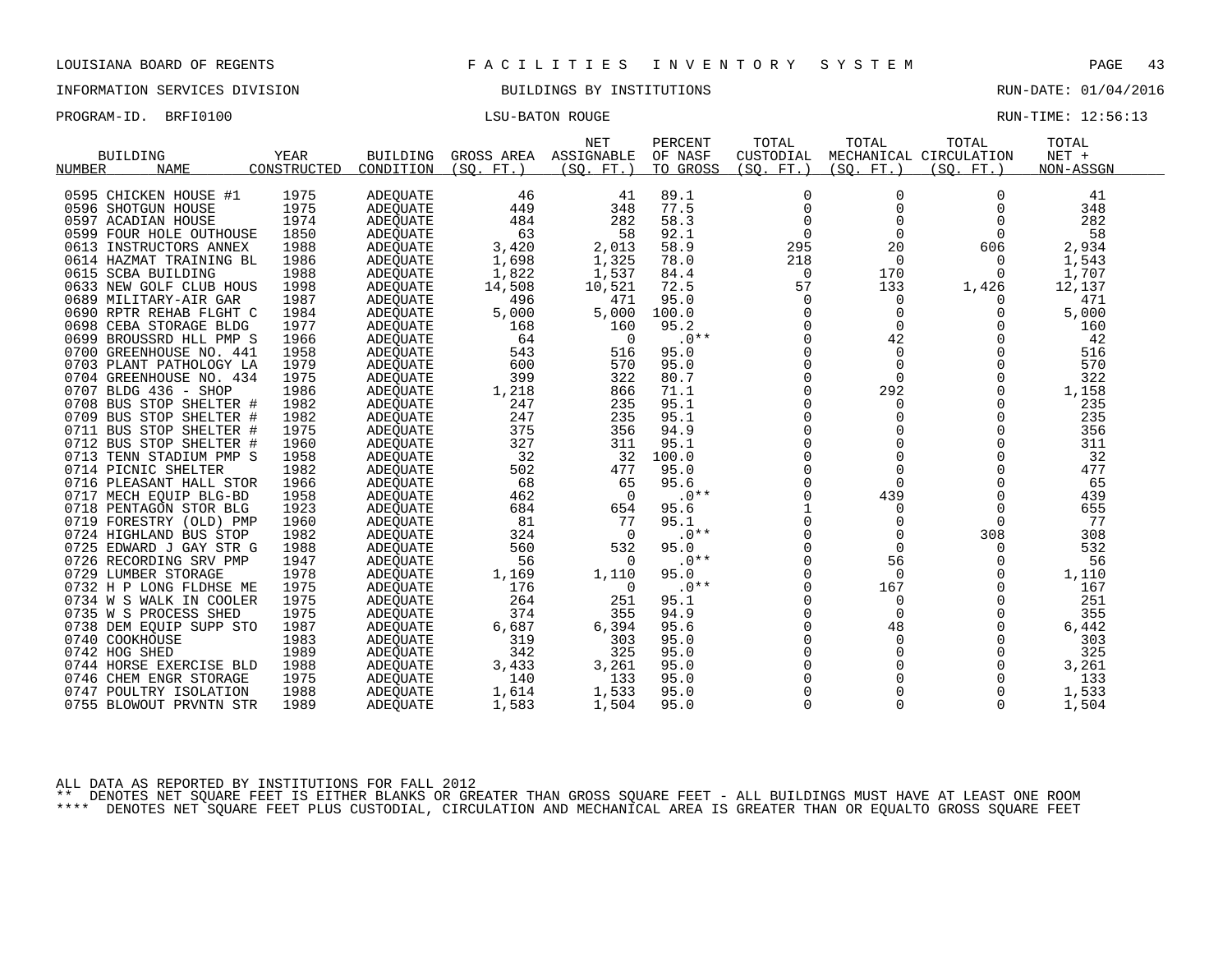LOUISIANA BOARD OF REGENTS — F A C I L I T I E S   I N V E N T O R Y   S Y S T E M

INFORMATION SERVICES DIVISION — BUILDINGS BY INSTITUTIONS — RUN-DATE: 01/04/2016

PROGRAM-ID. BRFI0100 — LSU-BATON ROUGE — RUN-TIME: 12:56:13

| BUILDING NUMBER | NAME | YEAR CONSTRUCTED | BUILDING CONDITION | GROSS AREA (SQ. FT.) | NET ASSIGNABLE (SQ. FT.) | PERCENT OF NASF TO GROSS | TOTAL CUSTODIAL (SQ. FT.) | TOTAL MECHANICAL (SQ. FT.) | TOTAL CIRCULATION (SQ. FT.) | TOTAL NET + NON-ASSGN |
|---|---|---|---|---|---|---|---|---|---|---|
| 0595 | CHICKEN HOUSE #1 | 1975 | ADEQUATE | 46 | 41 | 89.1 | 0 | 0 | 0 | 41 |
| 0596 | SHOTGUN HOUSE | 1975 | ADEQUATE | 449 | 348 | 77.5 | 0 | 0 | 0 | 348 |
| 0597 | ACADIAN HOUSE | 1974 | ADEQUATE | 484 | 282 | 58.3 | 0 | 0 | 0 | 282 |
| 0599 | FOUR HOLE OUTHOUSE | 1850 | ADEQUATE | 63 | 58 | 92.1 | 0 | 0 | 0 | 58 |
| 0613 | INSTRUCTORS ANNEX | 1988 | ADEQUATE | 3,420 | 2,013 | 58.9 | 295 | 20 | 606 | 2,934 |
| 0614 | HAZMAT TRAINING BL | 1986 | ADEQUATE | 1,698 | 1,325 | 78.0 | 218 | 0 | 0 | 1,543 |
| 0615 | SCBA BUILDING | 1988 | ADEQUATE | 1,822 | 1,537 | 84.4 | 0 | 170 | 0 | 1,707 |
| 0633 | NEW GOLF CLUB HOUS | 1998 | ADEQUATE | 14,508 | 10,521 | 72.5 | 57 | 133 | 1,426 | 12,137 |
| 0689 | MILITARY-AIR GAR | 1987 | ADEQUATE | 496 | 471 | 95.0 | 0 | 0 | 0 | 471 |
| 0690 | RPTR REHAB FLGHT C | 1984 | ADEQUATE | 5,000 | 5,000 | 100.0 | 0 | 0 | 0 | 5,000 |
| 0698 | CEBA STORAGE BLDG | 1977 | ADEQUATE | 168 | 160 | 95.2 | 0 | 0 | 0 | 160 |
| 0699 | BROUSSRD HLL PMP S | 1966 | ADEQUATE | 64 | 0 | .0** | 0 | 42 | 0 | 42 |
| 0700 | GREENHOUSE NO. 441 | 1958 | ADEQUATE | 543 | 516 | 95.0 | 0 | 0 | 0 | 516 |
| 0703 | PLANT PATHOLOGY LA | 1979 | ADEQUATE | 600 | 570 | 95.0 | 0 | 0 | 0 | 570 |
| 0704 | GREENHOUSE NO. 434 | 1975 | ADEQUATE | 399 | 322 | 80.7 | 0 | 0 | 0 | 322 |
| 0707 | BLDG 436 - SHOP | 1986 | ADEQUATE | 1,218 | 866 | 71.1 | 0 | 292 | 0 | 1,158 |
| 0708 | BUS STOP SHELTER # | 1982 | ADEQUATE | 247 | 235 | 95.1 | 0 | 0 | 0 | 235 |
| 0709 | BUS STOP SHELTER # | 1982 | ADEQUATE | 247 | 235 | 95.1 | 0 | 0 | 0 | 235 |
| 0711 | BUS STOP SHELTER # | 1975 | ADEQUATE | 375 | 356 | 94.9 | 0 | 0 | 0 | 356 |
| 0712 | BUS STOP SHELTER # | 1960 | ADEQUATE | 327 | 311 | 95.1 | 0 | 0 | 0 | 311 |
| 0713 | TENN STADIUM PMP S | 1958 | ADEQUATE | 32 | 32 | 100.0 | 0 | 0 | 0 | 32 |
| 0714 | PICNIC SHELTER | 1982 | ADEQUATE | 502 | 477 | 95.0 | 0 | 0 | 0 | 477 |
| 0716 | PLEASANT HALL STOR | 1966 | ADEQUATE | 68 | 65 | 95.6 | 0 | 0 | 0 | 65 |
| 0717 | MECH EQUIP BLG-BD | 1958 | ADEQUATE | 462 | 0 | .0** | 0 | 439 | 0 | 439 |
| 0718 | PENTAGON STOR BLG | 1923 | ADEQUATE | 684 | 654 | 95.6 | 1 | 0 | 0 | 655 |
| 0719 | FORESTRY (OLD) PMP | 1960 | ADEQUATE | 81 | 77 | 95.1 | 0 | 0 | 0 | 77 |
| 0724 | HIGHLAND BUS STOP | 1982 | ADEQUATE | 324 | 0 | .0** | 0 | 0 | 308 | 308 |
| 0725 | EDWARD J GAY STR G | 1988 | ADEQUATE | 560 | 532 | 95.0 | 0 | 0 | 0 | 532 |
| 0726 | RECORDING SRV PMP | 1947 | ADEQUATE | 56 | 0 | .0** | 0 | 56 | 0 | 56 |
| 0729 | LUMBER STORAGE | 1978 | ADEQUATE | 1,169 | 1,110 | 95.0 | 0 | 0 | 0 | 1,110 |
| 0732 | H P LONG FLDHSE ME | 1975 | ADEQUATE | 176 | 0 | .0** | 0 | 167 | 0 | 167 |
| 0734 | W S WALK IN COOLER | 1975 | ADEQUATE | 264 | 251 | 95.1 | 0 | 0 | 0 | 251 |
| 0735 | W S PROCESS SHED | 1975 | ADEQUATE | 374 | 355 | 94.9 | 0 | 0 | 0 | 355 |
| 0738 | DEM EQUIP SUPP STO | 1987 | ADEQUATE | 6,687 | 6,394 | 95.6 | 0 | 48 | 0 | 6,442 |
| 0740 | COOKHOUSE | 1983 | ADEQUATE | 319 | 303 | 95.0 | 0 | 0 | 0 | 303 |
| 0742 | HOG SHED | 1989 | ADEQUATE | 342 | 325 | 95.0 | 0 | 0 | 0 | 325 |
| 0744 | HORSE EXERCISE BLD | 1988 | ADEQUATE | 3,433 | 3,261 | 95.0 | 0 | 0 | 0 | 3,261 |
| 0746 | CHEM ENGR STORAGE | 1975 | ADEQUATE | 140 | 133 | 95.0 | 0 | 0 | 0 | 133 |
| 0747 | POULTRY ISOLATION | 1988 | ADEQUATE | 1,614 | 1,533 | 95.0 | 0 | 0 | 0 | 1,533 |
| 0755 | BLOWOUT PRVNTN STR | 1989 | ADEQUATE | 1,583 | 1,504 | 95.0 | 0 | 0 | 0 | 1,504 |

ALL DATA AS REPORTED BY INSTITUTIONS FOR FALL 2012

** DENOTES NET SQUARE FEET IS EITHER BLANKS OR GREATER THAN GROSS SQUARE FEET - ALL BUILDINGS MUST HAVE AT LEAST ONE ROOM

**** DENOTES NET SQUARE FEET PLUS CUSTODIAL, CIRCULATION AND MECHANICAL AREA IS GREATER THAN OR EQUALTO GROSS SQUARE FEET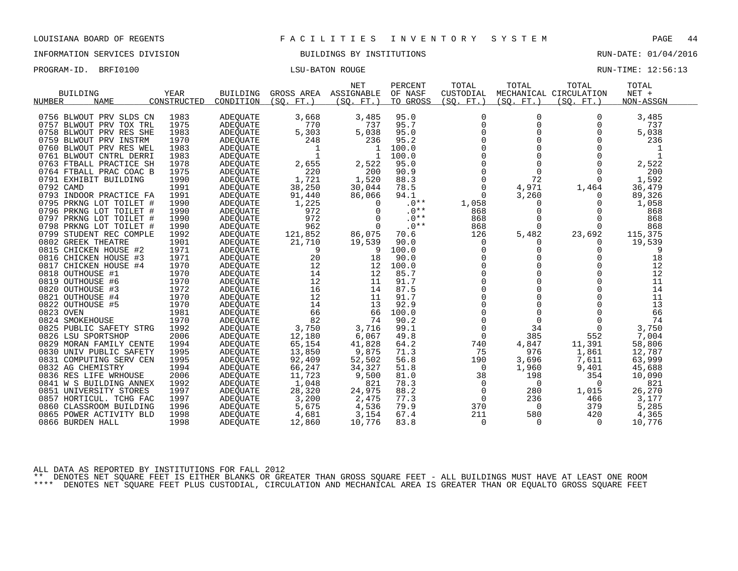LOUISIANA BOARD OF REGENTS — F A C I L I T I E S   I N V E N T O R Y   S Y S T E M

INFORMATION SERVICES DIVISION — BUILDINGS BY INSTITUTIONS — RUN-DATE: 01/04/2016

PROGRAM-ID. BRFI0100 — LSU-BATON ROUGE — RUN-TIME: 12:56:13

| BUILDING NUMBER | BUILDING NAME | YEAR CONSTRUCTED | BUILDING CONDITION | GROSS AREA (SQ. FT.) | NET ASSIGNABLE (SQ. FT.) | PERCENT OF NASF TO GROSS | TOTAL CUSTODIAL (SQ. FT.) | TOTAL MECHANICAL (SQ. FT.) | TOTAL CIRCULATION (SQ. FT.) | TOTAL NET + NON-ASSGN |
|---|---|---|---|---|---|---|---|---|---|---|
| 0756 | BLWOUT PRV SLDS CN | 1983 | ADEQUATE | 3,668 | 3,485 | 95.0 | 0 | 0 | 0 | 3,485 |
| 0757 | BLWOUT PRV TOX TRL | 1975 | ADEQUATE | 770 | 737 | 95.7 | 0 | 0 | 0 | 737 |
| 0758 | BLWOUT PRV RES SHE | 1983 | ADEQUATE | 5,303 | 5,038 | 95.0 | 0 | 0 | 0 | 5,038 |
| 0759 | BLWOUT PRV INSTRM | 1970 | ADEQUATE | 248 | 236 | 95.2 | 0 | 0 | 0 | 236 |
| 0760 | BLWOUT PRV RES WEL | 1983 | ADEQUATE | 1 | 1 | 100.0 | 0 | 0 | 0 | 1 |
| 0761 | BLWOUT CNTRL DERRI | 1983 | ADEQUATE | 1 | 1 | 100.0 | 0 | 0 | 0 | 1 |
| 0763 | FTBALL PRACTICE SH | 1978 | ADEQUATE | 2,655 | 2,522 | 95.0 | 0 | 0 | 0 | 2,522 |
| 0764 | FTBALL PRAC COAC B | 1975 | ADEQUATE | 220 | 200 | 90.9 | 0 | 0 | 0 | 200 |
| 0791 | EXHIBIT BUILDING | 1990 | ADEQUATE | 1,721 | 1,520 | 88.3 | 0 | 72 | 0 | 1,592 |
| 0792 | CAMD | 1991 | ADEQUATE | 38,250 | 30,044 | 78.5 | 0 | 4,971 | 1,464 | 36,479 |
| 0793 | INDOOR PRACTICE FA | 1991 | ADEQUATE | 91,440 | 86,066 | 94.1 | 0 | 3,260 | 0 | 89,326 |
| 0795 | PRKNG LOT TOILET # | 1990 | ADEQUATE | 1,225 | 0 | .0** | 1,058 | 0 | 0 | 1,058 |
| 0796 | PRKNG LOT TOILET # | 1990 | ADEQUATE | 972 | 0 | .0** | 868 | 0 | 0 | 868 |
| 0797 | PRKNG LOT TOILET # | 1990 | ADEQUATE | 972 | 0 | .0** | 868 | 0 | 0 | 868 |
| 0798 | PRKNG LOT TOILET # | 1990 | ADEQUATE | 962 | 0 | .0** | 868 | 0 | 0 | 868 |
| 0799 | STUDENT REC COMPLE | 1992 | ADEQUATE | 121,852 | 86,075 | 70.6 | 126 | 5,482 | 23,692 | 115,375 |
| 0802 | GREEK THEATRE | 1901 | ADEQUATE | 21,710 | 19,539 | 90.0 | 0 | 0 | 0 | 19,539 |
| 0815 | CHICKEN HOUSE #2 | 1971 | ADEQUATE | 9 | 9 | 100.0 | 0 | 0 | 0 | 9 |
| 0816 | CHICKEN HOUSE #3 | 1971 | ADEQUATE | 20 | 18 | 90.0 | 0 | 0 | 0 | 18 |
| 0817 | CHICKEN HOUSE #4 | 1970 | ADEQUATE | 12 | 12 | 100.0 | 0 | 0 | 0 | 12 |
| 0818 | OUTHOUSE #1 | 1970 | ADEQUATE | 14 | 12 | 85.7 | 0 | 0 | 0 | 12 |
| 0819 | OUTHOUSE #6 | 1970 | ADEQUATE | 12 | 11 | 91.7 | 0 | 0 | 0 | 11 |
| 0820 | OUTHOUSE #3 | 1972 | ADEQUATE | 16 | 14 | 87.5 | 0 | 0 | 0 | 14 |
| 0821 | OUTHOUSE #4 | 1970 | ADEQUATE | 12 | 11 | 91.7 | 0 | 0 | 0 | 11 |
| 0822 | OUTHOUSE #5 | 1970 | ADEQUATE | 14 | 13 | 92.9 | 0 | 0 | 0 | 13 |
| 0823 | OVEN | 1981 | ADEQUATE | 66 | 66 | 100.0 | 0 | 0 | 0 | 66 |
| 0824 | SMOKEHOUSE | 1970 | ADEQUATE | 82 | 74 | 90.2 | 0 | 0 | 0 | 74 |
| 0825 | PUBLIC SAFETY STRG | 1992 | ADEQUATE | 3,750 | 3,716 | 99.1 | 0 | 34 | 0 | 3,750 |
| 0826 | LSU SPORTSHOP | 2006 | ADEQUATE | 12,180 | 6,067 | 49.8 | 0 | 385 | 552 | 7,004 |
| 0829 | MORAN FAMILY CENTE | 1994 | ADEQUATE | 65,154 | 41,828 | 64.2 | 740 | 4,847 | 11,391 | 58,806 |
| 0830 | UNIV PUBLIC SAFETY | 1995 | ADEQUATE | 13,850 | 9,875 | 71.3 | 75 | 976 | 1,861 | 12,787 |
| 0831 | COMPUTING SERV CEN | 1995 | ADEQUATE | 92,409 | 52,502 | 56.8 | 190 | 3,696 | 7,611 | 63,999 |
| 0832 | AG CHEMISTRY | 1994 | ADEQUATE | 66,247 | 34,327 | 51.8 | 0 | 1,960 | 9,401 | 45,688 |
| 0836 | RES LIFE WRHOUSE | 2006 | ADEQUATE | 11,723 | 9,500 | 81.0 | 38 | 198 | 354 | 10,090 |
| 0841 | W S BUILDING ANNEX | 1992 | ADEQUATE | 1,048 | 821 | 78.3 | 0 | 0 | 0 | 821 |
| 0851 | UNIVERSITY STORES | 1997 | ADEQUATE | 28,320 | 24,975 | 88.2 | 0 | 280 | 1,015 | 26,270 |
| 0857 | HORTICUL. TCHG FAC | 1997 | ADEQUATE | 3,200 | 2,475 | 77.3 | 0 | 236 | 466 | 3,177 |
| 0860 | CLASSROOM BUILDING | 1996 | ADEQUATE | 5,675 | 4,536 | 79.9 | 370 | 0 | 379 | 5,285 |
| 0865 | POWER ACTIVITY BLD | 1998 | ADEQUATE | 4,681 | 3,154 | 67.4 | 211 | 580 | 420 | 4,365 |
| 0866 | BURDEN HALL | 1998 | ADEQUATE | 12,860 | 10,776 | 83.8 | 0 | 0 | 0 | 10,776 |

ALL DATA AS REPORTED BY INSTITUTIONS FOR FALL 2012

** DENOTES NET SQUARE FEET IS EITHER BLANKS OR GREATER THAN GROSS SQUARE FEET - ALL BUILDINGS MUST HAVE AT LEAST ONE ROOM

**** DENOTES NET SQUARE FEET PLUS CUSTODIAL, CIRCULATION AND MECHANICAL AREA IS GREATER THAN OR EQUALTO GROSS SQUARE FEET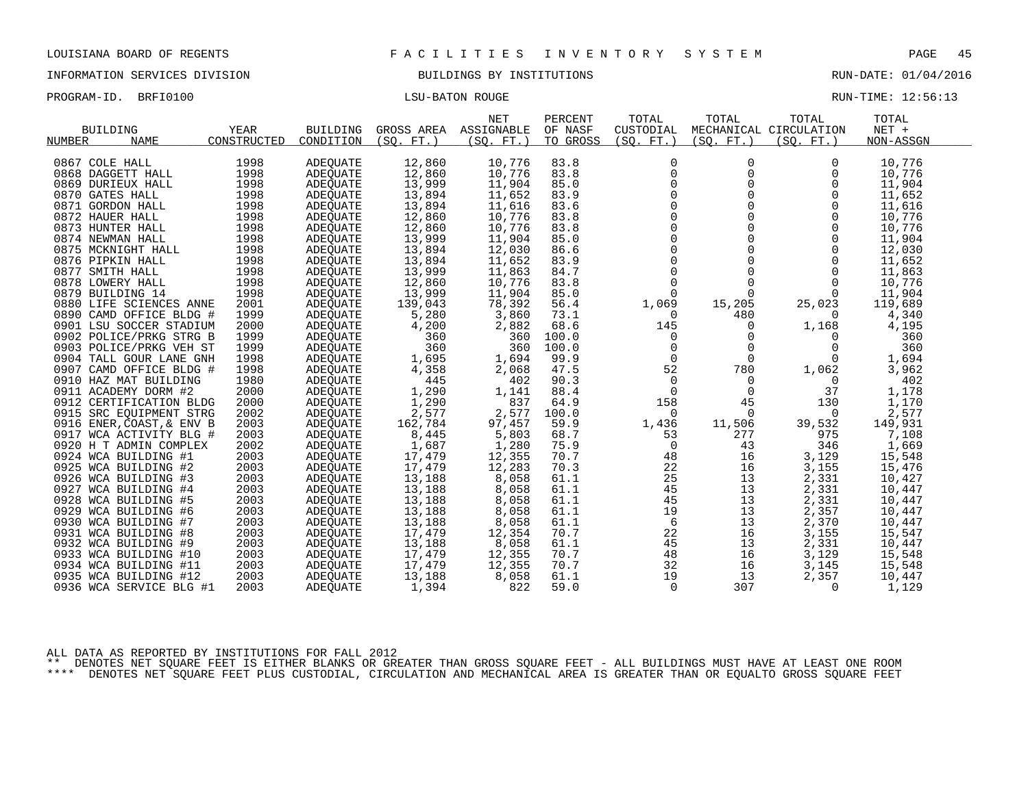LOUISIANA BOARD OF REGENTS — F A C I L I T I E S   I N V E N T O R Y   S Y S T E M

INFORMATION SERVICES DIVISION — BUILDINGS BY INSTITUTIONS — RUN-DATE: 01/04/2016

PROGRAM-ID. BRFI0100 — LSU-BATON ROUGE — RUN-TIME: 12:56:13

| BUILDING NUMBER | NAME | YEAR CONSTRUCTED | BUILDING CONDITION | GROSS AREA (SQ. FT.) | NET ASSIGNABLE (SQ. FT.) | PERCENT OF NASF TO GROSS | TOTAL CUSTODIAL (SQ. FT.) | TOTAL MECHANICAL (SQ. FT.) | TOTAL CIRCULATION (SQ. FT.) | TOTAL NET + NON-ASSGN |
|---|---|---|---|---|---|---|---|---|---|---|
| 0867 | COLE HALL | 1998 | ADEQUATE | 12,860 | 10,776 | 83.8 | 0 | 0 | 0 | 10,776 |
| 0868 | DAGGETT HALL | 1998 | ADEQUATE | 12,860 | 10,776 | 83.8 | 0 | 0 | 0 | 10,776 |
| 0869 | DURIEUX HALL | 1998 | ADEQUATE | 13,999 | 11,904 | 85.0 | 0 | 0 | 0 | 11,904 |
| 0870 | GATES HALL | 1998 | ADEQUATE | 13,894 | 11,652 | 83.9 | 0 | 0 | 0 | 11,652 |
| 0871 | GORDON HALL | 1998 | ADEQUATE | 13,894 | 11,616 | 83.6 | 0 | 0 | 0 | 11,616 |
| 0872 | HAUER HALL | 1998 | ADEQUATE | 12,860 | 10,776 | 83.8 | 0 | 0 | 0 | 10,776 |
| 0873 | HUNTER HALL | 1998 | ADEQUATE | 12,860 | 10,776 | 83.8 | 0 | 0 | 0 | 10,776 |
| 0874 | NEWMAN HALL | 1998 | ADEQUATE | 13,999 | 11,904 | 85.0 | 0 | 0 | 0 | 11,904 |
| 0875 | MCKNIGHT HALL | 1998 | ADEQUATE | 13,894 | 12,030 | 86.6 | 0 | 0 | 0 | 12,030 |
| 0876 | PIPKIN HALL | 1998 | ADEQUATE | 13,894 | 11,652 | 83.9 | 0 | 0 | 0 | 11,652 |
| 0877 | SMITH HALL | 1998 | ADEQUATE | 13,999 | 11,863 | 84.7 | 0 | 0 | 0 | 11,863 |
| 0878 | LOWERY HALL | 1998 | ADEQUATE | 12,860 | 10,776 | 83.8 | 0 | 0 | 0 | 10,776 |
| 0879 | BUILDING 14 | 1998 | ADEQUATE | 13,999 | 11,904 | 85.0 | 0 | 0 | 0 | 11,904 |
| 0880 | LIFE SCIENCES ANNE | 2001 | ADEQUATE | 139,043 | 78,392 | 56.4 | 1,069 | 15,205 | 25,023 | 119,689 |
| 0890 | CAMD OFFICE BLDG # | 1999 | ADEQUATE | 5,280 | 3,860 | 73.1 | 0 | 480 | 0 | 4,340 |
| 0901 | LSU SOCCER STADIUM | 2000 | ADEQUATE | 4,200 | 2,882 | 68.6 | 145 | 0 | 1,168 | 4,195 |
| 0902 | POLICE/PRKG STRG B | 1999 | ADEQUATE | 360 | 360 | 100.0 | 0 | 0 | 0 | 360 |
| 0903 | POLICE/PRKG VEH ST | 1999 | ADEQUATE | 360 | 360 | 100.0 | 0 | 0 | 0 | 360 |
| 0904 | TALL GOUR LANE GNH | 1998 | ADEQUATE | 1,695 | 1,694 | 99.9 | 0 | 0 | 0 | 1,694 |
| 0907 | CAMD OFFICE BLDG # | 1998 | ADEQUATE | 4,358 | 2,068 | 47.5 | 52 | 780 | 1,062 | 3,962 |
| 0910 | HAZ MAT BUILDING | 1980 | ADEQUATE | 445 | 402 | 90.3 | 0 | 0 | 0 | 402 |
| 0911 | ACADEMY DORM #2 | 2000 | ADEQUATE | 1,290 | 1,141 | 88.4 | 0 | 0 | 37 | 1,178 |
| 0912 | CERTIFICATION BLDG | 2000 | ADEQUATE | 1,290 | 837 | 64.9 | 158 | 45 | 130 | 1,170 |
| 0915 | SRC EQUIPMENT STRG | 2002 | ADEQUATE | 2,577 | 2,577 | 100.0 | 0 | 0 | 0 | 2,577 |
| 0916 | ENER,COAST,& ENV B | 2003 | ADEQUATE | 162,784 | 97,457 | 59.9 | 1,436 | 11,506 | 39,532 | 149,931 |
| 0917 | WCA ACTIVITY BLG # | 2003 | ADEQUATE | 8,445 | 5,803 | 68.7 | 53 | 277 | 975 | 7,108 |
| 0920 | H T ADMIN COMPLEX | 2002 | ADEQUATE | 1,687 | 1,280 | 75.9 | 0 | 43 | 346 | 1,669 |
| 0924 | WCA BUILDING #1 | 2003 | ADEQUATE | 17,479 | 12,355 | 70.7 | 48 | 16 | 3,129 | 15,548 |
| 0925 | WCA BUILDING #2 | 2003 | ADEQUATE | 17,479 | 12,283 | 70.3 | 22 | 16 | 3,155 | 15,476 |
| 0926 | WCA BUILDING #3 | 2003 | ADEQUATE | 13,188 | 8,058 | 61.1 | 25 | 13 | 2,331 | 10,427 |
| 0927 | WCA BUILDING #4 | 2003 | ADEQUATE | 13,188 | 8,058 | 61.1 | 45 | 13 | 2,331 | 10,447 |
| 0928 | WCA BUILDING #5 | 2003 | ADEQUATE | 13,188 | 8,058 | 61.1 | 45 | 13 | 2,331 | 10,447 |
| 0929 | WCA BUILDING #6 | 2003 | ADEQUATE | 13,188 | 8,058 | 61.1 | 19 | 13 | 2,357 | 10,447 |
| 0930 | WCA BUILDING #7 | 2003 | ADEQUATE | 13,188 | 8,058 | 61.1 | 6 | 13 | 2,370 | 10,447 |
| 0931 | WCA BUILDING #8 | 2003 | ADEQUATE | 17,479 | 12,354 | 70.7 | 22 | 16 | 3,155 | 15,547 |
| 0932 | WCA BUILDING #9 | 2003 | ADEQUATE | 13,188 | 8,058 | 61.1 | 45 | 13 | 2,331 | 10,447 |
| 0933 | WCA BUILDING #10 | 2003 | ADEQUATE | 17,479 | 12,355 | 70.7 | 48 | 16 | 3,129 | 15,548 |
| 0934 | WCA BUILDING #11 | 2003 | ADEQUATE | 17,479 | 12,355 | 70.7 | 32 | 16 | 3,145 | 15,548 |
| 0935 | WCA BUILDING #12 | 2003 | ADEQUATE | 13,188 | 8,058 | 61.1 | 19 | 13 | 2,357 | 10,447 |
| 0936 | WCA SERVICE BLG #1 | 2003 | ADEQUATE | 1,394 | 822 | 59.0 | 0 | 307 | 0 | 1,129 |

ALL DATA AS REPORTED BY INSTITUTIONS FOR FALL 2012

** DENOTES NET SQUARE FEET IS EITHER BLANKS OR GREATER THAN GROSS SQUARE FEET - ALL BUILDINGS MUST HAVE AT LEAST ONE ROOM

**** DENOTES NET SQUARE FEET PLUS CUSTODIAL, CIRCULATION AND MECHANICAL AREA IS GREATER THAN OR EQUALTO GROSS SQUARE FEET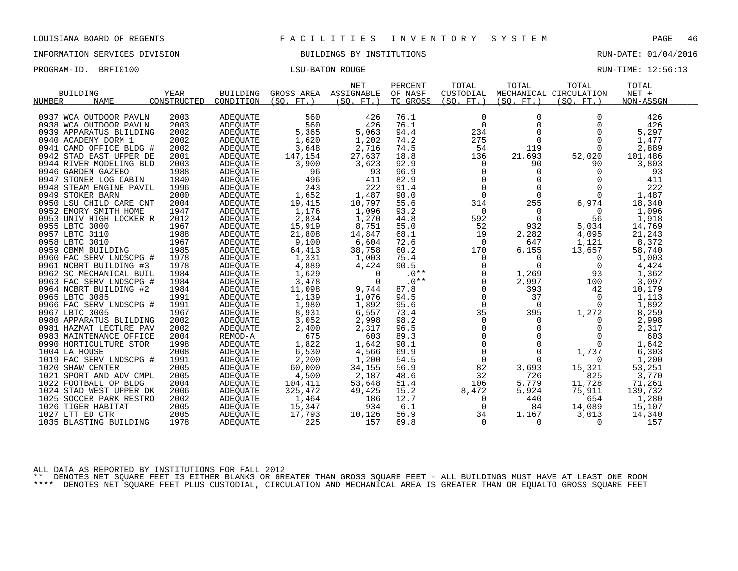LOUISIANA BOARD OF REGENTS — FACILITIES INVENTORY SYSTEM

INFORMATION SERVICES DIVISION — BUILDINGS BY INSTITUTIONS — RUN-DATE: 01/04/2016

PROGRAM-ID. BRFI0100 — LSU-BATON ROUGE — RUN-TIME: 12:56:13

| BUILDING NUMBER | NAME | YEAR CONSTRUCTED | BUILDING CONDITION | GROSS AREA (SQ. FT.) | NET ASSIGNABLE (SQ. FT.) | PERCENT OF NASF TO GROSS | TOTAL CUSTODIAL (SQ. FT.) | TOTAL MECHANICAL (SQ. FT.) | TOTAL CIRCULATION (SQ. FT.) | TOTAL NET + NON-ASSGN |
|---|---|---|---|---|---|---|---|---|---|---|
| 0937 | WCA OUTDOOR PAVLN | 2003 | ADEQUATE | 560 | 426 | 76.1 | 0 | 0 | 0 | 426 |
| 0938 | WCA OUTDOOR PAVLN | 2003 | ADEQUATE | 560 | 426 | 76.1 | 0 | 0 | 0 | 426 |
| 0939 | APPARATUS BUILDING | 2002 | ADEQUATE | 5,365 | 5,063 | 94.4 | 234 | 0 | 0 | 5,297 |
| 0940 | ACADEMY DORM 1 | 2002 | ADEQUATE | 1,620 | 1,202 | 74.2 | 275 | 0 | 0 | 1,477 |
| 0941 | CAMD OFFICE BLDG # | 2002 | ADEQUATE | 3,648 | 2,716 | 74.5 | 54 | 119 | 0 | 2,889 |
| 0942 | STAD EAST UPPER DE | 2001 | ADEQUATE | 147,154 | 27,637 | 18.8 | 136 | 21,693 | 52,020 | 101,486 |
| 0944 | RIVER MODELING BLD | 2003 | ADEQUATE | 3,900 | 3,623 | 92.9 | 0 | 90 | 90 | 3,803 |
| 0946 | GARDEN GAZEBO | 1988 | ADEQUATE | 96 | 93 | 96.9 | 0 | 0 | 0 | 93 |
| 0947 | STONER LOG CABIN | 1840 | ADEQUATE | 496 | 411 | 82.9 | 0 | 0 | 0 | 411 |
| 0948 | STEAM ENGINE PAVIL | 1996 | ADEQUATE | 243 | 222 | 91.4 | 0 | 0 | 0 | 222 |
| 0949 | STOKER BARN | 2000 | ADEQUATE | 1,652 | 1,487 | 90.0 | 0 | 0 | 0 | 1,487 |
| 0950 | LSU CHILD CARE CNT | 2004 | ADEQUATE | 19,415 | 10,797 | 55.6 | 314 | 255 | 6,974 | 18,340 |
| 0952 | EMORY SMITH HOME | 1947 | ADEQUATE | 1,176 | 1,096 | 93.2 | 0 | 0 | 0 | 1,096 |
| 0953 | UNIV HIGH LOCKER R | 2012 | ADEQUATE | 2,834 | 1,270 | 44.8 | 592 | 0 | 56 | 1,918 |
| 0955 | LBTC 3000 | 1967 | ADEQUATE | 15,919 | 8,751 | 55.0 | 52 | 932 | 5,034 | 14,769 |
| 0957 | LBTC 3110 | 1988 | ADEQUATE | 21,808 | 14,847 | 68.1 | 19 | 2,282 | 4,095 | 21,243 |
| 0958 | LBTC 3010 | 1967 | ADEQUATE | 9,100 | 6,604 | 72.6 | 0 | 647 | 1,121 | 8,372 |
| 0959 | CBMM BUILDING | 1985 | ADEQUATE | 64,413 | 38,758 | 60.2 | 170 | 6,155 | 13,657 | 58,740 |
| 0960 | FAC SERV LNDSCPG # | 1978 | ADEQUATE | 1,331 | 1,003 | 75.4 | 0 | 0 | 0 | 1,003 |
| 0961 | NCBRT BUILDING #3 | 1978 | ADEQUATE | 4,889 | 4,424 | 90.5 | 0 | 0 | 0 | 4,424 |
| 0962 | SC MECHANICAL BUIL | 1984 | ADEQUATE | 1,629 | 0 | .0** | 0 | 1,269 | 93 | 1,362 |
| 0963 | FAC SERV LNDSCPG # | 1984 | ADEQUATE | 3,478 | 0 | .0** | 0 | 2,997 | 100 | 3,097 |
| 0964 | NCBRT BUILDING #2 | 1984 | ADEQUATE | 11,098 | 9,744 | 87.8 | 0 | 393 | 42 | 10,179 |
| 0965 | LBTC 3085 | 1991 | ADEQUATE | 1,139 | 1,076 | 94.5 | 0 | 37 | 0 | 1,113 |
| 0966 | FAC SERV LNDSCPG # | 1991 | ADEQUATE | 1,980 | 1,892 | 95.6 | 0 | 0 | 0 | 1,892 |
| 0967 | LBTC 3005 | 1967 | ADEQUATE | 8,931 | 6,557 | 73.4 | 35 | 395 | 1,272 | 8,259 |
| 0980 | APPARATUS BUILDING | 2002 | ADEQUATE | 3,052 | 2,998 | 98.2 | 0 | 0 | 0 | 2,998 |
| 0981 | HAZMAT LECTURE PAV | 2002 | ADEQUATE | 2,400 | 2,317 | 96.5 | 0 | 0 | 0 | 2,317 |
| 0983 | MAINTENANCE OFFICE | 2004 | REMOD-A | 675 | 603 | 89.3 | 0 | 0 | 0 | 603 |
| 0990 | HORTICULTURE STOR | 1998 | ADEQUATE | 1,822 | 1,642 | 90.1 | 0 | 0 | 0 | 1,642 |
| 1004 | LA HOUSE | 2008 | ADEQUATE | 6,530 | 4,566 | 69.9 | 0 | 0 | 1,737 | 6,303 |
| 1019 | FAC SERV LNDSCPG # | 1991 | ADEQUATE | 2,200 | 1,200 | 54.5 | 0 | 0 | 0 | 1,200 |
| 1020 | SHAW CENTER | 2005 | ADEQUATE | 60,000 | 34,155 | 56.9 | 82 | 3,693 | 15,321 | 53,251 |
| 1021 | SPORT AND ADV CMPL | 2005 | ADEQUATE | 4,500 | 2,187 | 48.6 | 32 | 726 | 825 | 3,770 |
| 1022 | FOOTBALL OP BLDG | 2004 | ADEQUATE | 104,411 | 53,648 | 51.4 | 106 | 5,779 | 11,728 | 71,261 |
| 1024 | STAD WEST UPPER DK | 2006 | ADEQUATE | 325,472 | 49,425 | 15.2 | 8,472 | 5,924 | 75,911 | 139,732 |
| 1025 | SOCCER PARK RESTRO | 2002 | ADEQUATE | 1,464 | 186 | 12.7 | 0 | 440 | 654 | 1,280 |
| 1026 | TIGER HABITAT | 2005 | ADEQUATE | 15,347 | 934 | 6.1 | 0 | 84 | 14,089 | 15,107 |
| 1027 | LTT ED CTR | 2005 | ADEQUATE | 17,793 | 10,126 | 56.9 | 34 | 1,167 | 3,013 | 14,340 |
| 1035 | BLASTING BUILDING | 1978 | ADEQUATE | 225 | 157 | 69.8 | 0 | 0 | 0 | 157 |

ALL DATA AS REPORTED BY INSTITUTIONS FOR FALL 2012

** DENOTES NET SQUARE FEET IS EITHER BLANKS OR GREATER THAN GROSS SQUARE FEET - ALL BUILDINGS MUST HAVE AT LEAST ONE ROOM

**** DENOTES NET SQUARE FEET PLUS CUSTODIAL, CIRCULATION AND MECHANICAL AREA IS GREATER THAN OR EQUALTO GROSS SQUARE FEET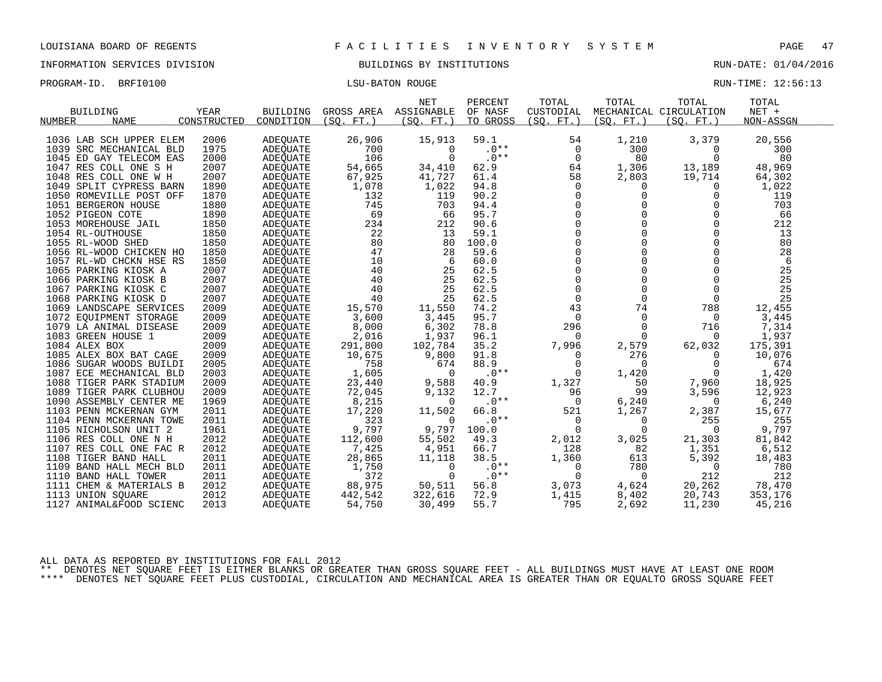LOUISIANA BOARD OF REGENTS — FACILITIES INVENTORY SYSTEM

INFORMATION SERVICES DIVISION — BUILDINGS BY INSTITUTIONS — RUN-DATE: 01/04/2016

PROGRAM-ID. BRFI0100 — LSU-BATON ROUGE — RUN-TIME: 12:56:13

| BUILDING NUMBER | NAME | YEAR CONSTRUCTED | BUILDING CONDITION | GROSS AREA (SQ. FT.) | NET ASSIGNABLE (SQ. FT.) | PERCENT OF NASF TO GROSS | TOTAL CUSTODIAL (SQ. FT.) | TOTAL MECHANICAL (SQ. FT.) | TOTAL CIRCULATION (SQ. FT.) | TOTAL NET + NON-ASSGN |
|---|---|---|---|---|---|---|---|---|---|---|
| 1036 | LAB SCH UPPER ELEM | 2006 | ADEQUATE | 26,906 | 15,913 | 59.1 | 54 | 1,210 | 3,379 | 20,556 |
| 1039 | SRC MECHANICAL BLD | 1975 | ADEQUATE | 700 | 0 | .0** | 0 | 300 | 0 | 300 |
| 1045 | ED GAY TELECOM EAS | 2000 | ADEQUATE | 106 | 0 | .0** | 0 | 80 | 0 | 80 |
| 1047 | RES COLL ONE S H | 2007 | ADEQUATE | 54,665 | 34,410 | 62.9 | 64 | 1,306 | 13,189 | 48,969 |
| 1048 | RES COLL ONE W H | 2007 | ADEQUATE | 67,925 | 41,727 | 61.4 | 58 | 2,803 | 19,714 | 64,302 |
| 1049 | SPLIT CYPRESS BARN | 1890 | ADEQUATE | 1,078 | 1,022 | 94.8 | 0 | 0 | 0 | 1,022 |
| 1050 | ROMEVILLE POST OFF | 1870 | ADEQUATE | 132 | 119 | 90.2 | 0 | 0 | 0 | 119 |
| 1051 | BERGERON HOUSE | 1880 | ADEQUATE | 745 | 703 | 94.4 | 0 | 0 | 0 | 703 |
| 1052 | PIGEON COTE | 1890 | ADEQUATE | 69 | 66 | 95.7 | 0 | 0 | 0 | 66 |
| 1053 | MOREHOUSE JAIL | 1850 | ADEQUATE | 234 | 212 | 90.6 | 0 | 0 | 0 | 212 |
| 1054 | RL-OUTHOUSE | 1850 | ADEQUATE | 22 | 13 | 59.1 | 0 | 0 | 0 | 13 |
| 1055 | RL-WOOD SHED | 1850 | ADEQUATE | 80 | 80 | 100.0 | 0 | 0 | 0 | 80 |
| 1056 | RL-WOOD CHICKEN HO | 1850 | ADEQUATE | 47 | 28 | 59.6 | 0 | 0 | 0 | 28 |
| 1057 | RL-WD CHCKN HSE RS | 1850 | ADEQUATE | 10 | 6 | 60.0 | 0 | 0 | 0 | 6 |
| 1065 | PARKING KIOSK A | 2007 | ADEQUATE | 40 | 25 | 62.5 | 0 | 0 | 0 | 25 |
| 1066 | PARKING KIOSK B | 2007 | ADEQUATE | 40 | 25 | 62.5 | 0 | 0 | 0 | 25 |
| 1067 | PARKING KIOSK C | 2007 | ADEQUATE | 40 | 25 | 62.5 | 0 | 0 | 0 | 25 |
| 1068 | PARKING KIOSK D | 2007 | ADEQUATE | 40 | 25 | 62.5 | 0 | 0 | 0 | 25 |
| 1069 | LANDSCAPE SERVICES | 2009 | ADEQUATE | 15,570 | 11,550 | 74.2 | 43 | 74 | 788 | 12,455 |
| 1072 | EQUIPMENT STORAGE | 2009 | ADEQUATE | 3,600 | 3,445 | 95.7 | 0 | 0 | 0 | 3,445 |
| 1079 | LA ANIMAL DISEASE | 2009 | ADEQUATE | 8,000 | 6,302 | 78.8 | 296 | 0 | 716 | 7,314 |
| 1083 | GREEN HOUSE 1 | 2009 | ADEQUATE | 2,016 | 1,937 | 96.1 | 0 | 0 | 0 | 1,937 |
| 1084 | ALEX BOX | 2009 | ADEQUATE | 291,800 | 102,784 | 35.2 | 7,996 | 2,579 | 62,032 | 175,391 |
| 1085 | ALEX BOX BAT CAGE | 2009 | ADEQUATE | 10,675 | 9,800 | 91.8 | 0 | 276 | 0 | 10,076 |
| 1086 | SUGAR WOODS BUILDI | 2005 | ADEQUATE | 758 | 674 | 88.9 | 0 | 0 | 0 | 674 |
| 1087 | ECE MECHANICAL BLD | 2003 | ADEQUATE | 1,605 | 0 | .0** | 0 | 1,420 | 0 | 1,420 |
| 1088 | TIGER PARK STADIUM | 2009 | ADEQUATE | 23,440 | 9,588 | 40.9 | 1,327 | 50 | 7,960 | 18,925 |
| 1089 | TIGER PARK CLUBHOU | 2009 | ADEQUATE | 72,045 | 9,132 | 12.7 | 96 | 99 | 3,596 | 12,923 |
| 1090 | ASSEMBLY CENTER ME | 1969 | ADEQUATE | 8,215 | 0 | .0** | 0 | 6,240 | 0 | 6,240 |
| 1103 | PENN MCKERNAN GYM | 2011 | ADEQUATE | 17,220 | 11,502 | 66.8 | 521 | 1,267 | 2,387 | 15,677 |
| 1104 | PENN MCKERNAN TOWE | 2011 | ADEQUATE | 323 | 0 | .0** | 0 | 0 | 255 | 255 |
| 1105 | NICHOLSON UNIT 2 | 1961 | ADEQUATE | 9,797 | 9,797 | 100.0 | 0 | 0 | 0 | 9,797 |
| 1106 | RES COLL ONE N H | 2012 | ADEQUATE | 112,600 | 55,502 | 49.3 | 2,012 | 3,025 | 21,303 | 81,842 |
| 1107 | RES COLL ONE FAC R | 2012 | ADEQUATE | 7,425 | 4,951 | 66.7 | 128 | 82 | 1,351 | 6,512 |
| 1108 | TIGER BAND HALL | 2011 | ADEQUATE | 28,865 | 11,118 | 38.5 | 1,360 | 613 | 5,392 | 18,483 |
| 1109 | BAND HALL MECH BLD | 2011 | ADEQUATE | 1,750 | 0 | .0** | 0 | 780 | 0 | 780 |
| 1110 | BAND HALL TOWER | 2011 | ADEQUATE | 372 | 0 | .0** | 0 | 0 | 212 | 212 |
| 1111 | CHEM & MATERIALS B | 2012 | ADEQUATE | 88,975 | 50,511 | 56.8 | 3,073 | 4,624 | 20,262 | 78,470 |
| 1113 | UNION SQUARE | 2012 | ADEQUATE | 442,542 | 322,616 | 72.9 | 1,415 | 8,402 | 20,743 | 353,176 |
| 1127 | ANIMAL&FOOD SCIENC | 2013 | ADEQUATE | 54,750 | 30,499 | 55.7 | 795 | 2,692 | 11,230 | 45,216 |

ALL DATA AS REPORTED BY INSTITUTIONS FOR FALL 2012

** DENOTES NET SQUARE FEET IS EITHER BLANKS OR GREATER THAN GROSS SQUARE FEET - ALL BUILDINGS MUST HAVE AT LEAST ONE ROOM

**** DENOTES NET SQUARE FEET PLUS CUSTODIAL, CIRCULATION AND MECHANICAL AREA IS GREATER THAN OR EQUALTO GROSS SQUARE FEET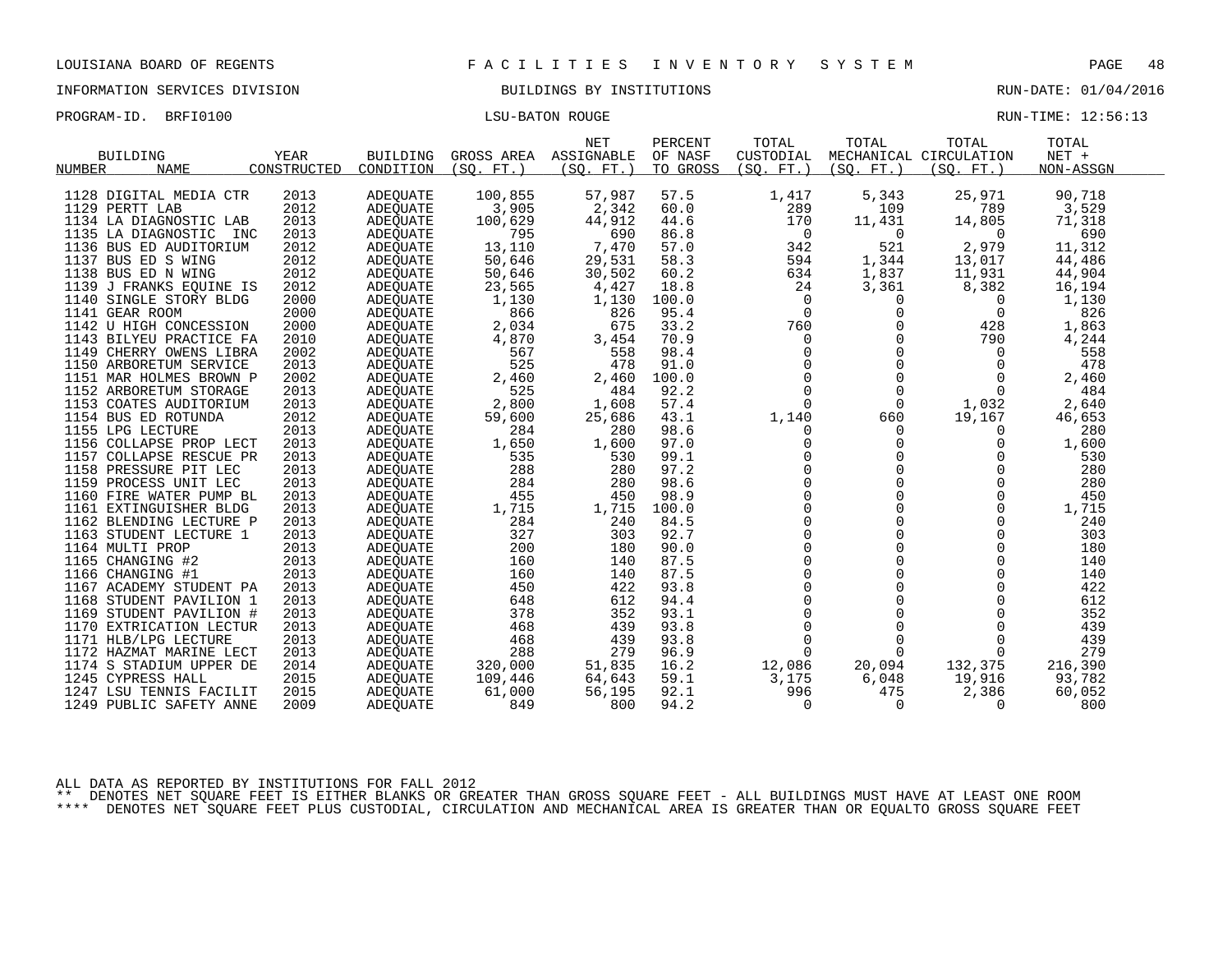LOUISIANA BOARD OF REGENTS — FACILITIES INVENTORY SYSTEM

INFORMATION SERVICES DIVISION — BUILDINGS BY INSTITUTIONS — RUN-DATE: 01/04/2016

PROGRAM-ID. BRFI0100 — LSU-BATON ROUGE — RUN-TIME: 12:56:13

| BUILDING NUMBER | NAME | YEAR CONSTRUCTED | BUILDING CONDITION | GROSS AREA (SQ. FT.) | NET ASSIGNABLE (SQ. FT.) | PERCENT OF NASF TO GROSS | TOTAL CUSTODIAL (SQ. FT.) | TOTAL MECHANICAL (SQ. FT.) | TOTAL CIRCULATION (SQ. FT.) | TOTAL NET + NON-ASSGN |
|---|---|---|---|---|---|---|---|---|---|---|
| 1128 | DIGITAL MEDIA CTR | 2013 | ADEQUATE | 100,855 | 57,987 | 57.5 | 1,417 | 5,343 | 25,971 | 90,718 |
| 1129 | PERTT LAB | 2012 | ADEQUATE | 3,905 | 2,342 | 60.0 | 289 | 109 | 789 | 3,529 |
| 1134 | LA DIAGNOSTIC LAB | 2013 | ADEQUATE | 100,629 | 44,912 | 44.6 | 170 | 11,431 | 14,805 | 71,318 |
| 1135 | LA DIAGNOSTIC INC | 2013 | ADEQUATE | 795 | 690 | 86.8 | 0 | 0 | 0 | 690 |
| 1136 | BUS ED AUDITORIUM | 2012 | ADEQUATE | 13,110 | 7,470 | 57.0 | 342 | 521 | 2,979 | 11,312 |
| 1137 | BUS ED S WING | 2012 | ADEQUATE | 50,646 | 29,531 | 58.3 | 594 | 1,344 | 13,017 | 44,486 |
| 1138 | BUS ED N WING | 2012 | ADEQUATE | 50,646 | 30,502 | 60.2 | 634 | 1,837 | 11,931 | 44,904 |
| 1139 | J FRANKS EQUINE IS | 2012 | ADEQUATE | 23,565 | 4,427 | 18.8 | 24 | 3,361 | 8,382 | 16,194 |
| 1140 | SINGLE STORY BLDG | 2000 | ADEQUATE | 1,130 | 1,130 | 100.0 | 0 | 0 | 0 | 1,130 |
| 1141 | GEAR ROOM | 2000 | ADEQUATE | 866 | 826 | 95.4 | 0 | 0 | 0 | 826 |
| 1142 | U HIGH CONCESSION | 2000 | ADEQUATE | 2,034 | 675 | 33.2 | 760 | 0 | 428 | 1,863 |
| 1143 | BILYEU PRACTICE FA | 2010 | ADEQUATE | 4,870 | 3,454 | 70.9 | 0 | 0 | 790 | 4,244 |
| 1149 | CHERRY OWENS LIBRA | 2002 | ADEQUATE | 567 | 558 | 98.4 | 0 | 0 | 0 | 558 |
| 1150 | ARBORETUM SERVICE | 2013 | ADEQUATE | 525 | 478 | 91.0 | 0 | 0 | 0 | 478 |
| 1151 | MAR HOLMES BROWN P | 2002 | ADEQUATE | 2,460 | 2,460 | 100.0 | 0 | 0 | 0 | 2,460 |
| 1152 | ARBORETUM STORAGE | 2013 | ADEQUATE | 525 | 484 | 92.2 | 0 | 0 | 0 | 484 |
| 1153 | COATES AUDITORIUM | 2013 | ADEQUATE | 2,800 | 1,608 | 57.4 | 0 | 0 | 1,032 | 2,640 |
| 1154 | BUS ED ROTUNDA | 2012 | ADEQUATE | 59,600 | 25,686 | 43.1 | 1,140 | 660 | 19,167 | 46,653 |
| 1155 | LPG LECTURE | 2013 | ADEQUATE | 284 | 280 | 98.6 | 0 | 0 | 0 | 280 |
| 1156 | COLLAPSE PROP LECT | 2013 | ADEQUATE | 1,650 | 1,600 | 97.0 | 0 | 0 | 0 | 1,600 |
| 1157 | COLLAPSE RESCUE PR | 2013 | ADEQUATE | 535 | 530 | 99.1 | 0 | 0 | 0 | 530 |
| 1158 | PRESSURE PIT LEC | 2013 | ADEQUATE | 288 | 280 | 97.2 | 0 | 0 | 0 | 280 |
| 1159 | PROCESS UNIT LEC | 2013 | ADEQUATE | 284 | 280 | 98.6 | 0 | 0 | 0 | 280 |
| 1160 | FIRE WATER PUMP BL | 2013 | ADEQUATE | 455 | 450 | 98.9 | 0 | 0 | 0 | 450 |
| 1161 | EXTINGUISHER BLDG | 2013 | ADEQUATE | 1,715 | 1,715 | 100.0 | 0 | 0 | 0 | 1,715 |
| 1162 | BLENDING LECTURE P | 2013 | ADEQUATE | 284 | 240 | 84.5 | 0 | 0 | 0 | 240 |
| 1163 | STUDENT LECTURE 1 | 2013 | ADEQUATE | 327 | 303 | 92.7 | 0 | 0 | 0 | 303 |
| 1164 | MULTI PROP | 2013 | ADEQUATE | 200 | 180 | 90.0 | 0 | 0 | 0 | 180 |
| 1165 | CHANGING #2 | 2013 | ADEQUATE | 160 | 140 | 87.5 | 0 | 0 | 0 | 140 |
| 1166 | CHANGING #1 | 2013 | ADEQUATE | 160 | 140 | 87.5 | 0 | 0 | 0 | 140 |
| 1167 | ACADEMY STUDENT PA | 2013 | ADEQUATE | 450 | 422 | 93.8 | 0 | 0 | 0 | 422 |
| 1168 | STUDENT PAVILION 1 | 2013 | ADEQUATE | 648 | 612 | 94.4 | 0 | 0 | 0 | 612 |
| 1169 | STUDENT PAVILION # | 2013 | ADEQUATE | 378 | 352 | 93.1 | 0 | 0 | 0 | 352 |
| 1170 | EXTRICATION LECTUR | 2013 | ADEQUATE | 468 | 439 | 93.8 | 0 | 0 | 0 | 439 |
| 1171 | HLB/LPG LECTURE | 2013 | ADEQUATE | 468 | 439 | 93.8 | 0 | 0 | 0 | 439 |
| 1172 | HAZMAT MARINE LECT | 2013 | ADEQUATE | 288 | 279 | 96.9 | 0 | 0 | 0 | 279 |
| 1174 | S STADIUM UPPER DE | 2014 | ADEQUATE | 320,000 | 51,835 | 16.2 | 12,086 | 20,094 | 132,375 | 216,390 |
| 1245 | CYPRESS HALL | 2015 | ADEQUATE | 109,446 | 64,643 | 59.1 | 3,175 | 6,048 | 19,916 | 93,782 |
| 1247 | LSU TENNIS FACILIT | 2015 | ADEQUATE | 61,000 | 56,195 | 92.1 | 996 | 475 | 2,386 | 60,052 |
| 1249 | PUBLIC SAFETY ANNE | 2009 | ADEQUATE | 849 | 800 | 94.2 | 0 | 0 | 0 | 800 |

ALL DATA AS REPORTED BY INSTITUTIONS FOR FALL 2012

** DENOTES NET SQUARE FEET IS EITHER BLANKS OR GREATER THAN GROSS SQUARE FEET - ALL BUILDINGS MUST HAVE AT LEAST ONE ROOM

**** DENOTES NET SQUARE FEET PLUS CUSTODIAL, CIRCULATION AND MECHANICAL AREA IS GREATER THAN OR EQUALTO GROSS SQUARE FEET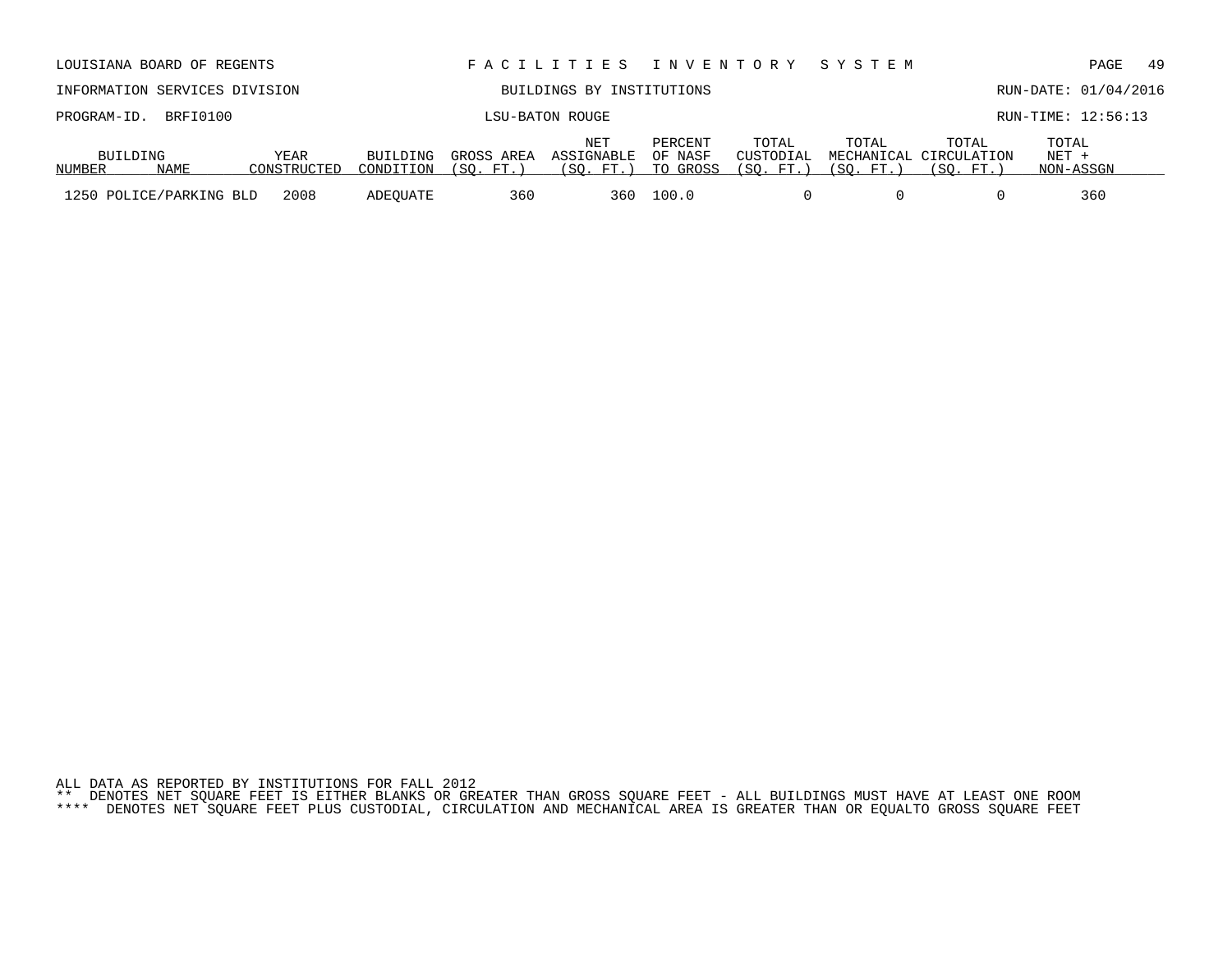| BUILDING NUMBER | NAME | YEAR CONSTRUCTED | BUILDING CONDITION | GROSS AREA (SQ. FT.) | NET ASSIGNABLE (SQ. FT.) | PERCENT OF NASF TO GROSS | TOTAL CUSTODIAL (SQ. FT.) | TOTAL MECHANICAL (SQ. FT.) | TOTAL CIRCULATION (SQ. FT.) | TOTAL NET + NON-ASSGN |
|---|---|---|---|---|---|---|---|---|---|---|
| 1250 | POLICE/PARKING BLD | 2008 | ADEQUATE | 360 | 360 | 100.0 | 0 | 0 | 0 | 360 |

ALL DATA AS REPORTED BY INSTITUTIONS FOR FALL 2012

** DENOTES NET SQUARE FEET IS EITHER BLANKS OR GREATER THAN GROSS SQUARE FEET - ALL BUILDINGS MUST HAVE AT LEAST ONE ROOM

**** DENOTES NET SQUARE FEET PLUS CUSTODIAL, CIRCULATION AND MECHANICAL AREA IS GREATER THAN OR EQUALTO GROSS SQUARE FEET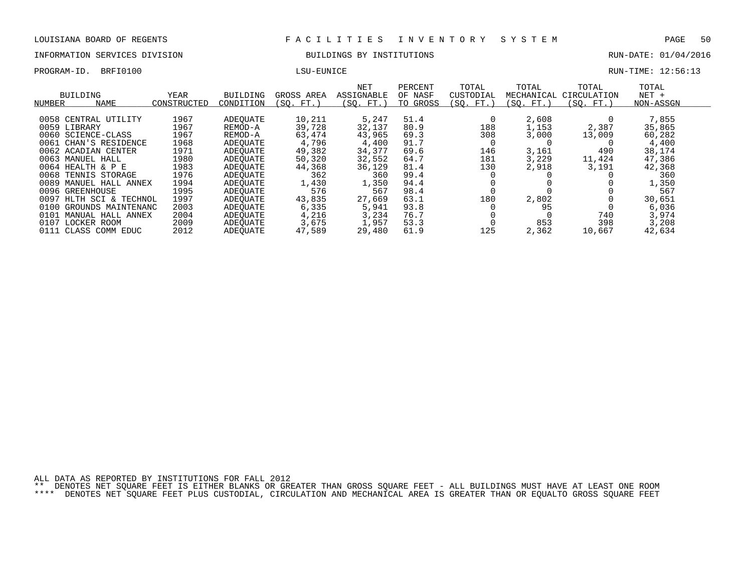LOUISIANA BOARD OF REGENTS — FACILITIES INVENTORY SYSTEM

INFORMATION SERVICES DIVISION — BUILDINGS BY INSTITUTIONS — RUN-DATE: 01/04/2016

PROGRAM-ID. BRFI0100 — LSU-EUNICE — RUN-TIME: 12:56:13

| BUILDING NUMBER | NAME | YEAR CONSTRUCTED | BUILDING CONDITION | GROSS AREA (SQ. FT.) | NET ASSIGNABLE (SQ. FT.) | PERCENT OF NASF TO GROSS | TOTAL CUSTODIAL (SQ. FT.) | TOTAL MECHANICAL (SQ. FT.) | TOTAL CIRCULATION (SQ. FT.) | TOTAL NET + NON-ASSGN |
|---|---|---|---|---|---|---|---|---|---|---|
| 0058 | CENTRAL UTILITY | 1967 | ADEQUATE | 10,211 | 5,247 | 51.4 | 0 | 2,608 | 0 | 7,855 |
| 0059 | LIBRARY | 1967 | REMOD-A | 39,728 | 32,137 | 80.9 | 188 | 1,153 | 2,387 | 35,865 |
| 0060 | SCIENCE-CLASS | 1967 | REMOD-A | 63,474 | 43,965 | 69.3 | 308 | 3,000 | 13,009 | 60,282 |
| 0061 | CHAN'S RESIDENCE | 1968 | ADEQUATE | 4,796 | 4,400 | 91.7 | 0 | 0 | 0 | 4,400 |
| 0062 | ACADIAN CENTER | 1971 | ADEQUATE | 49,382 | 34,377 | 69.6 | 146 | 3,161 | 490 | 38,174 |
| 0063 | MANUEL HALL | 1980 | ADEQUATE | 50,320 | 32,552 | 64.7 | 181 | 3,229 | 11,424 | 47,386 |
| 0064 | HEALTH & P E | 1983 | ADEQUATE | 44,368 | 36,129 | 81.4 | 130 | 2,918 | 3,191 | 42,368 |
| 0068 | TENNIS STORAGE | 1976 | ADEQUATE | 362 | 360 | 99.4 | 0 | 0 | 0 | 360 |
| 0089 | MANUEL HALL ANNEX | 1994 | ADEQUATE | 1,430 | 1,350 | 94.4 | 0 | 0 | 0 | 1,350 |
| 0096 | GREENHOUSE | 1995 | ADEQUATE | 576 | 567 | 98.4 | 0 | 0 | 0 | 567 |
| 0097 | HLTH SCI & TECHNOL | 1997 | ADEQUATE | 43,835 | 27,669 | 63.1 | 180 | 2,802 | 0 | 30,651 |
| 0100 | GROUNDS MAINTENANC | 2003 | ADEQUATE | 6,335 | 5,941 | 93.8 | 0 | 95 | 0 | 6,036 |
| 0101 | MANUAL HALL ANNEX | 2004 | ADEQUATE | 4,216 | 3,234 | 76.7 | 0 | 0 | 740 | 3,974 |
| 0107 | LOCKER ROOM | 2009 | ADEQUATE | 3,675 | 1,957 | 53.3 | 0 | 853 | 398 | 3,208 |
| 0111 | CLASS COMM EDUC | 2012 | ADEQUATE | 47,589 | 29,480 | 61.9 | 125 | 2,362 | 10,667 | 42,634 |

ALL DATA AS REPORTED BY INSTITUTIONS FOR FALL 2012

** DENOTES NET SQUARE FEET IS EITHER BLANKS OR GREATER THAN GROSS SQUARE FEET - ALL BUILDINGS MUST HAVE AT LEAST ONE ROOM

**** DENOTES NET SQUARE FEET PLUS CUSTODIAL, CIRCULATION AND MECHANICAL AREA IS GREATER THAN OR EQUALTO GROSS SQUARE FEET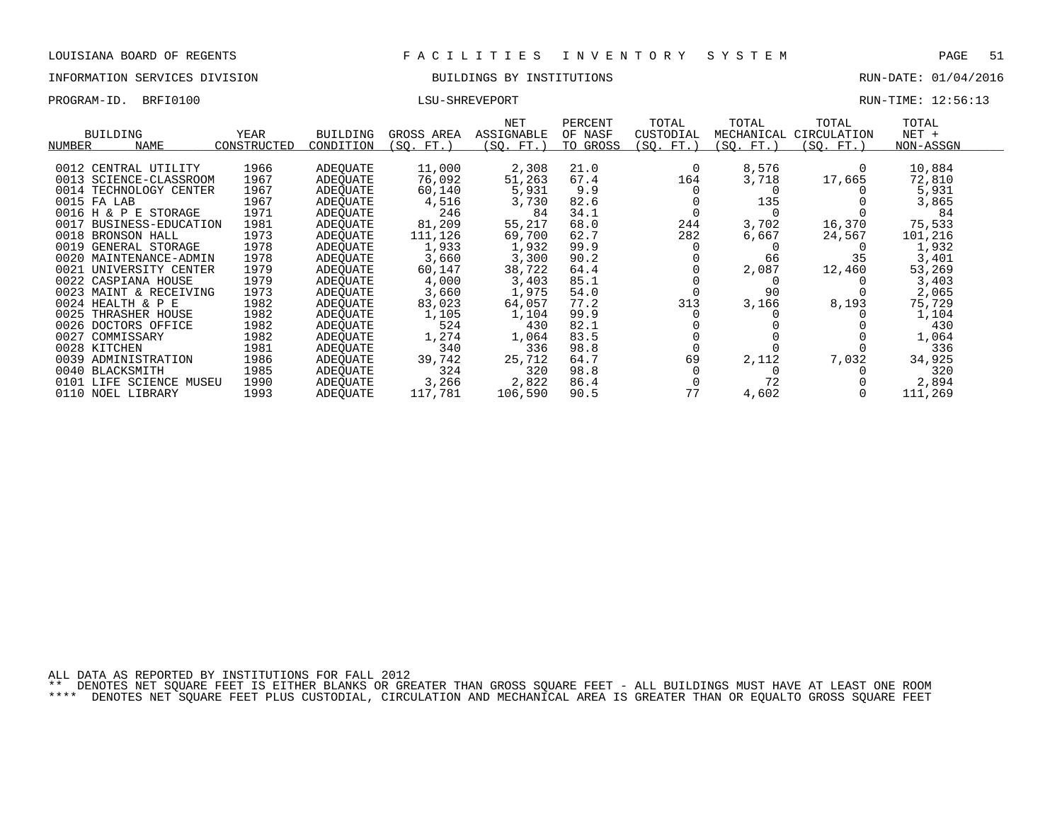LOUISIANA BOARD OF REGENTS — FACILITIES INVENTORY SYSTEM

INFORMATION SERVICES DIVISION — BUILDINGS BY INSTITUTIONS — RUN-DATE: 01/04/2016

PROGRAM-ID. BRFI0100 — LSU-SHREVEPORT — RUN-TIME: 12:56:13

| BUILDING NUMBER | NAME | YEAR CONSTRUCTED | BUILDING CONDITION | GROSS AREA (SQ. FT.) | NET ASSIGNABLE (SQ. FT.) | PERCENT OF NASF TO GROSS | TOTAL CUSTODIAL (SQ. FT.) | TOTAL MECHANICAL (SQ. FT.) | TOTAL CIRCULATION (SQ. FT.) | TOTAL NET + NON-ASSGN |
|---|---|---|---|---|---|---|---|---|---|---|
| 0012 | CENTRAL UTILITY | 1966 | ADEQUATE | 11,000 | 2,308 | 21.0 | 0 | 8,576 | 0 | 10,884 |
| 0013 | SCIENCE-CLASSROOM | 1967 | ADEQUATE | 76,092 | 51,263 | 67.4 | 164 | 3,718 | 17,665 | 72,810 |
| 0014 | TECHNOLOGY CENTER | 1967 | ADEQUATE | 60,140 | 5,931 | 9.9 | 0 | 0 | 0 | 5,931 |
| 0015 | FA LAB | 1967 | ADEQUATE | 4,516 | 3,730 | 82.6 | 0 | 135 | 0 | 3,865 |
| 0016 | H & P E STORAGE | 1971 | ADEQUATE | 246 | 84 | 34.1 | 0 | 0 | 0 | 84 |
| 0017 | BUSINESS-EDUCATION | 1981 | ADEQUATE | 81,209 | 55,217 | 68.0 | 244 | 3,702 | 16,370 | 75,533 |
| 0018 | BRONSON HALL | 1973 | ADEQUATE | 111,126 | 69,700 | 62.7 | 282 | 6,667 | 24,567 | 101,216 |
| 0019 | GENERAL STORAGE | 1978 | ADEQUATE | 1,933 | 1,932 | 99.9 | 0 | 0 | 0 | 1,932 |
| 0020 | MAINTENANCE-ADMIN | 1978 | ADEQUATE | 3,660 | 3,300 | 90.2 | 0 | 66 | 35 | 3,401 |
| 0021 | UNIVERSITY CENTER | 1979 | ADEQUATE | 60,147 | 38,722 | 64.4 | 0 | 2,087 | 12,460 | 53,269 |
| 0022 | CASPIANA HOUSE | 1979 | ADEQUATE | 4,000 | 3,403 | 85.1 | 0 | 0 | 0 | 3,403 |
| 0023 | MAINT & RECEIVING | 1973 | ADEQUATE | 3,660 | 1,975 | 54.0 | 0 | 90 | 0 | 2,065 |
| 0024 | HEALTH & P E | 1982 | ADEQUATE | 83,023 | 64,057 | 77.2 | 313 | 3,166 | 8,193 | 75,729 |
| 0025 | THRASHER HOUSE | 1982 | ADEQUATE | 1,105 | 1,104 | 99.9 | 0 | 0 | 0 | 1,104 |
| 0026 | DOCTORS OFFICE | 1982 | ADEQUATE | 524 | 430 | 82.1 | 0 | 0 | 0 | 430 |
| 0027 | COMMISSARY | 1982 | ADEQUATE | 1,274 | 1,064 | 83.5 | 0 | 0 | 0 | 1,064 |
| 0028 | KITCHEN | 1981 | ADEQUATE | 340 | 336 | 98.8 | 0 | 0 | 0 | 336 |
| 0039 | ADMINISTRATION | 1986 | ADEQUATE | 39,742 | 25,712 | 64.7 | 69 | 2,112 | 7,032 | 34,925 |
| 0040 | BLACKSMITH | 1985 | ADEQUATE | 324 | 320 | 98.8 | 0 | 0 | 0 | 320 |
| 0101 | LIFE SCIENCE MUSEU | 1990 | ADEQUATE | 3,266 | 2,822 | 86.4 | 0 | 72 | 0 | 2,894 |
| 0110 | NOEL LIBRARY | 1993 | ADEQUATE | 117,781 | 106,590 | 90.5 | 77 | 4,602 | 0 | 111,269 |

ALL DATA AS REPORTED BY INSTITUTIONS FOR FALL 2012

** DENOTES NET SQUARE FEET IS EITHER BLANKS OR GREATER THAN GROSS SQUARE FEET - ALL BUILDINGS MUST HAVE AT LEAST ONE ROOM

**** DENOTES NET SQUARE FEET PLUS CUSTODIAL, CIRCULATION AND MECHANICAL AREA IS GREATER THAN OR EQUALTO GROSS SQUARE FEET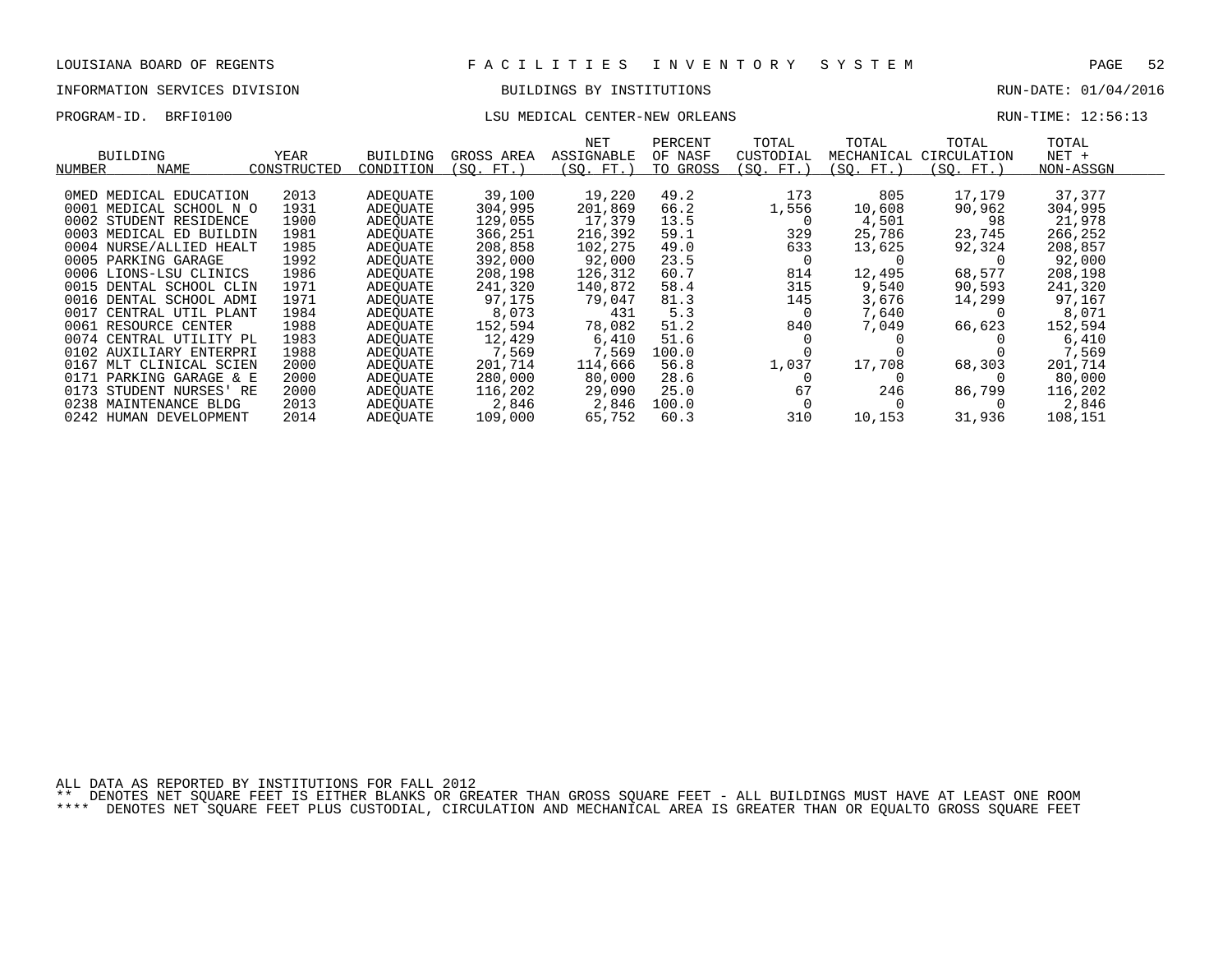LOUISIANA BOARD OF REGENTS — FACILITIES INVENTORY SYSTEM

INFORMATION SERVICES DIVISION — BUILDINGS BY INSTITUTIONS — RUN-DATE: 01/04/2016

PROGRAM-ID. BRFI0100 — LSU MEDICAL CENTER-NEW ORLEANS — RUN-TIME: 12:56:13

| BUILDING NUMBER | NAME | YEAR CONSTRUCTED | BUILDING CONDITION | GROSS AREA (SQ. FT.) | NET ASSIGNABLE (SQ. FT.) | PERCENT OF NASF TO GROSS | TOTAL CUSTODIAL (SQ. FT.) | TOTAL MECHANICAL (SQ. FT.) | TOTAL CIRCULATION (SQ. FT.) | TOTAL NET + NON-ASSGN |
|---|---|---|---|---|---|---|---|---|---|---|
| 0MED | MEDICAL EDUCATION | 2013 | ADEQUATE | 39,100 | 19,220 | 49.2 | 173 | 805 | 17,179 | 37,377 |
| 0001 | MEDICAL SCHOOL N O | 1931 | ADEQUATE | 304,995 | 201,869 | 66.2 | 1,556 | 10,608 | 90,962 | 304,995 |
| 0002 | STUDENT RESIDENCE | 1900 | ADEQUATE | 129,055 | 17,379 | 13.5 | 0 | 4,501 | 98 | 21,978 |
| 0003 | MEDICAL ED BUILDIN | 1981 | ADEQUATE | 366,251 | 216,392 | 59.1 | 329 | 25,786 | 23,745 | 266,252 |
| 0004 | NURSE/ALLIED HEALT | 1985 | ADEQUATE | 208,858 | 102,275 | 49.0 | 633 | 13,625 | 92,324 | 208,857 |
| 0005 | PARKING GARAGE | 1992 | ADEQUATE | 392,000 | 92,000 | 23.5 | 0 | 0 | 0 | 92,000 |
| 0006 | LIONS-LSU CLINICS | 1986 | ADEQUATE | 208,198 | 126,312 | 60.7 | 814 | 12,495 | 68,577 | 208,198 |
| 0015 | DENTAL SCHOOL CLIN | 1971 | ADEQUATE | 241,320 | 140,872 | 58.4 | 315 | 9,540 | 90,593 | 241,320 |
| 0016 | DENTAL SCHOOL ADMI | 1971 | ADEQUATE | 97,175 | 79,047 | 81.3 | 145 | 3,676 | 14,299 | 97,167 |
| 0017 | CENTRAL UTIL PLANT | 1984 | ADEQUATE | 8,073 | 431 | 5.3 | 0 | 7,640 | 0 | 8,071 |
| 0061 | RESOURCE CENTER | 1988 | ADEQUATE | 152,594 | 78,082 | 51.2 | 840 | 7,049 | 66,623 | 152,594 |
| 0074 | CENTRAL UTILITY PL | 1983 | ADEQUATE | 12,429 | 6,410 | 51.6 | 0 | 0 | 0 | 6,410 |
| 0102 | AUXILIARY ENTERPRI | 1988 | ADEQUATE | 7,569 | 7,569 | 100.0 | 0 | 0 | 0 | 7,569 |
| 0167 | MLT CLINICAL SCIEN | 2000 | ADEQUATE | 201,714 | 114,666 | 56.8 | 1,037 | 17,708 | 68,303 | 201,714 |
| 0171 | PARKING GARAGE & E | 2000 | ADEQUATE | 280,000 | 80,000 | 28.6 | 0 | 0 | 0 | 80,000 |
| 0173 | STUDENT NURSES' RE | 2000 | ADEQUATE | 116,202 | 29,090 | 25.0 | 67 | 246 | 86,799 | 116,202 |
| 0238 | MAINTENANCE BLDG | 2013 | ADEQUATE | 2,846 | 2,846 | 100.0 | 0 | 0 | 0 | 2,846 |
| 0242 | HUMAN DEVELOPMENT | 2014 | ADEQUATE | 109,000 | 65,752 | 60.3 | 310 | 10,153 | 31,936 | 108,151 |

ALL DATA AS REPORTED BY INSTITUTIONS FOR FALL 2012

** DENOTES NET SQUARE FEET IS EITHER BLANKS OR GREATER THAN GROSS SQUARE FEET - ALL BUILDINGS MUST HAVE AT LEAST ONE ROOM

**** DENOTES NET SQUARE FEET PLUS CUSTODIAL, CIRCULATION AND MECHANICAL AREA IS GREATER THAN OR EQUALTO GROSS SQUARE FEET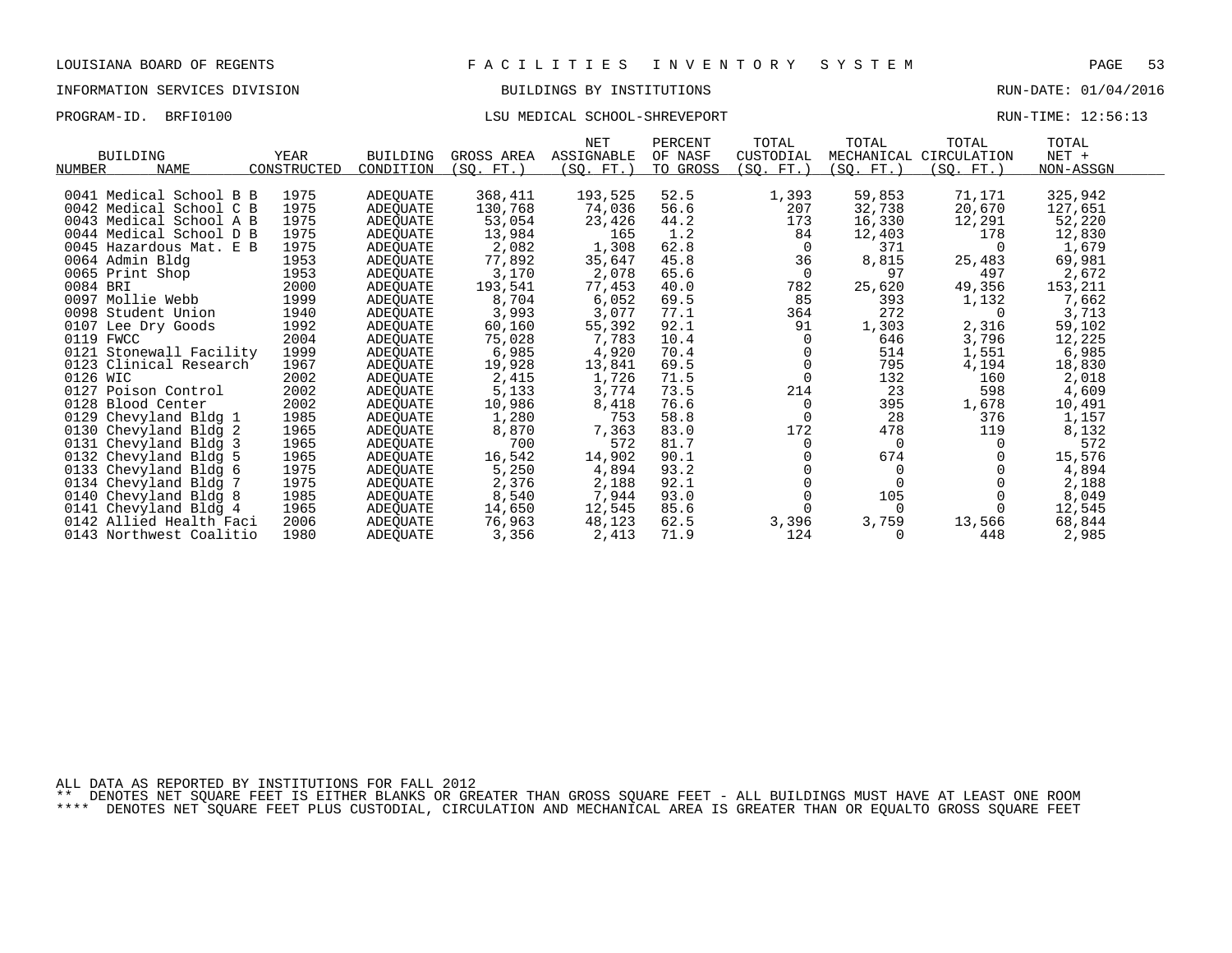LOUISIANA BOARD OF REGENTS — FACILITIES INVENTORY SYSTEM

INFORMATION SERVICES DIVISION — BUILDINGS BY INSTITUTIONS — RUN-DATE: 01/04/2016

PROGRAM-ID. BRFI0100 — LSU MEDICAL SCHOOL-SHREVEPORT — RUN-TIME: 12:56:13

| BUILDING NUMBER | NAME | YEAR CONSTRUCTED | BUILDING CONDITION | GROSS AREA (SQ. FT.) | NET ASSIGNABLE (SQ. FT.) | PERCENT OF NASF TO GROSS | TOTAL CUSTODIAL (SQ. FT.) | TOTAL MECHANICAL (SQ. FT.) | TOTAL CIRCULATION (SQ. FT.) | TOTAL NET + NON-ASSGN |
|---|---|---|---|---|---|---|---|---|---|---|
| 0041 | Medical School B B | 1975 | ADEQUATE | 368,411 | 193,525 | 52.5 | 1,393 | 59,853 | 71,171 | 325,942 |
| 0042 | Medical School C B | 1975 | ADEQUATE | 130,768 | 74,036 | 56.6 | 207 | 32,738 | 20,670 | 127,651 |
| 0043 | Medical School A B | 1975 | ADEQUATE | 53,054 | 23,426 | 44.2 | 173 | 16,330 | 12,291 | 52,220 |
| 0044 | Medical School D B | 1975 | ADEQUATE | 13,984 | 165 | 1.2 | 84 | 12,403 | 178 | 12,830 |
| 0045 | Hazardous Mat. E B | 1975 | ADEQUATE | 2,082 | 1,308 | 62.8 | 0 | 371 | 0 | 1,679 |
| 0064 | Admin Bldg | 1953 | ADEQUATE | 77,892 | 35,647 | 45.8 | 36 | 8,815 | 25,483 | 69,981 |
| 0065 | Print Shop | 1953 | ADEQUATE | 3,170 | 2,078 | 65.6 | 0 | 97 | 497 | 2,672 |
| 0084 | BRI | 2000 | ADEQUATE | 193,541 | 77,453 | 40.0 | 782 | 25,620 | 49,356 | 153,211 |
| 0097 | Mollie Webb | 1999 | ADEQUATE | 8,704 | 6,052 | 69.5 | 85 | 393 | 1,132 | 7,662 |
| 0098 | Student Union | 1940 | ADEQUATE | 3,993 | 3,077 | 77.1 | 364 | 272 | 0 | 3,713 |
| 0107 | Lee Dry Goods | 1992 | ADEQUATE | 60,160 | 55,392 | 92.1 | 91 | 1,303 | 2,316 | 59,102 |
| 0119 | FWCC | 2004 | ADEQUATE | 75,028 | 7,783 | 10.4 | 0 | 646 | 3,796 | 12,225 |
| 0121 | Stonewall Facility | 1999 | ADEQUATE | 6,985 | 4,920 | 70.4 | 0 | 514 | 1,551 | 6,985 |
| 0123 | Clinical Research | 1967 | ADEQUATE | 19,928 | 13,841 | 69.5 | 0 | 795 | 4,194 | 18,830 |
| 0126 | WIC | 2002 | ADEQUATE | 2,415 | 1,726 | 71.5 | 0 | 132 | 160 | 2,018 |
| 0127 | Poison Control | 2002 | ADEQUATE | 5,133 | 3,774 | 73.5 | 214 | 23 | 598 | 4,609 |
| 0128 | Blood Center | 2002 | ADEQUATE | 10,986 | 8,418 | 76.6 | 0 | 395 | 1,678 | 10,491 |
| 0129 | Chevyland Bldg 1 | 1985 | ADEQUATE | 1,280 | 753 | 58.8 | 0 | 28 | 376 | 1,157 |
| 0130 | Chevyland Bldg 2 | 1965 | ADEQUATE | 8,870 | 7,363 | 83.0 | 172 | 478 | 119 | 8,132 |
| 0131 | Chevyland Bldg 3 | 1965 | ADEQUATE | 700 | 572 | 81.7 | 0 | 0 | 0 | 572 |
| 0132 | Chevyland Bldg 5 | 1965 | ADEQUATE | 16,542 | 14,902 | 90.1 | 0 | 674 | 0 | 15,576 |
| 0133 | Chevyland Bldg 6 | 1975 | ADEQUATE | 5,250 | 4,894 | 93.2 | 0 | 0 | 0 | 4,894 |
| 0134 | Chevyland Bldg 7 | 1975 | ADEQUATE | 2,376 | 2,188 | 92.1 | 0 | 0 | 0 | 2,188 |
| 0140 | Chevyland Bldg 8 | 1985 | ADEQUATE | 8,540 | 7,944 | 93.0 | 0 | 105 | 0 | 8,049 |
| 0141 | Chevyland Bldg 4 | 1965 | ADEQUATE | 14,650 | 12,545 | 85.6 | 0 | 0 | 0 | 12,545 |
| 0142 | Allied Health Faci | 2006 | ADEQUATE | 76,963 | 48,123 | 62.5 | 3,396 | 3,759 | 13,566 | 68,844 |
| 0143 | Northwest Coalitio | 1980 | ADEQUATE | 3,356 | 2,413 | 71.9 | 124 | 0 | 448 | 2,985 |

ALL DATA AS REPORTED BY INSTITUTIONS FOR FALL 2012

** DENOTES NET SQUARE FEET IS EITHER BLANKS OR GREATER THAN GROSS SQUARE FEET - ALL BUILDINGS MUST HAVE AT LEAST ONE ROOM

**** DENOTES NET SQUARE FEET PLUS CUSTODIAL, CIRCULATION AND MECHANICAL AREA IS GREATER THAN OR EQUALTO GROSS SQUARE FEET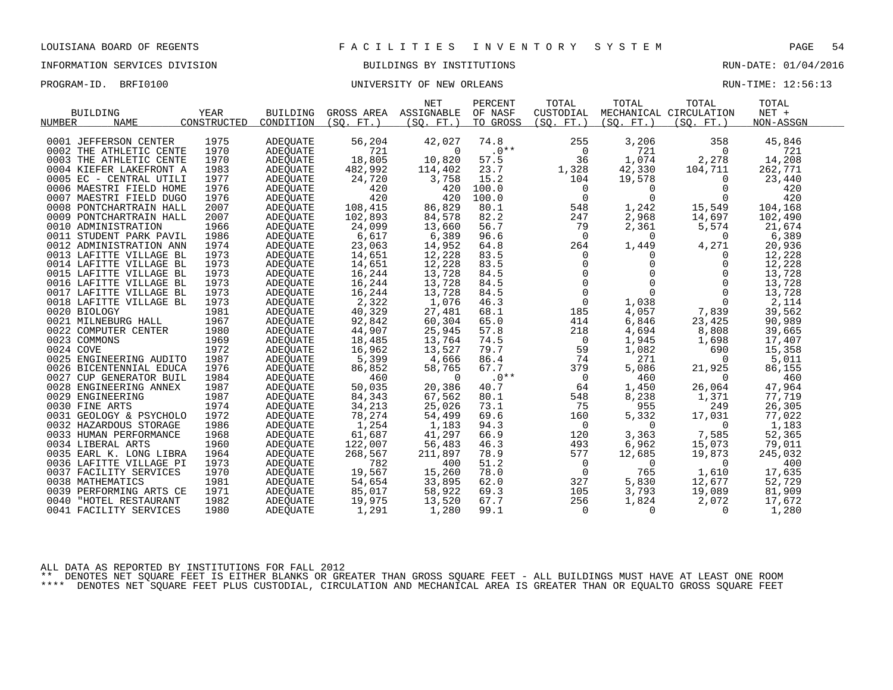LOUISIANA BOARD OF REGENTS — FACILITIES INVENTORY SYSTEM

INFORMATION SERVICES DIVISION — BUILDINGS BY INSTITUTIONS — RUN-DATE: 01/04/2016

PROGRAM-ID. BRFI0100 — UNIVERSITY OF NEW ORLEANS — RUN-TIME: 12:56:13

| BUILDING NUMBER | NAME | YEAR CONSTRUCTED | BUILDING CONDITION | GROSS AREA (SQ. FT.) | NET ASSIGNABLE (SQ. FT.) | PERCENT OF NASF TO GROSS | TOTAL CUSTODIAL (SQ. FT.) | TOTAL MECHANICAL (SQ. FT.) | TOTAL CIRCULATION (SQ. FT.) | TOTAL NET + NON-ASSGN |
|---|---|---|---|---|---|---|---|---|---|---|
| 0001 | JEFFERSON CENTER | 1975 | ADEQUATE | 56,204 | 42,027 | 74.8 | 255 | 3,206 | 358 | 45,846 |
| 0002 | THE ATHLETIC CENTE | 1970 | ADEQUATE | 721 | 0 | .0** | 0 | 721 | 0 | 721 |
| 0003 | THE ATHLETIC CENTE | 1970 | ADEQUATE | 18,805 | 10,820 | 57.5 | 36 | 1,074 | 2,278 | 14,208 |
| 0004 | KIEFER LAKEFRONT A | 1983 | ADEQUATE | 482,992 | 114,402 | 23.7 | 1,328 | 42,330 | 104,711 | 262,771 |
| 0005 | EC - CENTRAL UTILI | 1977 | ADEQUATE | 24,720 | 3,758 | 15.2 | 104 | 19,578 | 0 | 23,440 |
| 0006 | MAESTRI FIELD HOME | 1976 | ADEQUATE | 420 | 420 | 100.0 | 0 | 0 | 0 | 420 |
| 0007 | MAESTRI FIELD DUGO | 1976 | ADEQUATE | 420 | 420 | 100.0 | 0 | 0 | 0 | 420 |
| 0008 | PONTCHARTRAIN HALL | 2007 | ADEQUATE | 108,415 | 86,829 | 80.1 | 548 | 1,242 | 15,549 | 104,168 |
| 0009 | PONTCHARTRAIN HALL | 2007 | ADEQUATE | 102,893 | 84,578 | 82.2 | 247 | 2,968 | 14,697 | 102,490 |
| 0010 | ADMINISTRATION | 1966 | ADEQUATE | 24,099 | 13,660 | 56.7 | 79 | 2,361 | 5,574 | 21,674 |
| 0011 | STUDENT PARK PAVIL | 1986 | ADEQUATE | 6,617 | 6,389 | 96.6 | 0 | 0 | 0 | 6,389 |
| 0012 | ADMINISTRATION ANN | 1974 | ADEQUATE | 23,063 | 14,952 | 64.8 | 264 | 1,449 | 4,271 | 20,936 |
| 0013 | LAFITTE VILLAGE BL | 1973 | ADEQUATE | 14,651 | 12,228 | 83.5 | 0 | 0 | 0 | 12,228 |
| 0014 | LAFITTE VILLAGE BL | 1973 | ADEQUATE | 14,651 | 12,228 | 83.5 | 0 | 0 | 0 | 12,228 |
| 0015 | LAFITTE VILLAGE BL | 1973 | ADEQUATE | 16,244 | 13,728 | 84.5 | 0 | 0 | 0 | 13,728 |
| 0016 | LAFITTE VILLAGE BL | 1973 | ADEQUATE | 16,244 | 13,728 | 84.5 | 0 | 0 | 0 | 13,728 |
| 0017 | LAFITTE VILLAGE BL | 1973 | ADEQUATE | 16,244 | 13,728 | 84.5 | 0 | 0 | 0 | 13,728 |
| 0018 | LAFITTE VILLAGE BL | 1973 | ADEQUATE | 2,322 | 1,076 | 46.3 | 0 | 1,038 | 0 | 2,114 |
| 0020 | BIOLOGY | 1981 | ADEQUATE | 40,329 | 27,481 | 68.1 | 185 | 4,057 | 7,839 | 39,562 |
| 0021 | MILNEBURG HALL | 1967 | ADEQUATE | 92,842 | 60,304 | 65.0 | 414 | 6,846 | 23,425 | 90,989 |
| 0022 | COMPUTER CENTER | 1980 | ADEQUATE | 44,907 | 25,945 | 57.8 | 218 | 4,694 | 8,808 | 39,665 |
| 0023 | COMMONS | 1969 | ADEQUATE | 18,485 | 13,764 | 74.5 | 0 | 1,945 | 1,698 | 17,407 |
| 0024 | COVE | 1972 | ADEQUATE | 16,962 | 13,527 | 79.7 | 59 | 1,082 | 690 | 15,358 |
| 0025 | ENGINEERING AUDITO | 1987 | ADEQUATE | 5,399 | 4,666 | 86.4 | 74 | 271 | 0 | 5,011 |
| 0026 | BICENTENNIAL EDUCA | 1976 | ADEQUATE | 86,852 | 58,765 | 67.7 | 379 | 5,086 | 21,925 | 86,155 |
| 0027 | CUP GENERATOR BUIL | 1984 | ADEQUATE | 460 | 0 | .0** | 0 | 460 | 0 | 460 |
| 0028 | ENGINEERING ANNEX | 1987 | ADEQUATE | 50,035 | 20,386 | 40.7 | 64 | 1,450 | 26,064 | 47,964 |
| 0029 | ENGINEERING | 1987 | ADEQUATE | 84,343 | 67,562 | 80.1 | 548 | 8,238 | 1,371 | 77,719 |
| 0030 | FINE ARTS | 1974 | ADEQUATE | 34,213 | 25,026 | 73.1 | 75 | 955 | 249 | 26,305 |
| 0031 | GEOLOGY & PSYCHOLO | 1972 | ADEQUATE | 78,274 | 54,499 | 69.6 | 160 | 5,332 | 17,031 | 77,022 |
| 0032 | HAZARDOUS STORAGE | 1986 | ADEQUATE | 1,254 | 1,183 | 94.3 | 0 | 0 | 0 | 1,183 |
| 0033 | HUMAN PERFORMANCE | 1968 | ADEQUATE | 61,687 | 41,297 | 66.9 | 120 | 3,363 | 7,585 | 52,365 |
| 0034 | LIBERAL ARTS | 1960 | ADEQUATE | 122,007 | 56,483 | 46.3 | 493 | 6,962 | 15,073 | 79,011 |
| 0035 | EARL K. LONG LIBRA | 1964 | ADEQUATE | 268,567 | 211,897 | 78.9 | 577 | 12,685 | 19,873 | 245,032 |
| 0036 | LAFITTE VILLAGE PI | 1973 | ADEQUATE | 782 | 400 | 51.2 | 0 | 0 | 0 | 400 |
| 0037 | FACILITY SERVICES | 1970 | ADEQUATE | 19,567 | 15,260 | 78.0 | 0 | 765 | 1,610 | 17,635 |
| 0038 | MATHEMATICS | 1981 | ADEQUATE | 54,654 | 33,895 | 62.0 | 327 | 5,830 | 12,677 | 52,729 |
| 0039 | PERFORMING ARTS CE | 1971 | ADEQUATE | 85,017 | 58,922 | 69.3 | 105 | 3,793 | 19,089 | 81,909 |
| 0040 | "HOTEL RESTAURANT | 1982 | ADEQUATE | 19,975 | 13,520 | 67.7 | 256 | 1,824 | 2,072 | 17,672 |
| 0041 | FACILITY SERVICES | 1980 | ADEQUATE | 1,291 | 1,280 | 99.1 | 0 | 0 | 0 | 1,280 |

ALL DATA AS REPORTED BY INSTITUTIONS FOR FALL 2012

** DENOTES NET SQUARE FEET IS EITHER BLANKS OR GREATER THAN GROSS SQUARE FEET - ALL BUILDINGS MUST HAVE AT LEAST ONE ROOM

**** DENOTES NET SQUARE FEET PLUS CUSTODIAL, CIRCULATION AND MECHANICAL AREA IS GREATER THAN OR EQUALTO GROSS SQUARE FEET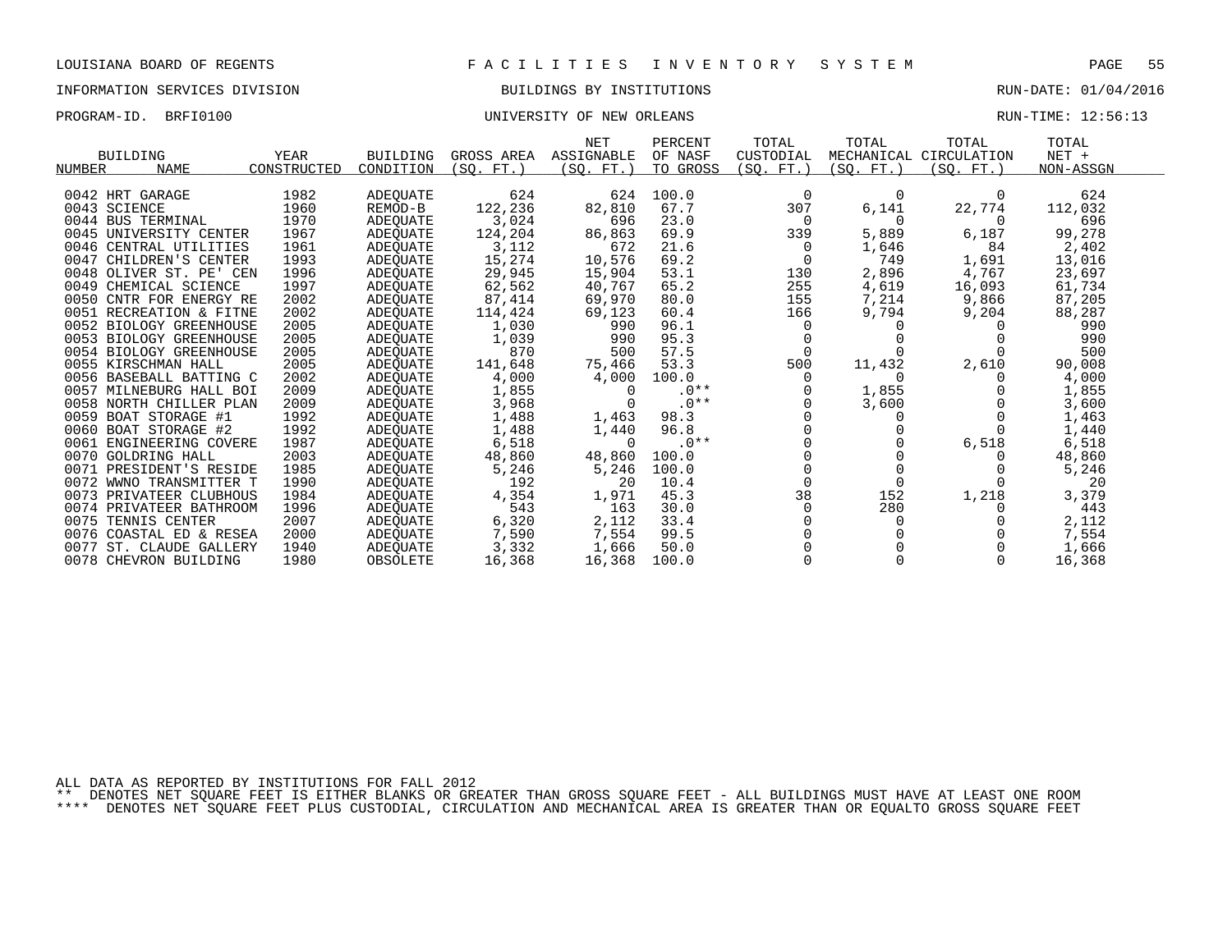LOUISIANA BOARD OF REGENTS — FACILITIES INVENTORY SYSTEM

INFORMATION SERVICES DIVISION — BUILDINGS BY INSTITUTIONS — RUN-DATE: 01/04/2016

PROGRAM-ID. BRFI0100 — UNIVERSITY OF NEW ORLEANS — RUN-TIME: 12:56:13

| BUILDING NUMBER | NAME | YEAR CONSTRUCTED | BUILDING CONDITION | GROSS AREA (SQ. FT.) | NET ASSIGNABLE (SQ. FT.) | PERCENT OF NASF TO GROSS | TOTAL CUSTODIAL (SQ. FT.) | TOTAL MECHANICAL (SQ. FT.) | TOTAL CIRCULATION (SQ. FT.) | TOTAL NET + NON-ASSGN |
|---|---|---|---|---|---|---|---|---|---|---|
| 0042 | HRT GARAGE | 1982 | ADEQUATE | 624 | 624 | 100.0 | 0 | 0 | 0 | 624 |
| 0043 | SCIENCE | 1960 | REMOD-B | 122,236 | 82,810 | 67.7 | 307 | 6,141 | 22,774 | 112,032 |
| 0044 | BUS TERMINAL | 1970 | ADEQUATE | 3,024 | 696 | 23.0 | 0 | 0 | 0 | 696 |
| 0045 | UNIVERSITY CENTER | 1967 | ADEQUATE | 124,204 | 86,863 | 69.9 | 339 | 5,889 | 6,187 | 99,278 |
| 0046 | CENTRAL UTILITIES | 1961 | ADEQUATE | 3,112 | 672 | 21.6 | 0 | 1,646 | 84 | 2,402 |
| 0047 | CHILDREN'S CENTER | 1993 | ADEQUATE | 15,274 | 10,576 | 69.2 | 0 | 749 | 1,691 | 13,016 |
| 0048 | OLIVER ST. PE' CEN | 1996 | ADEQUATE | 29,945 | 15,904 | 53.1 | 130 | 2,896 | 4,767 | 23,697 |
| 0049 | CHEMICAL SCIENCE | 1997 | ADEQUATE | 62,562 | 40,767 | 65.2 | 255 | 4,619 | 16,093 | 61,734 |
| 0050 | CNTR FOR ENERGY RE | 2002 | ADEQUATE | 87,414 | 69,970 | 80.0 | 155 | 7,214 | 9,866 | 87,205 |
| 0051 | RECREATION & FITNE | 2002 | ADEQUATE | 114,424 | 69,123 | 60.4 | 166 | 9,794 | 9,204 | 88,287 |
| 0052 | BIOLOGY GREENHOUSE | 2005 | ADEQUATE | 1,030 | 990 | 96.1 | 0 | 0 | 0 | 990 |
| 0053 | BIOLOGY GREENHOUSE | 2005 | ADEQUATE | 1,039 | 990 | 95.3 | 0 | 0 | 0 | 990 |
| 0054 | BIOLOGY GREENHOUSE | 2005 | ADEQUATE | 870 | 500 | 57.5 | 0 | 0 | 0 | 500 |
| 0055 | KIRSCHMAN HALL | 2005 | ADEQUATE | 141,648 | 75,466 | 53.3 | 500 | 11,432 | 2,610 | 90,008 |
| 0056 | BASEBALL BATTING C | 2002 | ADEQUATE | 4,000 | 4,000 | 100.0 | 0 | 0 | 0 | 4,000 |
| 0057 | MILNEBURG HALL BOI | 2009 | ADEQUATE | 1,855 | 0 | .0** | 0 | 1,855 | 0 | 1,855 |
| 0058 | NORTH CHILLER PLAN | 2009 | ADEQUATE | 3,968 | 0 | .0** | 0 | 3,600 | 0 | 3,600 |
| 0059 | BOAT STORAGE #1 | 1992 | ADEQUATE | 1,488 | 1,463 | 98.3 | 0 | 0 | 0 | 1,463 |
| 0060 | BOAT STORAGE #2 | 1992 | ADEQUATE | 1,488 | 1,440 | 96.8 | 0 | 0 | 0 | 1,440 |
| 0061 | ENGINEERING COVERE | 1987 | ADEQUATE | 6,518 | 0 | .0** | 0 | 0 | 6,518 | 6,518 |
| 0070 | GOLDRING HALL | 2003 | ADEQUATE | 48,860 | 48,860 | 100.0 | 0 | 0 | 0 | 48,860 |
| 0071 | PRESIDENT'S RESIDE | 1985 | ADEQUATE | 5,246 | 5,246 | 100.0 | 0 | 0 | 0 | 5,246 |
| 0072 | WWNO TRANSMITTER T | 1990 | ADEQUATE | 192 | 20 | 10.4 | 0 | 0 | 0 | 20 |
| 0073 | PRIVATEER CLUBHOUS | 1984 | ADEQUATE | 4,354 | 1,971 | 45.3 | 38 | 152 | 1,218 | 3,379 |
| 0074 | PRIVATEER BATHROOM | 1996 | ADEQUATE | 543 | 163 | 30.0 | 0 | 280 | 0 | 443 |
| 0075 | TENNIS CENTER | 2007 | ADEQUATE | 6,320 | 2,112 | 33.4 | 0 | 0 | 0 | 2,112 |
| 0076 | COASTAL ED & RESEA | 2000 | ADEQUATE | 7,590 | 7,554 | 99.5 | 0 | 0 | 0 | 7,554 |
| 0077 | ST. CLAUDE GALLERY | 1940 | ADEQUATE | 3,332 | 1,666 | 50.0 | 0 | 0 | 0 | 1,666 |
| 0078 | CHEVRON BUILDING | 1980 | OBSOLETE | 16,368 | 16,368 | 100.0 | 0 | 0 | 0 | 16,368 |

ALL DATA AS REPORTED BY INSTITUTIONS FOR FALL 2012

** DENOTES NET SQUARE FEET IS EITHER BLANKS OR GREATER THAN GROSS SQUARE FEET - ALL BUILDINGS MUST HAVE AT LEAST ONE ROOM

**** DENOTES NET SQUARE FEET PLUS CUSTODIAL, CIRCULATION AND MECHANICAL AREA IS GREATER THAN OR EQUALTO GROSS SQUARE FEET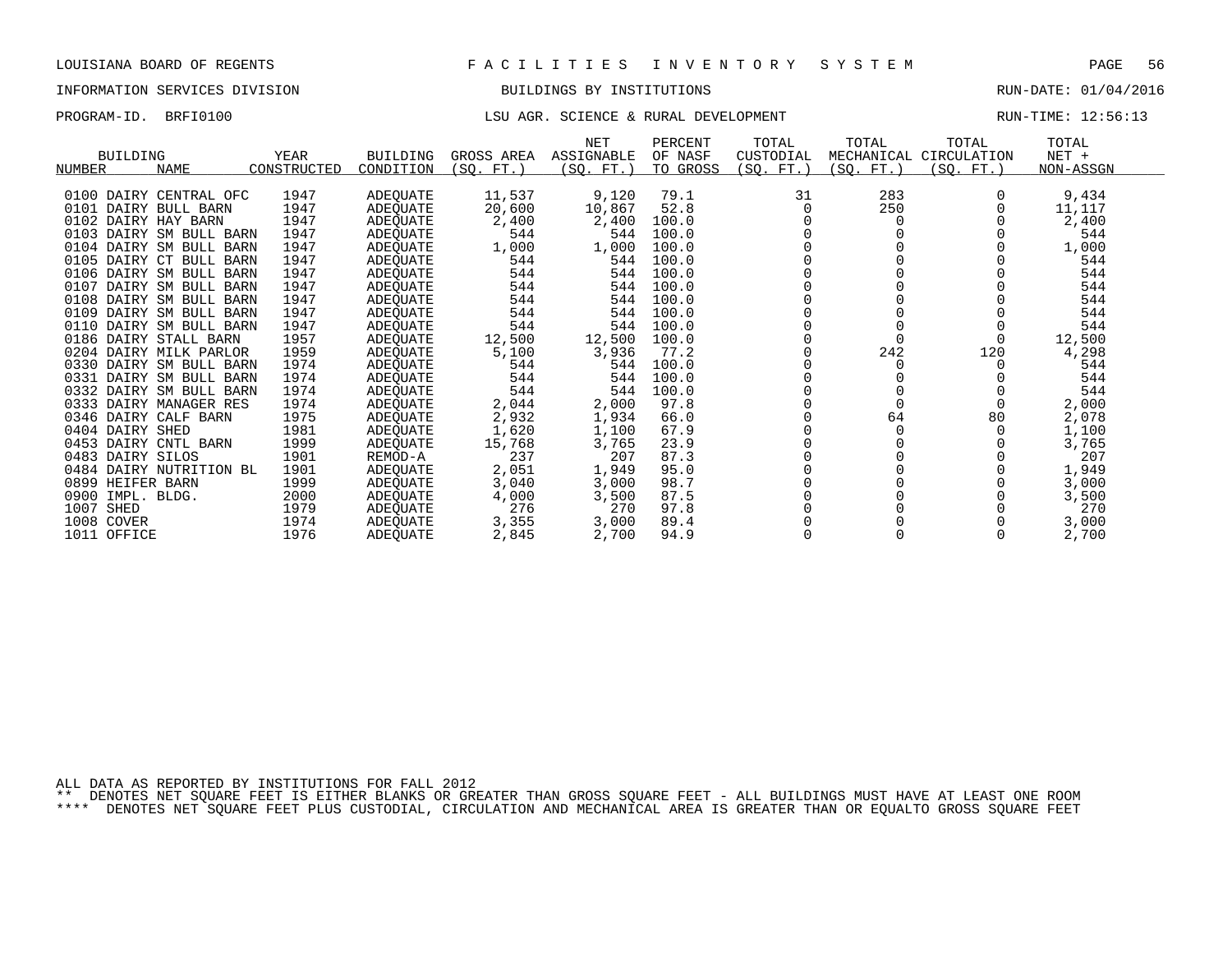LOUISIANA BOARD OF REGENTS — F A C I L I T I E S  I N V E N T O R Y  S Y S T E M

INFORMATION SERVICES DIVISION — BUILDINGS BY INSTITUTIONS — RUN-DATE: 01/04/2016

PROGRAM-ID. BRFI0100 — LSU AGR. SCIENCE & RURAL DEVELOPMENT — RUN-TIME: 12:56:13

| BUILDING NUMBER | NAME | YEAR CONSTRUCTED | BUILDING CONDITION | GROSS AREA (SQ. FT.) | NET ASSIGNABLE (SQ. FT.) | PERCENT OF NASF TO GROSS | TOTAL CUSTODIAL (SQ. FT.) | TOTAL MECHANICAL (SQ. FT.) | TOTAL CIRCULATION (SQ. FT.) | TOTAL NET + NON-ASSGN |
|---|---|---|---|---|---|---|---|---|---|---|
| 0100 | DAIRY CENTRAL OFC | 1947 | ADEQUATE | 11,537 | 9,120 | 79.1 | 31 | 283 | 0 | 9,434 |
| 0101 | DAIRY BULL BARN | 1947 | ADEQUATE | 20,600 | 10,867 | 52.8 | 0 | 250 | 0 | 11,117 |
| 0102 | DAIRY HAY BARN | 1947 | ADEQUATE | 2,400 | 2,400 | 100.0 | 0 | 0 | 0 | 2,400 |
| 0103 | DAIRY SM BULL BARN | 1947 | ADEQUATE | 544 | 544 | 100.0 | 0 | 0 | 0 | 544 |
| 0104 | DAIRY SM BULL BARN | 1947 | ADEQUATE | 1,000 | 1,000 | 100.0 | 0 | 0 | 0 | 1,000 |
| 0105 | DAIRY CT BULL BARN | 1947 | ADEQUATE | 544 | 544 | 100.0 | 0 | 0 | 0 | 544 |
| 0106 | DAIRY SM BULL BARN | 1947 | ADEQUATE | 544 | 544 | 100.0 | 0 | 0 | 0 | 544 |
| 0107 | DAIRY SM BULL BARN | 1947 | ADEQUATE | 544 | 544 | 100.0 | 0 | 0 | 0 | 544 |
| 0108 | DAIRY SM BULL BARN | 1947 | ADEQUATE | 544 | 544 | 100.0 | 0 | 0 | 0 | 544 |
| 0109 | DAIRY SM BULL BARN | 1947 | ADEQUATE | 544 | 544 | 100.0 | 0 | 0 | 0 | 544 |
| 0110 | DAIRY SM BULL BARN | 1947 | ADEQUATE | 544 | 544 | 100.0 | 0 | 0 | 0 | 544 |
| 0186 | DAIRY STALL BARN | 1957 | ADEQUATE | 12,500 | 12,500 | 100.0 | 0 | 0 | 0 | 12,500 |
| 0204 | DAIRY MILK PARLOR | 1959 | ADEQUATE | 5,100 | 3,936 | 77.2 | 0 | 242 | 120 | 4,298 |
| 0330 | DAIRY SM BULL BARN | 1974 | ADEQUATE | 544 | 544 | 100.0 | 0 | 0 | 0 | 544 |
| 0331 | DAIRY SM BULL BARN | 1974 | ADEQUATE | 544 | 544 | 100.0 | 0 | 0 | 0 | 544 |
| 0332 | DAIRY SM BULL BARN | 1974 | ADEQUATE | 544 | 544 | 100.0 | 0 | 0 | 0 | 544 |
| 0333 | DAIRY MANAGER RES | 1974 | ADEQUATE | 2,044 | 2,000 | 97.8 | 0 | 0 | 0 | 2,000 |
| 0346 | DAIRY CALF BARN | 1975 | ADEQUATE | 2,932 | 1,934 | 66.0 | 0 | 64 | 80 | 2,078 |
| 0404 | DAIRY SHED | 1981 | ADEQUATE | 1,620 | 1,100 | 67.9 | 0 | 0 | 0 | 1,100 |
| 0453 | DAIRY CNTL BARN | 1999 | ADEQUATE | 15,768 | 3,765 | 23.9 | 0 | 0 | 0 | 3,765 |
| 0483 | DAIRY SILOS | 1901 | REMOD-A | 237 | 207 | 87.3 | 0 | 0 | 0 | 207 |
| 0484 | DAIRY NUTRITION BL | 1901 | ADEQUATE | 2,051 | 1,949 | 95.0 | 0 | 0 | 0 | 1,949 |
| 0899 | HEIFER BARN | 1999 | ADEQUATE | 3,040 | 3,000 | 98.7 | 0 | 0 | 0 | 3,000 |
| 0900 | IMPL. BLDG. | 2000 | ADEQUATE | 4,000 | 3,500 | 87.5 | 0 | 0 | 0 | 3,500 |
| 1007 | SHED | 1979 | ADEQUATE | 276 | 270 | 97.8 | 0 | 0 | 0 | 270 |
| 1008 | COVER | 1974 | ADEQUATE | 3,355 | 3,000 | 89.4 | 0 | 0 | 0 | 3,000 |
| 1011 | OFFICE | 1976 | ADEQUATE | 2,845 | 2,700 | 94.9 | 0 | 0 | 0 | 2,700 |

ALL DATA AS REPORTED BY INSTITUTIONS FOR FALL 2012

** DENOTES NET SQUARE FEET IS EITHER BLANKS OR GREATER THAN GROSS SQUARE FEET - ALL BUILDINGS MUST HAVE AT LEAST ONE ROOM

**** DENOTES NET SQUARE FEET PLUS CUSTODIAL, CIRCULATION AND MECHANICAL AREA IS GREATER THAN OR EQUALTO GROSS SQUARE FEET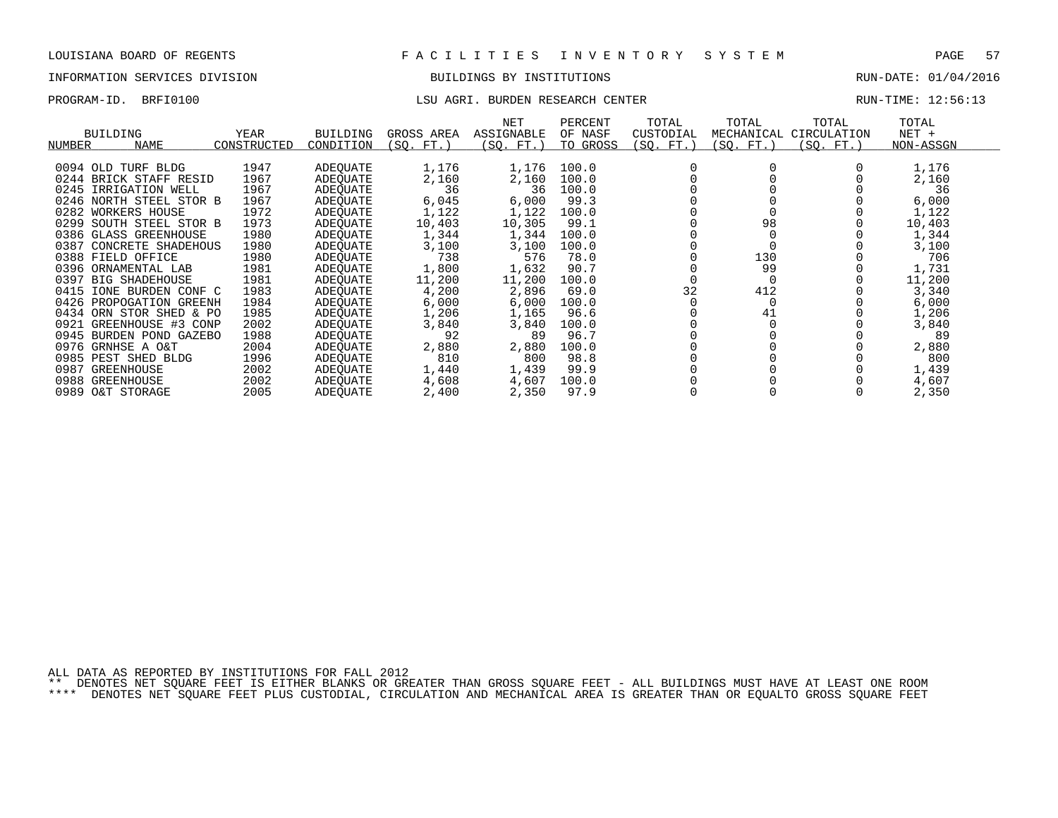LOUISIANA BOARD OF REGENTS — F A C I L I T I E S   I N V E N T O R Y   S Y S T E M

INFORMATION SERVICES DIVISION — BUILDINGS BY INSTITUTIONS — RUN-DATE: 01/04/2016

PROGRAM-ID. BRFI0100 — LSU AGRI. BURDEN RESEARCH CENTER — RUN-TIME: 12:56:13

| BUILDING NUMBER | NAME | YEAR CONSTRUCTED | BUILDING CONDITION | GROSS AREA (SQ. FT.) | NET ASSIGNABLE (SQ. FT.) | PERCENT OF NASF TO GROSS | TOTAL CUSTODIAL (SQ. FT.) | TOTAL MECHANICAL (SQ. FT.) | TOTAL CIRCULATION (SQ. FT.) | TOTAL NET + NON-ASSGN |
|---|---|---|---|---|---|---|---|---|---|---|
| 0094 | OLD TURF BLDG | 1947 | ADEQUATE | 1,176 | 1,176 | 100.0 | 0 | 0 | 0 | 1,176 |
| 0244 | BRICK STAFF RESID | 1967 | ADEQUATE | 2,160 | 2,160 | 100.0 | 0 | 0 | 0 | 2,160 |
| 0245 | IRRIGATION WELL | 1967 | ADEQUATE | 36 | 36 | 100.0 | 0 | 0 | 0 | 36 |
| 0246 | NORTH STEEL STOR B | 1967 | ADEQUATE | 6,045 | 6,000 | 99.3 | 0 | 0 | 0 | 6,000 |
| 0282 | WORKERS HOUSE | 1972 | ADEQUATE | 1,122 | 1,122 | 100.0 | 0 | 0 | 0 | 1,122 |
| 0299 | SOUTH STEEL STOR B | 1973 | ADEQUATE | 10,403 | 10,305 | 99.1 | 0 | 98 | 0 | 10,403 |
| 0386 | GLASS GREENHOUSE | 1980 | ADEQUATE | 1,344 | 1,344 | 100.0 | 0 | 0 | 0 | 1,344 |
| 0387 | CONCRETE SHADEHOUS | 1980 | ADEQUATE | 3,100 | 3,100 | 100.0 | 0 | 0 | 0 | 3,100 |
| 0388 | FIELD OFFICE | 1980 | ADEQUATE | 738 | 576 | 78.0 | 0 | 130 | 0 | 706 |
| 0396 | ORNAMENTAL LAB | 1981 | ADEQUATE | 1,800 | 1,632 | 90.7 | 0 | 99 | 0 | 1,731 |
| 0397 | BIG SHADEHOUSE | 1981 | ADEQUATE | 11,200 | 11,200 | 100.0 | 0 | 0 | 0 | 11,200 |
| 0415 | IONE BURDEN CONF C | 1983 | ADEQUATE | 4,200 | 2,896 | 69.0 | 32 | 412 | 0 | 3,340 |
| 0426 | PROPOGATION GREENH | 1984 | ADEQUATE | 6,000 | 6,000 | 100.0 | 0 | 0 | 0 | 6,000 |
| 0434 | ORN STOR SHED & PO | 1985 | ADEQUATE | 1,206 | 1,165 | 96.6 | 0 | 41 | 0 | 1,206 |
| 0921 | GREENHOUSE #3 CONP | 2002 | ADEQUATE | 3,840 | 3,840 | 100.0 | 0 | 0 | 0 | 3,840 |
| 0945 | BURDEN POND GAZEBO | 1988 | ADEQUATE | 92 | 89 | 96.7 | 0 | 0 | 0 | 89 |
| 0976 | GRNHSE A O&T | 2004 | ADEQUATE | 2,880 | 2,880 | 100.0 | 0 | 0 | 0 | 2,880 |
| 0985 | PEST SHED BLDG | 1996 | ADEQUATE | 810 | 800 | 98.8 | 0 | 0 | 0 | 800 |
| 0987 | GREENHOUSE | 2002 | ADEQUATE | 1,440 | 1,439 | 99.9 | 0 | 0 | 0 | 1,439 |
| 0988 | GREENHOUSE | 2002 | ADEQUATE | 4,608 | 4,607 | 100.0 | 0 | 0 | 0 | 4,607 |
| 0989 | O&T STORAGE | 2005 | ADEQUATE | 2,400 | 2,350 | 97.9 | 0 | 0 | 0 | 2,350 |

ALL DATA AS REPORTED BY INSTITUTIONS FOR FALL 2012

** DENOTES NET SQUARE FEET IS EITHER BLANKS OR GREATER THAN GROSS SQUARE FEET - ALL BUILDINGS MUST HAVE AT LEAST ONE ROOM

**** DENOTES NET SQUARE FEET PLUS CUSTODIAL, CIRCULATION AND MECHANICAL AREA IS GREATER THAN OR EQUALTO GROSS SQUARE FEET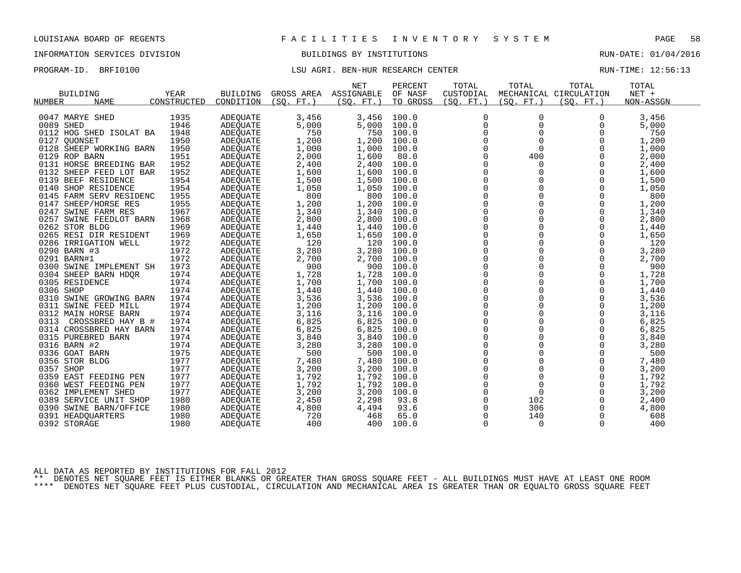LOUISIANA BOARD OF REGENTS — F A C I L I T I E S   I N V E N T O R Y   S Y S T E M

INFORMATION SERVICES DIVISION — BUILDINGS BY INSTITUTIONS — RUN-DATE: 01/04/2016

PROGRAM-ID. BRFI0100 — LSU AGRI. BEN-HUR RESEARCH CENTER — RUN-TIME: 12:56:13

| BUILDING NUMBER | NAME | YEAR CONSTRUCTED | BUILDING CONDITION | GROSS AREA (SQ. FT.) | NET ASSIGNABLE (SQ. FT.) | PERCENT OF NASF TO GROSS | TOTAL CUSTODIAL (SQ. FT.) | TOTAL MECHANICAL (SQ. FT.) | TOTAL CIRCULATION (SQ. FT.) | TOTAL NET + NON-ASSGN |
|---|---|---|---|---|---|---|---|---|---|---|
| 0047 | MARYE SHED | 1935 | ADEQUATE | 3,456 | 3,456 | 100.0 | 0 | 0 | 0 | 3,456 |
| 0089 | SHED | 1946 | ADEQUATE | 5,000 | 5,000 | 100.0 | 0 | 0 | 0 | 5,000 |
| 0112 | HOG SHED ISOLAT BA | 1948 | ADEQUATE | 750 | 750 | 100.0 | 0 | 0 | 0 | 750 |
| 0127 | QUONSET | 1950 | ADEQUATE | 1,200 | 1,200 | 100.0 | 0 | 0 | 0 | 1,200 |
| 0128 | SHEEP WORKING BARN | 1950 | ADEQUATE | 1,000 | 1,000 | 100.0 | 0 | 0 | 0 | 1,000 |
| 0129 | ROP BARN | 1951 | ADEQUATE | 2,000 | 1,600 | 80.0 | 0 | 400 | 0 | 2,000 |
| 0131 | HORSE BREEDING BAR | 1952 | ADEQUATE | 2,400 | 2,400 | 100.0 | 0 | 0 | 0 | 2,400 |
| 0132 | SHEEP FEED LOT BAR | 1952 | ADEQUATE | 1,600 | 1,600 | 100.0 | 0 | 0 | 0 | 1,600 |
| 0139 | BEEF RESIDENCE | 1954 | ADEQUATE | 1,500 | 1,500 | 100.0 | 0 | 0 | 0 | 1,500 |
| 0140 | SHOP RESIDENCE | 1954 | ADEQUATE | 1,050 | 1,050 | 100.0 | 0 | 0 | 0 | 1,050 |
| 0145 | FARM SERV RESIDENC | 1955 | ADEQUATE | 800 | 800 | 100.0 | 0 | 0 | 0 | 800 |
| 0147 | SHEEP/HORSE RES | 1955 | ADEQUATE | 1,200 | 1,200 | 100.0 | 0 | 0 | 0 | 1,200 |
| 0247 | SWINE FARM RES | 1967 | ADEQUATE | 1,340 | 1,340 | 100.0 | 0 | 0 | 0 | 1,340 |
| 0257 | SWINE FEEDLOT BARN | 1968 | ADEQUATE | 2,800 | 2,800 | 100.0 | 0 | 0 | 0 | 2,800 |
| 0262 | STOR BLDG | 1969 | ADEQUATE | 1,440 | 1,440 | 100.0 | 0 | 0 | 0 | 1,440 |
| 0265 | RESI DIR RESIDENT | 1969 | ADEQUATE | 1,650 | 1,650 | 100.0 | 0 | 0 | 0 | 1,650 |
| 0286 | IRRIGATION WELL | 1972 | ADEQUATE | 120 | 120 | 100.0 | 0 | 0 | 0 | 120 |
| 0290 | BARN #3 | 1972 | ADEQUATE | 3,280 | 3,280 | 100.0 | 0 | 0 | 0 | 3,280 |
| 0291 | BARN#1 | 1972 | ADEQUATE | 2,700 | 2,700 | 100.0 | 0 | 0 | 0 | 2,700 |
| 0300 | SWINE IMPLEMENT SH | 1973 | ADEQUATE | 900 | 900 | 100.0 | 0 | 0 | 0 | 900 |
| 0304 | SHEEP BARN HDQR | 1974 | ADEQUATE | 1,728 | 1,728 | 100.0 | 0 | 0 | 0 | 1,728 |
| 0305 | RESIDENCE | 1974 | ADEQUATE | 1,700 | 1,700 | 100.0 | 0 | 0 | 0 | 1,700 |
| 0306 | SHOP | 1974 | ADEQUATE | 1,440 | 1,440 | 100.0 | 0 | 0 | 0 | 1,440 |
| 0310 | SWINE GROWING BARN | 1974 | ADEQUATE | 3,536 | 3,536 | 100.0 | 0 | 0 | 0 | 3,536 |
| 0311 | SWINE FEED MILL | 1974 | ADEQUATE | 1,200 | 1,200 | 100.0 | 0 | 0 | 0 | 1,200 |
| 0312 | MAIN HORSE BARN | 1974 | ADEQUATE | 3,116 | 3,116 | 100.0 | 0 | 0 | 0 | 3,116 |
| 0313 | CROSSBRED HAY B # | 1974 | ADEQUATE | 6,825 | 6,825 | 100.0 | 0 | 0 | 0 | 6,825 |
| 0314 | CROSSBRED HAY BARN | 1974 | ADEQUATE | 6,825 | 6,825 | 100.0 | 0 | 0 | 0 | 6,825 |
| 0315 | PUREBRED BARN | 1974 | ADEQUATE | 3,840 | 3,840 | 100.0 | 0 | 0 | 0 | 3,840 |
| 0316 | BARN #2 | 1974 | ADEQUATE | 3,280 | 3,280 | 100.0 | 0 | 0 | 0 | 3,280 |
| 0336 | GOAT BARN | 1975 | ADEQUATE | 500 | 500 | 100.0 | 0 | 0 | 0 | 500 |
| 0356 | STOR BLDG | 1977 | ADEQUATE | 7,480 | 7,480 | 100.0 | 0 | 0 | 0 | 7,480 |
| 0357 | SHOP | 1977 | ADEQUATE | 3,200 | 3,200 | 100.0 | 0 | 0 | 0 | 3,200 |
| 0359 | EAST FEEDING PEN | 1977 | ADEQUATE | 1,792 | 1,792 | 100.0 | 0 | 0 | 0 | 1,792 |
| 0360 | WEST FEEDING PEN | 1977 | ADEQUATE | 1,792 | 1,792 | 100.0 | 0 | 0 | 0 | 1,792 |
| 0362 | IMPLEMENT SHED | 1977 | ADEQUATE | 3,200 | 3,200 | 100.0 | 0 | 0 | 0 | 3,200 |
| 0389 | SERVICE UNIT SHOP | 1980 | ADEQUATE | 2,450 | 2,298 | 93.8 | 0 | 102 | 0 | 2,400 |
| 0390 | SWINE BARN/OFFICE | 1980 | ADEQUATE | 4,800 | 4,494 | 93.6 | 0 | 306 | 0 | 4,800 |
| 0391 | HEADQUARTERS | 1980 | ADEQUATE | 720 | 468 | 65.0 | 0 | 140 | 0 | 608 |
| 0392 | STORAGE | 1980 | ADEQUATE | 400 | 400 | 100.0 | 0 | 0 | 0 | 400 |

ALL DATA AS REPORTED BY INSTITUTIONS FOR FALL 2012

** DENOTES NET SQUARE FEET IS EITHER BLANKS OR GREATER THAN GROSS SQUARE FEET - ALL BUILDINGS MUST HAVE AT LEAST ONE ROOM

**** DENOTES NET SQUARE FEET PLUS CUSTODIAL, CIRCULATION AND MECHANICAL AREA IS GREATER THAN OR EQUALTO GROSS SQUARE FEET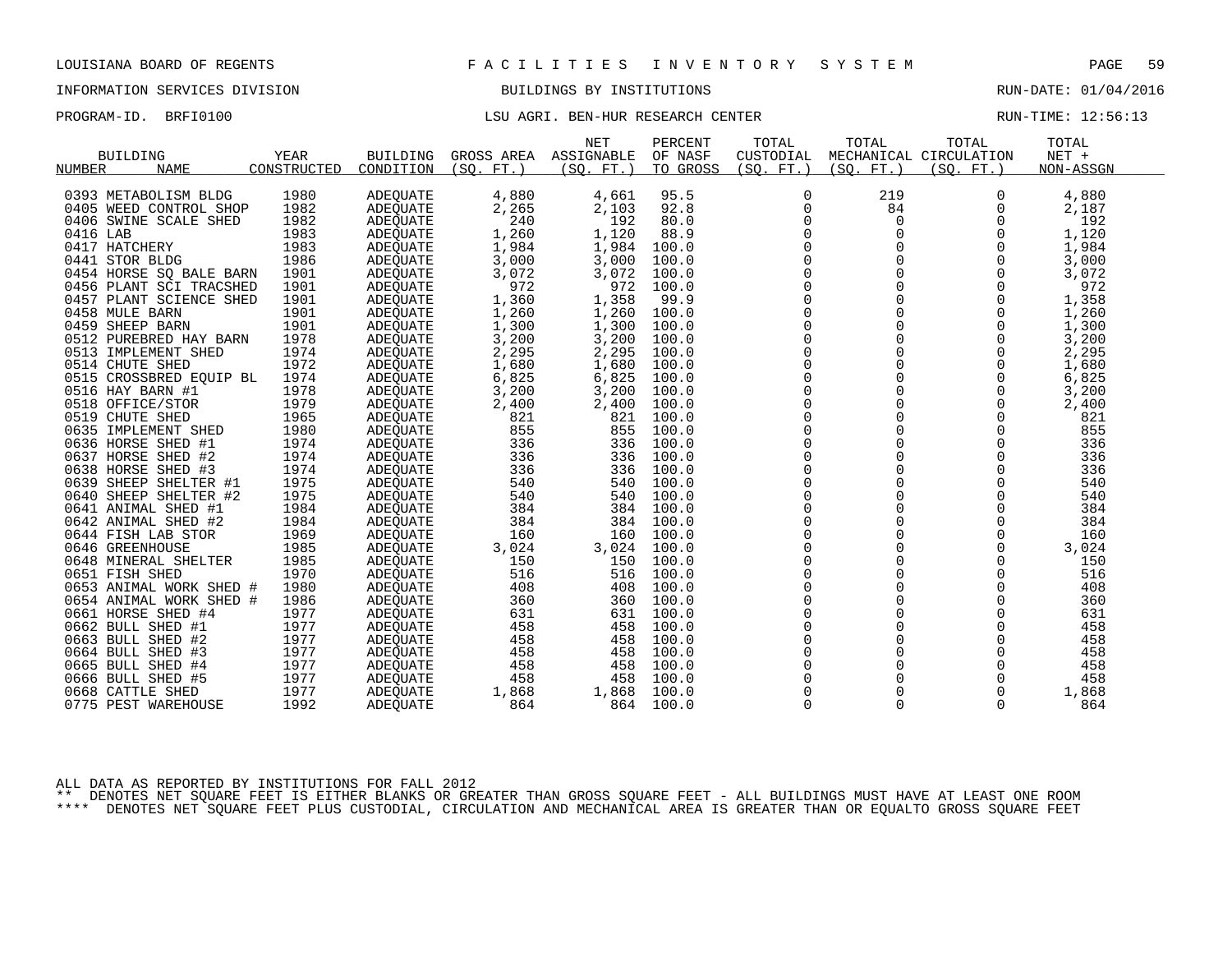LOUISIANA BOARD OF REGENTS — FACILITIES INVENTORY SYSTEM

INFORMATION SERVICES DIVISION — BUILDINGS BY INSTITUTIONS — RUN-DATE: 01/04/2016

PROGRAM-ID. BRFI0100 — LSU AGRI. BEN-HUR RESEARCH CENTER — RUN-TIME: 12:56:13

| BUILDING NUMBER | NAME | YEAR CONSTRUCTED | BUILDING CONDITION | GROSS AREA (SQ. FT.) | NET ASSIGNABLE (SQ. FT.) | PERCENT OF NASF TO GROSS | TOTAL CUSTODIAL (SQ. FT.) | TOTAL MECHANICAL (SQ. FT.) | TOTAL CIRCULATION (SQ. FT.) | TOTAL NET + NON-ASSGN |
|---|---|---|---|---|---|---|---|---|---|---|
| 0393 | METABOLISM BLDG | 1980 | ADEQUATE | 4,880 | 4,661 | 95.5 | 0 | 219 | 0 | 4,880 |
| 0405 | WEED CONTROL SHOP | 1982 | ADEQUATE | 2,265 | 2,103 | 92.8 | 0 | 84 | 0 | 2,187 |
| 0406 | SWINE SCALE SHED | 1982 | ADEQUATE | 240 | 192 | 80.0 | 0 | 0 | 0 | 192 |
| 0416 | LAB | 1983 | ADEQUATE | 1,260 | 1,120 | 88.9 | 0 | 0 | 0 | 1,120 |
| 0417 | HATCHERY | 1983 | ADEQUATE | 1,984 | 1,984 | 100.0 | 0 | 0 | 0 | 1,984 |
| 0441 | STOR BLDG | 1986 | ADEQUATE | 3,000 | 3,000 | 100.0 | 0 | 0 | 0 | 3,000 |
| 0454 | HORSE SQ BALE BARN | 1901 | ADEQUATE | 3,072 | 3,072 | 100.0 | 0 | 0 | 0 | 3,072 |
| 0456 | PLANT SCI TRACSHED | 1901 | ADEQUATE | 972 | 972 | 100.0 | 0 | 0 | 0 | 972 |
| 0457 | PLANT SCIENCE SHED | 1901 | ADEQUATE | 1,360 | 1,358 | 99.9 | 0 | 0 | 0 | 1,358 |
| 0458 | MULE BARN | 1901 | ADEQUATE | 1,260 | 1,260 | 100.0 | 0 | 0 | 0 | 1,260 |
| 0459 | SHEEP BARN | 1901 | ADEQUATE | 1,300 | 1,300 | 100.0 | 0 | 0 | 0 | 1,300 |
| 0512 | PUREBRED HAY BARN | 1978 | ADEQUATE | 3,200 | 3,200 | 100.0 | 0 | 0 | 0 | 3,200 |
| 0513 | IMPLEMENT SHED | 1974 | ADEQUATE | 2,295 | 2,295 | 100.0 | 0 | 0 | 0 | 2,295 |
| 0514 | CHUTE SHED | 1972 | ADEQUATE | 1,680 | 1,680 | 100.0 | 0 | 0 | 0 | 1,680 |
| 0515 | CROSSBRED EQUIP BL | 1974 | ADEQUATE | 6,825 | 6,825 | 100.0 | 0 | 0 | 0 | 6,825 |
| 0516 | HAY BARN #1 | 1978 | ADEQUATE | 3,200 | 3,200 | 100.0 | 0 | 0 | 0 | 3,200 |
| 0518 | OFFICE/STOR | 1979 | ADEQUATE | 2,400 | 2,400 | 100.0 | 0 | 0 | 0 | 2,400 |
| 0519 | CHUTE SHED | 1965 | ADEQUATE | 821 | 821 | 100.0 | 0 | 0 | 0 | 821 |
| 0635 | IMPLEMENT SHED | 1980 | ADEQUATE | 855 | 855 | 100.0 | 0 | 0 | 0 | 855 |
| 0636 | HORSE SHED #1 | 1974 | ADEQUATE | 336 | 336 | 100.0 | 0 | 0 | 0 | 336 |
| 0637 | HORSE SHED #2 | 1974 | ADEQUATE | 336 | 336 | 100.0 | 0 | 0 | 0 | 336 |
| 0638 | HORSE SHED #3 | 1974 | ADEQUATE | 336 | 336 | 100.0 | 0 | 0 | 0 | 336 |
| 0639 | SHEEP SHELTER #1 | 1975 | ADEQUATE | 540 | 540 | 100.0 | 0 | 0 | 0 | 540 |
| 0640 | SHEEP SHELTER #2 | 1975 | ADEQUATE | 540 | 540 | 100.0 | 0 | 0 | 0 | 540 |
| 0641 | ANIMAL SHED #1 | 1984 | ADEQUATE | 384 | 384 | 100.0 | 0 | 0 | 0 | 384 |
| 0642 | ANIMAL SHED #2 | 1984 | ADEQUATE | 384 | 384 | 100.0 | 0 | 0 | 0 | 384 |
| 0644 | FISH LAB STOR | 1969 | ADEQUATE | 160 | 160 | 100.0 | 0 | 0 | 0 | 160 |
| 0646 | GREENHOUSE | 1985 | ADEQUATE | 3,024 | 3,024 | 100.0 | 0 | 0 | 0 | 3,024 |
| 0648 | MINERAL SHELTER | 1985 | ADEQUATE | 150 | 150 | 100.0 | 0 | 0 | 0 | 150 |
| 0651 | FISH SHED | 1970 | ADEQUATE | 516 | 516 | 100.0 | 0 | 0 | 0 | 516 |
| 0653 | ANIMAL WORK SHED # | 1980 | ADEQUATE | 408 | 408 | 100.0 | 0 | 0 | 0 | 408 |
| 0654 | ANIMAL WORK SHED # | 1986 | ADEQUATE | 360 | 360 | 100.0 | 0 | 0 | 0 | 360 |
| 0661 | HORSE SHED #4 | 1977 | ADEQUATE | 631 | 631 | 100.0 | 0 | 0 | 0 | 631 |
| 0662 | BULL SHED #1 | 1977 | ADEQUATE | 458 | 458 | 100.0 | 0 | 0 | 0 | 458 |
| 0663 | BULL SHED #2 | 1977 | ADEQUATE | 458 | 458 | 100.0 | 0 | 0 | 0 | 458 |
| 0664 | BULL SHED #3 | 1977 | ADEQUATE | 458 | 458 | 100.0 | 0 | 0 | 0 | 458 |
| 0665 | BULL SHED #4 | 1977 | ADEQUATE | 458 | 458 | 100.0 | 0 | 0 | 0 | 458 |
| 0666 | BULL SHED #5 | 1977 | ADEQUATE | 458 | 458 | 100.0 | 0 | 0 | 0 | 458 |
| 0668 | CATTLE SHED | 1977 | ADEQUATE | 1,868 | 1,868 | 100.0 | 0 | 0 | 0 | 1,868 |
| 0775 | PEST WAREHOUSE | 1992 | ADEQUATE | 864 | 864 | 100.0 | 0 | 0 | 0 | 864 |

ALL DATA AS REPORTED BY INSTITUTIONS FOR FALL 2012

** DENOTES NET SQUARE FEET IS EITHER BLANKS OR GREATER THAN GROSS SQUARE FEET - ALL BUILDINGS MUST HAVE AT LEAST ONE ROOM

**** DENOTES NET SQUARE FEET PLUS CUSTODIAL, CIRCULATION AND MECHANICAL AREA IS GREATER THAN OR EQUALTO GROSS SQUARE FEET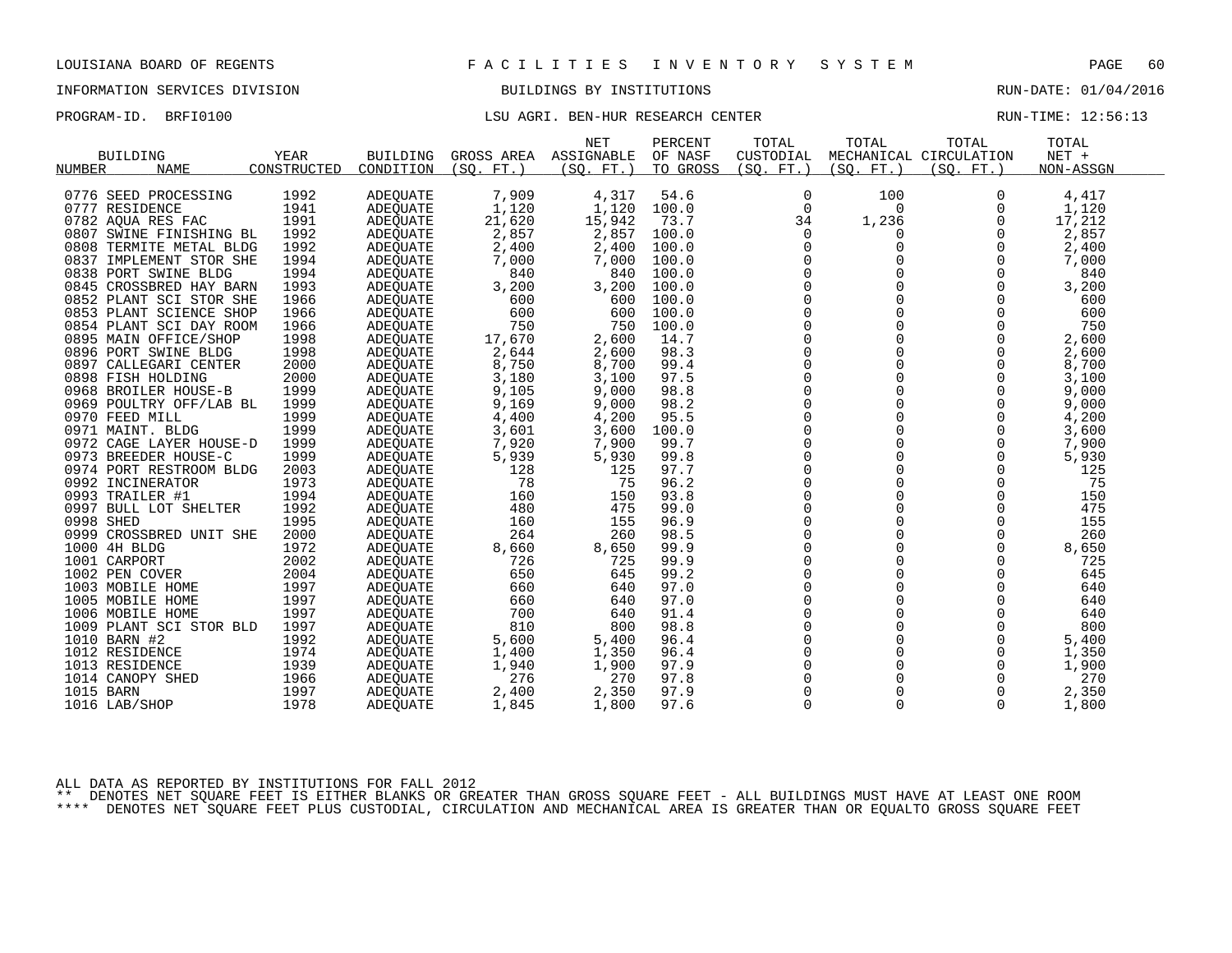LOUISIANA BOARD OF REGENTS — FACILITIES INVENTORY SYSTEM

INFORMATION SERVICES DIVISION — BUILDINGS BY INSTITUTIONS — RUN-DATE: 01/04/2016

PROGRAM-ID. BRFI0100 — LSU AGRI. BEN-HUR RESEARCH CENTER — RUN-TIME: 12:56:13

| BUILDING NUMBER | NAME | YEAR CONSTRUCTED | BUILDING CONDITION | GROSS AREA (SQ. FT.) | NET ASSIGNABLE (SQ. FT.) | PERCENT OF NASF TO GROSS | TOTAL CUSTODIAL (SQ. FT.) | TOTAL MECHANICAL (SQ. FT.) | TOTAL CIRCULATION (SQ. FT.) | TOTAL NET + NON-ASSGN |
|---|---|---|---|---|---|---|---|---|---|---|
| 0776 | SEED PROCESSING | 1992 | ADEQUATE | 7,909 | 4,317 | 54.6 | 0 | 100 | 0 | 4,417 |
| 0777 | RESIDENCE | 1941 | ADEQUATE | 1,120 | 1,120 | 100.0 | 0 | 0 | 0 | 1,120 |
| 0782 | AQUA RES FAC | 1991 | ADEQUATE | 21,620 | 15,942 | 73.7 | 34 | 1,236 | 0 | 17,212 |
| 0807 | SWINE FINISHING BL | 1992 | ADEQUATE | 2,857 | 2,857 | 100.0 | 0 | 0 | 0 | 2,857 |
| 0808 | TERMITE METAL BLDG | 1992 | ADEQUATE | 2,400 | 2,400 | 100.0 | 0 | 0 | 0 | 2,400 |
| 0837 | IMPLEMENT STOR SHE | 1994 | ADEQUATE | 7,000 | 7,000 | 100.0 | 0 | 0 | 0 | 7,000 |
| 0838 | PORT SWINE BLDG | 1994 | ADEQUATE | 840 | 840 | 100.0 | 0 | 0 | 0 | 840 |
| 0845 | CROSSBRED HAY BARN | 1993 | ADEQUATE | 3,200 | 3,200 | 100.0 | 0 | 0 | 0 | 3,200 |
| 0852 | PLANT SCI STOR SHE | 1966 | ADEQUATE | 600 | 600 | 100.0 | 0 | 0 | 0 | 600 |
| 0853 | PLANT SCIENCE SHOP | 1966 | ADEQUATE | 600 | 600 | 100.0 | 0 | 0 | 0 | 600 |
| 0854 | PLANT SCI DAY ROOM | 1966 | ADEQUATE | 750 | 750 | 100.0 | 0 | 0 | 0 | 750 |
| 0895 | MAIN OFFICE/SHOP | 1998 | ADEQUATE | 17,670 | 2,600 | 14.7 | 0 | 0 | 0 | 2,600 |
| 0896 | PORT SWINE BLDG | 1998 | ADEQUATE | 2,644 | 2,600 | 98.3 | 0 | 0 | 0 | 2,600 |
| 0897 | CALLEGARI CENTER | 2000 | ADEQUATE | 8,750 | 8,700 | 99.4 | 0 | 0 | 0 | 8,700 |
| 0898 | FISH HOLDING | 2000 | ADEQUATE | 3,180 | 3,100 | 97.5 | 0 | 0 | 0 | 3,100 |
| 0968 | BROILER HOUSE-B | 1999 | ADEQUATE | 9,105 | 9,000 | 98.8 | 0 | 0 | 0 | 9,000 |
| 0969 | POULTRY OFF/LAB BL | 1999 | ADEQUATE | 9,169 | 9,000 | 98.2 | 0 | 0 | 0 | 9,000 |
| 0970 | FEED MILL | 1999 | ADEQUATE | 4,400 | 4,200 | 95.5 | 0 | 0 | 0 | 4,200 |
| 0971 | MAINT. BLDG | 1999 | ADEQUATE | 3,601 | 3,600 | 100.0 | 0 | 0 | 0 | 3,600 |
| 0972 | CAGE LAYER HOUSE-D | 1999 | ADEQUATE | 7,920 | 7,900 | 99.7 | 0 | 0 | 0 | 7,900 |
| 0973 | BREEDER HOUSE-C | 1999 | ADEQUATE | 5,939 | 5,930 | 99.8 | 0 | 0 | 0 | 5,930 |
| 0974 | PORT RESTROOM BLDG | 2003 | ADEQUATE | 128 | 125 | 97.7 | 0 | 0 | 0 | 125 |
| 0992 | INCINERATOR | 1973 | ADEQUATE | 78 | 75 | 96.2 | 0 | 0 | 0 | 75 |
| 0993 | TRAILER #1 | 1994 | ADEQUATE | 160 | 150 | 93.8 | 0 | 0 | 0 | 150 |
| 0997 | BULL LOT SHELTER | 1992 | ADEQUATE | 480 | 475 | 99.0 | 0 | 0 | 0 | 475 |
| 0998 | SHED | 1995 | ADEQUATE | 160 | 155 | 96.9 | 0 | 0 | 0 | 155 |
| 0999 | CROSSBRED UNIT SHE | 2000 | ADEQUATE | 264 | 260 | 98.5 | 0 | 0 | 0 | 260 |
| 1000 | 4H BLDG | 1972 | ADEQUATE | 8,660 | 8,650 | 99.9 | 0 | 0 | 0 | 8,650 |
| 1001 | CARPORT | 2002 | ADEQUATE | 726 | 725 | 99.9 | 0 | 0 | 0 | 725 |
| 1002 | PEN COVER | 2004 | ADEQUATE | 650 | 645 | 99.2 | 0 | 0 | 0 | 645 |
| 1003 | MOBILE HOME | 1997 | ADEQUATE | 660 | 640 | 97.0 | 0 | 0 | 0 | 640 |
| 1005 | MOBILE HOME | 1997 | ADEQUATE | 660 | 640 | 97.0 | 0 | 0 | 0 | 640 |
| 1006 | MOBILE HOME | 1997 | ADEQUATE | 700 | 640 | 91.4 | 0 | 0 | 0 | 640 |
| 1009 | PLANT SCI STOR BLD | 1997 | ADEQUATE | 810 | 800 | 98.8 | 0 | 0 | 0 | 800 |
| 1010 | BARN #2 | 1992 | ADEQUATE | 5,600 | 5,400 | 96.4 | 0 | 0 | 0 | 5,400 |
| 1012 | RESIDENCE | 1974 | ADEQUATE | 1,400 | 1,350 | 96.4 | 0 | 0 | 0 | 1,350 |
| 1013 | RESIDENCE | 1939 | ADEQUATE | 1,940 | 1,900 | 97.9 | 0 | 0 | 0 | 1,900 |
| 1014 | CANOPY SHED | 1966 | ADEQUATE | 276 | 270 | 97.8 | 0 | 0 | 0 | 270 |
| 1015 | BARN | 1997 | ADEQUATE | 2,400 | 2,350 | 97.9 | 0 | 0 | 0 | 2,350 |
| 1016 | LAB/SHOP | 1978 | ADEQUATE | 1,845 | 1,800 | 97.6 | 0 | 0 | 0 | 1,800 |

ALL DATA AS REPORTED BY INSTITUTIONS FOR FALL 2012

** DENOTES NET SQUARE FEET IS EITHER BLANKS OR GREATER THAN GROSS SQUARE FEET - ALL BUILDINGS MUST HAVE AT LEAST ONE ROOM

**** DENOTES NET SQUARE FEET PLUS CUSTODIAL, CIRCULATION AND MECHANICAL AREA IS GREATER THAN OR EQUALTO GROSS SQUARE FEET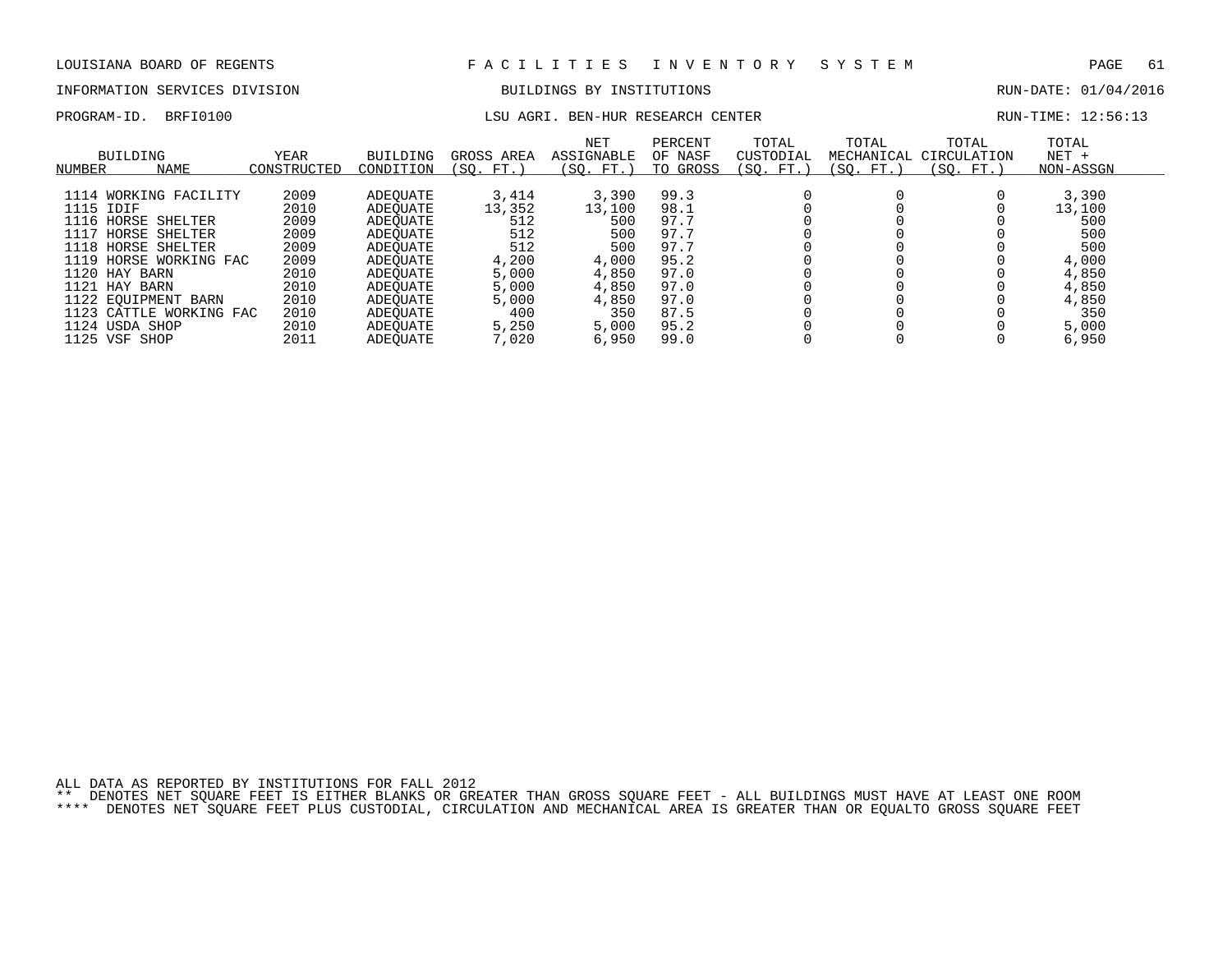LOUISIANA BOARD OF REGENTS — F A C I L I T I E S   I N V E N T O R Y   S Y S T E M

INFORMATION SERVICES DIVISION — BUILDINGS BY INSTITUTIONS — RUN-DATE: 01/04/2016

PROGRAM-ID. BRFI0100 — LSU AGRI. BEN-HUR RESEARCH CENTER — RUN-TIME: 12:56:13

| BUILDING NUMBER | NAME | YEAR CONSTRUCTED | BUILDING CONDITION | GROSS AREA (SQ. FT.) | NET ASSIGNABLE (SQ. FT.) | PERCENT OF NASF TO GROSS | TOTAL CUSTODIAL (SQ. FT.) | TOTAL MECHANICAL (SQ. FT.) | TOTAL CIRCULATION (SQ. FT.) | TOTAL NET + NON-ASSGN |
|---|---|---|---|---|---|---|---|---|---|---|
| 1114 | WORKING FACILITY | 2009 | ADEQUATE | 3,414 | 3,390 | 99.3 | 0 | 0 | 0 | 3,390 |
| 1115 | IDIF | 2010 | ADEQUATE | 13,352 | 13,100 | 98.1 | 0 | 0 | 0 | 13,100 |
| 1116 | HORSE SHELTER | 2009 | ADEQUATE | 512 | 500 | 97.7 | 0 | 0 | 0 | 500 |
| 1117 | HORSE SHELTER | 2009 | ADEQUATE | 512 | 500 | 97.7 | 0 | 0 | 0 | 500 |
| 1118 | HORSE SHELTER | 2009 | ADEQUATE | 512 | 500 | 97.7 | 0 | 0 | 0 | 500 |
| 1119 | HORSE WORKING FAC | 2009 | ADEQUATE | 4,200 | 4,000 | 95.2 | 0 | 0 | 0 | 4,000 |
| 1120 | HAY BARN | 2010 | ADEQUATE | 5,000 | 4,850 | 97.0 | 0 | 0 | 0 | 4,850 |
| 1121 | HAY BARN | 2010 | ADEQUATE | 5,000 | 4,850 | 97.0 | 0 | 0 | 0 | 4,850 |
| 1122 | EQUIPMENT BARN | 2010 | ADEQUATE | 5,000 | 4,850 | 97.0 | 0 | 0 | 0 | 4,850 |
| 1123 | CATTLE WORKING FAC | 2010 | ADEQUATE | 400 | 350 | 87.5 | 0 | 0 | 0 | 350 |
| 1124 | USDA SHOP | 2010 | ADEQUATE | 5,250 | 5,000 | 95.2 | 0 | 0 | 0 | 5,000 |
| 1125 | VSF SHOP | 2011 | ADEQUATE | 7,020 | 6,950 | 99.0 | 0 | 0 | 0 | 6,950 |

ALL DATA AS REPORTED BY INSTITUTIONS FOR FALL 2012

** DENOTES NET SQUARE FEET IS EITHER BLANKS OR GREATER THAN GROSS SQUARE FEET - ALL BUILDINGS MUST HAVE AT LEAST ONE ROOM

**** DENOTES NET SQUARE FEET PLUS CUSTODIAL, CIRCULATION AND MECHANICAL AREA IS GREATER THAN OR EQUALTO GROSS SQUARE FEET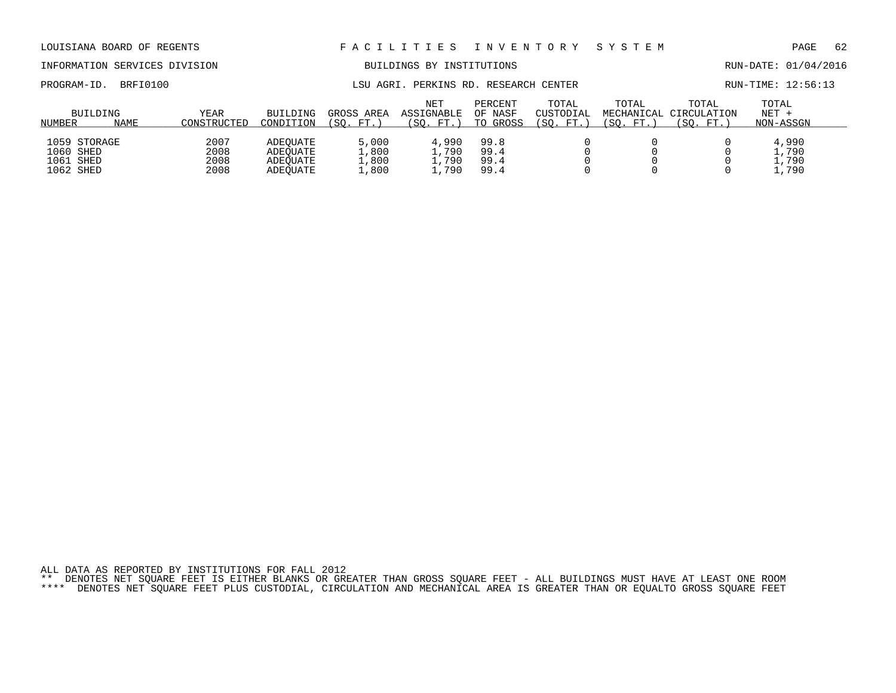LOUISIANA BOARD OF REGENTS — F A C I L I T I E S   I N V E N T O R Y   S Y S T E M

INFORMATION SERVICES DIVISION — BUILDINGS BY INSTITUTIONS — RUN-DATE: 01/04/2016

PROGRAM-ID. BRFI0100 — LSU AGRI. PERKINS RD. RESEARCH CENTER — RUN-TIME: 12:56:13

| BUILDING NUMBER | NAME | YEAR CONSTRUCTED | BUILDING CONDITION | GROSS AREA (SQ. FT.) | NET ASSIGNABLE (SQ. FT.) | PERCENT OF NASF TO GROSS | TOTAL CUSTODIAL (SQ. FT.) | TOTAL MECHANICAL (SQ. FT.) | TOTAL CIRCULATION (SQ. FT.) | TOTAL NET + NON-ASSGN |
|---|---|---|---|---|---|---|---|---|---|---|
| 1059 | STORAGE | 2007 | ADEQUATE | 5,000 | 4,990 | 99.8 | 0 | 0 | 0 | 4,990 |
| 1060 | SHED | 2008 | ADEQUATE | 1,800 | 1,790 | 99.4 | 0 | 0 | 0 | 1,790 |
| 1061 | SHED | 2008 | ADEQUATE | 1,800 | 1,790 | 99.4 | 0 | 0 | 0 | 1,790 |
| 1062 | SHED | 2008 | ADEQUATE | 1,800 | 1,790 | 99.4 | 0 | 0 | 0 | 1,790 |

ALL DATA AS REPORTED BY INSTITUTIONS FOR FALL 2012

** DENOTES NET SQUARE FEET IS EITHER BLANKS OR GREATER THAN GROSS SQUARE FEET - ALL BUILDINGS MUST HAVE AT LEAST ONE ROOM

**** DENOTES NET SQUARE FEET PLUS CUSTODIAL, CIRCULATION AND MECHANICAL AREA IS GREATER THAN OR EQUALTO GROSS SQUARE FEET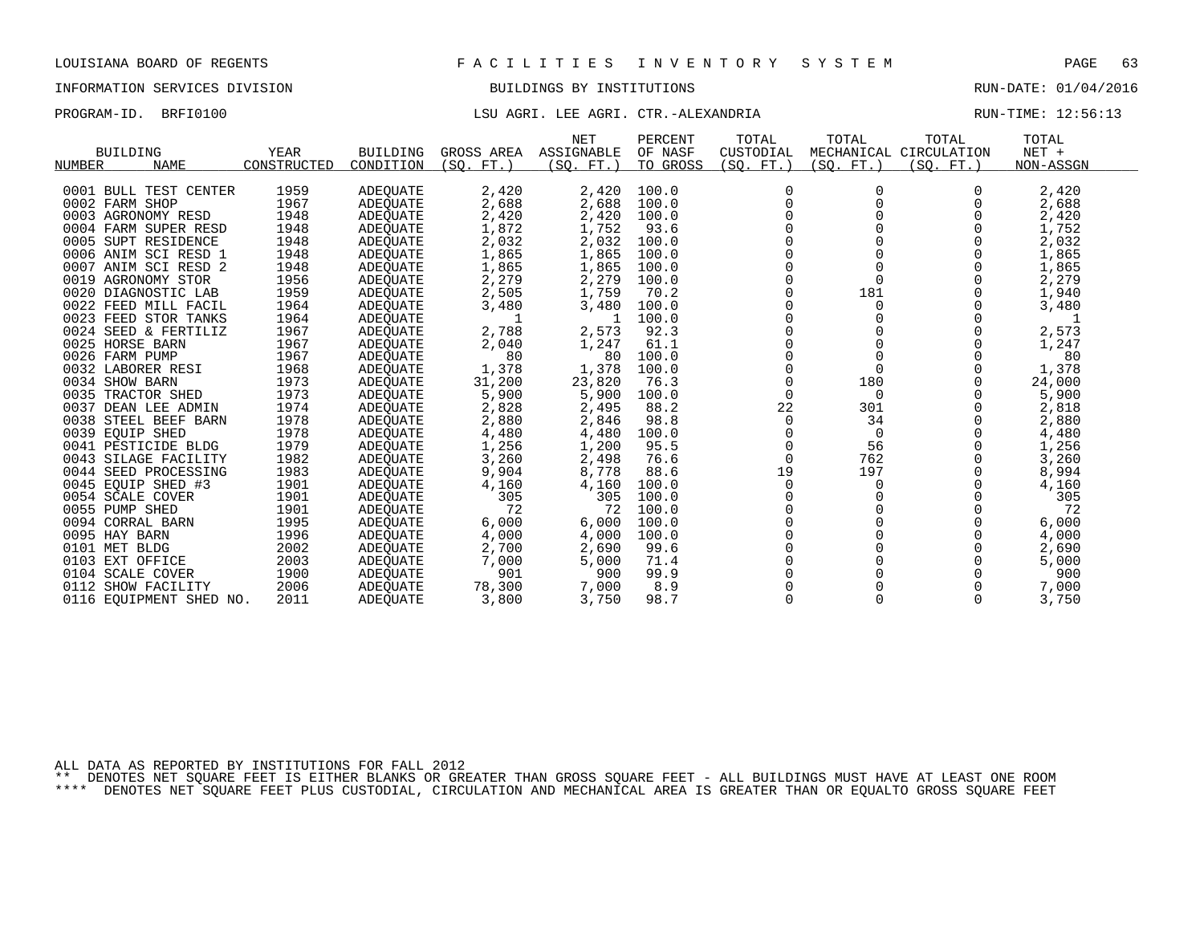LOUISIANA BOARD OF REGENTS — F A C I L I T I E S   I N V E N T O R Y   S Y S T E M

INFORMATION SERVICES DIVISION — BUILDINGS BY INSTITUTIONS — RUN-DATE: 01/04/2016

PROGRAM-ID. BRFI0100 — LSU AGRI. LEE AGRI. CTR.-ALEXANDRIA — RUN-TIME: 12:56:13

| BUILDING NUMBER | NAME | YEAR CONSTRUCTED | BUILDING CONDITION | GROSS AREA (SQ. FT.) | NET ASSIGNABLE (SQ. FT.) | PERCENT OF NASF TO GROSS | TOTAL CUSTODIAL (SQ. FT.) | TOTAL MECHANICAL (SQ. FT.) | TOTAL CIRCULATION (SQ. FT.) | TOTAL NET + NON-ASSGN |
|---|---|---|---|---|---|---|---|---|---|---|
| 0001 | BULL TEST CENTER | 1959 | ADEQUATE | 2,420 | 2,420 | 100.0 | 0 | 0 | 0 | 2,420 |
| 0002 | FARM SHOP | 1967 | ADEQUATE | 2,688 | 2,688 | 100.0 | 0 | 0 | 0 | 2,688 |
| 0003 | AGRONOMY RESD | 1948 | ADEQUATE | 2,420 | 2,420 | 100.0 | 0 | 0 | 0 | 2,420 |
| 0004 | FARM SUPER RESD | 1948 | ADEQUATE | 1,872 | 1,752 | 93.6 | 0 | 0 | 0 | 1,752 |
| 0005 | SUPT RESIDENCE | 1948 | ADEQUATE | 2,032 | 2,032 | 100.0 | 0 | 0 | 0 | 2,032 |
| 0006 | ANIM SCI RESD 1 | 1948 | ADEQUATE | 1,865 | 1,865 | 100.0 | 0 | 0 | 0 | 1,865 |
| 0007 | ANIM SCI RESD 2 | 1948 | ADEQUATE | 1,865 | 1,865 | 100.0 | 0 | 0 | 0 | 1,865 |
| 0019 | AGRONOMY STOR | 1956 | ADEQUATE | 2,279 | 2,279 | 100.0 | 0 | 0 | 0 | 2,279 |
| 0020 | DIAGNOSTIC LAB | 1959 | ADEQUATE | 2,505 | 1,759 | 70.2 | 0 | 181 | 0 | 1,940 |
| 0022 | FEED MILL FACIL | 1964 | ADEQUATE | 3,480 | 3,480 | 100.0 | 0 | 0 | 0 | 3,480 |
| 0023 | FEED STOR TANKS | 1964 | ADEQUATE | 1 | 1 | 100.0 | 0 | 0 | 0 | 1 |
| 0024 | SEED & FERTILIZ | 1967 | ADEQUATE | 2,788 | 2,573 | 92.3 | 0 | 0 | 0 | 2,573 |
| 0025 | HORSE BARN | 1967 | ADEQUATE | 2,040 | 1,247 | 61.1 | 0 | 0 | 0 | 1,247 |
| 0026 | FARM PUMP | 1967 | ADEQUATE | 80 | 80 | 100.0 | 0 | 0 | 0 | 80 |
| 0032 | LABORER RESI | 1968 | ADEQUATE | 1,378 | 1,378 | 100.0 | 0 | 0 | 0 | 1,378 |
| 0034 | SHOW BARN | 1973 | ADEQUATE | 31,200 | 23,820 | 76.3 | 0 | 180 | 0 | 24,000 |
| 0035 | TRACTOR SHED | 1973 | ADEQUATE | 5,900 | 5,900 | 100.0 | 0 | 0 | 0 | 5,900 |
| 0037 | DEAN LEE ADMIN | 1974 | ADEQUATE | 2,828 | 2,495 | 88.2 | 22 | 301 | 0 | 2,818 |
| 0038 | STEEL BEEF BARN | 1978 | ADEQUATE | 2,880 | 2,846 | 98.8 | 0 | 34 | 0 | 2,880 |
| 0039 | EQUIP SHED | 1978 | ADEQUATE | 4,480 | 4,480 | 100.0 | 0 | 0 | 0 | 4,480 |
| 0041 | PESTICIDE BLDG | 1979 | ADEQUATE | 1,256 | 1,200 | 95.5 | 0 | 56 | 0 | 1,256 |
| 0043 | SILAGE FACILITY | 1982 | ADEQUATE | 3,260 | 2,498 | 76.6 | 0 | 762 | 0 | 3,260 |
| 0044 | SEED PROCESSING | 1983 | ADEQUATE | 9,904 | 8,778 | 88.6 | 19 | 197 | 0 | 8,994 |
| 0045 | EQUIP SHED #3 | 1901 | ADEQUATE | 4,160 | 4,160 | 100.0 | 0 | 0 | 0 | 4,160 |
| 0054 | SCALE COVER | 1901 | ADEQUATE | 305 | 305 | 100.0 | 0 | 0 | 0 | 305 |
| 0055 | PUMP SHED | 1901 | ADEQUATE | 72 | 72 | 100.0 | 0 | 0 | 0 | 72 |
| 0094 | CORRAL BARN | 1995 | ADEQUATE | 6,000 | 6,000 | 100.0 | 0 | 0 | 0 | 6,000 |
| 0095 | HAY BARN | 1996 | ADEQUATE | 4,000 | 4,000 | 100.0 | 0 | 0 | 0 | 4,000 |
| 0101 | MET BLDG | 2002 | ADEQUATE | 2,700 | 2,690 | 99.6 | 0 | 0 | 0 | 2,690 |
| 0103 | EXT OFFICE | 2003 | ADEQUATE | 7,000 | 5,000 | 71.4 | 0 | 0 | 0 | 5,000 |
| 0104 | SCALE COVER | 1900 | ADEQUATE | 901 | 900 | 99.9 | 0 | 0 | 0 | 900 |
| 0112 | SHOW FACILITY | 2006 | ADEQUATE | 78,300 | 7,000 | 8.9 | 0 | 0 | 0 | 7,000 |
| 0116 | EQUIPMENT SHED NO. | 2011 | ADEQUATE | 3,800 | 3,750 | 98.7 | 0 | 0 | 0 | 3,750 |

ALL DATA AS REPORTED BY INSTITUTIONS FOR FALL 2012

** DENOTES NET SQUARE FEET IS EITHER BLANKS OR GREATER THAN GROSS SQUARE FEET - ALL BUILDINGS MUST HAVE AT LEAST ONE ROOM

**** DENOTES NET SQUARE FEET PLUS CUSTODIAL, CIRCULATION AND MECHANICAL AREA IS GREATER THAN OR EQUALTO GROSS SQUARE FEET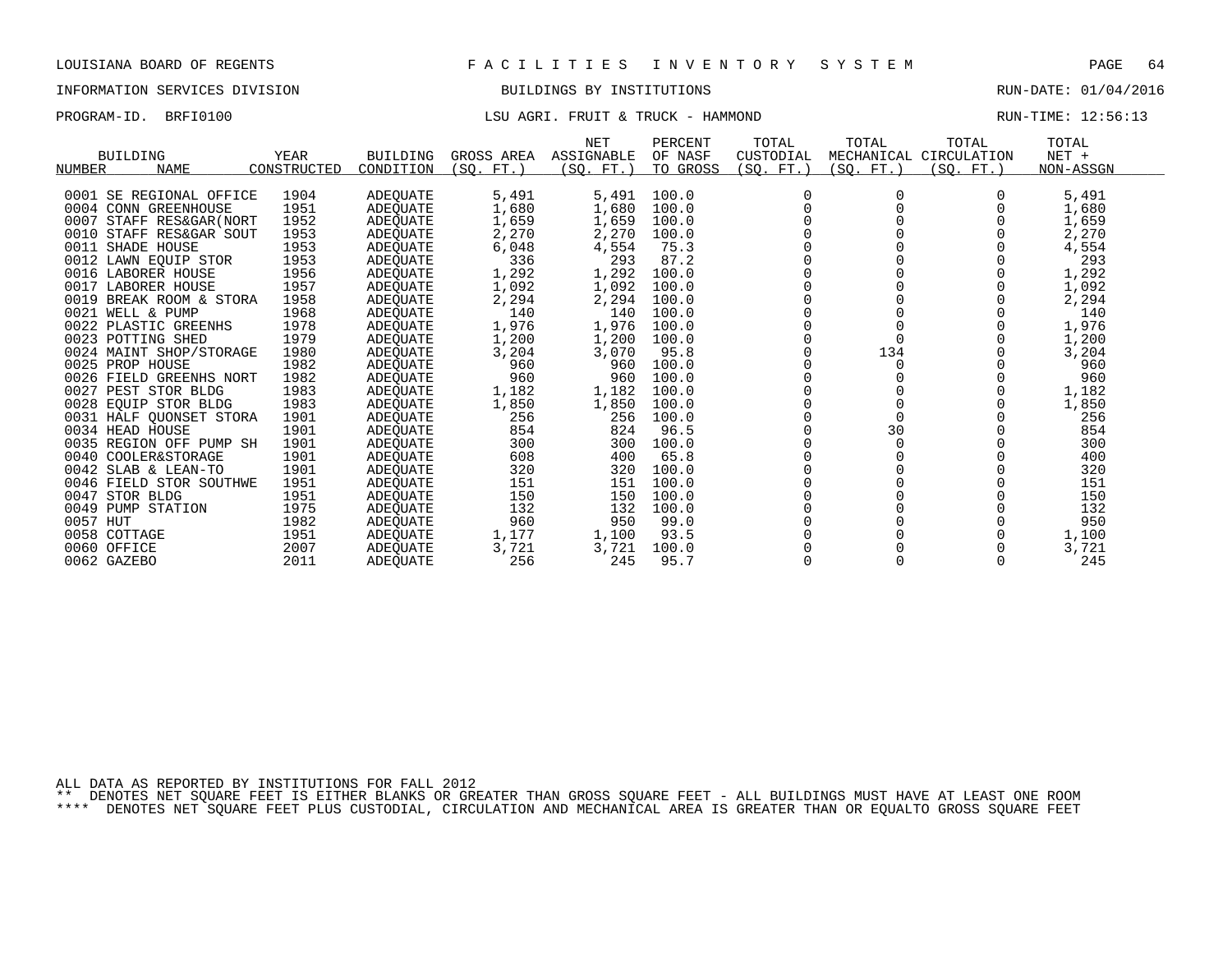LOUISIANA BOARD OF REGENTS — FACILITIES INVENTORY SYSTEM

INFORMATION SERVICES DIVISION — BUILDINGS BY INSTITUTIONS — RUN-DATE: 01/04/2016

PROGRAM-ID. BRFI0100 — LSU AGRI. FRUIT & TRUCK - HAMMOND — RUN-TIME: 12:56:13

| BUILDING NUMBER | NAME | YEAR CONSTRUCTED | BUILDING CONDITION | GROSS AREA (SQ. FT.) | NET ASSIGNABLE (SQ. FT.) | PERCENT OF NASF TO GROSS | TOTAL CUSTODIAL (SQ. FT.) | TOTAL MECHANICAL (SQ. FT.) | TOTAL CIRCULATION (SQ. FT.) | TOTAL NET + NON-ASSGN |
|---|---|---|---|---|---|---|---|---|---|---|
| 0001 | SE REGIONAL OFFICE | 1904 | ADEQUATE | 5,491 | 5,491 | 100.0 | 0 | 0 | 0 | 5,491 |
| 0004 | CONN GREENHOUSE | 1951 | ADEQUATE | 1,680 | 1,680 | 100.0 | 0 | 0 | 0 | 1,680 |
| 0007 | STAFF RES&GAR(NORT | 1952 | ADEQUATE | 1,659 | 1,659 | 100.0 | 0 | 0 | 0 | 1,659 |
| 0010 | STAFF RES&GAR SOUT | 1953 | ADEQUATE | 2,270 | 2,270 | 100.0 | 0 | 0 | 0 | 2,270 |
| 0011 | SHADE HOUSE | 1953 | ADEQUATE | 6,048 | 4,554 | 75.3 | 0 | 0 | 0 | 4,554 |
| 0012 | LAWN EQUIP STOR | 1953 | ADEQUATE | 336 | 293 | 87.2 | 0 | 0 | 0 | 293 |
| 0016 | LABORER HOUSE | 1956 | ADEQUATE | 1,292 | 1,292 | 100.0 | 0 | 0 | 0 | 1,292 |
| 0017 | LABORER HOUSE | 1957 | ADEQUATE | 1,092 | 1,092 | 100.0 | 0 | 0 | 0 | 1,092 |
| 0019 | BREAK ROOM & STORA | 1958 | ADEQUATE | 2,294 | 2,294 | 100.0 | 0 | 0 | 0 | 2,294 |
| 0021 | WELL & PUMP | 1968 | ADEQUATE | 140 | 140 | 100.0 | 0 | 0 | 0 | 140 |
| 0022 | PLASTIC GREENHS | 1978 | ADEQUATE | 1,976 | 1,976 | 100.0 | 0 | 0 | 0 | 1,976 |
| 0023 | POTTING SHED | 1979 | ADEQUATE | 1,200 | 1,200 | 100.0 | 0 | 0 | 0 | 1,200 |
| 0024 | MAINT SHOP/STORAGE | 1980 | ADEQUATE | 3,204 | 3,070 | 95.8 | 0 | 134 | 0 | 3,204 |
| 0025 | PROP HOUSE | 1982 | ADEQUATE | 960 | 960 | 100.0 | 0 | 0 | 0 | 960 |
| 0026 | FIELD GREENHS NORT | 1982 | ADEQUATE | 960 | 960 | 100.0 | 0 | 0 | 0 | 960 |
| 0027 | PEST STOR BLDG | 1983 | ADEQUATE | 1,182 | 1,182 | 100.0 | 0 | 0 | 0 | 1,182 |
| 0028 | EQUIP STOR BLDG | 1983 | ADEQUATE | 1,850 | 1,850 | 100.0 | 0 | 0 | 0 | 1,850 |
| 0031 | HALF QUONSET STORA | 1901 | ADEQUATE | 256 | 256 | 100.0 | 0 | 0 | 0 | 256 |
| 0034 | HEAD HOUSE | 1901 | ADEQUATE | 854 | 824 | 96.5 | 0 | 30 | 0 | 854 |
| 0035 | REGION OFF PUMP SH | 1901 | ADEQUATE | 300 | 300 | 100.0 | 0 | 0 | 0 | 300 |
| 0040 | COOLER&STORAGE | 1901 | ADEQUATE | 608 | 400 | 65.8 | 0 | 0 | 0 | 400 |
| 0042 | SLAB & LEAN-TO | 1901 | ADEQUATE | 320 | 320 | 100.0 | 0 | 0 | 0 | 320 |
| 0046 | FIELD STOR SOUTHWE | 1951 | ADEQUATE | 151 | 151 | 100.0 | 0 | 0 | 0 | 151 |
| 0047 | STOR BLDG | 1951 | ADEQUATE | 150 | 150 | 100.0 | 0 | 0 | 0 | 150 |
| 0049 | PUMP STATION | 1975 | ADEQUATE | 132 | 132 | 100.0 | 0 | 0 | 0 | 132 |
| 0057 | HUT | 1982 | ADEQUATE | 960 | 950 | 99.0 | 0 | 0 | 0 | 950 |
| 0058 | COTTAGE | 1951 | ADEQUATE | 1,177 | 1,100 | 93.5 | 0 | 0 | 0 | 1,100 |
| 0060 | OFFICE | 2007 | ADEQUATE | 3,721 | 3,721 | 100.0 | 0 | 0 | 0 | 3,721 |
| 0062 | GAZEBO | 2011 | ADEQUATE | 256 | 245 | 95.7 | 0 | 0 | 0 | 245 |

ALL DATA AS REPORTED BY INSTITUTIONS FOR FALL 2012

** DENOTES NET SQUARE FEET IS EITHER BLANKS OR GREATER THAN GROSS SQUARE FEET - ALL BUILDINGS MUST HAVE AT LEAST ONE ROOM

**** DENOTES NET SQUARE FEET PLUS CUSTODIAL, CIRCULATION AND MECHANICAL AREA IS GREATER THAN OR EQUALTO GROSS SQUARE FEET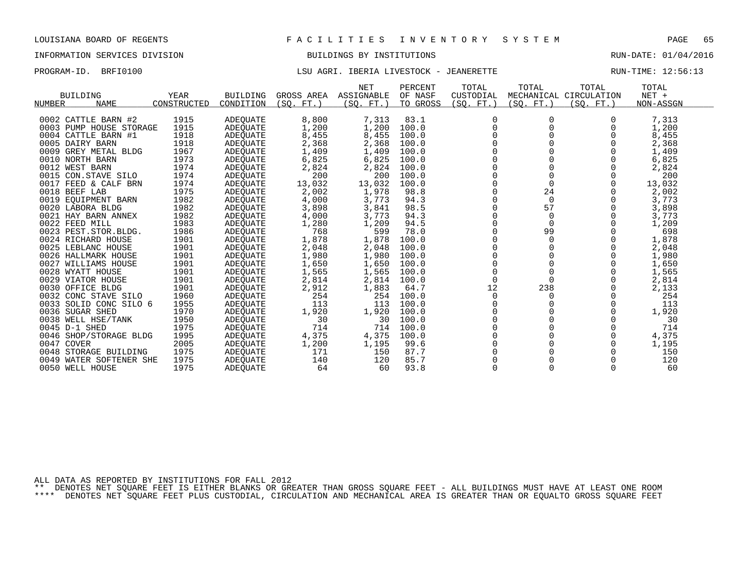LOUISIANA BOARD OF REGENTS — FACILITIES INVENTORY SYSTEM

INFORMATION SERVICES DIVISION — BUILDINGS BY INSTITUTIONS — RUN-DATE: 01/04/2016

PROGRAM-ID. BRFI0100 — LSU AGRI. IBERIA LIVESTOCK - JEANERETTE — RUN-TIME: 12:56:13

| BUILDING NUMBER | NAME | YEAR CONSTRUCTED | BUILDING CONDITION | GROSS AREA (SQ. FT.) | NET ASSIGNABLE (SQ. FT.) | PERCENT OF NASF TO GROSS | TOTAL CUSTODIAL (SQ. FT.) | TOTAL MECHANICAL (SQ. FT.) | TOTAL CIRCULATION (SQ. FT.) | TOTAL NET + NON-ASSGN |
|---|---|---|---|---|---|---|---|---|---|---|
| 0002 | CATTLE BARN #2 | 1915 | ADEQUATE | 8,800 | 7,313 | 83.1 | 0 | 0 | 0 | 7,313 |
| 0003 | PUMP HOUSE STORAGE | 1915 | ADEQUATE | 1,200 | 1,200 | 100.0 | 0 | 0 | 0 | 1,200 |
| 0004 | CATTLE BARN #1 | 1918 | ADEQUATE | 8,455 | 8,455 | 100.0 | 0 | 0 | 0 | 8,455 |
| 0005 | DAIRY BARN | 1918 | ADEQUATE | 2,368 | 2,368 | 100.0 | 0 | 0 | 0 | 2,368 |
| 0009 | GREY METAL BLDG | 1967 | ADEQUATE | 1,409 | 1,409 | 100.0 | 0 | 0 | 0 | 1,409 |
| 0010 | NORTH BARN | 1973 | ADEQUATE | 6,825 | 6,825 | 100.0 | 0 | 0 | 0 | 6,825 |
| 0012 | WEST BARN | 1974 | ADEQUATE | 2,824 | 2,824 | 100.0 | 0 | 0 | 0 | 2,824 |
| 0015 | CON.STAVE SILO | 1974 | ADEQUATE | 200 | 200 | 100.0 | 0 | 0 | 0 | 200 |
| 0017 | FEED & CALF BRN | 1974 | ADEQUATE | 13,032 | 13,032 | 100.0 | 0 | 0 | 0 | 13,032 |
| 0018 | BEEF LAB | 1975 | ADEQUATE | 2,002 | 1,978 | 98.8 | 0 | 24 | 0 | 2,002 |
| 0019 | EQUIPMENT BARN | 1982 | ADEQUATE | 4,000 | 3,773 | 94.3 | 0 | 0 | 0 | 3,773 |
| 0020 | LABORA BLDG | 1982 | ADEQUATE | 3,898 | 3,841 | 98.5 | 0 | 57 | 0 | 3,898 |
| 0021 | HAY BARN ANNEX | 1982 | ADEQUATE | 4,000 | 3,773 | 94.3 | 0 | 0 | 0 | 3,773 |
| 0022 | FEED MILL | 1983 | ADEQUATE | 1,280 | 1,209 | 94.5 | 0 | 0 | 0 | 1,209 |
| 0023 | PEST.STOR.BLDG. | 1986 | ADEQUATE | 768 | 599 | 78.0 | 0 | 99 | 0 | 698 |
| 0024 | RICHARD HOUSE | 1901 | ADEQUATE | 1,878 | 1,878 | 100.0 | 0 | 0 | 0 | 1,878 |
| 0025 | LEBLANC HOUSE | 1901 | ADEQUATE | 2,048 | 2,048 | 100.0 | 0 | 0 | 0 | 2,048 |
| 0026 | HALLMARK HOUSE | 1901 | ADEQUATE | 1,980 | 1,980 | 100.0 | 0 | 0 | 0 | 1,980 |
| 0027 | WILLIAMS HOUSE | 1901 | ADEQUATE | 1,650 | 1,650 | 100.0 | 0 | 0 | 0 | 1,650 |
| 0028 | WYATT HOUSE | 1901 | ADEQUATE | 1,565 | 1,565 | 100.0 | 0 | 0 | 0 | 1,565 |
| 0029 | VIATOR HOUSE | 1901 | ADEQUATE | 2,814 | 2,814 | 100.0 | 0 | 0 | 0 | 2,814 |
| 0030 | OFFICE BLDG | 1901 | ADEQUATE | 2,912 | 1,883 | 64.7 | 12 | 238 | 0 | 2,133 |
| 0032 | CONC STAVE SILO | 1960 | ADEQUATE | 254 | 254 | 100.0 | 0 | 0 | 0 | 254 |
| 0033 | SOLID CONC SILO 6 | 1955 | ADEQUATE | 113 | 113 | 100.0 | 0 | 0 | 0 | 113 |
| 0036 | SUGAR SHED | 1970 | ADEQUATE | 1,920 | 1,920 | 100.0 | 0 | 0 | 0 | 1,920 |
| 0038 | WELL HSE/TANK | 1950 | ADEQUATE | 30 | 30 | 100.0 | 0 | 0 | 0 | 30 |
| 0045 | D-1 SHED | 1975 | ADEQUATE | 714 | 714 | 100.0 | 0 | 0 | 0 | 714 |
| 0046 | SHOP/STORAGE BLDG | 1995 | ADEQUATE | 4,375 | 4,375 | 100.0 | 0 | 0 | 0 | 4,375 |
| 0047 | COVER | 2005 | ADEQUATE | 1,200 | 1,195 | 99.6 | 0 | 0 | 0 | 1,195 |
| 0048 | STORAGE BUILDING | 1975 | ADEQUATE | 171 | 150 | 87.7 | 0 | 0 | 0 | 150 |
| 0049 | WATER SOFTENER SHE | 1975 | ADEQUATE | 140 | 120 | 85.7 | 0 | 0 | 0 | 120 |
| 0050 | WELL HOUSE | 1975 | ADEQUATE | 64 | 60 | 93.8 | 0 | 0 | 0 | 60 |

ALL DATA AS REPORTED BY INSTITUTIONS FOR FALL 2012

** DENOTES NET SQUARE FEET IS EITHER BLANKS OR GREATER THAN GROSS SQUARE FEET - ALL BUILDINGS MUST HAVE AT LEAST ONE ROOM

**** DENOTES NET SQUARE FEET PLUS CUSTODIAL, CIRCULATION AND MECHANICAL AREA IS GREATER THAN OR EQUALTO GROSS SQUARE FEET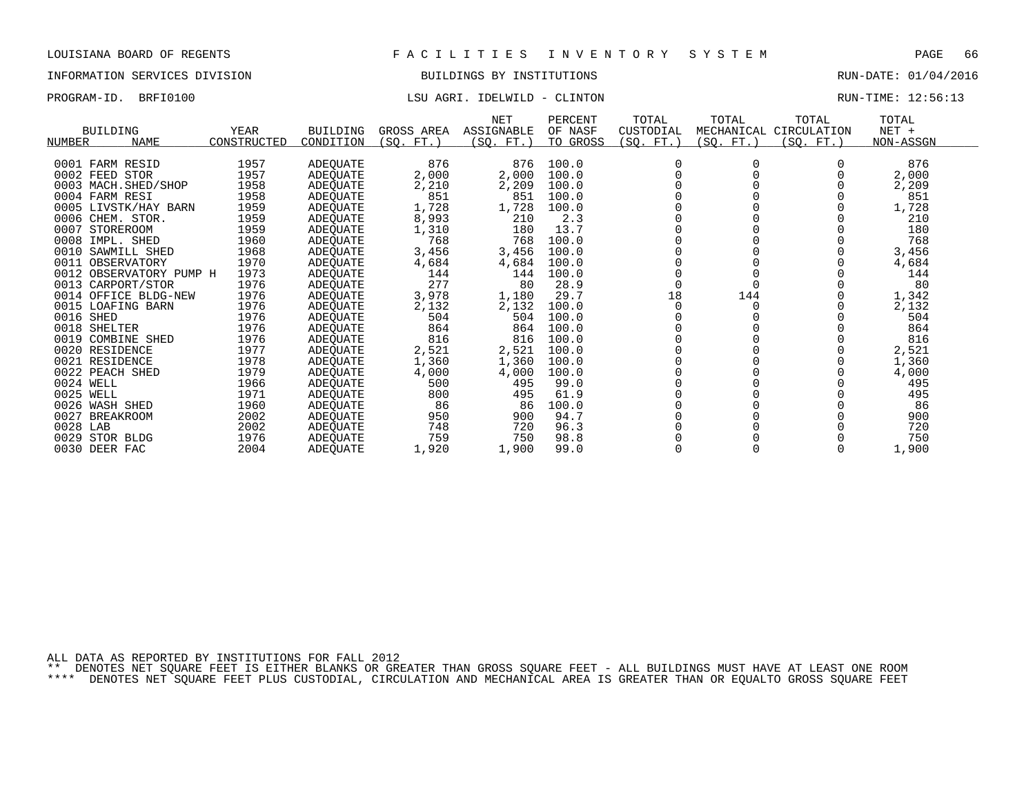LOUISIANA BOARD OF REGENTS — FACILITIES INVENTORY SYSTEM

INFORMATION SERVICES DIVISION — BUILDINGS BY INSTITUTIONS — RUN-DATE: 01/04/2016

PROGRAM-ID. BRFI0100 — LSU AGRI. IDELWILD - CLINTON — RUN-TIME: 12:56:13

| BUILDING NUMBER | BUILDING NAME | YEAR CONSTRUCTED | BUILDING CONDITION | GROSS AREA (SQ. FT.) | NET ASSIGNABLE (SQ. FT.) | PERCENT OF NASF TO GROSS | TOTAL CUSTODIAL (SQ. FT.) | TOTAL MECHANICAL (SQ. FT.) | TOTAL CIRCULATION (SQ. FT.) | TOTAL NET + NON-ASSGN |
|---|---|---|---|---|---|---|---|---|---|---|
| 0001 | FARM RESID | 1957 | ADEQUATE | 876 | 876 | 100.0 | 0 | 0 | 0 | 876 |
| 0002 | FEED STOR | 1957 | ADEQUATE | 2,000 | 2,000 | 100.0 | 0 | 0 | 0 | 2,000 |
| 0003 | MACH.SHED/SHOP | 1958 | ADEQUATE | 2,210 | 2,209 | 100.0 | 0 | 0 | 0 | 2,209 |
| 0004 | FARM RESI | 1958 | ADEQUATE | 851 | 851 | 100.0 | 0 | 0 | 0 | 851 |
| 0005 | LIVSTK/HAY BARN | 1959 | ADEQUATE | 1,728 | 1,728 | 100.0 | 0 | 0 | 0 | 1,728 |
| 0006 | CHEM. STOR. | 1959 | ADEQUATE | 8,993 | 210 | 2.3 | 0 | 0 | 0 | 210 |
| 0007 | STOREROOM | 1959 | ADEQUATE | 1,310 | 180 | 13.7 | 0 | 0 | 0 | 180 |
| 0008 | IMPL. SHED | 1960 | ADEQUATE | 768 | 768 | 100.0 | 0 | 0 | 0 | 768 |
| 0010 | SAWMILL SHED | 1968 | ADEQUATE | 3,456 | 3,456 | 100.0 | 0 | 0 | 0 | 3,456 |
| 0011 | OBSERVATORY | 1970 | ADEQUATE | 4,684 | 4,684 | 100.0 | 0 | 0 | 0 | 4,684 |
| 0012 | OBSERVATORY PUMP H | 1973 | ADEQUATE | 144 | 144 | 100.0 | 0 | 0 | 0 | 144 |
| 0013 | CARPORT/STOR | 1976 | ADEQUATE | 277 | 80 | 28.9 | 0 | 0 | 0 | 80 |
| 0014 | OFFICE BLDG-NEW | 1976 | ADEQUATE | 3,978 | 1,180 | 29.7 | 18 | 144 | 0 | 1,342 |
| 0015 | LOAFING BARN | 1976 | ADEQUATE | 2,132 | 2,132 | 100.0 | 0 | 0 | 0 | 2,132 |
| 0016 | SHED | 1976 | ADEQUATE | 504 | 504 | 100.0 | 0 | 0 | 0 | 504 |
| 0018 | SHELTER | 1976 | ADEQUATE | 864 | 864 | 100.0 | 0 | 0 | 0 | 864 |
| 0019 | COMBINE SHED | 1976 | ADEQUATE | 816 | 816 | 100.0 | 0 | 0 | 0 | 816 |
| 0020 | RESIDENCE | 1977 | ADEQUATE | 2,521 | 2,521 | 100.0 | 0 | 0 | 0 | 2,521 |
| 0021 | RESIDENCE | 1978 | ADEQUATE | 1,360 | 1,360 | 100.0 | 0 | 0 | 0 | 1,360 |
| 0022 | PEACH SHED | 1979 | ADEQUATE | 4,000 | 4,000 | 100.0 | 0 | 0 | 0 | 4,000 |
| 0024 | WELL | 1966 | ADEQUATE | 500 | 495 | 99.0 | 0 | 0 | 0 | 495 |
| 0025 | WELL | 1971 | ADEQUATE | 800 | 495 | 61.9 | 0 | 0 | 0 | 495 |
| 0026 | WASH SHED | 1960 | ADEQUATE | 86 | 86 | 100.0 | 0 | 0 | 0 | 86 |
| 0027 | BREAKROOM | 2002 | ADEQUATE | 950 | 900 | 94.7 | 0 | 0 | 0 | 900 |
| 0028 | LAB | 2002 | ADEQUATE | 748 | 720 | 96.3 | 0 | 0 | 0 | 720 |
| 0029 | STOR BLDG | 1976 | ADEQUATE | 759 | 750 | 98.8 | 0 | 0 | 0 | 750 |
| 0030 | DEER FAC | 2004 | ADEQUATE | 1,920 | 1,900 | 99.0 | 0 | 0 | 0 | 1,900 |

ALL DATA AS REPORTED BY INSTITUTIONS FOR FALL 2012

** DENOTES NET SQUARE FEET IS EITHER BLANKS OR GREATER THAN GROSS SQUARE FEET - ALL BUILDINGS MUST HAVE AT LEAST ONE ROOM

**** DENOTES NET SQUARE FEET PLUS CUSTODIAL, CIRCULATION AND MECHANICAL AREA IS GREATER THAN OR EQUALTO GROSS SQUARE FEET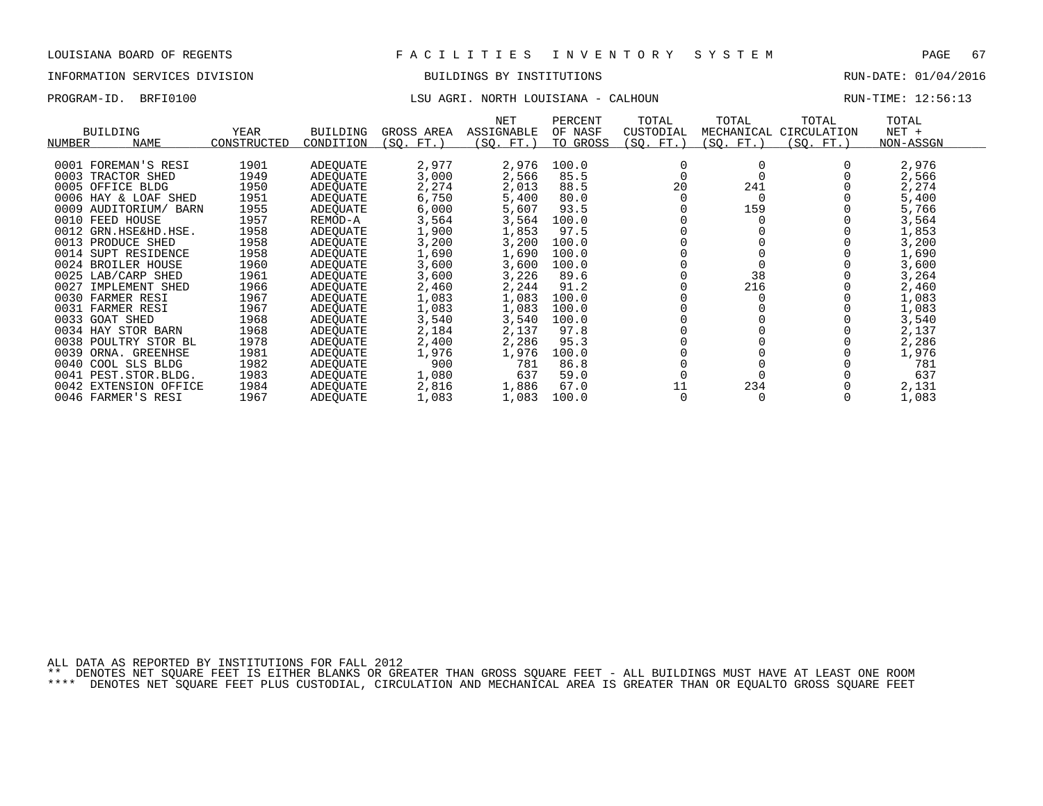LOUISIANA BOARD OF REGENTS — F A C I L I T I E S   I N V E N T O R Y   S Y S T E M

INFORMATION SERVICES DIVISION — BUILDINGS BY INSTITUTIONS — RUN-DATE: 01/04/2016

PROGRAM-ID. BRFI0100 — LSU AGRI. NORTH LOUISIANA - CALHOUN — RUN-TIME: 12:56:13

| BUILDING NUMBER | NAME | YEAR CONSTRUCTED | BUILDING CONDITION | GROSS AREA (SQ. FT.) | NET ASSIGNABLE (SQ. FT.) | PERCENT OF NASF TO GROSS | TOTAL CUSTODIAL (SQ. FT.) | TOTAL MECHANICAL (SQ. FT.) | TOTAL CIRCULATION (SQ. FT.) | TOTAL NET + NON-ASSGN |
|---|---|---|---|---|---|---|---|---|---|---|
| 0001 | FOREMAN'S RESI | 1901 | ADEQUATE | 2,977 | 2,976 | 100.0 | 0 | 0 | 0 | 2,976 |
| 0003 | TRACTOR SHED | 1949 | ADEQUATE | 3,000 | 2,566 | 85.5 | 0 | 0 | 0 | 2,566 |
| 0005 | OFFICE BLDG | 1950 | ADEQUATE | 2,274 | 2,013 | 88.5 | 20 | 241 | 0 | 2,274 |
| 0006 | HAY & LOAF SHED | 1951 | ADEQUATE | 6,750 | 5,400 | 80.0 | 0 | 0 | 0 | 5,400 |
| 0009 | AUDITORIUM/ BARN | 1955 | ADEQUATE | 6,000 | 5,607 | 93.5 | 0 | 159 | 0 | 5,766 |
| 0010 | FEED HOUSE | 1957 | REMOD-A | 3,564 | 3,564 | 100.0 | 0 | 0 | 0 | 3,564 |
| 0012 | GRN.HSE&HD.HSE. | 1958 | ADEQUATE | 1,900 | 1,853 | 97.5 | 0 | 0 | 0 | 1,853 |
| 0013 | PRODUCE SHED | 1958 | ADEQUATE | 3,200 | 3,200 | 100.0 | 0 | 0 | 0 | 3,200 |
| 0014 | SUPT RESIDENCE | 1958 | ADEQUATE | 1,690 | 1,690 | 100.0 | 0 | 0 | 0 | 1,690 |
| 0024 | BROILER HOUSE | 1960 | ADEQUATE | 3,600 | 3,600 | 100.0 | 0 | 0 | 0 | 3,600 |
| 0025 | LAB/CARP SHED | 1961 | ADEQUATE | 3,600 | 3,226 | 89.6 | 0 | 38 | 0 | 3,264 |
| 0027 | IMPLEMENT SHED | 1966 | ADEQUATE | 2,460 | 2,244 | 91.2 | 0 | 216 | 0 | 2,460 |
| 0030 | FARMER RESI | 1967 | ADEQUATE | 1,083 | 1,083 | 100.0 | 0 | 0 | 0 | 1,083 |
| 0031 | FARMER RESI | 1967 | ADEQUATE | 1,083 | 1,083 | 100.0 | 0 | 0 | 0 | 1,083 |
| 0033 | GOAT SHED | 1968 | ADEQUATE | 3,540 | 3,540 | 100.0 | 0 | 0 | 0 | 3,540 |
| 0034 | HAY STOR BARN | 1968 | ADEQUATE | 2,184 | 2,137 | 97.8 | 0 | 0 | 0 | 2,137 |
| 0038 | POULTRY STOR BL | 1978 | ADEQUATE | 2,400 | 2,286 | 95.3 | 0 | 0 | 0 | 2,286 |
| 0039 | ORNA. GREENHSE | 1981 | ADEQUATE | 1,976 | 1,976 | 100.0 | 0 | 0 | 0 | 1,976 |
| 0040 | COOL SLS BLDG | 1982 | ADEQUATE | 900 | 781 | 86.8 | 0 | 0 | 0 | 781 |
| 0041 | PEST.STOR.BLDG. | 1983 | ADEQUATE | 1,080 | 637 | 59.0 | 0 | 0 | 0 | 637 |
| 0042 | EXTENSION OFFICE | 1984 | ADEQUATE | 2,816 | 1,886 | 67.0 | 11 | 234 | 0 | 2,131 |
| 0046 | FARMER'S RESI | 1967 | ADEQUATE | 1,083 | 1,083 | 100.0 | 0 | 0 | 0 | 1,083 |

ALL DATA AS REPORTED BY INSTITUTIONS FOR FALL 2012

** DENOTES NET SQUARE FEET IS EITHER BLANKS OR GREATER THAN GROSS SQUARE FEET - ALL BUILDINGS MUST HAVE AT LEAST ONE ROOM

**** DENOTES NET SQUARE FEET PLUS CUSTODIAL, CIRCULATION AND MECHANICAL AREA IS GREATER THAN OR EQUALTO GROSS SQUARE FEET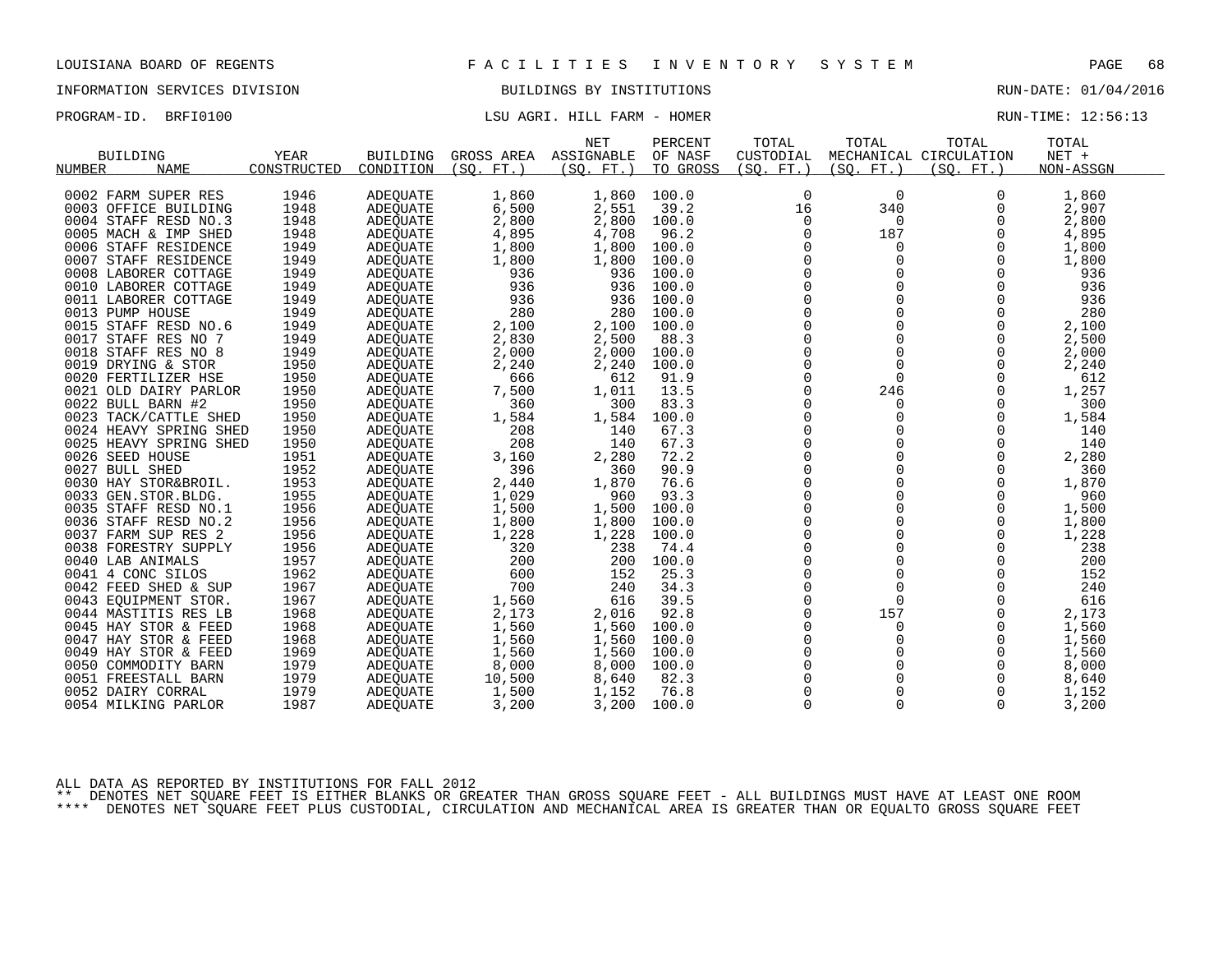LOUISIANA BOARD OF REGENTS — F A C I L I T I E S   I N V E N T O R Y   S Y S T E M

INFORMATION SERVICES DIVISION — BUILDINGS BY INSTITUTIONS — RUN-DATE: 01/04/2016

PROGRAM-ID. BRFI0100 — LSU AGRI. HILL FARM - HOMER — RUN-TIME: 12:56:13

| BUILDING NUMBER | NAME | YEAR CONSTRUCTED | BUILDING CONDITION | GROSS AREA (SQ. FT.) | NET ASSIGNABLE (SQ. FT.) | PERCENT OF NASF TO GROSS | TOTAL CUSTODIAL (SQ. FT.) | TOTAL MECHANICAL (SQ. FT.) | TOTAL CIRCULATION (SQ. FT.) | TOTAL NET + NON-ASSGN |
|---|---|---|---|---|---|---|---|---|---|---|
| 0002 | FARM SUPER RES | 1946 | ADEQUATE | 1,860 | 1,860 | 100.0 | 0 | 0 | 0 | 1,860 |
| 0003 | OFFICE BUILDING | 1948 | ADEQUATE | 6,500 | 2,551 | 39.2 | 16 | 340 | 0 | 2,907 |
| 0004 | STAFF RESD NO.3 | 1948 | ADEQUATE | 2,800 | 2,800 | 100.0 | 0 | 0 | 0 | 2,800 |
| 0005 | MACH & IMP SHED | 1948 | ADEQUATE | 4,895 | 4,708 | 96.2 | 0 | 187 | 0 | 4,895 |
| 0006 | STAFF RESIDENCE | 1949 | ADEQUATE | 1,800 | 1,800 | 100.0 | 0 | 0 | 0 | 1,800 |
| 0007 | STAFF RESIDENCE | 1949 | ADEQUATE | 1,800 | 1,800 | 100.0 | 0 | 0 | 0 | 1,800 |
| 0008 | LABORER COTTAGE | 1949 | ADEQUATE | 936 | 936 | 100.0 | 0 | 0 | 0 | 936 |
| 0010 | LABORER COTTAGE | 1949 | ADEQUATE | 936 | 936 | 100.0 | 0 | 0 | 0 | 936 |
| 0011 | LABORER COTTAGE | 1949 | ADEQUATE | 936 | 936 | 100.0 | 0 | 0 | 0 | 936 |
| 0013 | PUMP HOUSE | 1949 | ADEQUATE | 280 | 280 | 100.0 | 0 | 0 | 0 | 280 |
| 0015 | STAFF RESD NO.6 | 1949 | ADEQUATE | 2,100 | 2,100 | 100.0 | 0 | 0 | 0 | 2,100 |
| 0017 | STAFF RES NO 7 | 1949 | ADEQUATE | 2,830 | 2,500 | 88.3 | 0 | 0 | 0 | 2,500 |
| 0018 | STAFF RES NO 8 | 1949 | ADEQUATE | 2,000 | 2,000 | 100.0 | 0 | 0 | 0 | 2,000 |
| 0019 | DRYING & STOR | 1950 | ADEQUATE | 2,240 | 2,240 | 100.0 | 0 | 0 | 0 | 2,240 |
| 0020 | FERTILIZER HSE | 1950 | ADEQUATE | 666 | 612 | 91.9 | 0 | 0 | 0 | 612 |
| 0021 | OLD DAIRY PARLOR | 1950 | ADEQUATE | 7,500 | 1,011 | 13.5 | 0 | 246 | 0 | 1,257 |
| 0022 | BULL BARN #2 | 1950 | ADEQUATE | 360 | 300 | 83.3 | 0 | 0 | 0 | 300 |
| 0023 | TACK/CATTLE SHED | 1950 | ADEQUATE | 1,584 | 1,584 | 100.0 | 0 | 0 | 0 | 1,584 |
| 0024 | HEAVY SPRING SHED | 1950 | ADEQUATE | 208 | 140 | 67.3 | 0 | 0 | 0 | 140 |
| 0025 | HEAVY SPRING SHED | 1950 | ADEQUATE | 208 | 140 | 67.3 | 0 | 0 | 0 | 140 |
| 0026 | SEED HOUSE | 1951 | ADEQUATE | 3,160 | 2,280 | 72.2 | 0 | 0 | 0 | 2,280 |
| 0027 | BULL SHED | 1952 | ADEQUATE | 396 | 360 | 90.9 | 0 | 0 | 0 | 360 |
| 0030 | HAY STOR&BROIL. | 1953 | ADEQUATE | 2,440 | 1,870 | 76.6 | 0 | 0 | 0 | 1,870 |
| 0033 | GEN.STOR.BLDG. | 1955 | ADEQUATE | 1,029 | 960 | 93.3 | 0 | 0 | 0 | 960 |
| 0035 | STAFF RESD NO.1 | 1956 | ADEQUATE | 1,500 | 1,500 | 100.0 | 0 | 0 | 0 | 1,500 |
| 0036 | STAFF RESD NO.2 | 1956 | ADEQUATE | 1,800 | 1,800 | 100.0 | 0 | 0 | 0 | 1,800 |
| 0037 | FARM SUP RES 2 | 1956 | ADEQUATE | 1,228 | 1,228 | 100.0 | 0 | 0 | 0 | 1,228 |
| 0038 | FORESTRY SUPPLY | 1956 | ADEQUATE | 320 | 238 | 74.4 | 0 | 0 | 0 | 238 |
| 0040 | LAB ANIMALS | 1957 | ADEQUATE | 200 | 200 | 100.0 | 0 | 0 | 0 | 200 |
| 0041 | 4 CONC SILOS | 1962 | ADEQUATE | 600 | 152 | 25.3 | 0 | 0 | 0 | 152 |
| 0042 | FEED SHED & SUP | 1967 | ADEQUATE | 700 | 240 | 34.3 | 0 | 0 | 0 | 240 |
| 0043 | EQUIPMENT STOR. | 1967 | ADEQUATE | 1,560 | 616 | 39.5 | 0 | 0 | 0 | 616 |
| 0044 | MASTITIS RES LB | 1968 | ADEQUATE | 2,173 | 2,016 | 92.8 | 0 | 157 | 0 | 2,173 |
| 0045 | HAY STOR & FEED | 1968 | ADEQUATE | 1,560 | 1,560 | 100.0 | 0 | 0 | 0 | 1,560 |
| 0047 | HAY STOR & FEED | 1968 | ADEQUATE | 1,560 | 1,560 | 100.0 | 0 | 0 | 0 | 1,560 |
| 0049 | HAY STOR & FEED | 1969 | ADEQUATE | 1,560 | 1,560 | 100.0 | 0 | 0 | 0 | 1,560 |
| 0050 | COMMODITY BARN | 1979 | ADEQUATE | 8,000 | 8,000 | 100.0 | 0 | 0 | 0 | 8,000 |
| 0051 | FREESTALL BARN | 1979 | ADEQUATE | 10,500 | 8,640 | 82.3 | 0 | 0 | 0 | 8,640 |
| 0052 | DAIRY CORRAL | 1979 | ADEQUATE | 1,500 | 1,152 | 76.8 | 0 | 0 | 0 | 1,152 |
| 0054 | MILKING PARLOR | 1987 | ADEQUATE | 3,200 | 3,200 | 100.0 | 0 | 0 | 0 | 3,200 |

ALL DATA AS REPORTED BY INSTITUTIONS FOR FALL 2012

** DENOTES NET SQUARE FEET IS EITHER BLANKS OR GREATER THAN GROSS SQUARE FEET - ALL BUILDINGS MUST HAVE AT LEAST ONE ROOM

**** DENOTES NET SQUARE FEET PLUS CUSTODIAL, CIRCULATION AND MECHANICAL AREA IS GREATER THAN OR EQUALTO GROSS SQUARE FEET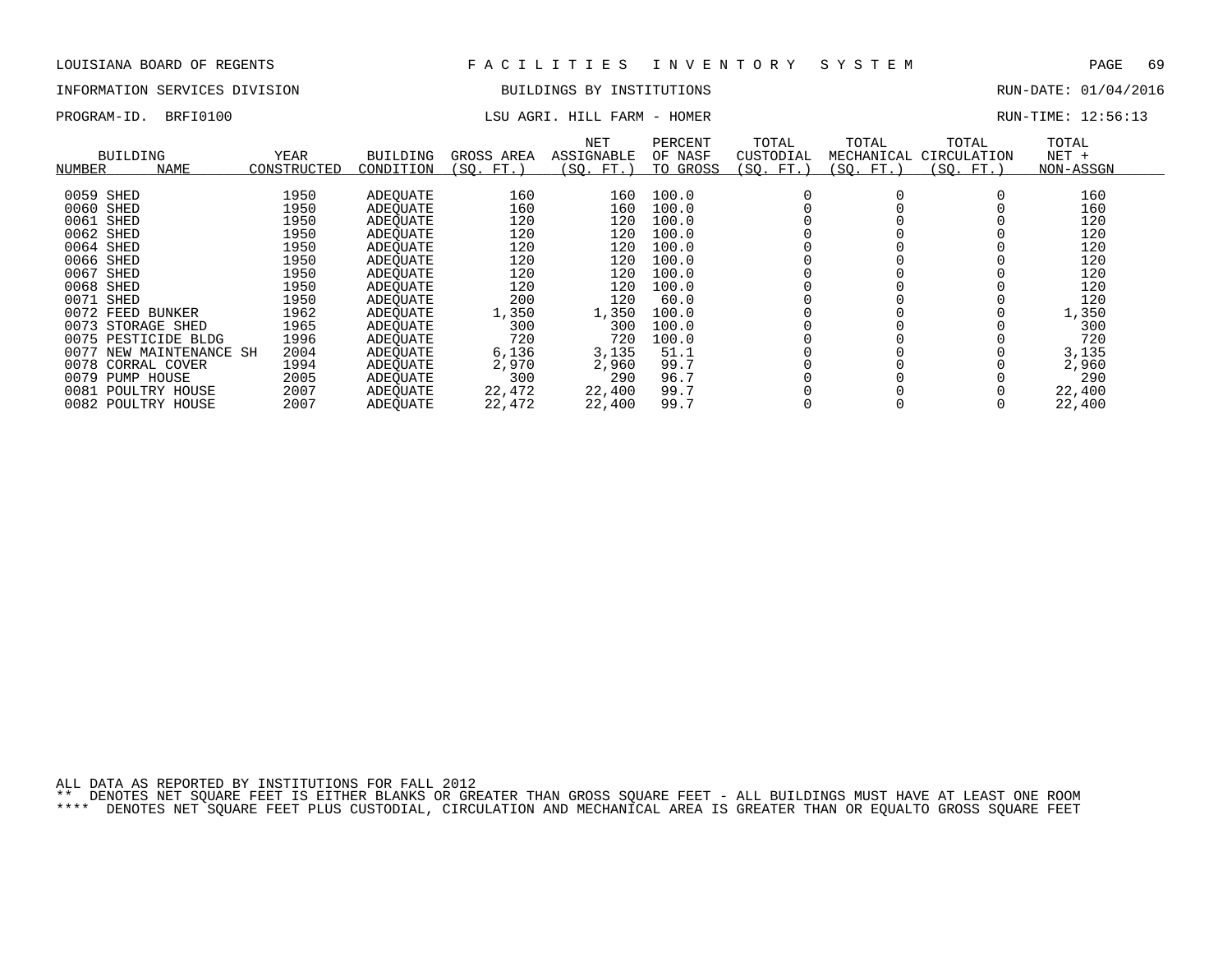LOUISIANA BOARD OF REGENTS — F A C I L I T I E S   I N V E N T O R Y   S Y S T E M

INFORMATION SERVICES DIVISION — BUILDINGS BY INSTITUTIONS — RUN-DATE: 01/04/2016

PROGRAM-ID. BRFI0100 — LSU AGRI. HILL FARM - HOMER — RUN-TIME: 12:56:13

| BUILDING NUMBER | NAME | YEAR CONSTRUCTED | BUILDING CONDITION | GROSS AREA (SQ. FT.) | NET ASSIGNABLE (SQ. FT.) | PERCENT OF NASF TO GROSS | TOTAL CUSTODIAL (SQ. FT.) | TOTAL MECHANICAL (SQ. FT.) | TOTAL CIRCULATION (SQ. FT.) | TOTAL NET + NON-ASSGN |
|---|---|---|---|---|---|---|---|---|---|---|
| 0059 | SHED | 1950 | ADEQUATE | 160 | 160 | 100.0 | 0 | 0 | 0 | 160 |
| 0060 | SHED | 1950 | ADEQUATE | 160 | 160 | 100.0 | 0 | 0 | 0 | 160 |
| 0061 | SHED | 1950 | ADEQUATE | 120 | 120 | 100.0 | 0 | 0 | 0 | 120 |
| 0062 | SHED | 1950 | ADEQUATE | 120 | 120 | 100.0 | 0 | 0 | 0 | 120 |
| 0064 | SHED | 1950 | ADEQUATE | 120 | 120 | 100.0 | 0 | 0 | 0 | 120 |
| 0066 | SHED | 1950 | ADEQUATE | 120 | 120 | 100.0 | 0 | 0 | 0 | 120 |
| 0067 | SHED | 1950 | ADEQUATE | 120 | 120 | 100.0 | 0 | 0 | 0 | 120 |
| 0068 | SHED | 1950 | ADEQUATE | 120 | 120 | 100.0 | 0 | 0 | 0 | 120 |
| 0071 | SHED | 1950 | ADEQUATE | 200 | 120 | 60.0 | 0 | 0 | 0 | 120 |
| 0072 | FEED BUNKER | 1962 | ADEQUATE | 1,350 | 1,350 | 100.0 | 0 | 0 | 0 | 1,350 |
| 0073 | STORAGE SHED | 1965 | ADEQUATE | 300 | 300 | 100.0 | 0 | 0 | 0 | 300 |
| 0075 | PESTICIDE BLDG | 1996 | ADEQUATE | 720 | 720 | 100.0 | 0 | 0 | 0 | 720 |
| 0077 | NEW MAINTENANCE SH | 2004 | ADEQUATE | 6,136 | 3,135 | 51.1 | 0 | 0 | 0 | 3,135 |
| 0078 | CORRAL COVER | 1994 | ADEQUATE | 2,970 | 2,960 | 99.7 | 0 | 0 | 0 | 2,960 |
| 0079 | PUMP HOUSE | 2005 | ADEQUATE | 300 | 290 | 96.7 | 0 | 0 | 0 | 290 |
| 0081 | POULTRY HOUSE | 2007 | ADEQUATE | 22,472 | 22,400 | 99.7 | 0 | 0 | 0 | 22,400 |
| 0082 | POULTRY HOUSE | 2007 | ADEQUATE | 22,472 | 22,400 | 99.7 | 0 | 0 | 0 | 22,400 |

ALL DATA AS REPORTED BY INSTITUTIONS FOR FALL 2012

** DENOTES NET SQUARE FEET IS EITHER BLANKS OR GREATER THAN GROSS SQUARE FEET - ALL BUILDINGS MUST HAVE AT LEAST ONE ROOM

**** DENOTES NET SQUARE FEET PLUS CUSTODIAL, CIRCULATION AND MECHANICAL AREA IS GREATER THAN OR EQUALTO GROSS SQUARE FEET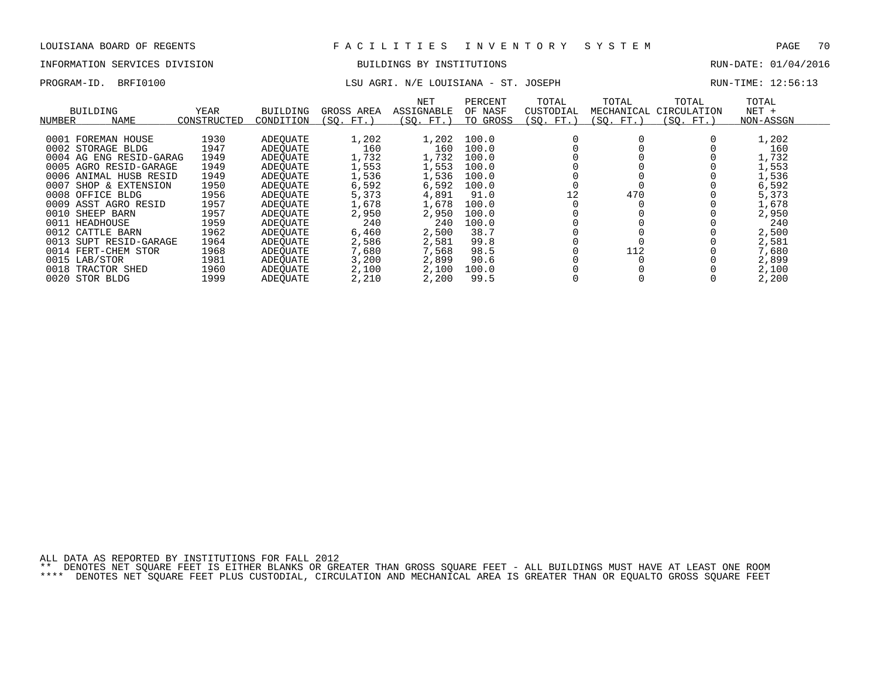LOUISIANA BOARD OF REGENTS — FACILITIES INVENTORY SYSTEM

INFORMATION SERVICES DIVISION — BUILDINGS BY INSTITUTIONS — RUN-DATE: 01/04/2016

PROGRAM-ID. BRFI0100 — LSU AGRI. N/E LOUISIANA - ST. JOSEPH — RUN-TIME: 12:56:13

| BUILDING NUMBER | NAME | YEAR CONSTRUCTED | BUILDING CONDITION | GROSS AREA (SQ. FT.) | NET ASSIGNABLE (SQ. FT.) | PERCENT OF NASF TO GROSS | TOTAL CUSTODIAL (SQ. FT.) | TOTAL MECHANICAL (SQ. FT.) | TOTAL CIRCULATION (SQ. FT.) | TOTAL NET + NON-ASSGN |
|---|---|---|---|---|---|---|---|---|---|---|
| 0001 | FOREMAN HOUSE | 1930 | ADEQUATE | 1,202 | 1,202 | 100.0 | 0 | 0 | 0 | 1,202 |
| 0002 | STORAGE BLDG | 1947 | ADEQUATE | 160 | 160 | 100.0 | 0 | 0 | 0 | 160 |
| 0004 | AG ENG RESID-GARAG | 1949 | ADEQUATE | 1,732 | 1,732 | 100.0 | 0 | 0 | 0 | 1,732 |
| 0005 | AGRO RESID-GARAGE | 1949 | ADEQUATE | 1,553 | 1,553 | 100.0 | 0 | 0 | 0 | 1,553 |
| 0006 | ANIMAL HUSB RESID | 1949 | ADEQUATE | 1,536 | 1,536 | 100.0 | 0 | 0 | 0 | 1,536 |
| 0007 | SHOP & EXTENSION | 1950 | ADEQUATE | 6,592 | 6,592 | 100.0 | 0 | 0 | 0 | 6,592 |
| 0008 | OFFICE BLDG | 1956 | ADEQUATE | 5,373 | 4,891 | 91.0 | 12 | 470 | 0 | 5,373 |
| 0009 | ASST AGRO RESID | 1957 | ADEQUATE | 1,678 | 1,678 | 100.0 | 0 | 0 | 0 | 1,678 |
| 0010 | SHEEP BARN | 1957 | ADEQUATE | 2,950 | 2,950 | 100.0 | 0 | 0 | 0 | 2,950 |
| 0011 | HEADHOUSE | 1959 | ADEQUATE | 240 | 240 | 100.0 | 0 | 0 | 0 | 240 |
| 0012 | CATTLE BARN | 1962 | ADEQUATE | 6,460 | 2,500 | 38.7 | 0 | 0 | 0 | 2,500 |
| 0013 | SUPT RESID-GARAGE | 1964 | ADEQUATE | 2,586 | 2,581 | 99.8 | 0 | 0 | 0 | 2,581 |
| 0014 | FERT-CHEM STOR | 1968 | ADEQUATE | 7,680 | 7,568 | 98.5 | 0 | 112 | 0 | 7,680 |
| 0015 | LAB/STOR | 1981 | ADEQUATE | 3,200 | 2,899 | 90.6 | 0 | 0 | 0 | 2,899 |
| 0018 | TRACTOR SHED | 1960 | ADEQUATE | 2,100 | 2,100 | 100.0 | 0 | 0 | 0 | 2,100 |
| 0020 | STOR BLDG | 1999 | ADEQUATE | 2,210 | 2,200 | 99.5 | 0 | 0 | 0 | 2,200 |

ALL DATA AS REPORTED BY INSTITUTIONS FOR FALL 2012

** DENOTES NET SQUARE FEET IS EITHER BLANKS OR GREATER THAN GROSS SQUARE FEET - ALL BUILDINGS MUST HAVE AT LEAST ONE ROOM

**** DENOTES NET SQUARE FEET PLUS CUSTODIAL, CIRCULATION AND MECHANICAL AREA IS GREATER THAN OR EQUALTO GROSS SQUARE FEET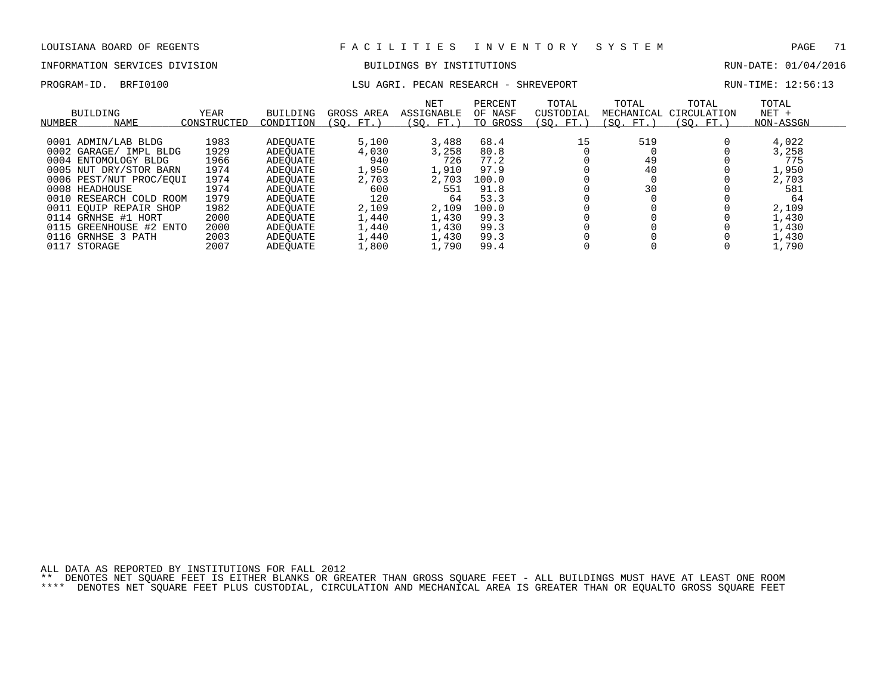LOUISIANA BOARD OF REGENTS — F A C I L I T I E S   I N V E N T O R Y   S Y S T E M

INFORMATION SERVICES DIVISION — BUILDINGS BY INSTITUTIONS — RUN-DATE: 01/04/2016

PROGRAM-ID. BRFI0100 — LSU AGRI. PECAN RESEARCH - SHREVEPORT — RUN-TIME: 12:56:13

| BUILDING NUMBER | NAME | YEAR CONSTRUCTED | BUILDING CONDITION | GROSS AREA (SQ. FT.) | NET ASSIGNABLE (SQ. FT.) | PERCENT OF NASF TO GROSS | TOTAL CUSTODIAL (SQ. FT.) | TOTAL MECHANICAL (SQ. FT.) | TOTAL CIRCULATION (SQ. FT.) | TOTAL NET + NON-ASSGN |
|---|---|---|---|---|---|---|---|---|---|---|
| 0001 | ADMIN/LAB BLDG | 1983 | ADEQUATE | 5,100 | 3,488 | 68.4 | 15 | 519 | 0 | 4,022 |
| 0002 | GARAGE/ IMPL BLDG | 1929 | ADEQUATE | 4,030 | 3,258 | 80.8 | 0 | 0 | 0 | 3,258 |
| 0004 | ENTOMOLOGY BLDG | 1966 | ADEQUATE | 940 | 726 | 77.2 | 0 | 49 | 0 | 775 |
| 0005 | NUT DRY/STOR BARN | 1974 | ADEQUATE | 1,950 | 1,910 | 97.9 | 0 | 40 | 0 | 1,950 |
| 0006 | PEST/NUT PROC/EQUI | 1974 | ADEQUATE | 2,703 | 2,703 | 100.0 | 0 | 0 | 0 | 2,703 |
| 0008 | HEADHOUSE | 1974 | ADEQUATE | 600 | 551 | 91.8 | 0 | 30 | 0 | 581 |
| 0010 | RESEARCH COLD ROOM | 1979 | ADEQUATE | 120 | 64 | 53.3 | 0 | 0 | 0 | 64 |
| 0011 | EQUIP REPAIR SHOP | 1982 | ADEQUATE | 2,109 | 2,109 | 100.0 | 0 | 0 | 0 | 2,109 |
| 0114 | GRNHSE #1 HORT | 2000 | ADEQUATE | 1,440 | 1,430 | 99.3 | 0 | 0 | 0 | 1,430 |
| 0115 | GREENHOUSE #2 ENTO | 2000 | ADEQUATE | 1,440 | 1,430 | 99.3 | 0 | 0 | 0 | 1,430 |
| 0116 | GRNHSE 3 PATH | 2003 | ADEQUATE | 1,440 | 1,430 | 99.3 | 0 | 0 | 0 | 1,430 |
| 0117 | STORAGE | 2007 | ADEQUATE | 1,800 | 1,790 | 99.4 | 0 | 0 | 0 | 1,790 |

ALL DATA AS REPORTED BY INSTITUTIONS FOR FALL 2012

** DENOTES NET SQUARE FEET IS EITHER BLANKS OR GREATER THAN GROSS SQUARE FEET - ALL BUILDINGS MUST HAVE AT LEAST ONE ROOM

**** DENOTES NET SQUARE FEET PLUS CUSTODIAL, CIRCULATION AND MECHANICAL AREA IS GREATER THAN OR EQUALTO GROSS SQUARE FEET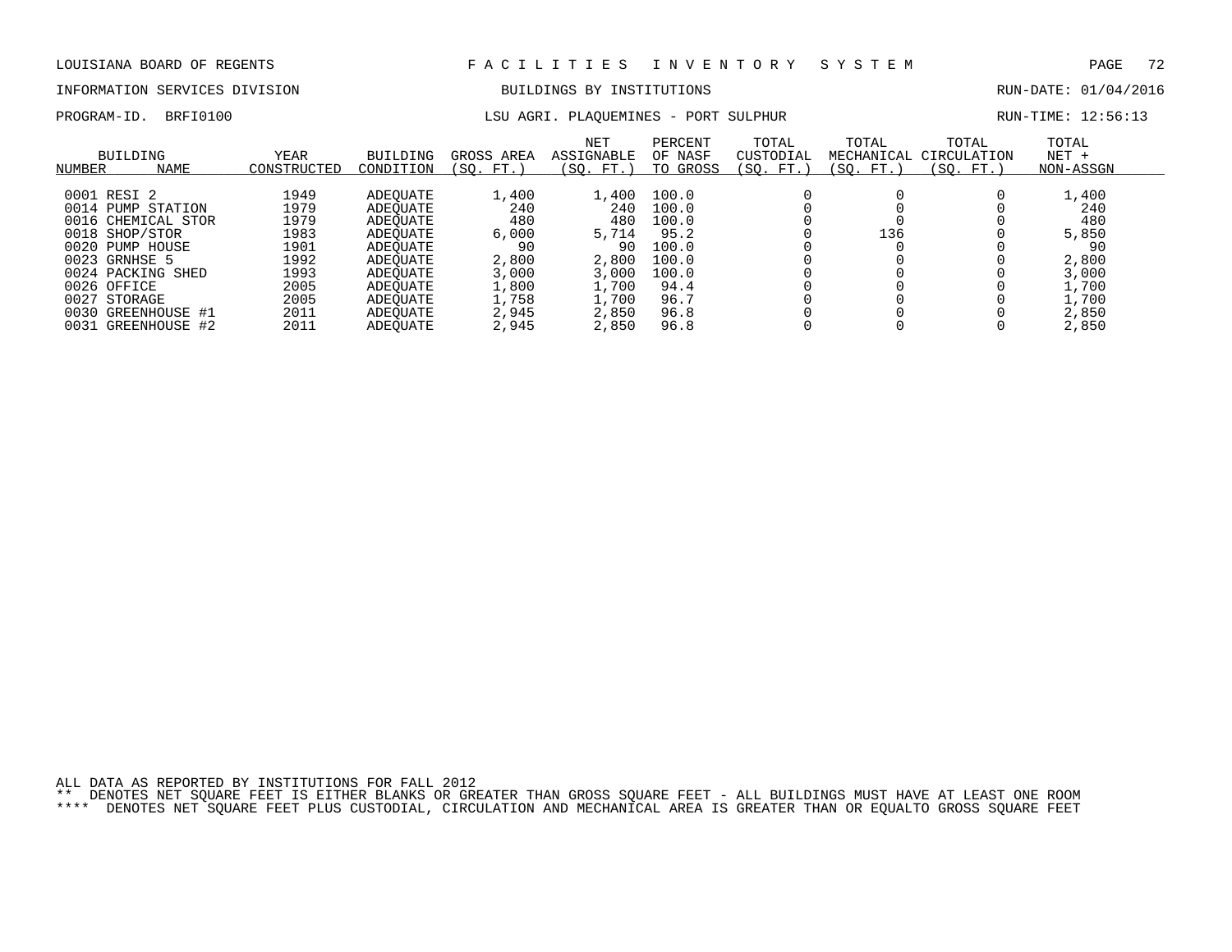LOUISIANA BOARD OF REGENTS — FACILITIES INVENTORY SYSTEM

INFORMATION SERVICES DIVISION — BUILDINGS BY INSTITUTIONS — RUN-DATE: 01/04/2016

PROGRAM-ID. BRFI0100 — LSU AGRI. PLAQUEMINES - PORT SULPHUR — RUN-TIME: 12:56:13

| BUILDING NUMBER | NAME | YEAR CONSTRUCTED | BUILDING CONDITION | GROSS AREA (SQ. FT.) | NET ASSIGNABLE (SQ. FT.) | PERCENT OF NASF TO GROSS | TOTAL CUSTODIAL (SQ. FT.) | TOTAL MECHANICAL (SQ. FT.) | TOTAL CIRCULATION (SQ. FT.) | TOTAL NET + NON-ASSGN |
|---|---|---|---|---|---|---|---|---|---|---|
| 0001 | RESI 2 | 1949 | ADEQUATE | 1,400 | 1,400 | 100.0 | 0 | 0 | 0 | 1,400 |
| 0014 | PUMP STATION | 1979 | ADEQUATE | 240 | 240 | 100.0 | 0 | 0 | 0 | 240 |
| 0016 | CHEMICAL STOR | 1979 | ADEQUATE | 480 | 480 | 100.0 | 0 | 0 | 0 | 480 |
| 0018 | SHOP/STOR | 1983 | ADEQUATE | 6,000 | 5,714 | 95.2 | 0 | 136 | 0 | 5,850 |
| 0020 | PUMP HOUSE | 1901 | ADEQUATE | 90 | 90 | 100.0 | 0 | 0 | 0 | 90 |
| 0023 | GRNHSE 5 | 1992 | ADEQUATE | 2,800 | 2,800 | 100.0 | 0 | 0 | 0 | 2,800 |
| 0024 | PACKING SHED | 1993 | ADEQUATE | 3,000 | 3,000 | 100.0 | 0 | 0 | 0 | 3,000 |
| 0026 | OFFICE | 2005 | ADEQUATE | 1,800 | 1,700 | 94.4 | 0 | 0 | 0 | 1,700 |
| 0027 | STORAGE | 2005 | ADEQUATE | 1,758 | 1,700 | 96.7 | 0 | 0 | 0 | 1,700 |
| 0030 | GREENHOUSE #1 | 2011 | ADEQUATE | 2,945 | 2,850 | 96.8 | 0 | 0 | 0 | 2,850 |
| 0031 | GREENHOUSE #2 | 2011 | ADEQUATE | 2,945 | 2,850 | 96.8 | 0 | 0 | 0 | 2,850 |

ALL DATA AS REPORTED BY INSTITUTIONS FOR FALL 2012

** DENOTES NET SQUARE FEET IS EITHER BLANKS OR GREATER THAN GROSS SQUARE FEET - ALL BUILDINGS MUST HAVE AT LEAST ONE ROOM

**** DENOTES NET SQUARE FEET PLUS CUSTODIAL, CIRCULATION AND MECHANICAL AREA IS GREATER THAN OR EQUALTO GROSS SQUARE FEET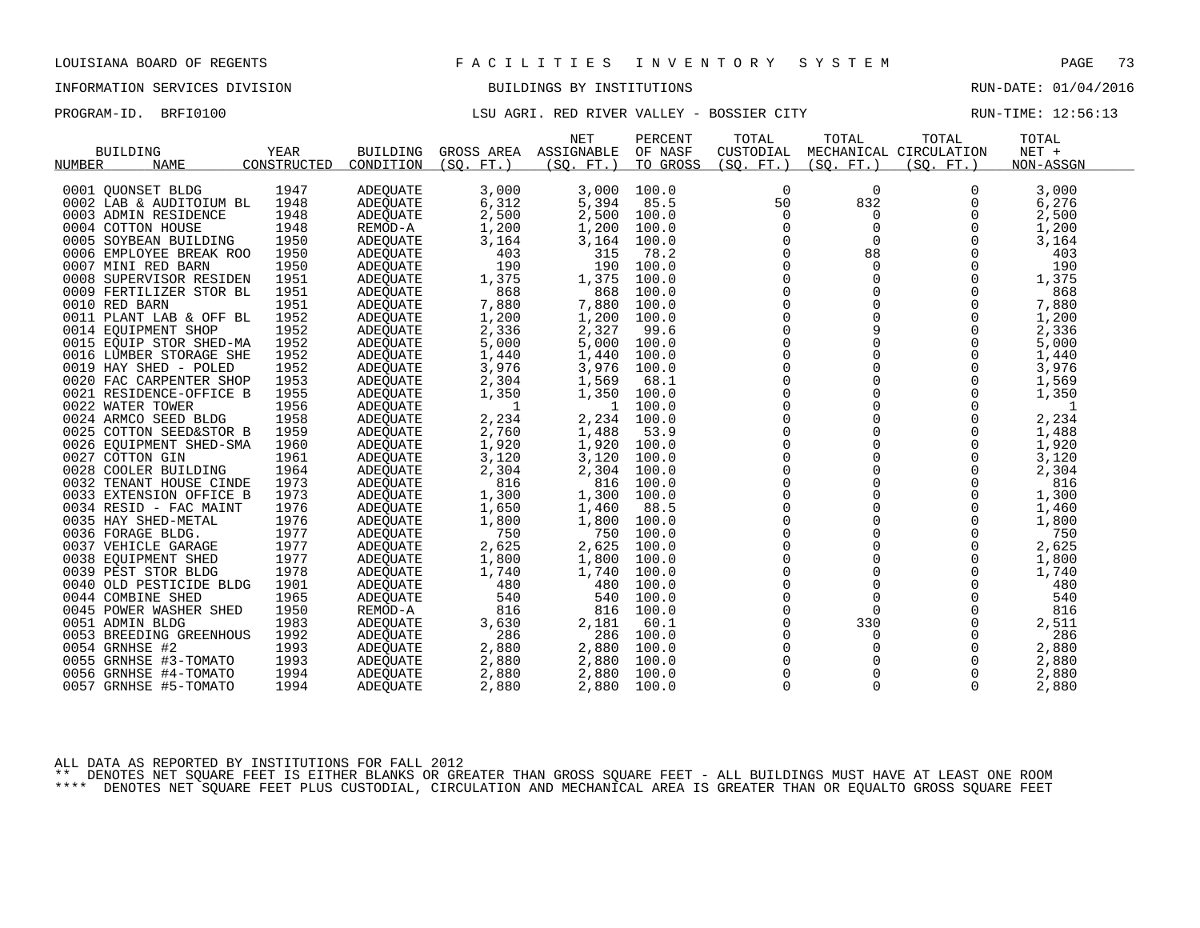LOUISIANA BOARD OF REGENTS — F A C I L I T I E S   I N V E N T O R Y   S Y S T E M

INFORMATION SERVICES DIVISION — BUILDINGS BY INSTITUTIONS — RUN-DATE: 01/04/2016

PROGRAM-ID. BRFI0100 — LSU AGRI. RED RIVER VALLEY - BOSSIER CITY — RUN-TIME: 12:56:13

| BUILDING NUMBER | NAME | YEAR CONSTRUCTED | BUILDING CONDITION | GROSS AREA (SQ. FT.) | NET ASSIGNABLE (SQ. FT.) | PERCENT OF NASF TO GROSS | TOTAL CUSTODIAL (SQ. FT.) | TOTAL MECHANICAL (SQ. FT.) | TOTAL CIRCULATION (SQ. FT.) | TOTAL NET + NON-ASSGN |
|---|---|---|---|---|---|---|---|---|---|---|
| 0001 | QUONSET BLDG | 1947 | ADEQUATE | 3,000 | 3,000 | 100.0 | 0 | 0 | 0 | 3,000 |
| 0002 | LAB & AUDITOIUM BL | 1948 | ADEQUATE | 6,312 | 5,394 | 85.5 | 50 | 832 | 0 | 6,276 |
| 0003 | ADMIN RESIDENCE | 1948 | ADEQUATE | 2,500 | 2,500 | 100.0 | 0 | 0 | 0 | 2,500 |
| 0004 | COTTON HOUSE | 1948 | REMOD-A | 1,200 | 1,200 | 100.0 | 0 | 0 | 0 | 1,200 |
| 0005 | SOYBEAN BUILDING | 1950 | ADEQUATE | 3,164 | 3,164 | 100.0 | 0 | 0 | 0 | 3,164 |
| 0006 | EMPLOYEE BREAK ROO | 1950 | ADEQUATE | 403 | 315 | 78.2 | 0 | 88 | 0 | 403 |
| 0007 | MINI RED BARN | 1950 | ADEQUATE | 190 | 190 | 100.0 | 0 | 0 | 0 | 190 |
| 0008 | SUPERVISOR RESIDEN | 1951 | ADEQUATE | 1,375 | 1,375 | 100.0 | 0 | 0 | 0 | 1,375 |
| 0009 | FERTILIZER STOR BL | 1951 | ADEQUATE | 868 | 868 | 100.0 | 0 | 0 | 0 | 868 |
| 0010 | RED BARN | 1951 | ADEQUATE | 7,880 | 7,880 | 100.0 | 0 | 0 | 0 | 7,880 |
| 0011 | PLANT LAB & OFF BL | 1952 | ADEQUATE | 1,200 | 1,200 | 100.0 | 0 | 0 | 0 | 1,200 |
| 0014 | EQUIPMENT SHOP | 1952 | ADEQUATE | 2,336 | 2,327 | 99.6 | 0 | 9 | 0 | 2,336 |
| 0015 | EQUIP STOR SHED-MA | 1952 | ADEQUATE | 5,000 | 5,000 | 100.0 | 0 | 0 | 0 | 5,000 |
| 0016 | LUMBER STORAGE SHE | 1952 | ADEQUATE | 1,440 | 1,440 | 100.0 | 0 | 0 | 0 | 1,440 |
| 0019 | HAY SHED - POLED | 1952 | ADEQUATE | 3,976 | 3,976 | 100.0 | 0 | 0 | 0 | 3,976 |
| 0020 | FAC CARPENTER SHOP | 1953 | ADEQUATE | 2,304 | 1,569 | 68.1 | 0 | 0 | 0 | 1,569 |
| 0021 | RESIDENCE-OFFICE B | 1955 | ADEQUATE | 1,350 | 1,350 | 100.0 | 0 | 0 | 0 | 1,350 |
| 0022 | WATER TOWER | 1956 | ADEQUATE | 1 | 1 | 100.0 | 0 | 0 | 0 | 1 |
| 0024 | ARMCO SEED BLDG | 1958 | ADEQUATE | 2,234 | 2,234 | 100.0 | 0 | 0 | 0 | 2,234 |
| 0025 | COTTON SEED&STOR B | 1959 | ADEQUATE | 2,760 | 1,488 | 53.9 | 0 | 0 | 0 | 1,488 |
| 0026 | EQUIPMENT SHED-SMA | 1960 | ADEQUATE | 1,920 | 1,920 | 100.0 | 0 | 0 | 0 | 1,920 |
| 0027 | COTTON GIN | 1961 | ADEQUATE | 3,120 | 3,120 | 100.0 | 0 | 0 | 0 | 3,120 |
| 0028 | COOLER BUILDING | 1964 | ADEQUATE | 2,304 | 2,304 | 100.0 | 0 | 0 | 0 | 2,304 |
| 0032 | TENANT HOUSE CINDE | 1973 | ADEQUATE | 816 | 816 | 100.0 | 0 | 0 | 0 | 816 |
| 0033 | EXTENSION OFFICE B | 1973 | ADEQUATE | 1,300 | 1,300 | 100.0 | 0 | 0 | 0 | 1,300 |
| 0034 | RESID - FAC MAINT | 1976 | ADEQUATE | 1,650 | 1,460 | 88.5 | 0 | 0 | 0 | 1,460 |
| 0035 | HAY SHED-METAL | 1976 | ADEQUATE | 1,800 | 1,800 | 100.0 | 0 | 0 | 0 | 1,800 |
| 0036 | FORAGE BLDG. | 1977 | ADEQUATE | 750 | 750 | 100.0 | 0 | 0 | 0 | 750 |
| 0037 | VEHICLE GARAGE | 1977 | ADEQUATE | 2,625 | 2,625 | 100.0 | 0 | 0 | 0 | 2,625 |
| 0038 | EQUIPMENT SHED | 1977 | ADEQUATE | 1,800 | 1,800 | 100.0 | 0 | 0 | 0 | 1,800 |
| 0039 | PEST STOR BLDG | 1978 | ADEQUATE | 1,740 | 1,740 | 100.0 | 0 | 0 | 0 | 1,740 |
| 0040 | OLD PESTICIDE BLDG | 1901 | ADEQUATE | 480 | 480 | 100.0 | 0 | 0 | 0 | 480 |
| 0044 | COMBINE SHED | 1965 | ADEQUATE | 540 | 540 | 100.0 | 0 | 0 | 0 | 540 |
| 0045 | POWER WASHER SHED | 1950 | REMOD-A | 816 | 816 | 100.0 | 0 | 0 | 0 | 816 |
| 0051 | ADMIN BLDG | 1983 | ADEQUATE | 3,630 | 2,181 | 60.1 | 0 | 330 | 0 | 2,511 |
| 0053 | BREEDING GREENHOUS | 1992 | ADEQUATE | 286 | 286 | 100.0 | 0 | 0 | 0 | 286 |
| 0054 | GRNHSE #2 | 1993 | ADEQUATE | 2,880 | 2,880 | 100.0 | 0 | 0 | 0 | 2,880 |
| 0055 | GRNHSE #3-TOMATO | 1993 | ADEQUATE | 2,880 | 2,880 | 100.0 | 0 | 0 | 0 | 2,880 |
| 0056 | GRNHSE #4-TOMATO | 1994 | ADEQUATE | 2,880 | 2,880 | 100.0 | 0 | 0 | 0 | 2,880 |
| 0057 | GRNHSE #5-TOMATO | 1994 | ADEQUATE | 2,880 | 2,880 | 100.0 | 0 | 0 | 0 | 2,880 |

ALL DATA AS REPORTED BY INSTITUTIONS FOR FALL 2012

** DENOTES NET SQUARE FEET IS EITHER BLANKS OR GREATER THAN GROSS SQUARE FEET - ALL BUILDINGS MUST HAVE AT LEAST ONE ROOM

**** DENOTES NET SQUARE FEET PLUS CUSTODIAL, CIRCULATION AND MECHANICAL AREA IS GREATER THAN OR EQUALTO GROSS SQUARE FEET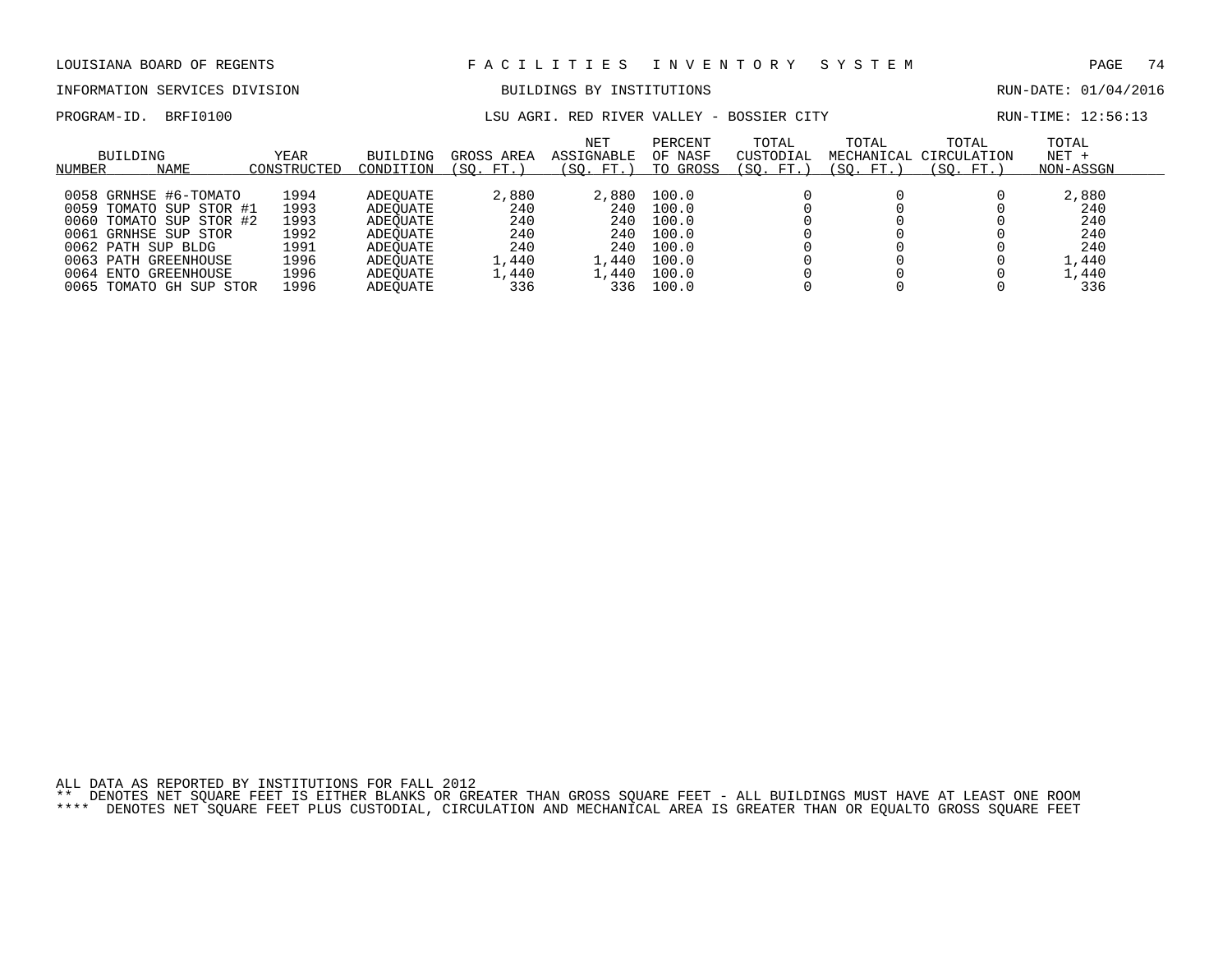LOUISIANA BOARD OF REGENTS F A C I L I T I E S I N V E N T O R Y S Y S T E M

INFORMATION SERVICES DIVISION BUILDINGS BY INSTITUTIONS RUN-DATE: 01/04/2016

PROGRAM-ID. BRFI0100 LSU AGRI. RED RIVER VALLEY - BOSSIER CITY RUN-TIME: 12:56:13

| BUILDING NUMBER | NAME | YEAR CONSTRUCTED | BUILDING CONDITION | GROSS AREA (SQ. FT.) | NET ASSIGNABLE (SQ. FT.) | PERCENT OF NASF TO GROSS | TOTAL CUSTODIAL (SQ. FT.) | TOTAL MECHANICAL (SQ. FT.) | TOTAL CIRCULATION (SQ. FT.) | TOTAL NET + NON-ASSGN |
|---|---|---|---|---|---|---|---|---|---|---|
| 0058 | GRNHSE #6-TOMATO | 1994 | ADEQUATE | 2,880 | 2,880 | 100.0 | 0 | 0 | 0 | 2,880 |
| 0059 | TOMATO SUP STOR #1 | 1993 | ADEQUATE | 240 | 240 | 100.0 | 0 | 0 | 0 | 240 |
| 0060 | TOMATO SUP STOR #2 | 1993 | ADEQUATE | 240 | 240 | 100.0 | 0 | 0 | 0 | 240 |
| 0061 | GRNHSE SUP STOR | 1992 | ADEQUATE | 240 | 240 | 100.0 | 0 | 0 | 0 | 240 |
| 0062 | PATH SUP BLDG | 1991 | ADEQUATE | 240 | 240 | 100.0 | 0 | 0 | 0 | 240 |
| 0063 | PATH GREENHOUSE | 1996 | ADEQUATE | 1,440 | 1,440 | 100.0 | 0 | 0 | 0 | 1,440 |
| 0064 | ENTO GREENHOUSE | 1996 | ADEQUATE | 1,440 | 1,440 | 100.0 | 0 | 0 | 0 | 1,440 |
| 0065 | TOMATO GH SUP STOR | 1996 | ADEQUATE | 336 | 336 | 100.0 | 0 | 0 | 0 | 336 |

ALL DATA AS REPORTED BY INSTITUTIONS FOR FALL 2012

** DENOTES NET SQUARE FEET IS EITHER BLANKS OR GREATER THAN GROSS SQUARE FEET - ALL BUILDINGS MUST HAVE AT LEAST ONE ROOM

**** DENOTES NET SQUARE FEET PLUS CUSTODIAL, CIRCULATION AND MECHANICAL AREA IS GREATER THAN OR EQUALTO GROSS SQUARE FEET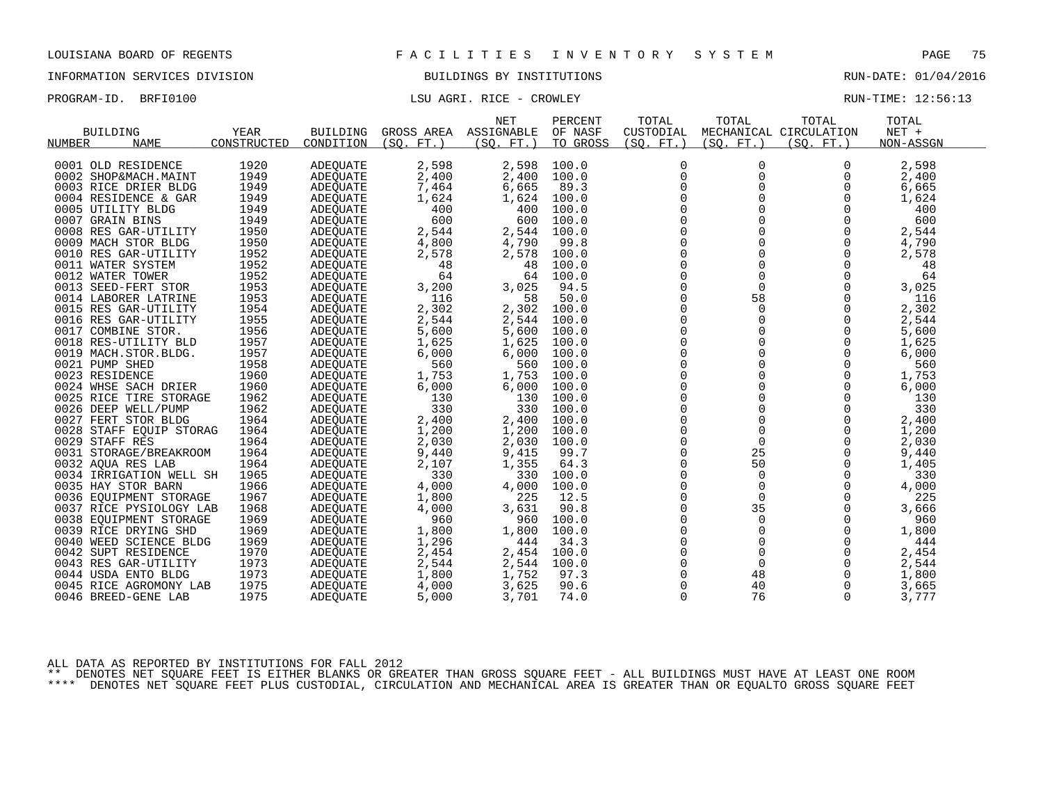LOUISIANA BOARD OF REGENTS — FACILITIES INVENTORY SYSTEM

INFORMATION SERVICES DIVISION — BUILDINGS BY INSTITUTIONS — RUN-DATE: 01/04/2016

PROGRAM-ID. BRFI0100 — LSU AGRI. RICE - CROWLEY — RUN-TIME: 12:56:13

| BUILDING NUMBER | NAME | YEAR CONSTRUCTED | BUILDING CONDITION | GROSS AREA (SQ. FT.) | NET ASSIGNABLE (SQ. FT.) | PERCENT OF NASF TO GROSS | TOTAL CUSTODIAL (SQ. FT.) | TOTAL MECHANICAL (SQ. FT.) | TOTAL CIRCULATION (SQ. FT.) | TOTAL NET + NON-ASSGN |
|---|---|---|---|---|---|---|---|---|---|---|
| 0001 | OLD RESIDENCE | 1920 | ADEQUATE | 2,598 | 2,598 | 100.0 | 0 | 0 | 0 | 2,598 |
| 0002 | SHOP&MACH.MAINT | 1949 | ADEQUATE | 2,400 | 2,400 | 100.0 | 0 | 0 | 0 | 2,400 |
| 0003 | RICE DRIER BLDG | 1949 | ADEQUATE | 7,464 | 6,665 | 89.3 | 0 | 0 | 0 | 6,665 |
| 0004 | RESIDENCE & GAR | 1949 | ADEQUATE | 1,624 | 1,624 | 100.0 | 0 | 0 | 0 | 1,624 |
| 0005 | UTILITY BLDG | 1949 | ADEQUATE | 400 | 400 | 100.0 | 0 | 0 | 0 | 400 |
| 0007 | GRAIN BINS | 1949 | ADEQUATE | 600 | 600 | 100.0 | 0 | 0 | 0 | 600 |
| 0008 | RES GAR-UTILITY | 1950 | ADEQUATE | 2,544 | 2,544 | 100.0 | 0 | 0 | 0 | 2,544 |
| 0009 | MACH STOR BLDG | 1950 | ADEQUATE | 4,800 | 4,790 | 99.8 | 0 | 0 | 0 | 4,790 |
| 0010 | RES GAR-UTILITY | 1952 | ADEQUATE | 2,578 | 2,578 | 100.0 | 0 | 0 | 0 | 2,578 |
| 0011 | WATER SYSTEM | 1952 | ADEQUATE | 48 | 48 | 100.0 | 0 | 0 | 0 | 48 |
| 0012 | WATER TOWER | 1952 | ADEQUATE | 64 | 64 | 100.0 | 0 | 0 | 0 | 64 |
| 0013 | SEED-FERT STOR | 1953 | ADEQUATE | 3,200 | 3,025 | 94.5 | 0 | 0 | 0 | 3,025 |
| 0014 | LABORER LATRINE | 1953 | ADEQUATE | 116 | 58 | 50.0 | 0 | 58 | 0 | 116 |
| 0015 | RES GAR-UTILITY | 1954 | ADEQUATE | 2,302 | 2,302 | 100.0 | 0 | 0 | 0 | 2,302 |
| 0016 | RES GAR-UTILITY | 1955 | ADEQUATE | 2,544 | 2,544 | 100.0 | 0 | 0 | 0 | 2,544 |
| 0017 | COMBINE STOR. | 1956 | ADEQUATE | 5,600 | 5,600 | 100.0 | 0 | 0 | 0 | 5,600 |
| 0018 | RES-UTILITY BLD | 1957 | ADEQUATE | 1,625 | 1,625 | 100.0 | 0 | 0 | 0 | 1,625 |
| 0019 | MACH.STOR.BLDG. | 1957 | ADEQUATE | 6,000 | 6,000 | 100.0 | 0 | 0 | 0 | 6,000 |
| 0021 | PUMP SHED | 1958 | ADEQUATE | 560 | 560 | 100.0 | 0 | 0 | 0 | 560 |
| 0023 | RESIDENCE | 1960 | ADEQUATE | 1,753 | 1,753 | 100.0 | 0 | 0 | 0 | 1,753 |
| 0024 | WHSE SACH DRIER | 1960 | ADEQUATE | 6,000 | 6,000 | 100.0 | 0 | 0 | 0 | 6,000 |
| 0025 | RICE TIRE STORAGE | 1962 | ADEQUATE | 130 | 130 | 100.0 | 0 | 0 | 0 | 130 |
| 0026 | DEEP WELL/PUMP | 1962 | ADEQUATE | 330 | 330 | 100.0 | 0 | 0 | 0 | 330 |
| 0027 | FERT STOR BLDG | 1964 | ADEQUATE | 2,400 | 2,400 | 100.0 | 0 | 0 | 0 | 2,400 |
| 0028 | STAFF EQUIP STORAG | 1964 | ADEQUATE | 1,200 | 1,200 | 100.0 | 0 | 0 | 0 | 1,200 |
| 0029 | STAFF RES | 1964 | ADEQUATE | 2,030 | 2,030 | 100.0 | 0 | 0 | 0 | 2,030 |
| 0031 | STORAGE/BREAKROOM | 1964 | ADEQUATE | 9,440 | 9,415 | 99.7 | 0 | 25 | 0 | 9,440 |
| 0032 | AQUA RES LAB | 1964 | ADEQUATE | 2,107 | 1,355 | 64.3 | 0 | 50 | 0 | 1,405 |
| 0034 | IRRIGATION WELL SH | 1965 | ADEQUATE | 330 | 330 | 100.0 | 0 | 0 | 0 | 330 |
| 0035 | HAY STOR BARN | 1966 | ADEQUATE | 4,000 | 4,000 | 100.0 | 0 | 0 | 0 | 4,000 |
| 0036 | EQUIPMENT STORAGE | 1967 | ADEQUATE | 1,800 | 225 | 12.5 | 0 | 0 | 0 | 225 |
| 0037 | RICE PYSIOLOGY LAB | 1968 | ADEQUATE | 4,000 | 3,631 | 90.8 | 0 | 35 | 0 | 3,666 |
| 0038 | EQUIPMENT STORAGE | 1969 | ADEQUATE | 960 | 960 | 100.0 | 0 | 0 | 0 | 960 |
| 0039 | RICE DRYING SHD | 1969 | ADEQUATE | 1,800 | 1,800 | 100.0 | 0 | 0 | 0 | 1,800 |
| 0040 | WEED SCIENCE BLDG | 1969 | ADEQUATE | 1,296 | 444 | 34.3 | 0 | 0 | 0 | 444 |
| 0042 | SUPT RESIDENCE | 1970 | ADEQUATE | 2,454 | 2,454 | 100.0 | 0 | 0 | 0 | 2,454 |
| 0043 | RES GAR-UTILITY | 1973 | ADEQUATE | 2,544 | 2,544 | 100.0 | 0 | 0 | 0 | 2,544 |
| 0044 | USDA ENTO BLDG | 1973 | ADEQUATE | 1,800 | 1,752 | 97.3 | 0 | 48 | 0 | 1,800 |
| 0045 | RICE AGROMONY LAB | 1975 | ADEQUATE | 4,000 | 3,625 | 90.6 | 0 | 40 | 0 | 3,665 |
| 0046 | BREED-GENE LAB | 1975 | ADEQUATE | 5,000 | 3,701 | 74.0 | 0 | 76 | 0 | 3,777 |

ALL DATA AS REPORTED BY INSTITUTIONS FOR FALL 2012

** DENOTES NET SQUARE FEET IS EITHER BLANKS OR GREATER THAN GROSS SQUARE FEET - ALL BUILDINGS MUST HAVE AT LEAST ONE ROOM

**** DENOTES NET SQUARE FEET PLUS CUSTODIAL, CIRCULATION AND MECHANICAL AREA IS GREATER THAN OR EQUALTO GROSS SQUARE FEET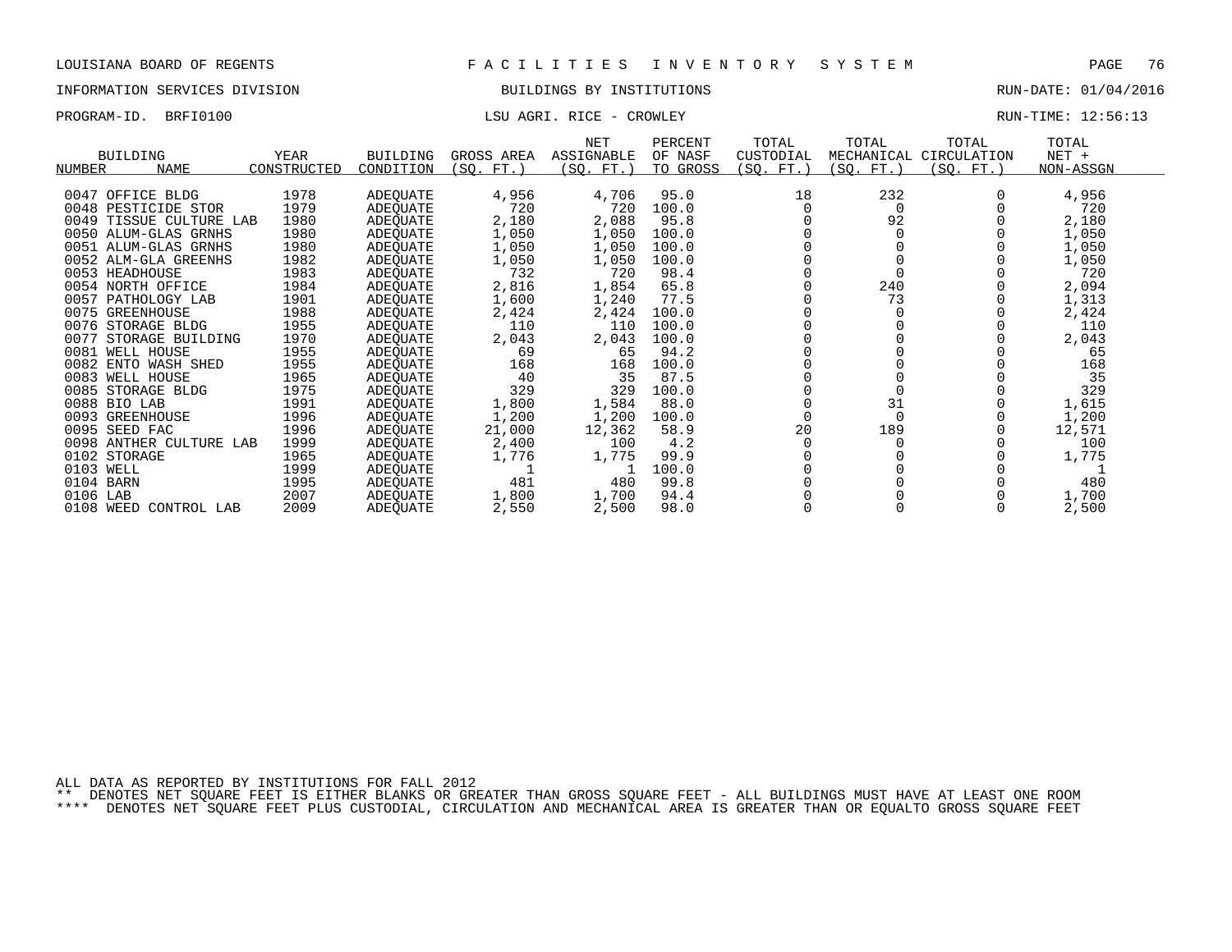LOUISIANA BOARD OF REGENTS — FACILITIES INVENTORY SYSTEM

INFORMATION SERVICES DIVISION — BUILDINGS BY INSTITUTIONS — RUN-DATE: 01/04/2016

PROGRAM-ID. BRFI0100 — LSU AGRI. RICE - CROWLEY — RUN-TIME: 12:56:13

| BUILDING NUMBER | BUILDING NAME | YEAR CONSTRUCTED | BUILDING CONDITION | GROSS AREA (SQ. FT.) | NET ASSIGNABLE (SQ. FT.) | PERCENT OF NASF TO GROSS | TOTAL CUSTODIAL (SQ. FT.) | TOTAL MECHANICAL (SQ. FT.) | TOTAL CIRCULATION (SQ. FT.) | TOTAL NET + NON-ASSGN |
|---|---|---|---|---|---|---|---|---|---|---|
| 0047 | OFFICE BLDG | 1978 | ADEQUATE | 4,956 | 4,706 | 95.0 | 18 | 232 | 0 | 4,956 |
| 0048 | PESTICIDE STOR | 1979 | ADEQUATE | 720 | 720 | 100.0 | 0 | 0 | 0 | 720 |
| 0049 | TISSUE CULTURE LAB | 1980 | ADEQUATE | 2,180 | 2,088 | 95.8 | 0 | 92 | 0 | 2,180 |
| 0050 | ALUM-GLAS GRNHS | 1980 | ADEQUATE | 1,050 | 1,050 | 100.0 | 0 | 0 | 0 | 1,050 |
| 0051 | ALUM-GLAS GRNHS | 1980 | ADEQUATE | 1,050 | 1,050 | 100.0 | 0 | 0 | 0 | 1,050 |
| 0052 | ALM-GLA GREENHS | 1982 | ADEQUATE | 1,050 | 1,050 | 100.0 | 0 | 0 | 0 | 1,050 |
| 0053 | HEADHOUSE | 1983 | ADEQUATE | 732 | 720 | 98.4 | 0 | 0 | 0 | 720 |
| 0054 | NORTH OFFICE | 1984 | ADEQUATE | 2,816 | 1,854 | 65.8 | 0 | 240 | 0 | 2,094 |
| 0057 | PATHOLOGY LAB | 1901 | ADEQUATE | 1,600 | 1,240 | 77.5 | 0 | 73 | 0 | 1,313 |
| 0075 | GREENHOUSE | 1988 | ADEQUATE | 2,424 | 2,424 | 100.0 | 0 | 0 | 0 | 2,424 |
| 0076 | STORAGE BLDG | 1955 | ADEQUATE | 110 | 110 | 100.0 | 0 | 0 | 0 | 110 |
| 0077 | STORAGE BUILDING | 1970 | ADEQUATE | 2,043 | 2,043 | 100.0 | 0 | 0 | 0 | 2,043 |
| 0081 | WELL HOUSE | 1955 | ADEQUATE | 69 | 65 | 94.2 | 0 | 0 | 0 | 65 |
| 0082 | ENTO WASH SHED | 1955 | ADEQUATE | 168 | 168 | 100.0 | 0 | 0 | 0 | 168 |
| 0083 | WELL HOUSE | 1965 | ADEQUATE | 40 | 35 | 87.5 | 0 | 0 | 0 | 35 |
| 0085 | STORAGE BLDG | 1975 | ADEQUATE | 329 | 329 | 100.0 | 0 | 0 | 0 | 329 |
| 0088 | BIO LAB | 1991 | ADEQUATE | 1,800 | 1,584 | 88.0 | 0 | 31 | 0 | 1,615 |
| 0093 | GREENHOUSE | 1996 | ADEQUATE | 1,200 | 1,200 | 100.0 | 0 | 0 | 0 | 1,200 |
| 0095 | SEED FAC | 1996 | ADEQUATE | 21,000 | 12,362 | 58.9 | 20 | 189 | 0 | 12,571 |
| 0098 | ANTHER CULTURE LAB | 1999 | ADEQUATE | 2,400 | 100 | 4.2 | 0 | 0 | 0 | 100 |
| 0102 | STORAGE | 1965 | ADEQUATE | 1,776 | 1,775 | 99.9 | 0 | 0 | 0 | 1,775 |
| 0103 | WELL | 1999 | ADEQUATE | 1 | 1 | 100.0 | 0 | 0 | 0 | 1 |
| 0104 | BARN | 1995 | ADEQUATE | 481 | 480 | 99.8 | 0 | 0 | 0 | 480 |
| 0106 | LAB | 2007 | ADEQUATE | 1,800 | 1,700 | 94.4 | 0 | 0 | 0 | 1,700 |
| 0108 | WEED CONTROL LAB | 2009 | ADEQUATE | 2,550 | 2,500 | 98.0 | 0 | 0 | 0 | 2,500 |

ALL DATA AS REPORTED BY INSTITUTIONS FOR FALL 2012

** DENOTES NET SQUARE FEET IS EITHER BLANKS OR GREATER THAN GROSS SQUARE FEET - ALL BUILDINGS MUST HAVE AT LEAST ONE ROOM

**** DENOTES NET SQUARE FEET PLUS CUSTODIAL, CIRCULATION AND MECHANICAL AREA IS GREATER THAN OR EQUALTO GROSS SQUARE FEET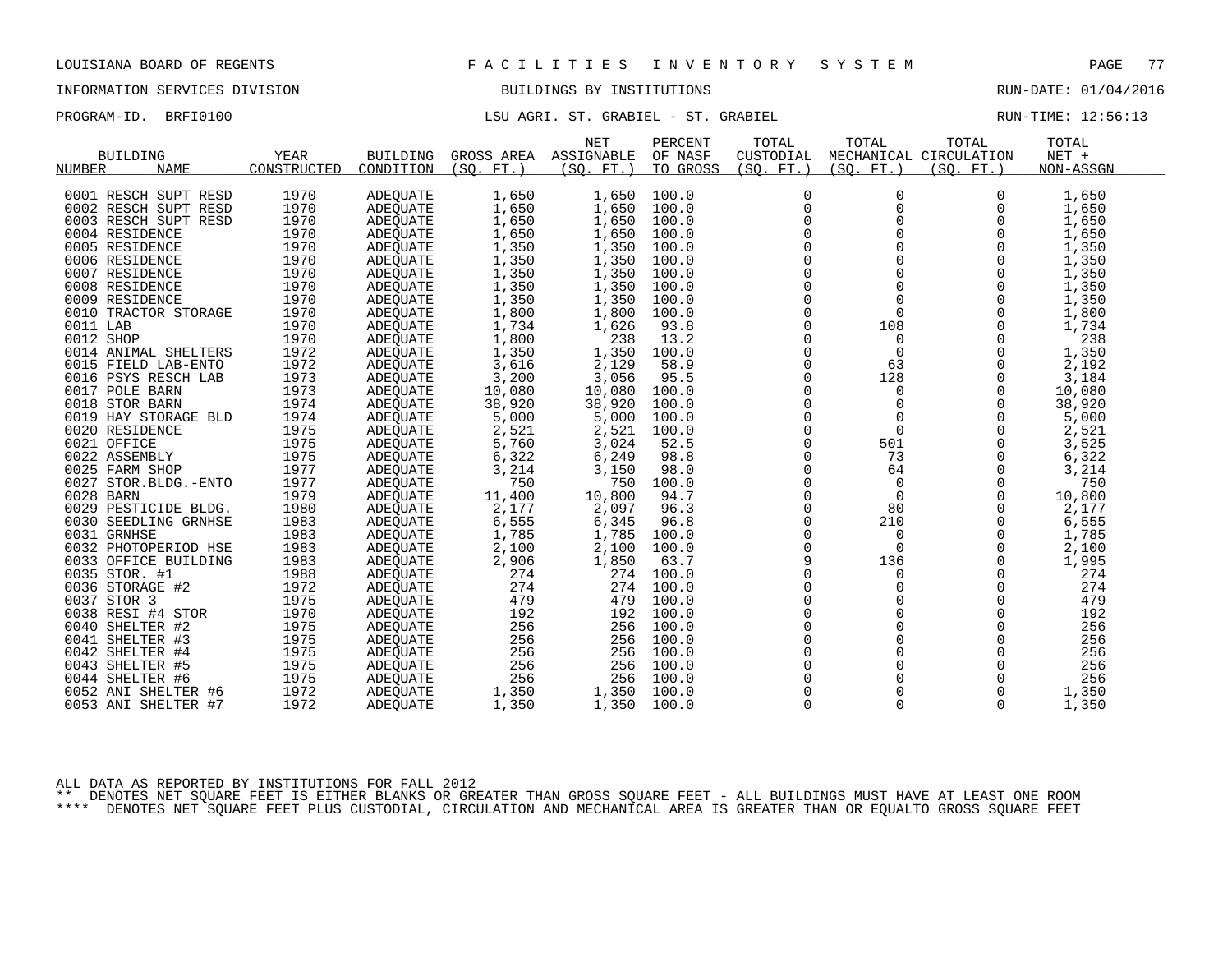LOUISIANA BOARD OF REGENTS — F A C I L I T I E S   I N V E N T O R Y   S Y S T E M

INFORMATION SERVICES DIVISION — BUILDINGS BY INSTITUTIONS — RUN-DATE: 01/04/2016

PROGRAM-ID. BRFI0100 — LSU AGRI. ST. GRABIEL - ST. GRABIEL — RUN-TIME: 12:56:13

| BUILDING NUMBER | NAME | YEAR CONSTRUCTED | BUILDING CONDITION | GROSS AREA (SQ. FT.) | NET ASSIGNABLE (SQ. FT.) | PERCENT OF NASF TO GROSS | TOTAL CUSTODIAL (SQ. FT.) | TOTAL MECHANICAL (SQ. FT.) | TOTAL CIRCULATION (SQ. FT.) | TOTAL NET + NON-ASSGN |
|---|---|---|---|---|---|---|---|---|---|---|
| 0001 | RESCH SUPT RESD | 1970 | ADEQUATE | 1,650 | 1,650 | 100.0 | 0 | 0 | 0 | 1,650 |
| 0002 | RESCH SUPT RESD | 1970 | ADEQUATE | 1,650 | 1,650 | 100.0 | 0 | 0 | 0 | 1,650 |
| 0003 | RESCH SUPT RESD | 1970 | ADEQUATE | 1,650 | 1,650 | 100.0 | 0 | 0 | 0 | 1,650 |
| 0004 | RESIDENCE | 1970 | ADEQUATE | 1,650 | 1,650 | 100.0 | 0 | 0 | 0 | 1,650 |
| 0005 | RESIDENCE | 1970 | ADEQUATE | 1,350 | 1,350 | 100.0 | 0 | 0 | 0 | 1,350 |
| 0006 | RESIDENCE | 1970 | ADEQUATE | 1,350 | 1,350 | 100.0 | 0 | 0 | 0 | 1,350 |
| 0007 | RESIDENCE | 1970 | ADEQUATE | 1,350 | 1,350 | 100.0 | 0 | 0 | 0 | 1,350 |
| 0008 | RESIDENCE | 1970 | ADEQUATE | 1,350 | 1,350 | 100.0 | 0 | 0 | 0 | 1,350 |
| 0009 | RESIDENCE | 1970 | ADEQUATE | 1,350 | 1,350 | 100.0 | 0 | 0 | 0 | 1,350 |
| 0010 | TRACTOR STORAGE | 1970 | ADEQUATE | 1,800 | 1,800 | 100.0 | 0 | 0 | 0 | 1,800 |
| 0011 | LAB | 1970 | ADEQUATE | 1,734 | 1,626 | 93.8 | 0 | 108 | 0 | 1,734 |
| 0012 | SHOP | 1970 | ADEQUATE | 1,800 | 238 | 13.2 | 0 | 0 | 0 | 238 |
| 0014 | ANIMAL SHELTERS | 1972 | ADEQUATE | 1,350 | 1,350 | 100.0 | 0 | 0 | 0 | 1,350 |
| 0015 | FIELD LAB-ENTO | 1972 | ADEQUATE | 3,616 | 2,129 | 58.9 | 0 | 63 | 0 | 2,192 |
| 0016 | PSYS RESCH LAB | 1973 | ADEQUATE | 3,200 | 3,056 | 95.5 | 0 | 128 | 0 | 3,184 |
| 0017 | POLE BARN | 1973 | ADEQUATE | 10,080 | 10,080 | 100.0 | 0 | 0 | 0 | 10,080 |
| 0018 | STOR BARN | 1974 | ADEQUATE | 38,920 | 38,920 | 100.0 | 0 | 0 | 0 | 38,920 |
| 0019 | HAY STORAGE BLD | 1974 | ADEQUATE | 5,000 | 5,000 | 100.0 | 0 | 0 | 0 | 5,000 |
| 0020 | RESIDENCE | 1975 | ADEQUATE | 2,521 | 2,521 | 100.0 | 0 | 0 | 0 | 2,521 |
| 0021 | OFFICE | 1975 | ADEQUATE | 5,760 | 3,024 | 52.5 | 0 | 501 | 0 | 3,525 |
| 0022 | ASSEMBLY | 1975 | ADEQUATE | 6,322 | 6,249 | 98.8 | 0 | 73 | 0 | 6,322 |
| 0025 | FARM SHOP | 1977 | ADEQUATE | 3,214 | 3,150 | 98.0 | 0 | 64 | 0 | 3,214 |
| 0027 | STOR.BLDG.-ENTO | 1977 | ADEQUATE | 750 | 750 | 100.0 | 0 | 0 | 0 | 750 |
| 0028 | BARN | 1979 | ADEQUATE | 11,400 | 10,800 | 94.7 | 0 | 0 | 0 | 10,800 |
| 0029 | PESTICIDE BLDG. | 1980 | ADEQUATE | 2,177 | 2,097 | 96.3 | 0 | 80 | 0 | 2,177 |
| 0030 | SEEDLING GRNHSE | 1983 | ADEQUATE | 6,555 | 6,345 | 96.8 | 0 | 210 | 0 | 6,555 |
| 0031 | GRNHSE | 1983 | ADEQUATE | 1,785 | 1,785 | 100.0 | 0 | 0 | 0 | 1,785 |
| 0032 | PHOTOPERIOD HSE | 1983 | ADEQUATE | 2,100 | 2,100 | 100.0 | 0 | 0 | 0 | 2,100 |
| 0033 | OFFICE BUILDING | 1983 | ADEQUATE | 2,906 | 1,850 | 63.7 | 9 | 136 | 0 | 1,995 |
| 0035 | STOR. #1 | 1988 | ADEQUATE | 274 | 274 | 100.0 | 0 | 0 | 0 | 274 |
| 0036 | STORAGE #2 | 1972 | ADEQUATE | 274 | 274 | 100.0 | 0 | 0 | 0 | 274 |
| 0037 | STOR 3 | 1975 | ADEQUATE | 479 | 479 | 100.0 | 0 | 0 | 0 | 479 |
| 0038 | RESI #4 STOR | 1970 | ADEQUATE | 192 | 192 | 100.0 | 0 | 0 | 0 | 192 |
| 0040 | SHELTER #2 | 1975 | ADEQUATE | 256 | 256 | 100.0 | 0 | 0 | 0 | 256 |
| 0041 | SHELTER #3 | 1975 | ADEQUATE | 256 | 256 | 100.0 | 0 | 0 | 0 | 256 |
| 0042 | SHELTER #4 | 1975 | ADEQUATE | 256 | 256 | 100.0 | 0 | 0 | 0 | 256 |
| 0043 | SHELTER #5 | 1975 | ADEQUATE | 256 | 256 | 100.0 | 0 | 0 | 0 | 256 |
| 0044 | SHELTER #6 | 1975 | ADEQUATE | 256 | 256 | 100.0 | 0 | 0 | 0 | 256 |
| 0052 | ANI SHELTER #6 | 1972 | ADEQUATE | 1,350 | 1,350 | 100.0 | 0 | 0 | 0 | 1,350 |
| 0053 | ANI SHELTER #7 | 1972 | ADEQUATE | 1,350 | 1,350 | 100.0 | 0 | 0 | 0 | 1,350 |

ALL DATA AS REPORTED BY INSTITUTIONS FOR FALL 2012

** DENOTES NET SQUARE FEET IS EITHER BLANKS OR GREATER THAN GROSS SQUARE FEET - ALL BUILDINGS MUST HAVE AT LEAST ONE ROOM

**** DENOTES NET SQUARE FEET PLUS CUSTODIAL, CIRCULATION AND MECHANICAL AREA IS GREATER THAN OR EQUALTO GROSS SQUARE FEET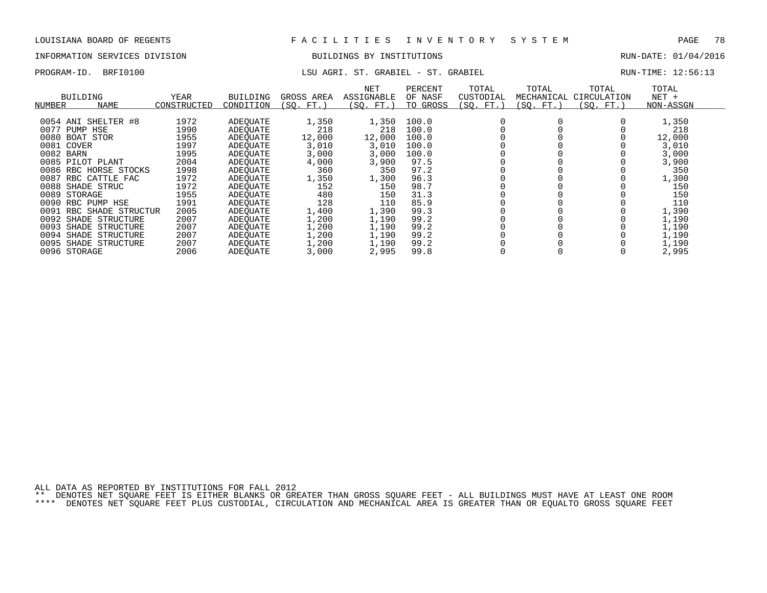LOUISIANA BOARD OF REGENTS — F A C I L I T I E S   I N V E N T O R Y   S Y S T E M

INFORMATION SERVICES DIVISION — BUILDINGS BY INSTITUTIONS — RUN-DATE: 01/04/2016

PROGRAM-ID. BRFI0100 — LSU AGRI. ST. GRABIEL - ST. GRABIEL — RUN-TIME: 12:56:13

| BUILDING NUMBER | NAME | YEAR CONSTRUCTED | BUILDING CONDITION | GROSS AREA (SQ. FT.) | NET ASSIGNABLE (SQ. FT.) | PERCENT OF NASF TO GROSS | TOTAL CUSTODIAL (SQ. FT.) | TOTAL MECHANICAL (SQ. FT.) | TOTAL CIRCULATION (SQ. FT.) | TOTAL NET + NON-ASSGN |
|---|---|---|---|---|---|---|---|---|---|---|
| 0054 | ANI SHELTER #8 | 1972 | ADEQUATE | 1,350 | 1,350 | 100.0 | 0 | 0 | 0 | 1,350 |
| 0077 | PUMP HSE | 1990 | ADEQUATE | 218 | 218 | 100.0 | 0 | 0 | 0 | 218 |
| 0080 | BOAT STOR | 1955 | ADEQUATE | 12,000 | 12,000 | 100.0 | 0 | 0 | 0 | 12,000 |
| 0081 | COVER | 1997 | ADEQUATE | 3,010 | 3,010 | 100.0 | 0 | 0 | 0 | 3,010 |
| 0082 | BARN | 1995 | ADEQUATE | 3,000 | 3,000 | 100.0 | 0 | 0 | 0 | 3,000 |
| 0085 | PILOT PLANT | 2004 | ADEQUATE | 4,000 | 3,900 | 97.5 | 0 | 0 | 0 | 3,900 |
| 0086 | RBC HORSE STOCKS | 1998 | ADEQUATE | 360 | 350 | 97.2 | 0 | 0 | 0 | 350 |
| 0087 | RBC CATTLE FAC | 1972 | ADEQUATE | 1,350 | 1,300 | 96.3 | 0 | 0 | 0 | 1,300 |
| 0088 | SHADE STRUC | 1972 | ADEQUATE | 152 | 150 | 98.7 | 0 | 0 | 0 | 150 |
| 0089 | STORAGE | 1955 | ADEQUATE | 480 | 150 | 31.3 | 0 | 0 | 0 | 150 |
| 0090 | RBC PUMP HSE | 1991 | ADEQUATE | 128 | 110 | 85.9 | 0 | 0 | 0 | 110 |
| 0091 | RBC SHADE STRUCTUR | 2005 | ADEQUATE | 1,400 | 1,390 | 99.3 | 0 | 0 | 0 | 1,390 |
| 0092 | SHADE STRUCTURE | 2007 | ADEQUATE | 1,200 | 1,190 | 99.2 | 0 | 0 | 0 | 1,190 |
| 0093 | SHADE STRUCTURE | 2007 | ADEQUATE | 1,200 | 1,190 | 99.2 | 0 | 0 | 0 | 1,190 |
| 0094 | SHADE STRUCTURE | 2007 | ADEQUATE | 1,200 | 1,190 | 99.2 | 0 | 0 | 0 | 1,190 |
| 0095 | SHADE STRUCTURE | 2007 | ADEQUATE | 1,200 | 1,190 | 99.2 | 0 | 0 | 0 | 1,190 |
| 0096 | STORAGE | 2006 | ADEQUATE | 3,000 | 2,995 | 99.8 | 0 | 0 | 0 | 2,995 |

ALL DATA AS REPORTED BY INSTITUTIONS FOR FALL 2012
** DENOTES NET SQUARE FEET IS EITHER BLANKS OR GREATER THAN GROSS SQUARE FEET - ALL BUILDINGS MUST HAVE AT LEAST ONE ROOM
**** DENOTES NET SQUARE FEET PLUS CUSTODIAL, CIRCULATION AND MECHANICAL AREA IS GREATER THAN OR EQUALTO GROSS SQUARE FEET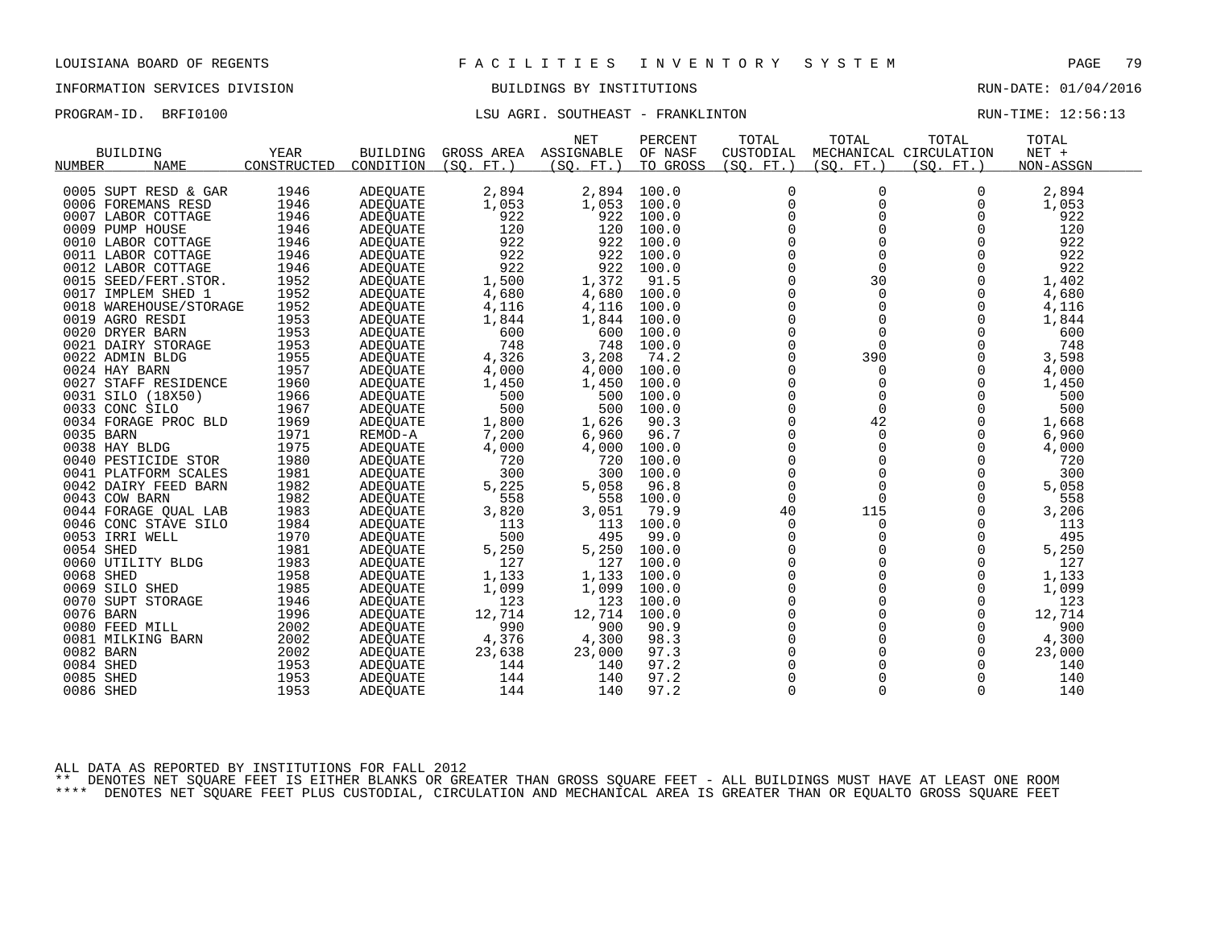LOUISIANA BOARD OF REGENTS — FACILITIES INVENTORY SYSTEM

INFORMATION SERVICES DIVISION — BUILDINGS BY INSTITUTIONS — RUN-DATE: 01/04/2016

PROGRAM-ID. BRFI0100 — LSU AGRI. SOUTHEAST - FRANKLINTON — RUN-TIME: 12:56:13

| BUILDING NUMBER | NAME | YEAR CONSTRUCTED | BUILDING CONDITION | GROSS AREA (SQ. FT.) | NET ASSIGNABLE (SQ. FT.) | PERCENT OF NASF TO GROSS | TOTAL CUSTODIAL (SQ. FT.) | TOTAL MECHANICAL (SQ. FT.) | TOTAL CIRCULATION (SQ. FT.) | TOTAL NET + NON-ASSGN |
|---|---|---|---|---|---|---|---|---|---|---|
| 0005 | SUPT RESD & GAR | 1946 | ADEQUATE | 2,894 | 2,894 | 100.0 | 0 | 0 | 0 | 2,894 |
| 0006 | FOREMANS RESD | 1946 | ADEQUATE | 1,053 | 1,053 | 100.0 | 0 | 0 | 0 | 1,053 |
| 0007 | LABOR COTTAGE | 1946 | ADEQUATE | 922 | 922 | 100.0 | 0 | 0 | 0 | 922 |
| 0009 | PUMP HOUSE | 1946 | ADEQUATE | 120 | 120 | 100.0 | 0 | 0 | 0 | 120 |
| 0010 | LABOR COTTAGE | 1946 | ADEQUATE | 922 | 922 | 100.0 | 0 | 0 | 0 | 922 |
| 0011 | LABOR COTTAGE | 1946 | ADEQUATE | 922 | 922 | 100.0 | 0 | 0 | 0 | 922 |
| 0012 | LABOR COTTAGE | 1946 | ADEQUATE | 922 | 922 | 100.0 | 0 | 0 | 0 | 922 |
| 0015 | SEED/FERT.STOR. | 1952 | ADEQUATE | 1,500 | 1,372 | 91.5 | 0 | 30 | 0 | 1,402 |
| 0017 | IMPLEM SHED 1 | 1952 | ADEQUATE | 4,680 | 4,680 | 100.0 | 0 | 0 | 0 | 4,680 |
| 0018 | WAREHOUSE/STORAGE | 1952 | ADEQUATE | 4,116 | 4,116 | 100.0 | 0 | 0 | 0 | 4,116 |
| 0019 | AGRO RESDI | 1953 | ADEQUATE | 1,844 | 1,844 | 100.0 | 0 | 0 | 0 | 1,844 |
| 0020 | DRYER BARN | 1953 | ADEQUATE | 600 | 600 | 100.0 | 0 | 0 | 0 | 600 |
| 0021 | DAIRY STORAGE | 1953 | ADEQUATE | 748 | 748 | 100.0 | 0 | 0 | 0 | 748 |
| 0022 | ADMIN BLDG | 1955 | ADEQUATE | 4,326 | 3,208 | 74.2 | 0 | 390 | 0 | 3,598 |
| 0024 | HAY BARN | 1957 | ADEQUATE | 4,000 | 4,000 | 100.0 | 0 | 0 | 0 | 4,000 |
| 0027 | STAFF RESIDENCE | 1960 | ADEQUATE | 1,450 | 1,450 | 100.0 | 0 | 0 | 0 | 1,450 |
| 0031 | SILO (18X50) | 1966 | ADEQUATE | 500 | 500 | 100.0 | 0 | 0 | 0 | 500 |
| 0033 | CONC SILO | 1967 | ADEQUATE | 500 | 500 | 100.0 | 0 | 0 | 0 | 500 |
| 0034 | FORAGE PROC BLD | 1969 | ADEQUATE | 1,800 | 1,626 | 90.3 | 0 | 42 | 0 | 1,668 |
| 0035 | BARN | 1971 | REMOD-A | 7,200 | 6,960 | 96.7 | 0 | 0 | 0 | 6,960 |
| 0038 | HAY BLDG | 1975 | ADEQUATE | 4,000 | 4,000 | 100.0 | 0 | 0 | 0 | 4,000 |
| 0040 | PESTICIDE STOR | 1980 | ADEQUATE | 720 | 720 | 100.0 | 0 | 0 | 0 | 720 |
| 0041 | PLATFORM SCALES | 1981 | ADEQUATE | 300 | 300 | 100.0 | 0 | 0 | 0 | 300 |
| 0042 | DAIRY FEED BARN | 1982 | ADEQUATE | 5,225 | 5,058 | 96.8 | 0 | 0 | 0 | 5,058 |
| 0043 | COW BARN | 1982 | ADEQUATE | 558 | 558 | 100.0 | 0 | 0 | 0 | 558 |
| 0044 | FORAGE QUAL LAB | 1983 | ADEQUATE | 3,820 | 3,051 | 79.9 | 40 | 115 | 0 | 3,206 |
| 0046 | CONC STAVE SILO | 1984 | ADEQUATE | 113 | 113 | 100.0 | 0 | 0 | 0 | 113 |
| 0053 | IRRI WELL | 1970 | ADEQUATE | 500 | 495 | 99.0 | 0 | 0 | 0 | 495 |
| 0054 | SHED | 1981 | ADEQUATE | 5,250 | 5,250 | 100.0 | 0 | 0 | 0 | 5,250 |
| 0060 | UTILITY BLDG | 1983 | ADEQUATE | 127 | 127 | 100.0 | 0 | 0 | 0 | 127 |
| 0068 | SHED | 1958 | ADEQUATE | 1,133 | 1,133 | 100.0 | 0 | 0 | 0 | 1,133 |
| 0069 | SILO SHED | 1985 | ADEQUATE | 1,099 | 1,099 | 100.0 | 0 | 0 | 0 | 1,099 |
| 0070 | SUPT STORAGE | 1946 | ADEQUATE | 123 | 123 | 100.0 | 0 | 0 | 0 | 123 |
| 0076 | BARN | 1996 | ADEQUATE | 12,714 | 12,714 | 100.0 | 0 | 0 | 0 | 12,714 |
| 0080 | FEED MILL | 2002 | ADEQUATE | 990 | 900 | 90.9 | 0 | 0 | 0 | 900 |
| 0081 | MILKING BARN | 2002 | ADEQUATE | 4,376 | 4,300 | 98.3 | 0 | 0 | 0 | 4,300 |
| 0082 | BARN | 2002 | ADEQUATE | 23,638 | 23,000 | 97.3 | 0 | 0 | 0 | 23,000 |
| 0084 | SHED | 1953 | ADEQUATE | 144 | 140 | 97.2 | 0 | 0 | 0 | 140 |
| 0085 | SHED | 1953 | ADEQUATE | 144 | 140 | 97.2 | 0 | 0 | 0 | 140 |
| 0086 | SHED | 1953 | ADEQUATE | 144 | 140 | 97.2 | 0 | 0 | 0 | 140 |

ALL DATA AS REPORTED BY INSTITUTIONS FOR FALL 2012

** DENOTES NET SQUARE FEET IS EITHER BLANKS OR GREATER THAN GROSS SQUARE FEET - ALL BUILDINGS MUST HAVE AT LEAST ONE ROOM

**** DENOTES NET SQUARE FEET PLUS CUSTODIAL, CIRCULATION AND MECHANICAL AREA IS GREATER THAN OR EQUALTO GROSS SQUARE FEET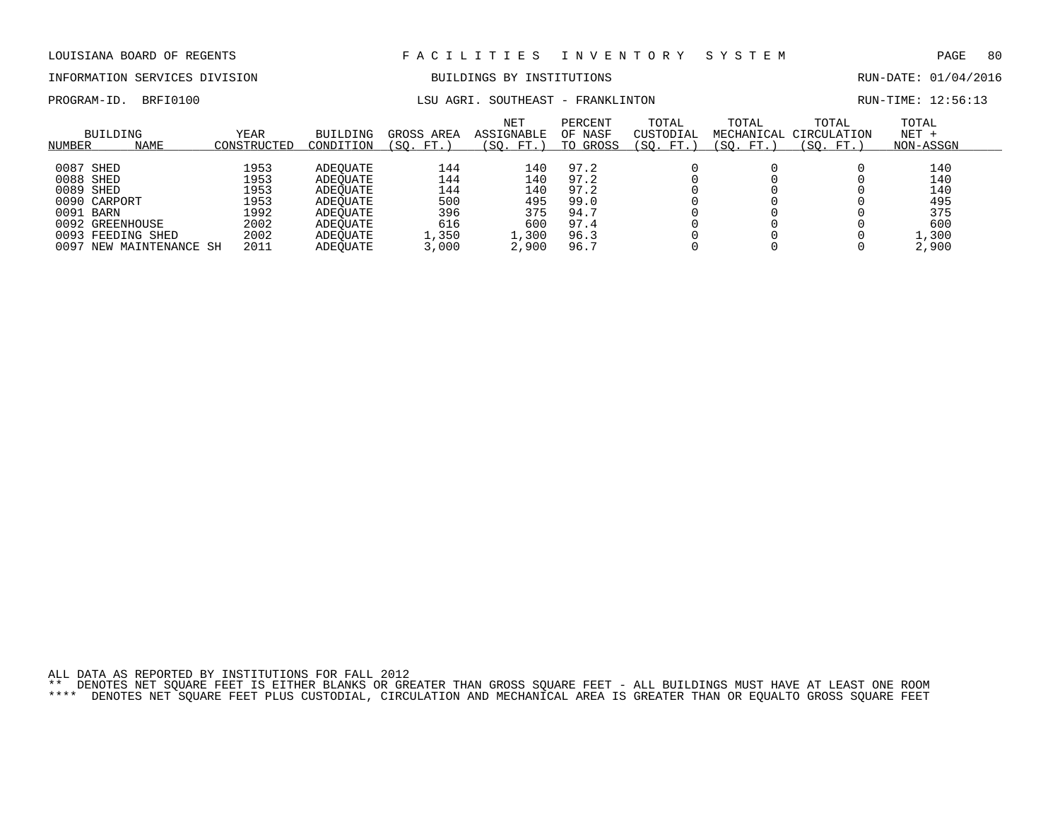LOUISIANA BOARD OF REGENTS — F A C I L I T I E S   I N V E N T O R Y   S Y S T E M

INFORMATION SERVICES DIVISION — BUILDINGS BY INSTITUTIONS — RUN-DATE: 01/04/2016

PROGRAM-ID. BRFI0100 — LSU AGRI. SOUTHEAST - FRANKLINTON — RUN-TIME: 12:56:13

| BUILDING NUMBER | NAME | YEAR CONSTRUCTED | BUILDING CONDITION | GROSS AREA (SQ. FT.) | NET ASSIGNABLE (SQ. FT.) | PERCENT OF NASF TO GROSS | TOTAL CUSTODIAL (SQ. FT.) | TOTAL MECHANICAL (SQ. FT.) | TOTAL CIRCULATION (SQ. FT.) | TOTAL NET + NON-ASSGN |
|---|---|---|---|---|---|---|---|---|---|---|
| 0087 | SHED | 1953 | ADEQUATE | 144 | 140 | 97.2 | 0 | 0 | 0 | 140 |
| 0088 | SHED | 1953 | ADEQUATE | 144 | 140 | 97.2 | 0 | 0 | 0 | 140 |
| 0089 | SHED | 1953 | ADEQUATE | 144 | 140 | 97.2 | 0 | 0 | 0 | 140 |
| 0090 | CARPORT | 1953 | ADEQUATE | 500 | 495 | 99.0 | 0 | 0 | 0 | 495 |
| 0091 | BARN | 1992 | ADEQUATE | 396 | 375 | 94.7 | 0 | 0 | 0 | 375 |
| 0092 | GREENHOUSE | 2002 | ADEQUATE | 616 | 600 | 97.4 | 0 | 0 | 0 | 600 |
| 0093 | FEEDING SHED | 2002 | ADEQUATE | 1,350 | 1,300 | 96.3 | 0 | 0 | 0 | 1,300 |
| 0097 | NEW MAINTENANCE SH | 2011 | ADEQUATE | 3,000 | 2,900 | 96.7 | 0 | 0 | 0 | 2,900 |

ALL DATA AS REPORTED BY INSTITUTIONS FOR FALL 2012

** DENOTES NET SQUARE FEET IS EITHER BLANKS OR GREATER THAN GROSS SQUARE FEET - ALL BUILDINGS MUST HAVE AT LEAST ONE ROOM

**** DENOTES NET SQUARE FEET PLUS CUSTODIAL, CIRCULATION AND MECHANICAL AREA IS GREATER THAN OR EQUALTO GROSS SQUARE FEET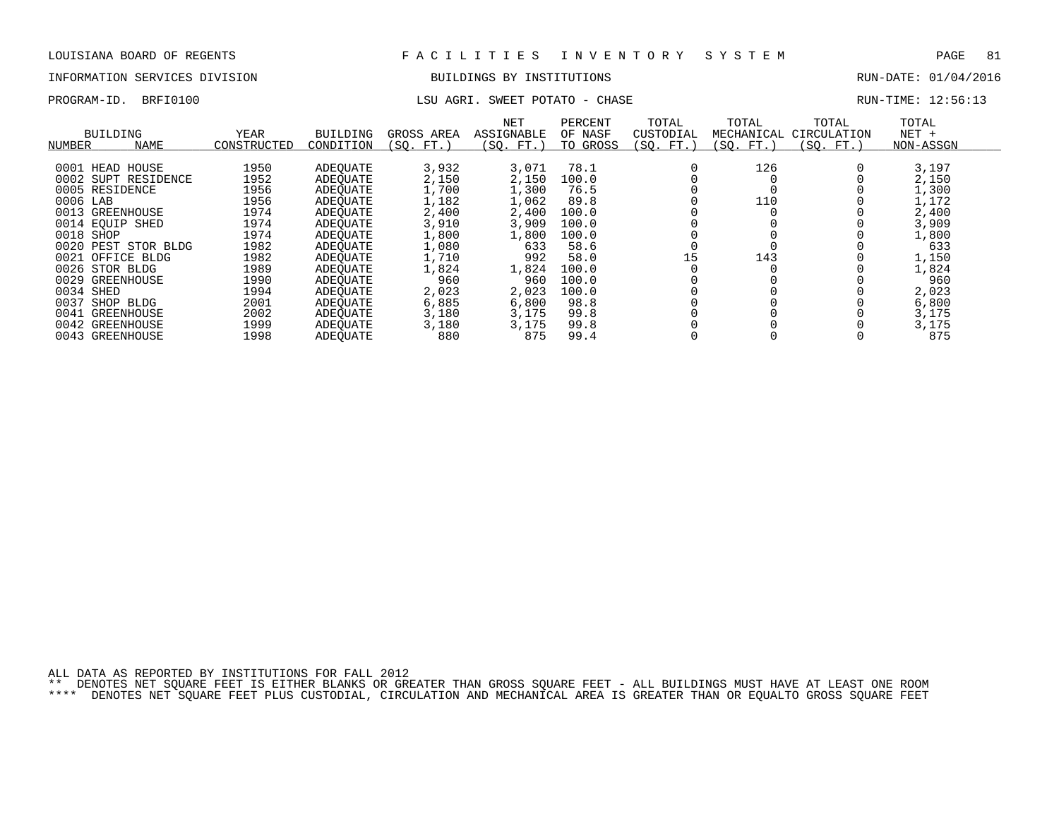LOUISIANA BOARD OF REGENTS — F A C I L I T I E S   I N V E N T O R Y   S Y S T E M

INFORMATION SERVICES DIVISION — BUILDINGS BY INSTITUTIONS — RUN-DATE: 01/04/2016

PROGRAM-ID. BRFI0100 — LSU AGRI. SWEET POTATO - CHASE — RUN-TIME: 12:56:13

| BUILDING NUMBER | NAME | YEAR CONSTRUCTED | BUILDING CONDITION | GROSS AREA (SQ. FT.) | NET ASSIGNABLE (SQ. FT.) | PERCENT OF NASF TO GROSS | TOTAL CUSTODIAL (SQ. FT.) | TOTAL MECHANICAL (SQ. FT.) | TOTAL CIRCULATION (SQ. FT.) | TOTAL NET + NON-ASSGN |
|---|---|---|---|---|---|---|---|---|---|---|
| 0001 | HEAD HOUSE | 1950 | ADEQUATE | 3,932 | 3,071 | 78.1 | 0 | 126 | 0 | 3,197 |
| 0002 | SUPT RESIDENCE | 1952 | ADEQUATE | 2,150 | 2,150 | 100.0 | 0 | 0 | 0 | 2,150 |
| 0005 | RESIDENCE | 1956 | ADEQUATE | 1,700 | 1,300 | 76.5 | 0 | 0 | 0 | 1,300 |
| 0006 | LAB | 1956 | ADEQUATE | 1,182 | 1,062 | 89.8 | 0 | 110 | 0 | 1,172 |
| 0013 | GREENHOUSE | 1974 | ADEQUATE | 2,400 | 2,400 | 100.0 | 0 | 0 | 0 | 2,400 |
| 0014 | EQUIP SHED | 1974 | ADEQUATE | 3,910 | 3,909 | 100.0 | 0 | 0 | 0 | 3,909 |
| 0018 | SHOP | 1974 | ADEQUATE | 1,800 | 1,800 | 100.0 | 0 | 0 | 0 | 1,800 |
| 0020 | PEST STOR BLDG | 1982 | ADEQUATE | 1,080 | 633 | 58.6 | 0 | 0 | 0 | 633 |
| 0021 | OFFICE BLDG | 1982 | ADEQUATE | 1,710 | 992 | 58.0 | 15 | 143 | 0 | 1,150 |
| 0026 | STOR BLDG | 1989 | ADEQUATE | 1,824 | 1,824 | 100.0 | 0 | 0 | 0 | 1,824 |
| 0029 | GREENHOUSE | 1990 | ADEQUATE | 960 | 960 | 100.0 | 0 | 0 | 0 | 960 |
| 0034 | SHED | 1994 | ADEQUATE | 2,023 | 2,023 | 100.0 | 0 | 0 | 0 | 2,023 |
| 0037 | SHOP BLDG | 2001 | ADEQUATE | 6,885 | 6,800 | 98.8 | 0 | 0 | 0 | 6,800 |
| 0041 | GREENHOUSE | 2002 | ADEQUATE | 3,180 | 3,175 | 99.8 | 0 | 0 | 0 | 3,175 |
| 0042 | GREENHOUSE | 1999 | ADEQUATE | 3,180 | 3,175 | 99.8 | 0 | 0 | 0 | 3,175 |
| 0043 | GREENHOUSE | 1998 | ADEQUATE | 880 | 875 | 99.4 | 0 | 0 | 0 | 875 |

ALL DATA AS REPORTED BY INSTITUTIONS FOR FALL 2012

** DENOTES NET SQUARE FEET IS EITHER BLANKS OR GREATER THAN GROSS SQUARE FEET - ALL BUILDINGS MUST HAVE AT LEAST ONE ROOM

**** DENOTES NET SQUARE FEET PLUS CUSTODIAL, CIRCULATION AND MECHANICAL AREA IS GREATER THAN OR EQUALTO GROSS SQUARE FEET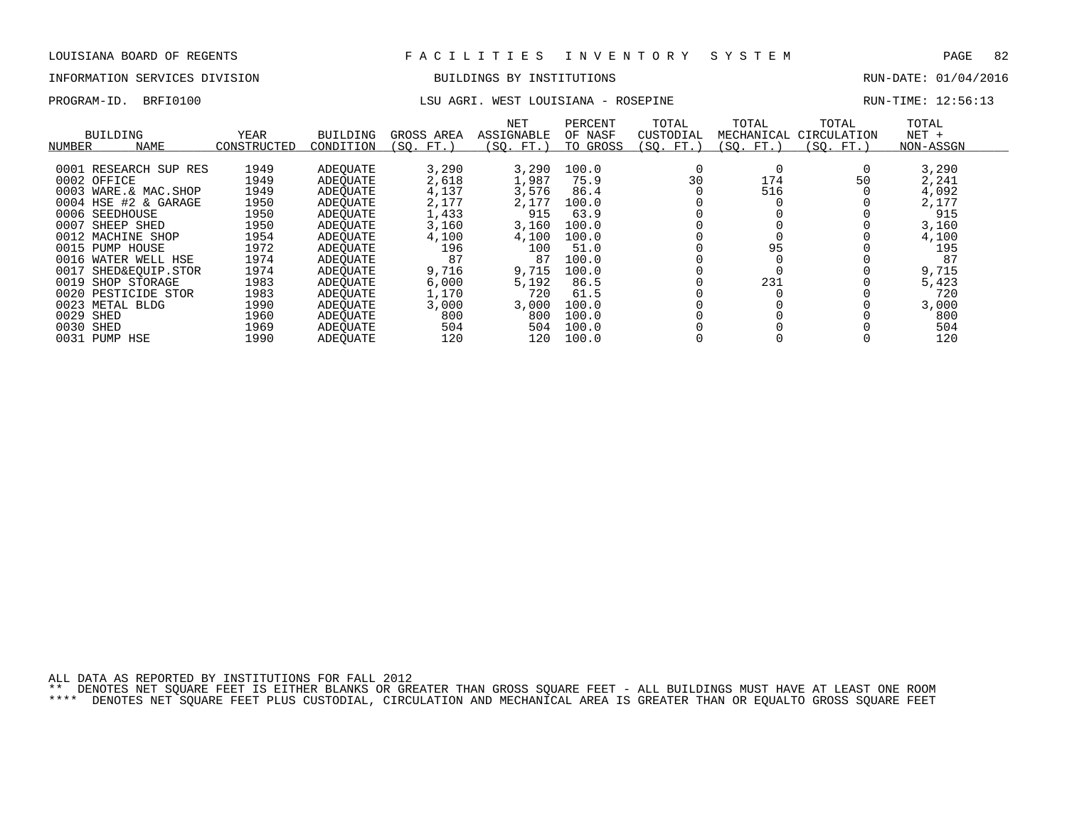LOUISIANA BOARD OF REGENTS F A C I L I T I E S I N V E N T O R Y S Y S T E M

INFORMATION SERVICES DIVISION BUILDINGS BY INSTITUTIONS RUN-DATE: 01/04/2016

PROGRAM-ID. BRFI0100 LSU AGRI. WEST LOUISIANA - ROSEPINE RUN-TIME: 12:56:13

| BUILDING NUMBER | NAME | YEAR CONSTRUCTED | BUILDING CONDITION | GROSS AREA (SQ. FT.) | NET ASSIGNABLE (SQ. FT.) | PERCENT OF NASF TO GROSS | TOTAL CUSTODIAL (SQ. FT.) | TOTAL MECHANICAL (SQ. FT.) | TOTAL CIRCULATION (SQ. FT.) | TOTAL NET + NON-ASSGN |
|---|---|---|---|---|---|---|---|---|---|---|
| 0001 | RESEARCH SUP RES | 1949 | ADEQUATE | 3,290 | 3,290 | 100.0 | 0 | 0 | 0 | 3,290 |
| 0002 | OFFICE | 1949 | ADEQUATE | 2,618 | 1,987 | 75.9 | 30 | 174 | 50 | 2,241 |
| 0003 | WARE.& MAC.SHOP | 1949 | ADEQUATE | 4,137 | 3,576 | 86.4 | 0 | 516 | 0 | 4,092 |
| 0004 | HSE #2 & GARAGE | 1950 | ADEQUATE | 2,177 | 2,177 | 100.0 | 0 | 0 | 0 | 2,177 |
| 0006 | SEEDHOUSE | 1950 | ADEQUATE | 1,433 | 915 | 63.9 | 0 | 0 | 0 | 915 |
| 0007 | SHEEP SHED | 1950 | ADEQUATE | 3,160 | 3,160 | 100.0 | 0 | 0 | 0 | 3,160 |
| 0012 | MACHINE SHOP | 1954 | ADEQUATE | 4,100 | 4,100 | 100.0 | 0 | 0 | 0 | 4,100 |
| 0015 | PUMP HOUSE | 1972 | ADEQUATE | 196 | 100 | 51.0 | 0 | 95 | 0 | 195 |
| 0016 | WATER WELL HSE | 1974 | ADEQUATE | 87 | 87 | 100.0 | 0 | 0 | 0 | 87 |
| 0017 | SHED&EQUIP.STOR | 1974 | ADEQUATE | 9,716 | 9,715 | 100.0 | 0 | 0 | 0 | 9,715 |
| 0019 | SHOP STORAGE | 1983 | ADEQUATE | 6,000 | 5,192 | 86.5 | 0 | 231 | 0 | 5,423 |
| 0020 | PESTICIDE STOR | 1983 | ADEQUATE | 1,170 | 720 | 61.5 | 0 | 0 | 0 | 720 |
| 0023 | METAL BLDG | 1990 | ADEQUATE | 3,000 | 3,000 | 100.0 | 0 | 0 | 0 | 3,000 |
| 0029 | SHED | 1960 | ADEQUATE | 800 | 800 | 100.0 | 0 | 0 | 0 | 800 |
| 0030 | SHED | 1969 | ADEQUATE | 504 | 504 | 100.0 | 0 | 0 | 0 | 504 |
| 0031 | PUMP HSE | 1990 | ADEQUATE | 120 | 120 | 100.0 | 0 | 0 | 0 | 120 |

ALL DATA AS REPORTED BY INSTITUTIONS FOR FALL 2012
** DENOTES NET SQUARE FEET IS EITHER BLANKS OR GREATER THAN GROSS SQUARE FEET - ALL BUILDINGS MUST HAVE AT LEAST ONE ROOM
**** DENOTES NET SQUARE FEET PLUS CUSTODIAL, CIRCULATION AND MECHANICAL AREA IS GREATER THAN OR EQUALTO GROSS SQUARE FEET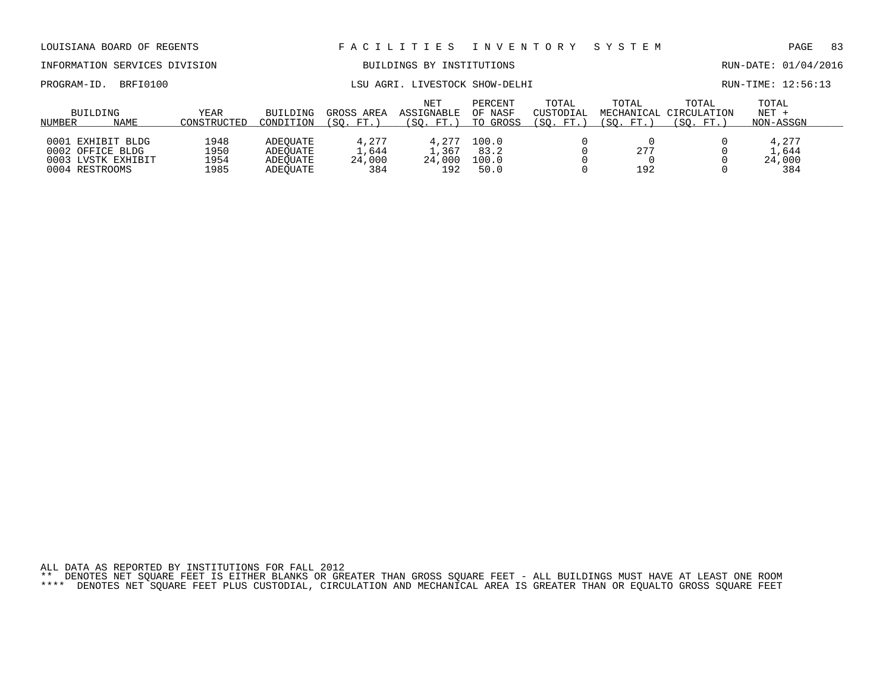LOUISIANA BOARD OF REGENTS — FACILITIES INVENTORY SYSTEM

INFORMATION SERVICES DIVISION — BUILDINGS BY INSTITUTIONS — RUN-DATE: 01/04/2016

PROGRAM-ID. BRFI0100 — LSU AGRI. LIVESTOCK SHOW-DELHI — RUN-TIME: 12:56:13

| BUILDING NUMBER | NAME | YEAR CONSTRUCTED | BUILDING CONDITION | GROSS AREA (SQ. FT.) | NET ASSIGNABLE (SQ. FT.) | PERCENT OF NASF TO GROSS | TOTAL CUSTODIAL (SQ. FT.) | TOTAL MECHANICAL (SQ. FT.) | TOTAL CIRCULATION (SQ. FT.) | TOTAL NET + NON-ASSGN |
|---|---|---|---|---|---|---|---|---|---|---|
| 0001 | EXHIBIT BLDG | 1948 | ADEQUATE | 4,277 | 4,277 | 100.0 | 0 | 0 | 0 | 4,277 |
| 0002 | OFFICE BLDG | 1950 | ADEQUATE | 1,644 | 1,367 | 83.2 | 0 | 277 | 0 | 1,644 |
| 0003 | LVSTK EXHIBIT | 1954 | ADEQUATE | 24,000 | 24,000 | 100.0 | 0 | 0 | 0 | 24,000 |
| 0004 | RESTROOMS | 1985 | ADEQUATE | 384 | 192 | 50.0 | 0 | 192 | 0 | 384 |

ALL DATA AS REPORTED BY INSTITUTIONS FOR FALL 2012

** DENOTES NET SQUARE FEET IS EITHER BLANKS OR GREATER THAN GROSS SQUARE FEET - ALL BUILDINGS MUST HAVE AT LEAST ONE ROOM

**** DENOTES NET SQUARE FEET PLUS CUSTODIAL, CIRCULATION AND MECHANICAL AREA IS GREATER THAN OR EQUALTO GROSS SQUARE FEET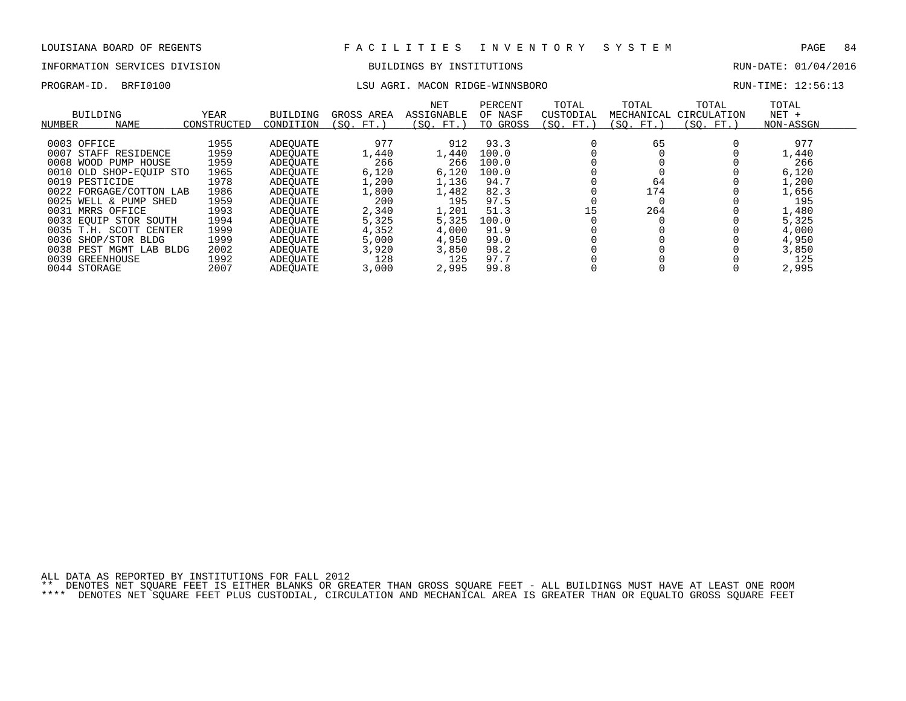LOUISIANA BOARD OF REGENTS — FACILITIES INVENTORY SYSTEM

INFORMATION SERVICES DIVISION — BUILDINGS BY INSTITUTIONS — RUN-DATE: 01/04/2016

PROGRAM-ID. BRFI0100 — LSU AGRI. MACON RIDGE-WINNSBORO — RUN-TIME: 12:56:13

| BUILDING NUMBER | BUILDING NAME | YEAR CONSTRUCTED | BUILDING CONDITION | GROSS AREA (SQ. FT.) | NET ASSIGNABLE (SQ. FT.) | PERCENT OF NASF TO GROSS | TOTAL CUSTODIAL (SQ. FT.) | TOTAL MECHANICAL (SQ. FT.) | TOTAL CIRCULATION (SQ. FT.) | TOTAL NET + NON-ASSGN |
|---|---|---|---|---|---|---|---|---|---|---|
| 0003 | OFFICE | 1955 | ADEQUATE | 977 | 912 | 93.3 | 0 | 65 | 0 | 977 |
| 0007 | STAFF RESIDENCE | 1959 | ADEQUATE | 1,440 | 1,440 | 100.0 | 0 | 0 | 0 | 1,440 |
| 0008 | WOOD PUMP HOUSE | 1959 | ADEQUATE | 266 | 266 | 100.0 | 0 | 0 | 0 | 266 |
| 0010 | OLD SHOP-EQUIP STO | 1965 | ADEQUATE | 6,120 | 6,120 | 100.0 | 0 | 0 | 0 | 6,120 |
| 0019 | PESTICIDE | 1978 | ADEQUATE | 1,200 | 1,136 | 94.7 | 0 | 64 | 0 | 1,200 |
| 0022 | FORGAGE/COTTON LAB | 1986 | ADEQUATE | 1,800 | 1,482 | 82.3 | 0 | 174 | 0 | 1,656 |
| 0025 | WELL & PUMP SHED | 1959 | ADEQUATE | 200 | 195 | 97.5 | 0 | 0 | 0 | 195 |
| 0031 | MRRS OFFICE | 1993 | ADEQUATE | 2,340 | 1,201 | 51.3 | 15 | 264 | 0 | 1,480 |
| 0033 | EQUIP STOR SOUTH | 1994 | ADEQUATE | 5,325 | 5,325 | 100.0 | 0 | 0 | 0 | 5,325 |
| 0035 | T.H. SCOTT CENTER | 1999 | ADEQUATE | 4,352 | 4,000 | 91.9 | 0 | 0 | 0 | 4,000 |
| 0036 | SHOP/STOR BLDG | 1999 | ADEQUATE | 5,000 | 4,950 | 99.0 | 0 | 0 | 0 | 4,950 |
| 0038 | PEST MGMT LAB BLDG | 2002 | ADEQUATE | 3,920 | 3,850 | 98.2 | 0 | 0 | 0 | 3,850 |
| 0039 | GREENHOUSE | 1992 | ADEQUATE | 128 | 125 | 97.7 | 0 | 0 | 0 | 125 |
| 0044 | STORAGE | 2007 | ADEQUATE | 3,000 | 2,995 | 99.8 | 0 | 0 | 0 | 2,995 |

ALL DATA AS REPORTED BY INSTITUTIONS FOR FALL 2012

** DENOTES NET SQUARE FEET IS EITHER BLANKS OR GREATER THAN GROSS SQUARE FEET - ALL BUILDINGS MUST HAVE AT LEAST ONE ROOM

**** DENOTES NET SQUARE FEET PLUS CUSTODIAL, CIRCULATION AND MECHANICAL AREA IS GREATER THAN OR EQUALTO GROSS SQUARE FEET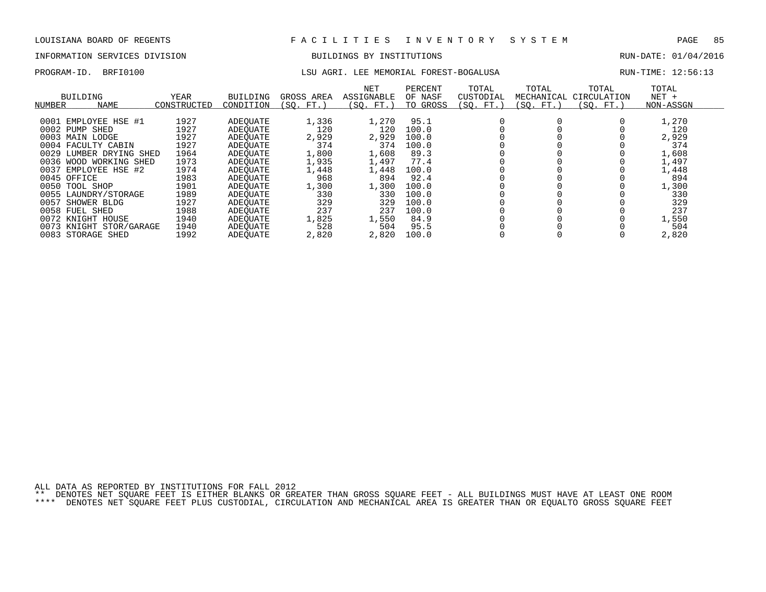LOUISIANA BOARD OF REGENTS — FACILITIES INVENTORY SYSTEM

INFORMATION SERVICES DIVISION — BUILDINGS BY INSTITUTIONS — RUN-DATE: 01/04/2016

PROGRAM-ID. BRFI0100 — LSU AGRI. LEE MEMORIAL FOREST-BOGALUSA — RUN-TIME: 12:56:13

| BUILDING NUMBER | NAME | YEAR CONSTRUCTED | BUILDING CONDITION | GROSS AREA (SQ. FT.) | NET ASSIGNABLE (SQ. FT.) | PERCENT OF NASF TO GROSS | TOTAL CUSTODIAL (SQ. FT.) | TOTAL MECHANICAL (SQ. FT.) | TOTAL CIRCULATION (SQ. FT.) | TOTAL NET + NON-ASSGN |
|---|---|---|---|---|---|---|---|---|---|---|
| 0001 | EMPLOYEE HSE #1 | 1927 | ADEQUATE | 1,336 | 1,270 | 95.1 | 0 | 0 | 0 | 1,270 |
| 0002 | PUMP SHED | 1927 | ADEQUATE | 120 | 120 | 100.0 | 0 | 0 | 0 | 120 |
| 0003 | MAIN LODGE | 1927 | ADEQUATE | 2,929 | 2,929 | 100.0 | 0 | 0 | 0 | 2,929 |
| 0004 | FACULTY CABIN | 1927 | ADEQUATE | 374 | 374 | 100.0 | 0 | 0 | 0 | 374 |
| 0029 | LUMBER DRYING SHED | 1964 | ADEQUATE | 1,800 | 1,608 | 89.3 | 0 | 0 | 0 | 1,608 |
| 0036 | WOOD WORKING SHED | 1973 | ADEQUATE | 1,935 | 1,497 | 77.4 | 0 | 0 | 0 | 1,497 |
| 0037 | EMPLOYEE HSE #2 | 1974 | ADEQUATE | 1,448 | 1,448 | 100.0 | 0 | 0 | 0 | 1,448 |
| 0045 | OFFICE | 1983 | ADEQUATE | 968 | 894 | 92.4 | 0 | 0 | 0 | 894 |
| 0050 | TOOL SHOP | 1901 | ADEQUATE | 1,300 | 1,300 | 100.0 | 0 | 0 | 0 | 1,300 |
| 0055 | LAUNDRY/STORAGE | 1989 | ADEQUATE | 330 | 330 | 100.0 | 0 | 0 | 0 | 330 |
| 0057 | SHOWER BLDG | 1927 | ADEQUATE | 329 | 329 | 100.0 | 0 | 0 | 0 | 329 |
| 0058 | FUEL SHED | 1988 | ADEQUATE | 237 | 237 | 100.0 | 0 | 0 | 0 | 237 |
| 0072 | KNIGHT HOUSE | 1940 | ADEQUATE | 1,825 | 1,550 | 84.9 | 0 | 0 | 0 | 1,550 |
| 0073 | KNIGHT STOR/GARAGE | 1940 | ADEQUATE | 528 | 504 | 95.5 | 0 | 0 | 0 | 504 |
| 0083 | STORAGE SHED | 1992 | ADEQUATE | 2,820 | 2,820 | 100.0 | 0 | 0 | 0 | 2,820 |

ALL DATA AS REPORTED BY INSTITUTIONS FOR FALL 2012

** DENOTES NET SQUARE FEET IS EITHER BLANKS OR GREATER THAN GROSS SQUARE FEET - ALL BUILDINGS MUST HAVE AT LEAST ONE ROOM

**** DENOTES NET SQUARE FEET PLUS CUSTODIAL, CIRCULATION AND MECHANICAL AREA IS GREATER THAN OR EQUALTO GROSS SQUARE FEET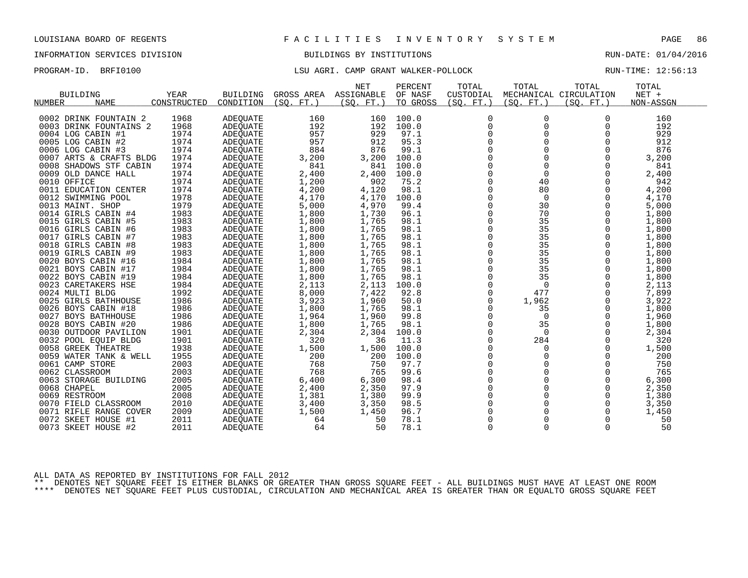LOUISIANA BOARD OF REGENTS — FACILITIES INVENTORY SYSTEM

INFORMATION SERVICES DIVISION — BUILDINGS BY INSTITUTIONS — RUN-DATE: 01/04/2016

PROGRAM-ID. BRFI0100 — LSU AGRI. CAMP GRANT WALKER-POLLOCK — RUN-TIME: 12:56:13

| BUILDING NUMBER | NAME | YEAR CONSTRUCTED | BUILDING CONDITION | GROSS AREA (SQ. FT.) | NET ASSIGNABLE (SQ. FT.) | PERCENT OF NASF TO GROSS | TOTAL CUSTODIAL (SQ. FT.) | TOTAL MECHANICAL (SQ. FT.) | TOTAL CIRCULATION (SQ. FT.) | TOTAL NET + NON-ASSGN |
|---|---|---|---|---|---|---|---|---|---|---|
| 0002 | DRINK FOUNTAIN 2 | 1968 | ADEQUATE | 160 | 160 | 100.0 | 0 | 0 | 0 | 160 |
| 0003 | DRINK FOUNTAINS 2 | 1968 | ADEQUATE | 192 | 192 | 100.0 | 0 | 0 | 0 | 192 |
| 0004 | LOG CABIN #1 | 1974 | ADEQUATE | 957 | 929 | 97.1 | 0 | 0 | 0 | 929 |
| 0005 | LOG CABIN #2 | 1974 | ADEQUATE | 957 | 912 | 95.3 | 0 | 0 | 0 | 912 |
| 0006 | LOG CABIN #3 | 1974 | ADEQUATE | 884 | 876 | 99.1 | 0 | 0 | 0 | 876 |
| 0007 | ARTS & CRAFTS BLDG | 1974 | ADEQUATE | 3,200 | 3,200 | 100.0 | 0 | 0 | 0 | 3,200 |
| 0008 | SHADOWS STF CABIN | 1974 | ADEQUATE | 841 | 841 | 100.0 | 0 | 0 | 0 | 841 |
| 0009 | OLD DANCE HALL | 1974 | ADEQUATE | 2,400 | 2,400 | 100.0 | 0 | 0 | 0 | 2,400 |
| 0010 | OFFICE | 1974 | ADEQUATE | 1,200 | 902 | 75.2 | 0 | 40 | 0 | 942 |
| 0011 | EDUCATION CENTER | 1974 | ADEQUATE | 4,200 | 4,120 | 98.1 | 0 | 80 | 0 | 4,200 |
| 0012 | SWIMMING POOL | 1978 | ADEQUATE | 4,170 | 4,170 | 100.0 | 0 | 0 | 0 | 4,170 |
| 0013 | MAINT. SHOP | 1979 | ADEQUATE | 5,000 | 4,970 | 99.4 | 0 | 30 | 0 | 5,000 |
| 0014 | GIRLS CABIN #4 | 1983 | ADEQUATE | 1,800 | 1,730 | 96.1 | 0 | 70 | 0 | 1,800 |
| 0015 | GIRLS CABIN #5 | 1983 | ADEQUATE | 1,800 | 1,765 | 98.1 | 0 | 35 | 0 | 1,800 |
| 0016 | GIRLS CABIN #6 | 1983 | ADEQUATE | 1,800 | 1,765 | 98.1 | 0 | 35 | 0 | 1,800 |
| 0017 | GIRLS CABIN #7 | 1983 | ADEQUATE | 1,800 | 1,765 | 98.1 | 0 | 35 | 0 | 1,800 |
| 0018 | GIRLS CABIN #8 | 1983 | ADEQUATE | 1,800 | 1,765 | 98.1 | 0 | 35 | 0 | 1,800 |
| 0019 | GIRLS CABIN #9 | 1983 | ADEQUATE | 1,800 | 1,765 | 98.1 | 0 | 35 | 0 | 1,800 |
| 0020 | BOYS CABIN #16 | 1984 | ADEQUATE | 1,800 | 1,765 | 98.1 | 0 | 35 | 0 | 1,800 |
| 0021 | BOYS CABIN #17 | 1984 | ADEQUATE | 1,800 | 1,765 | 98.1 | 0 | 35 | 0 | 1,800 |
| 0022 | BOYS CABIN #19 | 1984 | ADEQUATE | 1,800 | 1,765 | 98.1 | 0 | 35 | 0 | 1,800 |
| 0023 | CARETAKERS HSE | 1984 | ADEQUATE | 2,113 | 2,113 | 100.0 | 0 | 0 | 0 | 2,113 |
| 0024 | MULTI BLDG | 1992 | ADEQUATE | 8,000 | 7,422 | 92.8 | 0 | 477 | 0 | 7,899 |
| 0025 | GIRLS BATHHOUSE | 1986 | ADEQUATE | 3,923 | 1,960 | 50.0 | 0 | 1,962 | 0 | 3,922 |
| 0026 | BOYS CABIN #18 | 1986 | ADEQUATE | 1,800 | 1,765 | 98.1 | 0 | 35 | 0 | 1,800 |
| 0027 | BOYS BATHHOUSE | 1986 | ADEQUATE | 1,964 | 1,960 | 99.8 | 0 | 0 | 0 | 1,960 |
| 0028 | BOYS CABIN #20 | 1986 | ADEQUATE | 1,800 | 1,765 | 98.1 | 0 | 35 | 0 | 1,800 |
| 0030 | OUTDOOR PAVILION | 1901 | ADEQUATE | 2,304 | 2,304 | 100.0 | 0 | 0 | 0 | 2,304 |
| 0032 | POOL EQUIP BLDG | 1901 | ADEQUATE | 320 | 36 | 11.3 | 0 | 284 | 0 | 320 |
| 0058 | GREEK THEATRE | 1938 | ADEQUATE | 1,500 | 1,500 | 100.0 | 0 | 0 | 0 | 1,500 |
| 0059 | WATER TANK & WELL | 1955 | ADEQUATE | 200 | 200 | 100.0 | 0 | 0 | 0 | 200 |
| 0061 | CAMP STORE | 2003 | ADEQUATE | 768 | 750 | 97.7 | 0 | 0 | 0 | 750 |
| 0062 | CLASSROOM | 2003 | ADEQUATE | 768 | 765 | 99.6 | 0 | 0 | 0 | 765 |
| 0063 | STORAGE BUILDING | 2005 | ADEQUATE | 6,400 | 6,300 | 98.4 | 0 | 0 | 0 | 6,300 |
| 0068 | CHAPEL | 2005 | ADEQUATE | 2,400 | 2,350 | 97.9 | 0 | 0 | 0 | 2,350 |
| 0069 | RESTROOM | 2008 | ADEQUATE | 1,381 | 1,380 | 99.9 | 0 | 0 | 0 | 1,380 |
| 0070 | FIELD CLASSROOM | 2010 | ADEQUATE | 3,400 | 3,350 | 98.5 | 0 | 0 | 0 | 3,350 |
| 0071 | RIFLE RANGE COVER | 2009 | ADEQUATE | 1,500 | 1,450 | 96.7 | 0 | 0 | 0 | 1,450 |
| 0072 | SKEET HOUSE #1 | 2011 | ADEQUATE | 64 | 50 | 78.1 | 0 | 0 | 0 | 50 |
| 0073 | SKEET HOUSE #2 | 2011 | ADEQUATE | 64 | 50 | 78.1 | 0 | 0 | 0 | 50 |

ALL DATA AS REPORTED BY INSTITUTIONS FOR FALL 2012

** DENOTES NET SQUARE FEET IS EITHER BLANKS OR GREATER THAN GROSS SQUARE FEET - ALL BUILDINGS MUST HAVE AT LEAST ONE ROOM

**** DENOTES NET SQUARE FEET PLUS CUSTODIAL, CIRCULATION AND MECHANICAL AREA IS GREATER THAN OR EQUALTO GROSS SQUARE FEET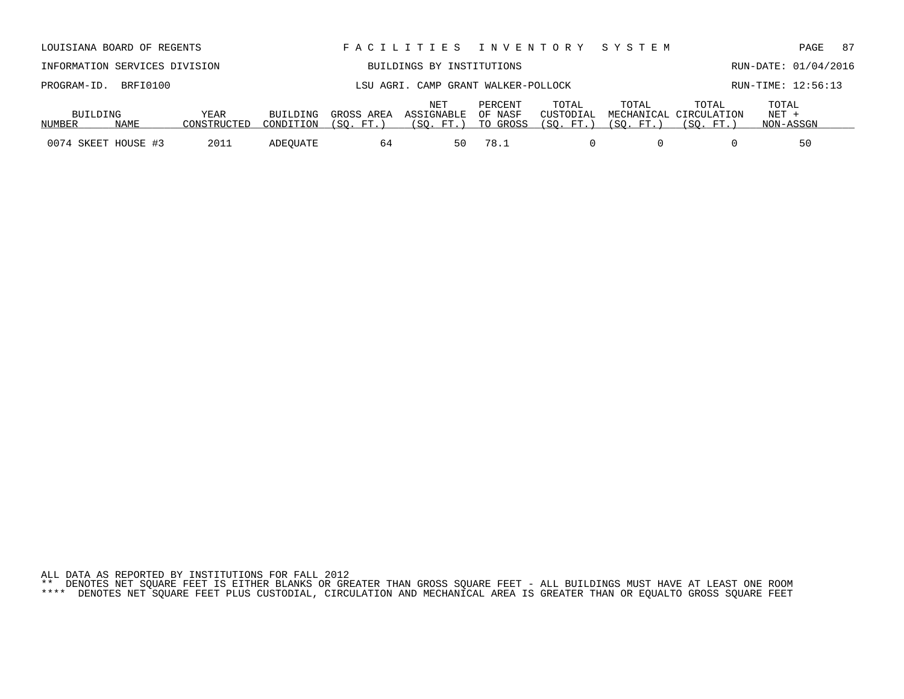LOUISIANA BOARD OF REGENTS — FACILITIES INVENTORY SYSTEM

INFORMATION SERVICES DIVISION — BUILDINGS BY INSTITUTIONS — RUN-DATE: 01/04/2016

PROGRAM-ID. BRFI0100 — LSU AGRI. CAMP GRANT WALKER-POLLOCK — RUN-TIME: 12:56:13

| BUILDING NUMBER | NAME | YEAR CONSTRUCTED | BUILDING CONDITION | GROSS AREA (SQ. FT.) | NET ASSIGNABLE (SQ. FT.) | PERCENT OF NASF TO GROSS | TOTAL CUSTODIAL (SQ. FT.) | TOTAL MECHANICAL (SQ. FT.) | TOTAL CIRCULATION (SQ. FT.) | TOTAL NET + NON-ASSGN |
|---|---|---|---|---|---|---|---|---|---|---|
| 0074 | SKEET HOUSE #3 | 2011 | ADEQUATE | 64 | 50 | 78.1 | 0 | 0 | 0 | 50 |

ALL DATA AS REPORTED BY INSTITUTIONS FOR FALL 2012

** DENOTES NET SQUARE FEET IS EITHER BLANKS OR GREATER THAN GROSS SQUARE FEET - ALL BUILDINGS MUST HAVE AT LEAST ONE ROOM

**** DENOTES NET SQUARE FEET PLUS CUSTODIAL, CIRCULATION AND MECHANICAL AREA IS GREATER THAN OR EQUALTO GROSS SQUARE FEET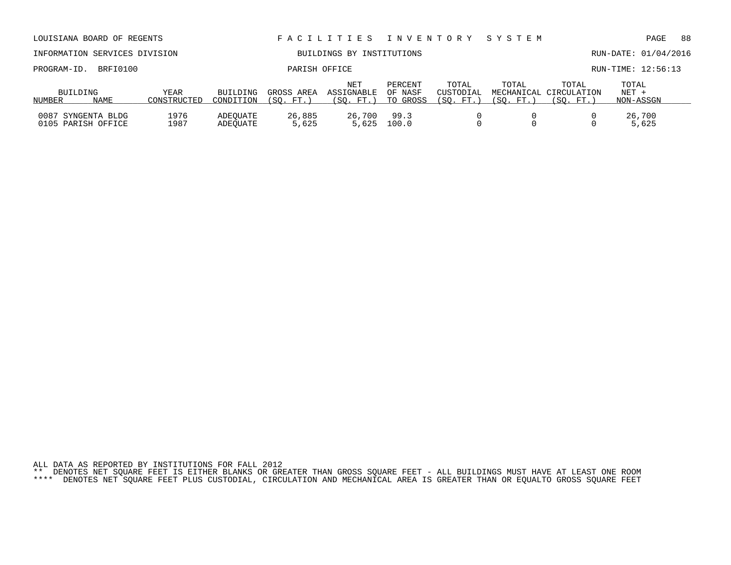LOUISIANA BOARD OF REGENTS — F A C I L I T I E S   I N V E N T O R Y   S Y S T E M

INFORMATION SERVICES DIVISION — BUILDINGS BY INSTITUTIONS — RUN-DATE: 01/04/2016

PROGRAM-ID. BRFI0100 — PARISH OFFICE — RUN-TIME: 12:56:13

| BUILDING NUMBER | NAME | YEAR CONSTRUCTED | BUILDING CONDITION | GROSS AREA (SQ. FT.) | NET ASSIGNABLE (SQ. FT.) | PERCENT OF NASF TO GROSS | TOTAL CUSTODIAL (SQ. FT.) | TOTAL MECHANICAL (SQ. FT.) | TOTAL CIRCULATION (SQ. FT.) | TOTAL NET + NON-ASSGN |
|---|---|---|---|---|---|---|---|---|---|---|
| 0087 | SYNGENTA BLDG | 1976 | ADEQUATE | 26,885 | 26,700 | 99.3 | 0 | 0 | 0 | 26,700 |
| 0105 | PARISH OFFICE | 1987 | ADEQUATE | 5,625 | 5,625 | 100.0 | 0 | 0 | 0 | 5,625 |

ALL DATA AS REPORTED BY INSTITUTIONS FOR FALL 2012
** DENOTES NET SQUARE FEET IS EITHER BLANKS OR GREATER THAN GROSS SQUARE FEET - ALL BUILDINGS MUST HAVE AT LEAST ONE ROOM
**** DENOTES NET SQUARE FEET PLUS CUSTODIAL, CIRCULATION AND MECHANICAL AREA IS GREATER THAN OR EQUALTO GROSS SQUARE FEET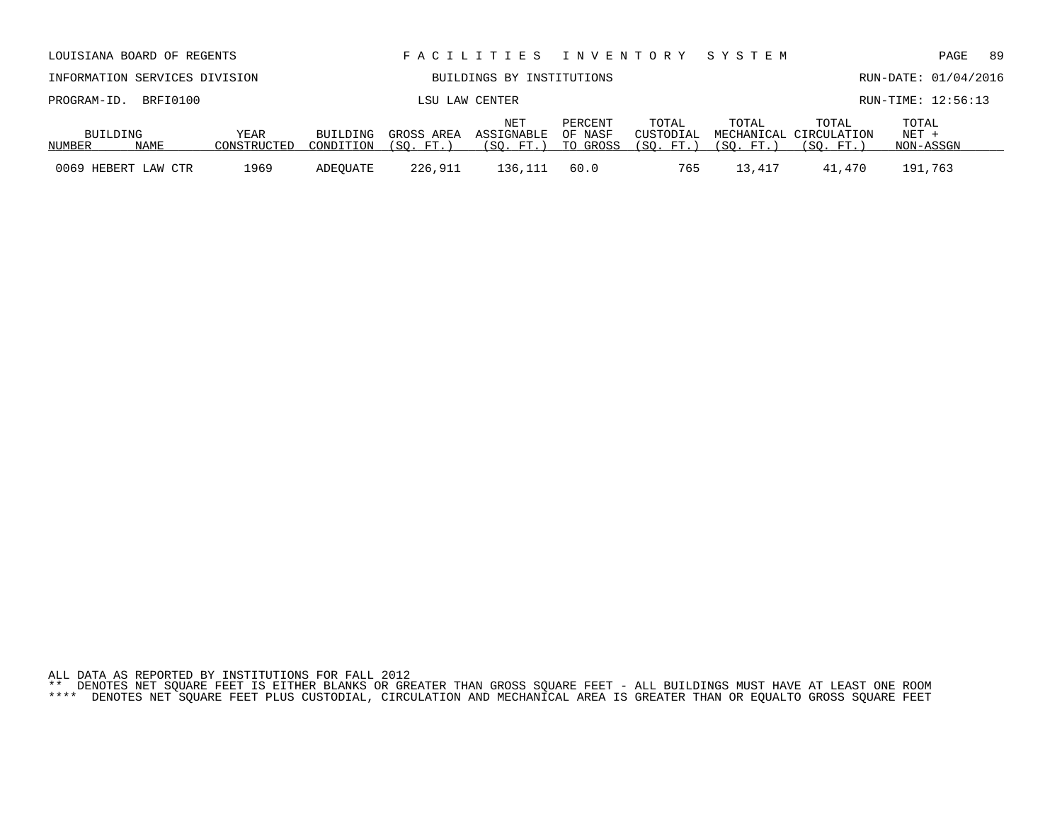LOUISIANA BOARD OF REGENTS — F A C I L I T I E S   I N V E N T O R Y   S Y S T E M

INFORMATION SERVICES DIVISION — BUILDINGS BY INSTITUTIONS — RUN-DATE: 01/04/2016

PROGRAM-ID. BRFI0100 — LSU LAW CENTER — RUN-TIME: 12:56:13

| BUILDING NUMBER | NAME | YEAR CONSTRUCTED | BUILDING CONDITION | GROSS AREA (SQ. FT.) | NET ASSIGNABLE (SQ. FT.) | PERCENT OF NASF TO GROSS | TOTAL CUSTODIAL (SQ. FT.) | TOTAL MECHANICAL (SQ. FT.) | TOTAL CIRCULATION (SQ. FT.) | TOTAL NET + NON-ASSGN |
|---|---|---|---|---|---|---|---|---|---|---|
| 0069 | HEBERT LAW CTR | 1969 | ADEQUATE | 226,911 | 136,111 | 60.0 | 765 | 13,417 | 41,470 | 191,763 |

ALL DATA AS REPORTED BY INSTITUTIONS FOR FALL 2012

** DENOTES NET SQUARE FEET IS EITHER BLANKS OR GREATER THAN GROSS SQUARE FEET - ALL BUILDINGS MUST HAVE AT LEAST ONE ROOM

**** DENOTES NET SQUARE FEET PLUS CUSTODIAL, CIRCULATION AND MECHANICAL AREA IS GREATER THAN OR EQUALTO GROSS SQUARE FEET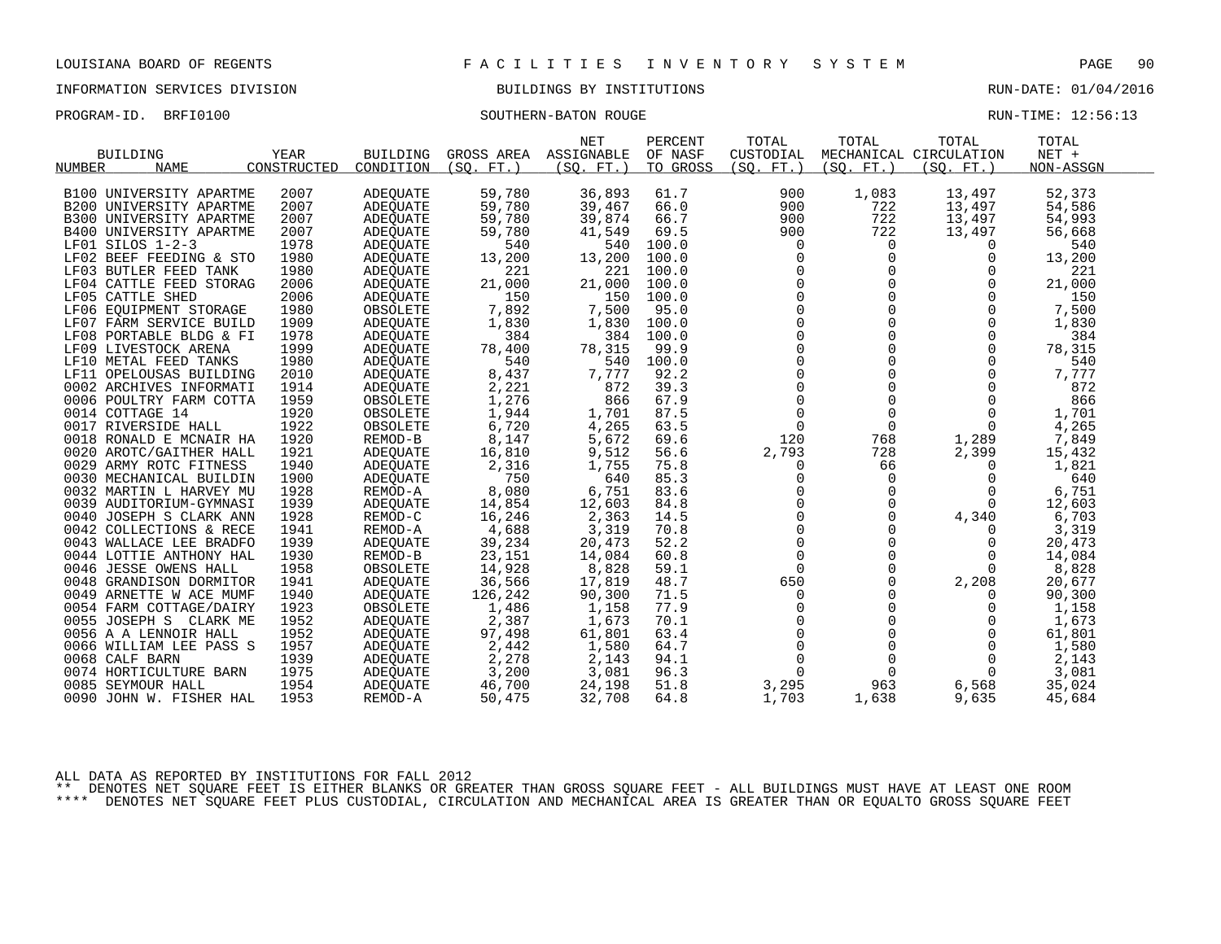LOUISIANA BOARD OF REGENTS — FACILITIES INVENTORY SYSTEM

INFORMATION SERVICES DIVISION — BUILDINGS BY INSTITUTIONS — RUN-DATE: 01/04/2016

PROGRAM-ID. BRFI0100 — SOUTHERN-BATON ROUGE — RUN-TIME: 12:56:13

| BUILDING NUMBER | NAME | YEAR CONSTRUCTED | BUILDING CONDITION | GROSS AREA (SQ. FT.) | NET ASSIGNABLE (SQ. FT.) | PERCENT OF NASF TO GROSS | TOTAL CUSTODIAL (SQ. FT.) | TOTAL MECHANICAL (SQ. FT.) | TOTAL CIRCULATION (SQ. FT.) | TOTAL NET + NON-ASSGN |
|---|---|---|---|---|---|---|---|---|---|---|
| B100 | UNIVERSITY APARTME | 2007 | ADEQUATE | 59,780 | 36,893 | 61.7 | 900 | 1,083 | 13,497 | 52,373 |
| B200 | UNIVERSITY APARTME | 2007 | ADEQUATE | 59,780 | 39,467 | 66.0 | 900 | 722 | 13,497 | 54,586 |
| B300 | UNIVERSITY APARTME | 2007 | ADEQUATE | 59,780 | 39,874 | 66.7 | 900 | 722 | 13,497 | 54,993 |
| B400 | UNIVERSITY APARTME | 2007 | ADEQUATE | 59,780 | 41,549 | 69.5 | 900 | 722 | 13,497 | 56,668 |
| LF01 | SILOS 1-2-3 | 1978 | ADEQUATE | 540 | 540 | 100.0 | 0 | 0 | 0 | 540 |
| LF02 | BEEF FEEDING & STO | 1980 | ADEQUATE | 13,200 | 13,200 | 100.0 | 0 | 0 | 0 | 13,200 |
| LF03 | BUTLER FEED TANK | 1980 | ADEQUATE | 221 | 221 | 100.0 | 0 | 0 | 0 | 221 |
| LF04 | CATTLE FEED STORAG | 2006 | ADEQUATE | 21,000 | 21,000 | 100.0 | 0 | 0 | 0 | 21,000 |
| LF05 | CATTLE SHED | 2006 | ADEQUATE | 150 | 150 | 100.0 | 0 | 0 | 0 | 150 |
| LF06 | EQUIPMENT STORAGE | 1980 | OBSOLETE | 7,892 | 7,500 | 95.0 | 0 | 0 | 0 | 7,500 |
| LF07 | FARM SERVICE BUILD | 1909 | ADEQUATE | 1,830 | 1,830 | 100.0 | 0 | 0 | 0 | 1,830 |
| LF08 | PORTABLE BLDG & FI | 1978 | ADEQUATE | 384 | 384 | 100.0 | 0 | 0 | 0 | 384 |
| LF09 | LIVESTOCK ARENA | 1999 | ADEQUATE | 78,400 | 78,315 | 99.9 | 0 | 0 | 0 | 78,315 |
| LF10 | METAL FEED TANKS | 1980 | ADEQUATE | 540 | 540 | 100.0 | 0 | 0 | 0 | 540 |
| LF11 | OPELOUSAS BUILDING | 2010 | ADEQUATE | 8,437 | 7,777 | 92.2 | 0 | 0 | 0 | 7,777 |
| 0002 | ARCHIVES INFORMATI | 1914 | ADEQUATE | 2,221 | 872 | 39.3 | 0 | 0 | 0 | 872 |
| 0006 | POULTRY FARM COTTA | 1959 | OBSOLETE | 1,276 | 866 | 67.9 | 0 | 0 | 0 | 866 |
| 0014 | COTTAGE 14 | 1920 | OBSOLETE | 1,944 | 1,701 | 87.5 | 0 | 0 | 0 | 1,701 |
| 0017 | RIVERSIDE HALL | 1922 | OBSOLETE | 6,720 | 4,265 | 63.5 | 0 | 0 | 0 | 4,265 |
| 0018 | RONALD E MCNAIR HA | 1920 | REMOD-B | 8,147 | 5,672 | 69.6 | 120 | 768 | 1,289 | 7,849 |
| 0020 | AROTC/GAITHER HALL | 1921 | ADEQUATE | 16,810 | 9,512 | 56.6 | 2,793 | 728 | 2,399 | 15,432 |
| 0029 | ARMY ROTC FITNESS | 1940 | ADEQUATE | 2,316 | 1,755 | 75.8 | 0 | 66 | 0 | 1,821 |
| 0030 | MECHANICAL BUILDIN | 1900 | ADEQUATE | 750 | 640 | 85.3 | 0 | 0 | 0 | 640 |
| 0032 | MARTIN L HARVEY MU | 1928 | REMOD-A | 8,080 | 6,751 | 83.6 | 0 | 0 | 0 | 6,751 |
| 0039 | AUDITORIUM-GYMNASI | 1939 | ADEQUATE | 14,854 | 12,603 | 84.8 | 0 | 0 | 0 | 12,603 |
| 0040 | JOSEPH S CLARK ANN | 1928 | REMOD-C | 16,246 | 2,363 | 14.5 | 0 | 0 | 4,340 | 6,703 |
| 0042 | COLLECTIONS & RECE | 1941 | REMOD-A | 4,688 | 3,319 | 70.8 | 0 | 0 | 0 | 3,319 |
| 0043 | WALLACE LEE BRADFO | 1939 | ADEQUATE | 39,234 | 20,473 | 52.2 | 0 | 0 | 0 | 20,473 |
| 0044 | LOTTIE ANTHONY HAL | 1930 | REMOD-B | 23,151 | 14,084 | 60.8 | 0 | 0 | 0 | 14,084 |
| 0046 | JESSE OWENS HALL | 1958 | OBSOLETE | 14,928 | 8,828 | 59.1 | 0 | 0 | 0 | 8,828 |
| 0048 | GRANDISON DORMITOR | 1941 | ADEQUATE | 36,566 | 17,819 | 48.7 | 650 | 0 | 2,208 | 20,677 |
| 0049 | ARNETTE W ACE MUMF | 1940 | ADEQUATE | 126,242 | 90,300 | 71.5 | 0 | 0 | 0 | 90,300 |
| 0054 | FARM COTTAGE/DAIRY | 1923 | OBSOLETE | 1,486 | 1,158 | 77.9 | 0 | 0 | 0 | 1,158 |
| 0055 | JOSEPH S CLARK ME | 1952 | ADEQUATE | 2,387 | 1,673 | 70.1 | 0 | 0 | 0 | 1,673 |
| 0056 | A A LENNOIR HALL | 1952 | ADEQUATE | 97,498 | 61,801 | 63.4 | 0 | 0 | 0 | 61,801 |
| 0066 | WILLIAM LEE PASS S | 1957 | ADEQUATE | 2,442 | 1,580 | 64.7 | 0 | 0 | 0 | 1,580 |
| 0068 | CALF BARN | 1939 | ADEQUATE | 2,278 | 2,143 | 94.1 | 0 | 0 | 0 | 2,143 |
| 0074 | HORTICULTURE BARN | 1975 | ADEQUATE | 3,200 | 3,081 | 96.3 | 0 | 0 | 0 | 3,081 |
| 0085 | SEYMOUR HALL | 1954 | ADEQUATE | 46,700 | 24,198 | 51.8 | 3,295 | 963 | 6,568 | 35,024 |
| 0090 | JOHN W. FISHER HAL | 1953 | REMOD-A | 50,475 | 32,708 | 64.8 | 1,703 | 1,638 | 9,635 | 45,684 |

ALL DATA AS REPORTED BY INSTITUTIONS FOR FALL 2012

** DENOTES NET SQUARE FEET IS EITHER BLANKS OR GREATER THAN GROSS SQUARE FEET - ALL BUILDINGS MUST HAVE AT LEAST ONE ROOM

**** DENOTES NET SQUARE FEET PLUS CUSTODIAL, CIRCULATION AND MECHANICAL AREA IS GREATER THAN OR EQUALTO GROSS SQUARE FEET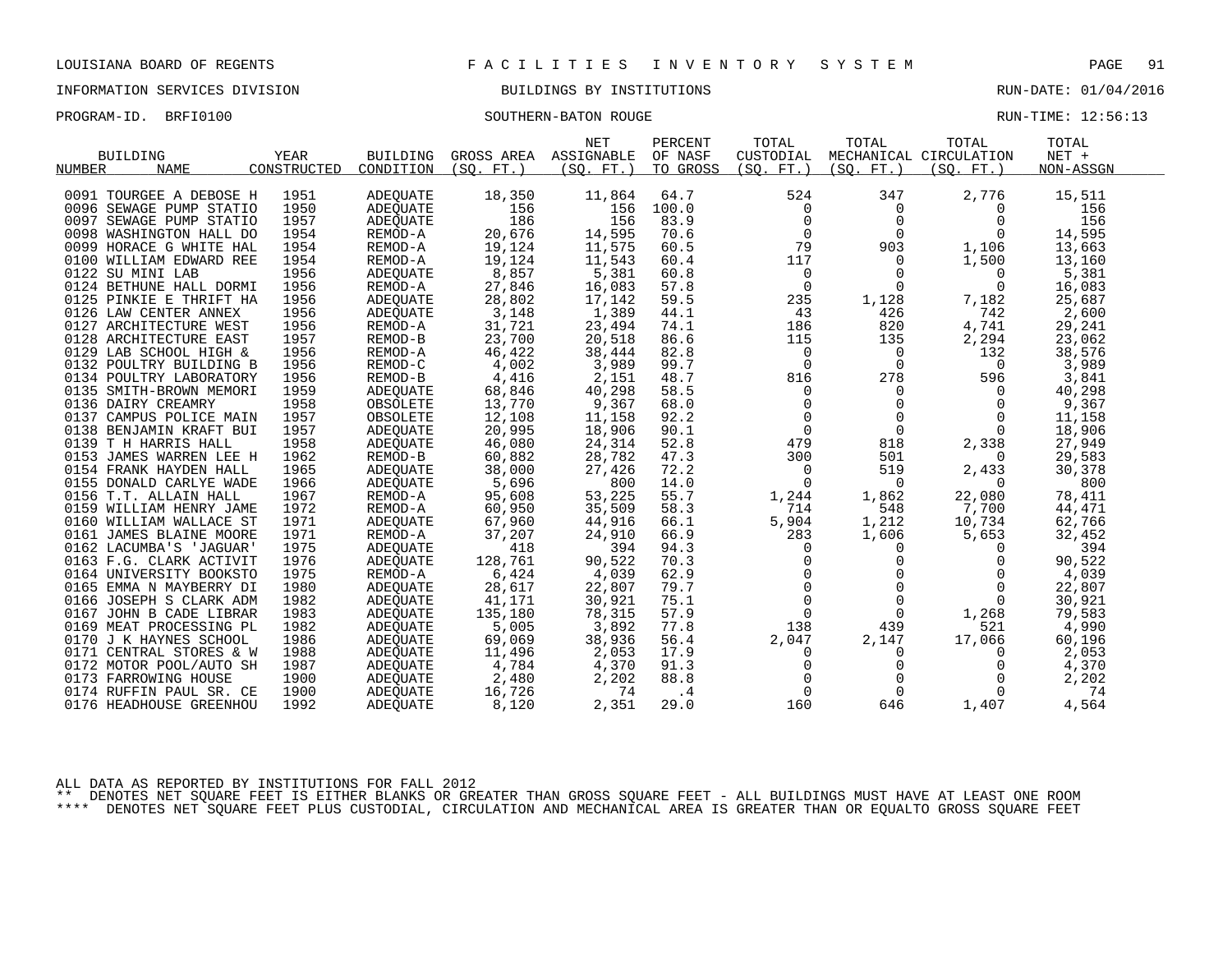LOUISIANA BOARD OF REGENTS — FACILITIES INVENTORY SYSTEM

INFORMATION SERVICES DIVISION — BUILDINGS BY INSTITUTIONS — RUN-DATE: 01/04/2016

PROGRAM-ID. BRFI0100 — SOUTHERN-BATON ROUGE — RUN-TIME: 12:56:13

| BUILDING NUMBER | NAME | YEAR CONSTRUCTED | BUILDING CONDITION | GROSS AREA (SQ. FT.) | NET ASSIGNABLE (SQ. FT.) | PERCENT OF NASF TO GROSS | TOTAL CUSTODIAL (SQ. FT.) | TOTAL MECHANICAL (SQ. FT.) | TOTAL CIRCULATION (SQ. FT.) | TOTAL NET + NON-ASSGN |
|---|---|---|---|---|---|---|---|---|---|---|
| 0091 | TOURGEE A DEBOSE H | 1951 | ADEQUATE | 18,350 | 11,864 | 64.7 | 524 | 347 | 2,776 | 15,511 |
| 0096 | SEWAGE PUMP STATIO | 1950 | ADEQUATE | 156 | 156 | 100.0 | 0 | 0 | 0 | 156 |
| 0097 | SEWAGE PUMP STATIO | 1957 | ADEQUATE | 186 | 156 | 83.9 | 0 | 0 | 0 | 156 |
| 0098 | WASHINGTON HALL DO | 1954 | REMOD-A | 20,676 | 14,595 | 70.6 | 0 | 0 | 0 | 14,595 |
| 0099 | HORACE G WHITE HAL | 1954 | REMOD-A | 19,124 | 11,575 | 60.5 | 79 | 903 | 1,106 | 13,663 |
| 0100 | WILLIAM EDWARD REE | 1954 | REMOD-A | 19,124 | 11,543 | 60.4 | 117 | 0 | 1,500 | 13,160 |
| 0122 | SU MINI LAB | 1956 | ADEQUATE | 8,857 | 5,381 | 60.8 | 0 | 0 | 0 | 5,381 |
| 0124 | BETHUNE HALL DORMI | 1956 | REMOD-A | 27,846 | 16,083 | 57.8 | 0 | 0 | 0 | 16,083 |
| 0125 | PINKIE E THRIFT HA | 1956 | ADEQUATE | 28,802 | 17,142 | 59.5 | 235 | 1,128 | 7,182 | 25,687 |
| 0126 | LAW CENTER ANNEX | 1956 | ADEQUATE | 3,148 | 1,389 | 44.1 | 43 | 426 | 742 | 2,600 |
| 0127 | ARCHITECTURE WEST | 1956 | REMOD-A | 31,721 | 23,494 | 74.1 | 186 | 820 | 4,741 | 29,241 |
| 0128 | ARCHITECTURE EAST | 1957 | REMOD-B | 23,700 | 20,518 | 86.6 | 115 | 135 | 2,294 | 23,062 |
| 0129 | LAB SCHOOL HIGH & | 1956 | REMOD-A | 46,422 | 38,444 | 82.8 | 0 | 0 | 132 | 38,576 |
| 0132 | POULTRY BUILDING B | 1956 | REMOD-C | 4,002 | 3,989 | 99.7 | 0 | 0 | 0 | 3,989 |
| 0134 | POULTRY LABORATORY | 1956 | REMOD-B | 4,416 | 2,151 | 48.7 | 816 | 278 | 596 | 3,841 |
| 0135 | SMITH-BROWN MEMORI | 1959 | ADEQUATE | 68,846 | 40,298 | 58.5 | 0 | 0 | 0 | 40,298 |
| 0136 | DAIRY CREAMRY | 1958 | OBSOLETE | 13,770 | 9,367 | 68.0 | 0 | 0 | 0 | 9,367 |
| 0137 | CAMPUS POLICE MAIN | 1957 | OBSOLETE | 12,108 | 11,158 | 92.2 | 0 | 0 | 0 | 11,158 |
| 0138 | BENJAMIN KRAFT BUI | 1957 | ADEQUATE | 20,995 | 18,906 | 90.1 | 0 | 0 | 0 | 18,906 |
| 0139 | T H HARRIS HALL | 1958 | ADEQUATE | 46,080 | 24,314 | 52.8 | 479 | 818 | 2,338 | 27,949 |
| 0153 | JAMES WARREN LEE H | 1962 | REMOD-B | 60,882 | 28,782 | 47.3 | 300 | 501 | 0 | 29,583 |
| 0154 | FRANK HAYDEN HALL | 1965 | ADEQUATE | 38,000 | 27,426 | 72.2 | 0 | 519 | 2,433 | 30,378 |
| 0155 | DONALD CARLYE WADE | 1966 | ADEQUATE | 5,696 | 800 | 14.0 | 0 | 0 | 0 | 800 |
| 0156 | T.T. ALLAIN HALL | 1967 | REMOD-A | 95,608 | 53,225 | 55.7 | 1,244 | 1,862 | 22,080 | 78,411 |
| 0159 | WILLIAM HENRY JAME | 1972 | REMOD-A | 60,950 | 35,509 | 58.3 | 714 | 548 | 7,700 | 44,471 |
| 0160 | WILLIAM WALLACE ST | 1971 | ADEQUATE | 67,960 | 44,916 | 66.1 | 5,904 | 1,212 | 10,734 | 62,766 |
| 0161 | JAMES BLAINE MOORE | 1971 | REMOD-A | 37,207 | 24,910 | 66.9 | 283 | 1,606 | 5,653 | 32,452 |
| 0162 | LACUMBA'S 'JAGUAR' | 1975 | ADEQUATE | 418 | 394 | 94.3 | 0 | 0 | 0 | 394 |
| 0163 | F.G. CLARK ACTIVIT | 1976 | ADEQUATE | 128,761 | 90,522 | 70.3 | 0 | 0 | 0 | 90,522 |
| 0164 | UNIVERSITY BOOKSTO | 1975 | REMOD-A | 6,424 | 4,039 | 62.9 | 0 | 0 | 0 | 4,039 |
| 0165 | EMMA N MAYBERRY DI | 1980 | ADEQUATE | 28,617 | 22,807 | 79.7 | 0 | 0 | 0 | 22,807 |
| 0166 | JOSEPH S CLARK ADM | 1982 | ADEQUATE | 41,171 | 30,921 | 75.1 | 0 | 0 | 0 | 30,921 |
| 0167 | JOHN B CADE LIBRAR | 1983 | ADEQUATE | 135,180 | 78,315 | 57.9 | 0 | 0 | 1,268 | 79,583 |
| 0169 | MEAT PROCESSING PL | 1982 | ADEQUATE | 5,005 | 3,892 | 77.8 | 138 | 439 | 521 | 4,990 |
| 0170 | J K HAYNES SCHOOL | 1986 | ADEQUATE | 69,069 | 38,936 | 56.4 | 2,047 | 2,147 | 17,066 | 60,196 |
| 0171 | CENTRAL STORES & W | 1988 | ADEQUATE | 11,496 | 2,053 | 17.9 | 0 | 0 | 0 | 2,053 |
| 0172 | MOTOR POOL/AUTO SH | 1987 | ADEQUATE | 4,784 | 4,370 | 91.3 | 0 | 0 | 0 | 4,370 |
| 0173 | FARROWING HOUSE | 1900 | ADEQUATE | 2,480 | 2,202 | 88.8 | 0 | 0 | 0 | 2,202 |
| 0174 | RUFFIN PAUL SR. CE | 1900 | ADEQUATE | 16,726 | 74 | .4 | 0 | 0 | 0 | 74 |
| 0176 | HEADHOUSE GREENHOU | 1992 | ADEQUATE | 8,120 | 2,351 | 29.0 | 160 | 646 | 1,407 | 4,564 |

ALL DATA AS REPORTED BY INSTITUTIONS FOR FALL 2012

** DENOTES NET SQUARE FEET IS EITHER BLANKS OR GREATER THAN GROSS SQUARE FEET - ALL BUILDINGS MUST HAVE AT LEAST ONE ROOM

**** DENOTES NET SQUARE FEET PLUS CUSTODIAL, CIRCULATION AND MECHANICAL AREA IS GREATER THAN OR EQUALTO GROSS SQUARE FEET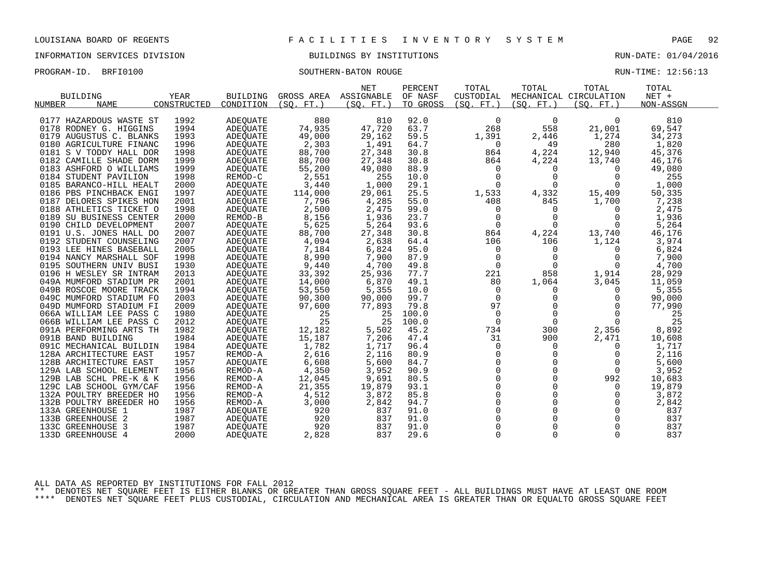LOUISIANA BOARD OF REGENTS — FACILITIES INVENTORY SYSTEM

INFORMATION SERVICES DIVISION — BUILDINGS BY INSTITUTIONS — RUN-DATE: 01/04/2016

PROGRAM-ID. BRFI0100 — SOUTHERN-BATON ROUGE — RUN-TIME: 12:56:13

| BUILDING NUMBER | NAME | YEAR CONSTRUCTED | BUILDING CONDITION | GROSS AREA (SQ. FT.) | NET ASSIGNABLE (SQ. FT.) | PERCENT OF NASF TO GROSS | TOTAL CUSTODIAL (SQ. FT.) | TOTAL MECHANICAL (SQ. FT.) | TOTAL CIRCULATION (SQ. FT.) | TOTAL NET + NON-ASSGN |
|---|---|---|---|---|---|---|---|---|---|---|
| 0177 | HAZARDOUS WASTE ST | 1992 | ADEQUATE | 880 | 810 | 92.0 | 0 | 0 | 0 | 810 |
| 0178 | RODNEY G. HIGGINS | 1994 | ADEQUATE | 74,935 | 47,720 | 63.7 | 268 | 558 | 21,001 | 69,547 |
| 0179 | AUGUSTUS C. BLANKS | 1993 | ADEQUATE | 49,000 | 29,162 | 59.5 | 1,391 | 2,446 | 1,274 | 34,273 |
| 0180 | AGRICULTURE FINANC | 1996 | ADEQUATE | 2,303 | 1,491 | 64.7 | 0 | 49 | 280 | 1,820 |
| 0181 | S V TODDY HALL DOR | 1998 | ADEQUATE | 88,700 | 27,348 | 30.8 | 864 | 4,224 | 12,940 | 45,376 |
| 0182 | CAMILLE SHADE DORM | 1999 | ADEQUATE | 88,700 | 27,348 | 30.8 | 864 | 4,224 | 13,740 | 46,176 |
| 0183 | ASHFORD O WILLIAMS | 1999 | ADEQUATE | 55,200 | 49,080 | 88.9 | 0 | 0 | 0 | 49,080 |
| 0184 | STUDENT PAVILION | 1998 | REMOD-C | 2,551 | 255 | 10.0 | 0 | 0 | 0 | 255 |
| 0185 | BARANCO-HILL HEALT | 2000 | ADEQUATE | 3,440 | 1,000 | 29.1 | 0 | 0 | 0 | 1,000 |
| 0186 | PBS PINCHBACK ENGI | 1997 | ADEQUATE | 114,000 | 29,061 | 25.5 | 1,533 | 4,332 | 15,409 | 50,335 |
| 0187 | DELORES SPIKES HON | 2001 | ADEQUATE | 7,796 | 4,285 | 55.0 | 408 | 845 | 1,700 | 7,238 |
| 0188 | ATHLETICS TICKET O | 1998 | ADEQUATE | 2,500 | 2,475 | 99.0 | 0 | 0 | 0 | 2,475 |
| 0189 | SU BUSINESS CENTER | 2000 | REMOD-B | 8,156 | 1,936 | 23.7 | 0 | 0 | 0 | 1,936 |
| 0190 | CHILD DEVELOPMENT | 2007 | ADEQUATE | 5,625 | 5,264 | 93.6 | 0 | 0 | 0 | 5,264 |
| 0191 | U.S. JONES HALL DO | 2007 | ADEQUATE | 88,700 | 27,348 | 30.8 | 864 | 4,224 | 13,740 | 46,176 |
| 0192 | STUDENT COUNSELING | 2007 | ADEQUATE | 4,094 | 2,638 | 64.4 | 106 | 106 | 1,124 | 3,974 |
| 0193 | LEE HINES BASEBALL | 2005 | ADEQUATE | 7,184 | 6,824 | 95.0 | 0 | 0 | 0 | 6,824 |
| 0194 | NANCY MARSHALL SOF | 1998 | ADEQUATE | 8,990 | 7,900 | 87.9 | 0 | 0 | 0 | 7,900 |
| 0195 | SOUTHERN UNIV BUSI | 1930 | ADEQUATE | 9,440 | 4,700 | 49.8 | 0 | 0 | 0 | 4,700 |
| 0196 | H WESLEY SR INTRAM | 2013 | ADEQUATE | 33,392 | 25,936 | 77.7 | 221 | 858 | 1,914 | 28,929 |
| 049A | MUMFORD STADIUM PR | 2001 | ADEQUATE | 14,000 | 6,870 | 49.1 | 80 | 1,064 | 3,045 | 11,059 |
| 049B | ROSCOE MOORE TRACK | 1994 | ADEQUATE | 53,550 | 5,355 | 10.0 | 0 | 0 | 0 | 5,355 |
| 049C | MUMFORD STADIUM FO | 2003 | ADEQUATE | 90,300 | 90,000 | 99.7 | 0 | 0 | 0 | 90,000 |
| 049D | MUMFORD STADIUM FI | 2009 | ADEQUATE | 97,600 | 77,893 | 79.8 | 97 | 0 | 0 | 77,990 |
| 066A | WILLIAM LEE PASS C | 1980 | ADEQUATE | 25 | 25 | 100.0 | 0 | 0 | 0 | 25 |
| 066B | WILLIAM LEE PASS C | 2012 | ADEQUATE | 25 | 25 | 100.0 | 0 | 0 | 0 | 25 |
| 091A | PERFORMING ARTS TH | 1982 | ADEQUATE | 12,182 | 5,502 | 45.2 | 734 | 300 | 2,356 | 8,892 |
| 091B | BAND BUILDING | 1984 | ADEQUATE | 15,187 | 7,206 | 47.4 | 31 | 900 | 2,471 | 10,608 |
| 091C | MECHANICAL BUILDIN | 1984 | ADEQUATE | 1,782 | 1,717 | 96.4 | 0 | 0 | 0 | 1,717 |
| 128A | ARCHITECTURE EAST | 1957 | REMOD-A | 2,616 | 2,116 | 80.9 | 0 | 0 | 0 | 2,116 |
| 128B | ARCHITECTURE EAST | 1957 | ADEQUATE | 6,608 | 5,600 | 84.7 | 0 | 0 | 0 | 5,600 |
| 129A | LAB SCHOOL ELEMENT | 1956 | REMOD-A | 4,350 | 3,952 | 90.9 | 0 | 0 | 0 | 3,952 |
| 129B | LAB SCHL PRE-K & K | 1956 | REMOD-A | 12,045 | 9,691 | 80.5 | 0 | 0 | 992 | 10,683 |
| 129C | LAB SCHOOL GYM/CAF | 1956 | REMOD-A | 21,355 | 19,879 | 93.1 | 0 | 0 | 0 | 19,879 |
| 132A | POULTRY BREEDER HO | 1956 | REMOD-A | 4,512 | 3,872 | 85.8 | 0 | 0 | 0 | 3,872 |
| 132B | POULTRY BREEDER HO | 1956 | REMOD-A | 3,000 | 2,842 | 94.7 | 0 | 0 | 0 | 2,842 |
| 133A | GREENHOUSE 1 | 1987 | ADEQUATE | 920 | 837 | 91.0 | 0 | 0 | 0 | 837 |
| 133B | GREENHOUSE 2 | 1987 | ADEQUATE | 920 | 837 | 91.0 | 0 | 0 | 0 | 837 |
| 133C | GREENHOUSE 3 | 1987 | ADEQUATE | 920 | 837 | 91.0 | 0 | 0 | 0 | 837 |
| 133D | GREENHOUSE 4 | 2000 | ADEQUATE | 2,828 | 837 | 29.6 | 0 | 0 | 0 | 837 |

ALL DATA AS REPORTED BY INSTITUTIONS FOR FALL 2012

** DENOTES NET SQUARE FEET IS EITHER BLANKS OR GREATER THAN GROSS SQUARE FEET - ALL BUILDINGS MUST HAVE AT LEAST ONE ROOM

**** DENOTES NET SQUARE FEET PLUS CUSTODIAL, CIRCULATION AND MECHANICAL AREA IS GREATER THAN OR EQUALTO GROSS SQUARE FEET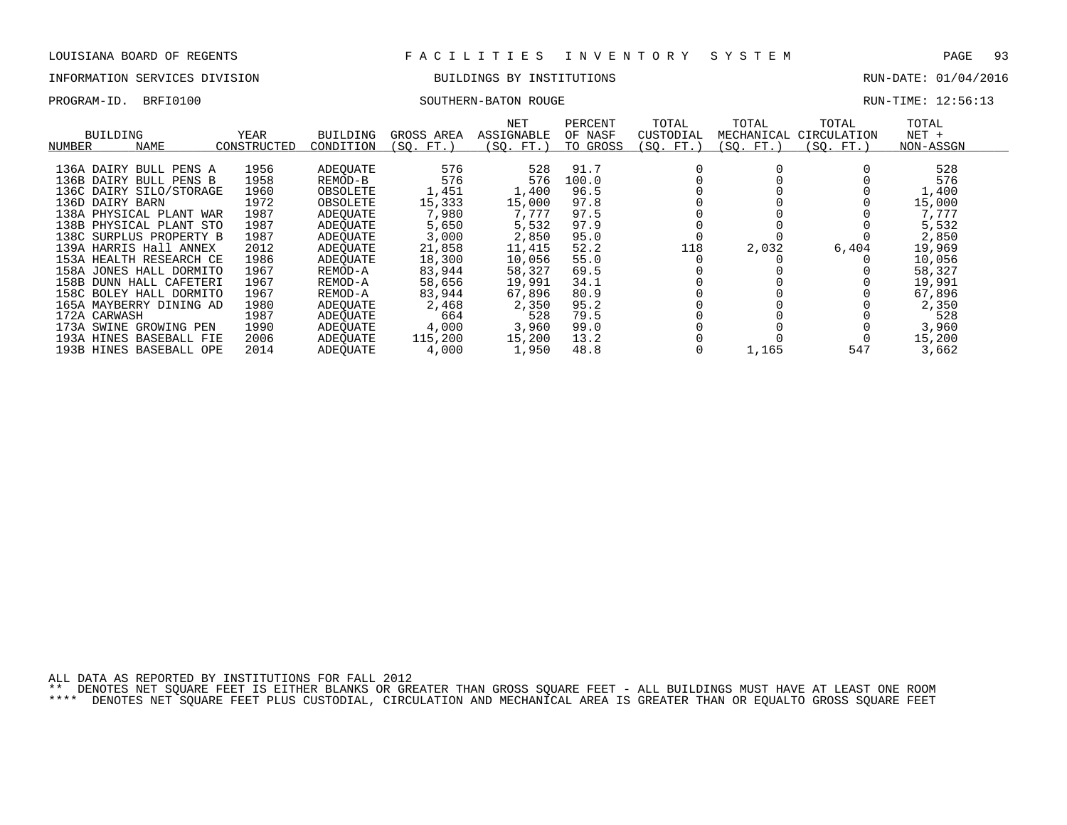LOUISIANA BOARD OF REGENTS — FACILITIES INVENTORY SYSTEM

INFORMATION SERVICES DIVISION — BUILDINGS BY INSTITUTIONS — RUN-DATE: 01/04/2016

PROGRAM-ID. BRFI0100 — SOUTHERN-BATON ROUGE — RUN-TIME: 12:56:13

| BUILDING NUMBER | NAME | YEAR CONSTRUCTED | BUILDING CONDITION | GROSS AREA (SQ. FT.) | NET ASSIGNABLE (SQ. FT.) | PERCENT OF NASF TO GROSS | TOTAL CUSTODIAL (SQ. FT.) | TOTAL MECHANICAL (SQ. FT.) | TOTAL CIRCULATION (SQ. FT.) | TOTAL NET + NON-ASSGN |
|---|---|---|---|---|---|---|---|---|---|---|
| 136A | DAIRY BULL PENS A | 1956 | ADEQUATE | 576 | 528 | 91.7 | 0 | 0 | 0 | 528 |
| 136B | DAIRY BULL PENS B | 1958 | REMOD-B | 576 | 576 | 100.0 | 0 | 0 | 0 | 576 |
| 136C | DAIRY SILO/STORAGE | 1960 | OBSOLETE | 1,451 | 1,400 | 96.5 | 0 | 0 | 0 | 1,400 |
| 136D | DAIRY BARN | 1972 | OBSOLETE | 15,333 | 15,000 | 97.8 | 0 | 0 | 0 | 15,000 |
| 138A | PHYSICAL PLANT WAR | 1987 | ADEQUATE | 7,980 | 7,777 | 97.5 | 0 | 0 | 0 | 7,777 |
| 138B | PHYSICAL PLANT STO | 1987 | ADEQUATE | 5,650 | 5,532 | 97.9 | 0 | 0 | 0 | 5,532 |
| 138C | SURPLUS PROPERTY B | 1987 | ADEQUATE | 3,000 | 2,850 | 95.0 | 0 | 0 | 0 | 2,850 |
| 139A | HARRIS Hall ANNEX | 2012 | ADEQUATE | 21,858 | 11,415 | 52.2 | 118 | 2,032 | 6,404 | 19,969 |
| 153A | HEALTH RESEARCH CE | 1986 | ADEQUATE | 18,300 | 10,056 | 55.0 | 0 | 0 | 0 | 10,056 |
| 158A | JONES HALL DORMITO | 1967 | REMOD-A | 83,944 | 58,327 | 69.5 | 0 | 0 | 0 | 58,327 |
| 158B | DUNN HALL CAFETERI | 1967 | REMOD-A | 58,656 | 19,991 | 34.1 | 0 | 0 | 0 | 19,991 |
| 158C | BOLEY HALL DORMITO | 1967 | REMOD-A | 83,944 | 67,896 | 80.9 | 0 | 0 | 0 | 67,896 |
| 165A | MAYBERRY DINING AD | 1980 | ADEQUATE | 2,468 | 2,350 | 95.2 | 0 | 0 | 0 | 2,350 |
| 172A | CARWASH | 1987 | ADEQUATE | 664 | 528 | 79.5 | 0 | 0 | 0 | 528 |
| 173A | SWINE GROWING PEN | 1990 | ADEQUATE | 4,000 | 3,960 | 99.0 | 0 | 0 | 0 | 3,960 |
| 193A | HINES BASEBALL FIE | 2006 | ADEQUATE | 115,200 | 15,200 | 13.2 | 0 | 0 | 0 | 15,200 |
| 193B | HINES BASEBALL OPE | 2014 | ADEQUATE | 4,000 | 1,950 | 48.8 | 0 | 1,165 | 547 | 3,662 |

ALL DATA AS REPORTED BY INSTITUTIONS FOR FALL 2012

** DENOTES NET SQUARE FEET IS EITHER BLANKS OR GREATER THAN GROSS SQUARE FEET - ALL BUILDINGS MUST HAVE AT LEAST ONE ROOM

**** DENOTES NET SQUARE FEET PLUS CUSTODIAL, CIRCULATION AND MECHANICAL AREA IS GREATER THAN OR EQUALTO GROSS SQUARE FEET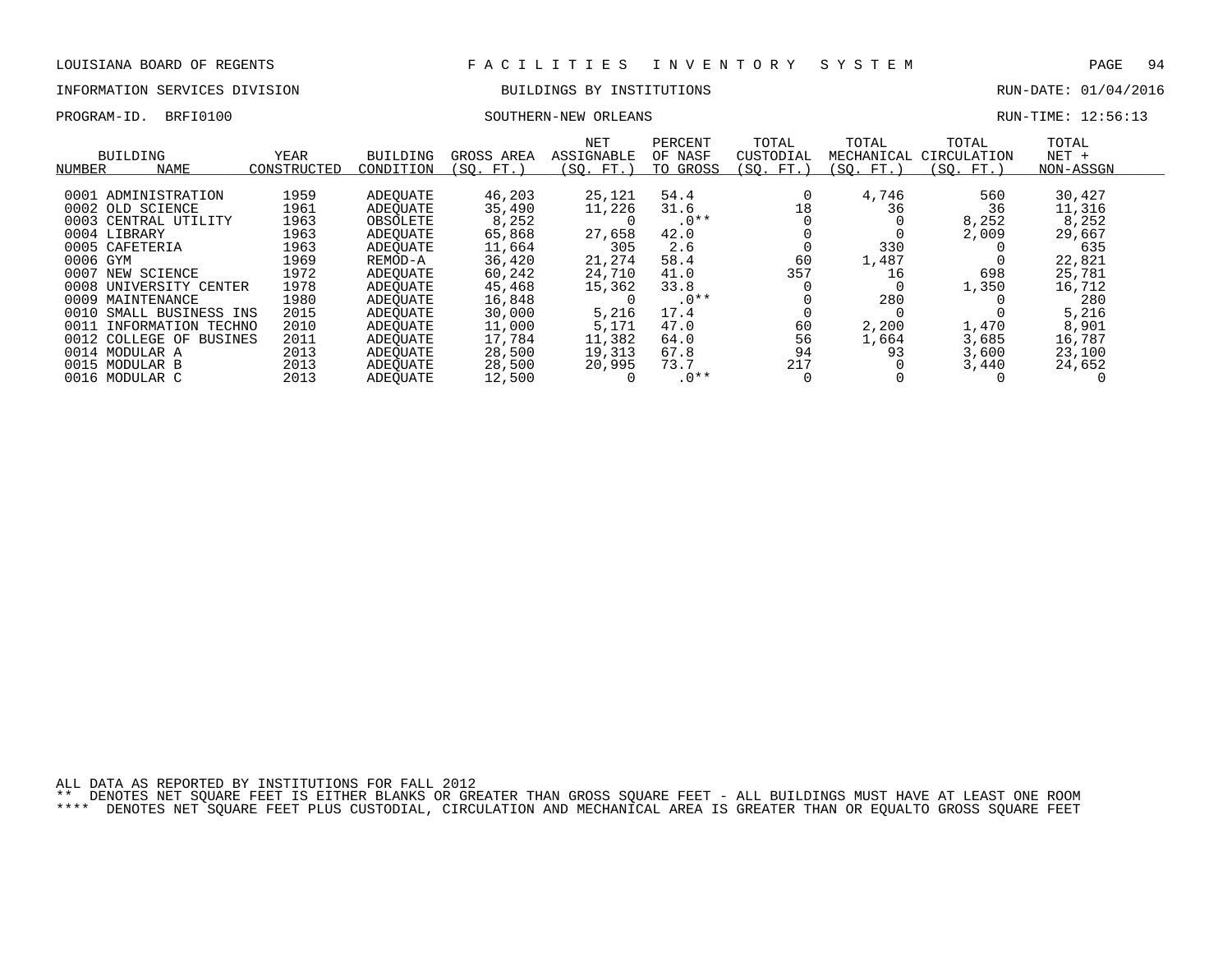LOUISIANA BOARD OF REGENTS — FACILITIES INVENTORY SYSTEM

INFORMATION SERVICES DIVISION — BUILDINGS BY INSTITUTIONS — RUN-DATE: 01/04/2016

PROGRAM-ID. BRFI0100 — SOUTHERN-NEW ORLEANS — RUN-TIME: 12:56:13

| BUILDING NUMBER | NAME | YEAR CONSTRUCTED | BUILDING CONDITION | GROSS AREA (SQ. FT.) | NET ASSIGNABLE (SQ. FT.) | PERCENT OF NASF TO GROSS | TOTAL CUSTODIAL (SQ. FT.) | TOTAL MECHANICAL (SQ. FT.) | TOTAL CIRCULATION (SQ. FT.) | TOTAL NET + NON-ASSGN |
|---|---|---|---|---|---|---|---|---|---|---|
| 0001 | ADMINISTRATION | 1959 | ADEQUATE | 46,203 | 25,121 | 54.4 | 0 | 4,746 | 560 | 30,427 |
| 0002 | OLD SCIENCE | 1961 | ADEQUATE | 35,490 | 11,226 | 31.6 | 18 | 36 | 36 | 11,316 |
| 0003 | CENTRAL UTILITY | 1963 | OBSOLETE | 8,252 | 0 | .0** | 0 | 0 | 8,252 | 8,252 |
| 0004 | LIBRARY | 1963 | ADEQUATE | 65,868 | 27,658 | 42.0 | 0 | 0 | 2,009 | 29,667 |
| 0005 | CAFETERIA | 1963 | ADEQUATE | 11,664 | 305 | 2.6 | 0 | 330 | 0 | 635 |
| 0006 | GYM | 1969 | REMOD-A | 36,420 | 21,274 | 58.4 | 60 | 1,487 | 0 | 22,821 |
| 0007 | NEW SCIENCE | 1972 | ADEQUATE | 60,242 | 24,710 | 41.0 | 357 | 16 | 698 | 25,781 |
| 0008 | UNIVERSITY CENTER | 1978 | ADEQUATE | 45,468 | 15,362 | 33.8 | 0 | 0 | 1,350 | 16,712 |
| 0009 | MAINTENANCE | 1980 | ADEQUATE | 16,848 | 0 | .0** | 0 | 280 | 0 | 280 |
| 0010 | SMALL BUSINESS INS | 2015 | ADEQUATE | 30,000 | 5,216 | 17.4 | 0 | 0 | 0 | 5,216 |
| 0011 | INFORMATION TECHNO | 2010 | ADEQUATE | 11,000 | 5,171 | 47.0 | 60 | 2,200 | 1,470 | 8,901 |
| 0012 | COLLEGE OF BUSINES | 2011 | ADEQUATE | 17,784 | 11,382 | 64.0 | 56 | 1,664 | 3,685 | 16,787 |
| 0014 | MODULAR A | 2013 | ADEQUATE | 28,500 | 19,313 | 67.8 | 94 | 93 | 3,600 | 23,100 |
| 0015 | MODULAR B | 2013 | ADEQUATE | 28,500 | 20,995 | 73.7 | 217 | 0 | 3,440 | 24,652 |
| 0016 | MODULAR C | 2013 | ADEQUATE | 12,500 | 0 | .0** | 0 | 0 | 0 | 0 |

ALL DATA AS REPORTED BY INSTITUTIONS FOR FALL 2012

** DENOTES NET SQUARE FEET IS EITHER BLANKS OR GREATER THAN GROSS SQUARE FEET - ALL BUILDINGS MUST HAVE AT LEAST ONE ROOM

**** DENOTES NET SQUARE FEET PLUS CUSTODIAL, CIRCULATION AND MECHANICAL AREA IS GREATER THAN OR EQUALTO GROSS SQUARE FEET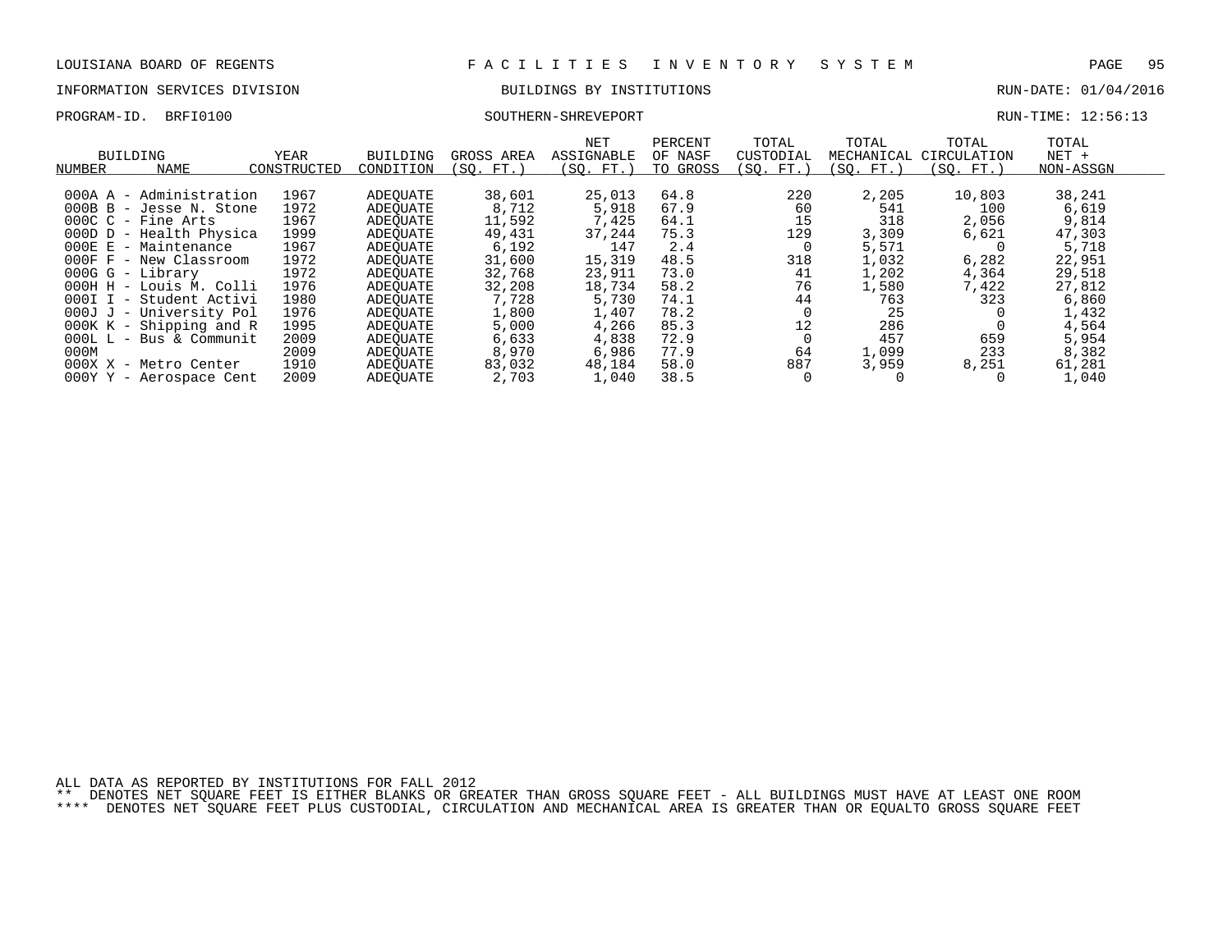LOUISIANA BOARD OF REGENTS — FACILITIES INVENTORY SYSTEM

INFORMATION SERVICES DIVISION — BUILDINGS BY INSTITUTIONS — RUN-DATE: 01/04/2016

PROGRAM-ID. BRFI0100 — SOUTHERN-SHREVEPORT — RUN-TIME: 12:56:13

| BUILDING NUMBER | NAME | YEAR CONSTRUCTED | BUILDING CONDITION | GROSS AREA (SQ. FT.) | NET ASSIGNABLE (SQ. FT.) | PERCENT OF NASF TO GROSS | TOTAL CUSTODIAL (SQ. FT.) | TOTAL MECHANICAL (SQ. FT.) | TOTAL CIRCULATION (SQ. FT.) | TOTAL NET + NON-ASSGN |
|---|---|---|---|---|---|---|---|---|---|---|
| 000A | A - Administration | 1967 | ADEQUATE | 38,601 | 25,013 | 64.8 | 220 | 2,205 | 10,803 | 38,241 |
| 000B | B - Jesse N. Stone | 1972 | ADEQUATE | 8,712 | 5,918 | 67.9 | 60 | 541 | 100 | 6,619 |
| 000C | C - Fine Arts | 1967 | ADEQUATE | 11,592 | 7,425 | 64.1 | 15 | 318 | 2,056 | 9,814 |
| 000D | D - Health Physica | 1999 | ADEQUATE | 49,431 | 37,244 | 75.3 | 129 | 3,309 | 6,621 | 47,303 |
| 000E | E - Maintenance | 1967 | ADEQUATE | 6,192 | 147 | 2.4 | 0 | 5,571 | 0 | 5,718 |
| 000F | F - New Classroom | 1972 | ADEQUATE | 31,600 | 15,319 | 48.5 | 318 | 1,032 | 6,282 | 22,951 |
| 000G | G - Library | 1972 | ADEQUATE | 32,768 | 23,911 | 73.0 | 41 | 1,202 | 4,364 | 29,518 |
| 000H | H - Louis M. Colli | 1976 | ADEQUATE | 32,208 | 18,734 | 58.2 | 76 | 1,580 | 7,422 | 27,812 |
| 000I | I - Student Activi | 1980 | ADEQUATE | 7,728 | 5,730 | 74.1 | 44 | 763 | 323 | 6,860 |
| 000J | J - University Pol | 1976 | ADEQUATE | 1,800 | 1,407 | 78.2 | 0 | 25 | 0 | 1,432 |
| 000K | K - Shipping and R | 1995 | ADEQUATE | 5,000 | 4,266 | 85.3 | 12 | 286 | 0 | 4,564 |
| 000L | L - Bus & Communit | 2009 | ADEQUATE | 6,633 | 4,838 | 72.9 | 0 | 457 | 659 | 5,954 |
| 000M | | 2009 | ADEQUATE | 8,970 | 6,986 | 77.9 | 64 | 1,099 | 233 | 8,382 |
| 000X | X - Metro Center | 1910 | ADEQUATE | 83,032 | 48,184 | 58.0 | 887 | 3,959 | 8,251 | 61,281 |
| 000Y | Y - Aerospace Cent | 2009 | ADEQUATE | 2,703 | 1,040 | 38.5 | 0 | 0 | 0 | 1,040 |

ALL DATA AS REPORTED BY INSTITUTIONS FOR FALL 2012

** DENOTES NET SQUARE FEET IS EITHER BLANKS OR GREATER THAN GROSS SQUARE FEET - ALL BUILDINGS MUST HAVE AT LEAST ONE ROOM

**** DENOTES NET SQUARE FEET PLUS CUSTODIAL, CIRCULATION AND MECHANICAL AREA IS GREATER THAN OR EQUALTO GROSS SQUARE FEET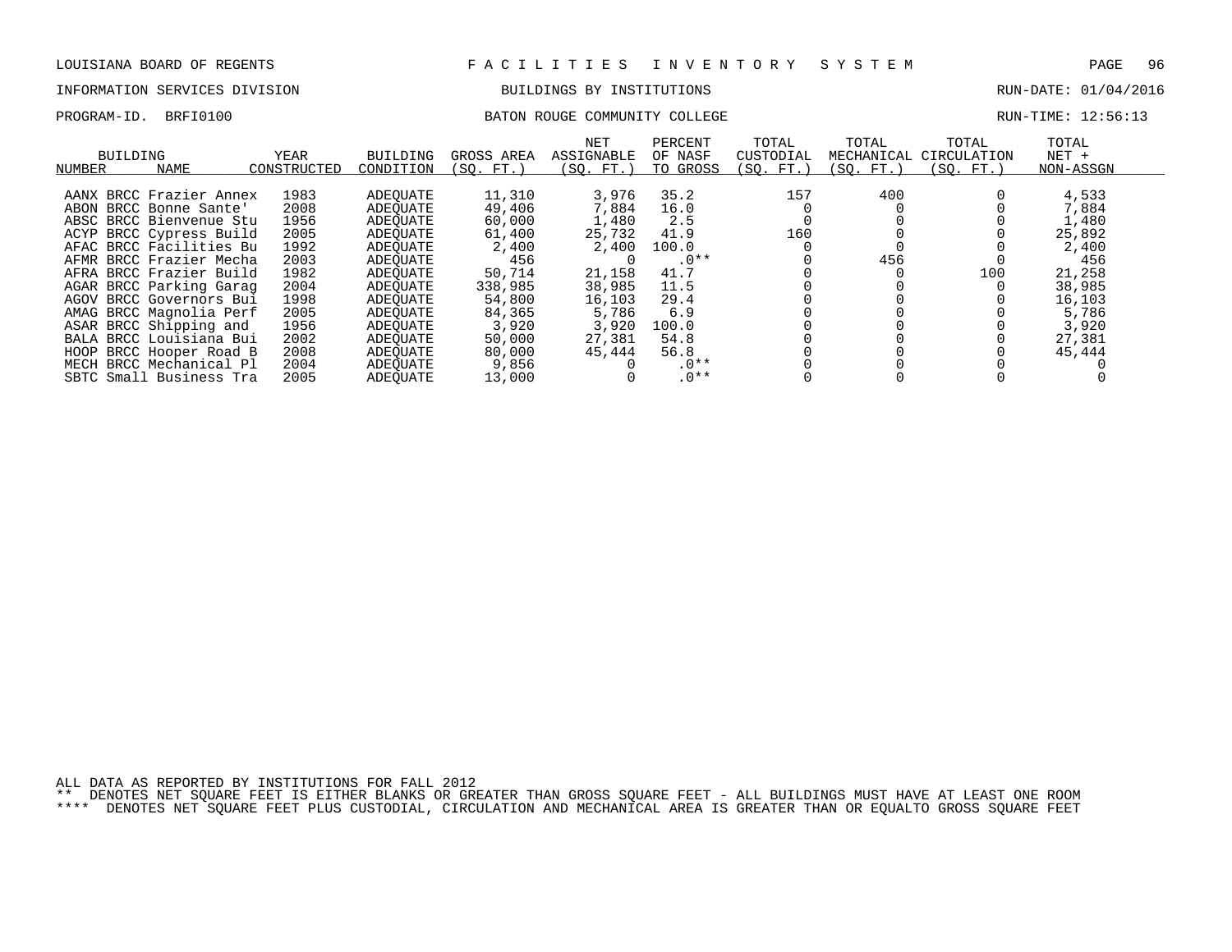LOUISIANA BOARD OF REGENTS — FACILITIES INVENTORY SYSTEM

INFORMATION SERVICES DIVISION — BUILDINGS BY INSTITUTIONS — RUN-DATE: 01/04/2016

PROGRAM-ID. BRFI0100 — BATON ROUGE COMMUNITY COLLEGE — RUN-TIME: 12:56:13

| BUILDING NUMBER | NAME | YEAR CONSTRUCTED | BUILDING CONDITION | GROSS AREA (SQ. FT.) | NET ASSIGNABLE (SQ. FT.) | PERCENT OF NASF TO GROSS | TOTAL CUSTODIAL (SQ. FT.) | TOTAL MECHANICAL (SQ. FT.) | TOTAL CIRCULATION (SQ. FT.) | TOTAL NET + NON-ASSGN |
|---|---|---|---|---|---|---|---|---|---|---|
| AANX | BRCC Frazier Annex | 1983 | ADEQUATE | 11,310 | 3,976 | 35.2 | 157 | 400 | 0 | 4,533 |
| ABON | BRCC Bonne Sante' | 2008 | ADEQUATE | 49,406 | 7,884 | 16.0 | 0 | 0 | 0 | 7,884 |
| ABSC | BRCC Bienvenue Stu | 1956 | ADEQUATE | 60,000 | 1,480 | 2.5 | 0 | 0 | 0 | 1,480 |
| ACYP | BRCC Cypress Build | 2005 | ADEQUATE | 61,400 | 25,732 | 41.9 | 160 | 0 | 0 | 25,892 |
| AFAC | BRCC Facilities Bu | 1992 | ADEQUATE | 2,400 | 2,400 | 100.0 | 0 | 0 | 0 | 2,400 |
| AFMR | BRCC Frazier Mecha | 2003 | ADEQUATE | 456 | 0 | .0** | 0 | 456 | 0 | 456 |
| AFRA | BRCC Frazier Build | 1982 | ADEQUATE | 50,714 | 21,158 | 41.7 | 0 | 0 | 100 | 21,258 |
| AGAR | BRCC Parking Garag | 2004 | ADEQUATE | 338,985 | 38,985 | 11.5 | 0 | 0 | 0 | 38,985 |
| AGOV | BRCC Governors Bui | 1998 | ADEQUATE | 54,800 | 16,103 | 29.4 | 0 | 0 | 0 | 16,103 |
| AMAG | BRCC Magnolia Perf | 2005 | ADEQUATE | 84,365 | 5,786 | 6.9 | 0 | 0 | 0 | 5,786 |
| ASAR | BRCC Shipping and | 1956 | ADEQUATE | 3,920 | 3,920 | 100.0 | 0 | 0 | 0 | 3,920 |
| BALA | BRCC Louisiana Bui | 2002 | ADEQUATE | 50,000 | 27,381 | 54.8 | 0 | 0 | 0 | 27,381 |
| HOOP | BRCC Hooper Road B | 2008 | ADEQUATE | 80,000 | 45,444 | 56.8 | 0 | 0 | 0 | 45,444 |
| MECH | BRCC Mechanical Pl | 2004 | ADEQUATE | 9,856 | 0 | .0** | 0 | 0 | 0 | 0 |
| SBTC | Small Business Tra | 2005 | ADEQUATE | 13,000 | 0 | .0** | 0 | 0 | 0 | 0 |

ALL DATA AS REPORTED BY INSTITUTIONS FOR FALL 2012

** DENOTES NET SQUARE FEET IS EITHER BLANKS OR GREATER THAN GROSS SQUARE FEET - ALL BUILDINGS MUST HAVE AT LEAST ONE ROOM

**** DENOTES NET SQUARE FEET PLUS CUSTODIAL, CIRCULATION AND MECHANICAL AREA IS GREATER THAN OR EQUALTO GROSS SQUARE FEET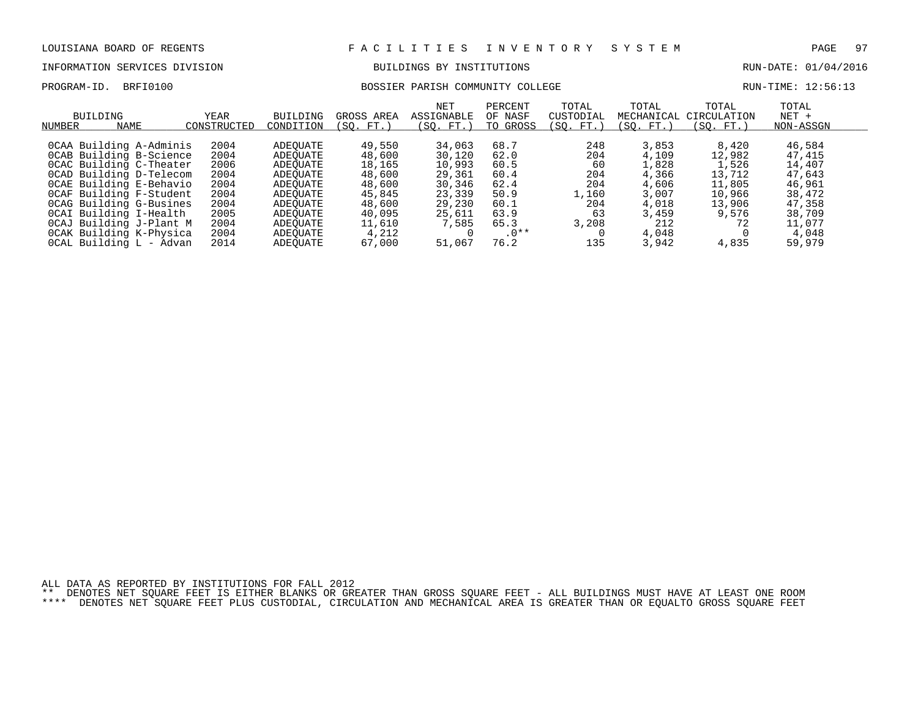LOUISIANA BOARD OF REGENTS — FACILITIES INVENTORY SYSTEM

INFORMATION SERVICES DIVISION — BUILDINGS BY INSTITUTIONS — RUN-DATE: 01/04/2016

PROGRAM-ID. BRFI0100 — BOSSIER PARISH COMMUNITY COLLEGE — RUN-TIME: 12:56:13

| BUILDING NUMBER | NAME | YEAR CONSTRUCTED | BUILDING CONDITION | GROSS AREA (SQ. FT.) | NET ASSIGNABLE (SQ. FT.) | PERCENT OF NASF TO GROSS | TOTAL CUSTODIAL (SQ. FT.) | TOTAL MECHANICAL (SQ. FT.) | TOTAL CIRCULATION (SQ. FT.) | TOTAL NET + NON-ASSGN |
|---|---|---|---|---|---|---|---|---|---|---|
| 0CAA | Building A-Adminis | 2004 | ADEQUATE | 49,550 | 34,063 | 68.7 | 248 | 3,853 | 8,420 | 46,584 |
| 0CAB | Building B-Science | 2004 | ADEQUATE | 48,600 | 30,120 | 62.0 | 204 | 4,109 | 12,982 | 47,415 |
| 0CAC | Building C-Theater | 2006 | ADEQUATE | 18,165 | 10,993 | 60.5 | 60 | 1,828 | 1,526 | 14,407 |
| 0CAD | Building D-Telecom | 2004 | ADEQUATE | 48,600 | 29,361 | 60.4 | 204 | 4,366 | 13,712 | 47,643 |
| 0CAE | Building E-Behavio | 2004 | ADEQUATE | 48,600 | 30,346 | 62.4 | 204 | 4,606 | 11,805 | 46,961 |
| 0CAF | Building F-Student | 2004 | ADEQUATE | 45,845 | 23,339 | 50.9 | 1,160 | 3,007 | 10,966 | 38,472 |
| 0CAG | Building G-Busines | 2004 | ADEQUATE | 48,600 | 29,230 | 60.1 | 204 | 4,018 | 13,906 | 47,358 |
| 0CAI | Building I-Health | 2005 | ADEQUATE | 40,095 | 25,611 | 63.9 | 63 | 3,459 | 9,576 | 38,709 |
| 0CAJ | Building J-Plant M | 2004 | ADEQUATE | 11,610 | 7,585 | 65.3 | 3,208 | 212 | 72 | 11,077 |
| 0CAK | Building K-Physica | 2004 | ADEQUATE | 4,212 | 0 | .0** | 0 | 4,048 | 0 | 4,048 |
| 0CAL | Building L - Advan | 2014 | ADEQUATE | 67,000 | 51,067 | 76.2 | 135 | 3,942 | 4,835 | 59,979 |

ALL DATA AS REPORTED BY INSTITUTIONS FOR FALL 2012

** DENOTES NET SQUARE FEET IS EITHER BLANKS OR GREATER THAN GROSS SQUARE FEET - ALL BUILDINGS MUST HAVE AT LEAST ONE ROOM

**** DENOTES NET SQUARE FEET PLUS CUSTODIAL, CIRCULATION AND MECHANICAL AREA IS GREATER THAN OR EQUALTO GROSS SQUARE FEET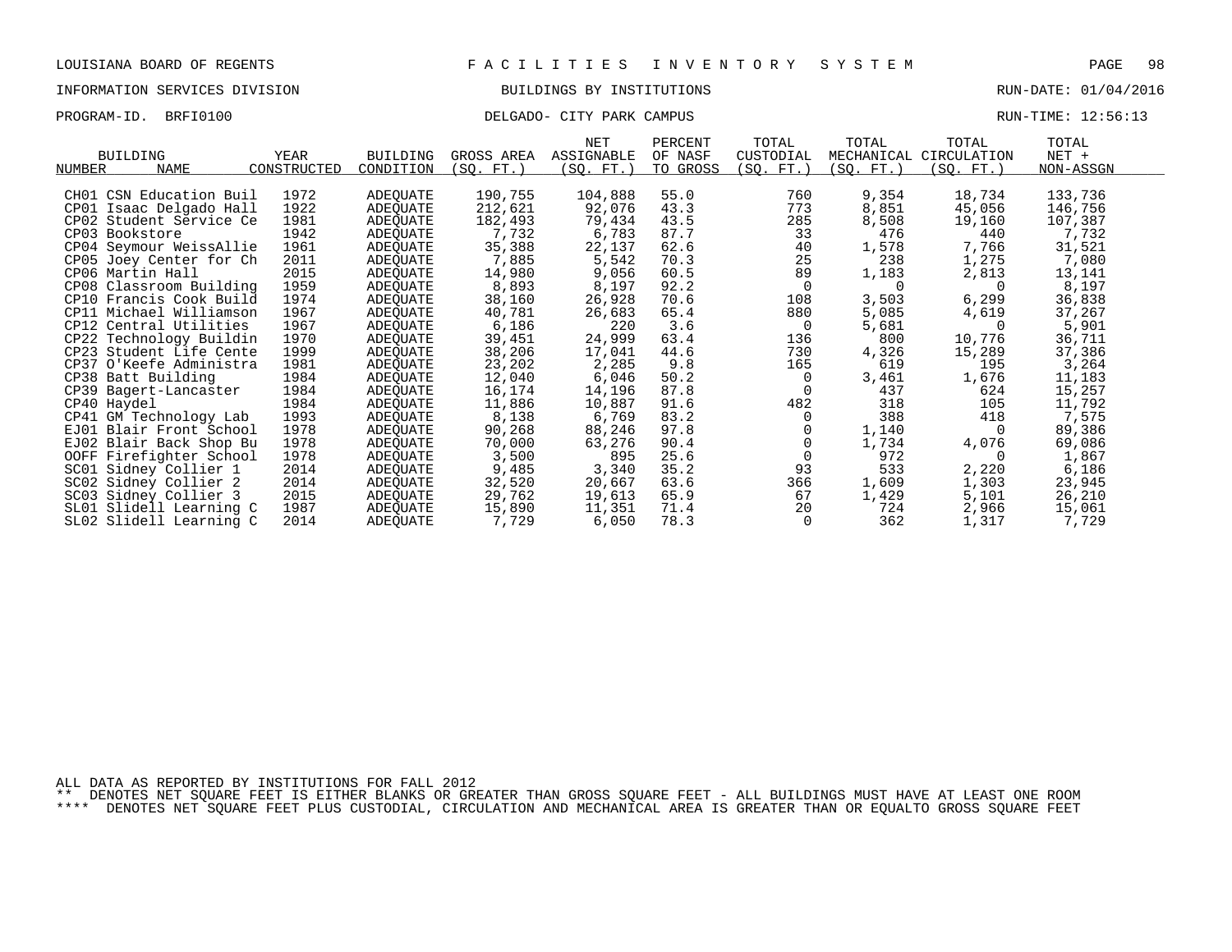LOUISIANA BOARD OF REGENTS — FACILITIES INVENTORY SYSTEM

INFORMATION SERVICES DIVISION — BUILDINGS BY INSTITUTIONS — RUN-DATE: 01/04/2016

PROGRAM-ID. BRFI0100 — DELGADO- CITY PARK CAMPUS — RUN-TIME: 12:56:13

| BUILDING NUMBER | NAME | YEAR CONSTRUCTED | BUILDING CONDITION | GROSS AREA (SQ. FT.) | NET ASSIGNABLE (SQ. FT.) | PERCENT OF NASF TO GROSS | TOTAL CUSTODIAL (SQ. FT.) | TOTAL MECHANICAL (SQ. FT.) | TOTAL CIRCULATION (SQ. FT.) | TOTAL NET + NON-ASSGN |
|---|---|---|---|---|---|---|---|---|---|---|
| CH01 | CSN Education Buil | 1972 | ADEQUATE | 190,755 | 104,888 | 55.0 | 760 | 9,354 | 18,734 | 133,736 |
| CP01 | Isaac Delgado Hall | 1922 | ADEQUATE | 212,621 | 92,076 | 43.3 | 773 | 8,851 | 45,056 | 146,756 |
| CP02 | Student Service Ce | 1981 | ADEQUATE | 182,493 | 79,434 | 43.5 | 285 | 8,508 | 19,160 | 107,387 |
| CP03 | Bookstore | 1942 | ADEQUATE | 7,732 | 6,783 | 87.7 | 33 | 476 | 440 | 7,732 |
| CP04 | Seymour WeissAllie | 1961 | ADEQUATE | 35,388 | 22,137 | 62.6 | 40 | 1,578 | 7,766 | 31,521 |
| CP05 | Joey Center for Ch | 2011 | ADEQUATE | 7,885 | 5,542 | 70.3 | 25 | 238 | 1,275 | 7,080 |
| CP06 | Martin Hall | 2015 | ADEQUATE | 14,980 | 9,056 | 60.5 | 89 | 1,183 | 2,813 | 13,141 |
| CP08 | Classroom Building | 1959 | ADEQUATE | 8,893 | 8,197 | 92.2 | 0 | 0 | 0 | 8,197 |
| CP10 | Francis Cook Build | 1974 | ADEQUATE | 38,160 | 26,928 | 70.6 | 108 | 3,503 | 6,299 | 36,838 |
| CP11 | Michael Williamson | 1967 | ADEQUATE | 40,781 | 26,683 | 65.4 | 880 | 5,085 | 4,619 | 37,267 |
| CP12 | Central Utilities | 1967 | ADEQUATE | 6,186 | 220 | 3.6 | 0 | 5,681 | 0 | 5,901 |
| CP22 | Technology Buildin | 1970 | ADEQUATE | 39,451 | 24,999 | 63.4 | 136 | 800 | 10,776 | 36,711 |
| CP23 | Student Life Cente | 1999 | ADEQUATE | 38,206 | 17,041 | 44.6 | 730 | 4,326 | 15,289 | 37,386 |
| CP37 | O'Keefe Administra | 1981 | ADEQUATE | 23,202 | 2,285 | 9.8 | 165 | 619 | 195 | 3,264 |
| CP38 | Batt Building | 1984 | ADEQUATE | 12,040 | 6,046 | 50.2 | 0 | 3,461 | 1,676 | 11,183 |
| CP39 | Bagert-Lancaster | 1984 | ADEQUATE | 16,174 | 14,196 | 87.8 | 0 | 437 | 624 | 15,257 |
| CP40 | Haydel | 1984 | ADEQUATE | 11,886 | 10,887 | 91.6 | 482 | 318 | 105 | 11,792 |
| CP41 | GM Technology Lab | 1993 | ADEQUATE | 8,138 | 6,769 | 83.2 | 0 | 388 | 418 | 7,575 |
| EJ01 | Blair Front School | 1978 | ADEQUATE | 90,268 | 88,246 | 97.8 | 0 | 1,140 | 0 | 89,386 |
| EJ02 | Blair Back Shop Bu | 1978 | ADEQUATE | 70,000 | 63,276 | 90.4 | 0 | 1,734 | 4,076 | 69,086 |
| OOFF | Firefighter School | 1978 | ADEQUATE | 3,500 | 895 | 25.6 | 0 | 972 | 0 | 1,867 |
| SC01 | Sidney Collier 1 | 2014 | ADEQUATE | 9,485 | 3,340 | 35.2 | 93 | 533 | 2,220 | 6,186 |
| SC02 | Sidney Collier 2 | 2014 | ADEQUATE | 32,520 | 20,667 | 63.6 | 366 | 1,609 | 1,303 | 23,945 |
| SC03 | Sidney Collier 3 | 2015 | ADEQUATE | 29,762 | 19,613 | 65.9 | 67 | 1,429 | 5,101 | 26,210 |
| SL01 | Slidell Learning C | 1987 | ADEQUATE | 15,890 | 11,351 | 71.4 | 20 | 724 | 2,966 | 15,061 |
| SL02 | Slidell Learning C | 2014 | ADEQUATE | 7,729 | 6,050 | 78.3 | 0 | 362 | 1,317 | 7,729 |

ALL DATA AS REPORTED BY INSTITUTIONS FOR FALL 2012

** DENOTES NET SQUARE FEET IS EITHER BLANKS OR GREATER THAN GROSS SQUARE FEET - ALL BUILDINGS MUST HAVE AT LEAST ONE ROOM

**** DENOTES NET SQUARE FEET PLUS CUSTODIAL, CIRCULATION AND MECHANICAL AREA IS GREATER THAN OR EQUALTO GROSS SQUARE FEET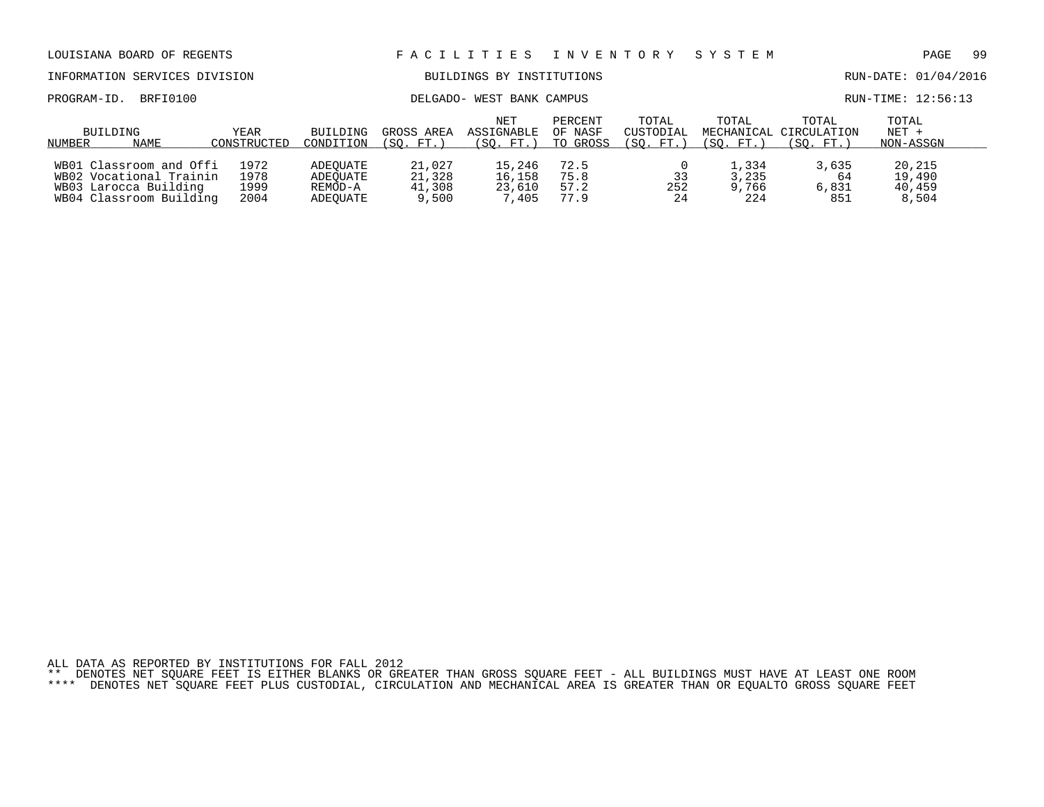LOUISIANA BOARD OF REGENTS — FACILITIES INVENTORY SYSTEM

INFORMATION SERVICES DIVISION — BUILDINGS BY INSTITUTIONS — RUN-DATE: 01/04/2016

PROGRAM-ID. BRFI0100 — DELGADO- WEST BANK CAMPUS — RUN-TIME: 12:56:13

| BUILDING NUMBER | NAME | YEAR CONSTRUCTED | BUILDING CONDITION | GROSS AREA (SQ. FT.) | NET ASSIGNABLE (SQ. FT.) | PERCENT OF NASF TO GROSS | TOTAL CUSTODIAL (SQ. FT.) | TOTAL MECHANICAL (SQ. FT.) | TOTAL CIRCULATION (SQ. FT.) | TOTAL NET + NON-ASSGN |
|---|---|---|---|---|---|---|---|---|---|---|
| WB01 | Classroom and Offi | 1972 | ADEQUATE | 21,027 | 15,246 | 72.5 | 0 | 1,334 | 3,635 | 20,215 |
| WB02 | Vocational Trainin | 1978 | ADEQUATE | 21,328 | 16,158 | 75.8 | 33 | 3,235 | 64 | 19,490 |
| WB03 | Larocca Building | 1999 | REMOD-A | 41,308 | 23,610 | 57.2 | 252 | 9,766 | 6,831 | 40,459 |
| WB04 | Classroom Building | 2004 | ADEQUATE | 9,500 | 7,405 | 77.9 | 24 | 224 | 851 | 8,504 |

ALL DATA AS REPORTED BY INSTITUTIONS FOR FALL 2012

** DENOTES NET SQUARE FEET IS EITHER BLANKS OR GREATER THAN GROSS SQUARE FEET - ALL BUILDINGS MUST HAVE AT LEAST ONE ROOM

**** DENOTES NET SQUARE FEET PLUS CUSTODIAL, CIRCULATION AND MECHANICAL AREA IS GREATER THAN OR EQUALTO GROSS SQUARE FEET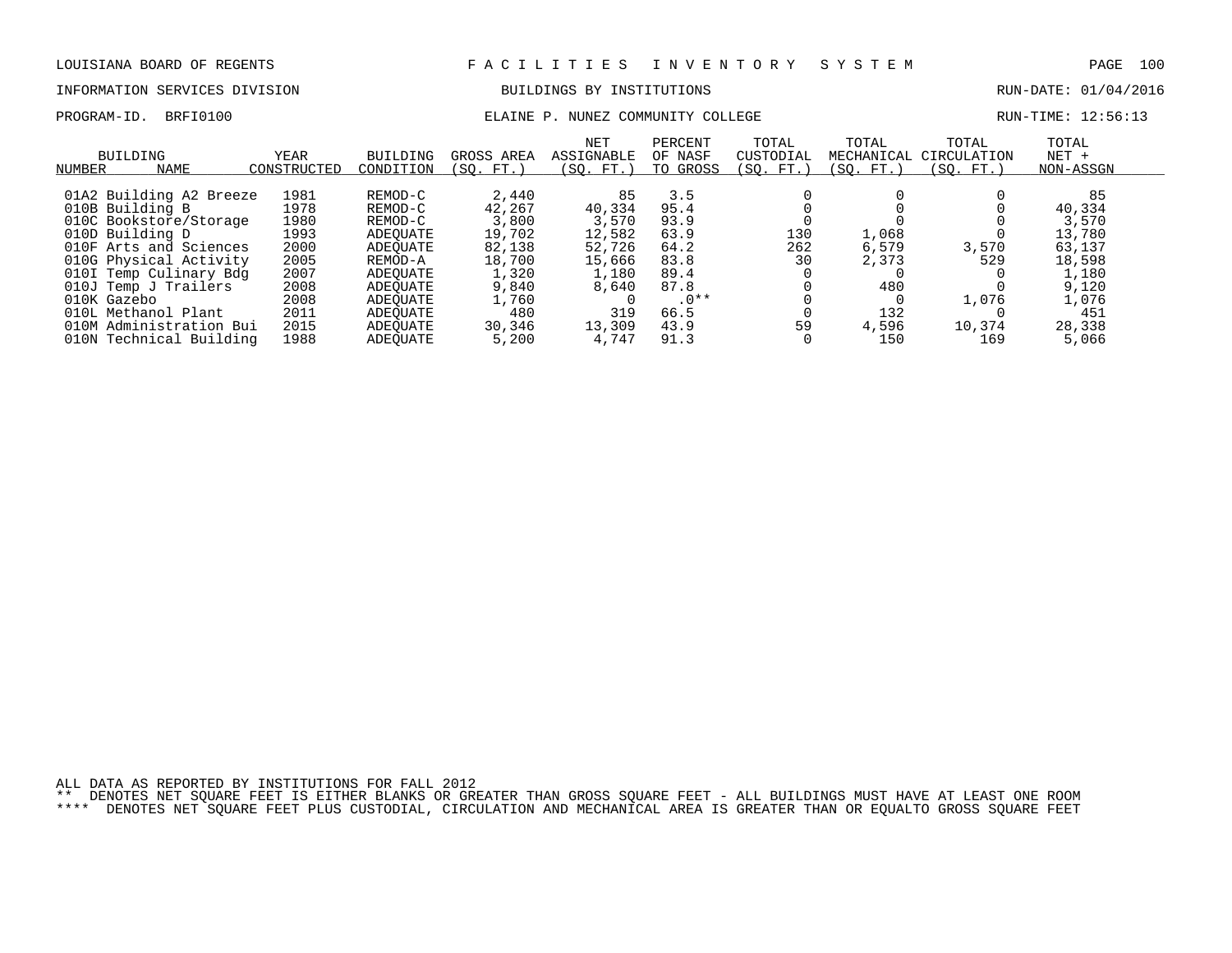LOUISIANA BOARD OF REGENTS — F A C I L I T I E S   I N V E N T O R Y   S Y S T E M

INFORMATION SERVICES DIVISION — BUILDINGS BY INSTITUTIONS — RUN-DATE: 01/04/2016

PROGRAM-ID. BRFI0100 — ELAINE P. NUNEZ COMMUNITY COLLEGE — RUN-TIME: 12:56:13

| BUILDING NUMBER | NAME | YEAR CONSTRUCTED | BUILDING CONDITION | GROSS AREA (SQ. FT.) | NET ASSIGNABLE (SQ. FT.) | PERCENT OF NASF TO GROSS | TOTAL CUSTODIAL (SQ. FT.) | TOTAL MECHANICAL (SQ. FT.) | TOTAL CIRCULATION (SQ. FT.) | TOTAL NET + NON-ASSGN |
|---|---|---|---|---|---|---|---|---|---|---|
| 01A2 | Building A2 Breeze | 1981 | REMOD-C | 2,440 | 85 | 3.5 | 0 | 0 | 0 | 85 |
| 010B | Building B | 1978 | REMOD-C | 42,267 | 40,334 | 95.4 | 0 | 0 | 0 | 40,334 |
| 010C | Bookstore/Storage | 1980 | REMOD-C | 3,800 | 3,570 | 93.9 | 0 | 0 | 0 | 3,570 |
| 010D | Building D | 1993 | ADEQUATE | 19,702 | 12,582 | 63.9 | 130 | 1,068 | 0 | 13,780 |
| 010F | Arts and Sciences | 2000 | ADEQUATE | 82,138 | 52,726 | 64.2 | 262 | 6,579 | 3,570 | 63,137 |
| 010G | Physical Activity | 2005 | REMOD-A | 18,700 | 15,666 | 83.8 | 30 | 2,373 | 529 | 18,598 |
| 010I | Temp Culinary Bdg | 2007 | ADEQUATE | 1,320 | 1,180 | 89.4 | 0 | 0 | 0 | 1,180 |
| 010J | Temp J Trailers | 2008 | ADEQUATE | 9,840 | 8,640 | 87.8 | 0 | 480 | 0 | 9,120 |
| 010K | Gazebo | 2008 | ADEQUATE | 1,760 | 0 | .0** | 0 | 0 | 1,076 | 1,076 |
| 010L | Methanol Plant | 2011 | ADEQUATE | 480 | 319 | 66.5 | 0 | 132 | 0 | 451 |
| 010M | Administration Bui | 2015 | ADEQUATE | 30,346 | 13,309 | 43.9 | 59 | 4,596 | 10,374 | 28,338 |
| 010N | Technical Building | 1988 | ADEQUATE | 5,200 | 4,747 | 91.3 | 0 | 150 | 169 | 5,066 |

ALL DATA AS REPORTED BY INSTITUTIONS FOR FALL 2012

** DENOTES NET SQUARE FEET IS EITHER BLANKS OR GREATER THAN GROSS SQUARE FEET - ALL BUILDINGS MUST HAVE AT LEAST ONE ROOM

**** DENOTES NET SQUARE FEET PLUS CUSTODIAL, CIRCULATION AND MECHANICAL AREA IS GREATER THAN OR EQUALTO GROSS SQUARE FEET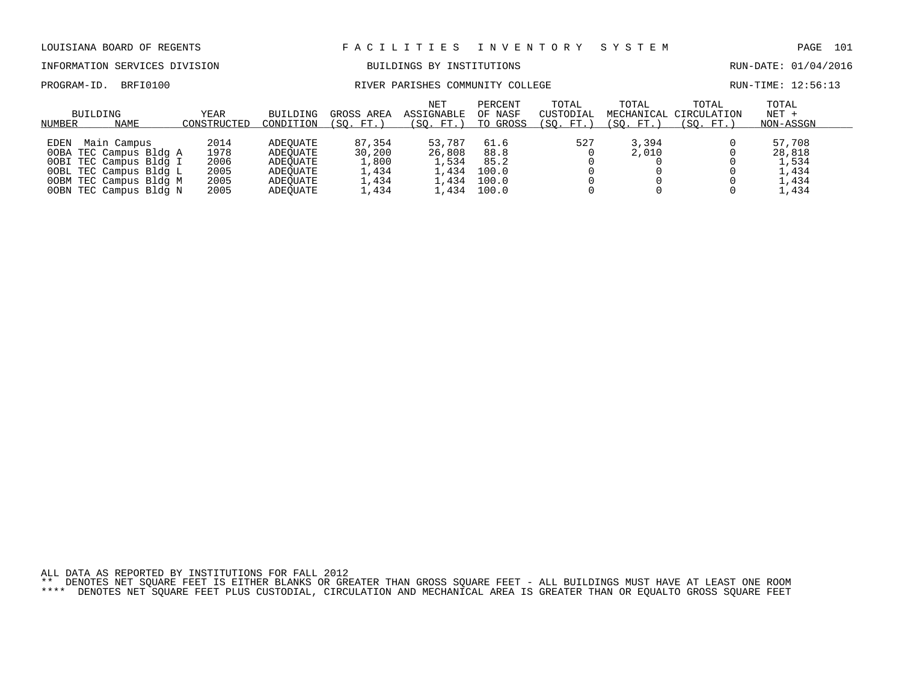LOUISIANA BOARD OF REGENTS — FACILITIES INVENTORY SYSTEM

INFORMATION SERVICES DIVISION — BUILDINGS BY INSTITUTIONS — RUN-DATE: 01/04/2016

PROGRAM-ID. BRFI0100 — RIVER PARISHES COMMUNITY COLLEGE — RUN-TIME: 12:56:13

| BUILDING NUMBER | NAME | YEAR CONSTRUCTED | BUILDING CONDITION | GROSS AREA (SQ. FT.) | NET ASSIGNABLE (SQ. FT.) | PERCENT OF NASF TO GROSS | TOTAL CUSTODIAL (SQ. FT.) | TOTAL MECHANICAL (SQ. FT.) | TOTAL CIRCULATION (SQ. FT.) | TOTAL NET + NON-ASSGN |
|---|---|---|---|---|---|---|---|---|---|---|
| EDEN | Main Campus | 2014 | ADEQUATE | 87,354 | 53,787 | 61.6 | 527 | 3,394 | 0 | 57,708 |
| 0OBA | TEC Campus Bldg A | 1978 | ADEQUATE | 30,200 | 26,808 | 88.8 | 0 | 2,010 | 0 | 28,818 |
| 0OBI | TEC Campus Bldg I | 2006 | ADEQUATE | 1,800 | 1,534 | 85.2 | 0 | 0 | 0 | 1,534 |
| 0OBL | TEC Campus Bldg L | 2005 | ADEQUATE | 1,434 | 1,434 | 100.0 | 0 | 0 | 0 | 1,434 |
| 0OBM | TEC Campus Bldg M | 2005 | ADEQUATE | 1,434 | 1,434 | 100.0 | 0 | 0 | 0 | 1,434 |
| 0OBN | TEC Campus Bldg N | 2005 | ADEQUATE | 1,434 | 1,434 | 100.0 | 0 | 0 | 0 | 1,434 |

ALL DATA AS REPORTED BY INSTITUTIONS FOR FALL 2012

** DENOTES NET SQUARE FEET IS EITHER BLANKS OR GREATER THAN GROSS SQUARE FEET - ALL BUILDINGS MUST HAVE AT LEAST ONE ROOM

**** DENOTES NET SQUARE FEET PLUS CUSTODIAL, CIRCULATION AND MECHANICAL AREA IS GREATER THAN OR EQUALTO GROSS SQUARE FEET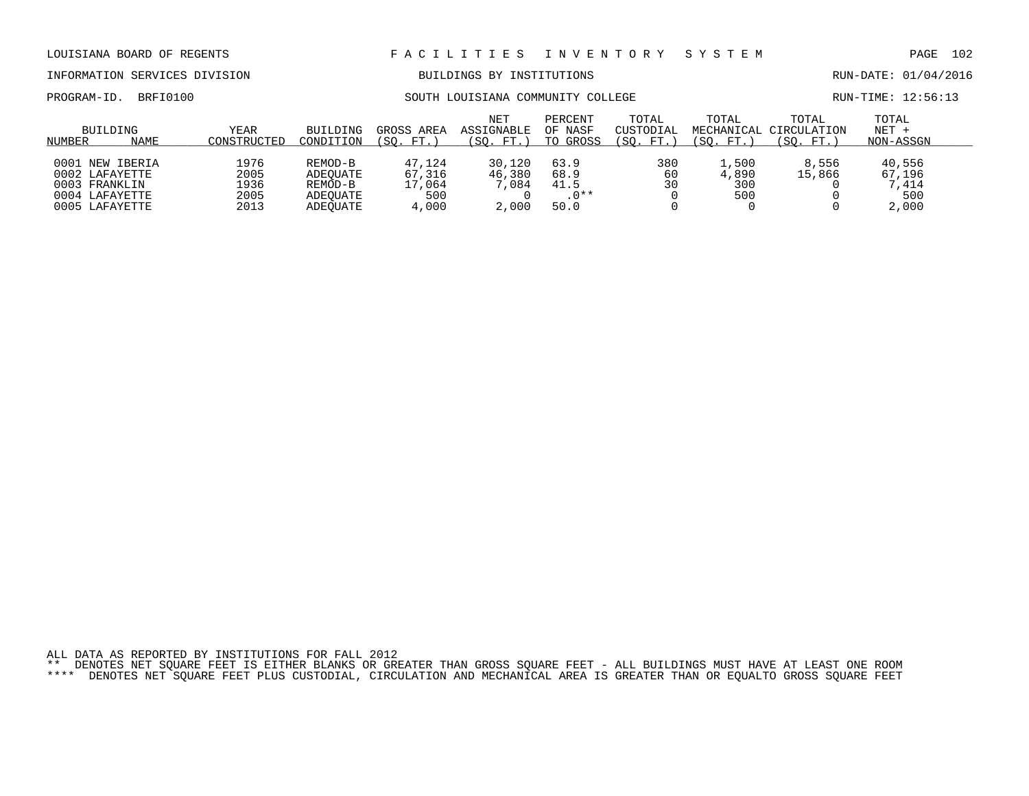LOUISIANA BOARD OF REGENTS — F A C I L I T I E S I N V E N T O R Y S Y S T E M

INFORMATION SERVICES DIVISION — BUILDINGS BY INSTITUTIONS — RUN-DATE: 01/04/2016

PROGRAM-ID. BRFI0100 — SOUTH LOUISIANA COMMUNITY COLLEGE — RUN-TIME: 12:56:13

| BUILDING NUMBER | NAME | YEAR CONSTRUCTED | BUILDING CONDITION | GROSS AREA (SQ. FT.) | NET ASSIGNABLE (SQ. FT.) | PERCENT OF NASF TO GROSS | TOTAL CUSTODIAL (SQ. FT.) | TOTAL MECHANICAL (SQ. FT.) | TOTAL CIRCULATION (SQ. FT.) | TOTAL NET + NON-ASSGN |
|---|---|---|---|---|---|---|---|---|---|---|
| 0001 | NEW IBERIA | 1976 | REMOD-B | 47,124 | 30,120 | 63.9 | 380 | 1,500 | 8,556 | 40,556 |
| 0002 | LAFAYETTE | 2005 | ADEQUATE | 67,316 | 46,380 | 68.9 | 60 | 4,890 | 15,866 | 67,196 |
| 0003 | FRANKLIN | 1936 | REMOD-B | 17,064 | 7,084 | 41.5 | 30 | 300 | 0 | 7,414 |
| 0004 | LAFAYETTE | 2005 | ADEQUATE | 500 | 0 | .0** | 0 | 500 | 0 | 500 |
| 0005 | LAFAYETTE | 2013 | ADEQUATE | 4,000 | 2,000 | 50.0 | 0 | 0 | 0 | 2,000 |

ALL DATA AS REPORTED BY INSTITUTIONS FOR FALL 2012

** DENOTES NET SQUARE FEET IS EITHER BLANKS OR GREATER THAN GROSS SQUARE FEET - ALL BUILDINGS MUST HAVE AT LEAST ONE ROOM

**** DENOTES NET SQUARE FEET PLUS CUSTODIAL, CIRCULATION AND MECHANICAL AREA IS GREATER THAN OR EQUALTO GROSS SQUARE FEET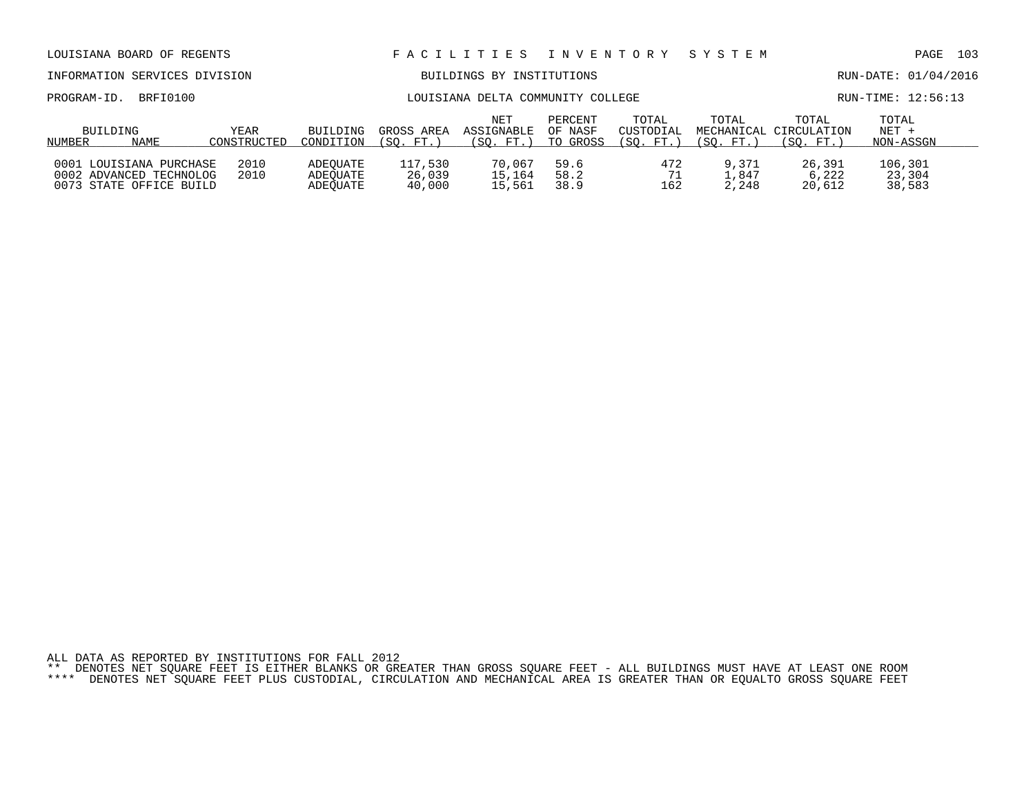LOUISIANA BOARD OF REGENTS — FACILITIES INVENTORY SYSTEM

INFORMATION SERVICES DIVISION — BUILDINGS BY INSTITUTIONS — RUN-DATE: 01/04/2016

PROGRAM-ID. BRFI0100 — LOUISIANA DELTA COMMUNITY COLLEGE — RUN-TIME: 12:56:13

| BUILDING NUMBER | NAME | YEAR CONSTRUCTED | BUILDING CONDITION | GROSS AREA (SQ. FT.) | NET ASSIGNABLE (SQ. FT.) | PERCENT OF NASF TO GROSS | TOTAL CUSTODIAL (SQ. FT.) | TOTAL MECHANICAL (SQ. FT.) | TOTAL CIRCULATION (SQ. FT.) | TOTAL NET + NON-ASSGN |
|---|---|---|---|---|---|---|---|---|---|---|
| 0001 | LOUISIANA PURCHASE | 2010 | ADEQUATE | 117,530 | 70,067 | 59.6 | 472 | 9,371 | 26,391 | 106,301 |
| 0002 | ADVANCED TECHNOLOG | 2010 | ADEQUATE | 26,039 | 15,164 | 58.2 | 71 | 1,847 | 6,222 | 23,304 |
| 0073 | STATE OFFICE BUILD | | ADEQUATE | 40,000 | 15,561 | 38.9 | 162 | 2,248 | 20,612 | 38,583 |

ALL DATA AS REPORTED BY INSTITUTIONS FOR FALL 2012

** DENOTES NET SQUARE FEET IS EITHER BLANKS OR GREATER THAN GROSS SQUARE FEET - ALL BUILDINGS MUST HAVE AT LEAST ONE ROOM

**** DENOTES NET SQUARE FEET PLUS CUSTODIAL, CIRCULATION AND MECHANICAL AREA IS GREATER THAN OR EQUALTO GROSS SQUARE FEET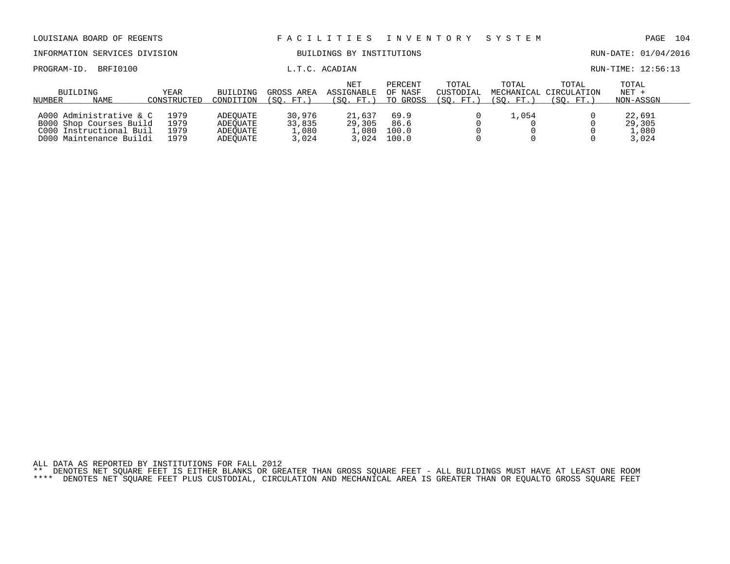LOUISIANA BOARD OF REGENTS — FACILITIES INVENTORY SYSTEM

INFORMATION SERVICES DIVISION — BUILDINGS BY INSTITUTIONS — RUN-DATE: 01/04/2016

PROGRAM-ID. BRFI0100 — L.T.C. ACADIAN — RUN-TIME: 12:56:13

| BUILDING NUMBER | NAME | YEAR CONSTRUCTED | BUILDING CONDITION | GROSS AREA (SQ. FT.) | NET ASSIGNABLE (SQ. FT.) | PERCENT OF NASF TO GROSS | TOTAL CUSTODIAL (SQ. FT.) | TOTAL MECHANICAL (SQ. FT.) | TOTAL CIRCULATION (SQ. FT.) | TOTAL NET + NON-ASSGN |
|---|---|---|---|---|---|---|---|---|---|---|
| A000 | Administrative & C | 1979 | ADEQUATE | 30,976 | 21,637 | 69.9 | 0 | 1,054 | 0 | 22,691 |
| B000 | Shop Courses Build | 1979 | ADEQUATE | 33,835 | 29,305 | 86.6 | 0 | 0 | 0 | 29,305 |
| C000 | Instructional Buil | 1979 | ADEQUATE | 1,080 | 1,080 | 100.0 | 0 | 0 | 0 | 1,080 |
| D000 | Maintenance Buildi | 1979 | ADEQUATE | 3,024 | 3,024 | 100.0 | 0 | 0 | 0 | 3,024 |

ALL DATA AS REPORTED BY INSTITUTIONS FOR FALL 2012

** DENOTES NET SQUARE FEET IS EITHER BLANKS OR GREATER THAN GROSS SQUARE FEET - ALL BUILDINGS MUST HAVE AT LEAST ONE ROOM

**** DENOTES NET SQUARE FEET PLUS CUSTODIAL, CIRCULATION AND MECHANICAL AREA IS GREATER THAN OR EQUALTO GROSS SQUARE FEET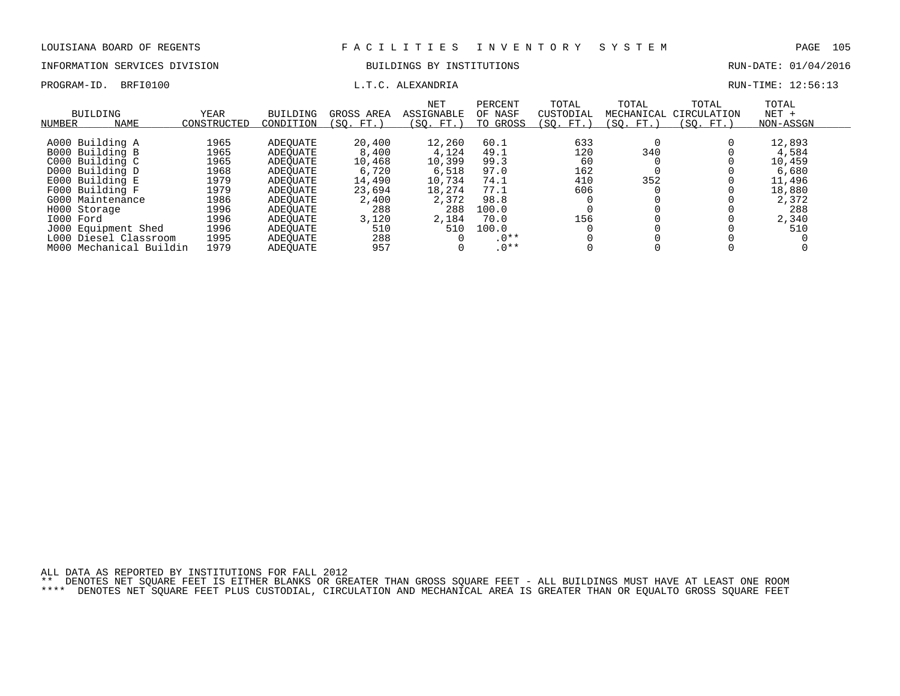LOUISIANA BOARD OF REGENTS — FACILITIES INVENTORY SYSTEM

INFORMATION SERVICES DIVISION — BUILDINGS BY INSTITUTIONS — RUN-DATE: 01/04/2016

PROGRAM-ID. BRFI0100 — L.T.C. ALEXANDRIA — RUN-TIME: 12:56:13

| BUILDING NUMBER | NAME | YEAR CONSTRUCTED | BUILDING CONDITION | GROSS AREA (SQ. FT.) | NET ASSIGNABLE (SQ. FT.) | PERCENT OF NASF TO GROSS | TOTAL CUSTODIAL (SQ. FT.) | TOTAL MECHANICAL (SQ. FT.) | TOTAL CIRCULATION (SQ. FT.) | TOTAL NET + NON-ASSGN |
|---|---|---|---|---|---|---|---|---|---|---|
| A000 | Building A | 1965 | ADEQUATE | 20,400 | 12,260 | 60.1 | 633 | 0 | 0 | 12,893 |
| B000 | Building B | 1965 | ADEQUATE | 8,400 | 4,124 | 49.1 | 120 | 340 | 0 | 4,584 |
| C000 | Building C | 1965 | ADEQUATE | 10,468 | 10,399 | 99.3 | 60 | 0 | 0 | 10,459 |
| D000 | Building D | 1968 | ADEQUATE | 6,720 | 6,518 | 97.0 | 162 | 0 | 0 | 6,680 |
| E000 | Building E | 1979 | ADEQUATE | 14,490 | 10,734 | 74.1 | 410 | 352 | 0 | 11,496 |
| F000 | Building F | 1979 | ADEQUATE | 23,694 | 18,274 | 77.1 | 606 | 0 | 0 | 18,880 |
| G000 | Maintenance | 1986 | ADEQUATE | 2,400 | 2,372 | 98.8 | 0 | 0 | 0 | 2,372 |
| H000 | Storage | 1996 | ADEQUATE | 288 | 288 | 100.0 | 0 | 0 | 0 | 288 |
| I000 | Ford | 1996 | ADEQUATE | 3,120 | 2,184 | 70.0 | 156 | 0 | 0 | 2,340 |
| J000 | Equipment Shed | 1996 | ADEQUATE | 510 | 510 | 100.0 | 0 | 0 | 0 | 510 |
| L000 | Diesel Classroom | 1995 | ADEQUATE | 288 | 0 | .0** | 0 | 0 | 0 | 0 |
| M000 | Mechanical Buildin | 1979 | ADEQUATE | 957 | 0 | .0** | 0 | 0 | 0 | 0 |

ALL DATA AS REPORTED BY INSTITUTIONS FOR FALL 2012

** DENOTES NET SQUARE FEET IS EITHER BLANKS OR GREATER THAN GROSS SQUARE FEET - ALL BUILDINGS MUST HAVE AT LEAST ONE ROOM

**** DENOTES NET SQUARE FEET PLUS CUSTODIAL, CIRCULATION AND MECHANICAL AREA IS GREATER THAN OR EQUALTO GROSS SQUARE FEET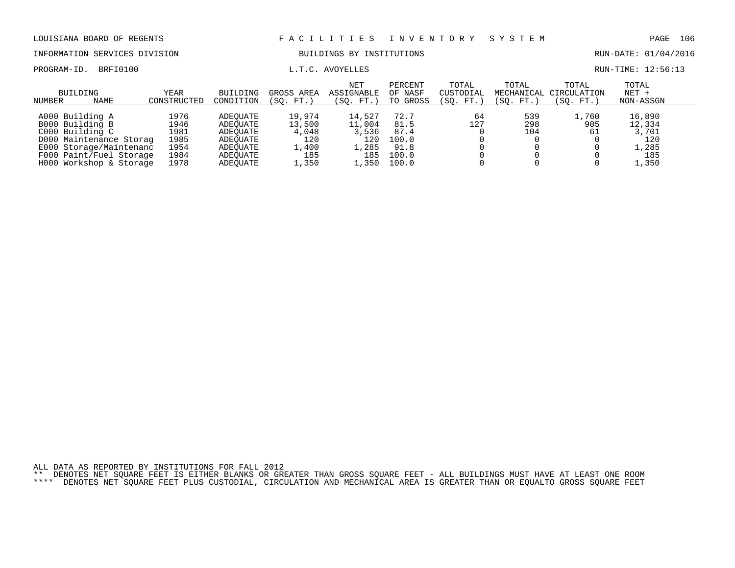LOUISIANA BOARD OF REGENTS — FACILITIES INVENTORY SYSTEM

INFORMATION SERVICES DIVISION — BUILDINGS BY INSTITUTIONS — RUN-DATE: 01/04/2016

PROGRAM-ID. BRFI0100 — L.T.C. AVOYELLES — RUN-TIME: 12:56:13

| BUILDING NUMBER | BUILDING NAME | YEAR CONSTRUCTED | BUILDING CONDITION | GROSS AREA (SQ. FT.) | NET ASSIGNABLE (SQ. FT.) | PERCENT OF NASF TO GROSS | TOTAL CUSTODIAL (SQ. FT.) | TOTAL MECHANICAL (SQ. FT.) | TOTAL CIRCULATION (SQ. FT.) | TOTAL NET + NON-ASSGN |
|---|---|---|---|---|---|---|---|---|---|---|
| A000 | Building A | 1976 | ADEQUATE | 19,974 | 14,527 | 72.7 | 64 | 539 | 1,760 | 16,890 |
| B000 | Building B | 1946 | ADEQUATE | 13,500 | 11,004 | 81.5 | 127 | 298 | 905 | 12,334 |
| C000 | Building C | 1981 | ADEQUATE | 4,048 | 3,536 | 87.4 | 0 | 104 | 61 | 3,701 |
| D000 | Maintenance Storag | 1985 | ADEQUATE | 120 | 120 | 100.0 | 0 | 0 | 0 | 120 |
| E000 | Storage/Maintenanc | 1954 | ADEQUATE | 1,400 | 1,285 | 91.8 | 0 | 0 | 0 | 1,285 |
| F000 | Paint/Fuel Storage | 1984 | ADEQUATE | 185 | 185 | 100.0 | 0 | 0 | 0 | 185 |
| H000 | Workshop & Storage | 1978 | ADEQUATE | 1,350 | 1,350 | 100.0 | 0 | 0 | 0 | 1,350 |

ALL DATA AS REPORTED BY INSTITUTIONS FOR FALL 2012

** DENOTES NET SQUARE FEET IS EITHER BLANKS OR GREATER THAN GROSS SQUARE FEET - ALL BUILDINGS MUST HAVE AT LEAST ONE ROOM

**** DENOTES NET SQUARE FEET PLUS CUSTODIAL, CIRCULATION AND MECHANICAL AREA IS GREATER THAN OR EQUALTO GROSS SQUARE FEET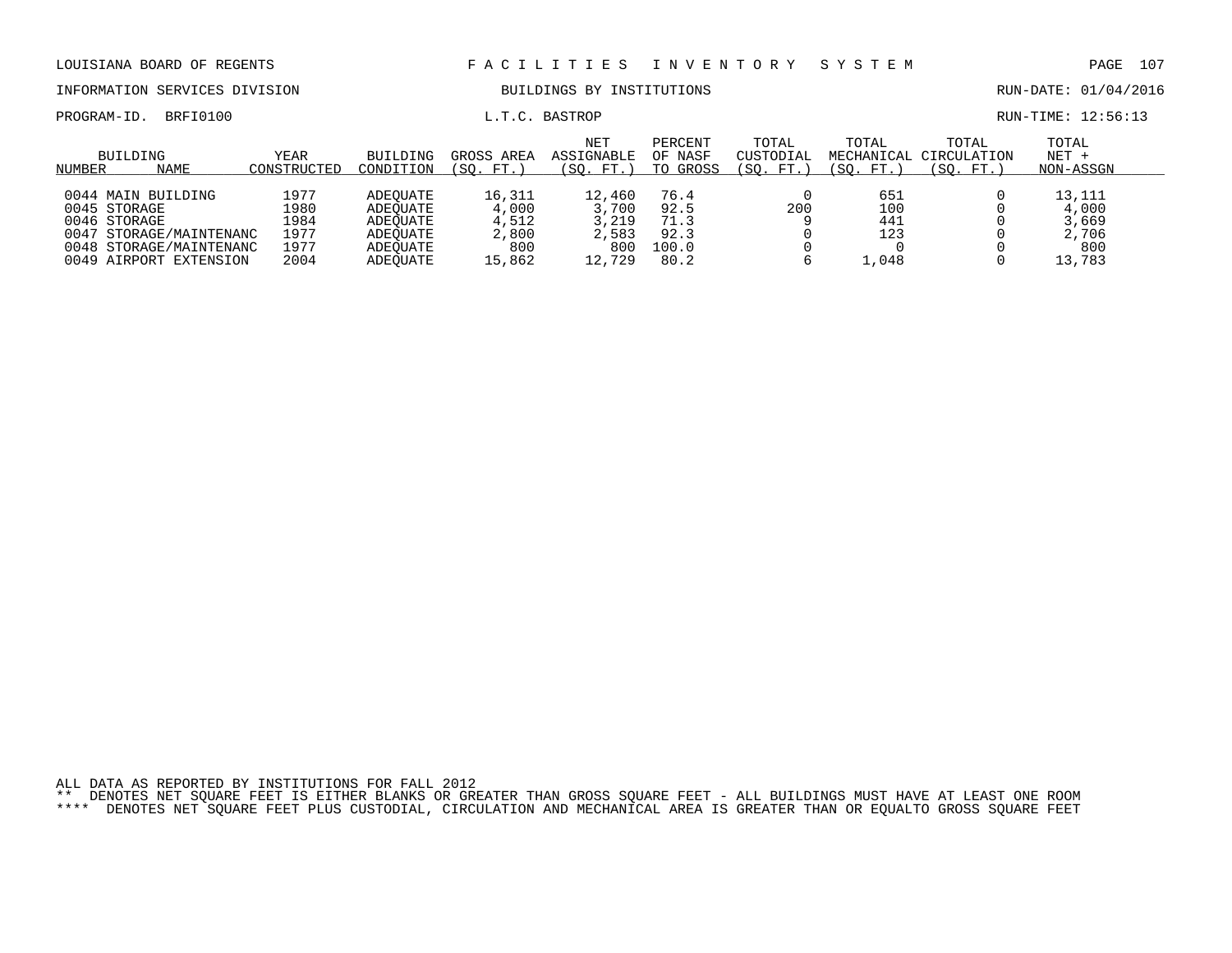LOUISIANA BOARD OF REGENTS — FACILITIES INVENTORY SYSTEM

INFORMATION SERVICES DIVISION — BUILDINGS BY INSTITUTIONS — RUN-DATE: 01/04/2016

PROGRAM-ID. BRFI0100 — L.T.C. BASTROP — RUN-TIME: 12:56:13

| BUILDING NUMBER | NAME | YEAR CONSTRUCTED | BUILDING CONDITION | GROSS AREA (SQ. FT.) | NET ASSIGNABLE (SQ. FT.) | PERCENT OF NASF TO GROSS | TOTAL CUSTODIAL (SQ. FT.) | TOTAL MECHANICAL (SQ. FT.) | TOTAL CIRCULATION (SQ. FT.) | TOTAL NET + NON-ASSGN |
|---|---|---|---|---|---|---|---|---|---|---|
| 0044 | MAIN BUILDING | 1977 | ADEQUATE | 16,311 | 12,460 | 76.4 | 0 | 651 | 0 | 13,111 |
| 0045 | STORAGE | 1980 | ADEQUATE | 4,000 | 3,700 | 92.5 | 200 | 100 | 0 | 4,000 |
| 0046 | STORAGE | 1984 | ADEQUATE | 4,512 | 3,219 | 71.3 | 9 | 441 | 0 | 3,669 |
| 0047 | STORAGE/MAINTENANC | 1977 | ADEQUATE | 2,800 | 2,583 | 92.3 | 0 | 123 | 0 | 2,706 |
| 0048 | STORAGE/MAINTENANC | 1977 | ADEQUATE | 800 | 800 | 100.0 | 0 | 0 | 0 | 800 |
| 0049 | AIRPORT EXTENSION | 2004 | ADEQUATE | 15,862 | 12,729 | 80.2 | 6 | 1,048 | 0 | 13,783 |

ALL DATA AS REPORTED BY INSTITUTIONS FOR FALL 2012

** DENOTES NET SQUARE FEET IS EITHER BLANKS OR GREATER THAN GROSS SQUARE FEET - ALL BUILDINGS MUST HAVE AT LEAST ONE ROOM

**** DENOTES NET SQUARE FEET PLUS CUSTODIAL, CIRCULATION AND MECHANICAL AREA IS GREATER THAN OR EQUALTO GROSS SQUARE FEET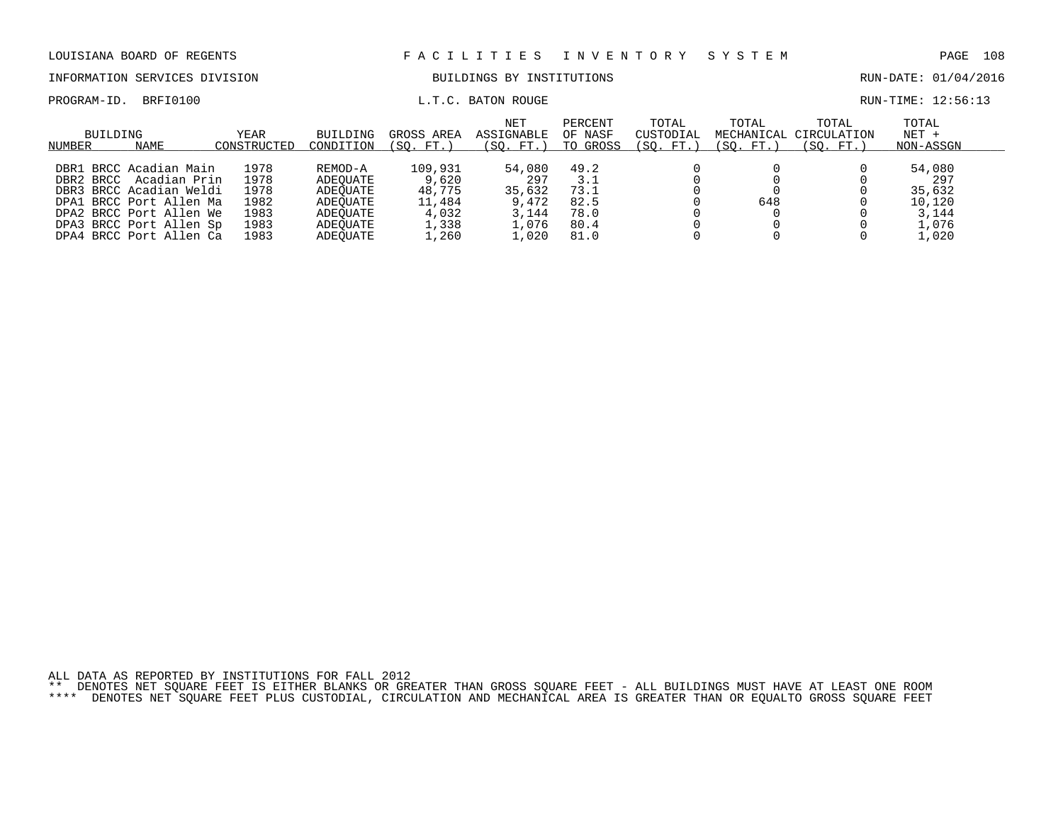LOUISIANA BOARD OF REGENTS — FACILITIES INVENTORY SYSTEM

INFORMATION SERVICES DIVISION — BUILDINGS BY INSTITUTIONS — RUN-DATE: 01/04/2016

PROGRAM-ID. BRFI0100 — L.T.C. BATON ROUGE — RUN-TIME: 12:56:13

| BUILDING NUMBER | NAME | YEAR CONSTRUCTED | BUILDING CONDITION | GROSS AREA (SQ. FT.) | NET ASSIGNABLE (SQ. FT.) | PERCENT OF NASF TO GROSS | TOTAL CUSTODIAL (SQ. FT.) | TOTAL MECHANICAL (SQ. FT.) | TOTAL CIRCULATION (SQ. FT.) | TOTAL NET + NON-ASSGN |
|---|---|---|---|---|---|---|---|---|---|---|
| DBR1 | BRCC Acadian Main | 1978 | REMOD-A | 109,931 | 54,080 | 49.2 | 0 | 0 | 0 | 54,080 |
| DBR2 | BRCC Acadian Prin | 1978 | ADEQUATE | 9,620 | 297 | 3.1 | 0 | 0 | 0 | 297 |
| DBR3 | BRCC Acadian Weldi | 1978 | ADEQUATE | 48,775 | 35,632 | 73.1 | 0 | 0 | 0 | 35,632 |
| DPA1 | BRCC Port Allen Ma | 1982 | ADEQUATE | 11,484 | 9,472 | 82.5 | 0 | 648 | 0 | 10,120 |
| DPA2 | BRCC Port Allen We | 1983 | ADEQUATE | 4,032 | 3,144 | 78.0 | 0 | 0 | 0 | 3,144 |
| DPA3 | BRCC Port Allen Sp | 1983 | ADEQUATE | 1,338 | 1,076 | 80.4 | 0 | 0 | 0 | 1,076 |
| DPA4 | BRCC Port Allen Ca | 1983 | ADEQUATE | 1,260 | 1,020 | 81.0 | 0 | 0 | 0 | 1,020 |

ALL DATA AS REPORTED BY INSTITUTIONS FOR FALL 2012

** DENOTES NET SQUARE FEET IS EITHER BLANKS OR GREATER THAN GROSS SQUARE FEET - ALL BUILDINGS MUST HAVE AT LEAST ONE ROOM

**** DENOTES NET SQUARE FEET PLUS CUSTODIAL, CIRCULATION AND MECHANICAL AREA IS GREATER THAN OR EQUALTO GROSS SQUARE FEET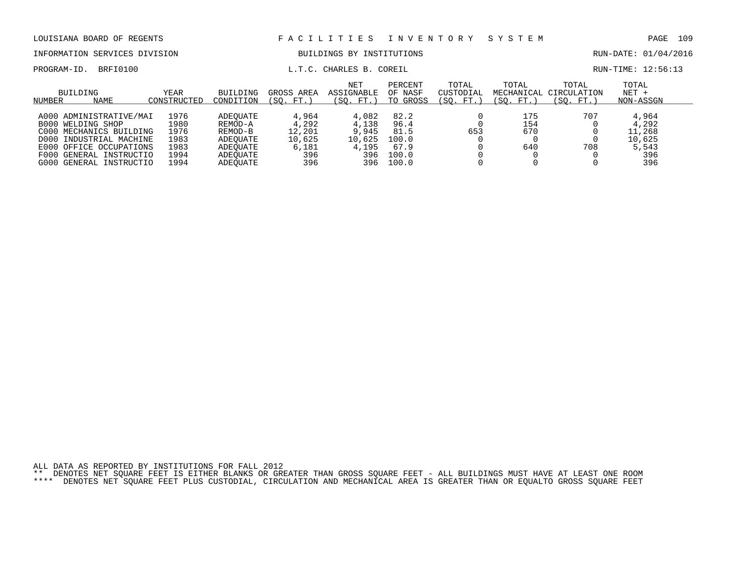LOUISIANA BOARD OF REGENTS — FACILITIES INVENTORY SYSTEM

INFORMATION SERVICES DIVISION — BUILDINGS BY INSTITUTIONS — RUN-DATE: 01/04/2016

PROGRAM-ID. BRFI0100 — L.T.C. CHARLES B. COREIL — RUN-TIME: 12:56:13

| BUILDING NUMBER | NAME | YEAR CONSTRUCTED | BUILDING CONDITION | GROSS AREA (SQ. FT.) | NET ASSIGNABLE (SQ. FT.) | PERCENT OF NASF TO GROSS | TOTAL CUSTODIAL (SQ. FT.) | TOTAL MECHANICAL (SQ. FT.) | TOTAL CIRCULATION (SQ. FT.) | TOTAL NET + NON-ASSGN |
|---|---|---|---|---|---|---|---|---|---|---|
| A000 | ADMINISTRATIVE/MAI | 1976 | ADEQUATE | 4,964 | 4,082 | 82.2 | 0 | 175 | 707 | 4,964 |
| B000 | WELDING SHOP | 1980 | REMOD-A | 4,292 | 4,138 | 96.4 | 0 | 154 | 0 | 4,292 |
| C000 | MECHANICS BUILDING | 1976 | REMOD-B | 12,201 | 9,945 | 81.5 | 653 | 670 | 0 | 11,268 |
| D000 | INDUSTRIAL MACHINE | 1983 | ADEQUATE | 10,625 | 10,625 | 100.0 | 0 | 0 | 0 | 10,625 |
| E000 | OFFICE OCCUPATIONS | 1983 | ADEQUATE | 6,181 | 4,195 | 67.9 | 0 | 640 | 708 | 5,543 |
| F000 | GENERAL INSTRUCTIO | 1994 | ADEQUATE | 396 | 396 | 100.0 | 0 | 0 | 0 | 396 |
| G000 | GENERAL INSTRUCTIO | 1994 | ADEQUATE | 396 | 396 | 100.0 | 0 | 0 | 0 | 396 |

ALL DATA AS REPORTED BY INSTITUTIONS FOR FALL 2012

** DENOTES NET SQUARE FEET IS EITHER BLANKS OR GREATER THAN GROSS SQUARE FEET - ALL BUILDINGS MUST HAVE AT LEAST ONE ROOM

**** DENOTES NET SQUARE FEET PLUS CUSTODIAL, CIRCULATION AND MECHANICAL AREA IS GREATER THAN OR EQUALTO GROSS SQUARE FEET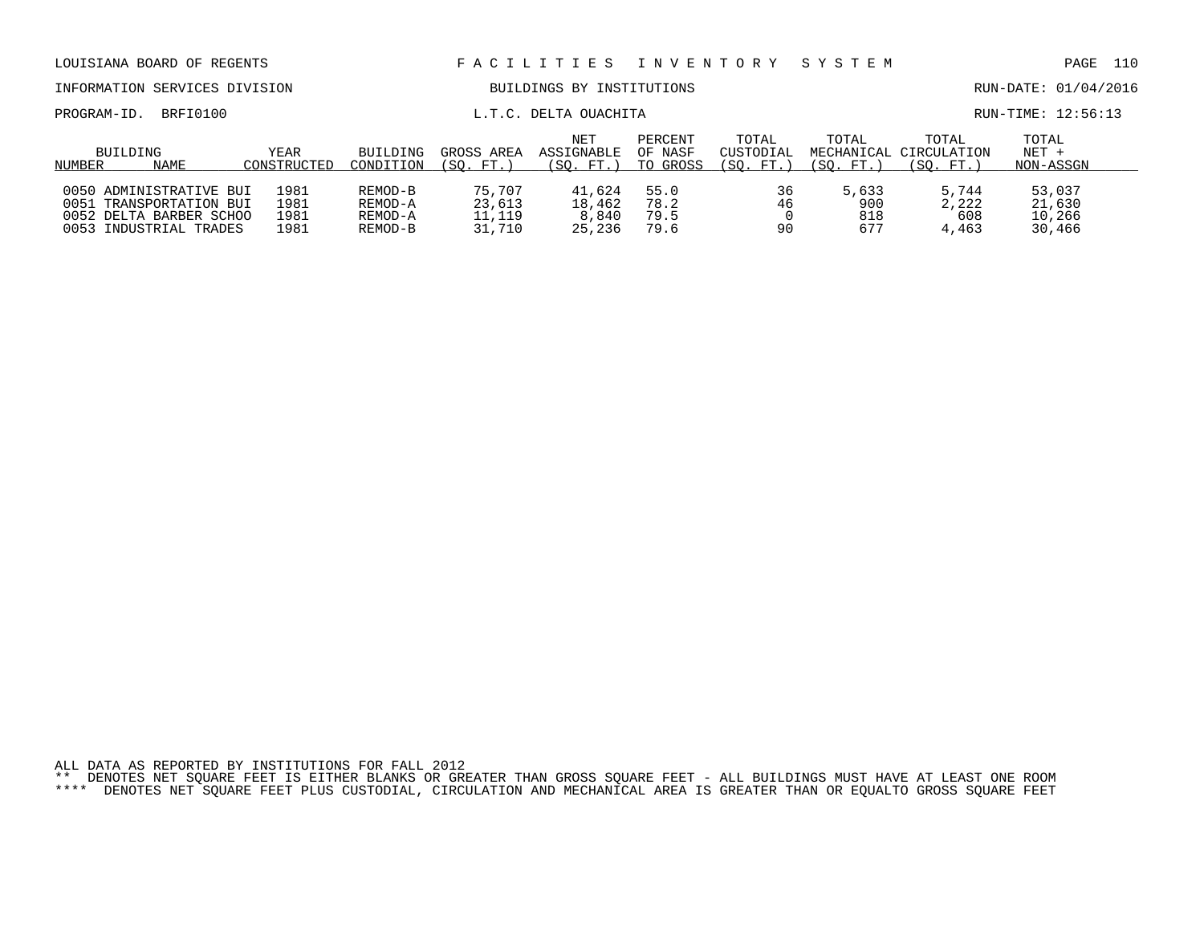LOUISIANA BOARD OF REGENTS — FACILITIES INVENTORY SYSTEM

INFORMATION SERVICES DIVISION — BUILDINGS BY INSTITUTIONS — RUN-DATE: 01/04/2016

PROGRAM-ID. BRFI0100 — L.T.C. DELTA OUACHITA — RUN-TIME: 12:56:13

| BUILDING NUMBER | NAME | YEAR CONSTRUCTED | BUILDING CONDITION | GROSS AREA (SQ. FT.) | NET ASSIGNABLE (SQ. FT.) | PERCENT OF NASF TO GROSS | TOTAL CUSTODIAL (SQ. FT.) | TOTAL MECHANICAL (SQ. FT.) | TOTAL CIRCULATION (SQ. FT.) | TOTAL NET + NON-ASSGN |
|---|---|---|---|---|---|---|---|---|---|---|
| 0050 | ADMINISTRATIVE BUI | 1981 | REMOD-B | 75,707 | 41,624 | 55.0 | 36 | 5,633 | 5,744 | 53,037 |
| 0051 | TRANSPORTATION BUI | 1981 | REMOD-A | 23,613 | 18,462 | 78.2 | 46 | 900 | 2,222 | 21,630 |
| 0052 | DELTA BARBER SCHOO | 1981 | REMOD-A | 11,119 | 8,840 | 79.5 | 0 | 818 | 608 | 10,266 |
| 0053 | INDUSTRIAL TRADES | 1981 | REMOD-B | 31,710 | 25,236 | 79.6 | 90 | 677 | 4,463 | 30,466 |

ALL DATA AS REPORTED BY INSTITUTIONS FOR FALL 2012

** DENOTES NET SQUARE FEET IS EITHER BLANKS OR GREATER THAN GROSS SQUARE FEET - ALL BUILDINGS MUST HAVE AT LEAST ONE ROOM

**** DENOTES NET SQUARE FEET PLUS CUSTODIAL, CIRCULATION AND MECHANICAL AREA IS GREATER THAN OR EQUALTO GROSS SQUARE FEET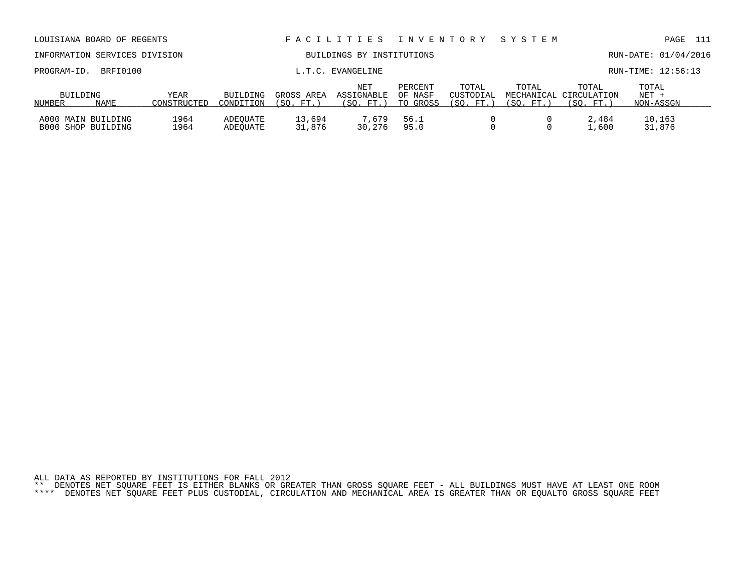LOUISIANA BOARD OF REGENTS — F A C I L I T I E S   I N V E N T O R Y   S Y S T E M

INFORMATION SERVICES DIVISION — BUILDINGS BY INSTITUTIONS — RUN-DATE: 01/04/2016

PROGRAM-ID. BRFI0100 — L.T.C. EVANGELINE — RUN-TIME: 12:56:13

| BUILDING NUMBER | NAME | YEAR CONSTRUCTED | BUILDING CONDITION | GROSS AREA (SQ. FT.) | NET ASSIGNABLE (SQ. FT.) | PERCENT OF NASF TO GROSS | TOTAL CUSTODIAL (SQ. FT.) | TOTAL MECHANICAL (SQ. FT.) | TOTAL CIRCULATION (SQ. FT.) | TOTAL NET + NON-ASSGN |
|---|---|---|---|---|---|---|---|---|---|---|
| A000 | MAIN BUILDING | 1964 | ADEQUATE | 13,694 | 7,679 | 56.1 | 0 | 0 | 2,484 | 10,163 |
| B000 | SHOP BUILDING | 1964 | ADEQUATE | 31,876 | 30,276 | 95.0 | 0 | 0 | 1,600 | 31,876 |

ALL DATA AS REPORTED BY INSTITUTIONS FOR FALL 2012

** DENOTES NET SQUARE FEET IS EITHER BLANKS OR GREATER THAN GROSS SQUARE FEET - ALL BUILDINGS MUST HAVE AT LEAST ONE ROOM

**** DENOTES NET SQUARE FEET PLUS CUSTODIAL, CIRCULATION AND MECHANICAL AREA IS GREATER THAN OR EQUALTO GROSS SQUARE FEET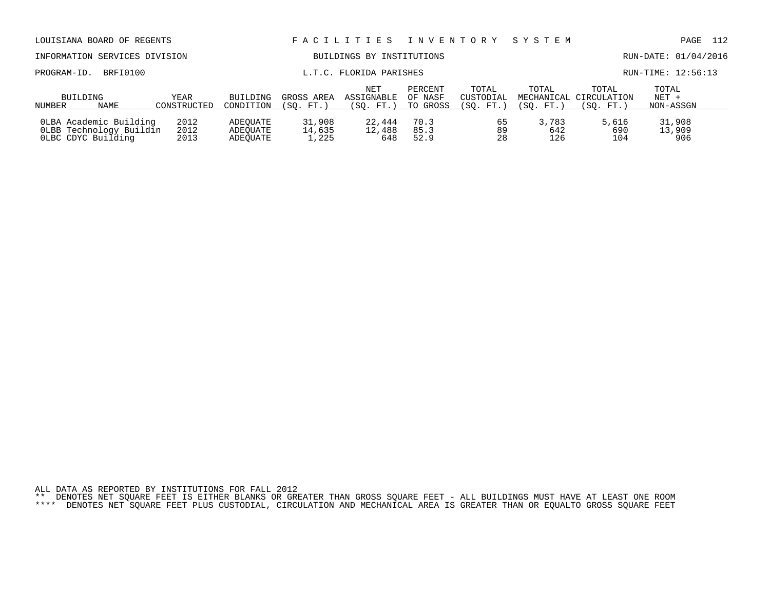LOUISIANA BOARD OF REGENTS — FACILITIES INVENTORY SYSTEM

INFORMATION SERVICES DIVISION — BUILDINGS BY INSTITUTIONS — RUN-DATE: 01/04/2016

PROGRAM-ID. BRFI0100 — L.T.C. FLORIDA PARISHES — RUN-TIME: 12:56:13

| BUILDING NUMBER | NAME | YEAR CONSTRUCTED | BUILDING CONDITION | GROSS AREA (SQ. FT.) | NET ASSIGNABLE (SQ. FT.) | PERCENT OF NASF TO GROSS | TOTAL CUSTODIAL (SQ. FT.) | TOTAL MECHANICAL (SQ. FT.) | TOTAL CIRCULATION (SQ. FT.) | TOTAL NET + NON-ASSGN |
|---|---|---|---|---|---|---|---|---|---|---|
| 0LBA | Academic Building | 2012 | ADEQUATE | 31,908 | 22,444 | 70.3 | 65 | 3,783 | 5,616 | 31,908 |
| 0LBB | Technology Buildin | 2012 | ADEQUATE | 14,635 | 12,488 | 85.3 | 89 | 642 | 690 | 13,909 |
| 0LBC | CDYC Building | 2013 | ADEQUATE | 1,225 | 648 | 52.9 | 28 | 126 | 104 | 906 |

ALL DATA AS REPORTED BY INSTITUTIONS FOR FALL 2012

** DENOTES NET SQUARE FEET IS EITHER BLANKS OR GREATER THAN GROSS SQUARE FEET - ALL BUILDINGS MUST HAVE AT LEAST ONE ROOM

**** DENOTES NET SQUARE FEET PLUS CUSTODIAL, CIRCULATION AND MECHANICAL AREA IS GREATER THAN OR EQUALTO GROSS SQUARE FEET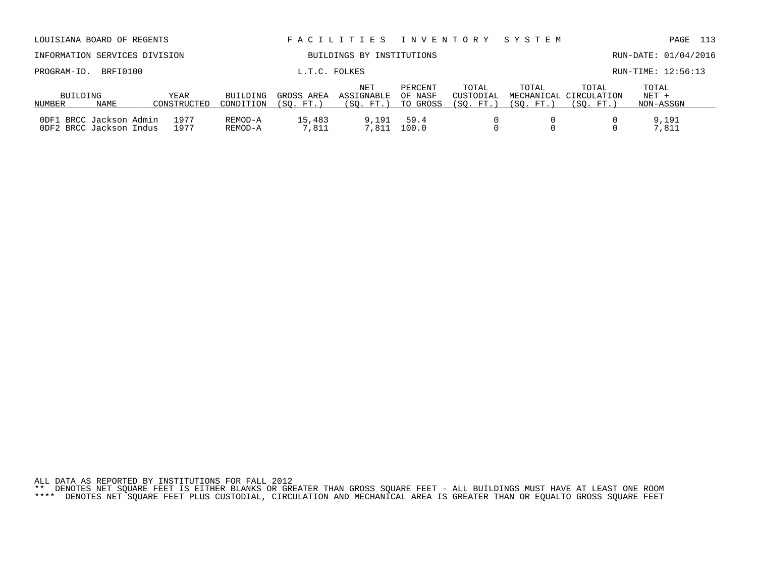LOUISIANA BOARD OF REGENTS — F A C I L I T I E S   I N V E N T O R Y   S Y S T E M

INFORMATION SERVICES DIVISION — BUILDINGS BY INSTITUTIONS — RUN-DATE: 01/04/2016

PROGRAM-ID. BRFI0100 — L.T.C. FOLKES — RUN-TIME: 12:56:13

| BUILDING NUMBER | NAME | YEAR CONSTRUCTED | BUILDING CONDITION | GROSS AREA (SQ. FT.) | NET ASSIGNABLE (SQ. FT.) | PERCENT OF NASF TO GROSS | TOTAL CUSTODIAL (SQ. FT.) | TOTAL MECHANICAL (SQ. FT.) | TOTAL CIRCULATION (SQ. FT.) | TOTAL NET + NON-ASSGN |
|---|---|---|---|---|---|---|---|---|---|---|
| 0DF1 | BRCC Jackson Admin | 1977 | REMOD-A | 15,483 | 9,191 | 59.4 | 0 | 0 | 0 | 9,191 |
| 0DF2 | BRCC Jackson Indus | 1977 | REMOD-A | 7,811 | 7,811 | 100.0 | 0 | 0 | 0 | 7,811 |

ALL DATA AS REPORTED BY INSTITUTIONS FOR FALL 2012

** DENOTES NET SQUARE FEET IS EITHER BLANKS OR GREATER THAN GROSS SQUARE FEET - ALL BUILDINGS MUST HAVE AT LEAST ONE ROOM

**** DENOTES NET SQUARE FEET PLUS CUSTODIAL, CIRCULATION AND MECHANICAL AREA IS GREATER THAN OR EQUALTO GROSS SQUARE FEET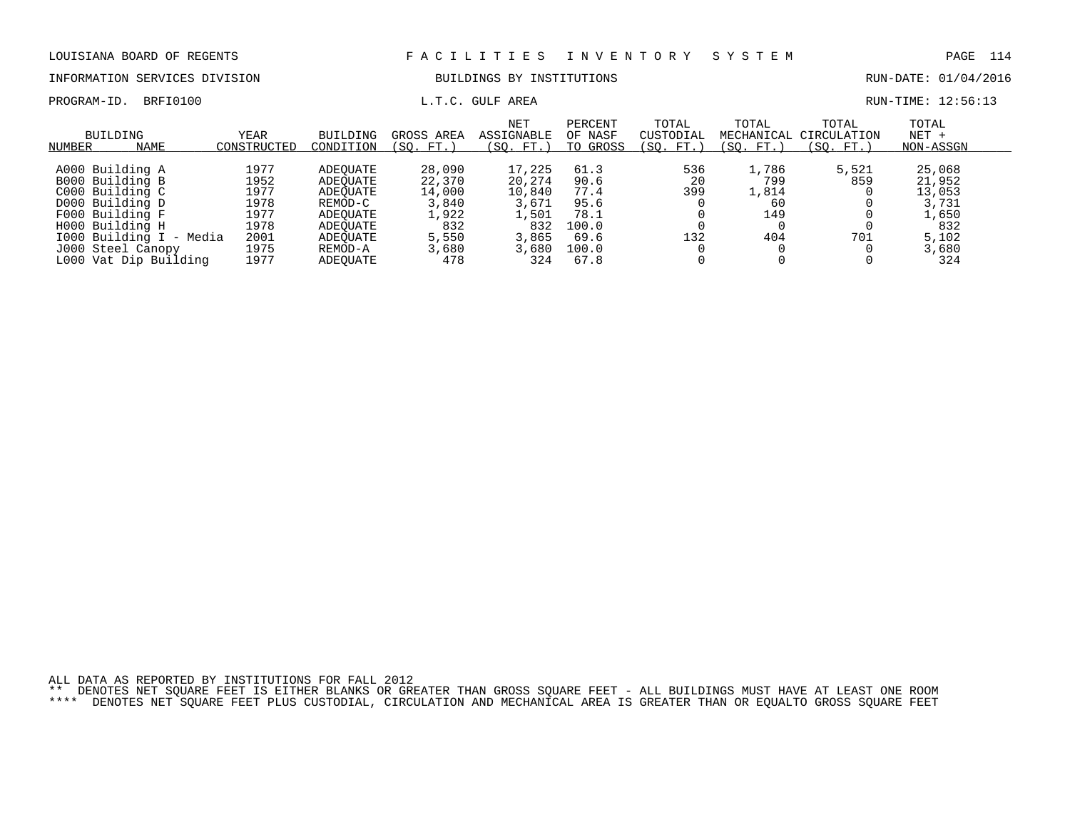LOUISIANA BOARD OF REGENTS — F A C I L I T I E S   I N V E N T O R Y   S Y S T E M

INFORMATION SERVICES DIVISION — BUILDINGS BY INSTITUTIONS — RUN-DATE: 01/04/2016

PROGRAM-ID. BRFI0100 — L.T.C. GULF AREA — RUN-TIME: 12:56:13

| BUILDING NUMBER | NAME | YEAR CONSTRUCTED | BUILDING CONDITION | GROSS AREA (SQ. FT.) | NET ASSIGNABLE (SQ. FT.) | PERCENT OF NASF TO GROSS | TOTAL CUSTODIAL (SQ. FT.) | TOTAL MECHANICAL (SQ. FT.) | TOTAL CIRCULATION (SQ. FT.) | TOTAL NET + NON-ASSGN |
|---|---|---|---|---|---|---|---|---|---|---|
| A000 | Building A | 1977 | ADEQUATE | 28,090 | 17,225 | 61.3 | 536 | 1,786 | 5,521 | 25,068 |
| B000 | Building B | 1952 | ADEQUATE | 22,370 | 20,274 | 90.6 | 20 | 799 | 859 | 21,952 |
| C000 | Building C | 1977 | ADEQUATE | 14,000 | 10,840 | 77.4 | 399 | 1,814 | 0 | 13,053 |
| D000 | Building D | 1978 | REMOD-C | 3,840 | 3,671 | 95.6 | 0 | 60 | 0 | 3,731 |
| F000 | Building F | 1977 | ADEQUATE | 1,922 | 1,501 | 78.1 | 0 | 149 | 0 | 1,650 |
| H000 | Building H | 1978 | ADEQUATE | 832 | 832 | 100.0 | 0 | 0 | 0 | 832 |
| I000 | Building I - Media | 2001 | ADEQUATE | 5,550 | 3,865 | 69.6 | 132 | 404 | 701 | 5,102 |
| J000 | Steel Canopy | 1975 | REMOD-A | 3,680 | 3,680 | 100.0 | 0 | 0 | 0 | 3,680 |
| L000 | Vat Dip Building | 1977 | ADEQUATE | 478 | 324 | 67.8 | 0 | 0 | 0 | 324 |

ALL DATA AS REPORTED BY INSTITUTIONS FOR FALL 2012

** DENOTES NET SQUARE FEET IS EITHER BLANKS OR GREATER THAN GROSS SQUARE FEET - ALL BUILDINGS MUST HAVE AT LEAST ONE ROOM

**** DENOTES NET SQUARE FEET PLUS CUSTODIAL, CIRCULATION AND MECHANICAL AREA IS GREATER THAN OR EQUALTO GROSS SQUARE FEET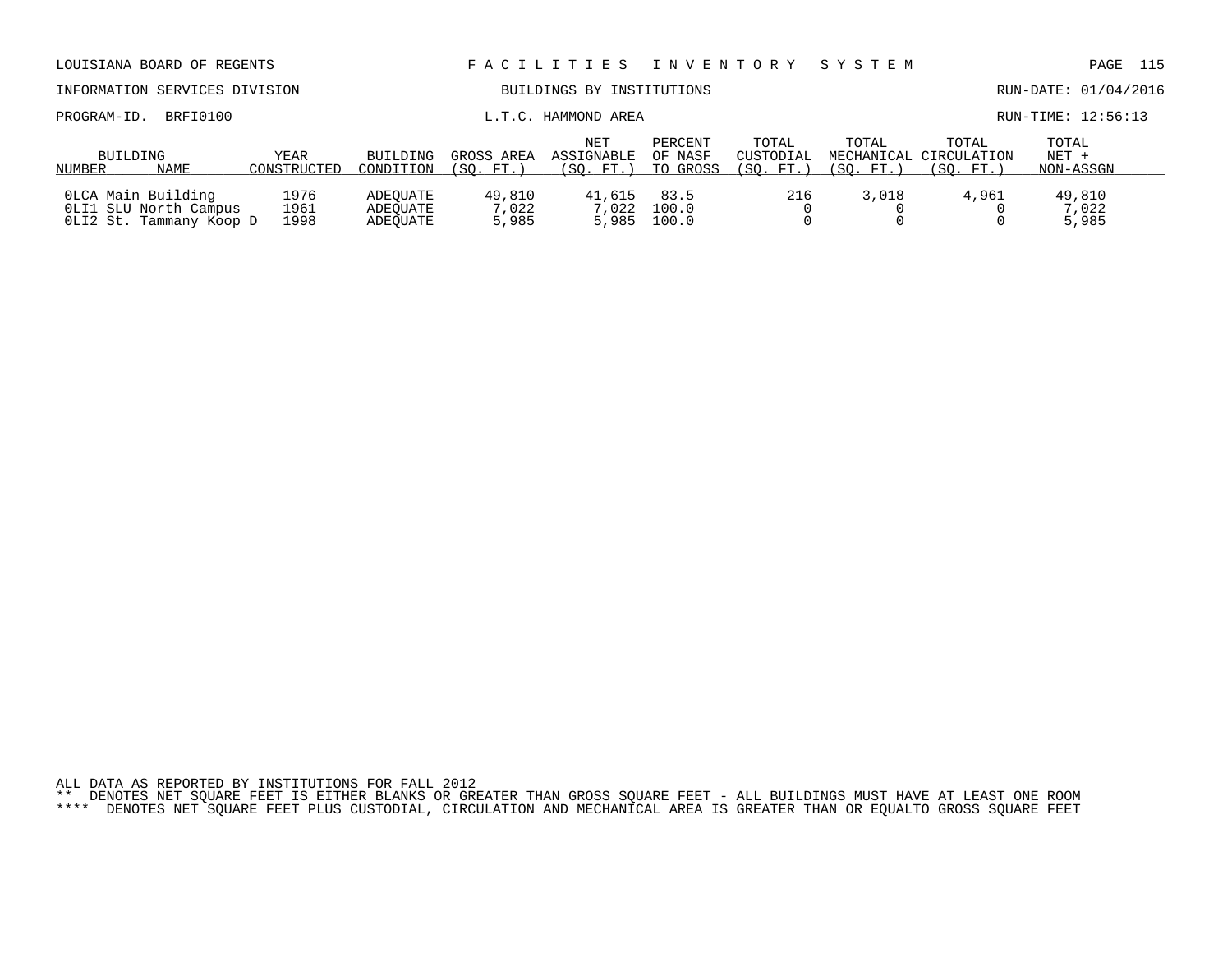L.T.C. HAMMOND AREA

| BUILDING NUMBER | NAME | YEAR CONSTRUCTED | BUILDING CONDITION | GROSS AREA (SQ. FT.) | NET ASSIGNABLE (SQ. FT.) | PERCENT OF NASF TO GROSS | TOTAL CUSTODIAL (SQ. FT.) | TOTAL MECHANICAL (SQ. FT.) | TOTAL CIRCULATION (SQ. FT.) | TOTAL NET + NON-ASSGN |
|---|---|---|---|---|---|---|---|---|---|---|
| 0LCA | Main Building | 1976 | ADEQUATE | 49,810 | 41,615 | 83.5 | 216 | 3,018 | 4,961 | 49,810 |
| 0LI1 | SLU North Campus | 1961 | ADEQUATE | 7,022 | 7,022 | 100.0 | 0 | 0 | 0 | 7,022 |
| 0LI2 | St. Tammany Koop D | 1998 | ADEQUATE | 5,985 | 5,985 | 100.0 | 0 | 0 | 0 | 5,985 |

ALL DATA AS REPORTED BY INSTITUTIONS FOR FALL 2012

** DENOTES NET SQUARE FEET IS EITHER BLANKS OR GREATER THAN GROSS SQUARE FEET - ALL BUILDINGS MUST HAVE AT LEAST ONE ROOM

**** DENOTES NET SQUARE FEET PLUS CUSTODIAL, CIRCULATION AND MECHANICAL AREA IS GREATER THAN OR EQUALTO GROSS SQUARE FEET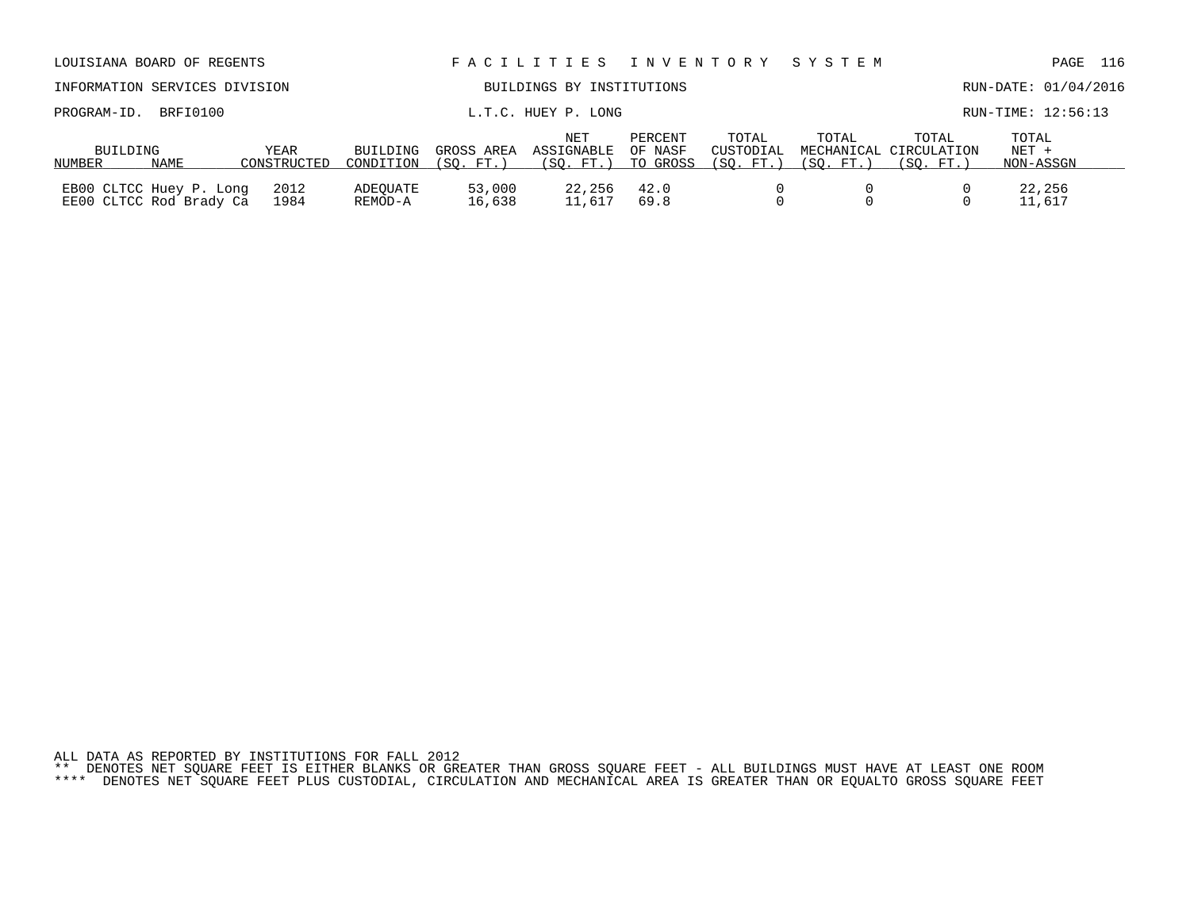LOUISIANA BOARD OF REGENTS — FACILITIES INVENTORY SYSTEM

INFORMATION SERVICES DIVISION — BUILDINGS BY INSTITUTIONS — RUN-DATE: 01/04/2016

PROGRAM-ID. BRFI0100 — L.T.C. HUEY P. LONG — RUN-TIME: 12:56:13

| BUILDING NUMBER | NAME | YEAR CONSTRUCTED | BUILDING CONDITION | GROSS AREA (SQ. FT.) | NET ASSIGNABLE (SQ. FT.) | PERCENT OF NASF TO GROSS | TOTAL CUSTODIAL (SQ. FT.) | TOTAL MECHANICAL (SQ. FT.) | TOTAL CIRCULATION (SQ. FT.) | TOTAL NET + NON-ASSGN |
|---|---|---|---|---|---|---|---|---|---|---|
| EB00 | CLTCC Huey P. Long | 2012 | ADEQUATE | 53,000 | 22,256 | 42.0 | 0 | 0 | 0 | 22,256 |
| EE00 | CLTCC Rod Brady Ca | 1984 | REMOD-A | 16,638 | 11,617 | 69.8 | 0 | 0 | 0 | 11,617 |

ALL DATA AS REPORTED BY INSTITUTIONS FOR FALL 2012

** DENOTES NET SQUARE FEET IS EITHER BLANKS OR GREATER THAN GROSS SQUARE FEET - ALL BUILDINGS MUST HAVE AT LEAST ONE ROOM

**** DENOTES NET SQUARE FEET PLUS CUSTODIAL, CIRCULATION AND MECHANICAL AREA IS GREATER THAN OR EQUALTO GROSS SQUARE FEET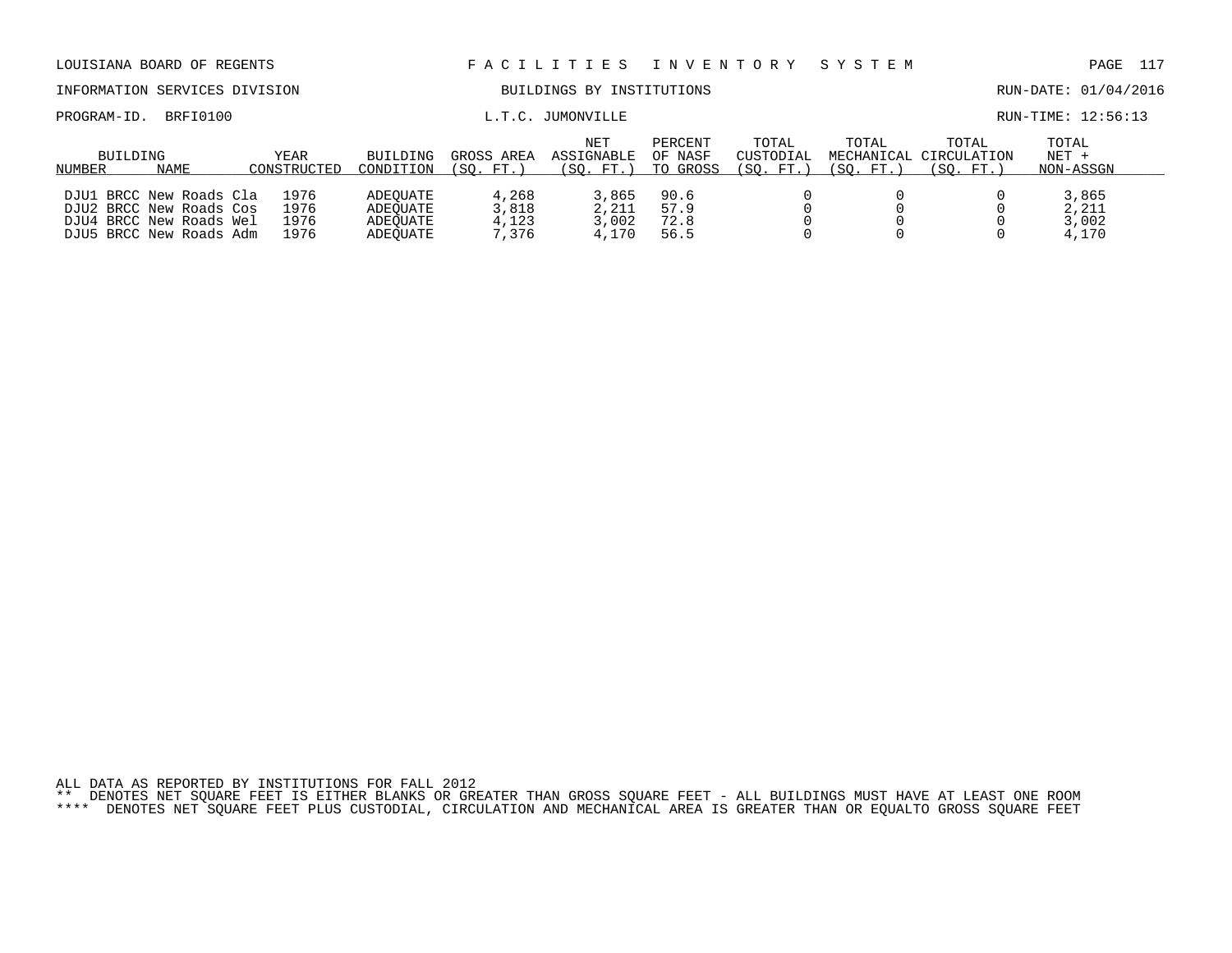LOUISIANA BOARD OF REGENTS — FACILITIES INVENTORY SYSTEM

INFORMATION SERVICES DIVISION — BUILDINGS BY INSTITUTIONS — RUN-DATE: 01/04/2016

PROGRAM-ID. BRFI0100 — L.T.C. JUMONVILLE — RUN-TIME: 12:56:13

| BUILDING NUMBER | NAME | YEAR CONSTRUCTED | BUILDING CONDITION | GROSS AREA (SQ. FT.) | NET ASSIGNABLE (SQ. FT.) | PERCENT OF NASF TO GROSS | TOTAL CUSTODIAL (SQ. FT.) | TOTAL MECHANICAL (SQ. FT.) | TOTAL CIRCULATION (SQ. FT.) | TOTAL NET + NON-ASSGN |
|---|---|---|---|---|---|---|---|---|---|---|
| DJU1 | BRCC New Roads Cla | 1976 | ADEQUATE | 4,268 | 3,865 | 90.6 | 0 | 0 | 0 | 3,865 |
| DJU2 | BRCC New Roads Cos | 1976 | ADEQUATE | 3,818 | 2,211 | 57.9 | 0 | 0 | 0 | 2,211 |
| DJU4 | BRCC New Roads Wel | 1976 | ADEQUATE | 4,123 | 3,002 | 72.8 | 0 | 0 | 0 | 3,002 |
| DJU5 | BRCC New Roads Adm | 1976 | ADEQUATE | 7,376 | 4,170 | 56.5 | 0 | 0 | 0 | 4,170 |

ALL DATA AS REPORTED BY INSTITUTIONS FOR FALL 2012

** DENOTES NET SQUARE FEET IS EITHER BLANKS OR GREATER THAN GROSS SQUARE FEET - ALL BUILDINGS MUST HAVE AT LEAST ONE ROOM

**** DENOTES NET SQUARE FEET PLUS CUSTODIAL, CIRCULATION AND MECHANICAL AREA IS GREATER THAN OR EQUALTO GROSS SQUARE FEET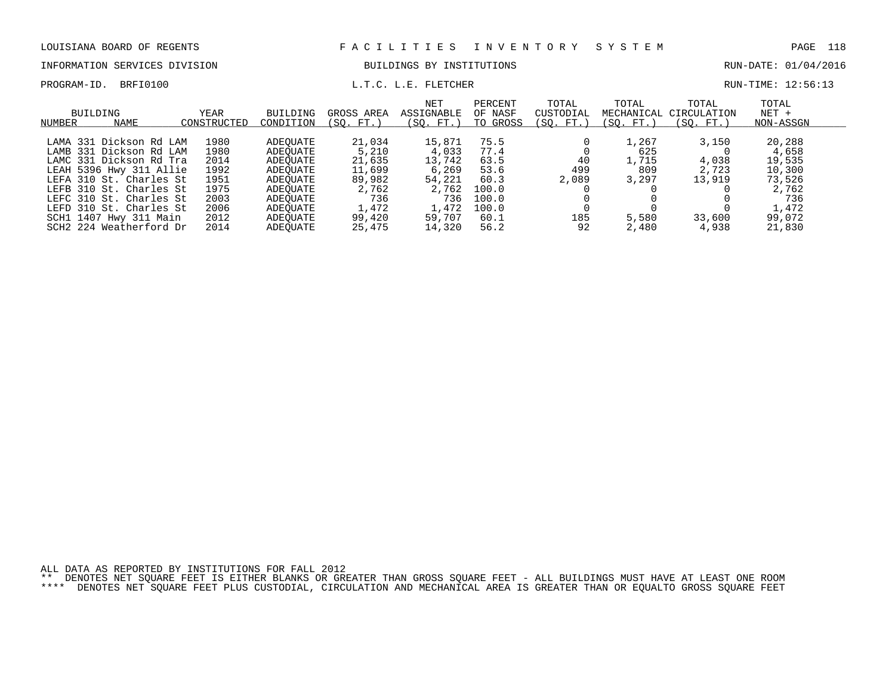LOUISIANA BOARD OF REGENTS — FACILITIES INVENTORY SYSTEM

INFORMATION SERVICES DIVISION — BUILDINGS BY INSTITUTIONS — RUN-DATE: 01/04/2016

PROGRAM-ID. BRFI0100 — L.T.C. L.E. FLETCHER — RUN-TIME: 12:56:13

| BUILDING NUMBER | NAME | YEAR CONSTRUCTED | BUILDING CONDITION | GROSS AREA (SQ. FT.) | NET ASSIGNABLE (SQ. FT.) | PERCENT OF NASF TO GROSS | TOTAL CUSTODIAL (SQ. FT.) | TOTAL MECHANICAL (SQ. FT.) | TOTAL CIRCULATION (SQ. FT.) | TOTAL NET + NON-ASSGN |
|---|---|---|---|---|---|---|---|---|---|---|
| LAMA | 331 Dickson Rd LAM | 1980 | ADEQUATE | 21,034 | 15,871 | 75.5 | 0 | 1,267 | 3,150 | 20,288 |
| LAMB | 331 Dickson Rd LAM | 1980 | ADEQUATE | 5,210 | 4,033 | 77.4 | 0 | 625 | 0 | 4,658 |
| LAMC | 331 Dickson Rd Tra | 2014 | ADEQUATE | 21,635 | 13,742 | 63.5 | 40 | 1,715 | 4,038 | 19,535 |
| LEAH | 5396 Hwy 311 Allie | 1992 | ADEQUATE | 11,699 | 6,269 | 53.6 | 499 | 809 | 2,723 | 10,300 |
| LEFA | 310 St. Charles St | 1951 | ADEQUATE | 89,982 | 54,221 | 60.3 | 2,089 | 3,297 | 13,919 | 73,526 |
| LEFB | 310 St. Charles St | 1975 | ADEQUATE | 2,762 | 2,762 | 100.0 | 0 | 0 | 0 | 2,762 |
| LEFC | 310 St. Charles St | 2003 | ADEQUATE | 736 | 736 | 100.0 | 0 | 0 | 0 | 736 |
| LEFD | 310 St. Charles St | 2006 | ADEQUATE | 1,472 | 1,472 | 100.0 | 0 | 0 | 0 | 1,472 |
| SCH1 | 1407 Hwy 311 Main | 2012 | ADEQUATE | 99,420 | 59,707 | 60.1 | 185 | 5,580 | 33,600 | 99,072 |
| SCH2 | 224 Weatherford Dr | 2014 | ADEQUATE | 25,475 | 14,320 | 56.2 | 92 | 2,480 | 4,938 | 21,830 |

ALL DATA AS REPORTED BY INSTITUTIONS FOR FALL 2012

** DENOTES NET SQUARE FEET IS EITHER BLANKS OR GREATER THAN GROSS SQUARE FEET - ALL BUILDINGS MUST HAVE AT LEAST ONE ROOM

**** DENOTES NET SQUARE FEET PLUS CUSTODIAL, CIRCULATION AND MECHANICAL AREA IS GREATER THAN OR EQUALTO GROSS SQUARE FEET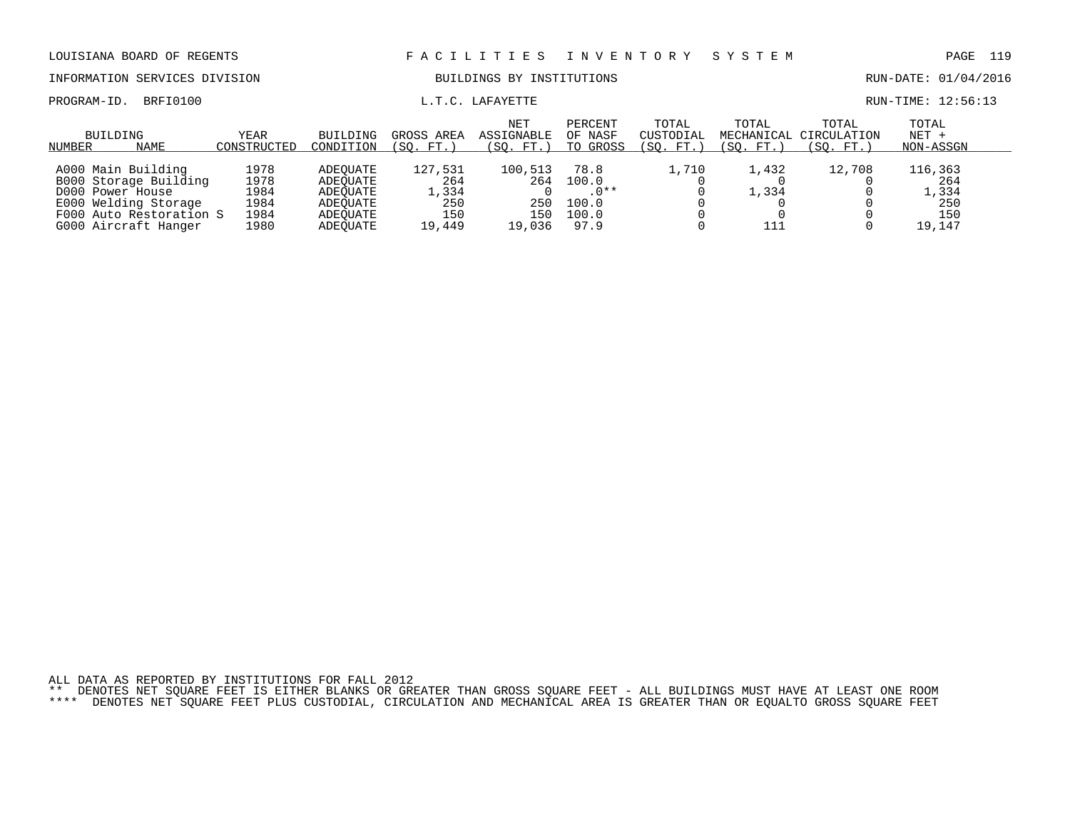LOUISIANA BOARD OF REGENTS — FACILITIES INVENTORY SYSTEM

INFORMATION SERVICES DIVISION — BUILDINGS BY INSTITUTIONS — RUN-DATE: 01/04/2016

PROGRAM-ID. BRFI0100 — L.T.C. LAFAYETTE — RUN-TIME: 12:56:13

| BUILDING NUMBER | NAME | YEAR CONSTRUCTED | BUILDING CONDITION | GROSS AREA (SQ. FT.) | NET ASSIGNABLE (SQ. FT.) | PERCENT OF NASF TO GROSS | TOTAL CUSTODIAL (SQ. FT.) | TOTAL MECHANICAL (SQ. FT.) | TOTAL CIRCULATION (SQ. FT.) | TOTAL NET + NON-ASSGN |
|---|---|---|---|---|---|---|---|---|---|---|
| A000 | Main Building | 1978 | ADEQUATE | 127,531 | 100,513 | 78.8 | 1,710 | 1,432 | 12,708 | 116,363 |
| B000 | Storage Building | 1978 | ADEQUATE | 264 | 264 | 100.0 | 0 | 0 | 0 | 264 |
| D000 | Power House | 1984 | ADEQUATE | 1,334 | 0 | .0** | 0 | 1,334 | 0 | 1,334 |
| E000 | Welding Storage | 1984 | ADEQUATE | 250 | 250 | 100.0 | 0 | 0 | 0 | 250 |
| F000 | Auto Restoration S | 1984 | ADEQUATE | 150 | 150 | 100.0 | 0 | 0 | 0 | 150 |
| G000 | Aircraft Hanger | 1980 | ADEQUATE | 19,449 | 19,036 | 97.9 | 0 | 111 | 0 | 19,147 |

ALL DATA AS REPORTED BY INSTITUTIONS FOR FALL 2012

** DENOTES NET SQUARE FEET IS EITHER BLANKS OR GREATER THAN GROSS SQUARE FEET - ALL BUILDINGS MUST HAVE AT LEAST ONE ROOM

**** DENOTES NET SQUARE FEET PLUS CUSTODIAL, CIRCULATION AND MECHANICAL AREA IS GREATER THAN OR EQUALTO GROSS SQUARE FEET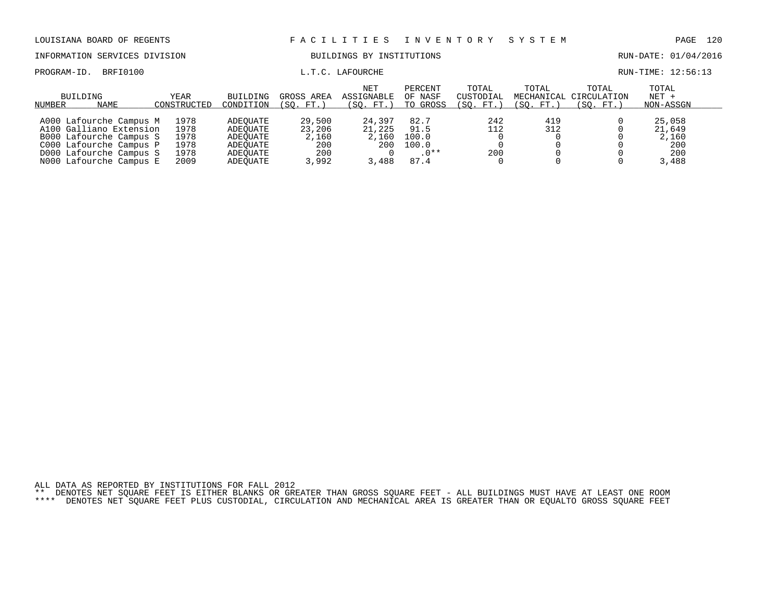LOUISIANA BOARD OF REGENTS — FACILITIES INVENTORY SYSTEM

INFORMATION SERVICES DIVISION — BUILDINGS BY INSTITUTIONS — RUN-DATE: 01/04/2016

PROGRAM-ID. BRFI0100 — L.T.C. LAFOURCHE — RUN-TIME: 12:56:13

| BUILDING NUMBER | NAME | YEAR CONSTRUCTED | BUILDING CONDITION | GROSS AREA (SQ. FT.) | NET ASSIGNABLE (SQ. FT.) | PERCENT OF NASF TO GROSS | TOTAL CUSTODIAL (SQ. FT.) | TOTAL MECHANICAL (SQ. FT.) | TOTAL CIRCULATION (SQ. FT.) | TOTAL NET + NON-ASSGN |
|---|---|---|---|---|---|---|---|---|---|---|
| A000 | Lafourche Campus M | 1978 | ADEQUATE | 29,500 | 24,397 | 82.7 | 242 | 419 | 0 | 25,058 |
| A100 | Galliano Extension | 1978 | ADEQUATE | 23,206 | 21,225 | 91.5 | 112 | 312 | 0 | 21,649 |
| B000 | Lafourche Campus S | 1978 | ADEQUATE | 2,160 | 2,160 | 100.0 | 0 | 0 | 0 | 2,160 |
| C000 | Lafourche Campus P | 1978 | ADEQUATE | 200 | 200 | 100.0 | 0 | 0 | 0 | 200 |
| D000 | Lafourche Campus S | 1978 | ADEQUATE | 200 | 0 | .0** | 200 | 0 | 0 | 200 |
| N000 | Lafourche Campus E | 2009 | ADEQUATE | 3,992 | 3,488 | 87.4 | 0 | 0 | 0 | 3,488 |

ALL DATA AS REPORTED BY INSTITUTIONS FOR FALL 2012

** DENOTES NET SQUARE FEET IS EITHER BLANKS OR GREATER THAN GROSS SQUARE FEET - ALL BUILDINGS MUST HAVE AT LEAST ONE ROOM

**** DENOTES NET SQUARE FEET PLUS CUSTODIAL, CIRCULATION AND MECHANICAL AREA IS GREATER THAN OR EQUALTO GROSS SQUARE FEET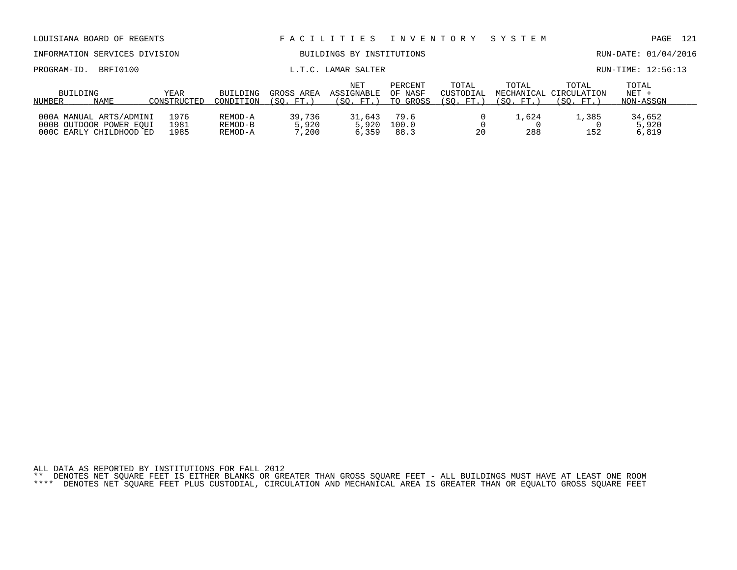LOUISIANA BOARD OF REGENTS — FACILITIES INVENTORY SYSTEM

INFORMATION SERVICES DIVISION — BUILDINGS BY INSTITUTIONS — RUN-DATE: 01/04/2016

PROGRAM-ID. BRFI0100 — L.T.C. LAMAR SALTER — RUN-TIME: 12:56:13

| BUILDING NUMBER | NAME | YEAR CONSTRUCTED | BUILDING CONDITION | GROSS AREA (SQ. FT.) | NET ASSIGNABLE (SQ. FT.) | PERCENT OF NASF TO GROSS | TOTAL CUSTODIAL (SQ. FT.) | TOTAL MECHANICAL (SQ. FT.) | TOTAL CIRCULATION (SQ. FT.) | TOTAL NET + NON-ASSGN |
|---|---|---|---|---|---|---|---|---|---|---|
| 000A | MANUAL ARTS/ADMINI | 1976 | REMOD-A | 39,736 | 31,643 | 79.6 | 0 | 1,624 | 1,385 | 34,652 |
| 000B | OUTDOOR POWER EQUI | 1981 | REMOD-B | 5,920 | 5,920 | 100.0 | 0 | 0 | 0 | 5,920 |
| 000C | EARLY CHILDHOOD ED | 1985 | REMOD-A | 7,200 | 6,359 | 88.3 | 20 | 288 | 152 | 6,819 |

ALL DATA AS REPORTED BY INSTITUTIONS FOR FALL 2012

** DENOTES NET SQUARE FEET IS EITHER BLANKS OR GREATER THAN GROSS SQUARE FEET - ALL BUILDINGS MUST HAVE AT LEAST ONE ROOM

**** DENOTES NET SQUARE FEET PLUS CUSTODIAL, CIRCULATION AND MECHANICAL AREA IS GREATER THAN OR EQUALTO GROSS SQUARE FEET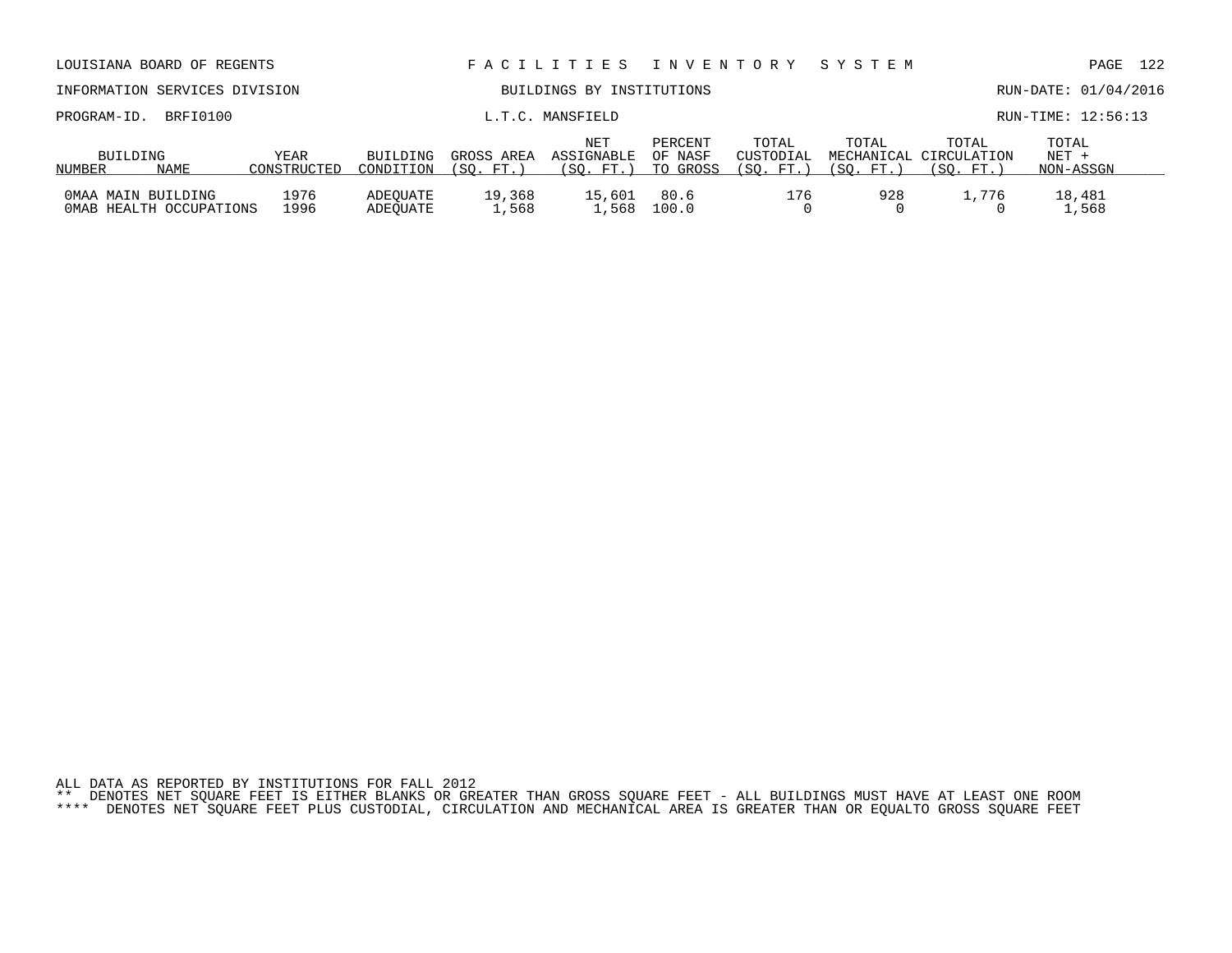## L.T.C. MANSFIELD

| BUILDING NUMBER | NAME | YEAR CONSTRUCTED | BUILDING CONDITION | GROSS AREA (SQ. FT.) | NET ASSIGNABLE (SQ. FT.) | PERCENT OF NASF TO GROSS | TOTAL CUSTODIAL (SQ. FT.) | TOTAL MECHANICAL (SQ. FT.) | TOTAL CIRCULATION (SQ. FT.) | TOTAL NET + NON-ASSGN |
|---|---|---|---|---|---|---|---|---|---|---|
| 0MAA | MAIN BUILDING | 1976 | ADEQUATE | 19,368 | 15,601 | 80.6 | 176 | 928 | 1,776 | 18,481 |
| 0MAB | HEALTH OCCUPATIONS | 1996 | ADEQUATE | 1,568 | 1,568 | 100.0 | 0 | 0 | 0 | 1,568 |

ALL DATA AS REPORTED BY INSTITUTIONS FOR FALL 2012

** DENOTES NET SQUARE FEET IS EITHER BLANKS OR GREATER THAN GROSS SQUARE FEET - ALL BUILDINGS MUST HAVE AT LEAST ONE ROOM

**** DENOTES NET SQUARE FEET PLUS CUSTODIAL, CIRCULATION AND MECHANICAL AREA IS GREATER THAN OR EQUALTO GROSS SQUARE FEET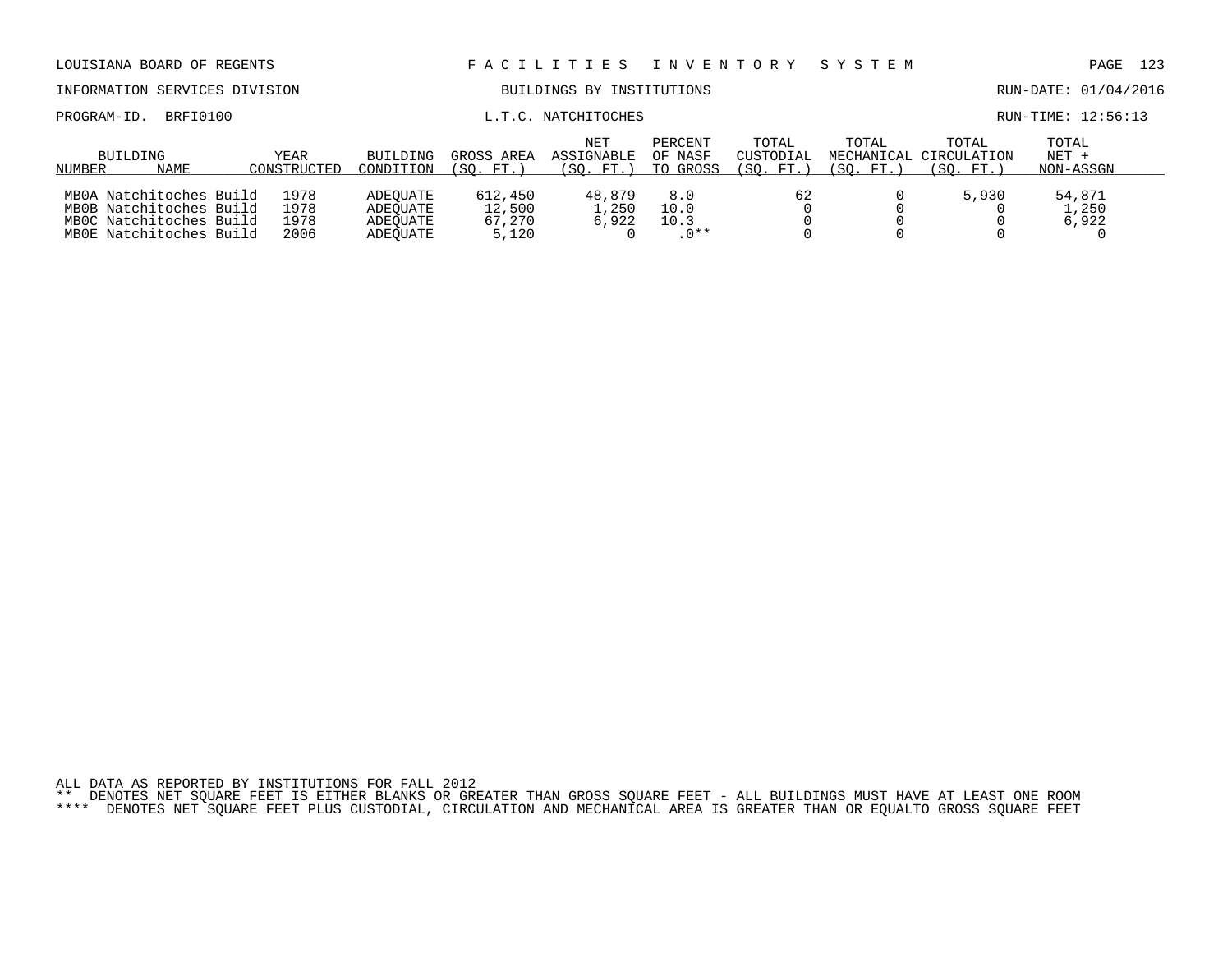LOUISIANA BOARD OF REGENTS — F A C I L I T I E S   I N V E N T O R Y   S Y S T E M

INFORMATION SERVICES DIVISION — BUILDINGS BY INSTITUTIONS — RUN-DATE: 01/04/2016

PROGRAM-ID. BRFI0100 — L.T.C. NATCHITOCHES — RUN-TIME: 12:56:13

| BUILDING NUMBER | NAME | YEAR CONSTRUCTED | BUILDING CONDITION | GROSS AREA (SQ. FT.) | NET ASSIGNABLE (SQ. FT.) | PERCENT OF NASF TO GROSS | TOTAL CUSTODIAL (SQ. FT.) | TOTAL MECHANICAL (SQ. FT.) | TOTAL CIRCULATION (SQ. FT.) | TOTAL NET + NON-ASSGN |
|---|---|---|---|---|---|---|---|---|---|---|
| MB0A | Natchitoches Build | 1978 | ADEQUATE | 612,450 | 48,879 | 8.0 | 62 | 0 | 5,930 | 54,871 |
| MB0B | Natchitoches Build | 1978 | ADEQUATE | 12,500 | 1,250 | 10.0 | 0 | 0 | 0 | 1,250 |
| MB0C | Natchitoches Build | 1978 | ADEQUATE | 67,270 | 6,922 | 10.3 | 0 | 0 | 0 | 6,922 |
| MB0E | Natchitoches Build | 2006 | ADEQUATE | 5,120 | 0 | .0** | 0 | 0 | 0 | 0 |

ALL DATA AS REPORTED BY INSTITUTIONS FOR FALL 2012

** DENOTES NET SQUARE FEET IS EITHER BLANKS OR GREATER THAN GROSS SQUARE FEET - ALL BUILDINGS MUST HAVE AT LEAST ONE ROOM

**** DENOTES NET SQUARE FEET PLUS CUSTODIAL, CIRCULATION AND MECHANICAL AREA IS GREATER THAN OR EQUALTO GROSS SQUARE FEET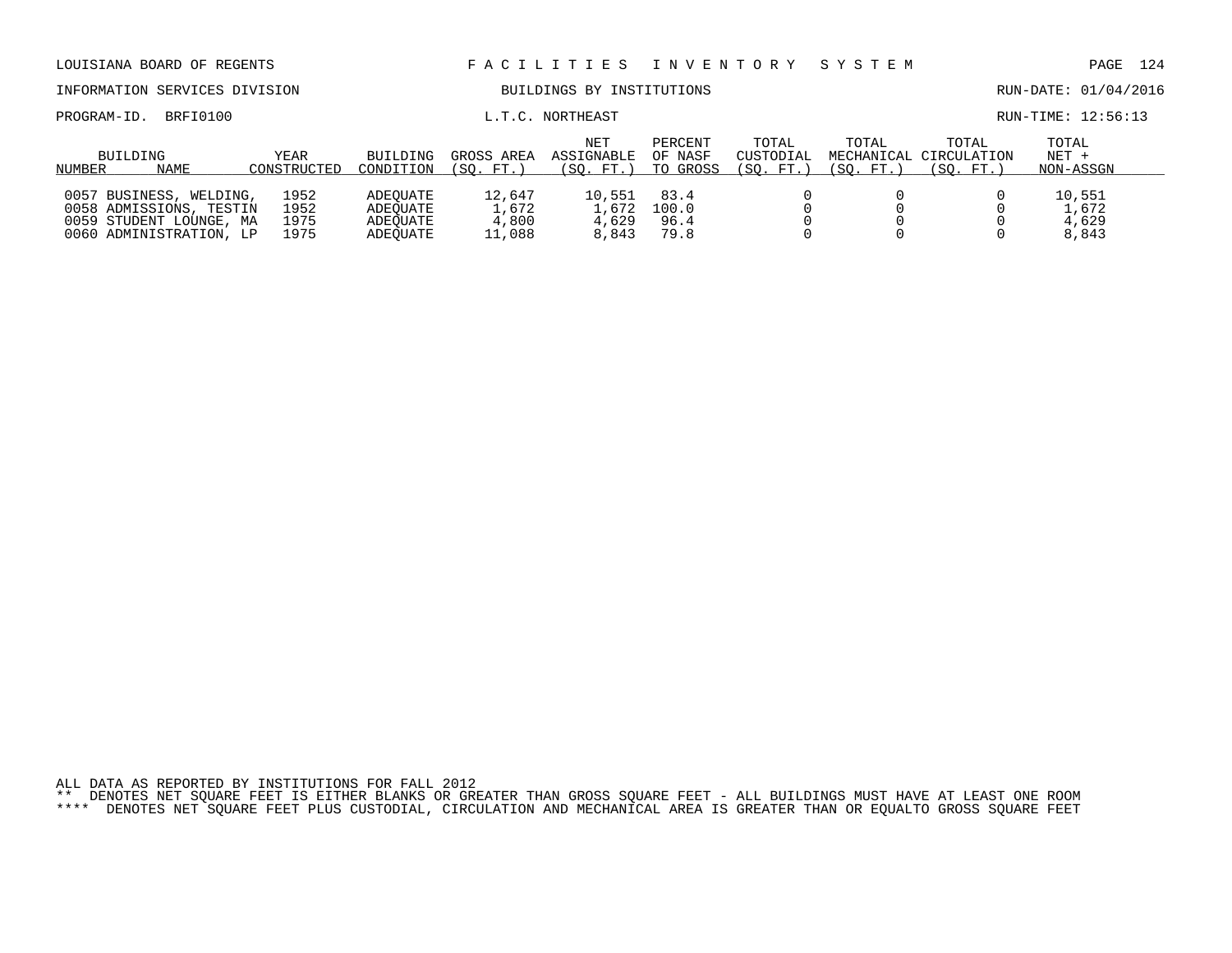LOUISIANA BOARD OF REGENTS — F A C I L I T I E S   I N V E N T O R Y   S Y S T E M

INFORMATION SERVICES DIVISION — BUILDINGS BY INSTITUTIONS — RUN-DATE: 01/04/2016

PROGRAM-ID. BRFI0100 — L.T.C. NORTHEAST — RUN-TIME: 12:56:13

| BUILDING NUMBER | NAME | YEAR CONSTRUCTED | BUILDING CONDITION | GROSS AREA (SQ. FT.) | NET ASSIGNABLE (SQ. FT.) | PERCENT OF NASF TO GROSS | TOTAL CUSTODIAL (SQ. FT.) | TOTAL MECHANICAL (SQ. FT.) | TOTAL CIRCULATION (SQ. FT.) | TOTAL NET + NON-ASSGN |
|---|---|---|---|---|---|---|---|---|---|---|
| 0057 | BUSINESS, WELDING, | 1952 | ADEQUATE | 12,647 | 10,551 | 83.4 | 0 | 0 | 0 | 10,551 |
| 0058 | ADMISSIONS, TESTIN | 1952 | ADEQUATE | 1,672 | 1,672 | 100.0 | 0 | 0 | 0 | 1,672 |
| 0059 | STUDENT LOUNGE, MA | 1975 | ADEQUATE | 4,800 | 4,629 | 96.4 | 0 | 0 | 0 | 4,629 |
| 0060 | ADMINISTRATION, LP | 1975 | ADEQUATE | 11,088 | 8,843 | 79.8 | 0 | 0 | 0 | 8,843 |

ALL DATA AS REPORTED BY INSTITUTIONS FOR FALL 2012

** DENOTES NET SQUARE FEET IS EITHER BLANKS OR GREATER THAN GROSS SQUARE FEET - ALL BUILDINGS MUST HAVE AT LEAST ONE ROOM

**** DENOTES NET SQUARE FEET PLUS CUSTODIAL, CIRCULATION AND MECHANICAL AREA IS GREATER THAN OR EQUALTO GROSS SQUARE FEET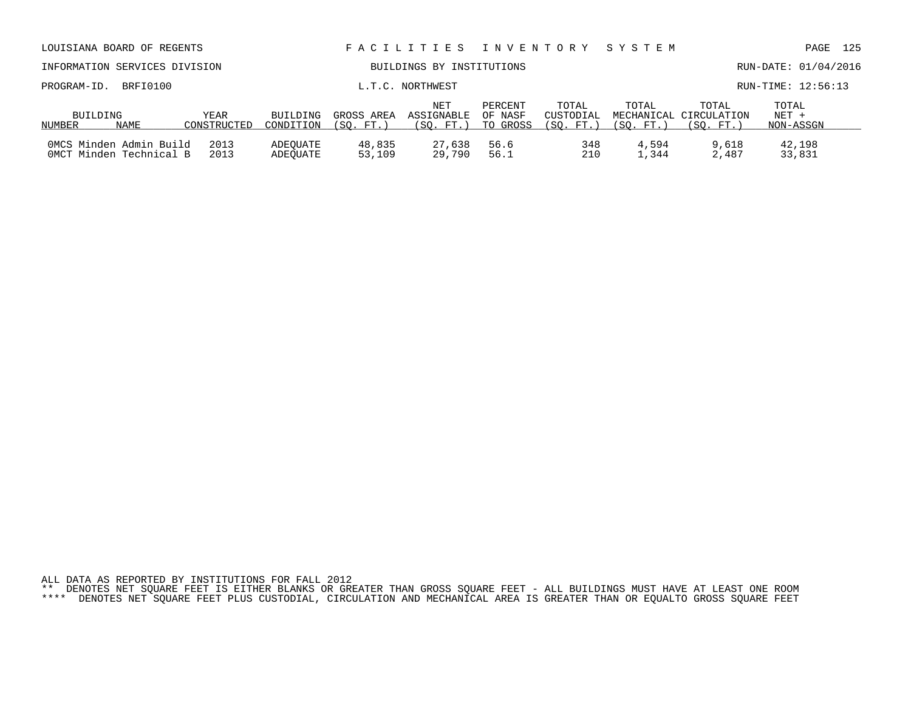LOUISIANA BOARD OF REGENTS — FACILITIES INVENTORY SYSTEM

INFORMATION SERVICES DIVISION — BUILDINGS BY INSTITUTIONS — RUN-DATE: 01/04/2016

PROGRAM-ID. BRFI0100 — L.T.C. NORTHWEST — RUN-TIME: 12:56:13

| BUILDING NUMBER | NAME | YEAR CONSTRUCTED | BUILDING CONDITION | GROSS AREA (SQ. FT.) | NET ASSIGNABLE (SQ. FT.) | PERCENT OF NASF TO GROSS | TOTAL CUSTODIAL (SQ. FT.) | TOTAL MECHANICAL (SQ. FT.) | TOTAL CIRCULATION (SQ. FT.) | TOTAL NET + NON-ASSGN |
|---|---|---|---|---|---|---|---|---|---|---|
| 0MCS | Minden Admin Build | 2013 | ADEQUATE | 48,835 | 27,638 | 56.6 | 348 | 4,594 | 9,618 | 42,198 |
| 0MCT | Minden Technical B | 2013 | ADEQUATE | 53,109 | 29,790 | 56.1 | 210 | 1,344 | 2,487 | 33,831 |

ALL DATA AS REPORTED BY INSTITUTIONS FOR FALL 2012

** DENOTES NET SQUARE FEET IS EITHER BLANKS OR GREATER THAN GROSS SQUARE FEET - ALL BUILDINGS MUST HAVE AT LEAST ONE ROOM

**** DENOTES NET SQUARE FEET PLUS CUSTODIAL, CIRCULATION AND MECHANICAL AREA IS GREATER THAN OR EQUALTO GROSS SQUARE FEET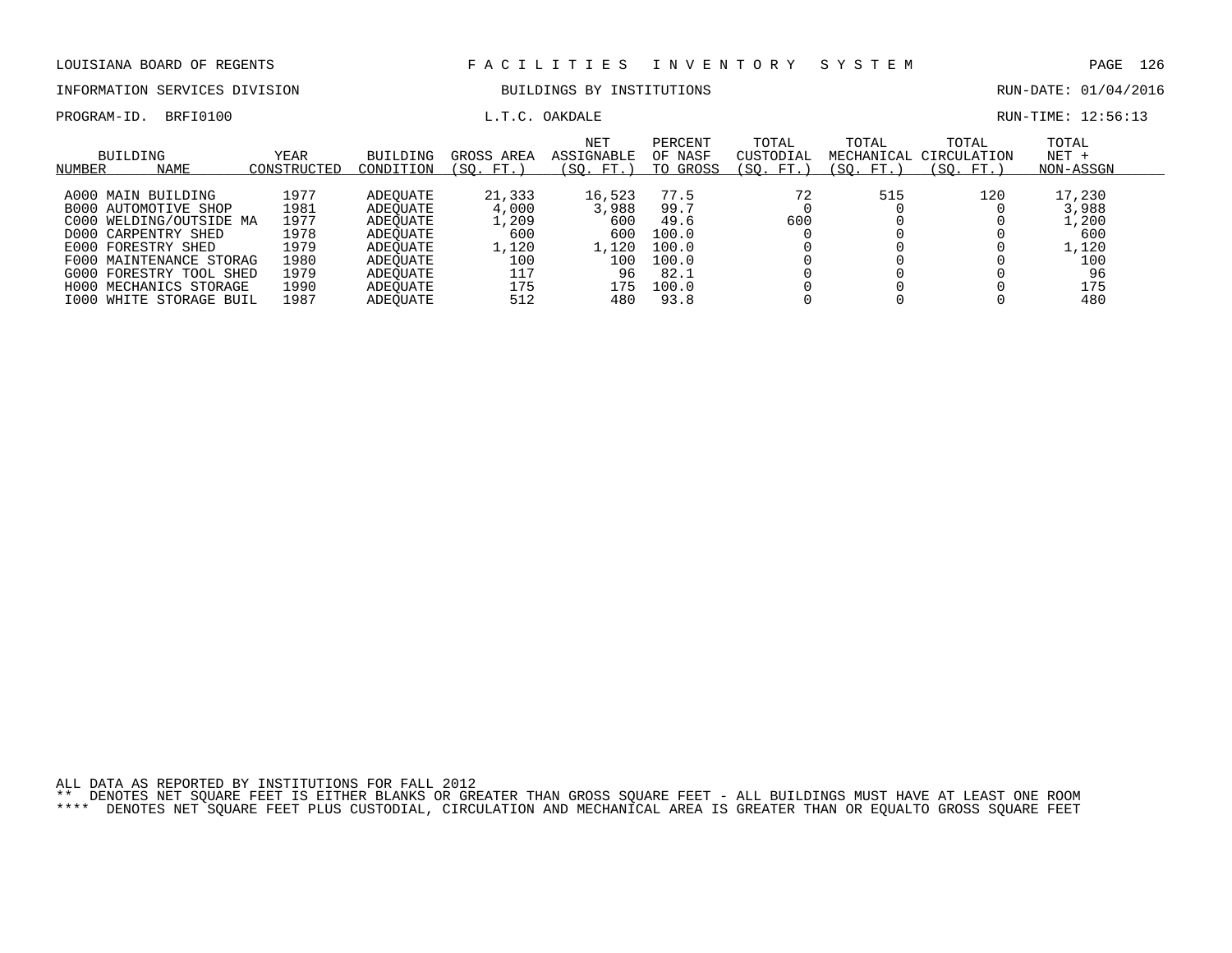LOUISIANA BOARD OF REGENTS — FACILITIES INVENTORY SYSTEM

INFORMATION SERVICES DIVISION — BUILDINGS BY INSTITUTIONS — RUN-DATE: 01/04/2016

PROGRAM-ID. BRFI0100 — L.T.C. OAKDALE — RUN-TIME: 12:56:13

| BUILDING NUMBER | NAME | YEAR CONSTRUCTED | BUILDING CONDITION | GROSS AREA (SQ. FT.) | NET ASSIGNABLE (SQ. FT.) | PERCENT OF NASF TO GROSS | TOTAL CUSTODIAL (SQ. FT.) | TOTAL MECHANICAL (SQ. FT.) | TOTAL CIRCULATION (SQ. FT.) | TOTAL NET + NON-ASSGN |
|---|---|---|---|---|---|---|---|---|---|---|
| A000 | MAIN BUILDING | 1977 | ADEQUATE | 21,333 | 16,523 | 77.5 | 72 | 515 | 120 | 17,230 |
| B000 | AUTOMOTIVE SHOP | 1981 | ADEQUATE | 4,000 | 3,988 | 99.7 | 0 | 0 | 0 | 3,988 |
| C000 | WELDING/OUTSIDE MA | 1977 | ADEQUATE | 1,209 | 600 | 49.6 | 600 | 0 | 0 | 1,200 |
| D000 | CARPENTRY SHED | 1978 | ADEQUATE | 600 | 600 | 100.0 | 0 | 0 | 0 | 600 |
| E000 | FORESTRY SHED | 1979 | ADEQUATE | 1,120 | 1,120 | 100.0 | 0 | 0 | 0 | 1,120 |
| F000 | MAINTENANCE STORAG | 1980 | ADEQUATE | 100 | 100 | 100.0 | 0 | 0 | 0 | 100 |
| G000 | FORESTRY TOOL SHED | 1979 | ADEQUATE | 117 | 96 | 82.1 | 0 | 0 | 0 | 96 |
| H000 | MECHANICS STORAGE | 1990 | ADEQUATE | 175 | 175 | 100.0 | 0 | 0 | 0 | 175 |
| I000 | WHITE STORAGE BUIL | 1987 | ADEQUATE | 512 | 480 | 93.8 | 0 | 0 | 0 | 480 |

ALL DATA AS REPORTED BY INSTITUTIONS FOR FALL 2012

** DENOTES NET SQUARE FEET IS EITHER BLANKS OR GREATER THAN GROSS SQUARE FEET - ALL BUILDINGS MUST HAVE AT LEAST ONE ROOM

**** DENOTES NET SQUARE FEET PLUS CUSTODIAL, CIRCULATION AND MECHANICAL AREA IS GREATER THAN OR EQUALTO GROSS SQUARE FEET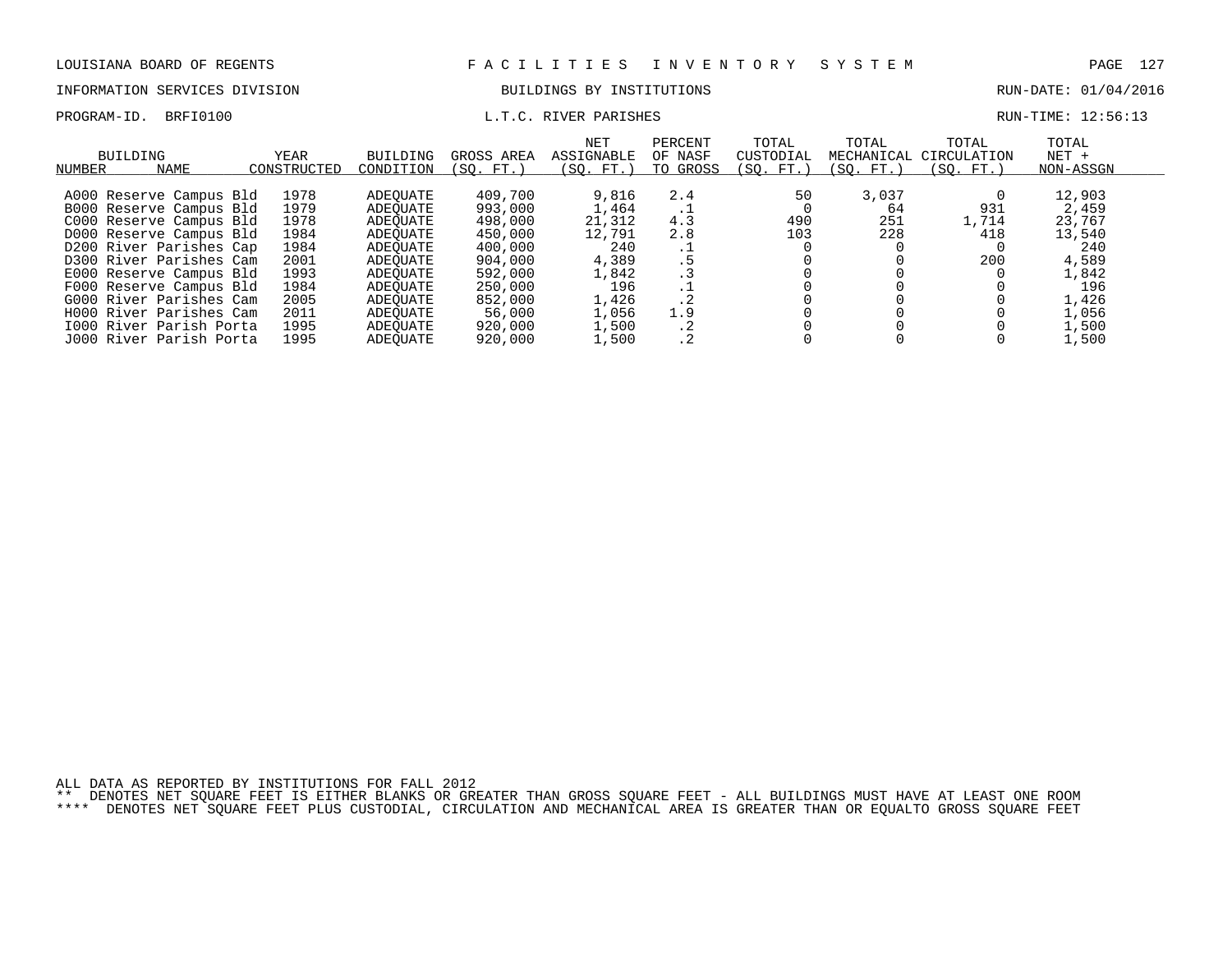LOUISIANA BOARD OF REGENTS — FACILITIES INVENTORY SYSTEM

INFORMATION SERVICES DIVISION — BUILDINGS BY INSTITUTIONS — RUN-DATE: 01/04/2016

PROGRAM-ID. BRFI0100 — L.T.C. RIVER PARISHES — RUN-TIME: 12:56:13

| BUILDING NUMBER | NAME | YEAR CONSTRUCTED | BUILDING CONDITION | GROSS AREA (SQ. FT.) | NET ASSIGNABLE (SQ. FT.) | PERCENT OF NASF TO GROSS | TOTAL CUSTODIAL (SQ. FT.) | TOTAL MECHANICAL (SQ. FT.) | TOTAL CIRCULATION (SQ. FT.) | TOTAL NET + NON-ASSGN |
|---|---|---|---|---|---|---|---|---|---|---|
| A000 | Reserve Campus Bld | 1978 | ADEQUATE | 409,700 | 9,816 | 2.4 | 50 | 3,037 | 0 | 12,903 |
| B000 | Reserve Campus Bld | 1979 | ADEQUATE | 993,000 | 1,464 | .1 | 0 | 64 | 931 | 2,459 |
| C000 | Reserve Campus Bld | 1978 | ADEQUATE | 498,000 | 21,312 | 4.3 | 490 | 251 | 1,714 | 23,767 |
| D000 | Reserve Campus Bld | 1984 | ADEQUATE | 450,000 | 12,791 | 2.8 | 103 | 228 | 418 | 13,540 |
| D200 | River Parishes Cap | 1984 | ADEQUATE | 400,000 | 240 | .1 | 0 | 0 | 0 | 240 |
| D300 | River Parishes Cam | 2001 | ADEQUATE | 904,000 | 4,389 | .5 | 0 | 0 | 200 | 4,589 |
| E000 | Reserve Campus Bld | 1993 | ADEQUATE | 592,000 | 1,842 | .3 | 0 | 0 | 0 | 1,842 |
| F000 | Reserve Campus Bld | 1984 | ADEQUATE | 250,000 | 196 | .1 | 0 | 0 | 0 | 196 |
| G000 | River Parishes Cam | 2005 | ADEQUATE | 852,000 | 1,426 | .2 | 0 | 0 | 0 | 1,426 |
| H000 | River Parishes Cam | 2011 | ADEQUATE | 56,000 | 1,056 | 1.9 | 0 | 0 | 0 | 1,056 |
| I000 | River Parish Porta | 1995 | ADEQUATE | 920,000 | 1,500 | .2 | 0 | 0 | 0 | 1,500 |
| J000 | River Parish Porta | 1995 | ADEQUATE | 920,000 | 1,500 | .2 | 0 | 0 | 0 | 1,500 |

ALL DATA AS REPORTED BY INSTITUTIONS FOR FALL 2012

** DENOTES NET SQUARE FEET IS EITHER BLANKS OR GREATER THAN GROSS SQUARE FEET - ALL BUILDINGS MUST HAVE AT LEAST ONE ROOM

**** DENOTES NET SQUARE FEET PLUS CUSTODIAL, CIRCULATION AND MECHANICAL AREA IS GREATER THAN OR EQUALTO GROSS SQUARE FEET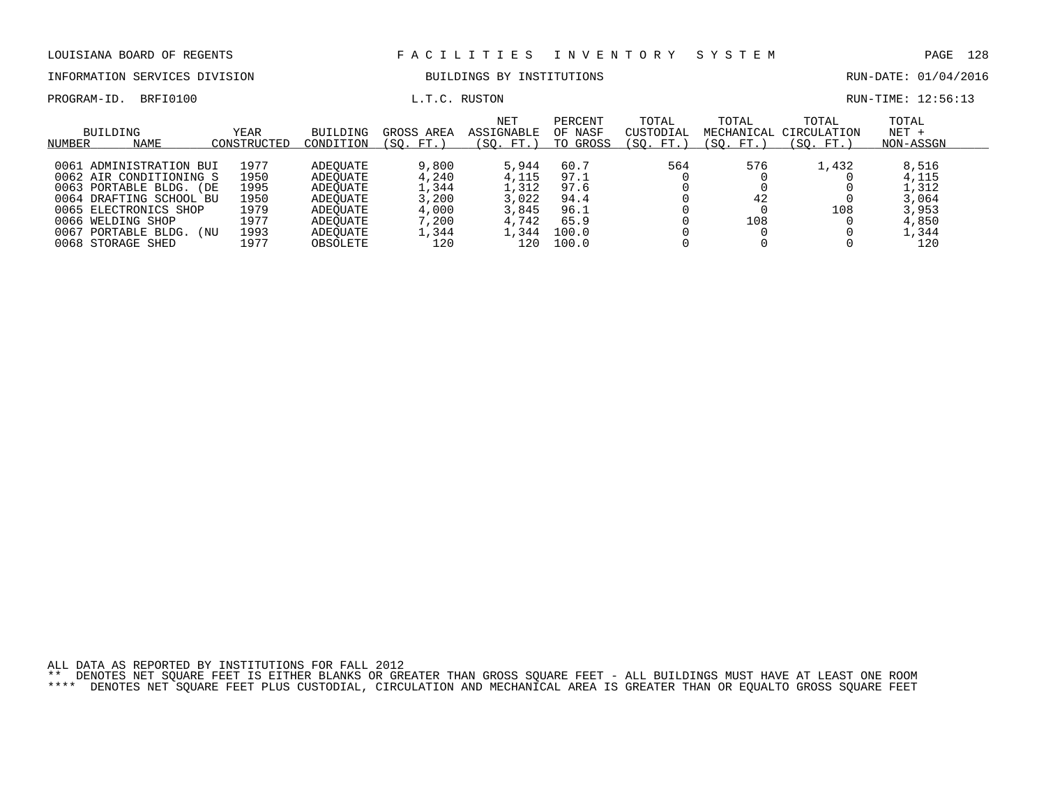LOUISIANA BOARD OF REGENTS — FACILITIES INVENTORY SYSTEM

INFORMATION SERVICES DIVISION — BUILDINGS BY INSTITUTIONS — RUN-DATE: 01/04/2016

PROGRAM-ID. BRFI0100 — L.T.C. RUSTON — RUN-TIME: 12:56:13

| BUILDING NUMBER | NAME | YEAR CONSTRUCTED | BUILDING CONDITION | GROSS AREA (SQ. FT.) | NET ASSIGNABLE (SQ. FT.) | PERCENT OF NASF TO GROSS | TOTAL CUSTODIAL (SQ. FT.) | TOTAL MECHANICAL (SQ. FT.) | TOTAL CIRCULATION (SQ. FT.) | TOTAL NET + NON-ASSGN |
|---|---|---|---|---|---|---|---|---|---|---|
| 0061 | ADMINISTRATION BUI | 1977 | ADEQUATE | 9,800 | 5,944 | 60.7 | 564 | 576 | 1,432 | 8,516 |
| 0062 | AIR CONDITIONING S | 1950 | ADEQUATE | 4,240 | 4,115 | 97.1 | 0 | 0 | 0 | 4,115 |
| 0063 | PORTABLE BLDG. (DE | 1995 | ADEQUATE | 1,344 | 1,312 | 97.6 | 0 | 0 | 0 | 1,312 |
| 0064 | DRAFTING SCHOOL BU | 1950 | ADEQUATE | 3,200 | 3,022 | 94.4 | 0 | 42 | 0 | 3,064 |
| 0065 | ELECTRONICS SHOP | 1979 | ADEQUATE | 4,000 | 3,845 | 96.1 | 0 | 0 | 108 | 3,953 |
| 0066 | WELDING SHOP | 1977 | ADEQUATE | 7,200 | 4,742 | 65.9 | 0 | 108 | 0 | 4,850 |
| 0067 | PORTABLE BLDG. (NU | 1993 | ADEQUATE | 1,344 | 1,344 | 100.0 | 0 | 0 | 0 | 1,344 |
| 0068 | STORAGE SHED | 1977 | OBSOLETE | 120 | 120 | 100.0 | 0 | 0 | 0 | 120 |

ALL DATA AS REPORTED BY INSTITUTIONS FOR FALL 2012

** DENOTES NET SQUARE FEET IS EITHER BLANKS OR GREATER THAN GROSS SQUARE FEET - ALL BUILDINGS MUST HAVE AT LEAST ONE ROOM

**** DENOTES NET SQUARE FEET PLUS CUSTODIAL, CIRCULATION AND MECHANICAL AREA IS GREATER THAN OR EQUALTO GROSS SQUARE FEET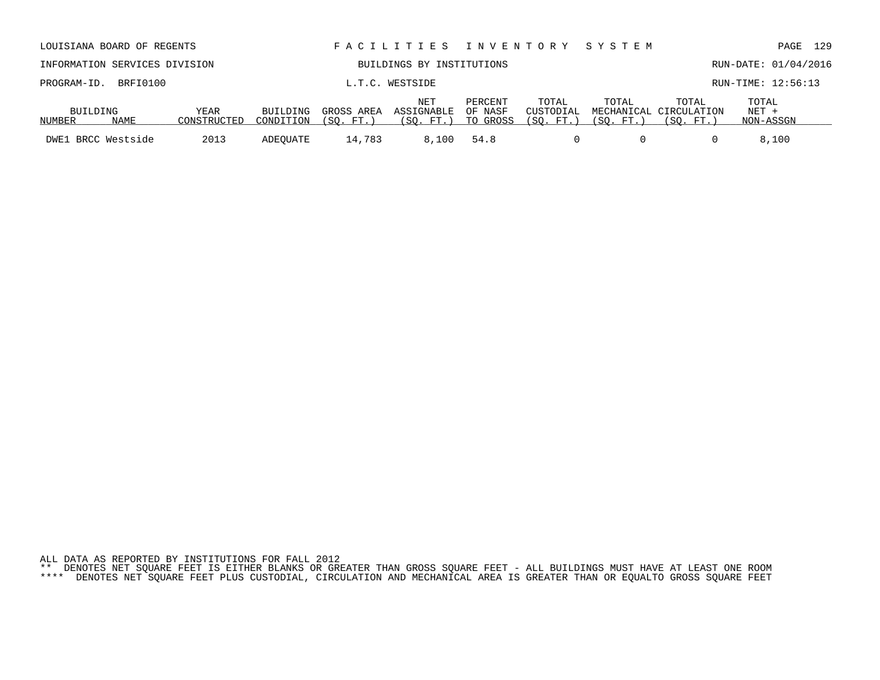LOUISIANA BOARD OF REGENTS — FACILITIES INVENTORY SYSTEM

INFORMATION SERVICES DIVISION — BUILDINGS BY INSTITUTIONS — RUN-DATE: 01/04/2016

PROGRAM-ID. BRFI0100 — L.T.C. WESTSIDE — RUN-TIME: 12:56:13

| BUILDING NUMBER | NAME | YEAR CONSTRUCTED | BUILDING CONDITION | GROSS AREA (SQ. FT.) | NET ASSIGNABLE (SQ. FT.) | PERCENT OF NASF TO GROSS | TOTAL CUSTODIAL (SQ. FT.) | TOTAL MECHANICAL (SQ. FT.) | TOTAL CIRCULATION (SQ. FT.) | TOTAL NET + NON-ASSGN |
|---|---|---|---|---|---|---|---|---|---|---|
| DWE1 | BRCC Westside | 2013 | ADEQUATE | 14,783 | 8,100 | 54.8 | 0 | 0 | 0 | 8,100 |

ALL DATA AS REPORTED BY INSTITUTIONS FOR FALL 2012

** DENOTES NET SQUARE FEET IS EITHER BLANKS OR GREATER THAN GROSS SQUARE FEET - ALL BUILDINGS MUST HAVE AT LEAST ONE ROOM

**** DENOTES NET SQUARE FEET PLUS CUSTODIAL, CIRCULATION AND MECHANICAL AREA IS GREATER THAN OR EQUALTO GROSS SQUARE FEET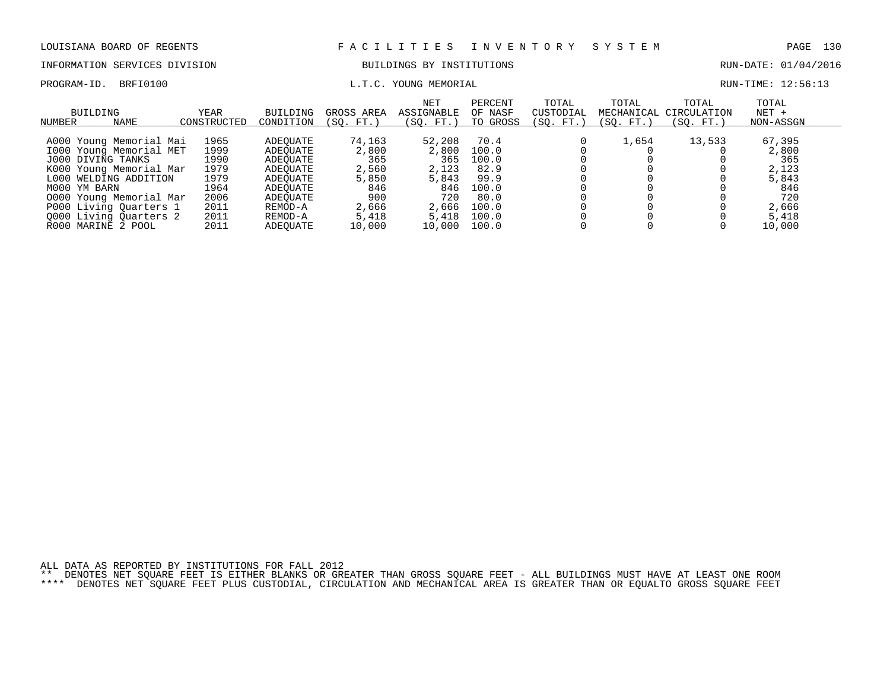LOUISIANA BOARD OF REGENTS — FACILITIES INVENTORY SYSTEM

INFORMATION SERVICES DIVISION — BUILDINGS BY INSTITUTIONS — RUN-DATE: 01/04/2016

PROGRAM-ID. BRFI0100 — L.T.C. YOUNG MEMORIAL — RUN-TIME: 12:56:13

| BUILDING NUMBER | NAME | YEAR CONSTRUCTED | BUILDING CONDITION | GROSS AREA (SQ. FT.) | NET ASSIGNABLE (SQ. FT.) | PERCENT OF NASF TO GROSS | TOTAL CUSTODIAL (SQ. FT.) | TOTAL MECHANICAL (SQ. FT.) | TOTAL CIRCULATION (SQ. FT.) | TOTAL NET + NON-ASSGN |
|---|---|---|---|---|---|---|---|---|---|---|
| A000 | Young Memorial Mai | 1965 | ADEQUATE | 74,163 | 52,208 | 70.4 | 0 | 1,654 | 13,533 | 67,395 |
| I000 | Young Memorial MET | 1999 | ADEQUATE | 2,800 | 2,800 | 100.0 | 0 | 0 | 0 | 2,800 |
| J000 | DIVING TANKS | 1990 | ADEQUATE | 365 | 365 | 100.0 | 0 | 0 | 0 | 365 |
| K000 | Young Memorial Mar | 1979 | ADEQUATE | 2,560 | 2,123 | 82.9 | 0 | 0 | 0 | 2,123 |
| L000 | WELDING ADDITION | 1979 | ADEQUATE | 5,850 | 5,843 | 99.9 | 0 | 0 | 0 | 5,843 |
| M000 | YM BARN | 1964 | ADEQUATE | 846 | 846 | 100.0 | 0 | 0 | 0 | 846 |
| O000 | Young Memorial Mar | 2006 | ADEQUATE | 900 | 720 | 80.0 | 0 | 0 | 0 | 720 |
| P000 | Living Quarters 1 | 2011 | REMOD-A | 2,666 | 2,666 | 100.0 | 0 | 0 | 0 | 2,666 |
| Q000 | Living Quarters 2 | 2011 | REMOD-A | 5,418 | 5,418 | 100.0 | 0 | 0 | 0 | 5,418 |
| R000 | MARINE 2 POOL | 2011 | ADEQUATE | 10,000 | 10,000 | 100.0 | 0 | 0 | 0 | 10,000 |

ALL DATA AS REPORTED BY INSTITUTIONS FOR FALL 2012

** DENOTES NET SQUARE FEET IS EITHER BLANKS OR GREATER THAN GROSS SQUARE FEET - ALL BUILDINGS MUST HAVE AT LEAST ONE ROOM

**** DENOTES NET SQUARE FEET PLUS CUSTODIAL, CIRCULATION AND MECHANICAL AREA IS GREATER THAN OR EQUALTO GROSS SQUARE FEET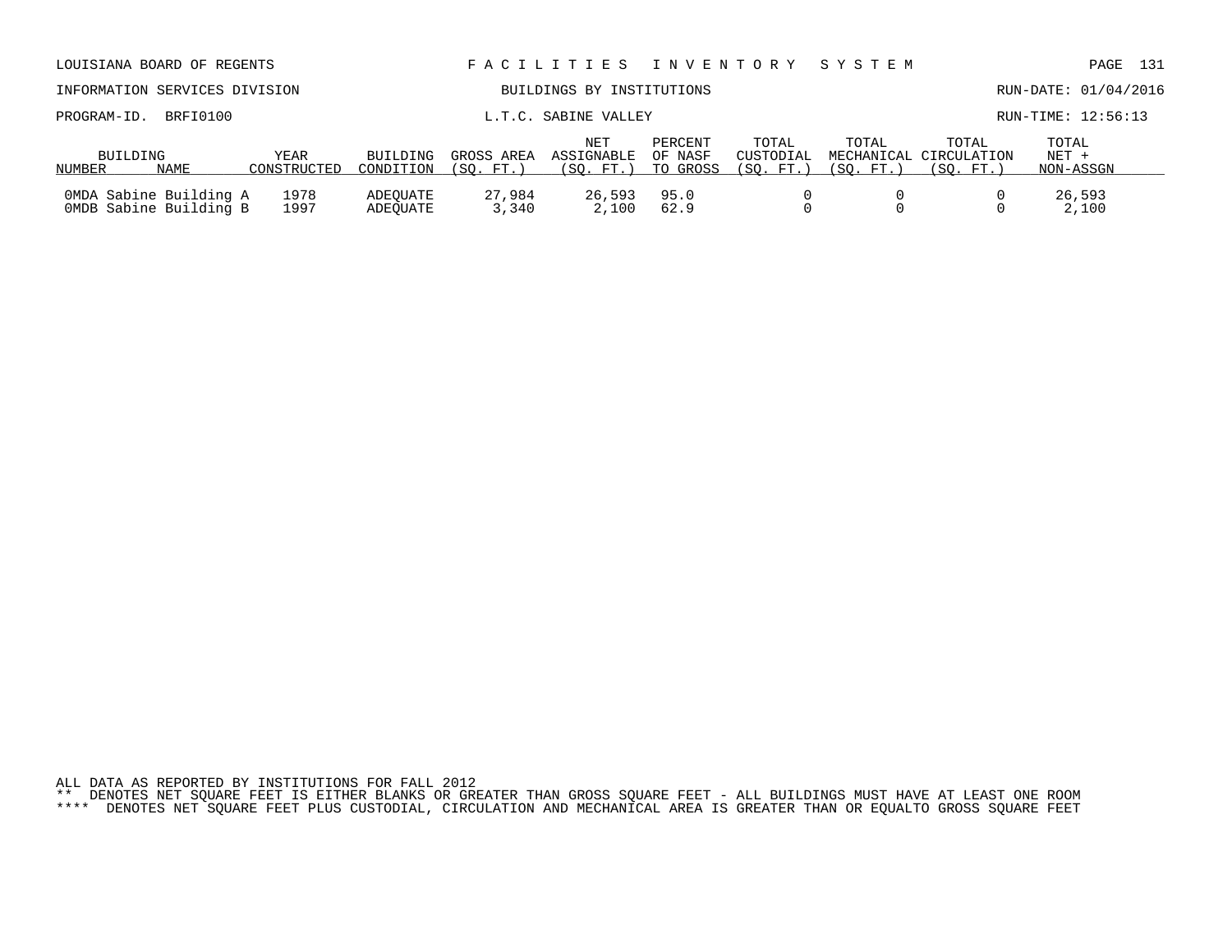LOUISIANA BOARD OF REGENTS — F A C I L I T I E S   I N V E N T O R Y   S Y S T E M

INFORMATION SERVICES DIVISION — BUILDINGS BY INSTITUTIONS — RUN-DATE: 01/04/2016

PROGRAM-ID. BRFI0100 — L.T.C. SABINE VALLEY — RUN-TIME: 12:56:13

| BUILDING NUMBER | NAME | YEAR CONSTRUCTED | BUILDING CONDITION | GROSS AREA (SQ. FT.) | NET ASSIGNABLE (SQ. FT.) | PERCENT OF NASF TO GROSS | TOTAL CUSTODIAL (SQ. FT.) | TOTAL MECHANICAL (SQ. FT.) | TOTAL CIRCULATION (SQ. FT.) | TOTAL NET + NON-ASSGN |
|---|---|---|---|---|---|---|---|---|---|---|
| 0MDA | Sabine Building A | 1978 | ADEQUATE | 27,984 | 26,593 | 95.0 | 0 | 0 | 0 | 26,593 |
| 0MDB | Sabine Building B | 1997 | ADEQUATE | 3,340 | 2,100 | 62.9 | 0 | 0 | 0 | 2,100 |

ALL DATA AS REPORTED BY INSTITUTIONS FOR FALL 2012
** DENOTES NET SQUARE FEET IS EITHER BLANKS OR GREATER THAN GROSS SQUARE FEET - ALL BUILDINGS MUST HAVE AT LEAST ONE ROOM
**** DENOTES NET SQUARE FEET PLUS CUSTODIAL, CIRCULATION AND MECHANICAL AREA IS GREATER THAN OR EQUALTO GROSS SQUARE FEET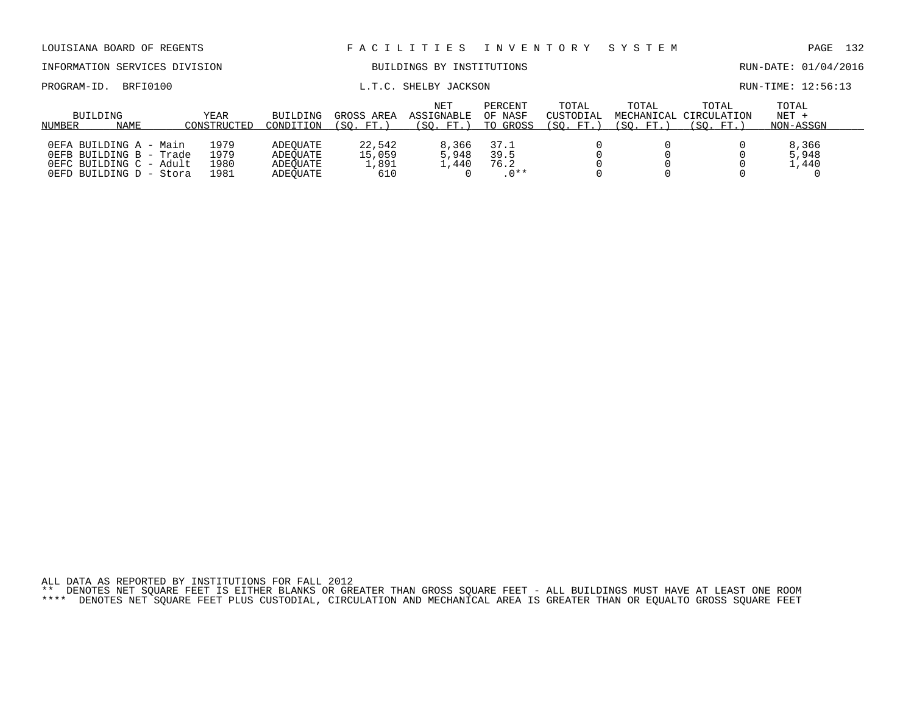LOUISIANA BOARD OF REGENTS — FACILITIES INVENTORY SYSTEM

INFORMATION SERVICES DIVISION — BUILDINGS BY INSTITUTIONS — RUN-DATE: 01/04/2016

PROGRAM-ID. BRFI0100 — L.T.C. SHELBY JACKSON — RUN-TIME: 12:56:13

| BUILDING NUMBER | NAME | YEAR CONSTRUCTED | BUILDING CONDITION | GROSS AREA (SQ. FT.) | NET ASSIGNABLE (SQ. FT.) | PERCENT OF NASF TO GROSS | TOTAL CUSTODIAL (SQ. FT.) | TOTAL MECHANICAL (SQ. FT.) | TOTAL CIRCULATION (SQ. FT.) | TOTAL NET + NON-ASSGN |
|---|---|---|---|---|---|---|---|---|---|---|
| 0EFA | BUILDING A - Main | 1979 | ADEQUATE | 22,542 | 8,366 | 37.1 | 0 | 0 | 0 | 8,366 |
| 0EFB | BUILDING B - Trade | 1979 | ADEQUATE | 15,059 | 5,948 | 39.5 | 0 | 0 | 0 | 5,948 |
| 0EFC | BUILDING C - Adult | 1980 | ADEQUATE | 1,891 | 1,440 | 76.2 | 0 | 0 | 0 | 1,440 |
| 0EFD | BUILDING D - Stora | 1981 | ADEQUATE | 610 | 0 | .0** | 0 | 0 | 0 | 0 |

ALL DATA AS REPORTED BY INSTITUTIONS FOR FALL 2012

** DENOTES NET SQUARE FEET IS EITHER BLANKS OR GREATER THAN GROSS SQUARE FEET - ALL BUILDINGS MUST HAVE AT LEAST ONE ROOM

**** DENOTES NET SQUARE FEET PLUS CUSTODIAL, CIRCULATION AND MECHANICAL AREA IS GREATER THAN OR EQUALTO GROSS SQUARE FEET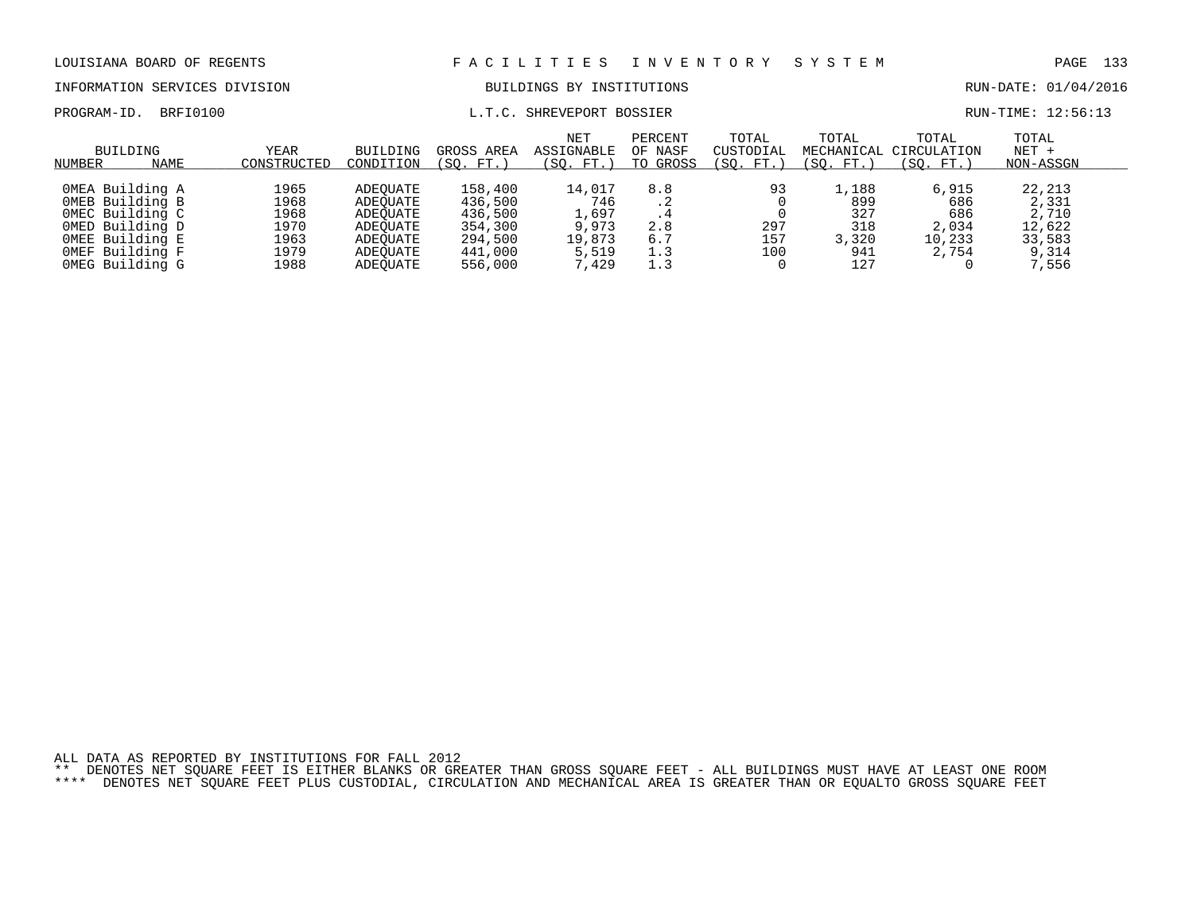LOUISIANA BOARD OF REGENTS — FACILITIES INVENTORY SYSTEM

INFORMATION SERVICES DIVISION — BUILDINGS BY INSTITUTIONS — RUN-DATE: 01/04/2016

PROGRAM-ID. BRFI0100 — L.T.C. SHREVEPORT BOSSIER — RUN-TIME: 12:56:13

| BUILDING NUMBER | NAME | YEAR CONSTRUCTED | BUILDING CONDITION | GROSS AREA (SQ. FT.) | NET ASSIGNABLE (SQ. FT.) | PERCENT OF NASF TO GROSS | TOTAL CUSTODIAL (SQ. FT.) | TOTAL MECHANICAL (SQ. FT.) | TOTAL CIRCULATION (SQ. FT.) | TOTAL NET + NON-ASSGN |
|---|---|---|---|---|---|---|---|---|---|---|
| 0MEA | Building A | 1965 | ADEQUATE | 158,400 | 14,017 | 8.8 | 93 | 1,188 | 6,915 | 22,213 |
| 0MEB | Building B | 1968 | ADEQUATE | 436,500 | 746 | .2 | 0 | 899 | 686 | 2,331 |
| 0MEC | Building C | 1968 | ADEQUATE | 436,500 | 1,697 | .4 | 0 | 327 | 686 | 2,710 |
| 0MED | Building D | 1970 | ADEQUATE | 354,300 | 9,973 | 2.8 | 297 | 318 | 2,034 | 12,622 |
| 0MEE | Building E | 1963 | ADEQUATE | 294,500 | 19,873 | 6.7 | 157 | 3,320 | 10,233 | 33,583 |
| 0MEF | Building F | 1979 | ADEQUATE | 441,000 | 5,519 | 1.3 | 100 | 941 | 2,754 | 9,314 |
| 0MEG | Building G | 1988 | ADEQUATE | 556,000 | 7,429 | 1.3 | 0 | 127 | 0 | 7,556 |

ALL DATA AS REPORTED BY INSTITUTIONS FOR FALL 2012

** DENOTES NET SQUARE FEET IS EITHER BLANKS OR GREATER THAN GROSS SQUARE FEET - ALL BUILDINGS MUST HAVE AT LEAST ONE ROOM

**** DENOTES NET SQUARE FEET PLUS CUSTODIAL, CIRCULATION AND MECHANICAL AREA IS GREATER THAN OR EQUALTO GROSS SQUARE FEET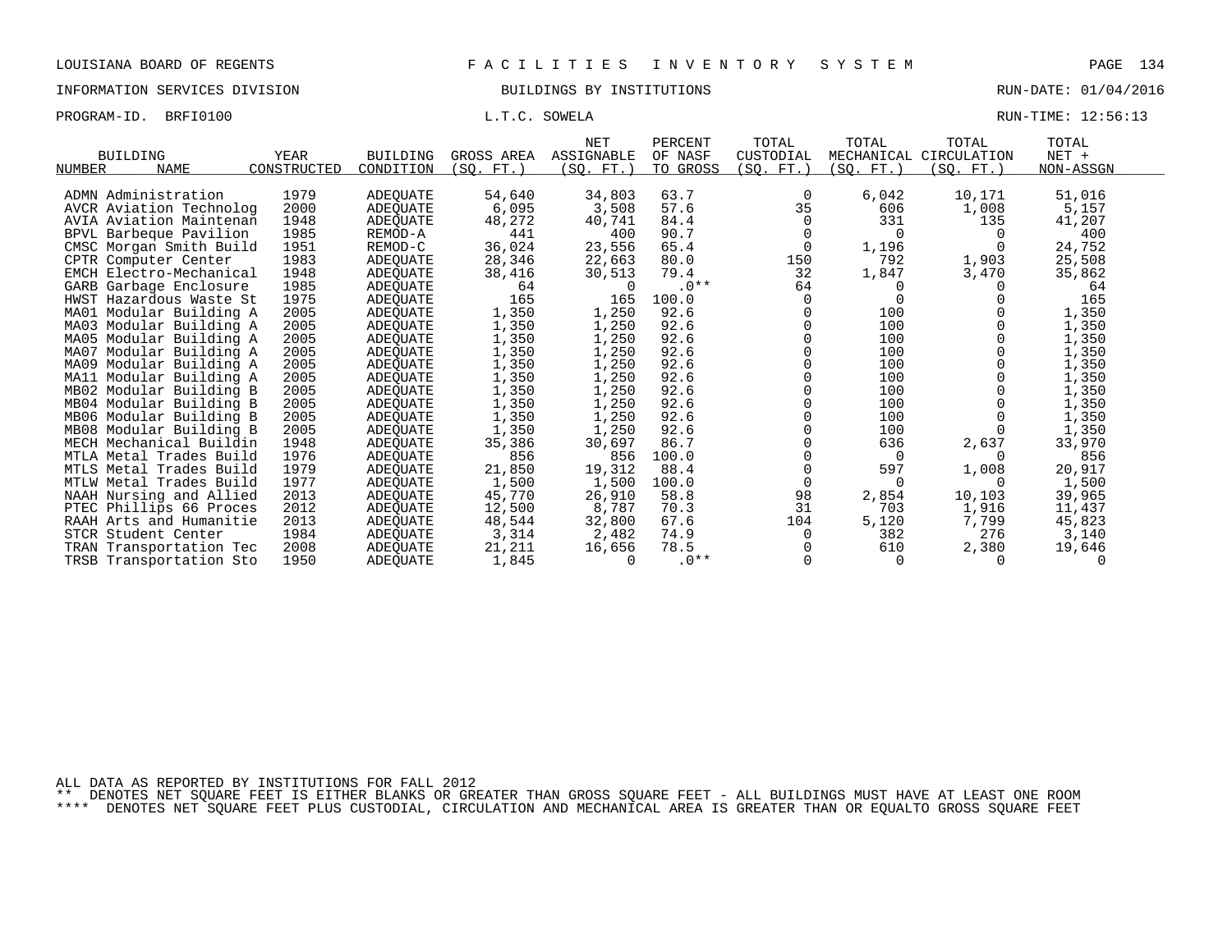LOUISIANA BOARD OF REGENTS — FACILITIES INVENTORY SYSTEM

INFORMATION SERVICES DIVISION — BUILDINGS BY INSTITUTIONS — RUN-DATE: 01/04/2016

PROGRAM-ID. BRFI0100 — L.T.C. SOWELA — RUN-TIME: 12:56:13

| BUILDING NUMBER | NAME | YEAR CONSTRUCTED | BUILDING CONDITION | GROSS AREA (SQ. FT.) | NET ASSIGNABLE (SQ. FT.) | PERCENT OF NASF TO GROSS | TOTAL CUSTODIAL (SQ. FT.) | TOTAL MECHANICAL (SQ. FT.) | TOTAL CIRCULATION (SQ. FT.) | TOTAL NET + NON-ASSGN |
|---|---|---|---|---|---|---|---|---|---|---|
| ADMN | Administration | 1979 | ADEQUATE | 54,640 | 34,803 | 63.7 | 0 | 6,042 | 10,171 | 51,016 |
| AVCR | Aviation Technolog | 2000 | ADEQUATE | 6,095 | 3,508 | 57.6 | 35 | 606 | 1,008 | 5,157 |
| AVIA | Aviation Maintenan | 1948 | ADEQUATE | 48,272 | 40,741 | 84.4 | 0 | 331 | 135 | 41,207 |
| BPVL | Barbeque Pavilion | 1985 | REMOD-A | 441 | 400 | 90.7 | 0 | 0 | 0 | 400 |
| CMSC | Morgan Smith Build | 1951 | REMOD-C | 36,024 | 23,556 | 65.4 | 0 | 1,196 | 0 | 24,752 |
| CPTR | Computer Center | 1983 | ADEQUATE | 28,346 | 22,663 | 80.0 | 150 | 792 | 1,903 | 25,508 |
| EMCH | Electro-Mechanical | 1948 | ADEQUATE | 38,416 | 30,513 | 79.4 | 32 | 1,847 | 3,470 | 35,862 |
| GARB | Garbage Enclosure | 1985 | ADEQUATE | 64 | 0 | .0** | 64 | 0 | 0 | 64 |
| HWST | Hazardous Waste St | 1975 | ADEQUATE | 165 | 165 | 100.0 | 0 | 0 | 0 | 165 |
| MA01 | Modular Building A | 2005 | ADEQUATE | 1,350 | 1,250 | 92.6 | 0 | 100 | 0 | 1,350 |
| MA03 | Modular Building A | 2005 | ADEQUATE | 1,350 | 1,250 | 92.6 | 0 | 100 | 0 | 1,350 |
| MA05 | Modular Building A | 2005 | ADEQUATE | 1,350 | 1,250 | 92.6 | 0 | 100 | 0 | 1,350 |
| MA07 | Modular Building A | 2005 | ADEQUATE | 1,350 | 1,250 | 92.6 | 0 | 100 | 0 | 1,350 |
| MA09 | Modular Building A | 2005 | ADEQUATE | 1,350 | 1,250 | 92.6 | 0 | 100 | 0 | 1,350 |
| MA11 | Modular Building A | 2005 | ADEQUATE | 1,350 | 1,250 | 92.6 | 0 | 100 | 0 | 1,350 |
| MB02 | Modular Building B | 2005 | ADEQUATE | 1,350 | 1,250 | 92.6 | 0 | 100 | 0 | 1,350 |
| MB04 | Modular Building B | 2005 | ADEQUATE | 1,350 | 1,250 | 92.6 | 0 | 100 | 0 | 1,350 |
| MB06 | Modular Building B | 2005 | ADEQUATE | 1,350 | 1,250 | 92.6 | 0 | 100 | 0 | 1,350 |
| MB08 | Modular Building B | 2005 | ADEQUATE | 1,350 | 1,250 | 92.6 | 0 | 100 | 0 | 1,350 |
| MECH | Mechanical Buildin | 1948 | ADEQUATE | 35,386 | 30,697 | 86.7 | 0 | 636 | 2,637 | 33,970 |
| MTLA | Metal Trades Build | 1976 | ADEQUATE | 856 | 856 | 100.0 | 0 | 0 | 0 | 856 |
| MTLS | Metal Trades Build | 1979 | ADEQUATE | 21,850 | 19,312 | 88.4 | 0 | 597 | 1,008 | 20,917 |
| MTLW | Metal Trades Build | 1977 | ADEQUATE | 1,500 | 1,500 | 100.0 | 0 | 0 | 0 | 1,500 |
| NAAH | Nursing and Allied | 2013 | ADEQUATE | 45,770 | 26,910 | 58.8 | 98 | 2,854 | 10,103 | 39,965 |
| PTEC | Phillips 66 Proces | 2012 | ADEQUATE | 12,500 | 8,787 | 70.3 | 31 | 703 | 1,916 | 11,437 |
| RAAH | Arts and Humanitie | 2013 | ADEQUATE | 48,544 | 32,800 | 67.6 | 104 | 5,120 | 7,799 | 45,823 |
| STCR | Student Center | 1984 | ADEQUATE | 3,314 | 2,482 | 74.9 | 0 | 382 | 276 | 3,140 |
| TRAN | Transportation Tec | 2008 | ADEQUATE | 21,211 | 16,656 | 78.5 | 0 | 610 | 2,380 | 19,646 |
| TRSB | Transportation Sto | 1950 | ADEQUATE | 1,845 | 0 | .0** | 0 | 0 | 0 | 0 |

ALL DATA AS REPORTED BY INSTITUTIONS FOR FALL 2012

** DENOTES NET SQUARE FEET IS EITHER BLANKS OR GREATER THAN GROSS SQUARE FEET - ALL BUILDINGS MUST HAVE AT LEAST ONE ROOM

**** DENOTES NET SQUARE FEET PLUS CUSTODIAL, CIRCULATION AND MECHANICAL AREA IS GREATER THAN OR EQUALTO GROSS SQUARE FEET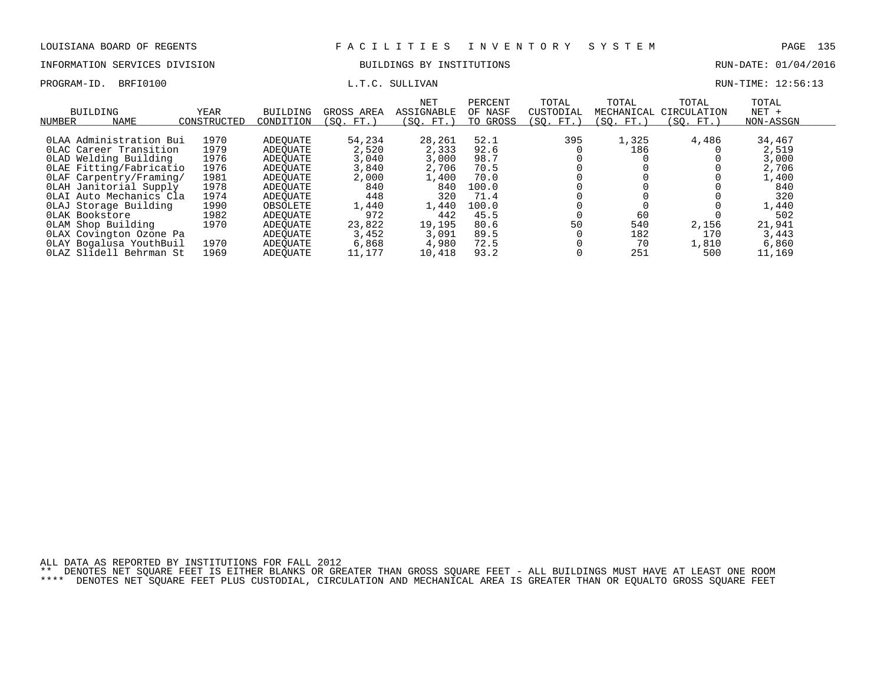LOUISIANA BOARD OF REGENTS — FACILITIES INVENTORY SYSTEM

INFORMATION SERVICES DIVISION — BUILDINGS BY INSTITUTIONS — RUN-DATE: 01/04/2016

PROGRAM-ID. BRFI0100 — L.T.C. SULLIVAN — RUN-TIME: 12:56:13

| BUILDING NUMBER | NAME | YEAR CONSTRUCTED | BUILDING CONDITION | GROSS AREA (SQ. FT.) | NET ASSIGNABLE (SQ. FT.) | PERCENT OF NASF TO GROSS | TOTAL CUSTODIAL (SQ. FT.) | TOTAL MECHANICAL (SQ. FT.) | TOTAL CIRCULATION (SQ. FT.) | TOTAL NET + NON-ASSGN |
|---|---|---|---|---|---|---|---|---|---|---|
| 0LAA | Administration Bui | 1970 | ADEQUATE | 54,234 | 28,261 | 52.1 | 395 | 1,325 | 4,486 | 34,467 |
| 0LAC | Career Transition | 1979 | ADEQUATE | 2,520 | 2,333 | 92.6 | 0 | 186 | 0 | 2,519 |
| 0LAD | Welding Building | 1976 | ADEQUATE | 3,040 | 3,000 | 98.7 | 0 | 0 | 0 | 3,000 |
| 0LAE | Fitting/Fabricatio | 1976 | ADEQUATE | 3,840 | 2,706 | 70.5 | 0 | 0 | 0 | 2,706 |
| 0LAF | Carpentry/Framing/ | 1981 | ADEQUATE | 2,000 | 1,400 | 70.0 | 0 | 0 | 0 | 1,400 |
| 0LAH | Janitorial Supply | 1978 | ADEQUATE | 840 | 840 | 100.0 | 0 | 0 | 0 | 840 |
| 0LAI | Auto Mechanics Cla | 1974 | ADEQUATE | 448 | 320 | 71.4 | 0 | 0 | 0 | 320 |
| 0LAJ | Storage Building | 1990 | OBSOLETE | 1,440 | 1,440 | 100.0 | 0 | 0 | 0 | 1,440 |
| 0LAK | Bookstore | 1982 | ADEQUATE | 972 | 442 | 45.5 | 0 | 60 | 0 | 502 |
| 0LAM | Shop Building | 1970 | ADEQUATE | 23,822 | 19,195 | 80.6 | 50 | 540 | 2,156 | 21,941 |
| 0LAX | Covington Ozone Pa | | ADEQUATE | 3,452 | 3,091 | 89.5 | 0 | 182 | 170 | 3,443 |
| 0LAY | Bogalusa YouthBuil | 1970 | ADEQUATE | 6,868 | 4,980 | 72.5 | 0 | 70 | 1,810 | 6,860 |
| 0LAZ | Slidell Behrman St | 1969 | ADEQUATE | 11,177 | 10,418 | 93.2 | 0 | 251 | 500 | 11,169 |

ALL DATA AS REPORTED BY INSTITUTIONS FOR FALL 2012

** DENOTES NET SQUARE FEET IS EITHER BLANKS OR GREATER THAN GROSS SQUARE FEET - ALL BUILDINGS MUST HAVE AT LEAST ONE ROOM

**** DENOTES NET SQUARE FEET PLUS CUSTODIAL, CIRCULATION AND MECHANICAL AREA IS GREATER THAN OR EQUALTO GROSS SQUARE FEET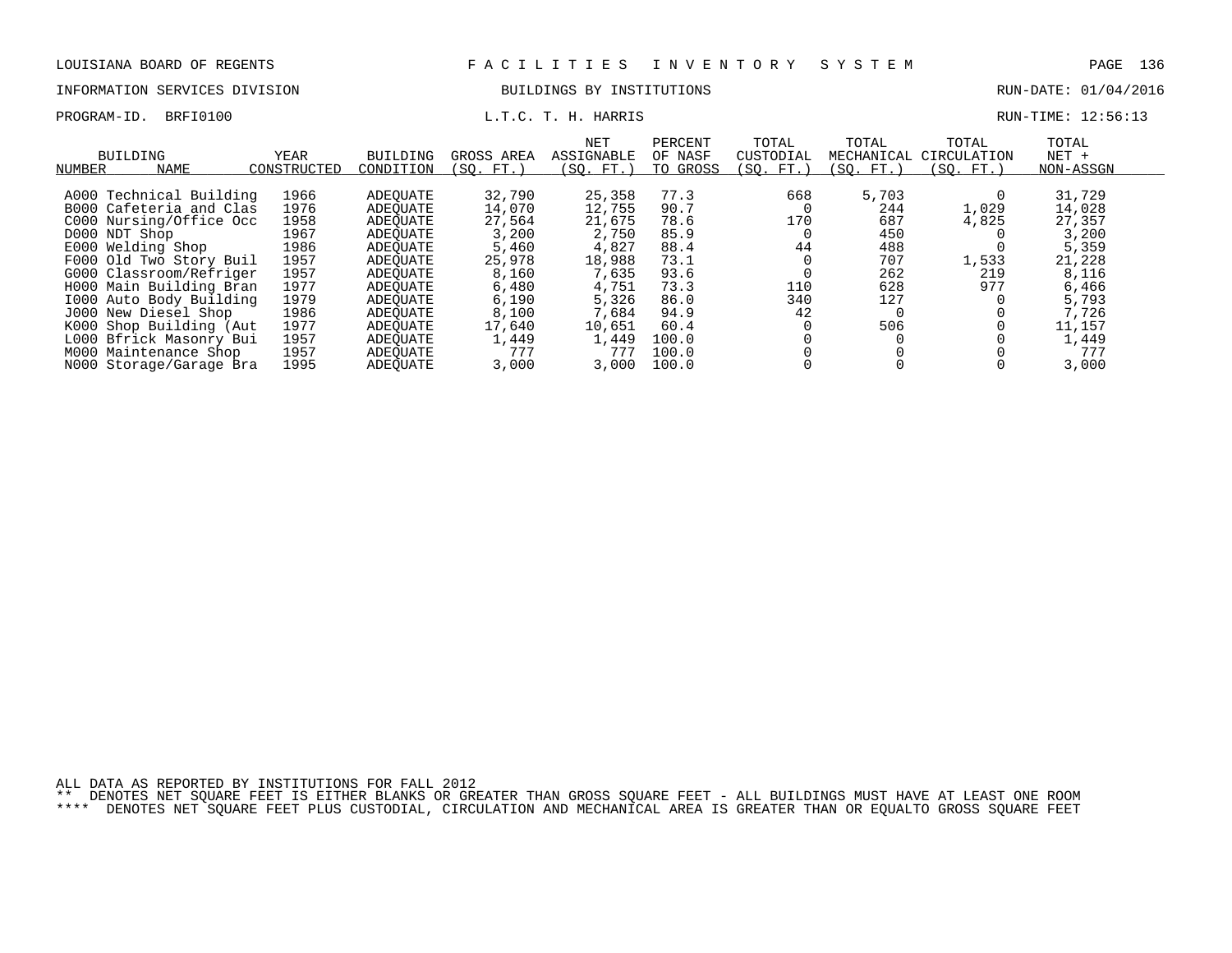LOUISIANA BOARD OF REGENTS — FACILITIES INVENTORY SYSTEM

INFORMATION SERVICES DIVISION — BUILDINGS BY INSTITUTIONS — RUN-DATE: 01/04/2016

PROGRAM-ID. BRFI0100 — L.T.C. T. H. HARRIS — RUN-TIME: 12:56:13

| BUILDING NUMBER | NAME | YEAR CONSTRUCTED | BUILDING CONDITION | GROSS AREA (SQ. FT.) | NET ASSIGNABLE (SQ. FT.) | PERCENT OF NASF TO GROSS | TOTAL CUSTODIAL (SQ. FT.) | TOTAL MECHANICAL (SQ. FT.) | TOTAL CIRCULATION (SQ. FT.) | TOTAL NET + NON-ASSGN |
|---|---|---|---|---|---|---|---|---|---|---|
| A000 | Technical Building | 1966 | ADEQUATE | 32,790 | 25,358 | 77.3 | 668 | 5,703 | 0 | 31,729 |
| B000 | Cafeteria and Clas | 1976 | ADEQUATE | 14,070 | 12,755 | 90.7 | 0 | 244 | 1,029 | 14,028 |
| C000 | Nursing/Office Occ | 1958 | ADEQUATE | 27,564 | 21,675 | 78.6 | 170 | 687 | 4,825 | 27,357 |
| D000 | NDT Shop | 1967 | ADEQUATE | 3,200 | 2,750 | 85.9 | 0 | 450 | 0 | 3,200 |
| E000 | Welding Shop | 1986 | ADEQUATE | 5,460 | 4,827 | 88.4 | 44 | 488 | 0 | 5,359 |
| F000 | Old Two Story Buil | 1957 | ADEQUATE | 25,978 | 18,988 | 73.1 | 0 | 707 | 1,533 | 21,228 |
| G000 | Classroom/Refriger | 1957 | ADEQUATE | 8,160 | 7,635 | 93.6 | 0 | 262 | 219 | 8,116 |
| H000 | Main Building Bran | 1977 | ADEQUATE | 6,480 | 4,751 | 73.3 | 110 | 628 | 977 | 6,466 |
| I000 | Auto Body Building | 1979 | ADEQUATE | 6,190 | 5,326 | 86.0 | 340 | 127 | 0 | 5,793 |
| J000 | New Diesel Shop | 1986 | ADEQUATE | 8,100 | 7,684 | 94.9 | 42 | 0 | 0 | 7,726 |
| K000 | Shop Building (Aut | 1977 | ADEQUATE | 17,640 | 10,651 | 60.4 | 0 | 506 | 0 | 11,157 |
| L000 | Bfrick Masonry Bui | 1957 | ADEQUATE | 1,449 | 1,449 | 100.0 | 0 | 0 | 0 | 1,449 |
| M000 | Maintenance Shop | 1957 | ADEQUATE | 777 | 777 | 100.0 | 0 | 0 | 0 | 777 |
| N000 | Storage/Garage Bra | 1995 | ADEQUATE | 3,000 | 3,000 | 100.0 | 0 | 0 | 0 | 3,000 |

ALL DATA AS REPORTED BY INSTITUTIONS FOR FALL 2012

** DENOTES NET SQUARE FEET IS EITHER BLANKS OR GREATER THAN GROSS SQUARE FEET - ALL BUILDINGS MUST HAVE AT LEAST ONE ROOM

**** DENOTES NET SQUARE FEET PLUS CUSTODIAL, CIRCULATION AND MECHANICAL AREA IS GREATER THAN OR EQUALTO GROSS SQUARE FEET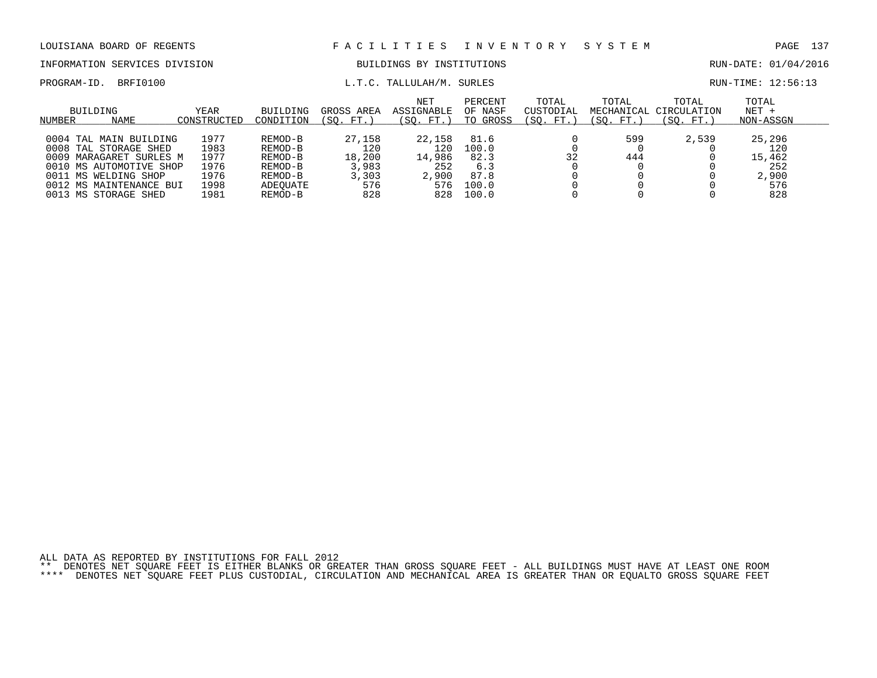LOUISIANA BOARD OF REGENTS — FACILITIES INVENTORY SYSTEM

INFORMATION SERVICES DIVISION — BUILDINGS BY INSTITUTIONS — RUN-DATE: 01/04/2016

PROGRAM-ID. BRFI0100 — L.T.C. TALLULAH/M. SURLES — RUN-TIME: 12:56:13

| BUILDING NUMBER | NAME | YEAR CONSTRUCTED | BUILDING CONDITION | GROSS AREA (SQ. FT.) | NET ASSIGNABLE (SQ. FT.) | PERCENT OF NASF TO GROSS | TOTAL CUSTODIAL (SQ. FT.) | TOTAL MECHANICAL (SQ. FT.) | TOTAL CIRCULATION (SQ. FT.) | TOTAL NET + NON-ASSGN |
|---|---|---|---|---|---|---|---|---|---|---|
| 0004 | TAL MAIN BUILDING | 1977 | REMOD-B | 27,158 | 22,158 | 81.6 | 0 | 599 | 2,539 | 25,296 |
| 0008 | TAL STORAGE SHED | 1983 | REMOD-B | 120 | 120 | 100.0 | 0 | 0 | 0 | 120 |
| 0009 | MARAGARET SURLES M | 1977 | REMOD-B | 18,200 | 14,986 | 82.3 | 32 | 444 | 0 | 15,462 |
| 0010 | MS AUTOMOTIVE SHOP | 1976 | REMOD-B | 3,983 | 252 | 6.3 | 0 | 0 | 0 | 252 |
| 0011 | MS WELDING SHOP | 1976 | REMOD-B | 3,303 | 2,900 | 87.8 | 0 | 0 | 0 | 2,900 |
| 0012 | MS MAINTENANCE BUI | 1998 | ADEQUATE | 576 | 576 | 100.0 | 0 | 0 | 0 | 576 |
| 0013 | MS STORAGE SHED | 1981 | REMOD-B | 828 | 828 | 100.0 | 0 | 0 | 0 | 828 |

ALL DATA AS REPORTED BY INSTITUTIONS FOR FALL 2012

** DENOTES NET SQUARE FEET IS EITHER BLANKS OR GREATER THAN GROSS SQUARE FEET - ALL BUILDINGS MUST HAVE AT LEAST ONE ROOM

**** DENOTES NET SQUARE FEET PLUS CUSTODIAL, CIRCULATION AND MECHANICAL AREA IS GREATER THAN OR EQUALTO GROSS SQUARE FEET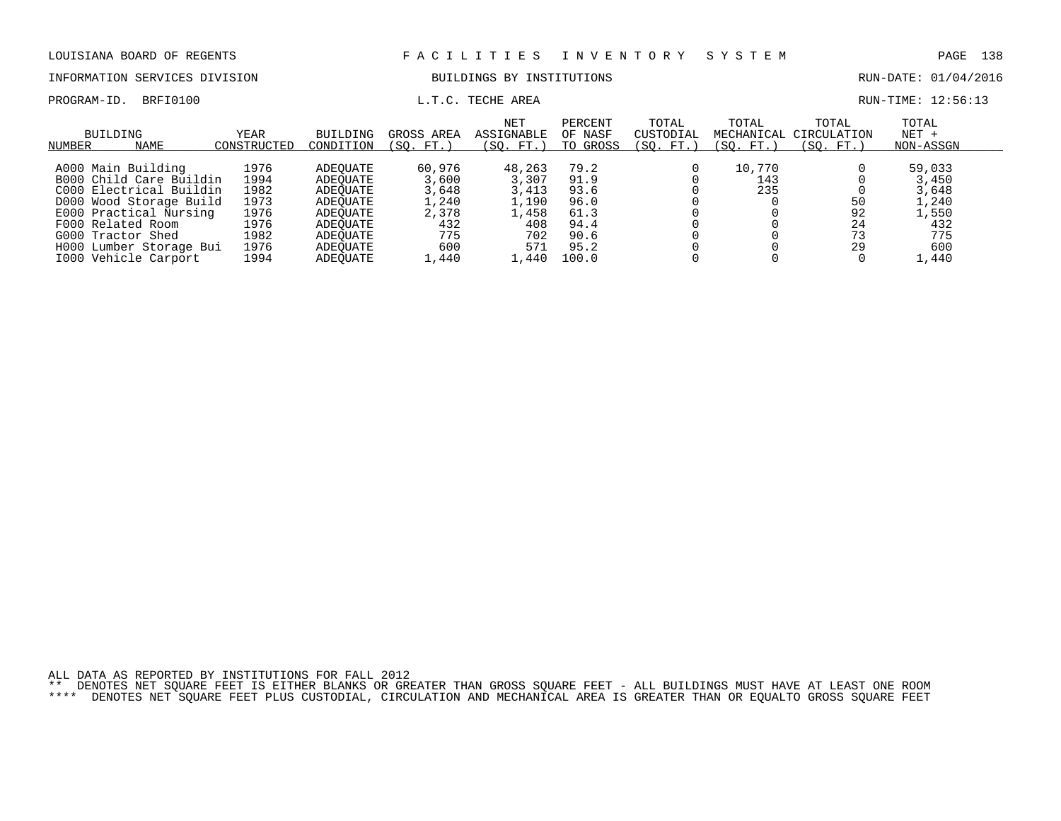LOUISIANA BOARD OF REGENTS — FACILITIES INVENTORY SYSTEM

INFORMATION SERVICES DIVISION — BUILDINGS BY INSTITUTIONS — RUN-DATE: 01/04/2016

PROGRAM-ID. BRFI0100 — L.T.C. TECHE AREA — RUN-TIME: 12:56:13

| BUILDING NUMBER | NAME | YEAR CONSTRUCTED | BUILDING CONDITION | GROSS AREA (SQ. FT.) | NET ASSIGNABLE (SQ. FT.) | PERCENT OF NASF TO GROSS | TOTAL CUSTODIAL (SQ. FT.) | TOTAL MECHANICAL (SQ. FT.) | TOTAL CIRCULATION (SQ. FT.) | TOTAL NET + NON-ASSGN |
|---|---|---|---|---|---|---|---|---|---|---|
| A000 | Main Building | 1976 | ADEQUATE | 60,976 | 48,263 | 79.2 | 0 | 10,770 | 0 | 59,033 |
| B000 | Child Care Buildin | 1994 | ADEQUATE | 3,600 | 3,307 | 91.9 | 0 | 143 | 0 | 3,450 |
| C000 | Electrical Buildin | 1982 | ADEQUATE | 3,648 | 3,413 | 93.6 | 0 | 235 | 0 | 3,648 |
| D000 | Wood Storage Build | 1973 | ADEQUATE | 1,240 | 1,190 | 96.0 | 0 | 0 | 50 | 1,240 |
| E000 | Practical Nursing | 1976 | ADEQUATE | 2,378 | 1,458 | 61.3 | 0 | 0 | 92 | 1,550 |
| F000 | Related Room | 1976 | ADEQUATE | 432 | 408 | 94.4 | 0 | 0 | 24 | 432 |
| G000 | Tractor Shed | 1982 | ADEQUATE | 775 | 702 | 90.6 | 0 | 0 | 73 | 775 |
| H000 | Lumber Storage Bui | 1976 | ADEQUATE | 600 | 571 | 95.2 | 0 | 0 | 29 | 600 |
| I000 | Vehicle Carport | 1994 | ADEQUATE | 1,440 | 1,440 | 100.0 | 0 | 0 | 0 | 1,440 |

ALL DATA AS REPORTED BY INSTITUTIONS FOR FALL 2012

** DENOTES NET SQUARE FEET IS EITHER BLANKS OR GREATER THAN GROSS SQUARE FEET - ALL BUILDINGS MUST HAVE AT LEAST ONE ROOM

**** DENOTES NET SQUARE FEET PLUS CUSTODIAL, CIRCULATION AND MECHANICAL AREA IS GREATER THAN OR EQUALTO GROSS SQUARE FEET